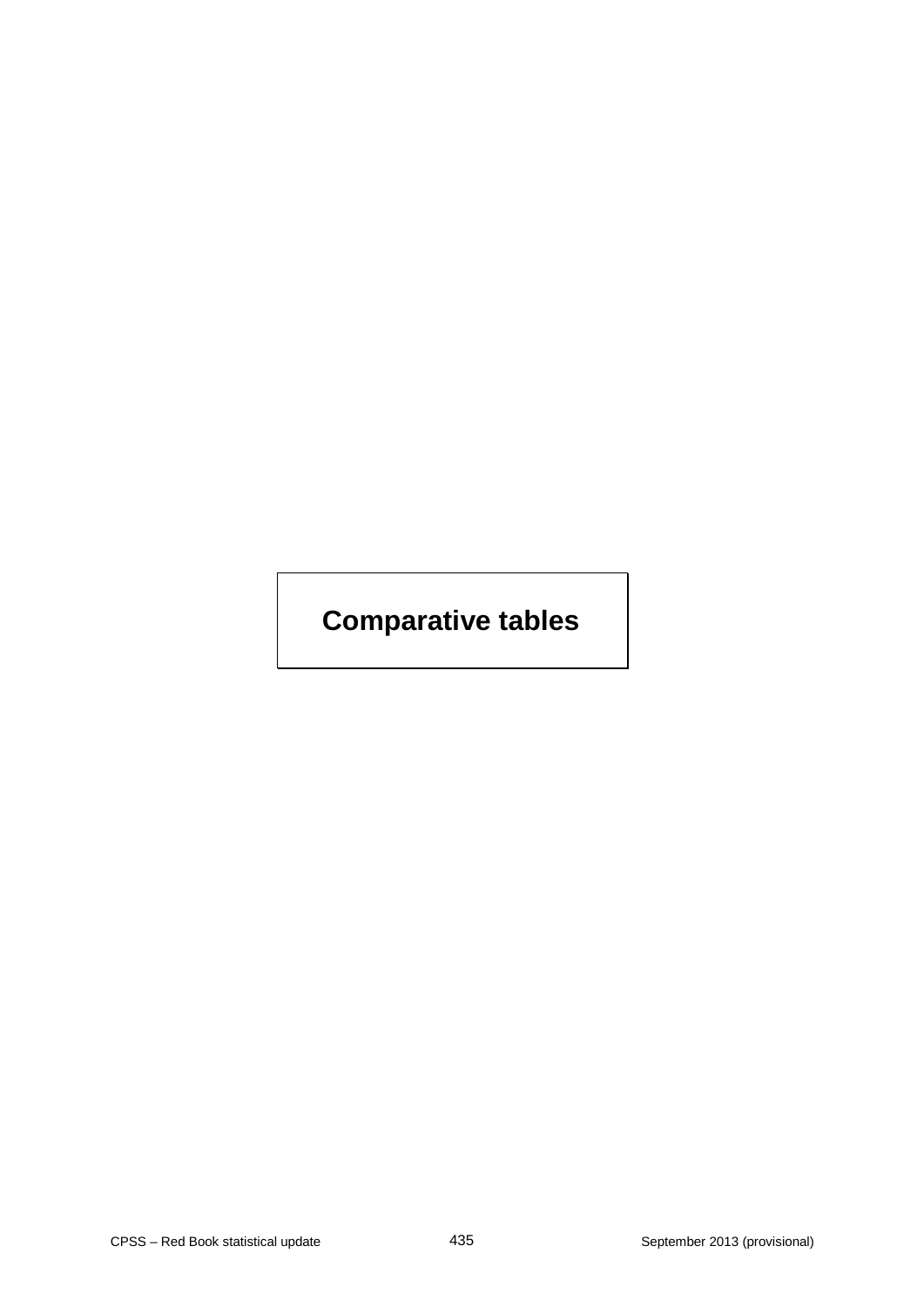# Comparative tables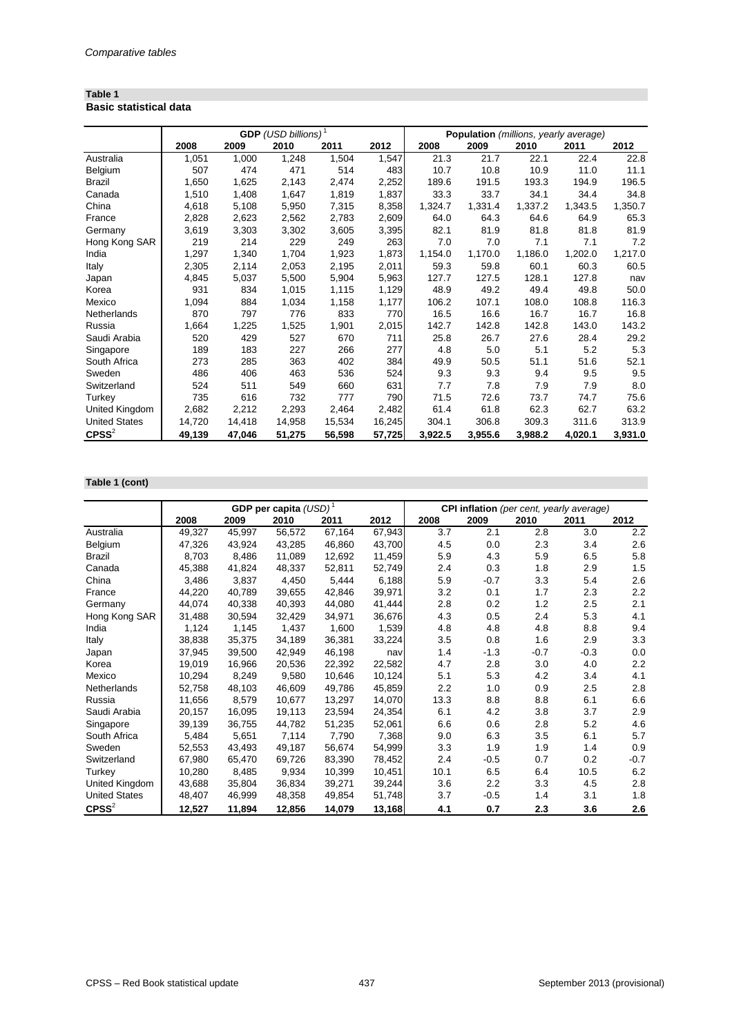## Table 1

**Basic statistical data**

| | **GDP** *(USD billions)* [1] | | | | | **Population** *(millions, yearly average)* | | | | |
|---|---|---|---|---|---|---|---|---|---|---|
| | **2008** | **2009** | **2010** | **2011** | **2012** | **2008** | **2009** | **2010** | **2011** | **2012** |
| Australia | 1,051 | 1,000 | 1,248 | 1,504 | 1,547 | 21.3 | 21.7 | 22.1 | 22.4 | 22.8 |
| Belgium | 507 | 474 | 471 | 514 | 483 | 10.7 | 10.8 | 10.9 | 11.0 | 11.1 |
| Brazil | 1,650 | 1,625 | 2,143 | 2,474 | 2,252 | 189.6 | 191.5 | 193.3 | 194.9 | 196.5 |
| Canada | 1,510 | 1,408 | 1,647 | 1,819 | 1,837 | 33.3 | 33.7 | 34.1 | 34.4 | 34.8 |
| China | 4,618 | 5,108 | 5,950 | 7,315 | 8,358 | 1,324.7 | 1,331.4 | 1,337.2 | 1,343.5 | 1,350.7 |
| France | 2,828 | 2,623 | 2,562 | 2,783 | 2,609 | 64.0 | 64.3 | 64.6 | 64.9 | 65.3 |
| Germany | 3,619 | 3,303 | 3,302 | 3,605 | 3,395 | 82.1 | 81.9 | 81.8 | 81.8 | 81.9 |
| Hong Kong SAR | 219 | 214 | 229 | 249 | 263 | 7.0 | 7.0 | 7.1 | 7.1 | 7.2 |
| India | 1,297 | 1,340 | 1,704 | 1,923 | 1,873 | 1,154.0 | 1,170.0 | 1,186.0 | 1,202.0 | 1,217.0 |
| Italy | 2,305 | 2,114 | 2,053 | 2,195 | 2,011 | 59.3 | 59.8 | 60.1 | 60.3 | 60.5 |
| Japan | 4,845 | 5,037 | 5,500 | 5,904 | 5,963 | 127.7 | 127.5 | 128.1 | 127.8 | nav |
| Korea | 931 | 834 | 1,015 | 1,115 | 1,129 | 48.9 | 49.2 | 49.4 | 49.8 | 50.0 |
| Mexico | 1,094 | 884 | 1,034 | 1,158 | 1,177 | 106.2 | 107.1 | 108.0 | 108.8 | 116.3 |
| Netherlands | 870 | 797 | 776 | 833 | 770 | 16.5 | 16.6 | 16.7 | 16.7 | 16.8 |
| Russia | 1,664 | 1,225 | 1,525 | 1,901 | 2,015 | 142.7 | 142.8 | 142.8 | 143.0 | 143.2 |
| Saudi Arabia | 520 | 429 | 527 | 670 | 711 | 25.8 | 26.7 | 27.6 | 28.4 | 29.2 |
| Singapore | 189 | 183 | 227 | 266 | 277 | 4.8 | 5.0 | 5.1 | 5.2 | 5.3 |
| South Africa | 273 | 285 | 363 | 402 | 384 | 49.9 | 50.5 | 51.1 | 51.6 | 52.1 |
| Sweden | 486 | 406 | 463 | 536 | 524 | 9.3 | 9.3 | 9.4 | 9.5 | 9.5 |
| Switzerland | 524 | 511 | 549 | 660 | 631 | 7.7 | 7.8 | 7.9 | 7.9 | 8.0 |
| Turkey | 735 | 616 | 732 | 777 | 790 | 71.5 | 72.6 | 73.7 | 74.7 | 75.6 |
| United Kingdom | 2,682 | 2,212 | 2,293 | 2,464 | 2,482 | 61.4 | 61.8 | 62.3 | 62.7 | 63.2 |
| United States | 14,720 | 14,418 | 14,958 | 15,534 | 16,245 | 304.1 | 306.8 | 309.3 | 311.6 | 313.9 |
| **CPSS** [2] | **49,139** | **47,046** | **51,275** | **56,598** | **57,725** | **3,922.5** | **3,955.6** | **3,988.2** | **4,020.1** | **3,931.0** |

## Table 1 (cont)

| | **GDP per capita** *(USD)* [1] | | | | | **CPI inflation** *(per cent, yearly average)* | | | | |
|---|---|---|---|---|---|---|---|---|---|---|
| | **2008** | **2009** | **2010** | **2011** | **2012** | **2008** | **2009** | **2010** | **2011** | **2012** |
| Australia | 49,327 | 45,997 | 56,572 | 67,164 | 67,943 | 3.7 | 2.1 | 2.8 | 3.0 | 2.2 |
| Belgium | 47,326 | 43,924 | 43,285 | 46,860 | 43,700 | 4.5 | 0.0 | 2.3 | 3.4 | 2.6 |
| Brazil | 8,703 | 8,486 | 11,089 | 12,692 | 11,459 | 5.9 | 4.3 | 5.9 | 6.5 | 5.8 |
| Canada | 45,388 | 41,824 | 48,337 | 52,811 | 52,749 | 2.4 | 0.3 | 1.8 | 2.9 | 1.5 |
| China | 3,486 | 3,837 | 4,450 | 5,444 | 6,188 | 5.9 | -0.7 | 3.3 | 5.4 | 2.6 |
| France | 44,220 | 40,789 | 39,655 | 42,846 | 39,971 | 3.2 | 0.1 | 1.7 | 2.3 | 2.2 |
| Germany | 44,074 | 40,338 | 40,393 | 44,080 | 41,444 | 2.8 | 0.2 | 1.2 | 2.5 | 2.1 |
| Hong Kong SAR | 31,488 | 30,594 | 32,429 | 34,971 | 36,676 | 4.3 | 0.5 | 2.4 | 5.3 | 4.1 |
| India | 1,124 | 1,145 | 1,437 | 1,600 | 1,539 | 4.8 | 4.8 | 4.8 | 8.8 | 9.4 |
| Italy | 38,838 | 35,375 | 34,189 | 36,381 | 33,224 | 3.5 | 0.8 | 1.6 | 2.9 | 3.3 |
| Japan | 37,945 | 39,500 | 42,949 | 46,198 | nav | 1.4 | -1.3 | -0.7 | -0.3 | 0.0 |
| Korea | 19,019 | 16,966 | 20,536 | 22,392 | 22,582 | 4.7 | 2.8 | 3.0 | 4.0 | 2.2 |
| Mexico | 10,294 | 8,249 | 9,580 | 10,646 | 10,124 | 5.1 | 5.3 | 4.2 | 3.4 | 4.1 |
| Netherlands | 52,758 | 48,103 | 46,609 | 49,786 | 45,859 | 2.2 | 1.0 | 0.9 | 2.5 | 2.8 |
| Russia | 11,656 | 8,579 | 10,677 | 13,297 | 14,070 | 13.3 | 8.8 | 8.8 | 6.1 | 6.6 |
| Saudi Arabia | 20,157 | 16,095 | 19,113 | 23,594 | 24,354 | 6.1 | 4.2 | 3.8 | 3.7 | 2.9 |
| Singapore | 39,139 | 36,755 | 44,782 | 51,235 | 52,061 | 6.6 | 0.6 | 2.8 | 5.2 | 4.6 |
| South Africa | 5,484 | 5,651 | 7,114 | 7,790 | 7,368 | 9.0 | 6.3 | 3.5 | 6.1 | 5.7 |
| Sweden | 52,553 | 43,493 | 49,187 | 56,674 | 54,999 | 3.3 | 1.9 | 1.9 | 1.4 | 0.9 |
| Switzerland | 67,980 | 65,470 | 69,726 | 83,390 | 78,452 | 2.4 | -0.5 | 0.7 | 0.2 | -0.7 |
| Turkey | 10,280 | 8,485 | 9,934 | 10,399 | 10,451 | 10.1 | 6.5 | 6.4 | 10.5 | 6.2 |
| United Kingdom | 43,688 | 35,804 | 36,834 | 39,271 | 39,244 | 3.6 | 2.2 | 3.3 | 4.5 | 2.8 |
| United States | 48,407 | 46,999 | 48,358 | 49,854 | 51,748 | 3.7 | -0.5 | 1.4 | 3.1 | 1.8 |
| **CPSS** [2] | **12,527** | **11,894** | **12,856** | **14,079** | **13,168** | **4.1** | **0.7** | **2.3** | **3.6** | **2.6** |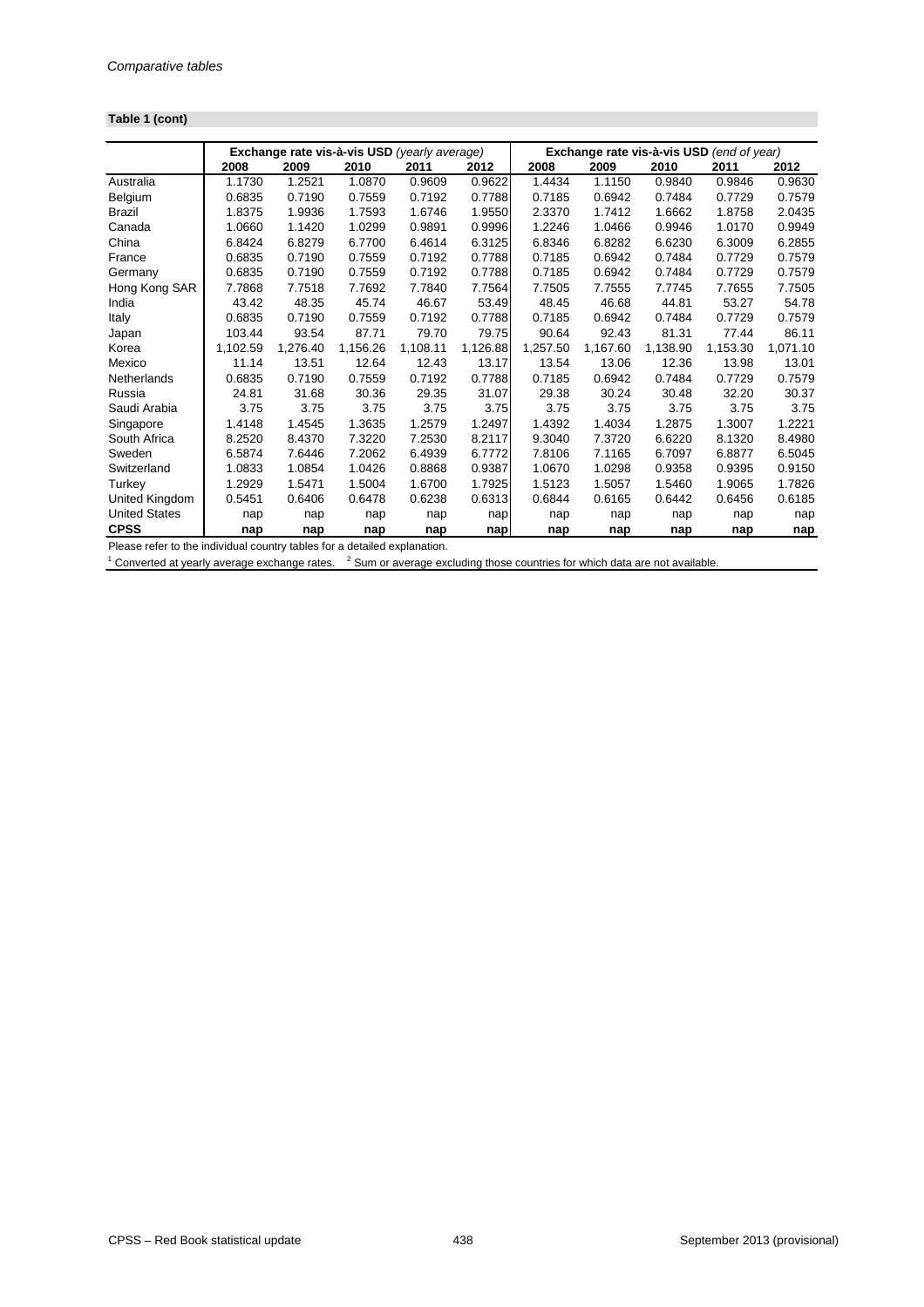*Comparative tables*

**Table 1 (cont)**

| | **Exchange rate vis-à-vis USD** *(yearly average)* | | | | | **Exchange rate vis-à-vis USD** *(end of year)* | | | | |
|---|---|---|---|---|---|---|---|---|---|---|
| | **2008** | **2009** | **2010** | **2011** | **2012** | **2008** | **2009** | **2010** | **2011** | **2012** |
| Australia | 1.1730 | 1.2521 | 1.0870 | 0.9609 | 0.9622 | 1.4434 | 1.1150 | 0.9840 | 0.9846 | 0.9630 |
| Belgium | 0.6835 | 0.7190 | 0.7559 | 0.7192 | 0.7788 | 0.7185 | 0.6942 | 0.7484 | 0.7729 | 0.7579 |
| Brazil | 1.8375 | 1.9936 | 1.7593 | 1.6746 | 1.9550 | 2.3370 | 1.7412 | 1.6662 | 1.8758 | 2.0435 |
| Canada | 1.0660 | 1.1420 | 1.0299 | 0.9891 | 0.9996 | 1.2246 | 1.0466 | 0.9946 | 1.0170 | 0.9949 |
| China | 6.8424 | 6.8279 | 6.7700 | 6.4614 | 6.3125 | 6.8346 | 6.8282 | 6.6230 | 6.3009 | 6.2855 |
| France | 0.6835 | 0.7190 | 0.7559 | 0.7192 | 0.7788 | 0.7185 | 0.6942 | 0.7484 | 0.7729 | 0.7579 |
| Germany | 0.6835 | 0.7190 | 0.7559 | 0.7192 | 0.7788 | 0.7185 | 0.6942 | 0.7484 | 0.7729 | 0.7579 |
| Hong Kong SAR | 7.7868 | 7.7518 | 7.7692 | 7.7840 | 7.7564 | 7.7505 | 7.7555 | 7.7745 | 7.7655 | 7.7505 |
| India | 43.42 | 48.35 | 45.74 | 46.67 | 53.49 | 48.45 | 46.68 | 44.81 | 53.27 | 54.78 |
| Italy | 0.6835 | 0.7190 | 0.7559 | 0.7192 | 0.7788 | 0.7185 | 0.6942 | 0.7484 | 0.7729 | 0.7579 |
| Japan | 103.44 | 93.54 | 87.71 | 79.70 | 79.75 | 90.64 | 92.43 | 81.31 | 77.44 | 86.11 |
| Korea | 1,102.59 | 1,276.40 | 1,156.26 | 1,108.11 | 1,126.88 | 1,257.50 | 1,167.60 | 1,138.90 | 1,153.30 | 1,071.10 |
| Mexico | 11.14 | 13.51 | 12.64 | 12.43 | 13.17 | 13.54 | 13.06 | 12.36 | 13.98 | 13.01 |
| Netherlands | 0.6835 | 0.7190 | 0.7559 | 0.7192 | 0.7788 | 0.7185 | 0.6942 | 0.7484 | 0.7729 | 0.7579 |
| Russia | 24.81 | 31.68 | 30.36 | 29.35 | 31.07 | 29.38 | 30.24 | 30.48 | 32.20 | 30.37 |
| Saudi Arabia | 3.75 | 3.75 | 3.75 | 3.75 | 3.75 | 3.75 | 3.75 | 3.75 | 3.75 | 3.75 |
| Singapore | 1.4148 | 1.4545 | 1.3635 | 1.2579 | 1.2497 | 1.4392 | 1.4034 | 1.2875 | 1.3007 | 1.2221 |
| South Africa | 8.2520 | 8.4370 | 7.3220 | 7.2530 | 8.2117 | 9.3040 | 7.3720 | 6.6220 | 8.1320 | 8.4980 |
| Sweden | 6.5874 | 7.6446 | 7.2062 | 6.4939 | 6.7772 | 7.8106 | 7.1165 | 6.7097 | 6.8877 | 6.5045 |
| Switzerland | 1.0833 | 1.0854 | 1.0426 | 0.8868 | 0.9387 | 1.0670 | 1.0298 | 0.9358 | 0.9395 | 0.9150 |
| Turkey | 1.2929 | 1.5471 | 1.5004 | 1.6700 | 1.7925 | 1.5123 | 1.5057 | 1.5460 | 1.9065 | 1.7826 |
| United Kingdom | 0.5451 | 0.6406 | 0.6478 | 0.6238 | 0.6313 | 0.6844 | 0.6165 | 0.6442 | 0.6456 | 0.6185 |
| United States | nap | nap | nap | nap | nap | nap | nap | nap | nap | nap |
| **CPSS** | **nap** | **nap** | **nap** | **nap** | **nap** | **nap** | **nap** | **nap** | **nap** | **nap** |

Please refer to the individual country tables for a detailed explanation.

[1] Converted at yearly average exchange rates. [2] Sum or average excluding those countries for which data are not available.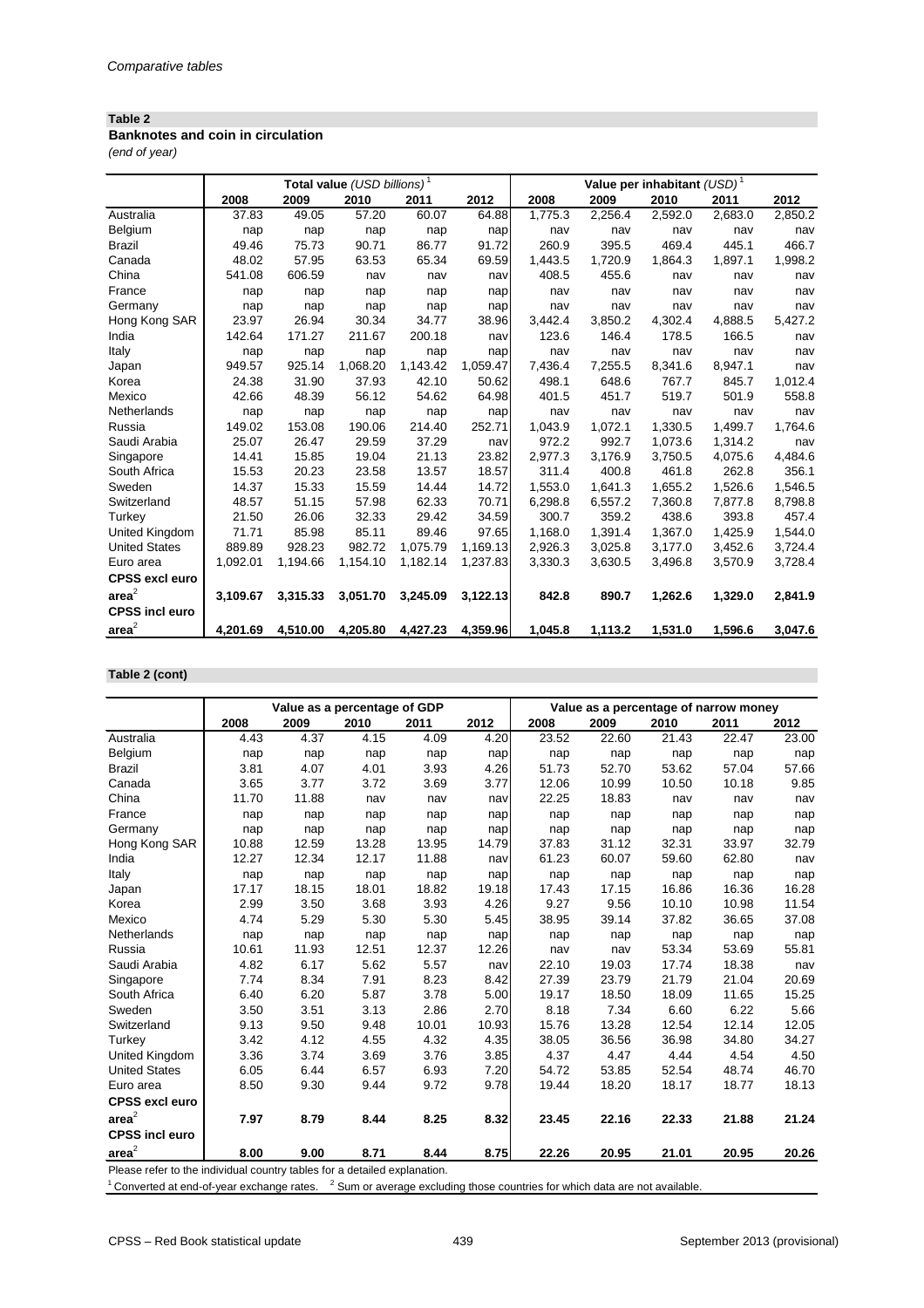*Comparative tables*

**Table 2**

**Banknotes and coin in circulation**

*(end of year)*

| | **Total value** *(USD billions)* [1] | | | | | **Value per inhabitant** *(USD)* [1] | | | | |
|---|---|---|---|---|---|---|---|---|---|---|
| | **2008** | **2009** | **2010** | **2011** | **2012** | **2008** | **2009** | **2010** | **2011** | **2012** |
| Australia | 37.83 | 49.05 | 57.20 | 60.07 | 64.88 | 1,775.3 | 2,256.4 | 2,592.0 | 2,683.0 | 2,850.2 |
| Belgium | nap | nap | nap | nap | nap | nav | nav | nav | nav | nav |
| Brazil | 49.46 | 75.73 | 90.71 | 86.77 | 91.72 | 260.9 | 395.5 | 469.4 | 445.1 | 466.7 |
| Canada | 48.02 | 57.95 | 63.53 | 65.34 | 69.59 | 1,443.5 | 1,720.9 | 1,864.3 | 1,897.1 | 1,998.2 |
| China | 541.08 | 606.59 | nav | nav | nav | 408.5 | 455.6 | nav | nav | nav |
| France | nap | nap | nap | nap | nap | nav | nav | nav | nav | nav |
| Germany | nap | nap | nap | nap | nap | nav | nav | nav | nav | nav |
| Hong Kong SAR | 23.97 | 26.94 | 30.34 | 34.77 | 38.96 | 3,442.4 | 3,850.2 | 4,302.4 | 4,888.5 | 5,427.2 |
| India | 142.64 | 171.27 | 211.67 | 200.18 | nav | 123.6 | 146.4 | 178.5 | 166.5 | nav |
| Italy | nap | nap | nap | nap | nap | nav | nav | nav | nav | nav |
| Japan | 949.57 | 925.14 | 1,068.20 | 1,143.42 | 1,059.47 | 7,436.4 | 7,255.5 | 8,341.6 | 8,947.1 | nav |
| Korea | 24.38 | 31.90 | 37.93 | 42.10 | 50.62 | 498.1 | 648.6 | 767.7 | 845.7 | 1,012.4 |
| Mexico | 42.66 | 48.39 | 56.12 | 54.62 | 64.98 | 401.5 | 451.7 | 519.7 | 501.9 | 558.8 |
| Netherlands | nap | nap | nap | nap | nap | nav | nav | nav | nav | nav |
| Russia | 149.02 | 153.08 | 190.06 | 214.40 | 252.71 | 1,043.9 | 1,072.1 | 1,330.5 | 1,499.7 | 1,764.6 |
| Saudi Arabia | 25.07 | 26.47 | 29.59 | 37.29 | nav | 972.2 | 992.7 | 1,073.6 | 1,314.2 | nav |
| Singapore | 14.41 | 15.85 | 19.04 | 21.13 | 23.82 | 2,977.3 | 3,176.9 | 3,750.5 | 4,075.6 | 4,484.6 |
| South Africa | 15.53 | 20.23 | 23.58 | 13.57 | 18.57 | 311.4 | 400.8 | 461.8 | 262.8 | 356.1 |
| Sweden | 14.37 | 15.33 | 15.59 | 14.44 | 14.72 | 1,553.0 | 1,641.3 | 1,655.2 | 1,526.6 | 1,546.5 |
| Switzerland | 48.57 | 51.15 | 57.98 | 62.33 | 70.71 | 6,298.8 | 6,557.2 | 7,360.8 | 7,877.8 | 8,798.8 |
| Turkey | 21.50 | 26.06 | 32.33 | 29.42 | 34.59 | 300.7 | 359.2 | 438.6 | 393.8 | 457.4 |
| United Kingdom | 71.71 | 85.98 | 85.11 | 89.46 | 97.65 | 1,168.0 | 1,391.4 | 1,367.0 | 1,425.9 | 1,544.0 |
| United States | 889.89 | 928.23 | 982.72 | 1,075.79 | 1,169.13 | 2,926.3 | 3,025.8 | 3,177.0 | 3,452.6 | 3,724.4 |
| Euro area | 1,092.01 | 1,194.66 | 1,154.10 | 1,182.14 | 1,237.83 | 3,330.3 | 3,630.5 | 3,496.8 | 3,570.9 | 3,728.4 |
| **CPSS excl euro area** [2] | **3,109.67** | **3,315.33** | **3,051.70** | **3,245.09** | **3,122.13** | **842.8** | **890.7** | **1,262.6** | **1,329.0** | **2,841.9** |
| **CPSS incl euro area** [2] | **4,201.69** | **4,510.00** | **4,205.80** | **4,427.23** | **4,359.96** | **1,045.8** | **1,113.2** | **1,531.0** | **1,596.6** | **3,047.6** |

**Table 2 (cont)**

| | **Value as a percentage of GDP** | | | | | **Value as a percentage of narrow money** | | | | |
|---|---|---|---|---|---|---|---|---|---|---|
| | **2008** | **2009** | **2010** | **2011** | **2012** | **2008** | **2009** | **2010** | **2011** | **2012** |
| Australia | 4.43 | 4.37 | 4.15 | 4.09 | 4.20 | 23.52 | 22.60 | 21.43 | 22.47 | 23.00 |
| Belgium | nap | nap | nap | nap | nap | nap | nap | nap | nap | nap |
| Brazil | 3.81 | 4.07 | 4.01 | 3.93 | 4.26 | 51.73 | 52.70 | 53.62 | 57.04 | 57.66 |
| Canada | 3.65 | 3.77 | 3.72 | 3.69 | 3.77 | 12.06 | 10.99 | 10.50 | 10.18 | 9.85 |
| China | 11.70 | 11.88 | nav | nav | nav | 22.25 | 18.83 | nav | nav | nav |
| France | nap | nap | nap | nap | nap | nap | nap | nap | nap | nap |
| Germany | nap | nap | nap | nap | nap | nap | nap | nap | nap | nap |
| Hong Kong SAR | 10.88 | 12.59 | 13.28 | 13.95 | 14.79 | 37.83 | 31.12 | 32.31 | 33.97 | 32.79 |
| India | 12.27 | 12.34 | 12.17 | 11.88 | nav | 61.23 | 60.07 | 59.60 | 62.80 | nav |
| Italy | nap | nap | nap | nap | nap | nap | nap | nap | nap | nap |
| Japan | 17.17 | 18.15 | 18.01 | 18.82 | 19.18 | 17.43 | 17.15 | 16.86 | 16.36 | 16.28 |
| Korea | 2.99 | 3.50 | 3.68 | 3.93 | 4.26 | 9.27 | 9.56 | 10.10 | 10.98 | 11.54 |
| Mexico | 4.74 | 5.29 | 5.30 | 5.30 | 5.45 | 38.95 | 39.14 | 37.82 | 36.65 | 37.08 |
| Netherlands | nap | nap | nap | nap | nap | nap | nap | nap | nap | nap |
| Russia | 10.61 | 11.93 | 12.51 | 12.37 | 12.26 | nav | nav | 53.34 | 53.69 | 55.81 |
| Saudi Arabia | 4.82 | 6.17 | 5.62 | 5.57 | nav | 22.10 | 19.03 | 17.74 | 18.38 | nav |
| Singapore | 7.74 | 8.34 | 7.91 | 8.23 | 8.42 | 27.39 | 23.79 | 21.79 | 21.04 | 20.69 |
| South Africa | 6.40 | 6.20 | 5.87 | 3.78 | 5.00 | 19.17 | 18.50 | 18.09 | 11.65 | 15.25 |
| Sweden | 3.50 | 3.51 | 3.13 | 2.86 | 2.70 | 8.18 | 7.34 | 6.60 | 6.22 | 5.66 |
| Switzerland | 9.13 | 9.50 | 9.48 | 10.01 | 10.93 | 15.76 | 13.28 | 12.54 | 12.14 | 12.05 |
| Turkey | 3.42 | 4.12 | 4.55 | 4.32 | 4.35 | 38.05 | 36.56 | 36.98 | 34.80 | 34.27 |
| United Kingdom | 3.36 | 3.74 | 3.69 | 3.76 | 3.85 | 4.37 | 4.47 | 4.44 | 4.54 | 4.50 |
| United States | 6.05 | 6.44 | 6.57 | 6.93 | 7.20 | 54.72 | 53.85 | 52.54 | 48.74 | 46.70 |
| Euro area | 8.50 | 9.30 | 9.44 | 9.72 | 9.78 | 19.44 | 18.20 | 18.17 | 18.77 | 18.13 |
| **CPSS excl euro area** [2] | **7.97** | **8.79** | **8.44** | **8.25** | **8.32** | **23.45** | **22.16** | **22.33** | **21.88** | **21.24** |
| **CPSS incl euro area** [2] | **8.00** | **9.00** | **8.71** | **8.44** | **8.75** | **22.26** | **20.95** | **21.01** | **20.95** | **20.26** |

Please refer to the individual country tables for a detailed explanation.

[1] Converted at end-of-year exchange rates. [2] Sum or average excluding those countries for which data are not available.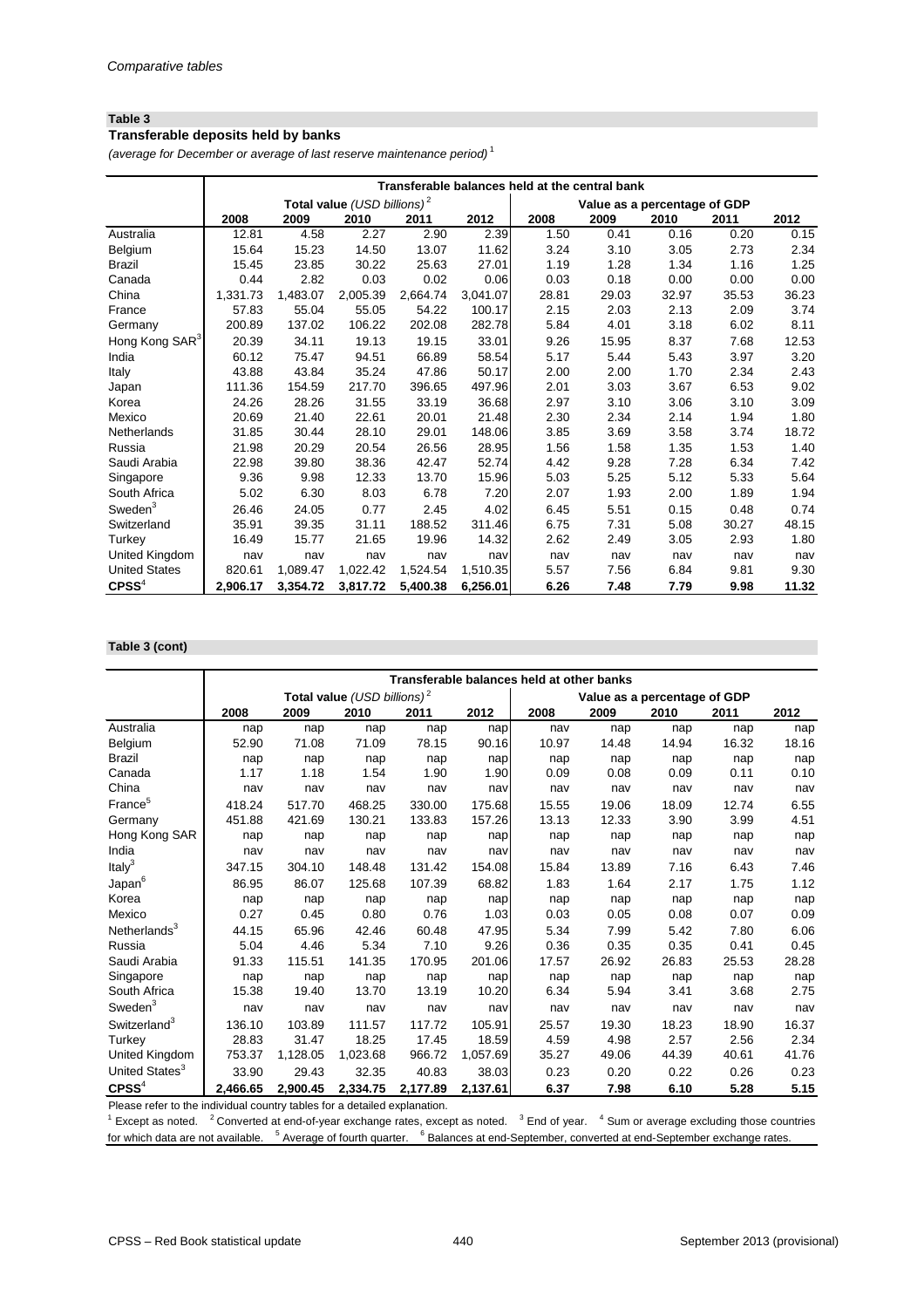*Comparative tables*

**Table 3**

**Transferable deposits held by banks**

*(average for December or average of last reserve maintenance period)* [1]

| | Transferable balances held at the central bank | | | | | | | | | |
|---|---|---|---|---|---|---|---|---|---|---|
| | Total value *(USD billions)* [2] | | | | | Value as a percentage of GDP | | | | |
| | 2008 | 2009 | 2010 | 2011 | 2012 | 2008 | 2009 | 2010 | 2011 | 2012 |
| Australia | 12.81 | 4.58 | 2.27 | 2.90 | 2.39 | 1.50 | 0.41 | 0.16 | 0.20 | 0.15 |
| Belgium | 15.64 | 15.23 | 14.50 | 13.07 | 11.62 | 3.24 | 3.10 | 3.05 | 2.73 | 2.34 |
| Brazil | 15.45 | 23.85 | 30.22 | 25.63 | 27.01 | 1.19 | 1.28 | 1.34 | 1.16 | 1.25 |
| Canada | 0.44 | 2.82 | 0.03 | 0.02 | 0.06 | 0.03 | 0.18 | 0.00 | 0.00 | 0.00 |
| China | 1,331.73 | 1,483.07 | 2,005.39 | 2,664.74 | 3,041.07 | 28.81 | 29.03 | 32.97 | 35.53 | 36.23 |
| France | 57.83 | 55.04 | 55.05 | 54.22 | 100.17 | 2.15 | 2.03 | 2.13 | 2.09 | 3.74 |
| Germany | 200.89 | 137.02 | 106.22 | 202.08 | 282.78 | 5.84 | 4.01 | 3.18 | 6.02 | 8.11 |
| Hong Kong SAR[3] | 20.39 | 34.11 | 19.13 | 19.15 | 33.01 | 9.26 | 15.95 | 8.37 | 7.68 | 12.53 |
| India | 60.12 | 75.47 | 94.51 | 66.89 | 58.54 | 5.17 | 5.44 | 5.43 | 3.97 | 3.20 |
| Italy | 43.88 | 43.84 | 35.24 | 47.86 | 50.17 | 2.00 | 2.00 | 1.70 | 2.34 | 2.43 |
| Japan | 111.36 | 154.59 | 217.70 | 396.65 | 497.96 | 2.01 | 3.03 | 3.67 | 6.53 | 9.02 |
| Korea | 24.26 | 28.26 | 31.55 | 33.19 | 36.68 | 2.97 | 3.10 | 3.06 | 3.10 | 3.09 |
| Mexico | 20.69 | 21.40 | 22.61 | 20.01 | 21.48 | 2.30 | 2.34 | 2.14 | 1.94 | 1.80 |
| Netherlands | 31.85 | 30.44 | 28.10 | 29.01 | 148.06 | 3.85 | 3.69 | 3.58 | 3.74 | 18.72 |
| Russia | 21.98 | 20.29 | 20.54 | 26.56 | 28.95 | 1.56 | 1.58 | 1.35 | 1.53 | 1.40 |
| Saudi Arabia | 22.98 | 39.80 | 38.36 | 42.47 | 52.74 | 4.42 | 9.28 | 7.28 | 6.34 | 7.42 |
| Singapore | 9.36 | 9.98 | 12.33 | 13.70 | 15.96 | 5.03 | 5.25 | 5.12 | 5.33 | 5.64 |
| South Africa | 5.02 | 6.30 | 8.03 | 6.78 | 7.20 | 2.07 | 1.93 | 2.00 | 1.89 | 1.94 |
| Sweden[3] | 26.46 | 24.05 | 0.77 | 2.45 | 4.02 | 6.45 | 5.51 | 0.15 | 0.48 | 0.74 |
| Switzerland | 35.91 | 39.35 | 31.11 | 188.52 | 311.46 | 6.75 | 7.31 | 5.08 | 30.27 | 48.15 |
| Turkey | 16.49 | 15.77 | 21.65 | 19.96 | 14.32 | 2.62 | 2.49 | 3.05 | 2.93 | 1.80 |
| United Kingdom | nav | nav | nav | nav | nav | nav | nav | nav | nav | nav |
| United States | 820.61 | 1,089.47 | 1,022.42 | 1,524.54 | 1,510.35 | 5.57 | 7.56 | 6.84 | 9.81 | 9.30 |
| **CPSS**[4] | **2,906.17** | **3,354.72** | **3,817.72** | **5,400.38** | **6,256.01** | **6.26** | **7.48** | **7.79** | **9.98** | **11.32** |

**Table 3 (cont)**

| | Transferable balances held at other banks | | | | | | | | | |
|---|---|---|---|---|---|---|---|---|---|---|
| | Total value *(USD billions)* [2] | | | | | Value as a percentage of GDP | | | | |
| | 2008 | 2009 | 2010 | 2011 | 2012 | 2008 | 2009 | 2010 | 2011 | 2012 |
| Australia | nap | nap | nap | nap | nap | nav | nap | nap | nap | nap |
| Belgium | 52.90 | 71.08 | 71.09 | 78.15 | 90.16 | 10.97 | 14.48 | 14.94 | 16.32 | 18.16 |
| Brazil | nap | nap | nap | nap | nap | nap | nap | nap | nap | nap |
| Canada | 1.17 | 1.18 | 1.54 | 1.90 | 1.90 | 0.09 | 0.08 | 0.09 | 0.11 | 0.10 |
| China | nav | nav | nav | nav | nav | nav | nav | nav | nav | nav |
| France[5] | 418.24 | 517.70 | 468.25 | 330.00 | 175.68 | 15.55 | 19.06 | 18.09 | 12.74 | 6.55 |
| Germany | 451.88 | 421.69 | 130.21 | 133.83 | 157.26 | 13.13 | 12.33 | 3.90 | 3.99 | 4.51 |
| Hong Kong SAR | nap | nap | nap | nap | nap | nap | nap | nap | nap | nap |
| India | nav | nav | nav | nav | nav | nav | nav | nav | nav | nav |
| Italy[3] | 347.15 | 304.10 | 148.48 | 131.42 | 154.08 | 15.84 | 13.89 | 7.16 | 6.43 | 7.46 |
| Japan[6] | 86.95 | 86.07 | 125.68 | 107.39 | 68.82 | 1.83 | 1.64 | 2.17 | 1.75 | 1.12 |
| Korea | nap | nap | nap | nap | nap | nap | nap | nap | nap | nap |
| Mexico | 0.27 | 0.45 | 0.80 | 0.76 | 1.03 | 0.03 | 0.05 | 0.08 | 0.07 | 0.09 |
| Netherlands[3] | 44.15 | 65.96 | 42.46 | 60.48 | 47.95 | 5.34 | 7.99 | 5.42 | 7.80 | 6.06 |
| Russia | 5.04 | 4.46 | 5.34 | 7.10 | 9.26 | 0.36 | 0.35 | 0.35 | 0.41 | 0.45 |
| Saudi Arabia | 91.33 | 115.51 | 141.35 | 170.95 | 201.06 | 17.57 | 26.92 | 26.83 | 25.53 | 28.28 |
| Singapore | nap | nap | nap | nap | nap | nap | nap | nap | nap | nap |
| South Africa | 15.38 | 19.40 | 13.70 | 13.19 | 10.20 | 6.34 | 5.94 | 3.41 | 3.68 | 2.75 |
| Sweden[3] | nav | nav | nav | nav | nav | nav | nav | nav | nav | nav |
| Switzerland[3] | 136.10 | 103.89 | 111.57 | 117.72 | 105.91 | 25.57 | 19.30 | 18.23 | 18.90 | 16.37 |
| Turkey | 28.83 | 31.47 | 18.25 | 17.45 | 18.59 | 4.59 | 4.98 | 2.57 | 2.56 | 2.34 |
| United Kingdom | 753.37 | 1,128.05 | 1,023.68 | 966.72 | 1,057.69 | 35.27 | 49.06 | 44.39 | 40.61 | 41.76 |
| United States[3] | 33.90 | 29.43 | 32.35 | 40.83 | 38.03 | 0.23 | 0.20 | 0.22 | 0.26 | 0.23 |
| **CPSS**[4] | **2,466.65** | **2,900.45** | **2,334.75** | **2,177.89** | **2,137.61** | **6.37** | **7.98** | **6.10** | **5.28** | **5.15** |

Please refer to the individual country tables for a detailed explanation.

[1] Except as noted. [2] Converted at end-of-year exchange rates, except as noted. [3] End of year. [4] Sum or average excluding those countries for which data are not available. [5] Average of fourth quarter. [6] Balances at end-September, converted at end-September exchange rates.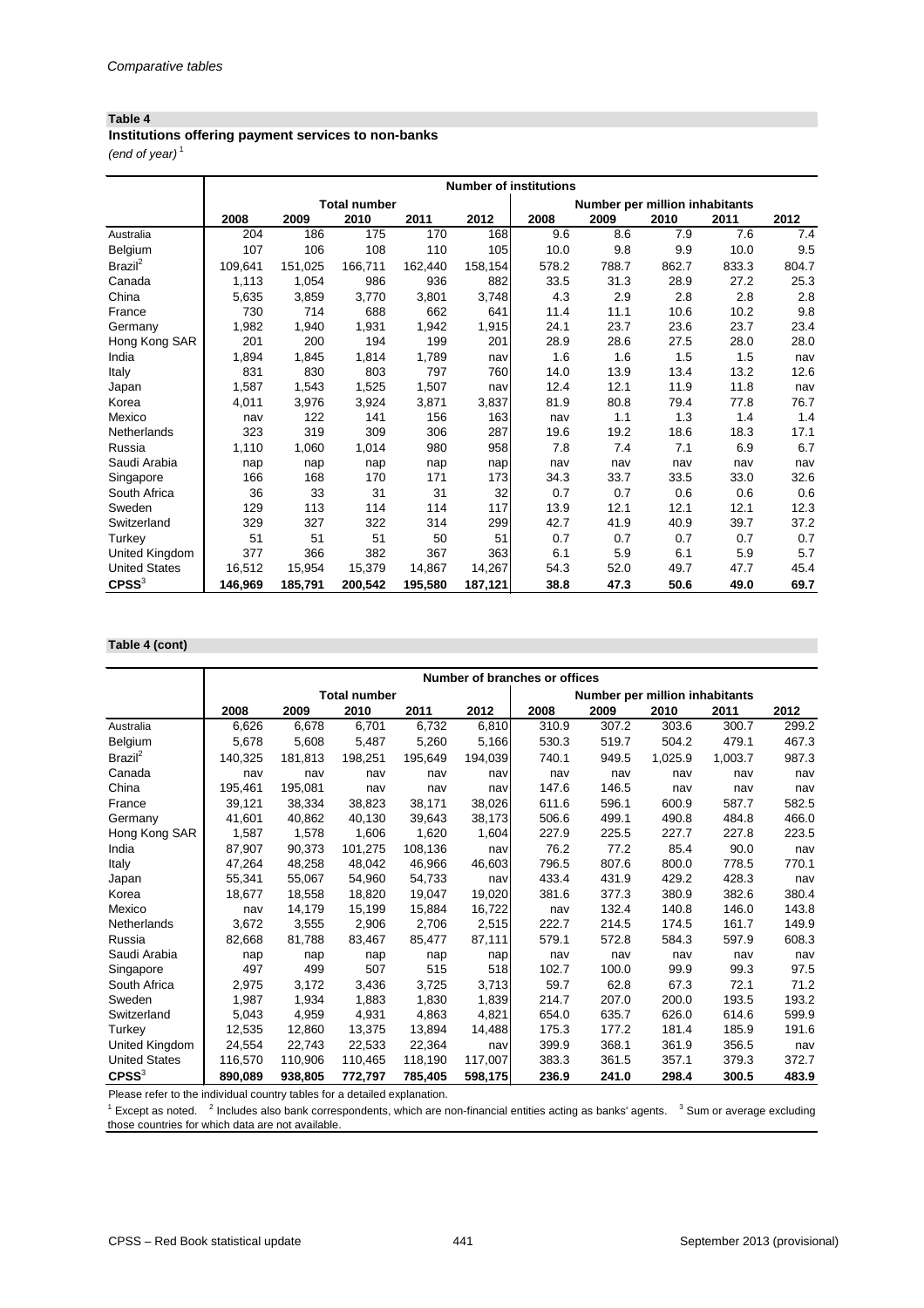*Comparative tables*

**Table 4**

**Institutions offering payment services to non-banks**

*(end of year)* [1]

| | Number of institutions | | | | | | | | | |
|---|---|---|---|---|---|---|---|---|---|---|
| | Total number | | | | | Number per million inhabitants | | | | |
| | 2008 | 2009 | 2010 | 2011 | 2012 | 2008 | 2009 | 2010 | 2011 | 2012 |
| Australia | 204 | 186 | 175 | 170 | 168 | 9.6 | 8.6 | 7.9 | 7.6 | 7.4 |
| Belgium | 107 | 106 | 108 | 110 | 105 | 10.0 | 9.8 | 9.9 | 10.0 | 9.5 |
| Brazil[2] | 109,641 | 151,025 | 166,711 | 162,440 | 158,154 | 578.2 | 788.7 | 862.7 | 833.3 | 804.7 |
| Canada | 1,113 | 1,054 | 986 | 936 | 882 | 33.5 | 31.3 | 28.9 | 27.2 | 25.3 |
| China | 5,635 | 3,859 | 3,770 | 3,801 | 3,748 | 4.3 | 2.9 | 2.8 | 2.8 | 2.8 |
| France | 730 | 714 | 688 | 662 | 641 | 11.4 | 11.1 | 10.6 | 10.2 | 9.8 |
| Germany | 1,982 | 1,940 | 1,931 | 1,942 | 1,915 | 24.1 | 23.7 | 23.6 | 23.7 | 23.4 |
| Hong Kong SAR | 201 | 200 | 194 | 199 | 201 | 28.9 | 28.6 | 27.5 | 28.0 | 28.0 |
| India | 1,894 | 1,845 | 1,814 | 1,789 | nav | 1.6 | 1.6 | 1.5 | 1.5 | nav |
| Italy | 831 | 830 | 803 | 797 | 760 | 14.0 | 13.9 | 13.4 | 13.2 | 12.6 |
| Japan | 1,587 | 1,543 | 1,525 | 1,507 | nav | 12.4 | 12.1 | 11.9 | 11.8 | nav |
| Korea | 4,011 | 3,976 | 3,924 | 3,871 | 3,837 | 81.9 | 80.8 | 79.4 | 77.8 | 76.7 |
| Mexico | nav | 122 | 141 | 156 | 163 | nav | 1.1 | 1.3 | 1.4 | 1.4 |
| Netherlands | 323 | 319 | 309 | 306 | 287 | 19.6 | 19.2 | 18.6 | 18.3 | 17.1 |
| Russia | 1,110 | 1,060 | 1,014 | 980 | 958 | 7.8 | 7.4 | 7.1 | 6.9 | 6.7 |
| Saudi Arabia | nap | nap | nap | nap | nap | nav | nav | nav | nav | nav |
| Singapore | 166 | 168 | 170 | 171 | 173 | 34.3 | 33.7 | 33.5 | 33.0 | 32.6 |
| South Africa | 36 | 33 | 31 | 31 | 32 | 0.7 | 0.7 | 0.6 | 0.6 | 0.6 |
| Sweden | 129 | 113 | 114 | 114 | 117 | 13.9 | 12.1 | 12.1 | 12.1 | 12.3 |
| Switzerland | 329 | 327 | 322 | 314 | 299 | 42.7 | 41.9 | 40.9 | 39.7 | 37.2 |
| Turkey | 51 | 51 | 51 | 50 | 51 | 0.7 | 0.7 | 0.7 | 0.7 | 0.7 |
| United Kingdom | 377 | 366 | 382 | 367 | 363 | 6.1 | 5.9 | 6.1 | 5.9 | 5.7 |
| United States | 16,512 | 15,954 | 15,379 | 14,867 | 14,267 | 54.3 | 52.0 | 49.7 | 47.7 | 45.4 |
| **CPSS**[3] | **146,969** | **185,791** | **200,542** | **195,580** | **187,121** | **38.8** | **47.3** | **50.6** | **49.0** | **69.7** |

**Table 4 (cont)**

| | Number of branches or offices | | | | | | | | | |
|---|---|---|---|---|---|---|---|---|---|---|
| | Total number | | | | | Number per million inhabitants | | | | |
| | 2008 | 2009 | 2010 | 2011 | 2012 | 2008 | 2009 | 2010 | 2011 | 2012 |
| Australia | 6,626 | 6,678 | 6,701 | 6,732 | 6,810 | 310.9 | 307.2 | 303.6 | 300.7 | 299.2 |
| Belgium | 5,678 | 5,608 | 5,487 | 5,260 | 5,166 | 530.3 | 519.7 | 504.2 | 479.1 | 467.3 |
| Brazil[2] | 140,325 | 181,813 | 198,251 | 195,649 | 194,039 | 740.1 | 949.5 | 1,025.9 | 1,003.7 | 987.3 |
| Canada | nav | nav | nav | nav | nav | nav | nav | nav | nav | nav |
| China | 195,461 | 195,081 | nav | nav | nav | 147.6 | 146.5 | nav | nav | nav |
| France | 39,121 | 38,334 | 38,823 | 38,171 | 38,026 | 611.6 | 596.1 | 600.9 | 587.7 | 582.5 |
| Germany | 41,601 | 40,862 | 40,130 | 39,643 | 38,173 | 506.6 | 499.1 | 490.8 | 484.8 | 466.0 |
| Hong Kong SAR | 1,587 | 1,578 | 1,606 | 1,620 | 1,604 | 227.9 | 225.5 | 227.7 | 227.8 | 223.5 |
| India | 87,907 | 90,373 | 101,275 | 108,136 | nav | 76.2 | 77.2 | 85.4 | 90.0 | nav |
| Italy | 47,264 | 48,258 | 48,042 | 46,966 | 46,603 | 796.5 | 807.6 | 800.0 | 778.5 | 770.1 |
| Japan | 55,341 | 55,067 | 54,960 | 54,733 | nav | 433.4 | 431.9 | 429.2 | 428.3 | nav |
| Korea | 18,677 | 18,558 | 18,820 | 19,047 | 19,020 | 381.6 | 377.3 | 380.9 | 382.6 | 380.4 |
| Mexico | nav | 14,179 | 15,199 | 15,884 | 16,722 | nav | 132.4 | 140.8 | 146.0 | 143.8 |
| Netherlands | 3,672 | 3,555 | 2,906 | 2,706 | 2,515 | 222.7 | 214.5 | 174.5 | 161.7 | 149.9 |
| Russia | 82,668 | 81,788 | 83,467 | 85,477 | 87,111 | 579.1 | 572.8 | 584.3 | 597.9 | 608.3 |
| Saudi Arabia | nap | nap | nap | nap | nap | nav | nav | nav | nav | nav |
| Singapore | 497 | 499 | 507 | 515 | 518 | 102.7 | 100.0 | 99.9 | 99.3 | 97.5 |
| South Africa | 2,975 | 3,172 | 3,436 | 3,725 | 3,713 | 59.7 | 62.8 | 67.3 | 72.1 | 71.2 |
| Sweden | 1,987 | 1,934 | 1,883 | 1,830 | 1,839 | 214.7 | 207.0 | 200.0 | 193.5 | 193.2 |
| Switzerland | 5,043 | 4,959 | 4,931 | 4,863 | 4,821 | 654.0 | 635.7 | 626.0 | 614.6 | 599.9 |
| Turkey | 12,535 | 12,860 | 13,375 | 13,894 | 14,488 | 175.3 | 177.2 | 181.4 | 185.9 | 191.6 |
| United Kingdom | 24,554 | 22,743 | 22,533 | 22,364 | nav | 399.9 | 368.1 | 361.9 | 356.5 | nav |
| United States | 116,570 | 110,906 | 110,465 | 118,190 | 117,007 | 383.3 | 361.5 | 357.1 | 379.3 | 372.7 |
| **CPSS**[3] | **890,089** | **938,805** | **772,797** | **785,405** | **598,175** | **236.9** | **241.0** | **298.4** | **300.5** | **483.9** |

Please refer to the individual country tables for a detailed explanation.

[1] Except as noted. [2] Includes also bank correspondents, which are non-financial entities acting as banks' agents. [3] Sum or average excluding those countries for which data are not available.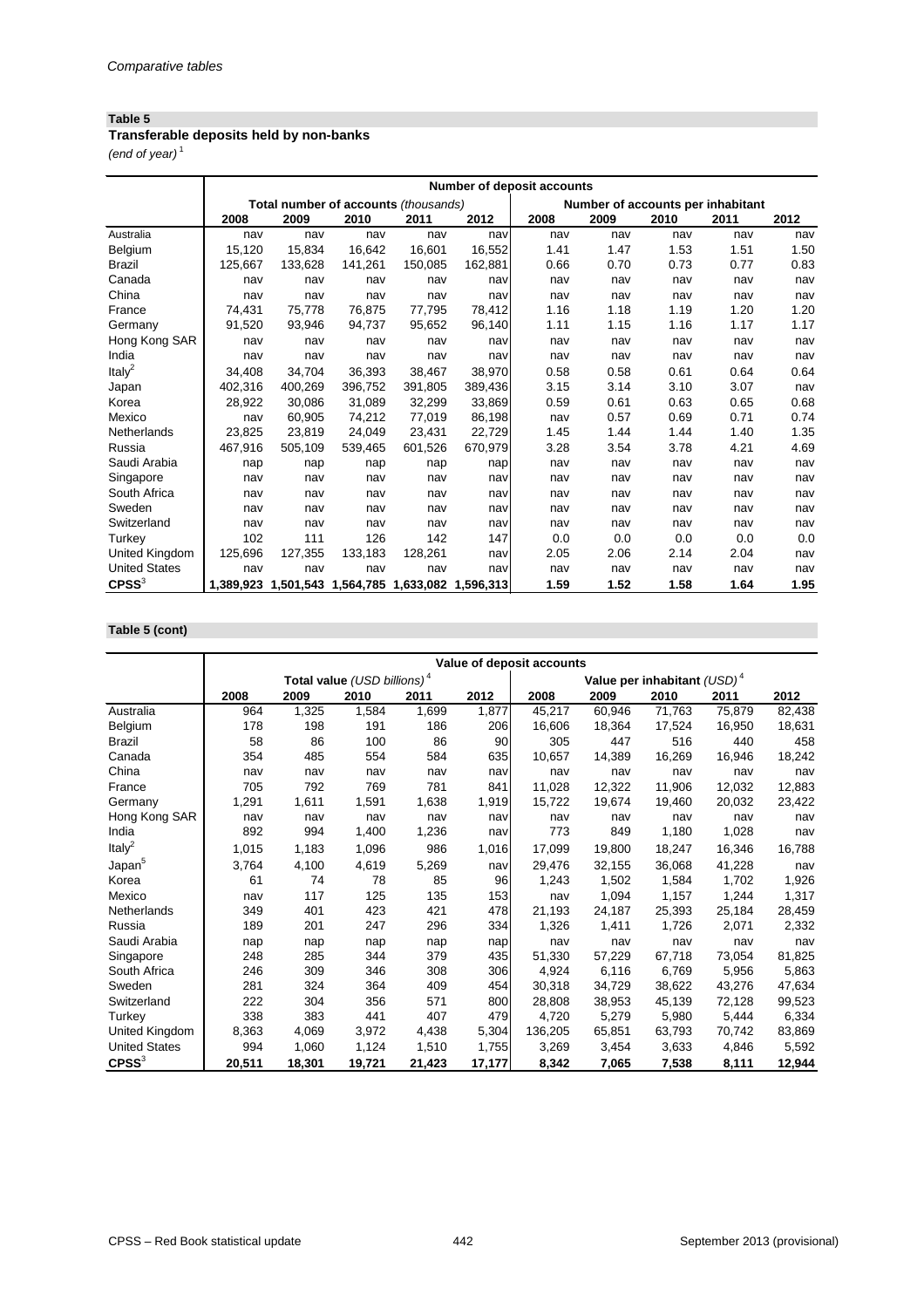## Table 5

**Transferable deposits held by non-banks**

*(end of year)* [1]

| | Number of deposit accounts | | | | | | | | | |
|---|---|---|---|---|---|---|---|---|---|---|
| | Total number of accounts *(thousands)* | | | | | Number of accounts per inhabitant | | | | |
| | 2008 | 2009 | 2010 | 2011 | 2012 | 2008 | 2009 | 2010 | 2011 | 2012 |
| Australia | nav | nav | nav | nav | nav | nav | nav | nav | nav | nav |
| Belgium | 15,120 | 15,834 | 16,642 | 16,601 | 16,552 | 1.41 | 1.47 | 1.53 | 1.51 | 1.50 |
| Brazil | 125,667 | 133,628 | 141,261 | 150,085 | 162,881 | 0.66 | 0.70 | 0.73 | 0.77 | 0.83 |
| Canada | nav | nav | nav | nav | nav | nav | nav | nav | nav | nav |
| China | nav | nav | nav | nav | nav | nav | nav | nav | nav | nav |
| France | 74,431 | 75,778 | 76,875 | 77,795 | 78,412 | 1.16 | 1.18 | 1.19 | 1.20 | 1.20 |
| Germany | 91,520 | 93,946 | 94,737 | 95,652 | 96,140 | 1.11 | 1.15 | 1.16 | 1.17 | 1.17 |
| Hong Kong SAR | nav | nav | nav | nav | nav | nav | nav | nav | nav | nav |
| India | nav | nav | nav | nav | nav | nav | nav | nav | nav | nav |
| Italy [2] | 34,408 | 34,704 | 36,393 | 38,467 | 38,970 | 0.58 | 0.58 | 0.61 | 0.64 | 0.64 |
| Japan | 402,316 | 400,269 | 396,752 | 391,805 | 389,436 | 3.15 | 3.14 | 3.10 | 3.07 | nav |
| Korea | 28,922 | 30,086 | 31,089 | 32,299 | 33,869 | 0.59 | 0.61 | 0.63 | 0.65 | 0.68 |
| Mexico | nav | 60,905 | 74,212 | 77,019 | 86,198 | nav | 0.57 | 0.69 | 0.71 | 0.74 |
| Netherlands | 23,825 | 23,819 | 24,049 | 23,431 | 22,729 | 1.45 | 1.44 | 1.44 | 1.40 | 1.35 |
| Russia | 467,916 | 505,109 | 539,465 | 601,526 | 670,979 | 3.28 | 3.54 | 3.78 | 4.21 | 4.69 |
| Saudi Arabia | nap | nap | nap | nap | nap | nav | nav | nav | nav | nav |
| Singapore | nav | nav | nav | nav | nav | nav | nav | nav | nav | nav |
| South Africa | nav | nav | nav | nav | nav | nav | nav | nav | nav | nav |
| Sweden | nav | nav | nav | nav | nav | nav | nav | nav | nav | nav |
| Switzerland | nav | nav | nav | nav | nav | nav | nav | nav | nav | nav |
| Turkey | 102 | 111 | 126 | 142 | 147 | 0.0 | 0.0 | 0.0 | 0.0 | 0.0 |
| United Kingdom | 125,696 | 127,355 | 133,183 | 128,261 | nav | 2.05 | 2.06 | 2.14 | 2.04 | nav |
| United States | nav | nav | nav | nav | nav | nav | nav | nav | nav | nav |
| **CPSS** [3] | **1,389,923** | **1,501,543** | **1,564,785** | **1,633,082** | **1,596,313** | **1.59** | **1.52** | **1.58** | **1.64** | **1.95** |

## Table 5 (cont)

| | Value of deposit accounts | | | | | | | | | |
|---|---|---|---|---|---|---|---|---|---|---|
| | Total value *(USD billions)* [4] | | | | | Value per inhabitant *(USD)* [4] | | | | |
| | 2008 | 2009 | 2010 | 2011 | 2012 | 2008 | 2009 | 2010 | 2011 | 2012 |
| Australia | 964 | 1,325 | 1,584 | 1,699 | 1,877 | 45,217 | 60,946 | 71,763 | 75,879 | 82,438 |
| Belgium | 178 | 198 | 191 | 186 | 206 | 16,606 | 18,364 | 17,524 | 16,950 | 18,631 |
| Brazil | 58 | 86 | 100 | 86 | 90 | 305 | 447 | 516 | 440 | 458 |
| Canada | 354 | 485 | 554 | 584 | 635 | 10,657 | 14,389 | 16,269 | 16,946 | 18,242 |
| China | nav | nav | nav | nav | nav | nav | nav | nav | nav | nav |
| France | 705 | 792 | 769 | 781 | 841 | 11,028 | 12,322 | 11,906 | 12,032 | 12,883 |
| Germany | 1,291 | 1,611 | 1,591 | 1,638 | 1,919 | 15,722 | 19,674 | 19,460 | 20,032 | 23,422 |
| Hong Kong SAR | nav | nav | nav | nav | nav | nav | nav | nav | nav | nav |
| India | 892 | 994 | 1,400 | 1,236 | nav | 773 | 849 | 1,180 | 1,028 | nav |
| Italy [2] | 1,015 | 1,183 | 1,096 | 986 | 1,016 | 17,099 | 19,800 | 18,247 | 16,346 | 16,788 |
| Japan [5] | 3,764 | 4,100 | 4,619 | 5,269 | nav | 29,476 | 32,155 | 36,068 | 41,228 | nav |
| Korea | 61 | 74 | 78 | 85 | 96 | 1,243 | 1,502 | 1,584 | 1,702 | 1,926 |
| Mexico | nav | 117 | 125 | 135 | 153 | nav | 1,094 | 1,157 | 1,244 | 1,317 |
| Netherlands | 349 | 401 | 423 | 421 | 478 | 21,193 | 24,187 | 25,393 | 25,184 | 28,459 |
| Russia | 189 | 201 | 247 | 296 | 334 | 1,326 | 1,411 | 1,726 | 2,071 | 2,332 |
| Saudi Arabia | nap | nap | nap | nap | nap | nav | nav | nav | nav | nav |
| Singapore | 248 | 285 | 344 | 379 | 435 | 51,330 | 57,229 | 67,718 | 73,054 | 81,825 |
| South Africa | 246 | 309 | 346 | 308 | 306 | 4,924 | 6,116 | 6,769 | 5,956 | 5,863 |
| Sweden | 281 | 324 | 364 | 409 | 454 | 30,318 | 34,729 | 38,622 | 43,276 | 47,634 |
| Switzerland | 222 | 304 | 356 | 571 | 800 | 28,808 | 38,953 | 45,139 | 72,128 | 99,523 |
| Turkey | 338 | 383 | 441 | 407 | 479 | 4,720 | 5,279 | 5,980 | 5,444 | 6,334 |
| United Kingdom | 8,363 | 4,069 | 3,972 | 4,438 | 5,304 | 136,205 | 65,851 | 63,793 | 70,742 | 83,869 |
| United States | 994 | 1,060 | 1,124 | 1,510 | 1,755 | 3,269 | 3,454 | 3,633 | 4,846 | 5,592 |
| **CPSS** [3] | **20,511** | **18,301** | **19,721** | **21,423** | **17,177** | **8,342** | **7,065** | **7,538** | **8,111** | **12,944** |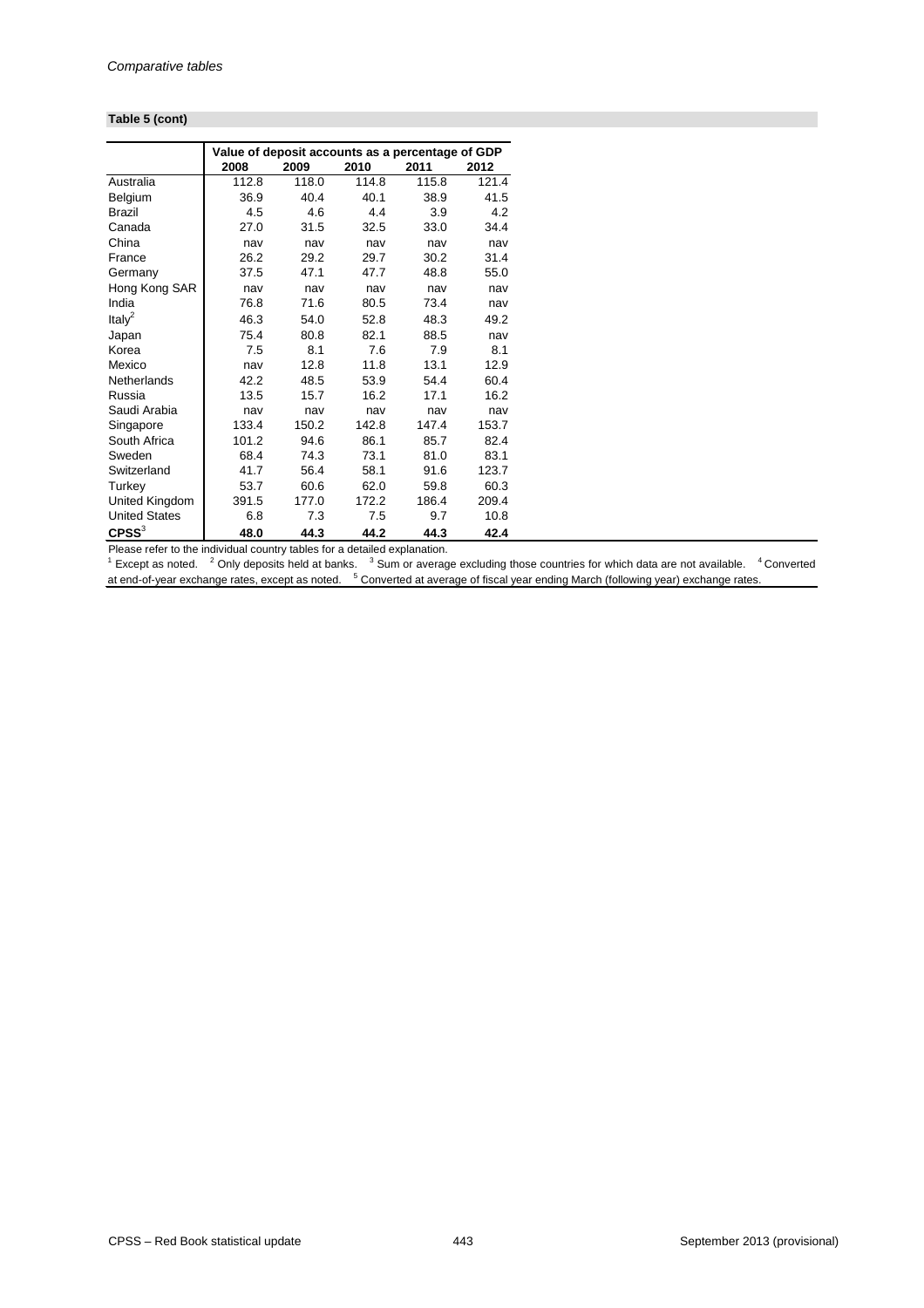*Comparative tables*

**Table 5 (cont)**

| | Value of deposit accounts as a percentage of GDP | | | | |
|---|---|---|---|---|---|
| | 2008 | 2009 | 2010 | 2011 | 2012 |
| Australia | 112.8 | 118.0 | 114.8 | 115.8 | 121.4 |
| Belgium | 36.9 | 40.4 | 40.1 | 38.9 | 41.5 |
| Brazil | 4.5 | 4.6 | 4.4 | 3.9 | 4.2 |
| Canada | 27.0 | 31.5 | 32.5 | 33.0 | 34.4 |
| China | nav | nav | nav | nav | nav |
| France | 26.2 | 29.2 | 29.7 | 30.2 | 31.4 |
| Germany | 37.5 | 47.1 | 47.7 | 48.8 | 55.0 |
| Hong Kong SAR | nav | nav | nav | nav | nav |
| India | 76.8 | 71.6 | 80.5 | 73.4 | nav |
| Italy[2] | 46.3 | 54.0 | 52.8 | 48.3 | 49.2 |
| Japan | 75.4 | 80.8 | 82.1 | 88.5 | nav |
| Korea | 7.5 | 8.1 | 7.6 | 7.9 | 8.1 |
| Mexico | nav | 12.8 | 11.8 | 13.1 | 12.9 |
| Netherlands | 42.2 | 48.5 | 53.9 | 54.4 | 60.4 |
| Russia | 13.5 | 15.7 | 16.2 | 17.1 | 16.2 |
| Saudi Arabia | nav | nav | nav | nav | nav |
| Singapore | 133.4 | 150.2 | 142.8 | 147.4 | 153.7 |
| South Africa | 101.2 | 94.6 | 86.1 | 85.7 | 82.4 |
| Sweden | 68.4 | 74.3 | 73.1 | 81.0 | 83.1 |
| Switzerland | 41.7 | 56.4 | 58.1 | 91.6 | 123.7 |
| Turkey | 53.7 | 60.6 | 62.0 | 59.8 | 60.3 |
| United Kingdom | 391.5 | 177.0 | 172.2 | 186.4 | 209.4 |
| United States | 6.8 | 7.3 | 7.5 | 9.7 | 10.8 |
| **CPSS**[3] | **48.0** | **44.3** | **44.2** | **44.3** | **42.4** |

Please refer to the individual country tables for a detailed explanation.
[1] Except as noted. [2] Only deposits held at banks. [3] Sum or average excluding those countries for which data are not available. [4] Converted at end-of-year exchange rates, except as noted. [5] Converted at average of fiscal year ending March (following year) exchange rates.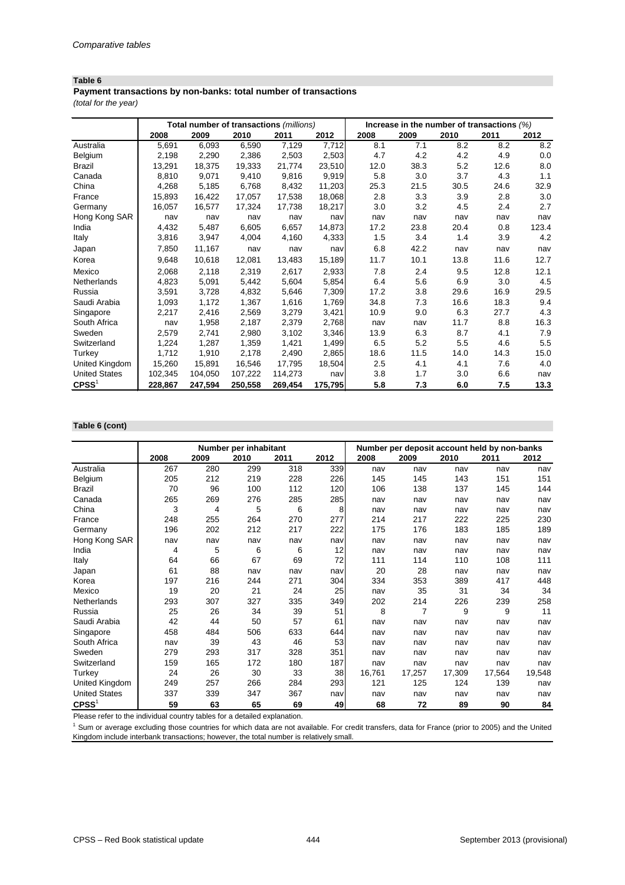*Comparative tables*

**Table 6**

**Payment transactions by non-banks: total number of transactions**

*(total for the year)*

| | Total number of transactions *(millions)* | | | | | Increase in the number of transactions *(%)* | | | | |
|---|---|---|---|---|---|---|---|---|---|---|
| | **2008** | **2009** | **2010** | **2011** | **2012** | **2008** | **2009** | **2010** | **2011** | **2012** |
| Australia | 5,691 | 6,093 | 6,590 | 7,129 | 7,712 | 8.1 | 7.1 | 8.2 | 8.2 | 8.2 |
| Belgium | 2,198 | 2,290 | 2,386 | 2,503 | 2,503 | 4.7 | 4.2 | 4.2 | 4.9 | 0.0 |
| Brazil | 13,291 | 18,375 | 19,333 | 21,774 | 23,510 | 12.0 | 38.3 | 5.2 | 12.6 | 8.0 |
| Canada | 8,810 | 9,071 | 9,410 | 9,816 | 9,919 | 5.8 | 3.0 | 3.7 | 4.3 | 1.1 |
| China | 4,268 | 5,185 | 6,768 | 8,432 | 11,203 | 25.3 | 21.5 | 30.5 | 24.6 | 32.9 |
| France | 15,893 | 16,422 | 17,057 | 17,538 | 18,068 | 2.8 | 3.3 | 3.9 | 2.8 | 3.0 |
| Germany | 16,057 | 16,577 | 17,324 | 17,738 | 18,217 | 3.0 | 3.2 | 4.5 | 2.4 | 2.7 |
| Hong Kong SAR | nav | nav | nav | nav | nav | nav | nav | nav | nav | nav |
| India | 4,432 | 5,487 | 6,605 | 6,657 | 14,873 | 17.2 | 23.8 | 20.4 | 0.8 | 123.4 |
| Italy | 3,816 | 3,947 | 4,004 | 4,160 | 4,333 | 1.5 | 3.4 | 1.4 | 3.9 | 4.2 |
| Japan | 7,850 | 11,167 | nav | nav | nav | 6.8 | 42.2 | nav | nav | nav |
| Korea | 9,648 | 10,618 | 12,081 | 13,483 | 15,189 | 11.7 | 10.1 | 13.8 | 11.6 | 12.7 |
| Mexico | 2,068 | 2,118 | 2,319 | 2,617 | 2,933 | 7.8 | 2.4 | 9.5 | 12.8 | 12.1 |
| Netherlands | 4,823 | 5,091 | 5,442 | 5,604 | 5,854 | 6.4 | 5.6 | 6.9 | 3.0 | 4.5 |
| Russia | 3,591 | 3,728 | 4,832 | 5,646 | 7,309 | 17.2 | 3.8 | 29.6 | 16.9 | 29.5 |
| Saudi Arabia | 1,093 | 1,172 | 1,367 | 1,616 | 1,769 | 34.8 | 7.3 | 16.6 | 18.3 | 9.4 |
| Singapore | 2,217 | 2,416 | 2,569 | 3,279 | 3,421 | 10.9 | 9.0 | 6.3 | 27.7 | 4.3 |
| South Africa | nav | 1,958 | 2,187 | 2,379 | 2,768 | nav | nav | 11.7 | 8.8 | 16.3 |
| Sweden | 2,579 | 2,741 | 2,980 | 3,102 | 3,346 | 13.9 | 6.3 | 8.7 | 4.1 | 7.9 |
| Switzerland | 1,224 | 1,287 | 1,359 | 1,421 | 1,499 | 6.5 | 5.2 | 5.5 | 4.6 | 5.5 |
| Turkey | 1,712 | 1,910 | 2,178 | 2,490 | 2,865 | 18.6 | 11.5 | 14.0 | 14.3 | 15.0 |
| United Kingdom | 15,260 | 15,891 | 16,546 | 17,795 | 18,504 | 2.5 | 4.1 | 4.1 | 7.6 | 4.0 |
| United States | 102,345 | 104,050 | 107,222 | 114,273 | nav | 3.8 | 1.7 | 3.0 | 6.6 | nav |
| **CPSS**[1] | **228,867** | **247,594** | **250,558** | **269,454** | **175,795** | **5.8** | **7.3** | **6.0** | **7.5** | **13.3** |

**Table 6 (cont)**

| | Number per inhabitant | | | | | Number per deposit account held by non-banks | | | | |
|---|---|---|---|---|---|---|---|---|---|---|
| | **2008** | **2009** | **2010** | **2011** | **2012** | **2008** | **2009** | **2010** | **2011** | **2012** |
| Australia | 267 | 280 | 299 | 318 | 339 | nav | nav | nav | nav | nav |
| Belgium | 205 | 212 | 219 | 228 | 226 | 145 | 145 | 143 | 151 | 151 |
| Brazil | 70 | 96 | 100 | 112 | 120 | 106 | 138 | 137 | 145 | 144 |
| Canada | 265 | 269 | 276 | 285 | 285 | nav | nav | nav | nav | nav |
| China | 3 | 4 | 5 | 6 | 8 | nav | nav | nav | nav | nav |
| France | 248 | 255 | 264 | 270 | 277 | 214 | 217 | 222 | 225 | 230 |
| Germany | 196 | 202 | 212 | 217 | 222 | 175 | 176 | 183 | 185 | 189 |
| Hong Kong SAR | nav | nav | nav | nav | nav | nav | nav | nav | nav | nav |
| India | 4 | 5 | 6 | 6 | 12 | nav | nav | nav | nav | nav |
| Italy | 64 | 66 | 67 | 69 | 72 | 111 | 114 | 110 | 108 | 111 |
| Japan | 61 | 88 | nav | nav | nav | 20 | 28 | nav | nav | nav |
| Korea | 197 | 216 | 244 | 271 | 304 | 334 | 353 | 389 | 417 | 448 |
| Mexico | 19 | 20 | 21 | 24 | 25 | nav | 35 | 31 | 34 | 34 |
| Netherlands | 293 | 307 | 327 | 335 | 349 | 202 | 214 | 226 | 239 | 258 |
| Russia | 25 | 26 | 34 | 39 | 51 | 8 | 7 | 9 | 9 | 11 |
| Saudi Arabia | 42 | 44 | 50 | 57 | 61 | nav | nav | nav | nav | nav |
| Singapore | 458 | 484 | 506 | 633 | 644 | nav | nav | nav | nav | nav |
| South Africa | nav | 39 | 43 | 46 | 53 | nav | nav | nav | nav | nav |
| Sweden | 279 | 293 | 317 | 328 | 351 | nav | nav | nav | nav | nav |
| Switzerland | 159 | 165 | 172 | 180 | 187 | nav | nav | nav | nav | nav |
| Turkey | 24 | 26 | 30 | 33 | 38 | 16,761 | 17,257 | 17,309 | 17,564 | 19,548 |
| United Kingdom | 249 | 257 | 266 | 284 | 293 | 121 | 125 | 124 | 139 | nav |
| United States | 337 | 339 | 347 | 367 | nav | nav | nav | nav | nav | nav |
| **CPSS**[1] | **59** | **63** | **65** | **69** | **49** | **68** | **72** | **89** | **90** | **84** |

Please refer to the individual country tables for a detailed explanation.

[1] Sum or average excluding those countries for which data are not available. For credit transfers, data for France (prior to 2005) and the United Kingdom include interbank transactions; however, the total number is relatively small.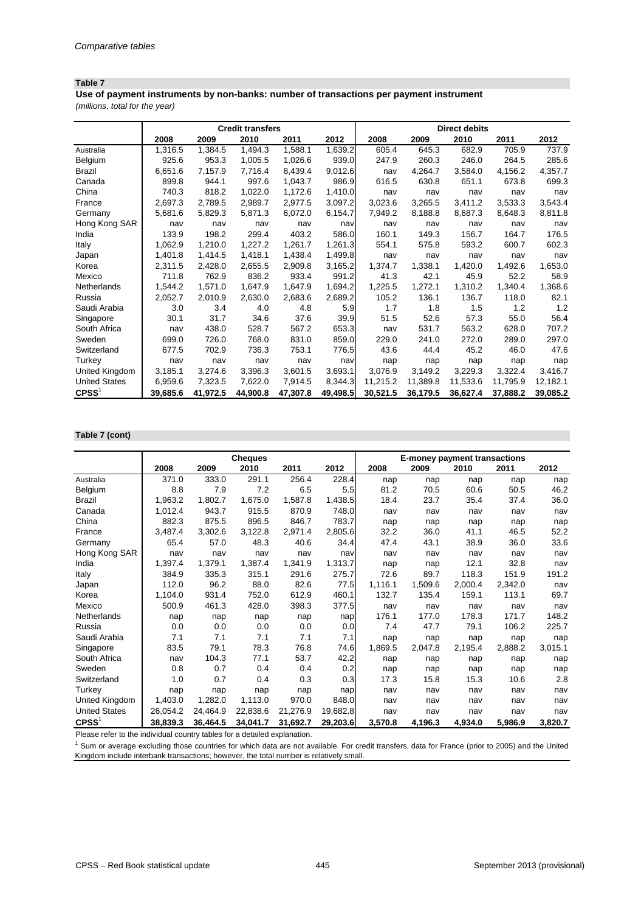## Table 7

**Use of payment instruments by non-banks: number of transactions per payment instrument**

*(millions, total for the year)*

| | Credit transfers | | | | | Direct debits | | | | |
|---|---|---|---|---|---|---|---|---|---|---|
| | 2008 | 2009 | 2010 | 2011 | 2012 | 2008 | 2009 | 2010 | 2011 | 2012 |
| Australia | 1,316.5 | 1,384.5 | 1,494.3 | 1,588.1 | 1,639.2 | 605.4 | 645.3 | 682.9 | 705.9 | 737.9 |
| Belgium | 925.6 | 953.3 | 1,005.5 | 1,026.6 | 939.0 | 247.9 | 260.3 | 246.0 | 264.5 | 285.6 |
| Brazil | 6,651.6 | 7,157.9 | 7,716.4 | 8,439.4 | 9,012.6 | nav | 4,264.7 | 3,584.0 | 4,156.2 | 4,357.7 |
| Canada | 899.8 | 944.1 | 997.6 | 1,043.7 | 986.9 | 616.5 | 630.8 | 651.1 | 673.8 | 699.3 |
| China | 740.3 | 818.2 | 1,022.0 | 1,172.6 | 1,410.0 | nav | nav | nav | nav | nav |
| France | 2,697.3 | 2,789.5 | 2,989.7 | 2,977.5 | 3,097.2 | 3,023.6 | 3,265.5 | 3,411.2 | 3,533.3 | 3,543.4 |
| Germany | 5,681.6 | 5,829.3 | 5,871.3 | 6,072.0 | 6,154.7 | 7,949.2 | 8,188.8 | 8,687.3 | 8,648.3 | 8,811.8 |
| Hong Kong SAR | nav | nav | nav | nav | nav | nav | nav | nav | nav | nav |
| India | 133.9 | 198.2 | 299.4 | 403.2 | 586.0 | 160.1 | 149.3 | 156.7 | 164.7 | 176.5 |
| Italy | 1,062.9 | 1,210.0 | 1,227.2 | 1,261.7 | 1,261.3 | 554.1 | 575.8 | 593.2 | 600.7 | 602.3 |
| Japan | 1,401.8 | 1,414.5 | 1,418.1 | 1,438.4 | 1,499.8 | nav | nav | nav | nav | nav |
| Korea | 2,311.5 | 2,428.0 | 2,655.5 | 2,909.8 | 3,165.2 | 1,374.7 | 1,338.1 | 1,420.0 | 1,492.6 | 1,653.0 |
| Mexico | 711.8 | 762.9 | 836.2 | 933.4 | 991.2 | 41.3 | 42.1 | 45.9 | 52.2 | 58.9 |
| Netherlands | 1,544.2 | 1,571.0 | 1,647.9 | 1,647.9 | 1,694.2 | 1,225.5 | 1,272.1 | 1,310.2 | 1,340.4 | 1,368.6 |
| Russia | 2,052.7 | 2,010.9 | 2,630.0 | 2,683.6 | 2,689.2 | 105.2 | 136.1 | 136.7 | 118.0 | 82.1 |
| Saudi Arabia | 3.0 | 3.4 | 4.0 | 4.8 | 5.9 | 1.7 | 1.8 | 1.5 | 1.2 | 1.2 |
| Singapore | 30.1 | 31.7 | 34.6 | 37.6 | 39.9 | 51.5 | 52.6 | 57.3 | 55.0 | 56.4 |
| South Africa | nav | 438.0 | 528.7 | 567.2 | 653.3 | nav | 531.7 | 563.2 | 628.0 | 707.2 |
| Sweden | 699.0 | 726.0 | 768.0 | 831.0 | 859.0 | 229.0 | 241.0 | 272.0 | 289.0 | 297.0 |
| Switzerland | 677.5 | 702.9 | 736.3 | 753.1 | 776.5 | 43.6 | 44.4 | 45.2 | 46.0 | 47.6 |
| Turkey | nav | nav | nav | nav | nav | nap | nap | nap | nap | nap |
| United Kingdom | 3,185.1 | 3,274.6 | 3,396.3 | 3,601.5 | 3,693.1 | 3,076.9 | 3,149.2 | 3,229.3 | 3,322.4 | 3,416.7 |
| United States | 6,959.6 | 7,323.5 | 7,622.0 | 7,914.5 | 8,344.3 | 11,215.2 | 11,389.8 | 11,533.6 | 11,795.9 | 12,182.1 |
| **CPSS**[1] | **39,685.6** | **41,972.5** | **44,900.8** | **47,307.8** | **49,498.5** | **30,521.5** | **36,179.5** | **36,627.4** | **37,888.2** | **39,085.2** |

## Table 7 (cont)

| | Cheques | | | | | E-money payment transactions | | | | |
|---|---|---|---|---|---|---|---|---|---|---|
| | 2008 | 2009 | 2010 | 2011 | 2012 | 2008 | 2009 | 2010 | 2011 | 2012 |
| Australia | 371.0 | 333.0 | 291.1 | 256.4 | 228.4 | nap | nap | nap | nap | nap |
| Belgium | 8.8 | 7.9 | 7.2 | 6.5 | 5.5 | 81.2 | 70.5 | 60.6 | 50.5 | 46.2 |
| Brazil | 1,963.2 | 1,802.7 | 1,675.0 | 1,587.8 | 1,438.5 | 18.4 | 23.7 | 35.4 | 37.4 | 36.0 |
| Canada | 1,012.4 | 943.7 | 915.5 | 870.9 | 748.0 | nav | nav | nav | nav | nav |
| China | 882.3 | 875.5 | 896.5 | 846.7 | 783.7 | nap | nap | nap | nap | nap |
| France | 3,487.4 | 3,302.6 | 3,122.8 | 2,971.4 | 2,805.6 | 32.2 | 36.0 | 41.1 | 46.5 | 52.2 |
| Germany | 65.4 | 57.0 | 48.3 | 40.6 | 34.4 | 47.4 | 43.1 | 38.9 | 36.0 | 33.6 |
| Hong Kong SAR | nav | nav | nav | nav | nav | nav | nav | nav | nav | nav |
| India | 1,397.4 | 1,379.1 | 1,387.4 | 1,341.9 | 1,313.7 | nap | nap | 12.1 | 32.8 | nav |
| Italy | 384.9 | 335.3 | 315.1 | 291.6 | 275.7 | 72.6 | 89.7 | 118.3 | 151.9 | 191.2 |
| Japan | 112.0 | 96.2 | 88.0 | 82.6 | 77.5 | 1,116.1 | 1,509.6 | 2,000.4 | 2,342.0 | nav |
| Korea | 1,104.0 | 931.4 | 752.0 | 612.9 | 460.1 | 132.7 | 135.4 | 159.1 | 113.1 | 69.7 |
| Mexico | 500.9 | 461.3 | 428.0 | 398.3 | 377.5 | nav | nav | nav | nav | nav |
| Netherlands | nap | nap | nap | nap | nap | 176.1 | 177.0 | 178.3 | 171.7 | 148.2 |
| Russia | 0.0 | 0.0 | 0.0 | 0.0 | 0.0 | 7.4 | 47.7 | 79.1 | 106.2 | 225.7 |
| Saudi Arabia | 7.1 | 7.1 | 7.1 | 7.1 | 7.1 | nap | nap | nap | nap | nap |
| Singapore | 83.5 | 79.1 | 78.3 | 76.8 | 74.6 | 1,869.5 | 2,047.8 | 2,195.4 | 2,888.2 | 3,015.1 |
| South Africa | nav | 104.3 | 77.1 | 53.7 | 42.2 | nap | nap | nap | nap | nap |
| Sweden | 0.8 | 0.7 | 0.4 | 0.4 | 0.2 | nap | nap | nap | nap | nap |
| Switzerland | 1.0 | 0.7 | 0.4 | 0.3 | 0.3 | 17.3 | 15.8 | 15.3 | 10.6 | 2.8 |
| Turkey | nap | nap | nap | nap | nap | nav | nav | nav | nav | nav |
| United Kingdom | 1,403.0 | 1,282.0 | 1,113.0 | 970.0 | 848.0 | nav | nav | nav | nav | nav |
| United States | 26,054.2 | 24,464.9 | 22,838.6 | 21,276.9 | 19,682.8 | nav | nav | nav | nav | nav |
| **CPSS**[1] | **38,839.3** | **36,464.5** | **34,041.7** | **31,692.7** | **29,203.6** | **3,570.8** | **4,196.3** | **4,934.0** | **5,986.9** | **3,820.7** |

Please refer to the individual country tables for a detailed explanation.

[1] Sum or average excluding those countries for which data are not available. For credit transfers, data for France (prior to 2005) and the United Kingdom include interbank transactions; however, the total number is relatively small.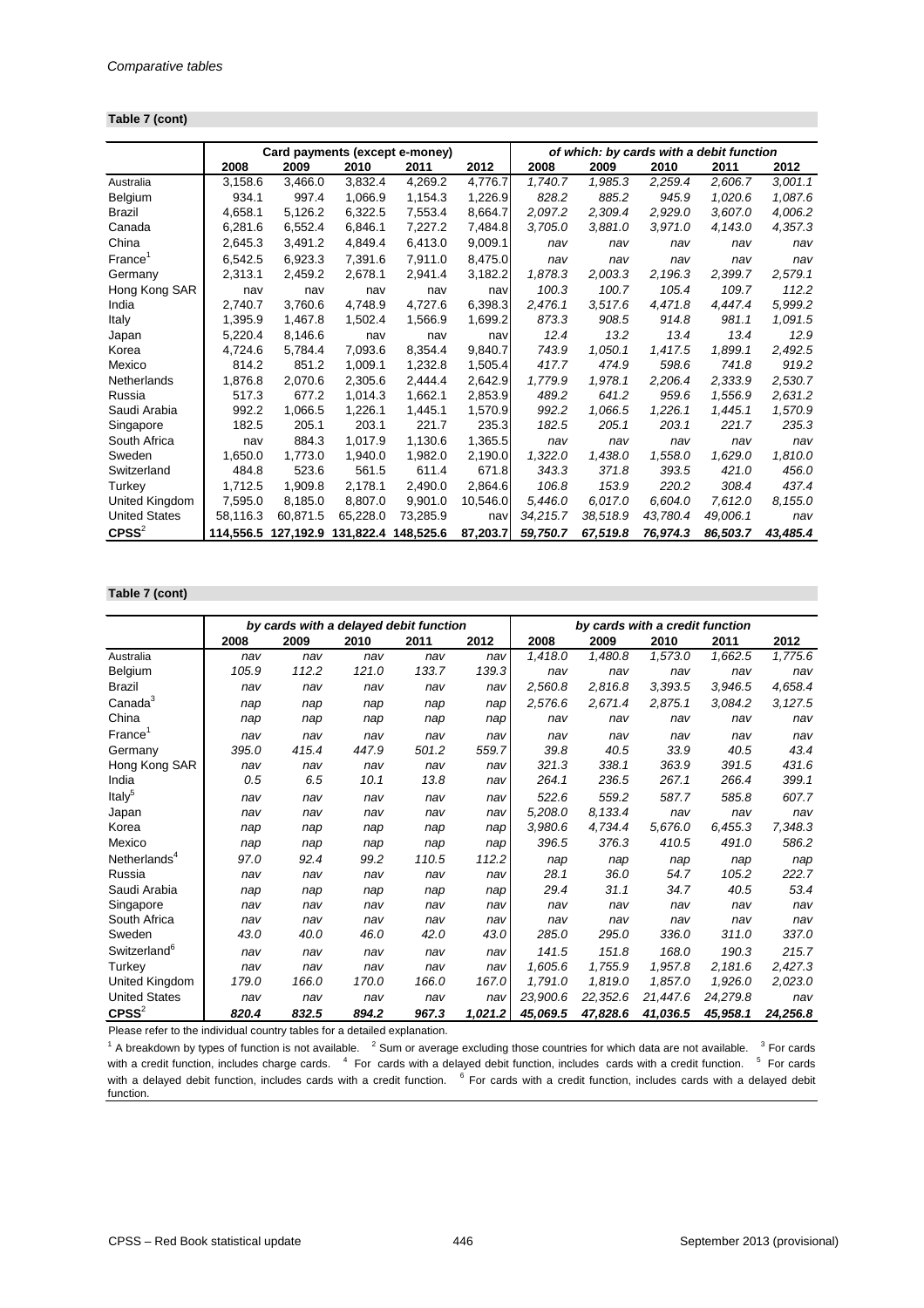*Comparative tables*

**Table 7 (cont)**

| | Card payments (except e-money) | | | | | *of which: by cards with a debit function* | | | | |
|---|---|---|---|---|---|---|---|---|---|---|
| | 2008 | 2009 | 2010 | 2011 | 2012 | 2008 | 2009 | 2010 | 2011 | 2012 |
| Australia | 3,158.6 | 3,466.0 | 3,832.4 | 4,269.2 | 4,776.7 | *1,740.7* | *1,985.3* | *2,259.4* | *2,606.7* | *3,001.1* |
| Belgium | 934.1 | 997.4 | 1,066.9 | 1,154.3 | 1,226.9 | *828.2* | *885.2* | *945.9* | *1,020.6* | *1,087.6* |
| Brazil | 4,658.1 | 5,126.2 | 6,322.5 | 7,553.4 | 8,664.7 | *2,097.2* | *2,309.4* | *2,929.0* | *3,607.0* | *4,006.2* |
| Canada | 6,281.6 | 6,552.4 | 6,846.1 | 7,227.2 | 7,484.8 | *3,705.0* | *3,881.0* | *3,971.0* | *4,143.0* | *4,357.3* |
| China | 2,645.3 | 3,491.2 | 4,849.4 | 6,413.0 | 9,009.1 | *nav* | *nav* | *nav* | *nav* | *nav* |
| France[1] | 6,542.5 | 6,923.3 | 7,391.6 | 7,911.0 | 8,475.0 | *nav* | *nav* | *nav* | *nav* | *nav* |
| Germany | 2,313.1 | 2,459.2 | 2,678.1 | 2,941.4 | 3,182.2 | *1,878.3* | *2,003.3* | *2,196.3* | *2,399.7* | *2,579.1* |
| Hong Kong SAR | nav | nav | nav | nav | nav | *100.3* | *100.7* | *105.4* | *109.7* | *112.2* |
| India | 2,740.7 | 3,760.6 | 4,748.9 | 4,727.6 | 6,398.3 | *2,476.1* | *3,517.6* | *4,471.8* | *4,447.4* | *5,999.2* |
| Italy | 1,395.9 | 1,467.8 | 1,502.4 | 1,566.9 | 1,699.2 | *873.3* | *908.5* | *914.8* | *981.1* | *1,091.5* |
| Japan | 5,220.4 | 8,146.6 | nav | nav | nav | *12.4* | *13.2* | *13.4* | *13.4* | *12.9* |
| Korea | 4,724.6 | 5,784.4 | 7,093.6 | 8,354.4 | 9,840.7 | *743.9* | *1,050.1* | *1,417.5* | *1,899.1* | *2,492.5* |
| Mexico | 814.2 | 851.2 | 1,009.1 | 1,232.8 | 1,505.4 | *417.7* | *474.9* | *598.6* | *741.8* | *919.2* |
| Netherlands | 1,876.8 | 2,070.6 | 2,305.6 | 2,444.4 | 2,642.9 | *1,779.9* | *1,978.1* | *2,206.4* | *2,333.9* | *2,530.7* |
| Russia | 517.3 | 677.2 | 1,014.3 | 1,662.1 | 2,853.9 | *489.2* | *641.2* | *959.6* | *1,556.9* | *2,631.2* |
| Saudi Arabia | 992.2 | 1,066.5 | 1,226.1 | 1,445.1 | 1,570.9 | *992.2* | *1,066.5* | *1,226.1* | *1,445.1* | *1,570.9* |
| Singapore | 182.5 | 205.1 | 203.1 | 221.7 | 235.3 | *182.5* | *205.1* | *203.1* | *221.7* | *235.3* |
| South Africa | nav | 884.3 | 1,017.9 | 1,130.6 | 1,365.5 | *nav* | *nav* | *nav* | *nav* | *nav* |
| Sweden | 1,650.0 | 1,773.0 | 1,940.0 | 1,982.0 | 2,190.0 | *1,322.0* | *1,438.0* | *1,558.0* | *1,629.0* | *1,810.0* |
| Switzerland | 484.8 | 523.6 | 561.5 | 611.4 | 671.8 | *343.3* | *371.8* | *393.5* | *421.0* | *456.0* |
| Turkey | 1,712.5 | 1,909.8 | 2,178.1 | 2,490.0 | 2,864.6 | *106.8* | *153.9* | *220.2* | *308.4* | *437.4* |
| United Kingdom | 7,595.0 | 8,185.0 | 8,807.0 | 9,901.0 | 10,546.0 | *5,446.0* | *6,017.0* | *6,604.0* | *7,612.0* | *8,155.0* |
| United States | 58,116.3 | 60,871.5 | 65,228.0 | 73,285.9 | nav | *34,215.7* | *38,518.9* | *43,780.4* | *49,006.1* | *nav* |
| **CPSS**[2] | **114,556.5** | **127,192.9** | **131,822.4** | **148,525.6** | **87,203.7** | ***59,750.7*** | ***67,519.8*** | ***76,974.3*** | ***86,503.7*** | ***43,485.4*** |

**Table 7 (cont)**

| | *by cards with a delayed debit function* | | | | | *by cards with a credit function* | | | | |
|---|---|---|---|---|---|---|---|---|---|---|
| | 2008 | 2009 | 2010 | 2011 | 2012 | 2008 | 2009 | 2010 | 2011 | 2012 |
| Australia | *nav* | *nav* | *nav* | *nav* | *nav* | *1,418.0* | *1,480.8* | *1,573.0* | *1,662.5* | *1,775.6* |
| Belgium | *105.9* | *112.2* | *121.0* | *133.7* | *139.3* | *nav* | *nav* | *nav* | *nav* | *nav* |
| Brazil | *nav* | *nav* | *nav* | *nav* | *nav* | *2,560.8* | *2,816.8* | *3,393.5* | *3,946.5* | *4,658.4* |
| Canada[3] | *nap* | *nap* | *nap* | *nap* | *nap* | *2,576.6* | *2,671.4* | *2,875.1* | *3,084.2* | *3,127.5* |
| China | *nap* | *nap* | *nap* | *nap* | *nap* | *nav* | *nav* | *nav* | *nav* | *nav* |
| France[1] | *nav* | *nav* | *nav* | *nav* | *nav* | *nav* | *nav* | *nav* | *nav* | *nav* |
| Germany | *395.0* | *415.4* | *447.9* | *501.2* | *559.7* | *39.8* | *40.5* | *33.9* | *40.5* | *43.4* |
| Hong Kong SAR | *nav* | *nav* | *nav* | *nav* | *nav* | *321.3* | *338.1* | *363.9* | *391.5* | *431.6* |
| India | *0.5* | *6.5* | *10.1* | *13.8* | *nav* | *264.1* | *236.5* | *267.1* | *266.4* | *399.1* |
| Italy[5] | *nav* | *nav* | *nav* | *nav* | *nav* | *522.6* | *559.2* | *587.7* | *585.8* | *607.7* |
| Japan | *nav* | *nav* | *nav* | *nav* | *nav* | *5,208.0* | *8,133.4* | *nav* | *nav* | *nav* |
| Korea | *nap* | *nap* | *nap* | *nap* | *nap* | *3,980.6* | *4,734.4* | *5,676.0* | *6,455.3* | *7,348.3* |
| Mexico | *nap* | *nap* | *nap* | *nap* | *nap* | *396.5* | *376.3* | *410.5* | *491.0* | *586.2* |
| Netherlands[4] | *97.0* | *92.4* | *99.2* | *110.5* | *112.2* | *nap* | *nap* | *nap* | *nap* | *nap* |
| Russia | *nav* | *nav* | *nav* | *nav* | *nav* | *28.1* | *36.0* | *54.7* | *105.2* | *222.7* |
| Saudi Arabia | *nap* | *nap* | *nap* | *nap* | *nap* | *29.4* | *31.1* | *34.7* | *40.5* | *53.4* |
| Singapore | *nav* | *nav* | *nav* | *nav* | *nav* | *nav* | *nav* | *nav* | *nav* | *nav* |
| South Africa | *nav* | *nav* | *nav* | *nav* | *nav* | *nav* | *nav* | *nav* | *nav* | *nav* |
| Sweden | *43.0* | *40.0* | *46.0* | *42.0* | *43.0* | *285.0* | *295.0* | *336.0* | *311.0* | *337.0* |
| Switzerland[6] | *nav* | *nav* | *nav* | *nav* | *nav* | *141.5* | *151.8* | *168.0* | *190.3* | *215.7* |
| Turkey | *nav* | *nav* | *nav* | *nav* | *nav* | *1,605.6* | *1,755.9* | *1,957.8* | *2,181.6* | *2,427.3* |
| United Kingdom | *179.0* | *166.0* | *170.0* | *166.0* | *167.0* | *1,791.0* | *1,819.0* | *1,857.0* | *1,926.0* | *2,023.0* |
| United States | *nav* | *nav* | *nav* | *nav* | *nav* | *23,900.6* | *22,352.6* | *21,447.6* | *24,279.8* | *nav* |
| **CPSS**[2] | ***820.4*** | ***832.5*** | ***894.2*** | ***967.3*** | ***1,021.2*** | ***45,069.5*** | ***47,828.6*** | ***41,036.5*** | ***45,958.1*** | ***24,256.8*** |

Please refer to the individual country tables for a detailed explanation.

[1] A breakdown by types of function is not available. [2] Sum or average excluding those countries for which data are not available. [3] For cards with a credit function, includes charge cards. [4] For cards with a delayed debit function, includes cards with a credit function. [5] For cards with a delayed debit function, includes cards with a credit function. [6] For cards with a credit function, includes cards with a delayed debit function.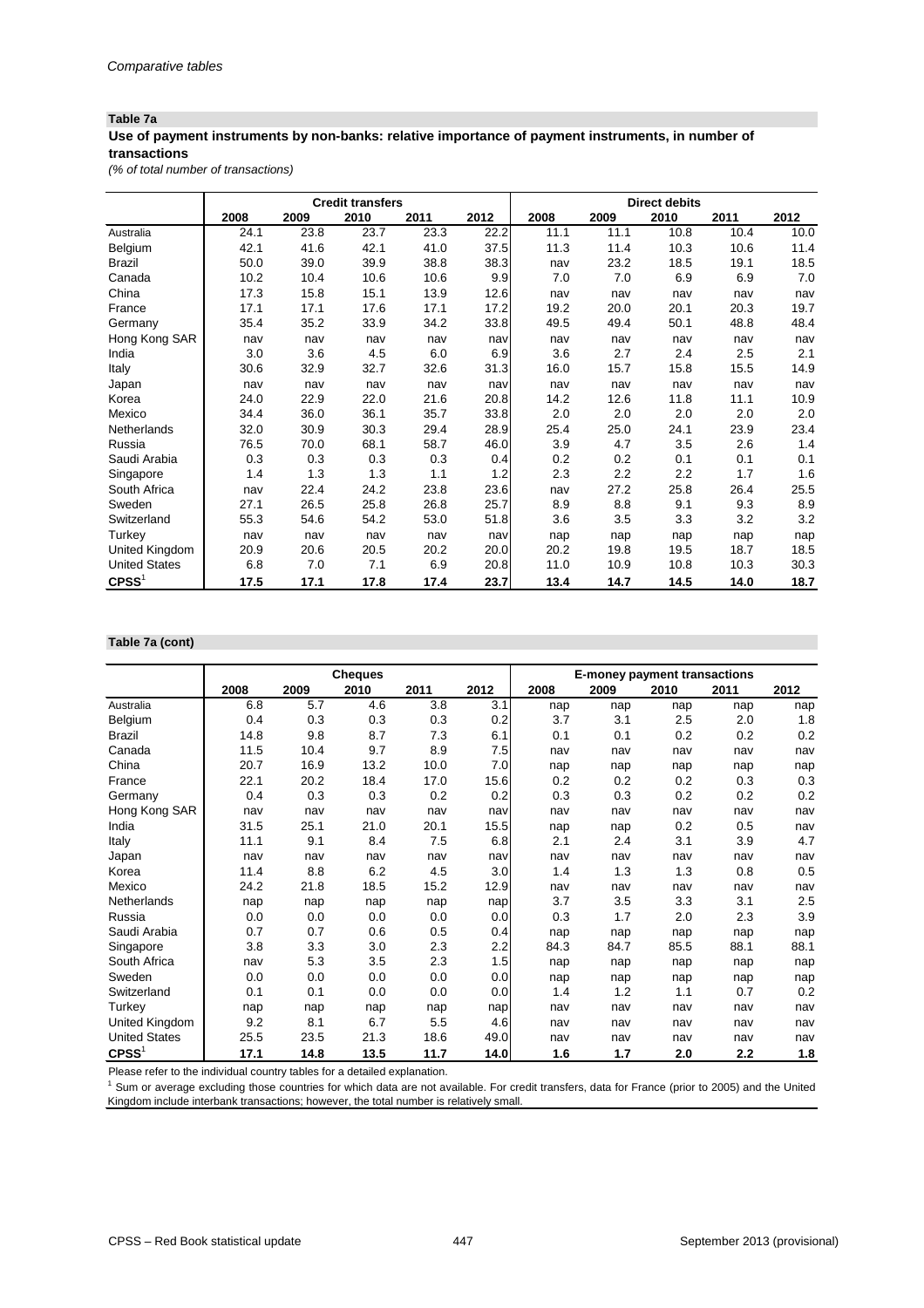*Comparative tables*

**Table 7a**

**Use of payment instruments by non-banks: relative importance of payment instruments, in number of transactions**

*(% of total number of transactions)*

| | Credit transfers | | | | | Direct debits | | | | |
|---|---|---|---|---|---|---|---|---|---|---|
| | 2008 | 2009 | 2010 | 2011 | 2012 | 2008 | 2009 | 2010 | 2011 | 2012 |
| Australia | 24.1 | 23.8 | 23.7 | 23.3 | 22.2 | 11.1 | 11.1 | 10.8 | 10.4 | 10.0 |
| Belgium | 42.1 | 41.6 | 42.1 | 41.0 | 37.5 | 11.3 | 11.4 | 10.3 | 10.6 | 11.4 |
| Brazil | 50.0 | 39.0 | 39.9 | 38.8 | 38.3 | nav | 23.2 | 18.5 | 19.1 | 18.5 |
| Canada | 10.2 | 10.4 | 10.6 | 10.6 | 9.9 | 7.0 | 7.0 | 6.9 | 6.9 | 7.0 |
| China | 17.3 | 15.8 | 15.1 | 13.9 | 12.6 | nav | nav | nav | nav | nav |
| France | 17.1 | 17.1 | 17.6 | 17.1 | 17.2 | 19.2 | 20.0 | 20.1 | 20.3 | 19.7 |
| Germany | 35.4 | 35.2 | 33.9 | 34.2 | 33.8 | 49.5 | 49.4 | 50.1 | 48.8 | 48.4 |
| Hong Kong SAR | nav | nav | nav | nav | nav | nav | nav | nav | nav | nav |
| India | 3.0 | 3.6 | 4.5 | 6.0 | 6.9 | 3.6 | 2.7 | 2.4 | 2.5 | 2.1 |
| Italy | 30.6 | 32.9 | 32.7 | 32.6 | 31.3 | 16.0 | 15.7 | 15.8 | 15.5 | 14.9 |
| Japan | nav | nav | nav | nav | nav | nav | nav | nav | nav | nav |
| Korea | 24.0 | 22.9 | 22.0 | 21.6 | 20.8 | 14.2 | 12.6 | 11.8 | 11.1 | 10.9 |
| Mexico | 34.4 | 36.0 | 36.1 | 35.7 | 33.8 | 2.0 | 2.0 | 2.0 | 2.0 | 2.0 |
| Netherlands | 32.0 | 30.9 | 30.3 | 29.4 | 28.9 | 25.4 | 25.0 | 24.1 | 23.9 | 23.4 |
| Russia | 76.5 | 70.0 | 68.1 | 58.7 | 46.0 | 3.9 | 4.7 | 3.5 | 2.6 | 1.4 |
| Saudi Arabia | 0.3 | 0.3 | 0.3 | 0.3 | 0.4 | 0.2 | 0.2 | 0.1 | 0.1 | 0.1 |
| Singapore | 1.4 | 1.3 | 1.3 | 1.1 | 1.2 | 2.3 | 2.2 | 2.2 | 1.7 | 1.6 |
| South Africa | nav | 22.4 | 24.2 | 23.8 | 23.6 | nav | 27.2 | 25.8 | 26.4 | 25.5 |
| Sweden | 27.1 | 26.5 | 25.8 | 26.8 | 25.7 | 8.9 | 8.8 | 9.1 | 9.3 | 8.9 |
| Switzerland | 55.3 | 54.6 | 54.2 | 53.0 | 51.8 | 3.6 | 3.5 | 3.3 | 3.2 | 3.2 |
| Turkey | nav | nav | nav | nav | nav | nap | nap | nap | nap | nap |
| United Kingdom | 20.9 | 20.6 | 20.5 | 20.2 | 20.0 | 20.2 | 19.8 | 19.5 | 18.7 | 18.5 |
| United States | 6.8 | 7.0 | 7.1 | 6.9 | 20.8 | 11.0 | 10.9 | 10.8 | 10.3 | 30.3 |
| **CPSS**[1] | **17.5** | **17.1** | **17.8** | **17.4** | **23.7** | **13.4** | **14.7** | **14.5** | **14.0** | **18.7** |

**Table 7a (cont)**

| | Cheques | | | | | E-money payment transactions | | | | |
|---|---|---|---|---|---|---|---|---|---|---|
| | 2008 | 2009 | 2010 | 2011 | 2012 | 2008 | 2009 | 2010 | 2011 | 2012 |
| Australia | 6.8 | 5.7 | 4.6 | 3.8 | 3.1 | nap | nap | nap | nap | nap |
| Belgium | 0.4 | 0.3 | 0.3 | 0.3 | 0.2 | 3.7 | 3.1 | 2.5 | 2.0 | 1.8 |
| Brazil | 14.8 | 9.8 | 8.7 | 7.3 | 6.1 | 0.1 | 0.1 | 0.2 | 0.2 | 0.2 |
| Canada | 11.5 | 10.4 | 9.7 | 8.9 | 7.5 | nav | nav | nav | nav | nav |
| China | 20.7 | 16.9 | 13.2 | 10.0 | 7.0 | nap | nap | nap | nap | nap |
| France | 22.1 | 20.2 | 18.4 | 17.0 | 15.6 | 0.2 | 0.2 | 0.2 | 0.3 | 0.3 |
| Germany | 0.4 | 0.3 | 0.3 | 0.2 | 0.2 | 0.3 | 0.3 | 0.2 | 0.2 | 0.2 |
| Hong Kong SAR | nav | nav | nav | nav | nav | nav | nav | nav | nav | nav |
| India | 31.5 | 25.1 | 21.0 | 20.1 | 15.5 | nap | nap | 0.2 | 0.5 | nav |
| Italy | 11.1 | 9.1 | 8.4 | 7.5 | 6.8 | 2.1 | 2.4 | 3.1 | 3.9 | 4.7 |
| Japan | nav | nav | nav | nav | nav | nav | nav | nav | nav | nav |
| Korea | 11.4 | 8.8 | 6.2 | 4.5 | 3.0 | 1.4 | 1.3 | 1.3 | 0.8 | 0.5 |
| Mexico | 24.2 | 21.8 | 18.5 | 15.2 | 12.9 | nav | nav | nav | nav | nav |
| Netherlands | nap | nap | nap | nap | nap | 3.7 | 3.5 | 3.3 | 3.1 | 2.5 |
| Russia | 0.0 | 0.0 | 0.0 | 0.0 | 0.0 | 0.3 | 1.7 | 2.0 | 2.3 | 3.9 |
| Saudi Arabia | 0.7 | 0.7 | 0.6 | 0.5 | 0.4 | nap | nap | nap | nap | nap |
| Singapore | 3.8 | 3.3 | 3.0 | 2.3 | 2.2 | 84.3 | 84.7 | 85.5 | 88.1 | 88.1 |
| South Africa | nav | 5.3 | 3.5 | 2.3 | 1.5 | nap | nap | nap | nap | nap |
| Sweden | 0.0 | 0.0 | 0.0 | 0.0 | 0.0 | nap | nap | nap | nap | nap |
| Switzerland | 0.1 | 0.1 | 0.0 | 0.0 | 0.0 | 1.4 | 1.2 | 1.1 | 0.7 | 0.2 |
| Turkey | nap | nap | nap | nap | nap | nav | nav | nav | nav | nav |
| United Kingdom | 9.2 | 8.1 | 6.7 | 5.5 | 4.6 | nav | nav | nav | nav | nav |
| United States | 25.5 | 23.5 | 21.3 | 18.6 | 49.0 | nav | nav | nav | nav | nav |
| **CPSS**[1] | **17.1** | **14.8** | **13.5** | **11.7** | **14.0** | **1.6** | **1.7** | **2.0** | **2.2** | **1.8** |

Please refer to the individual country tables for a detailed explanation.

[1] Sum or average excluding those countries for which data are not available. For credit transfers, data for France (prior to 2005) and the United Kingdom include interbank transactions; however, the total number is relatively small.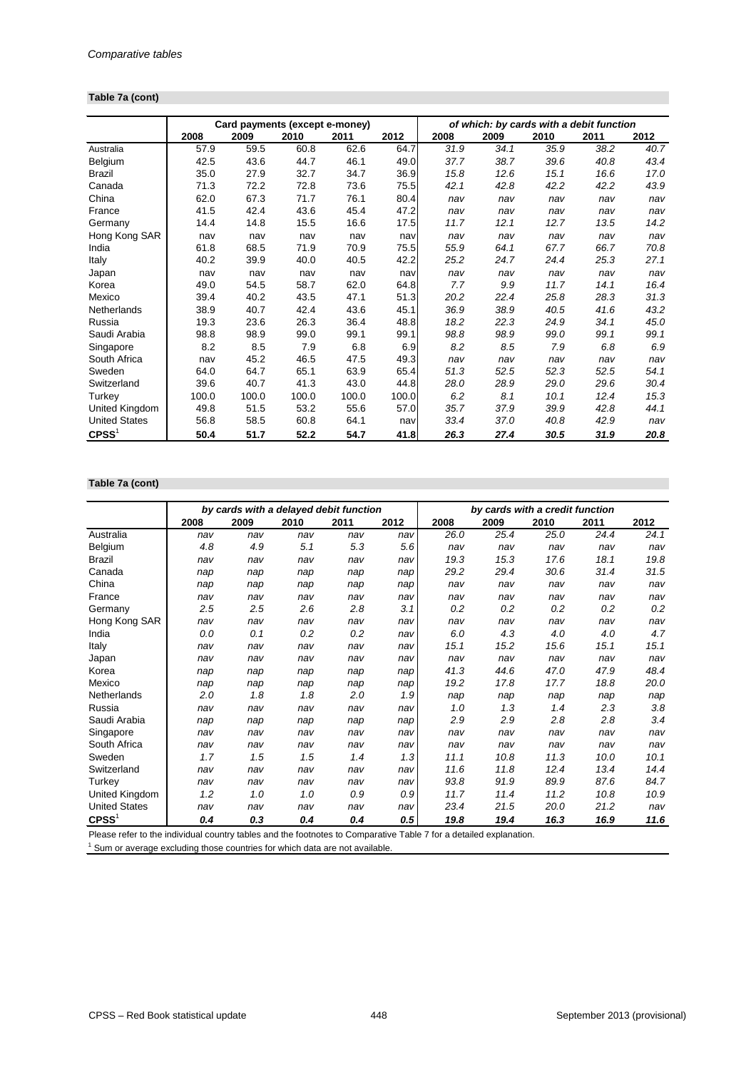*Comparative tables*

**Table 7a (cont)**

| | Card payments (except e-money) | | | | | *of which: by cards with a debit function* | | | | |
|---|---|---|---|---|---|---|---|---|---|---|
| | 2008 | 2009 | 2010 | 2011 | 2012 | 2008 | 2009 | 2010 | 2011 | 2012 |
| Australia | 57.9 | 59.5 | 60.8 | 62.6 | 64.7 | *31.9* | *34.1* | *35.9* | *38.2* | *40.7* |
| Belgium | 42.5 | 43.6 | 44.7 | 46.1 | 49.0 | *37.7* | *38.7* | *39.6* | *40.8* | *43.4* |
| Brazil | 35.0 | 27.9 | 32.7 | 34.7 | 36.9 | *15.8* | *12.6* | *15.1* | *16.6* | *17.0* |
| Canada | 71.3 | 72.2 | 72.8 | 73.6 | 75.5 | *42.1* | *42.8* | *42.2* | *42.2* | *43.9* |
| China | 62.0 | 67.3 | 71.7 | 76.1 | 80.4 | *nav* | *nav* | *nav* | *nav* | *nav* |
| France | 41.5 | 42.4 | 43.6 | 45.4 | 47.2 | *nav* | *nav* | *nav* | *nav* | *nav* |
| Germany | 14.4 | 14.8 | 15.5 | 16.6 | 17.5 | *11.7* | *12.1* | *12.7* | *13.5* | *14.2* |
| Hong Kong SAR | nav | nav | nav | nav | nav | *nav* | *nav* | *nav* | *nav* | *nav* |
| India | 61.8 | 68.5 | 71.9 | 70.9 | 75.5 | *55.9* | *64.1* | *67.7* | *66.7* | *70.8* |
| Italy | 40.2 | 39.9 | 40.0 | 40.5 | 42.2 | *25.2* | *24.7* | *24.4* | *25.3* | *27.1* |
| Japan | nav | nav | nav | nav | nav | *nav* | *nav* | *nav* | *nav* | *nav* |
| Korea | 49.0 | 54.5 | 58.7 | 62.0 | 64.8 | *7.7* | *9.9* | *11.7* | *14.1* | *16.4* |
| Mexico | 39.4 | 40.2 | 43.5 | 47.1 | 51.3 | *20.2* | *22.4* | *25.8* | *28.3* | *31.3* |
| Netherlands | 38.9 | 40.7 | 42.4 | 43.6 | 45.1 | *36.9* | *38.9* | *40.5* | *41.6* | *43.2* |
| Russia | 19.3 | 23.6 | 26.3 | 36.4 | 48.8 | *18.2* | *22.3* | *24.9* | *34.1* | *45.0* |
| Saudi Arabia | 98.8 | 98.9 | 99.0 | 99.1 | 99.1 | *98.8* | *98.9* | *99.0* | *99.1* | *99.1* |
| Singapore | 8.2 | 8.5 | 7.9 | 6.8 | 6.9 | *8.2* | *8.5* | *7.9* | *6.8* | *6.9* |
| South Africa | nav | 45.2 | 46.5 | 47.5 | 49.3 | *nav* | *nav* | *nav* | *nav* | *nav* |
| Sweden | 64.0 | 64.7 | 65.1 | 63.9 | 65.4 | *51.3* | *52.5* | *52.3* | *52.5* | *54.1* |
| Switzerland | 39.6 | 40.7 | 41.3 | 43.0 | 44.8 | *28.0* | *28.9* | *29.0* | *29.6* | *30.4* |
| Turkey | 100.0 | 100.0 | 100.0 | 100.0 | 100.0 | *6.2* | *8.1* | *10.1* | *12.4* | *15.3* |
| United Kingdom | 49.8 | 51.5 | 53.2 | 55.6 | 57.0 | *35.7* | *37.9* | *39.9* | *42.8* | *44.1* |
| United States | 56.8 | 58.5 | 60.8 | 64.1 | nav | *33.4* | *37.0* | *40.8* | *42.9* | *nav* |
| **CPSS[1]** | **50.4** | **51.7** | **52.2** | **54.7** | **41.8** | ***26.3*** | ***27.4*** | ***30.5*** | ***31.9*** | ***20.8*** |

**Table 7a (cont)**

| | *by cards with a delayed debit function* | | | | | *by cards with a credit function* | | | | |
|---|---|---|---|---|---|---|---|---|---|---|
| | 2008 | 2009 | 2010 | 2011 | 2012 | 2008 | 2009 | 2010 | 2011 | 2012 |
| Australia | *nav* | *nav* | *nav* | *nav* | *nav* | *26.0* | *25.4* | *25.0* | *24.4* | *24.1* |
| Belgium | *4.8* | *4.9* | *5.1* | *5.3* | *5.6* | *nav* | *nav* | *nav* | *nav* | *nav* |
| Brazil | *nav* | *nav* | *nav* | *nav* | *nav* | *19.3* | *15.3* | *17.6* | *18.1* | *19.8* |
| Canada | *nap* | *nap* | *nap* | *nap* | *nap* | *29.2* | *29.4* | *30.6* | *31.4* | *31.5* |
| China | *nap* | *nap* | *nap* | *nap* | *nap* | *nav* | *nav* | *nav* | *nav* | *nav* |
| France | *nav* | *nav* | *nav* | *nav* | *nav* | *nav* | *nav* | *nav* | *nav* | *nav* |
| Germany | *2.5* | *2.5* | *2.6* | *2.8* | *3.1* | *0.2* | *0.2* | *0.2* | *0.2* | *0.2* |
| Hong Kong SAR | *nav* | *nav* | *nav* | *nav* | *nav* | *nav* | *nav* | *nav* | *nav* | *nav* |
| India | *0.0* | *0.1* | *0.2* | *0.2* | *nav* | *6.0* | *4.3* | *4.0* | *4.0* | *4.7* |
| Italy | *nav* | *nav* | *nav* | *nav* | *nav* | *15.1* | *15.2* | *15.6* | *15.1* | *15.1* |
| Japan | *nav* | *nav* | *nav* | *nav* | *nav* | *nav* | *nav* | *nav* | *nav* | *nav* |
| Korea | *nap* | *nap* | *nap* | *nap* | *nap* | *41.3* | *44.6* | *47.0* | *47.9* | *48.4* |
| Mexico | *nap* | *nap* | *nap* | *nap* | *nap* | *19.2* | *17.8* | *17.7* | *18.8* | *20.0* |
| Netherlands | *2.0* | *1.8* | *1.8* | *2.0* | *1.9* | *nap* | *nap* | *nap* | *nap* | *nap* |
| Russia | *nav* | *nav* | *nav* | *nav* | *nav* | *1.0* | *1.3* | *1.4* | *2.3* | *3.8* |
| Saudi Arabia | *nap* | *nap* | *nap* | *nap* | *nap* | *2.9* | *2.9* | *2.8* | *2.8* | *3.4* |
| Singapore | *nav* | *nav* | *nav* | *nav* | *nav* | *nav* | *nav* | *nav* | *nav* | *nav* |
| South Africa | *nav* | *nav* | *nav* | *nav* | *nav* | *nav* | *nav* | *nav* | *nav* | *nav* |
| Sweden | *1.7* | *1.5* | *1.5* | *1.4* | *1.3* | *11.1* | *10.8* | *11.3* | *10.0* | *10.1* |
| Switzerland | *nav* | *nav* | *nav* | *nav* | *nav* | *11.6* | *11.8* | *12.4* | *13.4* | *14.4* |
| Turkey | *nav* | *nav* | *nav* | *nav* | *nav* | *93.8* | *91.9* | *89.9* | *87.6* | *84.7* |
| United Kingdom | *1.2* | *1.0* | *1.0* | *0.9* | *0.9* | *11.7* | *11.4* | *11.2* | *10.8* | *10.9* |
| United States | *nav* | *nav* | *nav* | *nav* | *nav* | *23.4* | *21.5* | *20.0* | *21.2* | *nav* |
| **CPSS[1]** | ***0.4*** | ***0.3*** | ***0.4*** | ***0.4*** | ***0.5*** | ***19.8*** | ***19.4*** | ***16.3*** | ***16.9*** | ***11.6*** |

Please refer to the individual country tables and the footnotes to Comparative Table 7 for a detailed explanation.

[1] Sum or average excluding those countries for which data are not available.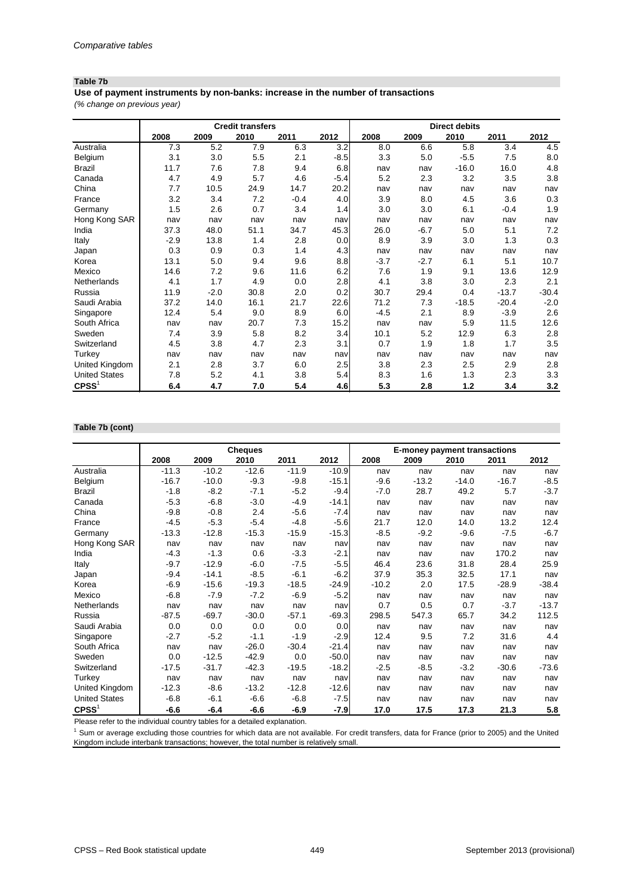*Comparative tables*

**Table 7b**

**Use of payment instruments by non-banks: increase in the number of transactions**

*(% change on previous year)*

| | Credit transfers | | | | | Direct debits | | | | |
|---|---|---|---|---|---|---|---|---|---|---|
| | 2008 | 2009 | 2010 | 2011 | 2012 | 2008 | 2009 | 2010 | 2011 | 2012 |
| Australia | 7.3 | 5.2 | 7.9 | 6.3 | 3.2 | 8.0 | 6.6 | 5.8 | 3.4 | 4.5 |
| Belgium | 3.1 | 3.0 | 5.5 | 2.1 | -8.5 | 3.3 | 5.0 | -5.5 | 7.5 | 8.0 |
| Brazil | 11.7 | 7.6 | 7.8 | 9.4 | 6.8 | nav | nav | -16.0 | 16.0 | 4.8 |
| Canada | 4.7 | 4.9 | 5.7 | 4.6 | -5.4 | 5.2 | 2.3 | 3.2 | 3.5 | 3.8 |
| China | 7.7 | 10.5 | 24.9 | 14.7 | 20.2 | nav | nav | nav | nav | nav |
| France | 3.2 | 3.4 | 7.2 | -0.4 | 4.0 | 3.9 | 8.0 | 4.5 | 3.6 | 0.3 |
| Germany | 1.5 | 2.6 | 0.7 | 3.4 | 1.4 | 3.0 | 3.0 | 6.1 | -0.4 | 1.9 |
| Hong Kong SAR | nav | nav | nav | nav | nav | nav | nav | nav | nav | nav |
| India | 37.3 | 48.0 | 51.1 | 34.7 | 45.3 | 26.0 | -6.7 | 5.0 | 5.1 | 7.2 |
| Italy | -2.9 | 13.8 | 1.4 | 2.8 | 0.0 | 8.9 | 3.9 | 3.0 | 1.3 | 0.3 |
| Japan | 0.3 | 0.9 | 0.3 | 1.4 | 4.3 | nav | nav | nav | nav | nav |
| Korea | 13.1 | 5.0 | 9.4 | 9.6 | 8.8 | -3.7 | -2.7 | 6.1 | 5.1 | 10.7 |
| Mexico | 14.6 | 7.2 | 9.6 | 11.6 | 6.2 | 7.6 | 1.9 | 9.1 | 13.6 | 12.9 |
| Netherlands | 4.1 | 1.7 | 4.9 | 0.0 | 2.8 | 4.1 | 3.8 | 3.0 | 2.3 | 2.1 |
| Russia | 11.9 | -2.0 | 30.8 | 2.0 | 0.2 | 30.7 | 29.4 | 0.4 | -13.7 | -30.4 |
| Saudi Arabia | 37.2 | 14.0 | 16.1 | 21.7 | 22.6 | 71.2 | 7.3 | -18.5 | -20.4 | -2.0 |
| Singapore | 12.4 | 5.4 | 9.0 | 8.9 | 6.0 | -4.5 | 2.1 | 8.9 | -3.9 | 2.6 |
| South Africa | nav | nav | 20.7 | 7.3 | 15.2 | nav | nav | 5.9 | 11.5 | 12.6 |
| Sweden | 7.4 | 3.9 | 5.8 | 8.2 | 3.4 | 10.1 | 5.2 | 12.9 | 6.3 | 2.8 |
| Switzerland | 4.5 | 3.8 | 4.7 | 2.3 | 3.1 | 0.7 | 1.9 | 1.8 | 1.7 | 3.5 |
| Turkey | nav | nav | nav | nav | nav | nav | nav | nav | nav | nav |
| United Kingdom | 2.1 | 2.8 | 3.7 | 6.0 | 2.5 | 3.8 | 2.3 | 2.5 | 2.9 | 2.8 |
| United States | 7.8 | 5.2 | 4.1 | 3.8 | 5.4 | 8.3 | 1.6 | 1.3 | 2.3 | 3.3 |
| **CPSS**[1] | **6.4** | **4.7** | **7.0** | **5.4** | **4.6** | **5.3** | **2.8** | **1.2** | **3.4** | **3.2** |

**Table 7b (cont)**

| | Cheques | | | | | E-money payment transactions | | | | |
|---|---|---|---|---|---|---|---|---|---|---|
| | 2008 | 2009 | 2010 | 2011 | 2012 | 2008 | 2009 | 2010 | 2011 | 2012 |
| Australia | -11.3 | -10.2 | -12.6 | -11.9 | -10.9 | nav | nav | nav | nav | nav |
| Belgium | -16.7 | -10.0 | -9.3 | -9.8 | -15.1 | -9.6 | -13.2 | -14.0 | -16.7 | -8.5 |
| Brazil | -1.8 | -8.2 | -7.1 | -5.2 | -9.4 | -7.0 | 28.7 | 49.2 | 5.7 | -3.7 |
| Canada | -5.3 | -6.8 | -3.0 | -4.9 | -14.1 | nav | nav | nav | nav | nav |
| China | -9.8 | -0.8 | 2.4 | -5.6 | -7.4 | nav | nav | nav | nav | nav |
| France | -4.5 | -5.3 | -5.4 | -4.8 | -5.6 | 21.7 | 12.0 | 14.0 | 13.2 | 12.4 |
| Germany | -13.3 | -12.8 | -15.3 | -15.9 | -15.3 | -8.5 | -9.2 | -9.6 | -7.5 | -6.7 |
| Hong Kong SAR | nav | nav | nav | nav | nav | nav | nav | nav | nav | nav |
| India | -4.3 | -1.3 | 0.6 | -3.3 | -2.1 | nav | nav | nav | 170.2 | nav |
| Italy | -9.7 | -12.9 | -6.0 | -7.5 | -5.5 | 46.4 | 23.6 | 31.8 | 28.4 | 25.9 |
| Japan | -9.4 | -14.1 | -8.5 | -6.1 | -6.2 | 37.9 | 35.3 | 32.5 | 17.1 | nav |
| Korea | -6.9 | -15.6 | -19.3 | -18.5 | -24.9 | -10.2 | 2.0 | 17.5 | -28.9 | -38.4 |
| Mexico | -6.8 | -7.9 | -7.2 | -6.9 | -5.2 | nav | nav | nav | nav | nav |
| Netherlands | nav | nav | nav | nav | nav | 0.7 | 0.5 | 0.7 | -3.7 | -13.7 |
| Russia | -87.5 | -69.7 | -30.0 | -57.1 | -69.3 | 298.5 | 547.3 | 65.7 | 34.2 | 112.5 |
| Saudi Arabia | 0.0 | 0.0 | 0.0 | 0.0 | 0.0 | nav | nav | nav | nav | nav |
| Singapore | -2.7 | -5.2 | -1.1 | -1.9 | -2.9 | 12.4 | 9.5 | 7.2 | 31.6 | 4.4 |
| South Africa | nav | nav | -26.0 | -30.4 | -21.4 | nav | nav | nav | nav | nav |
| Sweden | 0.0 | -12.5 | -42.9 | 0.0 | -50.0 | nav | nav | nav | nav | nav |
| Switzerland | -17.5 | -31.7 | -42.3 | -19.5 | -18.2 | -2.5 | -8.5 | -3.2 | -30.6 | -73.6 |
| Turkey | nav | nav | nav | nav | nav | nav | nav | nav | nav | nav |
| United Kingdom | -12.3 | -8.6 | -13.2 | -12.8 | -12.6 | nav | nav | nav | nav | nav |
| United States | -6.8 | -6.1 | -6.6 | -6.8 | -7.5 | nav | nav | nav | nav | nav |
| **CPSS**[1] | **-6.6** | **-6.4** | **-6.6** | **-6.9** | **-7.9** | **17.0** | **17.5** | **17.3** | **21.3** | **5.8** |

Please refer to the individual country tables for a detailed explanation.

[1] Sum or average excluding those countries for which data are not available. For credit transfers, data for France (prior to 2005) and the United Kingdom include interbank transactions; however, the total number is relatively small.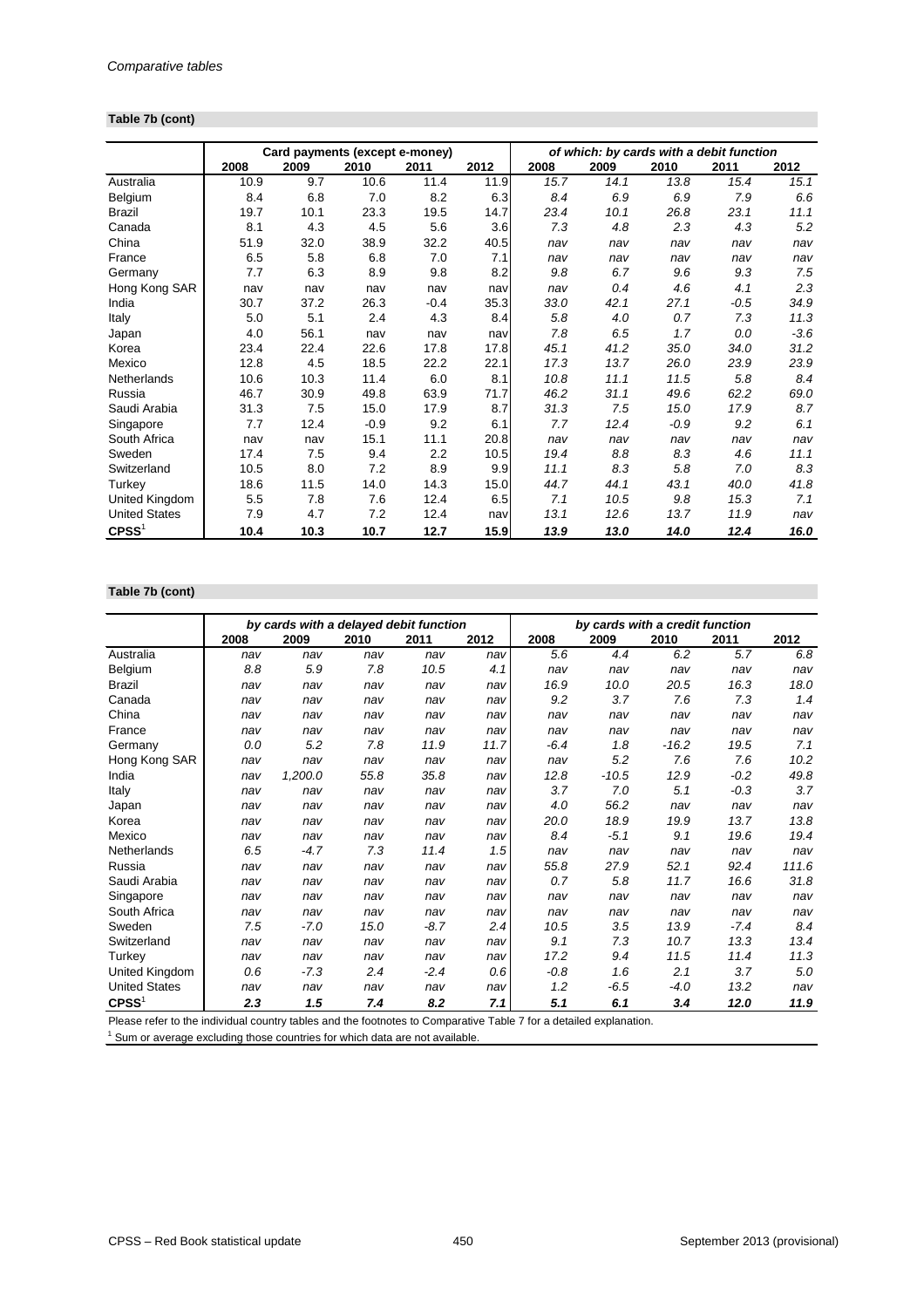**Table 7b (cont)**

| | Card payments (except e-money) | | | | | *of which: by cards with a debit function* | | | | |
|---|---|---|---|---|---|---|---|---|---|---|
| | 2008 | 2009 | 2010 | 2011 | 2012 | 2008 | 2009 | 2010 | 2011 | 2012 |
| Australia | 10.9 | 9.7 | 10.6 | 11.4 | 11.9 | *15.7* | *14.1* | *13.8* | *15.4* | *15.1* |
| Belgium | 8.4 | 6.8 | 7.0 | 8.2 | 6.3 | *8.4* | *6.9* | *6.9* | *7.9* | *6.6* |
| Brazil | 19.7 | 10.1 | 23.3 | 19.5 | 14.7 | *23.4* | *10.1* | *26.8* | *23.1* | *11.1* |
| Canada | 8.1 | 4.3 | 4.5 | 5.6 | 3.6 | *7.3* | *4.8* | *2.3* | *4.3* | *5.2* |
| China | 51.9 | 32.0 | 38.9 | 32.2 | 40.5 | *nav* | *nav* | *nav* | *nav* | *nav* |
| France | 6.5 | 5.8 | 6.8 | 7.0 | 7.1 | *nav* | *nav* | *nav* | *nav* | *nav* |
| Germany | 7.7 | 6.3 | 8.9 | 9.8 | 8.2 | *9.8* | *6.7* | *9.6* | *9.3* | *7.5* |
| Hong Kong SAR | nav | nav | nav | nav | nav | *nav* | *0.4* | *4.6* | *4.1* | *2.3* |
| India | 30.7 | 37.2 | 26.3 | -0.4 | 35.3 | *33.0* | *42.1* | *27.1* | *-0.5* | *34.9* |
| Italy | 5.0 | 5.1 | 2.4 | 4.3 | 8.4 | *5.8* | *4.0* | *0.7* | *7.3* | *11.3* |
| Japan | 4.0 | 56.1 | nav | nav | nav | *7.8* | *6.5* | *1.7* | *0.0* | *-3.6* |
| Korea | 23.4 | 22.4 | 22.6 | 17.8 | 17.8 | *45.1* | *41.2* | *35.0* | *34.0* | *31.2* |
| Mexico | 12.8 | 4.5 | 18.5 | 22.2 | 22.1 | *17.3* | *13.7* | *26.0* | *23.9* | *23.9* |
| Netherlands | 10.6 | 10.3 | 11.4 | 6.0 | 8.1 | *10.8* | *11.1* | *11.5* | *5.8* | *8.4* |
| Russia | 46.7 | 30.9 | 49.8 | 63.9 | 71.7 | *46.2* | *31.1* | *49.6* | *62.2* | *69.0* |
| Saudi Arabia | 31.3 | 7.5 | 15.0 | 17.9 | 8.7 | *31.3* | *7.5* | *15.0* | *17.9* | *8.7* |
| Singapore | 7.7 | 12.4 | -0.9 | 9.2 | 6.1 | *7.7* | *12.4* | *-0.9* | *9.2* | *6.1* |
| South Africa | nav | nav | 15.1 | 11.1 | 20.8 | *nav* | *nav* | *nav* | *nav* | *nav* |
| Sweden | 17.4 | 7.5 | 9.4 | 2.2 | 10.5 | *19.4* | *8.8* | *8.3* | *4.6* | *11.1* |
| Switzerland | 10.5 | 8.0 | 7.2 | 8.9 | 9.9 | *11.1* | *8.3* | *5.8* | *7.0* | *8.3* |
| Turkey | 18.6 | 11.5 | 14.0 | 14.3 | 15.0 | *44.7* | *44.1* | *43.1* | *40.0* | *41.8* |
| United Kingdom | 5.5 | 7.8 | 7.6 | 12.4 | 6.5 | *7.1* | *10.5* | *9.8* | *15.3* | *7.1* |
| United States | 7.9 | 4.7 | 7.2 | 12.4 | nav | *13.1* | *12.6* | *13.7* | *11.9* | *nav* |
| **CPSS**[1] | **10.4** | **10.3** | **10.7** | **12.7** | **15.9** | ***13.9*** | ***13.0*** | ***14.0*** | ***12.4*** | ***16.0*** |

**Table 7b (cont)**

| | *by cards with a delayed debit function* | | | | | *by cards with a credit function* | | | | |
|---|---|---|---|---|---|---|---|---|---|---|
| | 2008 | 2009 | 2010 | 2011 | 2012 | 2008 | 2009 | 2010 | 2011 | 2012 |
| Australia | *nav* | *nav* | *nav* | *nav* | *nav* | *5.6* | *4.4* | *6.2* | *5.7* | *6.8* |
| Belgium | *8.8* | *5.9* | *7.8* | *10.5* | *4.1* | *nav* | *nav* | *nav* | *nav* | *nav* |
| Brazil | *nav* | *nav* | *nav* | *nav* | *nav* | *16.9* | *10.0* | *20.5* | *16.3* | *18.0* |
| Canada | *nav* | *nav* | *nav* | *nav* | *nav* | *9.2* | *3.7* | *7.6* | *7.3* | *1.4* |
| China | *nav* | *nav* | *nav* | *nav* | *nav* | *nav* | *nav* | *nav* | *nav* | *nav* |
| France | *nav* | *nav* | *nav* | *nav* | *nav* | *nav* | *nav* | *nav* | *nav* | *nav* |
| Germany | *0.0* | *5.2* | *7.8* | *11.9* | *11.7* | *-6.4* | *1.8* | *-16.2* | *19.5* | *7.1* |
| Hong Kong SAR | *nav* | *nav* | *nav* | *nav* | *nav* | *nav* | *5.2* | *7.6* | *7.6* | *10.2* |
| India | *nav* | *1,200.0* | *55.8* | *35.8* | *nav* | *12.8* | *-10.5* | *12.9* | *-0.2* | *49.8* |
| Italy | *nav* | *nav* | *nav* | *nav* | *nav* | *3.7* | *7.0* | *5.1* | *-0.3* | *3.7* |
| Japan | *nav* | *nav* | *nav* | *nav* | *nav* | *4.0* | *56.2* | *nav* | *nav* | *nav* |
| Korea | *nav* | *nav* | *nav* | *nav* | *nav* | *20.0* | *18.9* | *19.9* | *13.7* | *13.8* |
| Mexico | *nav* | *nav* | *nav* | *nav* | *nav* | *8.4* | *-5.1* | *9.1* | *19.6* | *19.4* |
| Netherlands | *6.5* | *-4.7* | *7.3* | *11.4* | *1.5* | *nav* | *nav* | *nav* | *nav* | *nav* |
| Russia | *nav* | *nav* | *nav* | *nav* | *nav* | *55.8* | *27.9* | *52.1* | *92.4* | *111.6* |
| Saudi Arabia | *nav* | *nav* | *nav* | *nav* | *nav* | *0.7* | *5.8* | *11.7* | *16.6* | *31.8* |
| Singapore | *nav* | *nav* | *nav* | *nav* | *nav* | *nav* | *nav* | *nav* | *nav* | *nav* |
| South Africa | *nav* | *nav* | *nav* | *nav* | *nav* | *nav* | *nav* | *nav* | *nav* | *nav* |
| Sweden | *7.5* | *-7.0* | *15.0* | *-8.7* | *2.4* | *10.5* | *3.5* | *13.9* | *-7.4* | *8.4* |
| Switzerland | *nav* | *nav* | *nav* | *nav* | *nav* | *9.1* | *7.3* | *10.7* | *13.3* | *13.4* |
| Turkey | *nav* | *nav* | *nav* | *nav* | *nav* | *17.2* | *9.4* | *11.5* | *11.4* | *11.3* |
| United Kingdom | *0.6* | *-7.3* | *2.4* | *-2.4* | *0.6* | *-0.8* | *1.6* | *2.1* | *3.7* | *5.0* |
| United States | *nav* | *nav* | *nav* | *nav* | *nav* | *1.2* | *-6.5* | *-4.0* | *13.2* | *nav* |
| **CPSS**[1] | ***2.3*** | ***1.5*** | ***7.4*** | ***8.2*** | ***7.1*** | ***5.1*** | ***6.1*** | ***3.4*** | ***12.0*** | ***11.9*** |

Please refer to the individual country tables and the footnotes to Comparative Table 7 for a detailed explanation.

[1] Sum or average excluding those countries for which data are not available.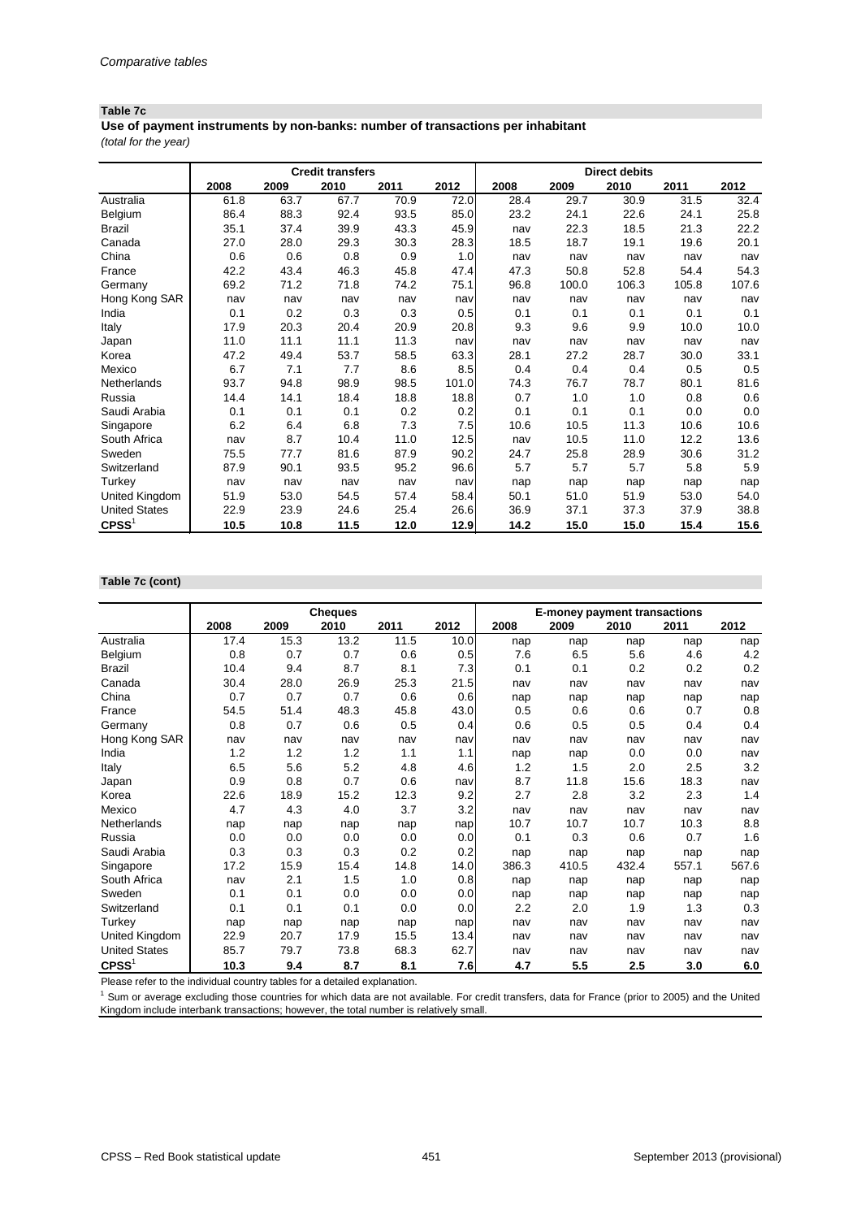*Comparative tables*

**Table 7c**

**Use of payment instruments by non-banks: number of transactions per inhabitant**

*(total for the year)*

| | Credit transfers | | | | | Direct debits | | | | |
|---|---|---|---|---|---|---|---|---|---|---|
| | 2008 | 2009 | 2010 | 2011 | 2012 | 2008 | 2009 | 2010 | 2011 | 2012 |
| Australia | 61.8 | 63.7 | 67.7 | 70.9 | 72.0 | 28.4 | 29.7 | 30.9 | 31.5 | 32.4 |
| Belgium | 86.4 | 88.3 | 92.4 | 93.5 | 85.0 | 23.2 | 24.1 | 22.6 | 24.1 | 25.8 |
| Brazil | 35.1 | 37.4 | 39.9 | 43.3 | 45.9 | nav | 22.3 | 18.5 | 21.3 | 22.2 |
| Canada | 27.0 | 28.0 | 29.3 | 30.3 | 28.3 | 18.5 | 18.7 | 19.1 | 19.6 | 20.1 |
| China | 0.6 | 0.6 | 0.8 | 0.9 | 1.0 | nav | nav | nav | nav | nav |
| France | 42.2 | 43.4 | 46.3 | 45.8 | 47.4 | 47.3 | 50.8 | 52.8 | 54.4 | 54.3 |
| Germany | 69.2 | 71.2 | 71.8 | 74.2 | 75.1 | 96.8 | 100.0 | 106.3 | 105.8 | 107.6 |
| Hong Kong SAR | nav | nav | nav | nav | nav | nav | nav | nav | nav | nav |
| India | 0.1 | 0.2 | 0.3 | 0.3 | 0.5 | 0.1 | 0.1 | 0.1 | 0.1 | 0.1 |
| Italy | 17.9 | 20.3 | 20.4 | 20.9 | 20.8 | 9.3 | 9.6 | 9.9 | 10.0 | 10.0 |
| Japan | 11.0 | 11.1 | 11.1 | 11.3 | nav | nav | nav | nav | nav | nav |
| Korea | 47.2 | 49.4 | 53.7 | 58.5 | 63.3 | 28.1 | 27.2 | 28.7 | 30.0 | 33.1 |
| Mexico | 6.7 | 7.1 | 7.7 | 8.6 | 8.5 | 0.4 | 0.4 | 0.4 | 0.5 | 0.5 |
| Netherlands | 93.7 | 94.8 | 98.9 | 98.5 | 101.0 | 74.3 | 76.7 | 78.7 | 80.1 | 81.6 |
| Russia | 14.4 | 14.1 | 18.4 | 18.8 | 18.8 | 0.7 | 1.0 | 1.0 | 0.8 | 0.6 |
| Saudi Arabia | 0.1 | 0.1 | 0.1 | 0.2 | 0.2 | 0.1 | 0.1 | 0.1 | 0.0 | 0.0 |
| Singapore | 6.2 | 6.4 | 6.8 | 7.3 | 7.5 | 10.6 | 10.5 | 11.3 | 10.6 | 10.6 |
| South Africa | nav | 8.7 | 10.4 | 11.0 | 12.5 | nav | 10.5 | 11.0 | 12.2 | 13.6 |
| Sweden | 75.5 | 77.7 | 81.6 | 87.9 | 90.2 | 24.7 | 25.8 | 28.9 | 30.6 | 31.2 |
| Switzerland | 87.9 | 90.1 | 93.5 | 95.2 | 96.6 | 5.7 | 5.7 | 5.7 | 5.8 | 5.9 |
| Turkey | nav | nav | nav | nav | nav | nap | nap | nap | nap | nap |
| United Kingdom | 51.9 | 53.0 | 54.5 | 57.4 | 58.4 | 50.1 | 51.0 | 51.9 | 53.0 | 54.0 |
| United States | 22.9 | 23.9 | 24.6 | 25.4 | 26.6 | 36.9 | 37.1 | 37.3 | 37.9 | 38.8 |
| **CPSS**[1] | **10.5** | **10.8** | **11.5** | **12.0** | **12.9** | **14.2** | **15.0** | **15.0** | **15.4** | **15.6** |

**Table 7c (cont)**

| | Cheques | | | | | E-money payment transactions | | | | |
|---|---|---|---|---|---|---|---|---|---|---|
| | 2008 | 2009 | 2010 | 2011 | 2012 | 2008 | 2009 | 2010 | 2011 | 2012 |
| Australia | 17.4 | 15.3 | 13.2 | 11.5 | 10.0 | nap | nap | nap | nap | nap |
| Belgium | 0.8 | 0.7 | 0.7 | 0.6 | 0.5 | 7.6 | 6.5 | 5.6 | 4.6 | 4.2 |
| Brazil | 10.4 | 9.4 | 8.7 | 8.1 | 7.3 | 0.1 | 0.1 | 0.2 | 0.2 | 0.2 |
| Canada | 30.4 | 28.0 | 26.9 | 25.3 | 21.5 | nav | nav | nav | nav | nav |
| China | 0.7 | 0.7 | 0.7 | 0.6 | 0.6 | nap | nap | nap | nap | nap |
| France | 54.5 | 51.4 | 48.3 | 45.8 | 43.0 | 0.5 | 0.6 | 0.6 | 0.7 | 0.8 |
| Germany | 0.8 | 0.7 | 0.6 | 0.5 | 0.4 | 0.6 | 0.5 | 0.5 | 0.4 | 0.4 |
| Hong Kong SAR | nav | nav | nav | nav | nav | nav | nav | nav | nav | nav |
| India | 1.2 | 1.2 | 1.2 | 1.1 | 1.1 | nap | nap | 0.0 | 0.0 | nav |
| Italy | 6.5 | 5.6 | 5.2 | 4.8 | 4.6 | 1.2 | 1.5 | 2.0 | 2.5 | 3.2 |
| Japan | 0.9 | 0.8 | 0.7 | 0.6 | nav | 8.7 | 11.8 | 15.6 | 18.3 | nav |
| Korea | 22.6 | 18.9 | 15.2 | 12.3 | 9.2 | 2.7 | 2.8 | 3.2 | 2.3 | 1.4 |
| Mexico | 4.7 | 4.3 | 4.0 | 3.7 | 3.2 | nav | nav | nav | nav | nav |
| Netherlands | nap | nap | nap | nap | nap | 10.7 | 10.7 | 10.7 | 10.3 | 8.8 |
| Russia | 0.0 | 0.0 | 0.0 | 0.0 | 0.0 | 0.1 | 0.3 | 0.6 | 0.7 | 1.6 |
| Saudi Arabia | 0.3 | 0.3 | 0.3 | 0.2 | 0.2 | nap | nap | nap | nap | nap |
| Singapore | 17.2 | 15.9 | 15.4 | 14.8 | 14.0 | 386.3 | 410.5 | 432.4 | 557.1 | 567.6 |
| South Africa | nav | 2.1 | 1.5 | 1.0 | 0.8 | nap | nap | nap | nap | nap |
| Sweden | 0.1 | 0.1 | 0.0 | 0.0 | 0.0 | nap | nap | nap | nap | nap |
| Switzerland | 0.1 | 0.1 | 0.1 | 0.0 | 0.0 | 2.2 | 2.0 | 1.9 | 1.3 | 0.3 |
| Turkey | nap | nap | nap | nap | nap | nav | nav | nav | nav | nav |
| United Kingdom | 22.9 | 20.7 | 17.9 | 15.5 | 13.4 | nav | nav | nav | nav | nav |
| United States | 85.7 | 79.7 | 73.8 | 68.3 | 62.7 | nav | nav | nav | nav | nav |
| **CPSS**[1] | **10.3** | **9.4** | **8.7** | **8.1** | **7.6** | **4.7** | **5.5** | **2.5** | **3.0** | **6.0** |

Please refer to the individual country tables for a detailed explanation.

[1] Sum or average excluding those countries for which data are not available. For credit transfers, data for France (prior to 2005) and the United Kingdom include interbank transactions; however, the total number is relatively small.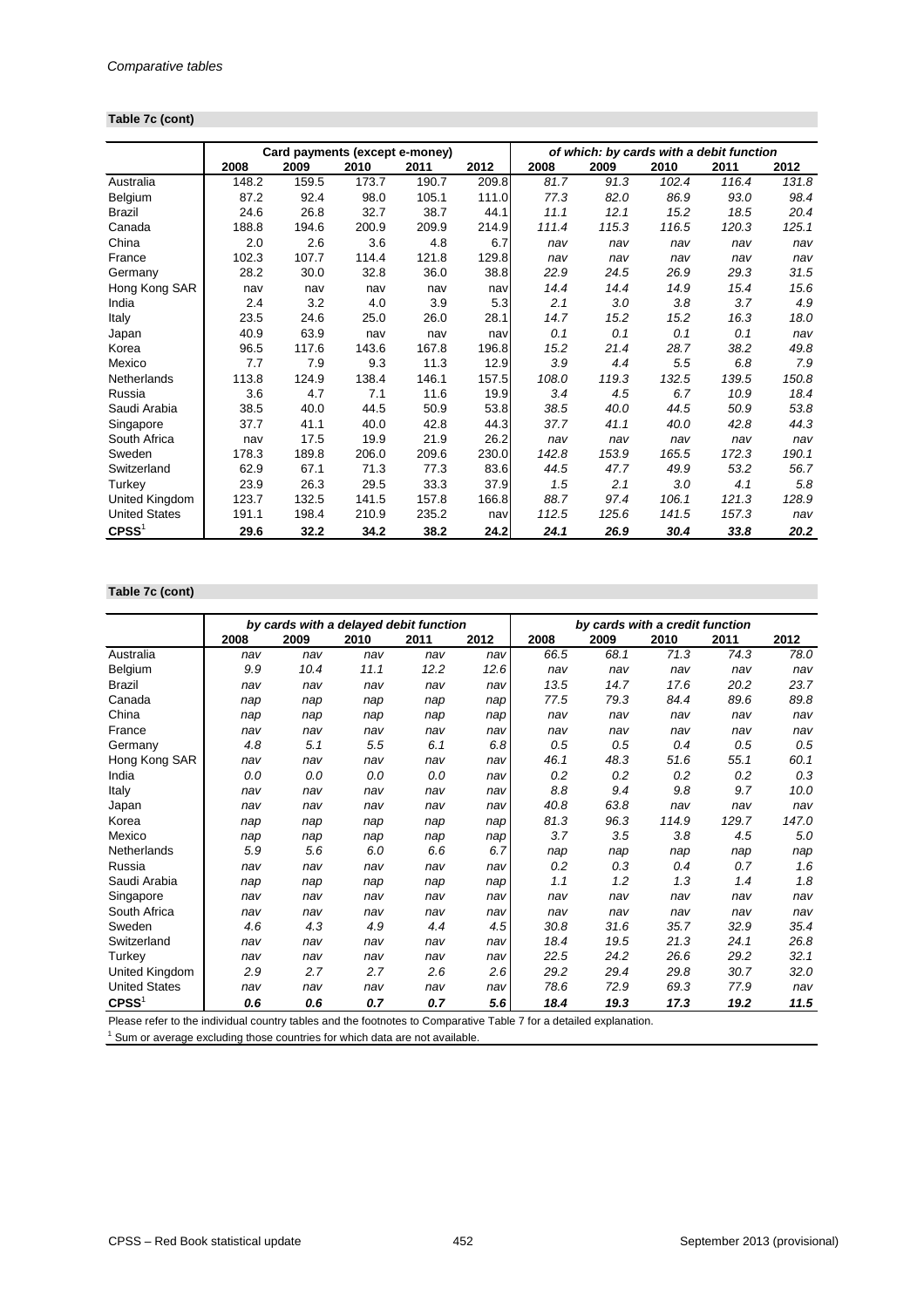*Comparative tables*

**Table 7c (cont)**

| | Card payments (except e-money) | | | | | *of which: by cards with a debit function* | | | | |
|---|---|---|---|---|---|---|---|---|---|---|
| | 2008 | 2009 | 2010 | 2011 | 2012 | 2008 | 2009 | 2010 | 2011 | 2012 |
| Australia | 148.2 | 159.5 | 173.7 | 190.7 | 209.8 | *81.7* | *91.3* | *102.4* | *116.4* | *131.8* |
| Belgium | 87.2 | 92.4 | 98.0 | 105.1 | 111.0 | *77.3* | *82.0* | *86.9* | *93.0* | *98.4* |
| Brazil | 24.6 | 26.8 | 32.7 | 38.7 | 44.1 | *11.1* | *12.1* | *15.2* | *18.5* | *20.4* |
| Canada | 188.8 | 194.6 | 200.9 | 209.9 | 214.9 | *111.4* | *115.3* | *116.5* | *120.3* | *125.1* |
| China | 2.0 | 2.6 | 3.6 | 4.8 | 6.7 | *nav* | *nav* | *nav* | *nav* | *nav* |
| France | 102.3 | 107.7 | 114.4 | 121.8 | 129.8 | *nav* | *nav* | *nav* | *nav* | *nav* |
| Germany | 28.2 | 30.0 | 32.8 | 36.0 | 38.8 | *22.9* | *24.5* | *26.9* | *29.3* | *31.5* |
| Hong Kong SAR | nav | nav | nav | nav | nav | *14.4* | *14.4* | *14.9* | *15.4* | *15.6* |
| India | 2.4 | 3.2 | 4.0 | 3.9 | 5.3 | *2.1* | *3.0* | *3.8* | *3.7* | *4.9* |
| Italy | 23.5 | 24.6 | 25.0 | 26.0 | 28.1 | *14.7* | *15.2* | *15.2* | *16.3* | *18.0* |
| Japan | 40.9 | 63.9 | nav | nav | nav | *0.1* | *0.1* | *0.1* | *0.1* | *nav* |
| Korea | 96.5 | 117.6 | 143.6 | 167.8 | 196.8 | *15.2* | *21.4* | *28.7* | *38.2* | *49.8* |
| Mexico | 7.7 | 7.9 | 9.3 | 11.3 | 12.9 | *3.9* | *4.4* | *5.5* | *6.8* | *7.9* |
| Netherlands | 113.8 | 124.9 | 138.4 | 146.1 | 157.5 | *108.0* | *119.3* | *132.5* | *139.5* | *150.8* |
| Russia | 3.6 | 4.7 | 7.1 | 11.6 | 19.9 | *3.4* | *4.5* | *6.7* | *10.9* | *18.4* |
| Saudi Arabia | 38.5 | 40.0 | 44.5 | 50.9 | 53.8 | *38.5* | *40.0* | *44.5* | *50.9* | *53.8* |
| Singapore | 37.7 | 41.1 | 40.0 | 42.8 | 44.3 | *37.7* | *41.1* | *40.0* | *42.8* | *44.3* |
| South Africa | nav | 17.5 | 19.9 | 21.9 | 26.2 | *nav* | *nav* | *nav* | *nav* | *nav* |
| Sweden | 178.3 | 189.8 | 206.0 | 209.6 | 230.0 | *142.8* | *153.9* | *165.5* | *172.3* | *190.1* |
| Switzerland | 62.9 | 67.1 | 71.3 | 77.3 | 83.6 | *44.5* | *47.7* | *49.9* | *53.2* | *56.7* |
| Turkey | 23.9 | 26.3 | 29.5 | 33.3 | 37.9 | *1.5* | *2.1* | *3.0* | *4.1* | *5.8* |
| United Kingdom | 123.7 | 132.5 | 141.5 | 157.8 | 166.8 | *88.7* | *97.4* | *106.1* | *121.3* | *128.9* |
| United States | 191.1 | 198.4 | 210.9 | 235.2 | nav | *112.5* | *125.6* | *141.5* | *157.3* | *nav* |
| **CPSS**[1] | **29.6** | **32.2** | **34.2** | **38.2** | **24.2** | ***24.1*** | ***26.9*** | ***30.4*** | ***33.8*** | ***20.2*** |

**Table 7c (cont)**

| | *by cards with a delayed debit function* | | | | | *by cards with a credit function* | | | | |
|---|---|---|---|---|---|---|---|---|---|---|
| | 2008 | 2009 | 2010 | 2011 | 2012 | 2008 | 2009 | 2010 | 2011 | 2012 |
| Australia | *nav* | *nav* | *nav* | *nav* | *nav* | *66.5* | *68.1* | *71.3* | *74.3* | *78.0* |
| Belgium | *9.9* | *10.4* | *11.1* | *12.2* | *12.6* | *nav* | *nav* | *nav* | *nav* | *nav* |
| Brazil | *nav* | *nav* | *nav* | *nav* | *nav* | *13.5* | *14.7* | *17.6* | *20.2* | *23.7* |
| Canada | *nap* | *nap* | *nap* | *nap* | *nap* | *77.5* | *79.3* | *84.4* | *89.6* | *89.8* |
| China | *nap* | *nap* | *nap* | *nap* | *nap* | *nav* | *nav* | *nav* | *nav* | *nav* |
| France | *nav* | *nav* | *nav* | *nav* | *nav* | *nav* | *nav* | *nav* | *nav* | *nav* |
| Germany | *4.8* | *5.1* | *5.5* | *6.1* | *6.8* | *0.5* | *0.5* | *0.4* | *0.5* | *0.5* |
| Hong Kong SAR | *nav* | *nav* | *nav* | *nav* | *nav* | *46.1* | *48.3* | *51.6* | *55.1* | *60.1* |
| India | *0.0* | *0.0* | *0.0* | *0.0* | *nav* | *0.2* | *0.2* | *0.2* | *0.2* | *0.3* |
| Italy | *nav* | *nav* | *nav* | *nav* | *nav* | *8.8* | *9.4* | *9.8* | *9.7* | *10.0* |
| Japan | *nav* | *nav* | *nav* | *nav* | *nav* | *40.8* | *63.8* | *nav* | *nav* | *nav* |
| Korea | *nap* | *nap* | *nap* | *nap* | *nap* | *81.3* | *96.3* | *114.9* | *129.7* | *147.0* |
| Mexico | *nap* | *nap* | *nap* | *nap* | *nap* | *3.7* | *3.5* | *3.8* | *4.5* | *5.0* |
| Netherlands | *5.9* | *5.6* | *6.0* | *6.6* | *6.7* | *nap* | *nap* | *nap* | *nap* | *nap* |
| Russia | *nav* | *nav* | *nav* | *nav* | *nav* | *0.2* | *0.3* | *0.4* | *0.7* | *1.6* |
| Saudi Arabia | *nap* | *nap* | *nap* | *nap* | *nap* | *1.1* | *1.2* | *1.3* | *1.4* | *1.8* |
| Singapore | *nav* | *nav* | *nav* | *nav* | *nav* | *nav* | *nav* | *nav* | *nav* | *nav* |
| South Africa | *nav* | *nav* | *nav* | *nav* | *nav* | *nav* | *nav* | *nav* | *nav* | *nav* |
| Sweden | *4.6* | *4.3* | *4.9* | *4.4* | *4.5* | *30.8* | *31.6* | *35.7* | *32.9* | *35.4* |
| Switzerland | *nav* | *nav* | *nav* | *nav* | *nav* | *18.4* | *19.5* | *21.3* | *24.1* | *26.8* |
| Turkey | *nav* | *nav* | *nav* | *nav* | *nav* | *22.5* | *24.2* | *26.6* | *29.2* | *32.1* |
| United Kingdom | *2.9* | *2.7* | *2.7* | *2.6* | *2.6* | *29.2* | *29.4* | *29.8* | *30.7* | *32.0* |
| United States | *nav* | *nav* | *nav* | *nav* | *nav* | *78.6* | *72.9* | *69.3* | *77.9* | *nav* |
| **CPSS**[1] | ***0.6*** | ***0.6*** | ***0.7*** | ***0.7*** | ***5.6*** | ***18.4*** | ***19.3*** | ***17.3*** | ***19.2*** | ***11.5*** |

Please refer to the individual country tables and the footnotes to Comparative Table 7 for a detailed explanation.

[1] Sum or average excluding those countries for which data are not available.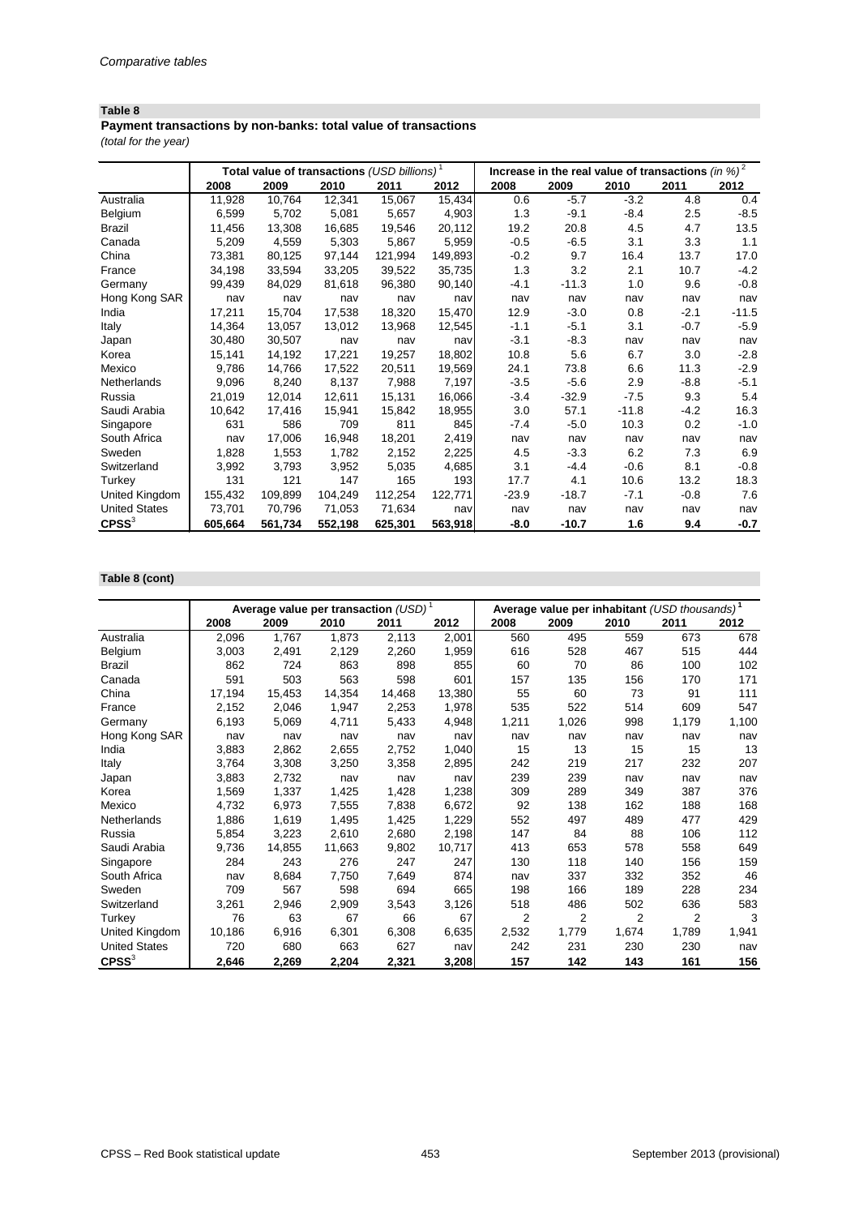*Comparative tables*

**Table 8**

**Payment transactions by non-banks: total value of transactions**

*(total for the year)*

| | Total value of transactions *(USD billions)* [1] | | | | | Increase in the real value of transactions *(in %)* [2] | | | | |
|---|---|---|---|---|---|---|---|---|---|---|
| | 2008 | 2009 | 2010 | 2011 | 2012 | 2008 | 2009 | 2010 | 2011 | 2012 |
| Australia | 11,928 | 10,764 | 12,341 | 15,067 | 15,434 | 0.6 | -5.7 | -3.2 | 4.8 | 0.4 |
| Belgium | 6,599 | 5,702 | 5,081 | 5,657 | 4,903 | 1.3 | -9.1 | -8.4 | 2.5 | -8.5 |
| Brazil | 11,456 | 13,308 | 16,685 | 19,546 | 20,112 | 19.2 | 20.8 | 4.5 | 4.7 | 13.5 |
| Canada | 5,209 | 4,559 | 5,303 | 5,867 | 5,959 | -0.5 | -6.5 | 3.1 | 3.3 | 1.1 |
| China | 73,381 | 80,125 | 97,144 | 121,994 | 149,893 | -0.2 | 9.7 | 16.4 | 13.7 | 17.0 |
| France | 34,198 | 33,594 | 33,205 | 39,522 | 35,735 | 1.3 | 3.2 | 2.1 | 10.7 | -4.2 |
| Germany | 99,439 | 84,029 | 81,618 | 96,380 | 90,140 | -4.1 | -11.3 | 1.0 | 9.6 | -0.8 |
| Hong Kong SAR | nav | nav | nav | nav | nav | nav | nav | nav | nav | nav |
| India | 17,211 | 15,704 | 17,538 | 18,320 | 15,470 | 12.9 | -3.0 | 0.8 | -2.1 | -11.5 |
| Italy | 14,364 | 13,057 | 13,012 | 13,968 | 12,545 | -1.1 | -5.1 | 3.1 | -0.7 | -5.9 |
| Japan | 30,480 | 30,507 | nav | nav | nav | -3.1 | -8.3 | nav | nav | nav |
| Korea | 15,141 | 14,192 | 17,221 | 19,257 | 18,802 | 10.8 | 5.6 | 6.7 | 3.0 | -2.8 |
| Mexico | 9,786 | 14,766 | 17,522 | 20,511 | 19,569 | 24.1 | 73.8 | 6.6 | 11.3 | -2.9 |
| Netherlands | 9,096 | 8,240 | 8,137 | 7,988 | 7,197 | -3.5 | -5.6 | 2.9 | -8.8 | -5.1 |
| Russia | 21,019 | 12,014 | 12,611 | 15,131 | 16,066 | -3.4 | -32.9 | -7.5 | 9.3 | 5.4 |
| Saudi Arabia | 10,642 | 17,416 | 15,941 | 15,842 | 18,955 | 3.0 | 57.1 | -11.8 | -4.2 | 16.3 |
| Singapore | 631 | 586 | 709 | 811 | 845 | -7.4 | -5.0 | 10.3 | 0.2 | -1.0 |
| South Africa | nav | 17,006 | 16,948 | 18,201 | 2,419 | nav | nav | nav | nav | nav |
| Sweden | 1,828 | 1,553 | 1,782 | 2,152 | 2,225 | 4.5 | -3.3 | 6.2 | 7.3 | 6.9 |
| Switzerland | 3,992 | 3,793 | 3,952 | 5,035 | 4,685 | 3.1 | -4.4 | -0.6 | 8.1 | -0.8 |
| Turkey | 131 | 121 | 147 | 165 | 193 | 17.7 | 4.1 | 10.6 | 13.2 | 18.3 |
| United Kingdom | 155,432 | 109,899 | 104,249 | 112,254 | 122,771 | -23.9 | -18.7 | -7.1 | -0.8 | 7.6 |
| United States | 73,701 | 70,796 | 71,053 | 71,634 | nav | nav | nav | nav | nav | nav |
| **CPSS**[3] | **605,664** | **561,734** | **552,198** | **625,301** | **563,918** | **-8.0** | **-10.7** | **1.6** | **9.4** | **-0.7** |

**Table 8 (cont)**

| | Average value per transaction *(USD)* [1] | | | | | Average value per inhabitant *(USD thousands)* [1] | | | | |
|---|---|---|---|---|---|---|---|---|---|---|
| | 2008 | 2009 | 2010 | 2011 | 2012 | 2008 | 2009 | 2010 | 2011 | 2012 |
| Australia | 2,096 | 1,767 | 1,873 | 2,113 | 2,001 | 560 | 495 | 559 | 673 | 678 |
| Belgium | 3,003 | 2,491 | 2,129 | 2,260 | 1,959 | 616 | 528 | 467 | 515 | 444 |
| Brazil | 862 | 724 | 863 | 898 | 855 | 60 | 70 | 86 | 100 | 102 |
| Canada | 591 | 503 | 563 | 598 | 601 | 157 | 135 | 156 | 170 | 171 |
| China | 17,194 | 15,453 | 14,354 | 14,468 | 13,380 | 55 | 60 | 73 | 91 | 111 |
| France | 2,152 | 2,046 | 1,947 | 2,253 | 1,978 | 535 | 522 | 514 | 609 | 547 |
| Germany | 6,193 | 5,069 | 4,711 | 5,433 | 4,948 | 1,211 | 1,026 | 998 | 1,179 | 1,100 |
| Hong Kong SAR | nav | nav | nav | nav | nav | nav | nav | nav | nav | nav |
| India | 3,883 | 2,862 | 2,655 | 2,752 | 1,040 | 15 | 13 | 15 | 15 | 13 |
| Italy | 3,764 | 3,308 | 3,250 | 3,358 | 2,895 | 242 | 219 | 217 | 232 | 207 |
| Japan | 3,883 | 2,732 | nav | nav | nav | 239 | 239 | nav | nav | nav |
| Korea | 1,569 | 1,337 | 1,425 | 1,428 | 1,238 | 309 | 289 | 349 | 387 | 376 |
| Mexico | 4,732 | 6,973 | 7,555 | 7,838 | 6,672 | 92 | 138 | 162 | 188 | 168 |
| Netherlands | 1,886 | 1,619 | 1,495 | 1,425 | 1,229 | 552 | 497 | 489 | 477 | 429 |
| Russia | 5,854 | 3,223 | 2,610 | 2,680 | 2,198 | 147 | 84 | 88 | 106 | 112 |
| Saudi Arabia | 9,736 | 14,855 | 11,663 | 9,802 | 10,717 | 413 | 653 | 578 | 558 | 649 |
| Singapore | 284 | 243 | 276 | 247 | 247 | 130 | 118 | 140 | 156 | 159 |
| South Africa | nav | 8,684 | 7,750 | 7,649 | 874 | nav | 337 | 332 | 352 | 46 |
| Sweden | 709 | 567 | 598 | 694 | 665 | 198 | 166 | 189 | 228 | 234 |
| Switzerland | 3,261 | 2,946 | 2,909 | 3,543 | 3,126 | 518 | 486 | 502 | 636 | 583 |
| Turkey | 76 | 63 | 67 | 66 | 67 | 2 | 2 | 2 | 2 | 3 |
| United Kingdom | 10,186 | 6,916 | 6,301 | 6,308 | 6,635 | 2,532 | 1,779 | 1,674 | 1,789 | 1,941 |
| United States | 720 | 680 | 663 | 627 | nav | 242 | 231 | 230 | 230 | nav |
| **CPSS**[3] | **2,646** | **2,269** | **2,204** | **2,321** | **3,208** | **157** | **142** | **143** | **161** | **156** |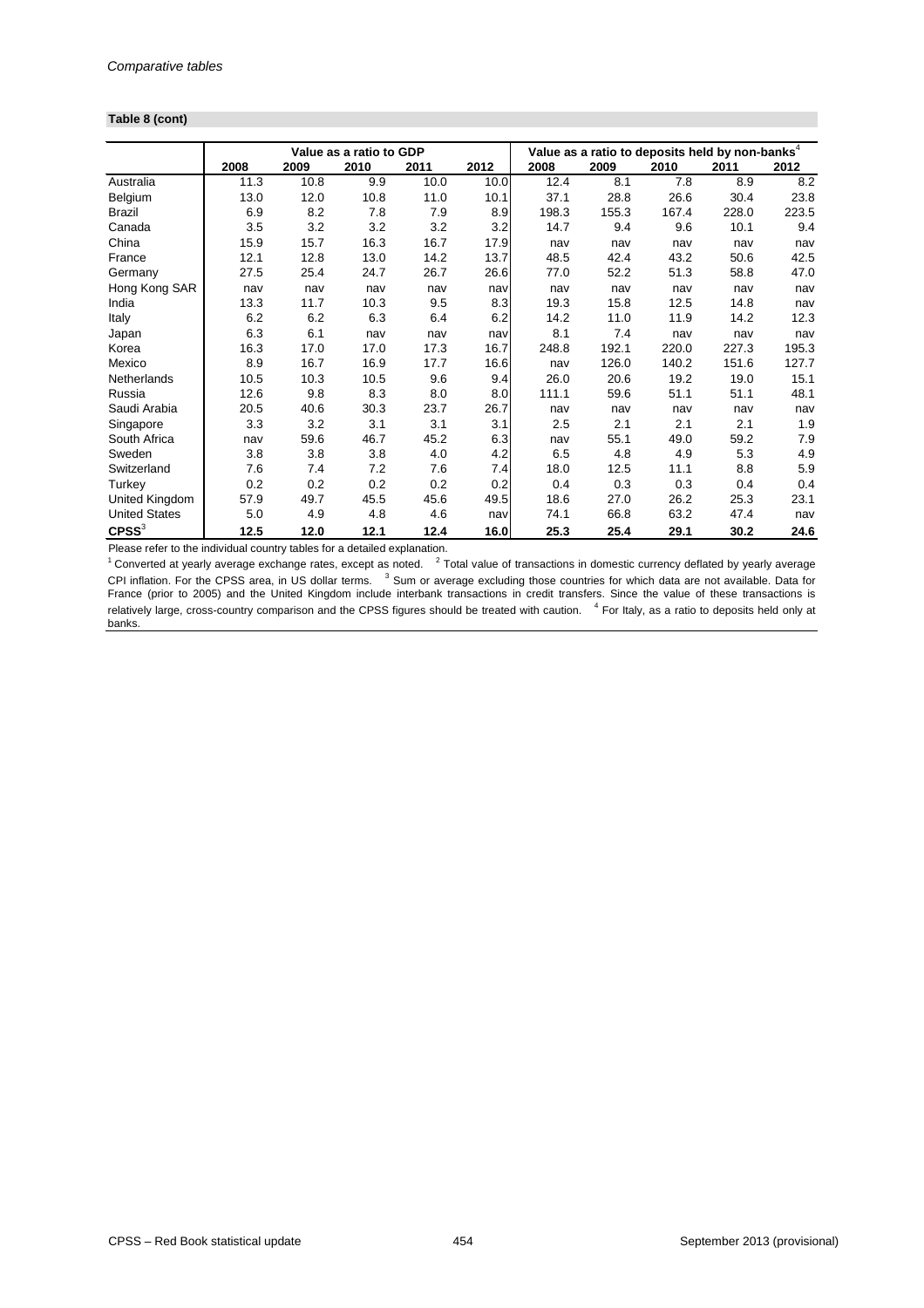*Comparative tables*

**Table 8 (cont)**

| | Value as a ratio to GDP | | | | | Value as a ratio to deposits held by non-banks[4] | | | | |
|---|---|---|---|---|---|---|---|---|---|---|
| | 2008 | 2009 | 2010 | 2011 | 2012 | 2008 | 2009 | 2010 | 2011 | 2012 |
| Australia | 11.3 | 10.8 | 9.9 | 10.0 | 10.0 | 12.4 | 8.1 | 7.8 | 8.9 | 8.2 |
| Belgium | 13.0 | 12.0 | 10.8 | 11.0 | 10.1 | 37.1 | 28.8 | 26.6 | 30.4 | 23.8 |
| Brazil | 6.9 | 8.2 | 7.8 | 7.9 | 8.9 | 198.3 | 155.3 | 167.4 | 228.0 | 223.5 |
| Canada | 3.5 | 3.2 | 3.2 | 3.2 | 3.2 | 14.7 | 9.4 | 9.6 | 10.1 | 9.4 |
| China | 15.9 | 15.7 | 16.3 | 16.7 | 17.9 | nav | nav | nav | nav | nav |
| France | 12.1 | 12.8 | 13.0 | 14.2 | 13.7 | 48.5 | 42.4 | 43.2 | 50.6 | 42.5 |
| Germany | 27.5 | 25.4 | 24.7 | 26.7 | 26.6 | 77.0 | 52.2 | 51.3 | 58.8 | 47.0 |
| Hong Kong SAR | nav | nav | nav | nav | nav | nav | nav | nav | nav | nav |
| India | 13.3 | 11.7 | 10.3 | 9.5 | 8.3 | 19.3 | 15.8 | 12.5 | 14.8 | nav |
| Italy | 6.2 | 6.2 | 6.3 | 6.4 | 6.2 | 14.2 | 11.0 | 11.9 | 14.2 | 12.3 |
| Japan | 6.3 | 6.1 | nav | nav | nav | 8.1 | 7.4 | nav | nav | nav |
| Korea | 16.3 | 17.0 | 17.0 | 17.3 | 16.7 | 248.8 | 192.1 | 220.0 | 227.3 | 195.3 |
| Mexico | 8.9 | 16.7 | 16.9 | 17.7 | 16.6 | nav | 126.0 | 140.2 | 151.6 | 127.7 |
| Netherlands | 10.5 | 10.3 | 10.5 | 9.6 | 9.4 | 26.0 | 20.6 | 19.2 | 19.0 | 15.1 |
| Russia | 12.6 | 9.8 | 8.3 | 8.0 | 8.0 | 111.1 | 59.6 | 51.1 | 51.1 | 48.1 |
| Saudi Arabia | 20.5 | 40.6 | 30.3 | 23.7 | 26.7 | nav | nav | nav | nav | nav |
| Singapore | 3.3 | 3.2 | 3.1 | 3.1 | 3.1 | 2.5 | 2.1 | 2.1 | 2.1 | 1.9 |
| South Africa | nav | 59.6 | 46.7 | 45.2 | 6.3 | nav | 55.1 | 49.0 | 59.2 | 7.9 |
| Sweden | 3.8 | 3.8 | 3.8 | 4.0 | 4.2 | 6.5 | 4.8 | 4.9 | 5.3 | 4.9 |
| Switzerland | 7.6 | 7.4 | 7.2 | 7.6 | 7.4 | 18.0 | 12.5 | 11.1 | 8.8 | 5.9 |
| Turkey | 0.2 | 0.2 | 0.2 | 0.2 | 0.2 | 0.4 | 0.3 | 0.3 | 0.4 | 0.4 |
| United Kingdom | 57.9 | 49.7 | 45.5 | 45.6 | 49.5 | 18.6 | 27.0 | 26.2 | 25.3 | 23.1 |
| United States | 5.0 | 4.9 | 4.8 | 4.6 | nav | 74.1 | 66.8 | 63.2 | 47.4 | nav |
| **CPSS**[3] | **12.5** | **12.0** | **12.1** | **12.4** | **16.0** | **25.3** | **25.4** | **29.1** | **30.2** | **24.6** |

Please refer to the individual country tables for a detailed explanation.

[1] Converted at yearly average exchange rates, except as noted. [2] Total value of transactions in domestic currency deflated by yearly average CPI inflation. For the CPSS area, in US dollar terms. [3] Sum or average excluding those countries for which data are not available. Data for France (prior to 2005) and the United Kingdom include interbank transactions in credit transfers. Since the value of these transactions is relatively large, cross-country comparison and the CPSS figures should be treated with caution. [4] For Italy, as a ratio to deposits held only at banks.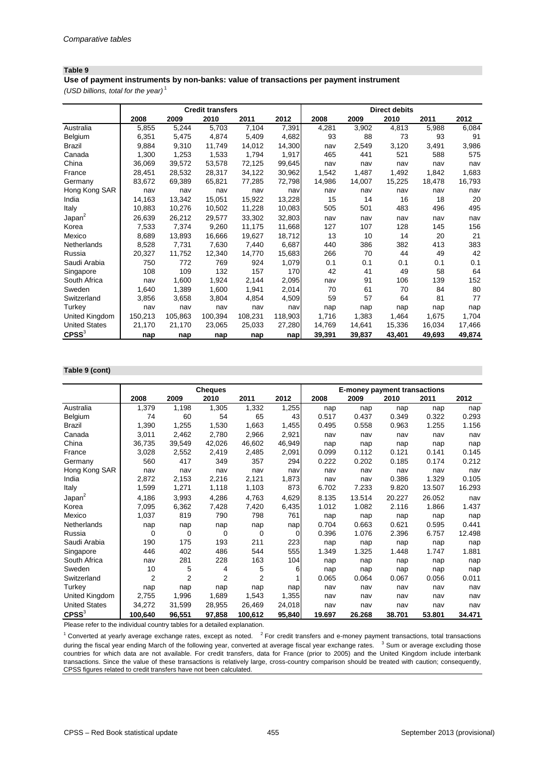*Comparative tables*

**Table 9**

**Use of payment instruments by non-banks: value of transactions per payment instrument**

*(USD billions, total for the year)* [1]

| | Credit transfers | | | | | Direct debits | | | | |
|---|---|---|---|---|---|---|---|---|---|---|
| | 2008 | 2009 | 2010 | 2011 | 2012 | 2008 | 2009 | 2010 | 2011 | 2012 |
| Australia | 5,855 | 5,244 | 5,703 | 7,104 | 7,391 | 4,281 | 3,902 | 4,813 | 5,988 | 6,084 |
| Belgium | 6,351 | 5,475 | 4,874 | 5,409 | 4,682 | 93 | 88 | 73 | 93 | 91 |
| Brazil | 9,884 | 9,310 | 11,749 | 14,012 | 14,300 | nav | 2,549 | 3,120 | 3,491 | 3,986 |
| Canada | 1,300 | 1,253 | 1,533 | 1,794 | 1,917 | 465 | 441 | 521 | 588 | 575 |
| China | 36,069 | 39,572 | 53,578 | 72,125 | 99,645 | nav | nav | nav | nav | nav |
| France | 28,451 | 28,532 | 28,317 | 34,122 | 30,962 | 1,542 | 1,487 | 1,492 | 1,842 | 1,683 |
| Germany | 83,672 | 69,389 | 65,821 | 77,285 | 72,798 | 14,986 | 14,007 | 15,225 | 18,478 | 16,793 |
| Hong Kong SAR | nav | nav | nav | nav | nav | nav | nav | nav | nav | nav |
| India | 14,163 | 13,342 | 15,051 | 15,922 | 13,228 | 15 | 14 | 16 | 18 | 20 |
| Italy | 10,883 | 10,276 | 10,502 | 11,228 | 10,083 | 505 | 501 | 483 | 496 | 495 |
| Japan[2] | 26,639 | 26,212 | 29,577 | 33,302 | 32,803 | nav | nav | nav | nav | nav |
| Korea | 7,533 | 7,374 | 9,260 | 11,175 | 11,668 | 127 | 107 | 128 | 145 | 156 |
| Mexico | 8,689 | 13,893 | 16,666 | 19,627 | 18,712 | 13 | 10 | 14 | 20 | 21 |
| Netherlands | 8,528 | 7,731 | 7,630 | 7,440 | 6,687 | 440 | 386 | 382 | 413 | 383 |
| Russia | 20,327 | 11,752 | 12,340 | 14,770 | 15,683 | 266 | 70 | 44 | 49 | 42 |
| Saudi Arabia | 750 | 772 | 769 | 924 | 1,079 | 0.1 | 0.1 | 0.1 | 0.1 | 0.1 |
| Singapore | 108 | 109 | 132 | 157 | 170 | 42 | 41 | 49 | 58 | 64 |
| South Africa | nav | 1,600 | 1,924 | 2,144 | 2,095 | nav | 91 | 106 | 139 | 152 |
| Sweden | 1,640 | 1,389 | 1,600 | 1,941 | 2,014 | 70 | 61 | 70 | 84 | 80 |
| Switzerland | 3,856 | 3,658 | 3,804 | 4,854 | 4,509 | 59 | 57 | 64 | 81 | 77 |
| Turkey | nav | nav | nav | nav | nav | nap | nap | nap | nap | nap |
| United Kingdom | 150,213 | 105,863 | 100,394 | 108,231 | 118,903 | 1,716 | 1,383 | 1,464 | 1,675 | 1,704 |
| United States | 21,170 | 21,170 | 23,065 | 25,033 | 27,280 | 14,769 | 14,641 | 15,336 | 16,034 | 17,466 |
| **CPSS**[3] | **nap** | **nap** | **nap** | **nap** | **nap** | **39,391** | **39,837** | **43,401** | **49,693** | **49,874** |

**Table 9 (cont)**

| | Cheques | | | | | E-money payment transactions | | | | |
|---|---|---|---|---|---|---|---|---|---|---|
| | 2008 | 2009 | 2010 | 2011 | 2012 | 2008 | 2009 | 2010 | 2011 | 2012 |
| Australia | 1,379 | 1,198 | 1,305 | 1,332 | 1,255 | nap | nap | nap | nap | nap |
| Belgium | 74 | 60 | 54 | 65 | 43 | 0.517 | 0.437 | 0.349 | 0.322 | 0.293 |
| Brazil | 1,390 | 1,255 | 1,530 | 1,663 | 1,455 | 0.495 | 0.558 | 0.963 | 1.255 | 1.156 |
| Canada | 3,011 | 2,462 | 2,780 | 2,966 | 2,921 | nav | nav | nav | nav | nav |
| China | 36,735 | 39,549 | 42,026 | 46,602 | 46,949 | nap | nap | nap | nap | nap |
| France | 3,028 | 2,552 | 2,419 | 2,485 | 2,091 | 0.099 | 0.112 | 0.121 | 0.141 | 0.145 |
| Germany | 560 | 417 | 349 | 357 | 294 | 0.222 | 0.202 | 0.185 | 0.174 | 0.212 |
| Hong Kong SAR | nav | nav | nav | nav | nav | nav | nav | nav | nav | nav |
| India | 2,872 | 2,153 | 2,216 | 2,121 | 1,873 | nav | nav | 0.386 | 1.329 | 0.105 |
| Italy | 1,599 | 1,271 | 1,118 | 1,103 | 873 | 6.702 | 7.233 | 9.820 | 13.507 | 16.293 |
| Japan[2] | 4,186 | 3,993 | 4,286 | 4,763 | 4,629 | 8.135 | 13.514 | 20.227 | 26.052 | nav |
| Korea | 7,095 | 6,362 | 7,428 | 7,420 | 6,435 | 1.012 | 1.082 | 2.116 | 1.866 | 1.437 |
| Mexico | 1,037 | 819 | 790 | 798 | 761 | nap | nap | nap | nap | nap |
| Netherlands | nap | nap | nap | nap | nap | 0.704 | 0.663 | 0.621 | 0.595 | 0.441 |
| Russia | 0 | 0 | 0 | 0 | 0 | 0.396 | 1.076 | 2.396 | 6.757 | 12.498 |
| Saudi Arabia | 190 | 175 | 193 | 211 | 223 | nap | nap | nap | nap | nap |
| Singapore | 446 | 402 | 486 | 544 | 555 | 1.349 | 1.325 | 1.448 | 1.747 | 1.881 |
| South Africa | nav | 281 | 228 | 163 | 104 | nap | nap | nap | nap | nap |
| Sweden | 10 | 5 | 4 | 5 | 6 | nap | nap | nap | nap | nap |
| Switzerland | 2 | 2 | 2 | 2 | 1 | 0.065 | 0.064 | 0.067 | 0.056 | 0.011 |
| Turkey | nap | nap | nap | nap | nap | nav | nav | nav | nav | nav |
| United Kingdom | 2,755 | 1,996 | 1,689 | 1,543 | 1,355 | nav | nav | nav | nav | nav |
| United States | 34,272 | 31,599 | 28,955 | 26,469 | 24,018 | nav | nav | nav | nav | nav |
| **CPSS**[3] | **100,640** | **96,551** | **97,858** | **100,612** | **95,840** | **19.697** | **26.268** | **38.701** | **53.801** | **34.471** |

Please refer to the individual country tables for a detailed explanation.

[1] Converted at yearly average exchange rates, except as noted. [2] For credit transfers and e-money payment transactions, total transactions during the fiscal year ending March of the following year, converted at average fiscal year exchange rates. [3] Sum or average excluding those countries for which data are not available. For credit transfers, data for France (prior to 2005) and the United Kingdom include interbank transactions. Since the value of these transactions is relatively large, cross-country comparison should be treated with caution; consequently, CPSS figures related to credit transfers have not been calculated.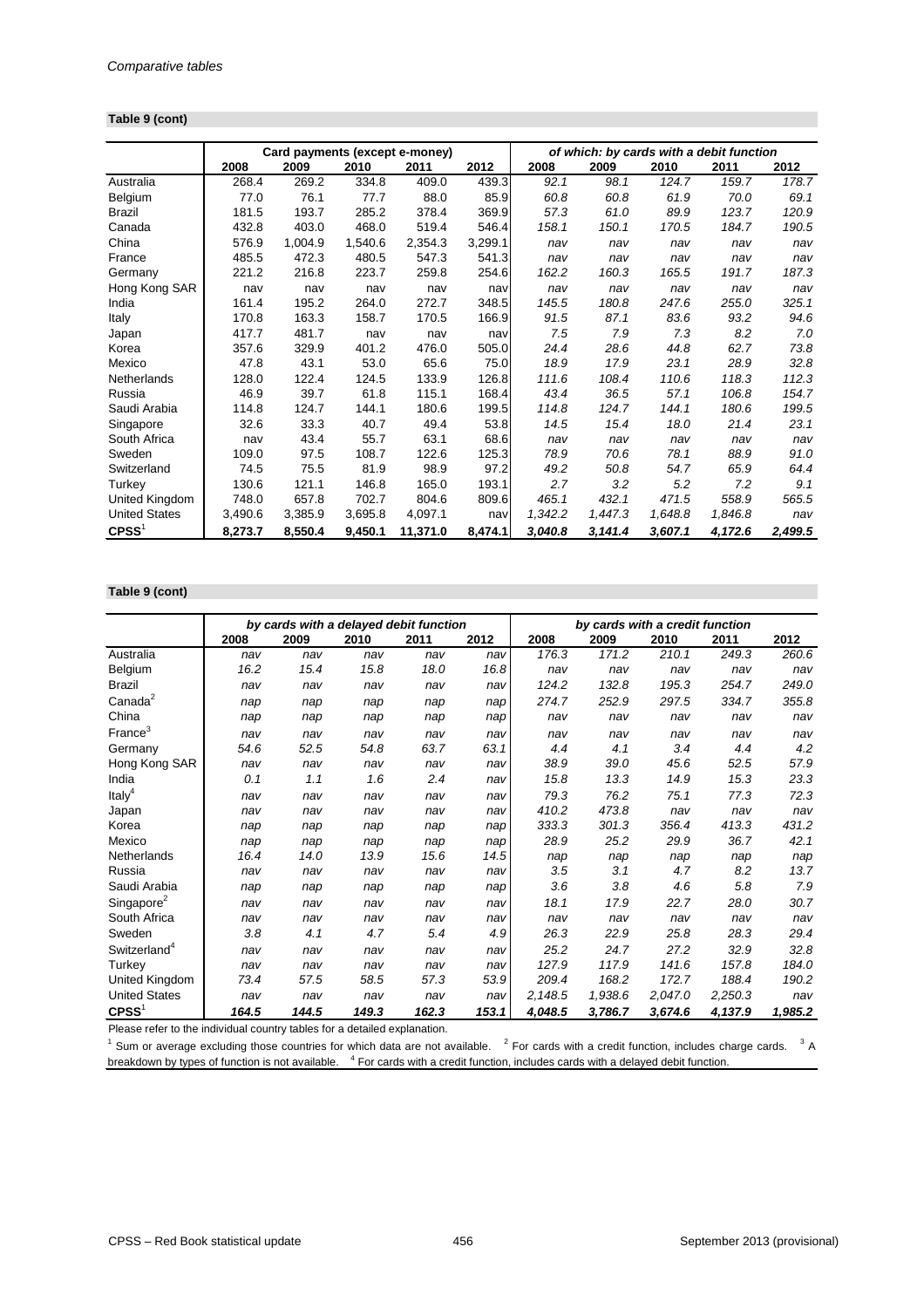*Comparative tables*

**Table 9 (cont)**

| | Card payments (except e-money) | | | | | *of which: by cards with a debit function* | | | | |
|---|---|---|---|---|---|---|---|---|---|---|
| | 2008 | 2009 | 2010 | 2011 | 2012 | 2008 | 2009 | 2010 | 2011 | 2012 |
| Australia | 268.4 | 269.2 | 334.8 | 409.0 | 439.3 | *92.1* | *98.1* | *124.7* | *159.7* | *178.7* |
| Belgium | 77.0 | 76.1 | 77.7 | 88.0 | 85.9 | *60.8* | *60.8* | *61.9* | *70.0* | *69.1* |
| Brazil | 181.5 | 193.7 | 285.2 | 378.4 | 369.9 | *57.3* | *61.0* | *89.9* | *123.7* | *120.9* |
| Canada | 432.8 | 403.0 | 468.0 | 519.4 | 546.4 | *158.1* | *150.1* | *170.5* | *184.7* | *190.5* |
| China | 576.9 | 1,004.9 | 1,540.6 | 2,354.3 | 3,299.1 | *nav* | *nav* | *nav* | *nav* | *nav* |
| France | 485.5 | 472.3 | 480.5 | 547.3 | 541.3 | *nav* | *nav* | *nav* | *nav* | *nav* |
| Germany | 221.2 | 216.8 | 223.7 | 259.8 | 254.6 | *162.2* | *160.3* | *165.5* | *191.7* | *187.3* |
| Hong Kong SAR | nav | nav | nav | nav | nav | *nav* | *nav* | *nav* | *nav* | *nav* |
| India | 161.4 | 195.2 | 264.0 | 272.7 | 348.5 | *145.5* | *180.8* | *247.6* | *255.0* | *325.1* |
| Italy | 170.8 | 163.3 | 158.7 | 170.5 | 166.9 | *91.5* | *87.1* | *83.6* | *93.2* | *94.6* |
| Japan | 417.7 | 481.7 | nav | nav | nav | *7.5* | *7.9* | *7.3* | *8.2* | *7.0* |
| Korea | 357.6 | 329.9 | 401.2 | 476.0 | 505.0 | *24.4* | *28.6* | *44.8* | *62.7* | *73.8* |
| Mexico | 47.8 | 43.1 | 53.0 | 65.6 | 75.0 | *18.9* | *17.9* | *23.1* | *28.9* | *32.8* |
| Netherlands | 128.0 | 122.4 | 124.5 | 133.9 | 126.8 | *111.6* | *108.4* | *110.6* | *118.3* | *112.3* |
| Russia | 46.9 | 39.7 | 61.8 | 115.1 | 168.4 | *43.4* | *36.5* | *57.1* | *106.8* | *154.7* |
| Saudi Arabia | 114.8 | 124.7 | 144.1 | 180.6 | 199.5 | *114.8* | *124.7* | *144.1* | *180.6* | *199.5* |
| Singapore | 32.6 | 33.3 | 40.7 | 49.4 | 53.8 | *14.5* | *15.4* | *18.0* | *21.4* | *23.1* |
| South Africa | nav | 43.4 | 55.7 | 63.1 | 68.6 | *nav* | *nav* | *nav* | *nav* | *nav* |
| Sweden | 109.0 | 97.5 | 108.7 | 122.6 | 125.3 | *78.9* | *70.6* | *78.1* | *88.9* | *91.0* |
| Switzerland | 74.5 | 75.5 | 81.9 | 98.9 | 97.2 | *49.2* | *50.8* | *54.7* | *65.9* | *64.4* |
| Turkey | 130.6 | 121.1 | 146.8 | 165.0 | 193.1 | *2.7* | *3.2* | *5.2* | *7.2* | *9.1* |
| United Kingdom | 748.0 | 657.8 | 702.7 | 804.6 | 809.6 | *465.1* | *432.1* | *471.5* | *558.9* | *565.5* |
| United States | 3,490.6 | 3,385.9 | 3,695.8 | 4,097.1 | nav | *1,342.2* | *1,447.3* | *1,648.8* | *1,846.8* | *nav* |
| **CPSS**[1] | **8,273.7** | **8,550.4** | **9,450.1** | **11,371.0** | **8,474.1** | ***3,040.8*** | ***3,141.4*** | ***3,607.1*** | ***4,172.6*** | ***2,499.5*** |

**Table 9 (cont)**

| | *by cards with a delayed debit function* | | | | | *by cards with a credit function* | | | | |
|---|---|---|---|---|---|---|---|---|---|---|
| | 2008 | 2009 | 2010 | 2011 | 2012 | 2008 | 2009 | 2010 | 2011 | 2012 |
| Australia | *nav* | *nav* | *nav* | *nav* | *nav* | *176.3* | *171.2* | *210.1* | *249.3* | *260.6* |
| Belgium | *16.2* | *15.4* | *15.8* | *18.0* | *16.8* | *nav* | *nav* | *nav* | *nav* | *nav* |
| Brazil | *nav* | *nav* | *nav* | *nav* | *nav* | *124.2* | *132.8* | *195.3* | *254.7* | *249.0* |
| Canada[2] | *nap* | *nap* | *nap* | *nap* | *nap* | *274.7* | *252.9* | *297.5* | *334.7* | *355.8* |
| China | *nap* | *nap* | *nap* | *nap* | *nap* | *nav* | *nav* | *nav* | *nav* | *nav* |
| France[3] | *nav* | *nav* | *nav* | *nav* | *nav* | *nav* | *nav* | *nav* | *nav* | *nav* |
| Germany | *54.6* | *52.5* | *54.8* | *63.7* | *63.1* | *4.4* | *4.1* | *3.4* | *4.4* | *4.2* |
| Hong Kong SAR | *nav* | *nav* | *nav* | *nav* | *nav* | *38.9* | *39.0* | *45.6* | *52.5* | *57.9* |
| India | *0.1* | *1.1* | *1.6* | *2.4* | *nav* | *15.8* | *13.3* | *14.9* | *15.3* | *23.3* |
| Italy[4] | *nav* | *nav* | *nav* | *nav* | *nav* | *79.3* | *76.2* | *75.1* | *77.3* | *72.3* |
| Japan | *nav* | *nav* | *nav* | *nav* | *nav* | *410.2* | *473.8* | *nav* | *nav* | *nav* |
| Korea | *nap* | *nap* | *nap* | *nap* | *nap* | *333.3* | *301.3* | *356.4* | *413.3* | *431.2* |
| Mexico | *nap* | *nap* | *nap* | *nap* | *nap* | *28.9* | *25.2* | *29.9* | *36.7* | *42.1* |
| Netherlands | *16.4* | *14.0* | *13.9* | *15.6* | *14.5* | *nap* | *nap* | *nap* | *nap* | *nap* |
| Russia | *nav* | *nav* | *nav* | *nav* | *nav* | *3.5* | *3.1* | *4.7* | *8.2* | *13.7* |
| Saudi Arabia | *nap* | *nap* | *nap* | *nap* | *nap* | *3.6* | *3.8* | *4.6* | *5.8* | *7.9* |
| Singapore[2] | *nav* | *nav* | *nav* | *nav* | *nav* | *18.1* | *17.9* | *22.7* | *28.0* | *30.7* |
| South Africa | *nav* | *nav* | *nav* | *nav* | *nav* | *nav* | *nav* | *nav* | *nav* | *nav* |
| Sweden | *3.8* | *4.1* | *4.7* | *5.4* | *4.9* | *26.3* | *22.9* | *25.8* | *28.3* | *29.4* |
| Switzerland[4] | *nav* | *nav* | *nav* | *nav* | *nav* | *25.2* | *24.7* | *27.2* | *32.9* | *32.8* |
| Turkey | *nav* | *nav* | *nav* | *nav* | *nav* | *127.9* | *117.9* | *141.6* | *157.8* | *184.0* |
| United Kingdom | *73.4* | *57.5* | *58.5* | *57.3* | *53.9* | *209.4* | *168.2* | *172.7* | *188.4* | *190.2* |
| United States | *nav* | *nav* | *nav* | *nav* | *nav* | *2,148.5* | *1,938.6* | *2,047.0* | *2,250.3* | *nav* |
| **CPSS**[1] | ***164.5*** | ***144.5*** | ***149.3*** | ***162.3*** | ***153.1*** | ***4,048.5*** | ***3,786.7*** | ***3,674.6*** | ***4,137.9*** | ***1,985.2*** |

Please refer to the individual country tables for a detailed explanation.

[1] Sum or average excluding those countries for which data are not available. [2] For cards with a credit function, includes charge cards. [3] A breakdown by types of function is not available. [4] For cards with a credit function, includes cards with a delayed debit function.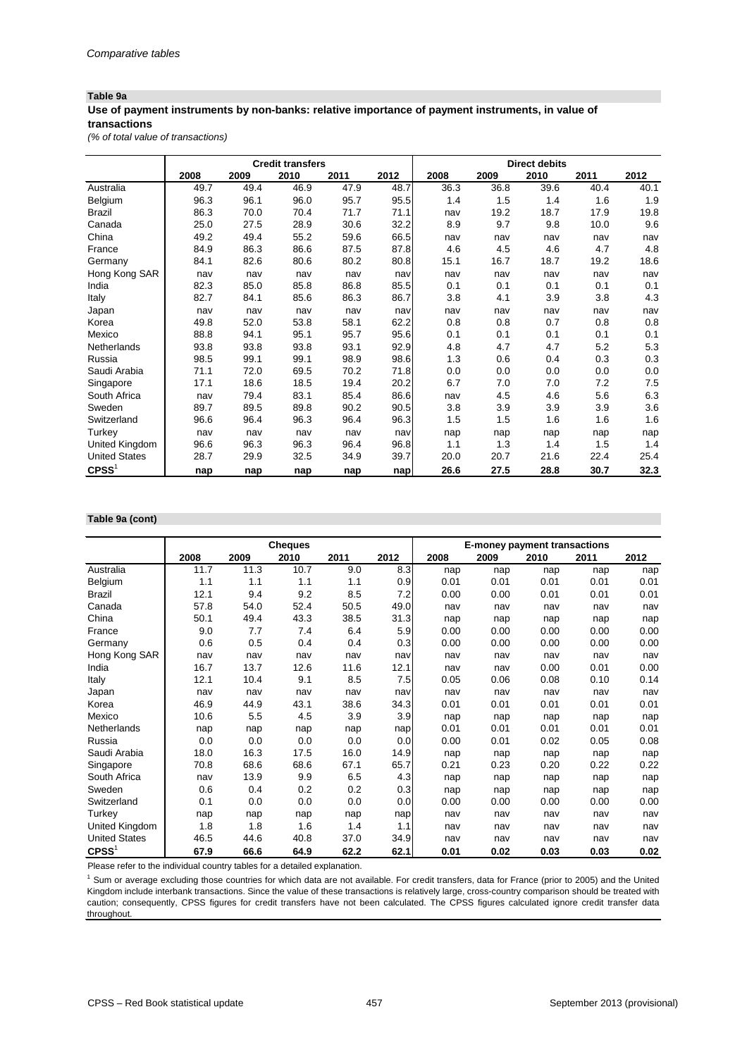*Comparative tables*

**Table 9a**

**Use of payment instruments by non-banks: relative importance of payment instruments, in value of transactions**

*(% of total value of transactions)*

| | Credit transfers | | | | | Direct debits | | | | |
|---|---|---|---|---|---|---|---|---|---|---|
| | 2008 | 2009 | 2010 | 2011 | 2012 | 2008 | 2009 | 2010 | 2011 | 2012 |
| Australia | 49.7 | 49.4 | 46.9 | 47.9 | 48.7 | 36.3 | 36.8 | 39.6 | 40.4 | 40.1 |
| Belgium | 96.3 | 96.1 | 96.0 | 95.7 | 95.5 | 1.4 | 1.5 | 1.4 | 1.6 | 1.9 |
| Brazil | 86.3 | 70.0 | 70.4 | 71.7 | 71.1 | nav | 19.2 | 18.7 | 17.9 | 19.8 |
| Canada | 25.0 | 27.5 | 28.9 | 30.6 | 32.2 | 8.9 | 9.7 | 9.8 | 10.0 | 9.6 |
| China | 49.2 | 49.4 | 55.2 | 59.6 | 66.5 | nav | nav | nav | nav | nav |
| France | 84.9 | 86.3 | 86.6 | 87.5 | 87.8 | 4.6 | 4.5 | 4.6 | 4.7 | 4.8 |
| Germany | 84.1 | 82.6 | 80.6 | 80.2 | 80.8 | 15.1 | 16.7 | 18.7 | 19.2 | 18.6 |
| Hong Kong SAR | nav | nav | nav | nav | nav | nav | nav | nav | nav | nav |
| India | 82.3 | 85.0 | 85.8 | 86.8 | 85.5 | 0.1 | 0.1 | 0.1 | 0.1 | 0.1 |
| Italy | 82.7 | 84.1 | 85.6 | 86.3 | 86.7 | 3.8 | 4.1 | 3.9 | 3.8 | 4.3 |
| Japan | nav | nav | nav | nav | nav | nav | nav | nav | nav | nav |
| Korea | 49.8 | 52.0 | 53.8 | 58.1 | 62.2 | 0.8 | 0.8 | 0.7 | 0.8 | 0.8 |
| Mexico | 88.8 | 94.1 | 95.1 | 95.7 | 95.6 | 0.1 | 0.1 | 0.1 | 0.1 | 0.1 |
| Netherlands | 93.8 | 93.8 | 93.8 | 93.1 | 92.9 | 4.8 | 4.7 | 4.7 | 5.2 | 5.3 |
| Russia | 98.5 | 99.1 | 99.1 | 98.9 | 98.6 | 1.3 | 0.6 | 0.4 | 0.3 | 0.3 |
| Saudi Arabia | 71.1 | 72.0 | 69.5 | 70.2 | 71.8 | 0.0 | 0.0 | 0.0 | 0.0 | 0.0 |
| Singapore | 17.1 | 18.6 | 18.5 | 19.4 | 20.2 | 6.7 | 7.0 | 7.0 | 7.2 | 7.5 |
| South Africa | nav | 79.4 | 83.1 | 85.4 | 86.6 | nav | 4.5 | 4.6 | 5.6 | 6.3 |
| Sweden | 89.7 | 89.5 | 89.8 | 90.2 | 90.5 | 3.8 | 3.9 | 3.9 | 3.9 | 3.6 |
| Switzerland | 96.6 | 96.4 | 96.3 | 96.4 | 96.3 | 1.5 | 1.5 | 1.6 | 1.6 | 1.6 |
| Turkey | nav | nav | nav | nav | nav | nap | nap | nap | nap | nap |
| United Kingdom | 96.6 | 96.3 | 96.3 | 96.4 | 96.8 | 1.1 | 1.3 | 1.4 | 1.5 | 1.4 |
| United States | 28.7 | 29.9 | 32.5 | 34.9 | 39.7 | 20.0 | 20.7 | 21.6 | 22.4 | 25.4 |
| **CPSS**[1] | **nap** | **nap** | **nap** | **nap** | **nap** | **26.6** | **27.5** | **28.8** | **30.7** | **32.3** |

**Table 9a (cont)**

| | Cheques | | | | | E-money payment transactions | | | | |
|---|---|---|---|---|---|---|---|---|---|---|
| | 2008 | 2009 | 2010 | 2011 | 2012 | 2008 | 2009 | 2010 | 2011 | 2012 |
| Australia | 11.7 | 11.3 | 10.7 | 9.0 | 8.3 | nap | nap | nap | nap | nap |
| Belgium | 1.1 | 1.1 | 1.1 | 1.1 | 0.9 | 0.01 | 0.01 | 0.01 | 0.01 | 0.01 |
| Brazil | 12.1 | 9.4 | 9.2 | 8.5 | 7.2 | 0.00 | 0.00 | 0.01 | 0.01 | 0.01 |
| Canada | 57.8 | 54.0 | 52.4 | 50.5 | 49.0 | nav | nav | nav | nav | nav |
| China | 50.1 | 49.4 | 43.3 | 38.5 | 31.3 | nap | nap | nap | nap | nap |
| France | 9.0 | 7.7 | 7.4 | 6.4 | 5.9 | 0.00 | 0.00 | 0.00 | 0.00 | 0.00 |
| Germany | 0.6 | 0.5 | 0.4 | 0.4 | 0.3 | 0.00 | 0.00 | 0.00 | 0.00 | 0.00 |
| Hong Kong SAR | nav | nav | nav | nav | nav | nav | nav | nav | nav | nav |
| India | 16.7 | 13.7 | 12.6 | 11.6 | 12.1 | nav | nav | 0.00 | 0.01 | 0.00 |
| Italy | 12.1 | 10.4 | 9.1 | 8.5 | 7.5 | 0.05 | 0.06 | 0.08 | 0.10 | 0.14 |
| Japan | nav | nav | nav | nav | nav | nav | nav | nav | nav | nav |
| Korea | 46.9 | 44.9 | 43.1 | 38.6 | 34.3 | 0.01 | 0.01 | 0.01 | 0.01 | 0.01 |
| Mexico | 10.6 | 5.5 | 4.5 | 3.9 | 3.9 | nap | nap | nap | nap | nap |
| Netherlands | nap | nap | nap | nap | nap | 0.01 | 0.01 | 0.01 | 0.01 | 0.01 |
| Russia | 0.0 | 0.0 | 0.0 | 0.0 | 0.0 | 0.00 | 0.01 | 0.02 | 0.05 | 0.08 |
| Saudi Arabia | 18.0 | 16.3 | 17.5 | 16.0 | 14.9 | nap | nap | nap | nap | nap |
| Singapore | 70.8 | 68.6 | 68.6 | 67.1 | 65.7 | 0.21 | 0.23 | 0.20 | 0.22 | 0.22 |
| South Africa | nav | 13.9 | 9.9 | 6.5 | 4.3 | nap | nap | nap | nap | nap |
| Sweden | 0.6 | 0.4 | 0.2 | 0.2 | 0.3 | nap | nap | nap | nap | nap |
| Switzerland | 0.1 | 0.0 | 0.0 | 0.0 | 0.0 | 0.00 | 0.00 | 0.00 | 0.00 | 0.00 |
| Turkey | nap | nap | nap | nap | nap | nav | nav | nav | nav | nav |
| United Kingdom | 1.8 | 1.8 | 1.6 | 1.4 | 1.1 | nav | nav | nav | nav | nav |
| United States | 46.5 | 44.6 | 40.8 | 37.0 | 34.9 | nav | nav | nav | nav | nav |
| **CPSS**[1] | **67.9** | **66.6** | **64.9** | **62.2** | **62.1** | **0.01** | **0.02** | **0.03** | **0.03** | **0.02** |

Please refer to the individual country tables for a detailed explanation.

[1] Sum or average excluding those countries for which data are not available. For credit transfers, data for France (prior to 2005) and the United Kingdom include interbank transactions. Since the value of these transactions is relatively large, cross-country comparison should be treated with caution; consequently, CPSS figures for credit transfers have not been calculated. The CPSS figures calculated ignore credit transfer data throughout.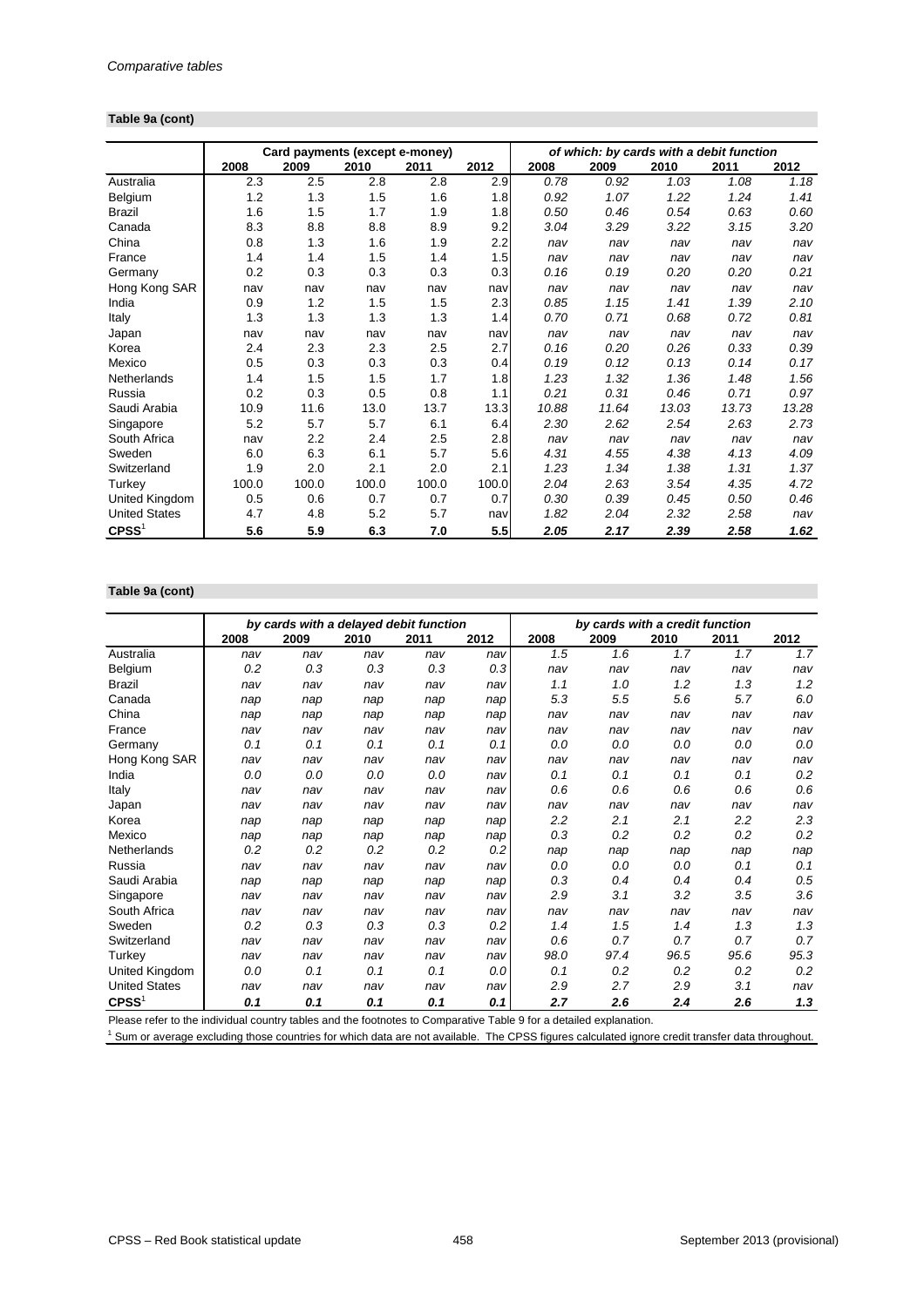### Table 9a (cont)

| | Card payments (except e-money) | | | | | *of which: by cards with a debit function* | | | | |
|---|---|---|---|---|---|---|---|---|---|---|
| | 2008 | 2009 | 2010 | 2011 | 2012 | 2008 | 2009 | 2010 | 2011 | 2012 |
| Australia | 2.3 | 2.5 | 2.8 | 2.8 | 2.9 | *0.78* | *0.92* | *1.03* | *1.08* | *1.18* |
| Belgium | 1.2 | 1.3 | 1.5 | 1.6 | 1.8 | *0.92* | *1.07* | *1.22* | *1.24* | *1.41* |
| Brazil | 1.6 | 1.5 | 1.7 | 1.9 | 1.8 | *0.50* | *0.46* | *0.54* | *0.63* | *0.60* |
| Canada | 8.3 | 8.8 | 8.8 | 8.9 | 9.2 | *3.04* | *3.29* | *3.22* | *3.15* | *3.20* |
| China | 0.8 | 1.3 | 1.6 | 1.9 | 2.2 | *nav* | *nav* | *nav* | *nav* | *nav* |
| France | 1.4 | 1.4 | 1.5 | 1.4 | 1.5 | *nav* | *nav* | *nav* | *nav* | *nav* |
| Germany | 0.2 | 0.3 | 0.3 | 0.3 | 0.3 | *0.16* | *0.19* | *0.20* | *0.20* | *0.21* |
| Hong Kong SAR | nav | nav | nav | nav | nav | *nav* | *nav* | *nav* | *nav* | *nav* |
| India | 0.9 | 1.2 | 1.5 | 1.5 | 2.3 | *0.85* | *1.15* | *1.41* | *1.39* | *2.10* |
| Italy | 1.3 | 1.3 | 1.3 | 1.3 | 1.4 | *0.70* | *0.71* | *0.68* | *0.72* | *0.81* |
| Japan | nav | nav | nav | nav | nav | *nav* | *nav* | *nav* | *nav* | *nav* |
| Korea | 2.4 | 2.3 | 2.3 | 2.5 | 2.7 | *0.16* | *0.20* | *0.26* | *0.33* | *0.39* |
| Mexico | 0.5 | 0.3 | 0.3 | 0.3 | 0.4 | *0.19* | *0.12* | *0.13* | *0.14* | *0.17* |
| Netherlands | 1.4 | 1.5 | 1.5 | 1.7 | 1.8 | *1.23* | *1.32* | *1.36* | *1.48* | *1.56* |
| Russia | 0.2 | 0.3 | 0.5 | 0.8 | 1.1 | *0.21* | *0.31* | *0.46* | *0.71* | *0.97* |
| Saudi Arabia | 10.9 | 11.6 | 13.0 | 13.7 | 13.3 | *10.88* | *11.64* | *13.03* | *13.73* | *13.28* |
| Singapore | 5.2 | 5.7 | 5.7 | 6.1 | 6.4 | *2.30* | *2.62* | *2.54* | *2.63* | *2.73* |
| South Africa | nav | 2.2 | 2.4 | 2.5 | 2.8 | *nav* | *nav* | *nav* | *nav* | *nav* |
| Sweden | 6.0 | 6.3 | 6.1 | 5.7 | 5.6 | *4.31* | *4.55* | *4.38* | *4.13* | *4.09* |
| Switzerland | 1.9 | 2.0 | 2.1 | 2.0 | 2.1 | *1.23* | *1.34* | *1.38* | *1.31* | *1.37* |
| Turkey | 100.0 | 100.0 | 100.0 | 100.0 | 100.0 | *2.04* | *2.63* | *3.54* | *4.35* | *4.72* |
| United Kingdom | 0.5 | 0.6 | 0.7 | 0.7 | 0.7 | *0.30* | *0.39* | *0.45* | *0.50* | *0.46* |
| United States | 4.7 | 4.8 | 5.2 | 5.7 | nav | *1.82* | *2.04* | *2.32* | *2.58* | *nav* |
| **CPSS**[1] | **5.6** | **5.9** | **6.3** | **7.0** | **5.5** | ***2.05*** | ***2.17*** | ***2.39*** | ***2.58*** | ***1.62*** |

### Table 9a (cont)

| | *by cards with a delayed debit function* | | | | | *by cards with a credit function* | | | | |
|---|---|---|---|---|---|---|---|---|---|---|
| | 2008 | 2009 | 2010 | 2011 | 2012 | 2008 | 2009 | 2010 | 2011 | 2012 |
| Australia | *nav* | *nav* | *nav* | *nav* | *nav* | *1.5* | *1.6* | *1.7* | *1.7* | *1.7* |
| Belgium | *0.2* | *0.3* | *0.3* | *0.3* | *0.3* | *nav* | *nav* | *nav* | *nav* | *nav* |
| Brazil | *nav* | *nav* | *nav* | *nav* | *nav* | *1.1* | *1.0* | *1.2* | *1.3* | *1.2* |
| Canada | *nap* | *nap* | *nap* | *nap* | *nap* | *5.3* | *5.5* | *5.6* | *5.7* | *6.0* |
| China | *nap* | *nap* | *nap* | *nap* | *nap* | *nav* | *nav* | *nav* | *nav* | *nav* |
| France | *nav* | *nav* | *nav* | *nav* | *nav* | *nav* | *nav* | *nav* | *nav* | *nav* |
| Germany | *0.1* | *0.1* | *0.1* | *0.1* | *0.1* | *0.0* | *0.0* | *0.0* | *0.0* | *0.0* |
| Hong Kong SAR | *nav* | *nav* | *nav* | *nav* | *nav* | *nav* | *nav* | *nav* | *nav* | *nav* |
| India | *0.0* | *0.0* | *0.0* | *0.0* | *nav* | *0.1* | *0.1* | *0.1* | *0.1* | *0.2* |
| Italy | *nav* | *nav* | *nav* | *nav* | *nav* | *0.6* | *0.6* | *0.6* | *0.6* | *0.6* |
| Japan | *nav* | *nav* | *nav* | *nav* | *nav* | *nav* | *nav* | *nav* | *nav* | *nav* |
| Korea | *nap* | *nap* | *nap* | *nap* | *nap* | *2.2* | *2.1* | *2.1* | *2.2* | *2.3* |
| Mexico | *nap* | *nap* | *nap* | *nap* | *nap* | *0.3* | *0.2* | *0.2* | *0.2* | *0.2* |
| Netherlands | *0.2* | *0.2* | *0.2* | *0.2* | *0.2* | *nap* | *nap* | *nap* | *nap* | *nap* |
| Russia | *nav* | *nav* | *nav* | *nav* | *nav* | *0.0* | *0.0* | *0.0* | *0.1* | *0.1* |
| Saudi Arabia | *nap* | *nap* | *nap* | *nap* | *nap* | *0.3* | *0.4* | *0.4* | *0.4* | *0.5* |
| Singapore | *nav* | *nav* | *nav* | *nav* | *nav* | *2.9* | *3.1* | *3.2* | *3.5* | *3.6* |
| South Africa | *nav* | *nav* | *nav* | *nav* | *nav* | *nav* | *nav* | *nav* | *nav* | *nav* |
| Sweden | *0.2* | *0.3* | *0.3* | *0.3* | *0.2* | *1.4* | *1.5* | *1.4* | *1.3* | *1.3* |
| Switzerland | *nav* | *nav* | *nav* | *nav* | *nav* | *0.6* | *0.7* | *0.7* | *0.7* | *0.7* |
| Turkey | *nav* | *nav* | *nav* | *nav* | *nav* | *98.0* | *97.4* | *96.5* | *95.6* | *95.3* |
| United Kingdom | *0.0* | *0.1* | *0.1* | *0.1* | *0.0* | *0.1* | *0.2* | *0.2* | *0.2* | *0.2* |
| United States | *nav* | *nav* | *nav* | *nav* | *nav* | *2.9* | *2.7* | *2.9* | *3.1* | *nav* |
| **CPSS**[1] | ***0.1*** | ***0.1*** | ***0.1*** | ***0.1*** | ***0.1*** | ***2.7*** | ***2.6*** | ***2.4*** | ***2.6*** | ***1.3*** |

Please refer to the individual country tables and the footnotes to Comparative Table 9 for a detailed explanation.

[1] Sum or average excluding those countries for which data are not available. The CPSS figures calculated ignore credit transfer data throughout.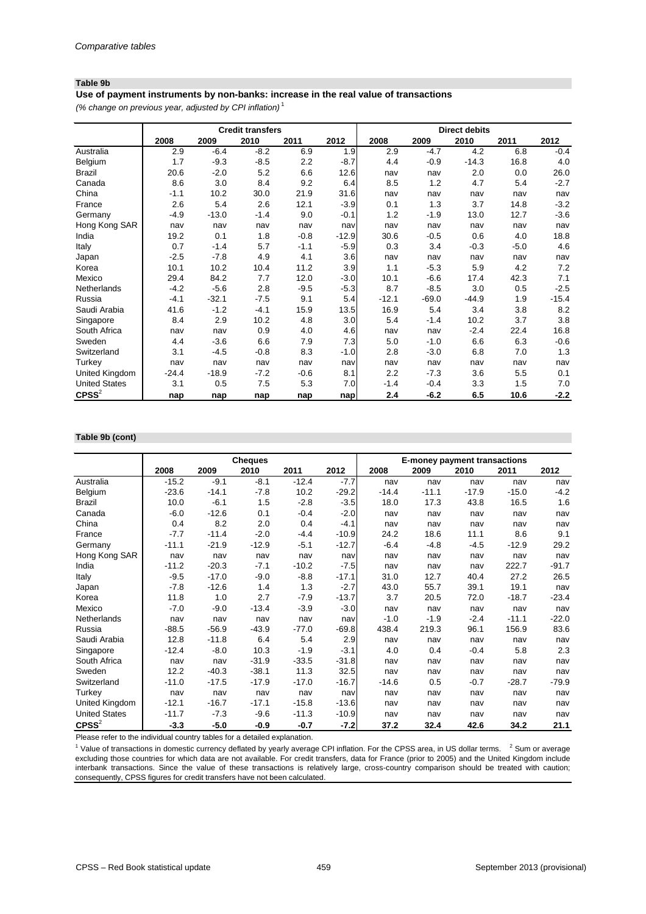## Table 9b

### Use of payment instruments by non-banks: increase in the real value of transactions

*(% change on previous year, adjusted by CPI inflation)* [1]

| | Credit transfers | | | | | Direct debits | | | | |
|---|---|---|---|---|---|---|---|---|---|---|
| | 2008 | 2009 | 2010 | 2011 | 2012 | 2008 | 2009 | 2010 | 2011 | 2012 |
| Australia | 2.9 | -6.4 | -8.2 | 6.9 | 1.9 | 2.9 | -4.7 | 4.2 | 6.8 | -0.4 |
| Belgium | 1.7 | -9.3 | -8.5 | 2.2 | -8.7 | 4.4 | -0.9 | -14.3 | 16.8 | 4.0 |
| Brazil | 20.6 | -2.0 | 5.2 | 6.6 | 12.6 | nav | nav | 2.0 | 0.0 | 26.0 |
| Canada | 8.6 | 3.0 | 8.4 | 9.2 | 6.4 | 8.5 | 1.2 | 4.7 | 5.4 | -2.7 |
| China | -1.1 | 10.2 | 30.0 | 21.9 | 31.6 | nav | nav | nav | nav | nav |
| France | 2.6 | 5.4 | 2.6 | 12.1 | -3.9 | 0.1 | 1.3 | 3.7 | 14.8 | -3.2 |
| Germany | -4.9 | -13.0 | -1.4 | 9.0 | -0.1 | 1.2 | -1.9 | 13.0 | 12.7 | -3.6 |
| Hong Kong SAR | nav | nav | nav | nav | nav | nav | nav | nav | nav | nav |
| India | 19.2 | 0.1 | 1.8 | -0.8 | -12.9 | 30.6 | -0.5 | 0.6 | 4.0 | 18.8 |
| Italy | 0.7 | -1.4 | 5.7 | -1.1 | -5.9 | 0.3 | 3.4 | -0.3 | -5.0 | 4.6 |
| Japan | -2.5 | -7.8 | 4.9 | 4.1 | 3.6 | nav | nav | nav | nav | nav |
| Korea | 10.1 | 10.2 | 10.4 | 11.2 | 3.9 | 1.1 | -5.3 | 5.9 | 4.2 | 7.2 |
| Mexico | 29.4 | 84.2 | 7.7 | 12.0 | -3.0 | 10.1 | -6.6 | 17.4 | 42.3 | 7.1 |
| Netherlands | -4.2 | -5.6 | 2.8 | -9.5 | -5.3 | 8.7 | -8.5 | 3.0 | 0.5 | -2.5 |
| Russia | -4.1 | -32.1 | -7.5 | 9.1 | 5.4 | -12.1 | -69.0 | -44.9 | 1.9 | -15.4 |
| Saudi Arabia | 41.6 | -1.2 | -4.1 | 15.9 | 13.5 | 16.9 | 5.4 | 3.4 | 3.8 | 8.2 |
| Singapore | 8.4 | 2.9 | 10.2 | 4.8 | 3.0 | 5.4 | -1.4 | 10.2 | 3.7 | 3.8 |
| South Africa | nav | nav | 0.9 | 4.0 | 4.6 | nav | nav | -2.4 | 22.4 | 16.8 |
| Sweden | 4.4 | -3.6 | 6.6 | 7.9 | 7.3 | 5.0 | -1.0 | 6.6 | 6.3 | -0.6 |
| Switzerland | 3.1 | -4.5 | -0.8 | 8.3 | -1.0 | 2.8 | -3.0 | 6.8 | 7.0 | 1.3 |
| Turkey | nav | nav | nav | nav | nav | nav | nav | nav | nav | nav |
| United Kingdom | -24.4 | -18.9 | -7.2 | -0.6 | 8.1 | 2.2 | -7.3 | 3.6 | 5.5 | 0.1 |
| United States | 3.1 | 0.5 | 7.5 | 5.3 | 7.0 | -1.4 | -0.4 | 3.3 | 1.5 | 7.0 |
| **CPSS** [2] | **nap** | **nap** | **nap** | **nap** | **nap** | **2.4** | **-6.2** | **6.5** | **10.6** | **-2.2** |

## Table 9b (cont)

| | Cheques | | | | | E-money payment transactions | | | | |
|---|---|---|---|---|---|---|---|---|---|---|
| | 2008 | 2009 | 2010 | 2011 | 2012 | 2008 | 2009 | 2010 | 2011 | 2012 |
| Australia | -15.2 | -9.1 | -8.1 | -12.4 | -7.7 | nav | nav | nav | nav | nav |
| Belgium | -23.6 | -14.1 | -7.8 | 10.2 | -29.2 | -14.4 | -11.1 | -17.9 | -15.0 | -4.2 |
| Brazil | 10.0 | -6.1 | 1.5 | -2.8 | -3.5 | 18.0 | 17.3 | 43.8 | 16.5 | 1.6 |
| Canada | -6.0 | -12.6 | 0.1 | -0.4 | -2.0 | nav | nav | nav | nav | nav |
| China | 0.4 | 8.2 | 2.0 | 0.4 | -4.1 | nav | nav | nav | nav | nav |
| France | -7.7 | -11.4 | -2.0 | -4.4 | -10.9 | 24.2 | 18.6 | 11.1 | 8.6 | 9.1 |
| Germany | -11.1 | -21.9 | -12.9 | -5.1 | -12.7 | -6.4 | -4.8 | -4.5 | -12.9 | 29.2 |
| Hong Kong SAR | nav | nav | nav | nav | nav | nav | nav | nav | nav | nav |
| India | -11.2 | -20.3 | -7.1 | -10.2 | -7.5 | nav | nav | nav | 222.7 | -91.7 |
| Italy | -9.5 | -17.0 | -9.0 | -8.8 | -17.1 | 31.0 | 12.7 | 40.4 | 27.2 | 26.5 |
| Japan | -7.8 | -12.6 | 1.4 | 1.3 | -2.7 | 43.0 | 55.7 | 39.1 | 19.1 | nav |
| Korea | 11.8 | 1.0 | 2.7 | -7.9 | -13.7 | 3.7 | 20.5 | 72.0 | -18.7 | -23.4 |
| Mexico | -7.0 | -9.0 | -13.4 | -3.9 | -3.0 | nav | nav | nav | nav | nav |
| Netherlands | nav | nav | nav | nav | nav | -1.0 | -1.9 | -2.4 | -11.1 | -22.0 |
| Russia | -88.5 | -56.9 | -43.9 | -77.0 | -69.8 | 438.4 | 219.3 | 96.1 | 156.9 | 83.6 |
| Saudi Arabia | 12.8 | -11.8 | 6.4 | 5.4 | 2.9 | nav | nav | nav | nav | nav |
| Singapore | -12.4 | -8.0 | 10.3 | -1.9 | -3.1 | 4.0 | 0.4 | -0.4 | 5.8 | 2.3 |
| South Africa | nav | nav | -31.9 | -33.5 | -31.8 | nav | nav | nav | nav | nav |
| Sweden | 12.2 | -40.3 | -38.1 | 11.3 | 32.5 | nav | nav | nav | nav | nav |
| Switzerland | -11.0 | -17.5 | -17.9 | -17.0 | -16.7 | -14.6 | 0.5 | -0.7 | -28.7 | -79.9 |
| Turkey | nav | nav | nav | nav | nav | nav | nav | nav | nav | nav |
| United Kingdom | -12.1 | -16.7 | -17.1 | -15.8 | -13.6 | nav | nav | nav | nav | nav |
| United States | -11.7 | -7.3 | -9.6 | -11.3 | -10.9 | nav | nav | nav | nav | nav |
| **CPSS** [2] | **-3.3** | **-5.0** | **-0.9** | **-0.7** | **-7.2** | **37.2** | **32.4** | **42.6** | **34.2** | **21.1** |

Please refer to the individual country tables for a detailed explanation.

[1] Value of transactions in domestic currency deflated by yearly average CPI inflation. For the CPSS area, in US dollar terms. [2] Sum or average excluding those countries for which data are not available. For credit transfers, data for France (prior to 2005) and the United Kingdom include interbank transactions. Since the value of these transactions is relatively large, cross-country comparison should be treated with caution; consequently, CPSS figures for credit transfers have not been calculated.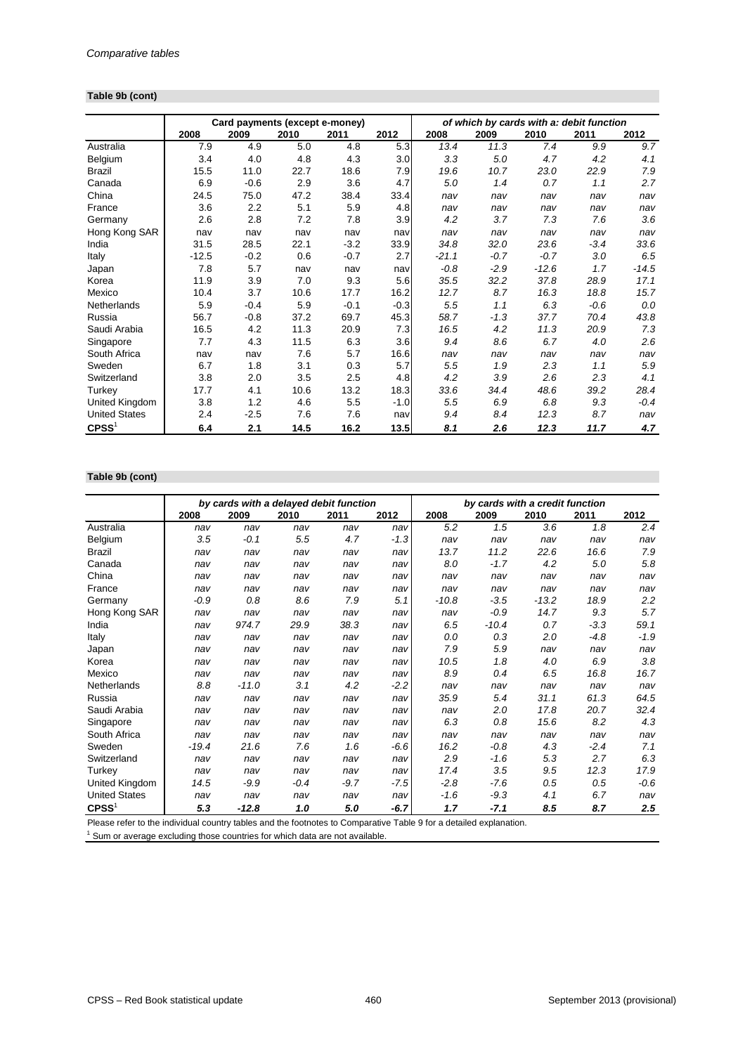*Comparative tables*

**Table 9b (cont)**

| | Card payments (except e-money) | | | | | *of which by cards with a: debit function* | | | | |
|---|---|---|---|---|---|---|---|---|---|---|
| | 2008 | 2009 | 2010 | 2011 | 2012 | 2008 | 2009 | 2010 | 2011 | 2012 |
| Australia | 7.9 | 4.9 | 5.0 | 4.8 | 5.3 | *13.4* | *11.3* | *7.4* | *9.9* | *9.7* |
| Belgium | 3.4 | 4.0 | 4.8 | 4.3 | 3.0 | *3.3* | *5.0* | *4.7* | *4.2* | *4.1* |
| Brazil | 15.5 | 11.0 | 22.7 | 18.6 | 7.9 | *19.6* | *10.7* | *23.0* | *22.9* | *7.9* |
| Canada | 6.9 | -0.6 | 2.9 | 3.6 | 4.7 | *5.0* | *1.4* | *0.7* | *1.1* | *2.7* |
| China | 24.5 | 75.0 | 47.2 | 38.4 | 33.4 | *nav* | *nav* | *nav* | *nav* | *nav* |
| France | 3.6 | 2.2 | 5.1 | 5.9 | 4.8 | *nav* | *nav* | *nav* | *nav* | *nav* |
| Germany | 2.6 | 2.8 | 7.2 | 7.8 | 3.9 | *4.2* | *3.7* | *7.3* | *7.6* | *3.6* |
| Hong Kong SAR | nav | nav | nav | nav | nav | *nav* | *nav* | *nav* | *nav* | *nav* |
| India | 31.5 | 28.5 | 22.1 | -3.2 | 33.9 | *34.8* | *32.0* | *23.6* | *-3.4* | *33.6* |
| Italy | -12.5 | -0.2 | 0.6 | -0.7 | 2.7 | *-21.1* | *-0.7* | *-0.7* | *3.0* | *6.5* |
| Japan | 7.8 | 5.7 | nav | nav | nav | *-0.8* | *-2.9* | *-12.6* | *1.7* | *-14.5* |
| Korea | 11.9 | 3.9 | 7.0 | 9.3 | 5.6 | *35.5* | *32.2* | *37.8* | *28.9* | *17.1* |
| Mexico | 10.4 | 3.7 | 10.6 | 17.7 | 16.2 | *12.7* | *8.7* | *16.3* | *18.8* | *15.7* |
| Netherlands | 5.9 | -0.4 | 5.9 | -0.1 | -0.3 | *5.5* | *1.1* | *6.3* | *-0.6* | *0.0* |
| Russia | 56.7 | -0.8 | 37.2 | 69.7 | 45.3 | *58.7* | *-1.3* | *37.7* | *70.4* | *43.8* |
| Saudi Arabia | 16.5 | 4.2 | 11.3 | 20.9 | 7.3 | *16.5* | *4.2* | *11.3* | *20.9* | *7.3* |
| Singapore | 7.7 | 4.3 | 11.5 | 6.3 | 3.6 | *9.4* | *8.6* | *6.7* | *4.0* | *2.6* |
| South Africa | nav | nav | 7.6 | 5.7 | 16.6 | *nav* | *nav* | *nav* | *nav* | *nav* |
| Sweden | 6.7 | 1.8 | 3.1 | 0.3 | 5.7 | *5.5* | *1.9* | *2.3* | *1.1* | *5.9* |
| Switzerland | 3.8 | 2.0 | 3.5 | 2.5 | 4.8 | *4.2* | *3.9* | *2.6* | *2.3* | *4.1* |
| Turkey | 17.7 | 4.1 | 10.6 | 13.2 | 18.3 | *33.6* | *34.4* | *48.6* | *39.2* | *28.4* |
| United Kingdom | 3.8 | 1.2 | 4.6 | 5.5 | -1.0 | *5.5* | *6.9* | *6.8* | *9.3* | *-0.4* |
| United States | 2.4 | -2.5 | 7.6 | 7.6 | nav | *9.4* | *8.4* | *12.3* | *8.7* | *nav* |
| **CPSS**[1] | **6.4** | **2.1** | **14.5** | **16.2** | **13.5** | ***8.1*** | ***2.6*** | ***12.3*** | ***11.7*** | ***4.7*** |

**Table 9b (cont)**

| | *by cards with a delayed debit function* | | | | | *by cards with a credit function* | | | | |
|---|---|---|---|---|---|---|---|---|---|---|
| | 2008 | 2009 | 2010 | 2011 | 2012 | 2008 | 2009 | 2010 | 2011 | 2012 |
| Australia | *nav* | *nav* | *nav* | *nav* | *nav* | *5.2* | *1.5* | *3.6* | *1.8* | *2.4* |
| Belgium | *3.5* | *-0.1* | *5.5* | *4.7* | *-1.3* | *nav* | *nav* | *nav* | *nav* | *nav* |
| Brazil | *nav* | *nav* | *nav* | *nav* | *nav* | *13.7* | *11.2* | *22.6* | *16.6* | *7.9* |
| Canada | *nav* | *nav* | *nav* | *nav* | *nav* | *8.0* | *-1.7* | *4.2* | *5.0* | *5.8* |
| China | *nav* | *nav* | *nav* | *nav* | *nav* | *nav* | *nav* | *nav* | *nav* | *nav* |
| France | *nav* | *nav* | *nav* | *nav* | *nav* | *nav* | *nav* | *nav* | *nav* | *nav* |
| Germany | *-0.9* | *0.8* | *8.6* | *7.9* | *5.1* | *-10.8* | *-3.5* | *-13.2* | *18.9* | *2.2* |
| Hong Kong SAR | *nav* | *nav* | *nav* | *nav* | *nav* | *nav* | *-0.9* | *14.7* | *9.3* | *5.7* |
| India | *nav* | *974.7* | *29.9* | *38.3* | *nav* | *6.5* | *-10.4* | *0.7* | *-3.3* | *59.1* |
| Italy | *nav* | *nav* | *nav* | *nav* | *nav* | *0.0* | *0.3* | *2.0* | *-4.8* | *-1.9* |
| Japan | *nav* | *nav* | *nav* | *nav* | *nav* | *7.9* | *5.9* | *nav* | *nav* | *nav* |
| Korea | *nav* | *nav* | *nav* | *nav* | *nav* | *10.5* | *1.8* | *4.0* | *6.9* | *3.8* |
| Mexico | *nav* | *nav* | *nav* | *nav* | *nav* | *8.9* | *0.4* | *6.5* | *16.8* | *16.7* |
| Netherlands | *8.8* | *-11.0* | *3.1* | *4.2* | *-2.2* | *nav* | *nav* | *nav* | *nav* | *nav* |
| Russia | *nav* | *nav* | *nav* | *nav* | *nav* | *35.9* | *5.4* | *31.1* | *61.3* | *64.5* |
| Saudi Arabia | *nav* | *nav* | *nav* | *nav* | *nav* | *nav* | *2.0* | *17.8* | *20.7* | *32.4* |
| Singapore | *nav* | *nav* | *nav* | *nav* | *nav* | *6.3* | *0.8* | *15.6* | *8.2* | *4.3* |
| South Africa | *nav* | *nav* | *nav* | *nav* | *nav* | *nav* | *nav* | *nav* | *nav* | *nav* |
| Sweden | *-19.4* | *21.6* | *7.6* | *1.6* | *-6.6* | *16.2* | *-0.8* | *4.3* | *-2.4* | *7.1* |
| Switzerland | *nav* | *nav* | *nav* | *nav* | *nav* | *2.9* | *-1.6* | *5.3* | *2.7* | *6.3* |
| Turkey | *nav* | *nav* | *nav* | *nav* | *nav* | *17.4* | *3.5* | *9.5* | *12.3* | *17.9* |
| United Kingdom | *14.5* | *-9.9* | *-0.4* | *-9.7* | *-7.5* | *-2.8* | *-7.6* | *0.5* | *0.5* | *-0.6* |
| United States | *nav* | *nav* | *nav* | *nav* | *nav* | *-1.6* | *-9.3* | *4.1* | *6.7* | *nav* |
| **CPSS**[1] | ***5.3*** | ***-12.8*** | ***1.0*** | ***5.0*** | ***-6.7*** | ***1.7*** | ***-7.1*** | ***8.5*** | ***8.7*** | ***2.5*** |

Please refer to the individual country tables and the footnotes to Comparative Table 9 for a detailed explanation.

[1] Sum or average excluding those countries for which data are not available.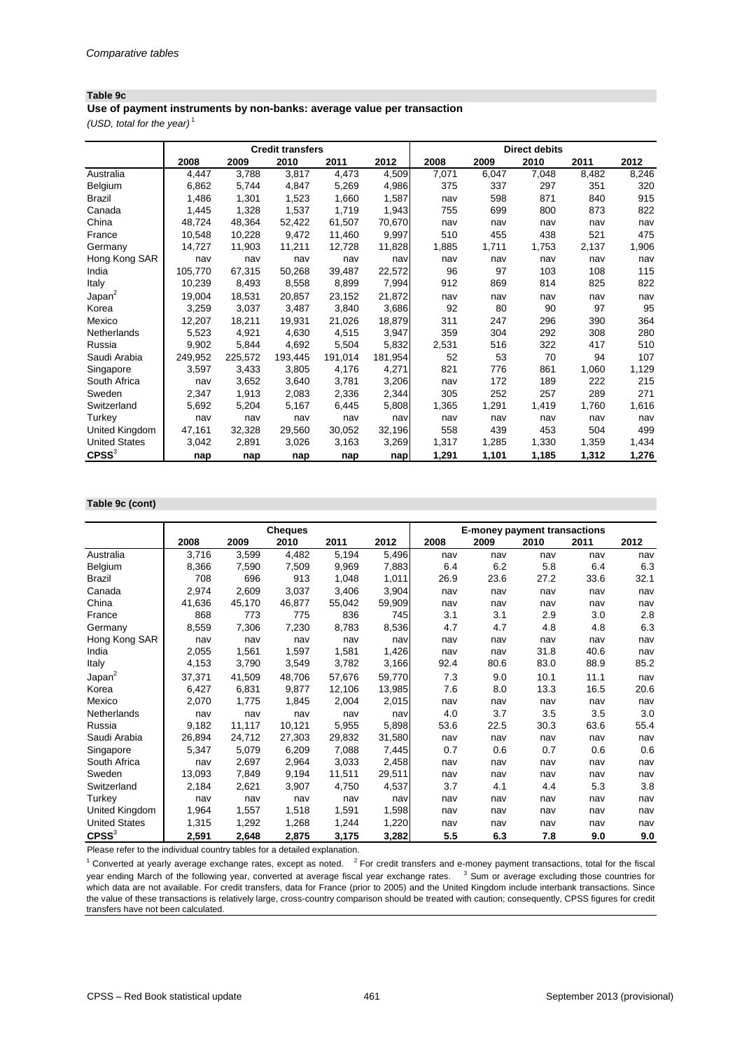*Comparative tables*

**Table 9c**

**Use of payment instruments by non-banks: average value per transaction**

*(USD, total for the year)* [1]

| | Credit transfers | | | | | Direct debits | | | | |
|---|---|---|---|---|---|---|---|---|---|---|
| | 2008 | 2009 | 2010 | 2011 | 2012 | 2008 | 2009 | 2010 | 2011 | 2012 |
| Australia | 4,447 | 3,788 | 3,817 | 4,473 | 4,509 | 7,071 | 6,047 | 7,048 | 8,482 | 8,246 |
| Belgium | 6,862 | 5,744 | 4,847 | 5,269 | 4,986 | 375 | 337 | 297 | 351 | 320 |
| Brazil | 1,486 | 1,301 | 1,523 | 1,660 | 1,587 | nav | 598 | 871 | 840 | 915 |
| Canada | 1,445 | 1,328 | 1,537 | 1,719 | 1,943 | 755 | 699 | 800 | 873 | 822 |
| China | 48,724 | 48,364 | 52,422 | 61,507 | 70,670 | nav | nav | nav | nav | nav |
| France | 10,548 | 10,228 | 9,472 | 11,460 | 9,997 | 510 | 455 | 438 | 521 | 475 |
| Germany | 14,727 | 11,903 | 11,211 | 12,728 | 11,828 | 1,885 | 1,711 | 1,753 | 2,137 | 1,906 |
| Hong Kong SAR | nav | nav | nav | nav | nav | nav | nav | nav | nav | nav |
| India | 105,770 | 67,315 | 50,268 | 39,487 | 22,572 | 96 | 97 | 103 | 108 | 115 |
| Italy | 10,239 | 8,493 | 8,558 | 8,899 | 7,994 | 912 | 869 | 814 | 825 | 822 |
| Japan[2] | 19,004 | 18,531 | 20,857 | 23,152 | 21,872 | nav | nav | nav | nav | nav |
| Korea | 3,259 | 3,037 | 3,487 | 3,840 | 3,686 | 92 | 80 | 90 | 97 | 95 |
| Mexico | 12,207 | 18,211 | 19,931 | 21,026 | 18,879 | 311 | 247 | 296 | 390 | 364 |
| Netherlands | 5,523 | 4,921 | 4,630 | 4,515 | 3,947 | 359 | 304 | 292 | 308 | 280 |
| Russia | 9,902 | 5,844 | 4,692 | 5,504 | 5,832 | 2,531 | 516 | 322 | 417 | 510 |
| Saudi Arabia | 249,952 | 225,572 | 193,445 | 191,014 | 181,954 | 52 | 53 | 70 | 94 | 107 |
| Singapore | 3,597 | 3,433 | 3,805 | 4,176 | 4,271 | 821 | 776 | 861 | 1,060 | 1,129 |
| South Africa | nav | 3,652 | 3,640 | 3,781 | 3,206 | nav | 172 | 189 | 222 | 215 |
| Sweden | 2,347 | 1,913 | 2,083 | 2,336 | 2,344 | 305 | 252 | 257 | 289 | 271 |
| Switzerland | 5,692 | 5,204 | 5,167 | 6,445 | 5,808 | 1,365 | 1,291 | 1,419 | 1,760 | 1,616 |
| Turkey | nav | nav | nav | nav | nav | nav | nav | nav | nav | nav |
| United Kingdom | 47,161 | 32,328 | 29,560 | 30,052 | 32,196 | 558 | 439 | 453 | 504 | 499 |
| United States | 3,042 | 2,891 | 3,026 | 3,163 | 3,269 | 1,317 | 1,285 | 1,330 | 1,359 | 1,434 |
| **CPSS[3]** | **nap** | **nap** | **nap** | **nap** | **nap** | **1,291** | **1,101** | **1,185** | **1,312** | **1,276** |

**Table 9c (cont)**

| | Cheques | | | | | E-money payment transactions | | | | |
|---|---|---|---|---|---|---|---|---|---|---|
| | 2008 | 2009 | 2010 | 2011 | 2012 | 2008 | 2009 | 2010 | 2011 | 2012 |
| Australia | 3,716 | 3,599 | 4,482 | 5,194 | 5,496 | nav | nav | nav | nav | nav |
| Belgium | 8,366 | 7,590 | 7,509 | 9,969 | 7,883 | 6.4 | 6.2 | 5.8 | 6.4 | 6.3 |
| Brazil | 708 | 696 | 913 | 1,048 | 1,011 | 26.9 | 23.6 | 27.2 | 33.6 | 32.1 |
| Canada | 2,974 | 2,609 | 3,037 | 3,406 | 3,904 | nav | nav | nav | nav | nav |
| China | 41,636 | 45,170 | 46,877 | 55,042 | 59,909 | nav | nav | nav | nav | nav |
| France | 868 | 773 | 775 | 836 | 745 | 3.1 | 3.1 | 2.9 | 3.0 | 2.8 |
| Germany | 8,559 | 7,306 | 7,230 | 8,783 | 8,536 | 4.7 | 4.7 | 4.8 | 4.8 | 6.3 |
| Hong Kong SAR | nav | nav | nav | nav | nav | nav | nav | nav | nav | nav |
| India | 2,055 | 1,561 | 1,597 | 1,581 | 1,426 | nav | nav | 31.8 | 40.6 | nav |
| Italy | 4,153 | 3,790 | 3,549 | 3,782 | 3,166 | 92.4 | 80.6 | 83.0 | 88.9 | 85.2 |
| Japan[2] | 37,371 | 41,509 | 48,706 | 57,676 | 59,770 | 7.3 | 9.0 | 10.1 | 11.1 | nav |
| Korea | 6,427 | 6,831 | 9,877 | 12,106 | 13,985 | 7.6 | 8.0 | 13.3 | 16.5 | 20.6 |
| Mexico | 2,070 | 1,775 | 1,845 | 2,004 | 2,015 | nav | nav | nav | nav | nav |
| Netherlands | nav | nav | nav | nav | nav | 4.0 | 3.7 | 3.5 | 3.5 | 3.0 |
| Russia | 9,182 | 11,117 | 10,121 | 5,955 | 5,898 | 53.6 | 22.5 | 30.3 | 63.6 | 55.4 |
| Saudi Arabia | 26,894 | 24,712 | 27,303 | 29,832 | 31,580 | nav | nav | nav | nav | nav |
| Singapore | 5,347 | 5,079 | 6,209 | 7,088 | 7,445 | 0.7 | 0.6 | 0.7 | 0.6 | 0.6 |
| South Africa | nav | 2,697 | 2,964 | 3,033 | 2,458 | nav | nav | nav | nav | nav |
| Sweden | 13,093 | 7,849 | 9,194 | 11,511 | 29,511 | nav | nav | nav | nav | nav |
| Switzerland | 2,184 | 2,621 | 3,907 | 4,750 | 4,537 | 3.7 | 4.1 | 4.4 | 5.3 | 3.8 |
| Turkey | nav | nav | nav | nav | nav | nav | nav | nav | nav | nav |
| United Kingdom | 1,964 | 1,557 | 1,518 | 1,591 | 1,598 | nav | nav | nav | nav | nav |
| United States | 1,315 | 1,292 | 1,268 | 1,244 | 1,220 | nav | nav | nav | nav | nav |
| **CPSS[3]** | **2,591** | **2,648** | **2,875** | **3,175** | **3,282** | **5.5** | **6.3** | **7.8** | **9.0** | **9.0** |

Please refer to the individual country tables for a detailed explanation.

[1] Converted at yearly average exchange rates, except as noted. [2] For credit transfers and e-money payment transactions, total for the fiscal year ending March of the following year, converted at average fiscal year exchange rates. [3] Sum or average excluding those countries for which data are not available. For credit transfers, data for France (prior to 2005) and the United Kingdom include interbank transactions. Since the value of these transactions is relatively large, cross-country comparison should be treated with caution; consequently, CPSS figures for credit transfers have not been calculated.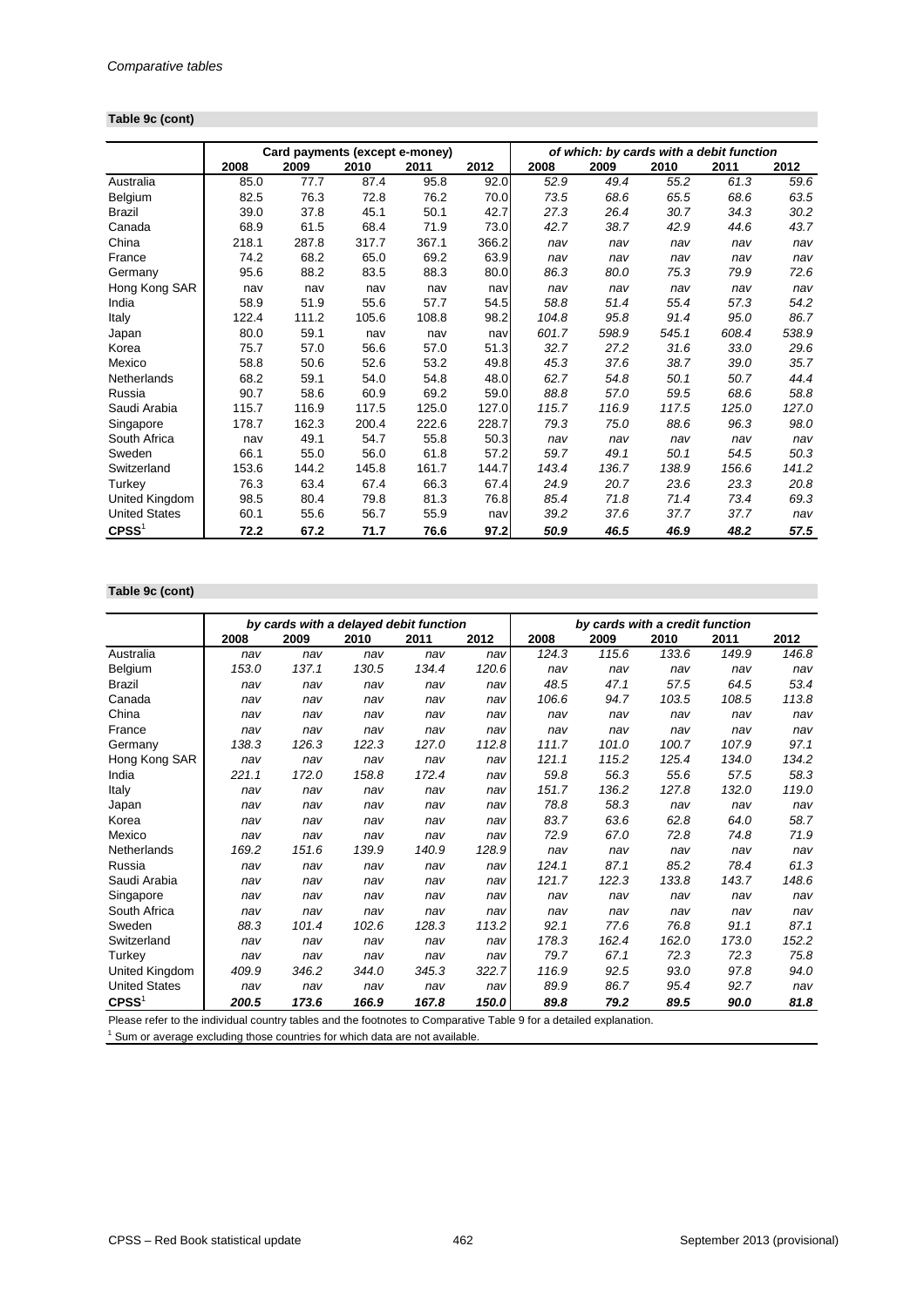*Comparative tables*

**Table 9c (cont)**

| | Card payments (except e-money) | | | | | *of which: by cards with a debit function* | | | | |
|---|---|---|---|---|---|---|---|---|---|---|
| | 2008 | 2009 | 2010 | 2011 | 2012 | 2008 | 2009 | 2010 | 2011 | 2012 |
| Australia | 85.0 | 77.7 | 87.4 | 95.8 | 92.0 | *52.9* | *49.4* | *55.2* | *61.3* | *59.6* |
| Belgium | 82.5 | 76.3 | 72.8 | 76.2 | 70.0 | *73.5* | *68.6* | *65.5* | *68.6* | *63.5* |
| Brazil | 39.0 | 37.8 | 45.1 | 50.1 | 42.7 | *27.3* | *26.4* | *30.7* | *34.3* | *30.2* |
| Canada | 68.9 | 61.5 | 68.4 | 71.9 | 73.0 | *42.7* | *38.7* | *42.9* | *44.6* | *43.7* |
| China | 218.1 | 287.8 | 317.7 | 367.1 | 366.2 | *nav* | *nav* | *nav* | *nav* | *nav* |
| France | 74.2 | 68.2 | 65.0 | 69.2 | 63.9 | *nav* | *nav* | *nav* | *nav* | *nav* |
| Germany | 95.6 | 88.2 | 83.5 | 88.3 | 80.0 | *86.3* | *80.0* | *75.3* | *79.9* | *72.6* |
| Hong Kong SAR | nav | nav | nav | nav | nav | *nav* | *nav* | *nav* | *nav* | *nav* |
| India | 58.9 | 51.9 | 55.6 | 57.7 | 54.5 | *58.8* | *51.4* | *55.4* | *57.3* | *54.2* |
| Italy | 122.4 | 111.2 | 105.6 | 108.8 | 98.2 | *104.8* | *95.8* | *91.4* | *95.0* | *86.7* |
| Japan | 80.0 | 59.1 | nav | nav | nav | *601.7* | *598.9* | *545.1* | *608.4* | *538.9* |
| Korea | 75.7 | 57.0 | 56.6 | 57.0 | 51.3 | *32.7* | *27.2* | *31.6* | *33.0* | *29.6* |
| Mexico | 58.8 | 50.6 | 52.6 | 53.2 | 49.8 | *45.3* | *37.6* | *38.7* | *39.0* | *35.7* |
| Netherlands | 68.2 | 59.1 | 54.0 | 54.8 | 48.0 | *62.7* | *54.8* | *50.1* | *50.7* | *44.4* |
| Russia | 90.7 | 58.6 | 60.9 | 69.2 | 59.0 | *88.8* | *57.0* | *59.5* | *68.6* | *58.8* |
| Saudi Arabia | 115.7 | 116.9 | 117.5 | 125.0 | 127.0 | *115.7* | *116.9* | *117.5* | *125.0* | *127.0* |
| Singapore | 178.7 | 162.3 | 200.4 | 222.6 | 228.7 | *79.3* | *75.0* | *88.6* | *96.3* | *98.0* |
| South Africa | nav | 49.1 | 54.7 | 55.8 | 50.3 | *nav* | *nav* | *nav* | *nav* | *nav* |
| Sweden | 66.1 | 55.0 | 56.0 | 61.8 | 57.2 | *59.7* | *49.1* | *50.1* | *54.5* | *50.3* |
| Switzerland | 153.6 | 144.2 | 145.8 | 161.7 | 144.7 | *143.4* | *136.7* | *138.9* | *156.6* | *141.2* |
| Turkey | 76.3 | 63.4 | 67.4 | 66.3 | 67.4 | *24.9* | *20.7* | *23.6* | *23.3* | *20.8* |
| United Kingdom | 98.5 | 80.4 | 79.8 | 81.3 | 76.8 | *85.4* | *71.8* | *71.4* | *73.4* | *69.3* |
| United States | 60.1 | 55.6 | 56.7 | 55.9 | nav | *39.2* | *37.6* | *37.7* | *37.7* | *nav* |
| **CPSS[1]** | **72.2** | **67.2** | **71.7** | **76.6** | **97.2** | ***50.9*** | ***46.5*** | ***46.9*** | ***48.2*** | ***57.5*** |

**Table 9c (cont)**

| | *by cards with a delayed debit function* | | | | | *by cards with a credit function* | | | | |
|---|---|---|---|---|---|---|---|---|---|---|
| | 2008 | 2009 | 2010 | 2011 | 2012 | 2008 | 2009 | 2010 | 2011 | 2012 |
| Australia | *nav* | *nav* | *nav* | *nav* | *nav* | *124.3* | *115.6* | *133.6* | *149.9* | *146.8* |
| Belgium | *153.0* | *137.1* | *130.5* | *134.4* | *120.6* | *nav* | *nav* | *nav* | *nav* | *nav* |
| Brazil | *nav* | *nav* | *nav* | *nav* | *nav* | *48.5* | *47.1* | *57.5* | *64.5* | *53.4* |
| Canada | *nav* | *nav* | *nav* | *nav* | *nav* | *106.6* | *94.7* | *103.5* | *108.5* | *113.8* |
| China | *nav* | *nav* | *nav* | *nav* | *nav* | *nav* | *nav* | *nav* | *nav* | *nav* |
| France | *nav* | *nav* | *nav* | *nav* | *nav* | *nav* | *nav* | *nav* | *nav* | *nav* |
| Germany | *138.3* | *126.3* | *122.3* | *127.0* | *112.8* | *111.7* | *101.0* | *100.7* | *107.9* | *97.1* |
| Hong Kong SAR | *nav* | *nav* | *nav* | *nav* | *nav* | *121.1* | *115.2* | *125.4* | *134.0* | *134.2* |
| India | *221.1* | *172.0* | *158.8* | *172.4* | *nav* | *59.8* | *56.3* | *55.6* | *57.5* | *58.3* |
| Italy | *nav* | *nav* | *nav* | *nav* | *nav* | *151.7* | *136.2* | *127.8* | *132.0* | *119.0* |
| Japan | *nav* | *nav* | *nav* | *nav* | *nav* | *78.8* | *58.3* | *nav* | *nav* | *nav* |
| Korea | *nav* | *nav* | *nav* | *nav* | *nav* | *83.7* | *63.6* | *62.8* | *64.0* | *58.7* |
| Mexico | *nav* | *nav* | *nav* | *nav* | *nav* | *72.9* | *67.0* | *72.8* | *74.8* | *71.9* |
| Netherlands | *169.2* | *151.6* | *139.9* | *140.9* | *128.9* | *nav* | *nav* | *nav* | *nav* | *nav* |
| Russia | *nav* | *nav* | *nav* | *nav* | *nav* | *124.1* | *87.1* | *85.2* | *78.4* | *61.3* |
| Saudi Arabia | *nav* | *nav* | *nav* | *nav* | *nav* | *121.7* | *122.3* | *133.8* | *143.7* | *148.6* |
| Singapore | *nav* | *nav* | *nav* | *nav* | *nav* | *nav* | *nav* | *nav* | *nav* | *nav* |
| South Africa | *nav* | *nav* | *nav* | *nav* | *nav* | *nav* | *nav* | *nav* | *nav* | *nav* |
| Sweden | *88.3* | *101.4* | *102.6* | *128.3* | *113.2* | *92.1* | *77.6* | *76.8* | *91.1* | *87.1* |
| Switzerland | *nav* | *nav* | *nav* | *nav* | *nav* | *178.3* | *162.4* | *162.0* | *173.0* | *152.2* |
| Turkey | *nav* | *nav* | *nav* | *nav* | *nav* | *79.7* | *67.1* | *72.3* | *72.3* | *75.8* |
| United Kingdom | *409.9* | *346.2* | *344.0* | *345.3* | *322.7* | *116.9* | *92.5* | *93.0* | *97.8* | *94.0* |
| United States | *nav* | *nav* | *nav* | *nav* | *nav* | *89.9* | *86.7* | *95.4* | *92.7* | *nav* |
| **CPSS[1]** | ***200.5*** | ***173.6*** | ***166.9*** | ***167.8*** | ***150.0*** | ***89.8*** | ***79.2*** | ***89.5*** | ***90.0*** | ***81.8*** |

Please refer to the individual country tables and the footnotes to Comparative Table 9 for a detailed explanation.

[1] Sum or average excluding those countries for which data are not available.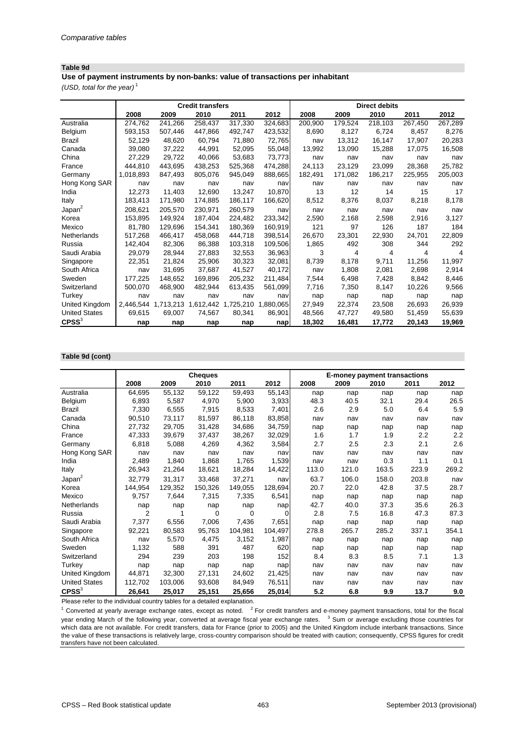Comparative tables

**Table 9d**

**Use of payment instruments by non-banks: value of transactions per inhabitant**

*(USD, total for the year)* [1]

| | Credit transfers | | | | | Direct debits | | | | |
|---|---|---|---|---|---|---|---|---|---|---|
| | 2008 | 2009 | 2010 | 2011 | 2012 | 2008 | 2009 | 2010 | 2011 | 2012 |
| Australia | 274,762 | 241,266 | 258,437 | 317,330 | 324,683 | 200,900 | 179,524 | 218,103 | 267,450 | 267,289 |
| Belgium | 593,153 | 507,446 | 447,866 | 492,747 | 423,532 | 8,690 | 8,127 | 6,724 | 8,457 | 8,276 |
| Brazil | 52,129 | 48,620 | 60,794 | 71,880 | 72,765 | nav | 13,312 | 16,147 | 17,907 | 20,283 |
| Canada | 39,080 | 37,222 | 44,991 | 52,095 | 55,048 | 13,992 | 13,090 | 15,288 | 17,075 | 16,508 |
| China | 27,229 | 29,722 | 40,066 | 53,683 | 73,773 | nav | nav | nav | nav | nav |
| France | 444,810 | 443,695 | 438,253 | 525,368 | 474,288 | 24,113 | 23,129 | 23,099 | 28,368 | 25,782 |
| Germany | 1,018,893 | 847,493 | 805,076 | 945,049 | 888,665 | 182,491 | 171,082 | 186,217 | 225,955 | 205,003 |
| Hong Kong SAR | nav | nav | nav | nav | nav | nav | nav | nav | nav | nav |
| India | 12,273 | 11,403 | 12,690 | 13,247 | 10,870 | 13 | 12 | 14 | 15 | 17 |
| Italy | 183,413 | 171,980 | 174,885 | 186,117 | 166,620 | 8,512 | 8,376 | 8,037 | 8,218 | 8,178 |
| Japan[2] | 208,621 | 205,570 | 230,971 | 260,579 | nav | nav | nav | nav | nav | nav |
| Korea | 153,895 | 149,924 | 187,404 | 224,482 | 233,342 | 2,590 | 2,168 | 2,598 | 2,916 | 3,127 |
| Mexico | 81,780 | 129,696 | 154,341 | 180,369 | 160,919 | 121 | 97 | 126 | 187 | 184 |
| Netherlands | 517,268 | 466,417 | 458,068 | 444,718 | 398,514 | 26,670 | 23,301 | 22,930 | 24,701 | 22,809 |
| Russia | 142,404 | 82,306 | 86,388 | 103,318 | 109,506 | 1,865 | 492 | 308 | 344 | 292 |
| Saudi Arabia | 29,079 | 28,944 | 27,883 | 32,553 | 36,963 | 3 | 4 | 4 | 4 | 4 |
| Singapore | 22,351 | 21,824 | 25,906 | 30,323 | 32,081 | 8,739 | 8,178 | 9,711 | 11,256 | 11,997 |
| South Africa | nav | 31,695 | 37,687 | 41,527 | 40,172 | nav | 1,808 | 2,081 | 2,698 | 2,914 |
| Sweden | 177,225 | 148,652 | 169,896 | 205,232 | 211,484 | 7,544 | 6,498 | 7,428 | 8,842 | 8,446 |
| Switzerland | 500,070 | 468,900 | 482,944 | 613,435 | 561,099 | 7,716 | 7,350 | 8,147 | 10,226 | 9,566 |
| Turkey | nav | nav | nav | nav | nav | nap | nap | nap | nap | nap |
| United Kingdom | 2,446,544 | 1,713,213 | 1,612,442 | 1,725,210 | 1,880,065 | 27,949 | 22,374 | 23,508 | 26,693 | 26,939 |
| United States | 69,615 | 69,007 | 74,567 | 80,341 | 86,901 | 48,566 | 47,727 | 49,580 | 51,459 | 55,639 |
| **CPSS**[3] | **nap** | **nap** | **nap** | **nap** | **nap** | **18,302** | **16,481** | **17,772** | **20,143** | **19,969** |

**Table 9d (cont)**

| | Cheques | | | | | E-money payment transactions | | | | |
|---|---|---|---|---|---|---|---|---|---|---|
| | 2008 | 2009 | 2010 | 2011 | 2012 | 2008 | 2009 | 2010 | 2011 | 2012 |
| Australia | 64,695 | 55,132 | 59,122 | 59,493 | 55,143 | nap | nap | nap | nap | nap |
| Belgium | 6,893 | 5,587 | 4,970 | 5,900 | 3,933 | 48.3 | 40.5 | 32.1 | 29.4 | 26.5 |
| Brazil | 7,330 | 6,555 | 7,915 | 8,533 | 7,401 | 2.6 | 2.9 | 5.0 | 6.4 | 5.9 |
| Canada | 90,510 | 73,117 | 81,597 | 86,118 | 83,858 | nav | nav | nav | nav | nav |
| China | 27,732 | 29,705 | 31,428 | 34,686 | 34,759 | nap | nap | nap | nap | nap |
| France | 47,333 | 39,679 | 37,437 | 38,267 | 32,029 | 1.6 | 1.7 | 1.9 | 2.2 | 2.2 |
| Germany | 6,818 | 5,088 | 4,269 | 4,362 | 3,584 | 2.7 | 2.5 | 2.3 | 2.1 | 2.6 |
| Hong Kong SAR | nav | nav | nav | nav | nav | nav | nav | nav | nav | nav |
| India | 2,489 | 1,840 | 1,868 | 1,765 | 1,539 | nav | nav | 0.3 | 1.1 | 0.1 |
| Italy | 26,943 | 21,264 | 18,621 | 18,284 | 14,422 | 113.0 | 121.0 | 163.5 | 223.9 | 269.2 |
| Japan[2] | 32,779 | 31,317 | 33,468 | 37,271 | nav | 63.7 | 106.0 | 158.0 | 203.8 | nav |
| Korea | 144,954 | 129,352 | 150,326 | 149,055 | 128,694 | 20.7 | 22.0 | 42.8 | 37.5 | 28.7 |
| Mexico | 9,757 | 7,644 | 7,315 | 7,335 | 6,541 | nap | nap | nap | nap | nap |
| Netherlands | nap | nap | nap | nap | nap | 42.7 | 40.0 | 37.3 | 35.6 | 26.3 |
| Russia | 2 | 1 | 0 | 0 | 0 | 2.8 | 7.5 | 16.8 | 47.3 | 87.3 |
| Saudi Arabia | 7,377 | 6,556 | 7,006 | 7,436 | 7,651 | nap | nap | nap | nap | nap |
| Singapore | 92,221 | 80,583 | 95,763 | 104,981 | 104,497 | 278.8 | 265.7 | 285.2 | 337.1 | 354.1 |
| South Africa | nav | 5,570 | 4,475 | 3,152 | 1,987 | nap | nap | nap | nap | nap |
| Sweden | 1,132 | 588 | 391 | 487 | 620 | nap | nap | nap | nap | nap |
| Switzerland | 294 | 239 | 203 | 198 | 152 | 8.4 | 8.3 | 8.5 | 7.1 | 1.3 |
| Turkey | nap | nap | nap | nap | nap | nav | nav | nav | nav | nav |
| United Kingdom | 44,871 | 32,300 | 27,131 | 24,602 | 21,425 | nav | nav | nav | nav | nav |
| United States | 112,702 | 103,006 | 93,608 | 84,949 | 76,511 | nav | nav | nav | nav | nav |
| **CPSS**[3] | **26,641** | **25,017** | **25,151** | **25,656** | **25,014** | **5.2** | **6.8** | **9.9** | **13.7** | **9.0** |

Please refer to the individual country tables for a detailed explanation.

[1] Converted at yearly average exchange rates, except as noted. [2] For credit transfers and e-money payment transactions, total for the fiscal year ending March of the following year, converted at average fiscal year exchange rates. [3] Sum or average excluding those countries for which data are not available. For credit transfers, data for France (prior to 2005) and the United Kingdom include interbank transactions. Since the value of these transactions is relatively large, cross-country comparison should be treated with caution; consequently, CPSS figures for credit transfers have not been calculated.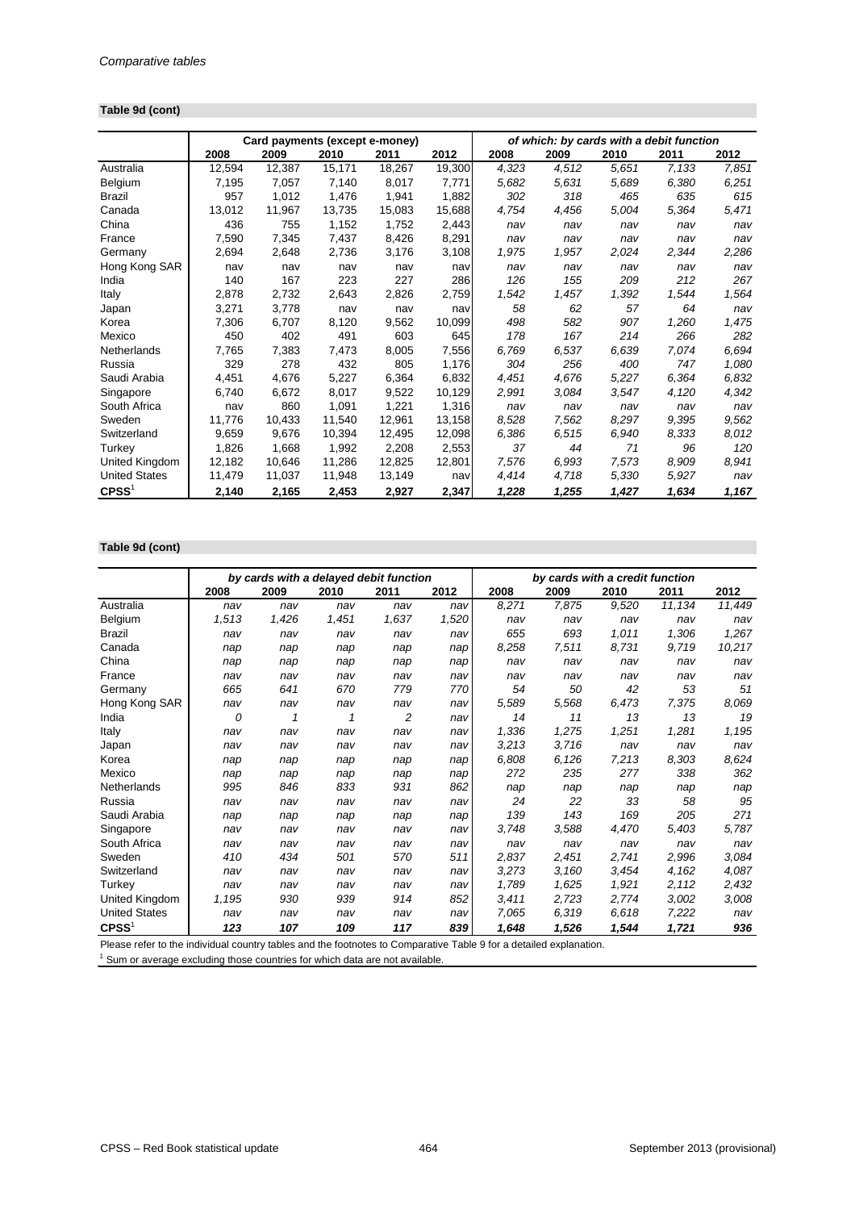*Comparative tables*

**Table 9d (cont)**

| | Card payments (except e-money) | | | | | *of which: by cards with a debit function* | | | | |
|---|---|---|---|---|---|---|---|---|---|---|
| | 2008 | 2009 | 2010 | 2011 | 2012 | 2008 | 2009 | 2010 | 2011 | 2012 |
| Australia | 12,594 | 12,387 | 15,171 | 18,267 | 19,300 | *4,323* | *4,512* | *5,651* | *7,133* | *7,851* |
| Belgium | 7,195 | 7,057 | 7,140 | 8,017 | 7,771 | *5,682* | *5,631* | *5,689* | *6,380* | *6,251* |
| Brazil | 957 | 1,012 | 1,476 | 1,941 | 1,882 | *302* | *318* | *465* | *635* | *615* |
| Canada | 13,012 | 11,967 | 13,735 | 15,083 | 15,688 | *4,754* | *4,456* | *5,004* | *5,364* | *5,471* |
| China | 436 | 755 | 1,152 | 1,752 | 2,443 | *nav* | *nav* | *nav* | *nav* | *nav* |
| France | 7,590 | 7,345 | 7,437 | 8,426 | 8,291 | *nav* | *nav* | *nav* | *nav* | *nav* |
| Germany | 2,694 | 2,648 | 2,736 | 3,176 | 3,108 | *1,975* | *1,957* | *2,024* | *2,344* | *2,286* |
| Hong Kong SAR | nav | nav | nav | nav | nav | *nav* | *nav* | *nav* | *nav* | *nav* |
| India | 140 | 167 | 223 | 227 | 286 | *126* | *155* | *209* | *212* | *267* |
| Italy | 2,878 | 2,732 | 2,643 | 2,826 | 2,759 | *1,542* | *1,457* | *1,392* | *1,544* | *1,564* |
| Japan | 3,271 | 3,778 | nav | nav | nav | *58* | *62* | *57* | *64* | *nav* |
| Korea | 7,306 | 6,707 | 8,120 | 9,562 | 10,099 | *498* | *582* | *907* | *1,260* | *1,475* |
| Mexico | 450 | 402 | 491 | 603 | 645 | *178* | *167* | *214* | *266* | *282* |
| Netherlands | 7,765 | 7,383 | 7,473 | 8,005 | 7,556 | *6,769* | *6,537* | *6,639* | *7,074* | *6,694* |
| Russia | 329 | 278 | 432 | 805 | 1,176 | *304* | *256* | *400* | *747* | *1,080* |
| Saudi Arabia | 4,451 | 4,676 | 5,227 | 6,364 | 6,832 | *4,451* | *4,676* | *5,227* | *6,364* | *6,832* |
| Singapore | 6,740 | 6,672 | 8,017 | 9,522 | 10,129 | *2,991* | *3,084* | *3,547* | *4,120* | *4,342* |
| South Africa | nav | 860 | 1,091 | 1,221 | 1,316 | *nav* | *nav* | *nav* | *nav* | *nav* |
| Sweden | 11,776 | 10,433 | 11,540 | 12,961 | 13,158 | *8,528* | *7,562* | *8,297* | *9,395* | *9,562* |
| Switzerland | 9,659 | 9,676 | 10,394 | 12,495 | 12,098 | *6,386* | *6,515* | *6,940* | *8,333* | *8,012* |
| Turkey | 1,826 | 1,668 | 1,992 | 2,208 | 2,553 | *37* | *44* | *71* | *96* | *120* |
| United Kingdom | 12,182 | 10,646 | 11,286 | 12,825 | 12,801 | *7,576* | *6,993* | *7,573* | *8,909* | *8,941* |
| United States | 11,479 | 11,037 | 11,948 | 13,149 | nav | *4,414* | *4,718* | *5,330* | *5,927* | *nav* |
| **CPSS**[1] | **2,140** | **2,165** | **2,453** | **2,927** | **2,347** | ***1,228*** | ***1,255*** | ***1,427*** | ***1,634*** | ***1,167*** |

**Table 9d (cont)**

| | *by cards with a delayed debit function* | | | | | *by cards with a credit function* | | | | |
|---|---|---|---|---|---|---|---|---|---|---|
| | 2008 | 2009 | 2010 | 2011 | 2012 | 2008 | 2009 | 2010 | 2011 | 2012 |
| Australia | *nav* | *nav* | *nav* | *nav* | *nav* | *8,271* | *7,875* | *9,520* | *11,134* | *11,449* |
| Belgium | *1,513* | *1,426* | *1,451* | *1,637* | *1,520* | *nav* | *nav* | *nav* | *nav* | *nav* |
| Brazil | *nav* | *nav* | *nav* | *nav* | *nav* | *655* | *693* | *1,011* | *1,306* | *1,267* |
| Canada | *nap* | *nap* | *nap* | *nap* | *nap* | *8,258* | *7,511* | *8,731* | *9,719* | *10,217* |
| China | *nap* | *nap* | *nap* | *nap* | *nap* | *nav* | *nav* | *nav* | *nav* | *nav* |
| France | *nav* | *nav* | *nav* | *nav* | *nav* | *nav* | *nav* | *nav* | *nav* | *nav* |
| Germany | *665* | *641* | *670* | *779* | *770* | *54* | *50* | *42* | *53* | *51* |
| Hong Kong SAR | *nav* | *nav* | *nav* | *nav* | *nav* | *5,589* | *5,568* | *6,473* | *7,375* | *8,069* |
| India | *0* | *1* | *1* | *2* | *nav* | *14* | *11* | *13* | *13* | *19* |
| Italy | *nav* | *nav* | *nav* | *nav* | *nav* | *1,336* | *1,275* | *1,251* | *1,281* | *1,195* |
| Japan | *nav* | *nav* | *nav* | *nav* | *nav* | *3,213* | *3,716* | *nav* | *nav* | *nav* |
| Korea | *nap* | *nap* | *nap* | *nap* | *nap* | *6,808* | *6,126* | *7,213* | *8,303* | *8,624* |
| Mexico | *nap* | *nap* | *nap* | *nap* | *nap* | *272* | *235* | *277* | *338* | *362* |
| Netherlands | *995* | *846* | *833* | *931* | *862* | *nap* | *nap* | *nap* | *nap* | *nap* |
| Russia | *nav* | *nav* | *nav* | *nav* | *nav* | *24* | *22* | *33* | *58* | *95* |
| Saudi Arabia | *nap* | *nap* | *nap* | *nap* | *nap* | *139* | *143* | *169* | *205* | *271* |
| Singapore | *nav* | *nav* | *nav* | *nav* | *nav* | *3,748* | *3,588* | *4,470* | *5,403* | *5,787* |
| South Africa | *nav* | *nav* | *nav* | *nav* | *nav* | *nav* | *nav* | *nav* | *nav* | *nav* |
| Sweden | *410* | *434* | *501* | *570* | *511* | *2,837* | *2,451* | *2,741* | *2,996* | *3,084* |
| Switzerland | *nav* | *nav* | *nav* | *nav* | *nav* | *3,273* | *3,160* | *3,454* | *4,162* | *4,087* |
| Turkey | *nav* | *nav* | *nav* | *nav* | *nav* | *1,789* | *1,625* | *1,921* | *2,112* | *2,432* |
| United Kingdom | *1,195* | *930* | *939* | *914* | *852* | *3,411* | *2,723* | *2,774* | *3,002* | *3,008* |
| United States | *nav* | *nav* | *nav* | *nav* | *nav* | *7,065* | *6,319* | *6,618* | *7,222* | *nav* |
| **CPSS**[1] | ***123*** | ***107*** | ***109*** | ***117*** | ***839*** | ***1,648*** | ***1,526*** | ***1,544*** | ***1,721*** | ***936*** |

Please refer to the individual country tables and the footnotes to Comparative Table 9 for a detailed explanation.

[1] Sum or average excluding those countries for which data are not available.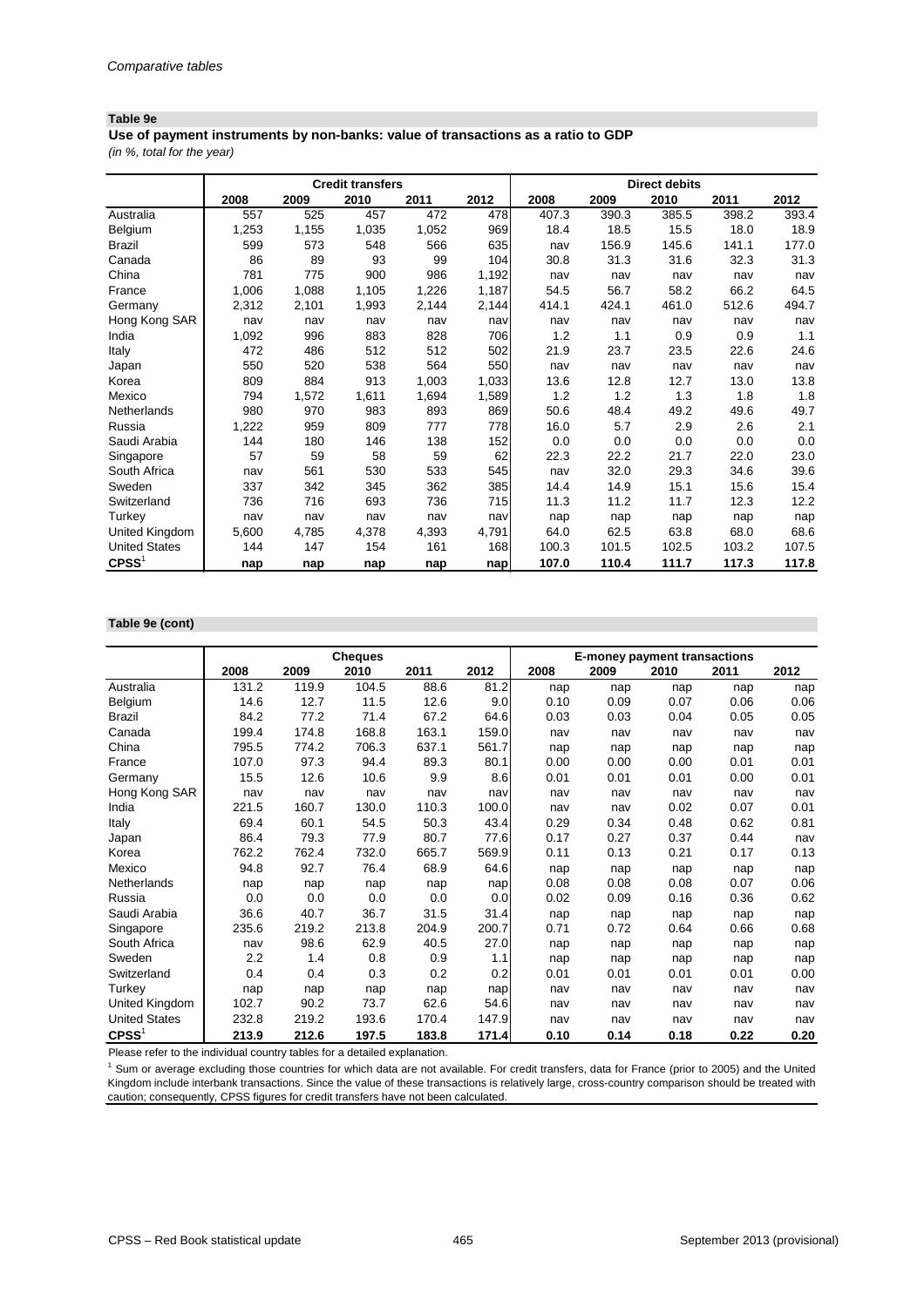## Table 9e

**Use of payment instruments by non-banks: value of transactions as a ratio to GDP**

*(in %, total for the year)*

| | Credit transfers | | | | | Direct debits | | | | |
|---|---|---|---|---|---|---|---|---|---|---|
| | 2008 | 2009 | 2010 | 2011 | 2012 | 2008 | 2009 | 2010 | 2011 | 2012 |
| Australia | 557 | 525 | 457 | 472 | 478 | 407.3 | 390.3 | 385.5 | 398.2 | 393.4 |
| Belgium | 1,253 | 1,155 | 1,035 | 1,052 | 969 | 18.4 | 18.5 | 15.5 | 18.0 | 18.9 |
| Brazil | 599 | 573 | 548 | 566 | 635 | nav | 156.9 | 145.6 | 141.1 | 177.0 |
| Canada | 86 | 89 | 93 | 99 | 104 | 30.8 | 31.3 | 31.6 | 32.3 | 31.3 |
| China | 781 | 775 | 900 | 986 | 1,192 | nav | nav | nav | nav | nav |
| France | 1,006 | 1,088 | 1,105 | 1,226 | 1,187 | 54.5 | 56.7 | 58.2 | 66.2 | 64.5 |
| Germany | 2,312 | 2,101 | 1,993 | 2,144 | 2,144 | 414.1 | 424.1 | 461.0 | 512.6 | 494.7 |
| Hong Kong SAR | nav | nav | nav | nav | nav | nav | nav | nav | nav | nav |
| India | 1,092 | 996 | 883 | 828 | 706 | 1.2 | 1.1 | 0.9 | 0.9 | 1.1 |
| Italy | 472 | 486 | 512 | 512 | 502 | 21.9 | 23.7 | 23.5 | 22.6 | 24.6 |
| Japan | 550 | 520 | 538 | 564 | 550 | nav | nav | nav | nav | nav |
| Korea | 809 | 884 | 913 | 1,003 | 1,033 | 13.6 | 12.8 | 12.7 | 13.0 | 13.8 |
| Mexico | 794 | 1,572 | 1,611 | 1,694 | 1,589 | 1.2 | 1.2 | 1.3 | 1.8 | 1.8 |
| Netherlands | 980 | 970 | 983 | 893 | 869 | 50.6 | 48.4 | 49.2 | 49.6 | 49.7 |
| Russia | 1,222 | 959 | 809 | 777 | 778 | 16.0 | 5.7 | 2.9 | 2.6 | 2.1 |
| Saudi Arabia | 144 | 180 | 146 | 138 | 152 | 0.0 | 0.0 | 0.0 | 0.0 | 0.0 |
| Singapore | 57 | 59 | 58 | 59 | 62 | 22.3 | 22.2 | 21.7 | 22.0 | 23.0 |
| South Africa | nav | 561 | 530 | 533 | 545 | nav | 32.0 | 29.3 | 34.6 | 39.6 |
| Sweden | 337 | 342 | 345 | 362 | 385 | 14.4 | 14.9 | 15.1 | 15.6 | 15.4 |
| Switzerland | 736 | 716 | 693 | 736 | 715 | 11.3 | 11.2 | 11.7 | 12.3 | 12.2 |
| Turkey | nav | nav | nav | nav | nav | nap | nap | nap | nap | nap |
| United Kingdom | 5,600 | 4,785 | 4,378 | 4,393 | 4,791 | 64.0 | 62.5 | 63.8 | 68.0 | 68.6 |
| United States | 144 | 147 | 154 | 161 | 168 | 100.3 | 101.5 | 102.5 | 103.2 | 107.5 |
| **CPSS**[1] | **nap** | **nap** | **nap** | **nap** | **nap** | **107.0** | **110.4** | **111.7** | **117.3** | **117.8** |

## Table 9e (cont)

| | Cheques | | | | | E-money payment transactions | | | | |
|---|---|---|---|---|---|---|---|---|---|---|
| | 2008 | 2009 | 2010 | 2011 | 2012 | 2008 | 2009 | 2010 | 2011 | 2012 |
| Australia | 131.2 | 119.9 | 104.5 | 88.6 | 81.2 | nap | nap | nap | nap | nap |
| Belgium | 14.6 | 12.7 | 11.5 | 12.6 | 9.0 | 0.10 | 0.09 | 0.07 | 0.06 | 0.06 |
| Brazil | 84.2 | 77.2 | 71.4 | 67.2 | 64.6 | 0.03 | 0.03 | 0.04 | 0.05 | 0.05 |
| Canada | 199.4 | 174.8 | 168.8 | 163.1 | 159.0 | nav | nav | nav | nav | nav |
| China | 795.5 | 774.2 | 706.3 | 637.1 | 561.7 | nap | nap | nap | nap | nap |
| France | 107.0 | 97.3 | 94.4 | 89.3 | 80.1 | 0.00 | 0.00 | 0.00 | 0.01 | 0.01 |
| Germany | 15.5 | 12.6 | 10.6 | 9.9 | 8.6 | 0.01 | 0.01 | 0.01 | 0.00 | 0.01 |
| Hong Kong SAR | nav | nav | nav | nav | nav | nav | nav | nav | nav | nav |
| India | 221.5 | 160.7 | 130.0 | 110.3 | 100.0 | nav | nav | 0.02 | 0.07 | 0.01 |
| Italy | 69.4 | 60.1 | 54.5 | 50.3 | 43.4 | 0.29 | 0.34 | 0.48 | 0.62 | 0.81 |
| Japan | 86.4 | 79.3 | 77.9 | 80.7 | 77.6 | 0.17 | 0.27 | 0.37 | 0.44 | nav |
| Korea | 762.2 | 762.4 | 732.0 | 665.7 | 569.9 | 0.11 | 0.13 | 0.21 | 0.17 | 0.13 |
| Mexico | 94.8 | 92.7 | 76.4 | 68.9 | 64.6 | nap | nap | nap | nap | nap |
| Netherlands | nap | nap | nap | nap | nap | 0.08 | 0.08 | 0.08 | 0.07 | 0.06 |
| Russia | 0.0 | 0.0 | 0.0 | 0.0 | 0.0 | 0.02 | 0.09 | 0.16 | 0.36 | 0.62 |
| Saudi Arabia | 36.6 | 40.7 | 36.7 | 31.5 | 31.4 | nap | nap | nap | nap | nap |
| Singapore | 235.6 | 219.2 | 213.8 | 204.9 | 200.7 | 0.71 | 0.72 | 0.64 | 0.66 | 0.68 |
| South Africa | nav | 98.6 | 62.9 | 40.5 | 27.0 | nap | nap | nap | nap | nap |
| Sweden | 2.2 | 1.4 | 0.8 | 0.9 | 1.1 | nap | nap | nap | nap | nap |
| Switzerland | 0.4 | 0.4 | 0.3 | 0.2 | 0.2 | 0.01 | 0.01 | 0.01 | 0.01 | 0.00 |
| Turkey | nap | nap | nap | nap | nap | nav | nav | nav | nav | nav |
| United Kingdom | 102.7 | 90.2 | 73.7 | 62.6 | 54.6 | nav | nav | nav | nav | nav |
| United States | 232.8 | 219.2 | 193.6 | 170.4 | 147.9 | nav | nav | nav | nav | nav |
| **CPSS**[1] | **213.9** | **212.6** | **197.5** | **183.8** | **171.4** | **0.10** | **0.14** | **0.18** | **0.22** | **0.20** |

Please refer to the individual country tables for a detailed explanation.

[1] Sum or average excluding those countries for which data are not available. For credit transfers, data for France (prior to 2005) and the United Kingdom include interbank transactions. Since the value of these transactions is relatively large, cross-country comparison should be treated with caution; consequently, CPSS figures for credit transfers have not been calculated.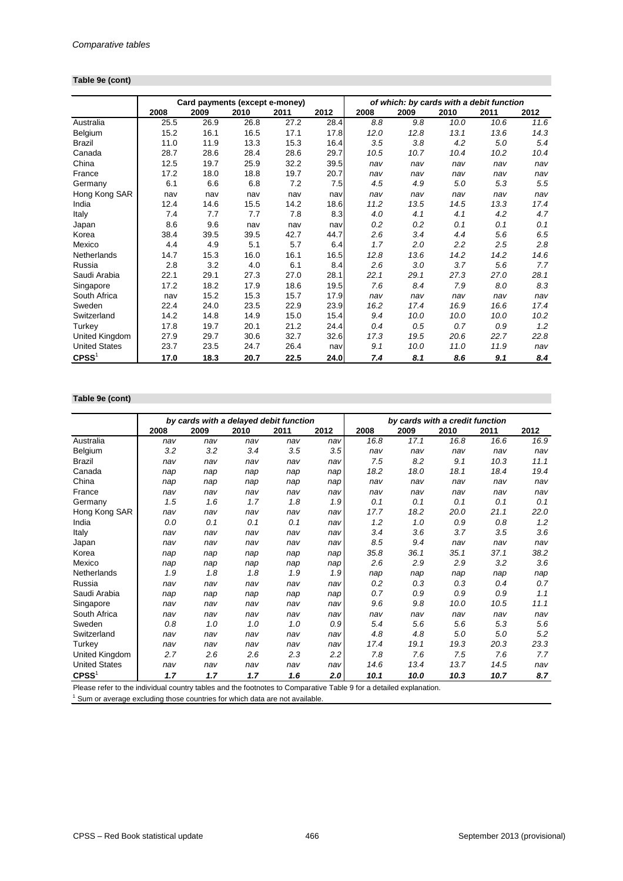*Comparative tables*

**Table 9e (cont)**

| | Card payments (except e-money) | | | | | *of which: by cards with a debit function* | | | | |
|---|---|---|---|---|---|---|---|---|---|---|
| | 2008 | 2009 | 2010 | 2011 | 2012 | 2008 | 2009 | 2010 | 2011 | 2012 |
| Australia | 25.5 | 26.9 | 26.8 | 27.2 | 28.4 | *8.8* | *9.8* | *10.0* | *10.6* | *11.6* |
| Belgium | 15.2 | 16.1 | 16.5 | 17.1 | 17.8 | *12.0* | *12.8* | *13.1* | *13.6* | *14.3* |
| Brazil | 11.0 | 11.9 | 13.3 | 15.3 | 16.4 | *3.5* | *3.8* | *4.2* | *5.0* | *5.4* |
| Canada | 28.7 | 28.6 | 28.4 | 28.6 | 29.7 | *10.5* | *10.7* | *10.4* | *10.2* | *10.4* |
| China | 12.5 | 19.7 | 25.9 | 32.2 | 39.5 | *nav* | *nav* | *nav* | *nav* | *nav* |
| France | 17.2 | 18.0 | 18.8 | 19.7 | 20.7 | *nav* | *nav* | *nav* | *nav* | *nav* |
| Germany | 6.1 | 6.6 | 6.8 | 7.2 | 7.5 | *4.5* | *4.9* | *5.0* | *5.3* | *5.5* |
| Hong Kong SAR | nav | nav | nav | nav | nav | *nav* | *nav* | *nav* | *nav* | *nav* |
| India | 12.4 | 14.6 | 15.5 | 14.2 | 18.6 | *11.2* | *13.5* | *14.5* | *13.3* | *17.4* |
| Italy | 7.4 | 7.7 | 7.7 | 7.8 | 8.3 | *4.0* | *4.1* | *4.1* | *4.2* | *4.7* |
| Japan | 8.6 | 9.6 | nav | nav | nav | *0.2* | *0.2* | *0.1* | *0.1* | *0.1* |
| Korea | 38.4 | 39.5 | 39.5 | 42.7 | 44.7 | *2.6* | *3.4* | *4.4* | *5.6* | *6.5* |
| Mexico | 4.4 | 4.9 | 5.1 | 5.7 | 6.4 | *1.7* | *2.0* | *2.2* | *2.5* | *2.8* |
| Netherlands | 14.7 | 15.3 | 16.0 | 16.1 | 16.5 | *12.8* | *13.6* | *14.2* | *14.2* | *14.6* |
| Russia | 2.8 | 3.2 | 4.0 | 6.1 | 8.4 | *2.6* | *3.0* | *3.7* | *5.6* | *7.7* |
| Saudi Arabia | 22.1 | 29.1 | 27.3 | 27.0 | 28.1 | *22.1* | *29.1* | *27.3* | *27.0* | *28.1* |
| Singapore | 17.2 | 18.2 | 17.9 | 18.6 | 19.5 | *7.6* | *8.4* | *7.9* | *8.0* | *8.3* |
| South Africa | nav | 15.2 | 15.3 | 15.7 | 17.9 | *nav* | *nav* | *nav* | *nav* | *nav* |
| Sweden | 22.4 | 24.0 | 23.5 | 22.9 | 23.9 | *16.2* | *17.4* | *16.9* | *16.6* | *17.4* |
| Switzerland | 14.2 | 14.8 | 14.9 | 15.0 | 15.4 | *9.4* | *10.0* | *10.0* | *10.0* | *10.2* |
| Turkey | 17.8 | 19.7 | 20.1 | 21.2 | 24.4 | *0.4* | *0.5* | *0.7* | *0.9* | *1.2* |
| United Kingdom | 27.9 | 29.7 | 30.6 | 32.7 | 32.6 | *17.3* | *19.5* | *20.6* | *22.7* | *22.8* |
| United States | 23.7 | 23.5 | 24.7 | 26.4 | nav | *9.1* | *10.0* | *11.0* | *11.9* | *nav* |
| **CPSS**[1] | **17.0** | **18.3** | **20.7** | **22.5** | **24.0** | ***7.4*** | ***8.1*** | ***8.6*** | ***9.1*** | ***8.4*** |

**Table 9e (cont)**

| | *by cards with a delayed debit function* | | | | | *by cards with a credit function* | | | | |
|---|---|---|---|---|---|---|---|---|---|---|
| | 2008 | 2009 | 2010 | 2011 | 2012 | 2008 | 2009 | 2010 | 2011 | 2012 |
| Australia | *nav* | *nav* | *nav* | *nav* | *nav* | *16.8* | *17.1* | *16.8* | *16.6* | *16.9* |
| Belgium | *3.2* | *3.2* | *3.4* | *3.5* | *3.5* | *nav* | *nav* | *nav* | *nav* | *nav* |
| Brazil | *nav* | *nav* | *nav* | *nav* | *nav* | *7.5* | *8.2* | *9.1* | *10.3* | *11.1* |
| Canada | *nap* | *nap* | *nap* | *nap* | *nap* | *18.2* | *18.0* | *18.1* | *18.4* | *19.4* |
| China | *nap* | *nap* | *nap* | *nap* | *nap* | *nav* | *nav* | *nav* | *nav* | *nav* |
| France | *nav* | *nav* | *nav* | *nav* | *nav* | *nav* | *nav* | *nav* | *nav* | *nav* |
| Germany | *1.5* | *1.6* | *1.7* | *1.8* | *1.9* | *0.1* | *0.1* | *0.1* | *0.1* | *0.1* |
| Hong Kong SAR | *nav* | *nav* | *nav* | *nav* | *nav* | *17.7* | *18.2* | *20.0* | *21.1* | *22.0* |
| India | *0.0* | *0.1* | *0.1* | *0.1* | *nav* | *1.2* | *1.0* | *0.9* | *0.8* | *1.2* |
| Italy | *nav* | *nav* | *nav* | *nav* | *nav* | *3.4* | *3.6* | *3.7* | *3.5* | *3.6* |
| Japan | *nav* | *nav* | *nav* | *nav* | *nav* | *8.5* | *9.4* | *nav* | *nav* | *nav* |
| Korea | *nap* | *nap* | *nap* | *nap* | *nap* | *35.8* | *36.1* | *35.1* | *37.1* | *38.2* |
| Mexico | *nap* | *nap* | *nap* | *nap* | *nap* | *2.6* | *2.9* | *2.9* | *3.2* | *3.6* |
| Netherlands | *1.9* | *1.8* | *1.8* | *1.9* | *1.9* | *nap* | *nap* | *nap* | *nap* | *nap* |
| Russia | *nav* | *nav* | *nav* | *nav* | *nav* | *0.2* | *0.3* | *0.3* | *0.4* | *0.7* |
| Saudi Arabia | *nap* | *nap* | *nap* | *nap* | *nap* | *0.7* | *0.9* | *0.9* | *0.9* | *1.1* |
| Singapore | *nav* | *nav* | *nav* | *nav* | *nav* | *9.6* | *9.8* | *10.0* | *10.5* | *11.1* |
| South Africa | *nav* | *nav* | *nav* | *nav* | *nav* | *nav* | *nav* | *nav* | *nav* | *nav* |
| Sweden | *0.8* | *1.0* | *1.0* | *1.0* | *0.9* | *5.4* | *5.6* | *5.6* | *5.3* | *5.6* |
| Switzerland | *nav* | *nav* | *nav* | *nav* | *nav* | *4.8* | *4.8* | *5.0* | *5.0* | *5.2* |
| Turkey | *nav* | *nav* | *nav* | *nav* | *nav* | *17.4* | *19.1* | *19.3* | *20.3* | *23.3* |
| United Kingdom | *2.7* | *2.6* | *2.6* | *2.3* | *2.2* | *7.8* | *7.6* | *7.5* | *7.6* | *7.7* |
| United States | *nav* | *nav* | *nav* | *nav* | *nav* | *14.6* | *13.4* | *13.7* | *14.5* | *nav* |
| **CPSS**[1] | ***1.7*** | ***1.7*** | ***1.7*** | ***1.6*** | ***2.0*** | ***10.1*** | ***10.0*** | ***10.3*** | ***10.7*** | ***8.7*** |

Please refer to the individual country tables and the footnotes to Comparative Table 9 for a detailed explanation.

[1] Sum or average excluding those countries for which data are not available.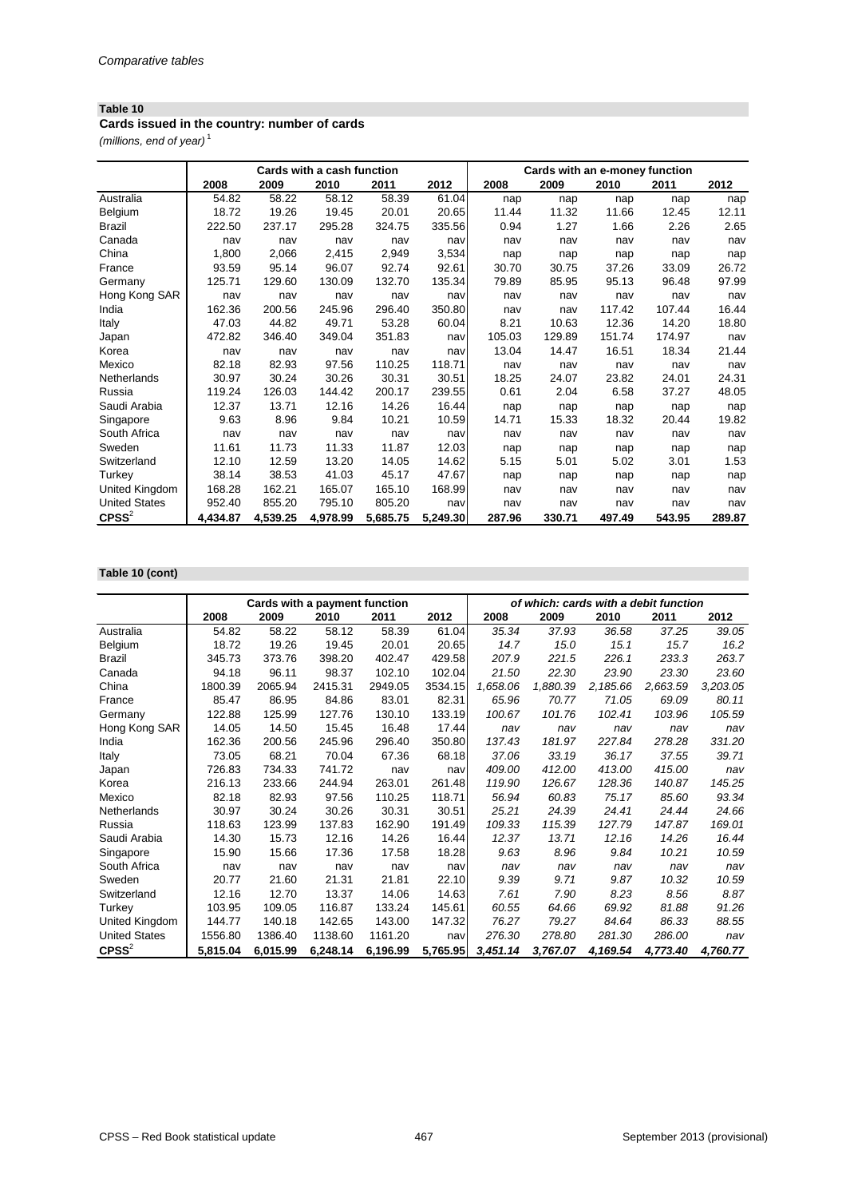*Comparative tables*

**Table 10**

**Cards issued in the country: number of cards**

*(millions, end of year)* [1]

| | Cards with a cash function | | | | | Cards with an e-money function | | | | |
|---|---|---|---|---|---|---|---|---|---|---|
| | 2008 | 2009 | 2010 | 2011 | 2012 | 2008 | 2009 | 2010 | 2011 | 2012 |
| Australia | 54.82 | 58.22 | 58.12 | 58.39 | 61.04 | nap | nap | nap | nap | nap |
| Belgium | 18.72 | 19.26 | 19.45 | 20.01 | 20.65 | 11.44 | 11.32 | 11.66 | 12.45 | 12.11 |
| Brazil | 222.50 | 237.17 | 295.28 | 324.75 | 335.56 | 0.94 | 1.27 | 1.66 | 2.26 | 2.65 |
| Canada | nav | nav | nav | nav | nav | nav | nav | nav | nav | nav |
| China | 1,800 | 2,066 | 2,415 | 2,949 | 3,534 | nap | nap | nap | nap | nap |
| France | 93.59 | 95.14 | 96.07 | 92.74 | 92.61 | 30.70 | 30.75 | 37.26 | 33.09 | 26.72 |
| Germany | 125.71 | 129.60 | 130.09 | 132.70 | 135.34 | 79.89 | 85.95 | 95.13 | 96.48 | 97.99 |
| Hong Kong SAR | nav | nav | nav | nav | nav | nav | nav | nav | nav | nav |
| India | 162.36 | 200.56 | 245.96 | 296.40 | 350.80 | nav | nav | 117.42 | 107.44 | 16.44 |
| Italy | 47.03 | 44.82 | 49.71 | 53.28 | 60.04 | 8.21 | 10.63 | 12.36 | 14.20 | 18.80 |
| Japan | 472.82 | 346.40 | 349.04 | 351.83 | nav | 105.03 | 129.89 | 151.74 | 174.97 | nav |
| Korea | nav | nav | nav | nav | nav | 13.04 | 14.47 | 16.51 | 18.34 | 21.44 |
| Mexico | 82.18 | 82.93 | 97.56 | 110.25 | 118.71 | nav | nav | nav | nav | nav |
| Netherlands | 30.97 | 30.24 | 30.26 | 30.31 | 30.51 | 18.25 | 24.07 | 23.82 | 24.01 | 24.31 |
| Russia | 119.24 | 126.03 | 144.42 | 200.17 | 239.55 | 0.61 | 2.04 | 6.58 | 37.27 | 48.05 |
| Saudi Arabia | 12.37 | 13.71 | 12.16 | 14.26 | 16.44 | nap | nap | nap | nap | nap |
| Singapore | 9.63 | 8.96 | 9.84 | 10.21 | 10.59 | 14.71 | 15.33 | 18.32 | 20.44 | 19.82 |
| South Africa | nav | nav | nav | nav | nav | nav | nav | nav | nav | nav |
| Sweden | 11.61 | 11.73 | 11.33 | 11.87 | 12.03 | nap | nap | nap | nap | nap |
| Switzerland | 12.10 | 12.59 | 13.20 | 14.05 | 14.62 | 5.15 | 5.01 | 5.02 | 3.01 | 1.53 |
| Turkey | 38.14 | 38.53 | 41.03 | 45.17 | 47.67 | nap | nap | nap | nap | nap |
| United Kingdom | 168.28 | 162.21 | 165.07 | 165.10 | 168.99 | nav | nav | nav | nav | nav |
| United States | 952.40 | 855.20 | 795.10 | 805.20 | nav | nav | nav | nav | nav | nav |
| **CPSS**[2] | **4,434.87** | **4,539.25** | **4,978.99** | **5,685.75** | **5,249.30** | **287.96** | **330.71** | **497.49** | **543.95** | **289.87** |

**Table 10 (cont)**

| | Cards with a payment function | | | | | *of which: cards with a debit function* | | | | |
|---|---|---|---|---|---|---|---|---|---|---|
| | 2008 | 2009 | 2010 | 2011 | 2012 | 2008 | 2009 | 2010 | 2011 | 2012 |
| Australia | 54.82 | 58.22 | 58.12 | 58.39 | 61.04 | *35.34* | *37.93* | *36.58* | *37.25* | *39.05* |
| Belgium | 18.72 | 19.26 | 19.45 | 20.01 | 20.65 | *14.7* | *15.0* | *15.1* | *15.7* | *16.2* |
| Brazil | 345.73 | 373.76 | 398.20 | 402.47 | 429.58 | *207.9* | *221.5* | *226.1* | *233.3* | *263.7* |
| Canada | 94.18 | 96.11 | 98.37 | 102.10 | 102.04 | *21.50* | *22.30* | *23.90* | *23.30* | *23.60* |
| China | 1800.39 | 2065.94 | 2415.31 | 2949.05 | 3534.15 | *1,658.06* | *1,880.39* | *2,185.66* | *2,663.59* | *3,203.05* |
| France | 85.47 | 86.95 | 84.86 | 83.01 | 82.31 | *65.96* | *70.77* | *71.05* | *69.09* | *80.11* |
| Germany | 122.88 | 125.99 | 127.76 | 130.10 | 133.19 | *100.67* | *101.76* | *102.41* | *103.96* | *105.59* |
| Hong Kong SAR | 14.05 | 14.50 | 15.45 | 16.48 | 17.44 | *nav* | *nav* | *nav* | *nav* | *nav* |
| India | 162.36 | 200.56 | 245.96 | 296.40 | 350.80 | *137.43* | *181.97* | *227.84* | *278.28* | *331.20* |
| Italy | 73.05 | 68.21 | 70.04 | 67.36 | 68.18 | *37.06* | *33.19* | *36.17* | *37.55* | *39.71* |
| Japan | 726.83 | 734.33 | 741.72 | nav | nav | *409.00* | *412.00* | *413.00* | *415.00* | *nav* |
| Korea | 216.13 | 233.66 | 244.94 | 263.01 | 261.48 | *119.90* | *126.67* | *128.36* | *140.87* | *145.25* |
| Mexico | 82.18 | 82.93 | 97.56 | 110.25 | 118.71 | *56.94* | *60.83* | *75.17* | *85.60* | *93.34* |
| Netherlands | 30.97 | 30.24 | 30.26 | 30.31 | 30.51 | *25.21* | *24.39* | *24.41* | *24.44* | *24.66* |
| Russia | 118.63 | 123.99 | 137.83 | 162.90 | 191.49 | *109.33* | *115.39* | *127.79* | *147.87* | *169.01* |
| Saudi Arabia | 14.30 | 15.73 | 12.16 | 14.26 | 16.44 | *12.37* | *13.71* | *12.16* | *14.26* | *16.44* |
| Singapore | 15.90 | 15.66 | 17.36 | 17.58 | 18.28 | *9.63* | *8.96* | *9.84* | *10.21* | *10.59* |
| South Africa | nav | nav | nav | nav | nav | *nav* | *nav* | *nav* | *nav* | *nav* |
| Sweden | 20.77 | 21.60 | 21.31 | 21.81 | 22.10 | *9.39* | *9.71* | *9.87* | *10.32* | *10.59* |
| Switzerland | 12.16 | 12.70 | 13.37 | 14.06 | 14.63 | *7.61* | *7.90* | *8.23* | *8.56* | *8.87* |
| Turkey | 103.95 | 109.05 | 116.87 | 133.24 | 145.61 | *60.55* | *64.66* | *69.92* | *81.88* | *91.26* |
| United Kingdom | 144.77 | 140.18 | 142.65 | 143.00 | 147.32 | *76.27* | *79.27* | *84.64* | *86.33* | *88.55* |
| United States | 1556.80 | 1386.40 | 1138.60 | 1161.20 | nav | *276.30* | *278.80* | *281.30* | *286.00* | *nav* |
| **CPSS**[2] | **5,815.04** | **6,015.99** | **6,248.14** | **6,196.99** | **5,765.95** | ***3,451.14*** | ***3,767.07*** | ***4,169.54*** | ***4,773.40*** | ***4,760.77*** |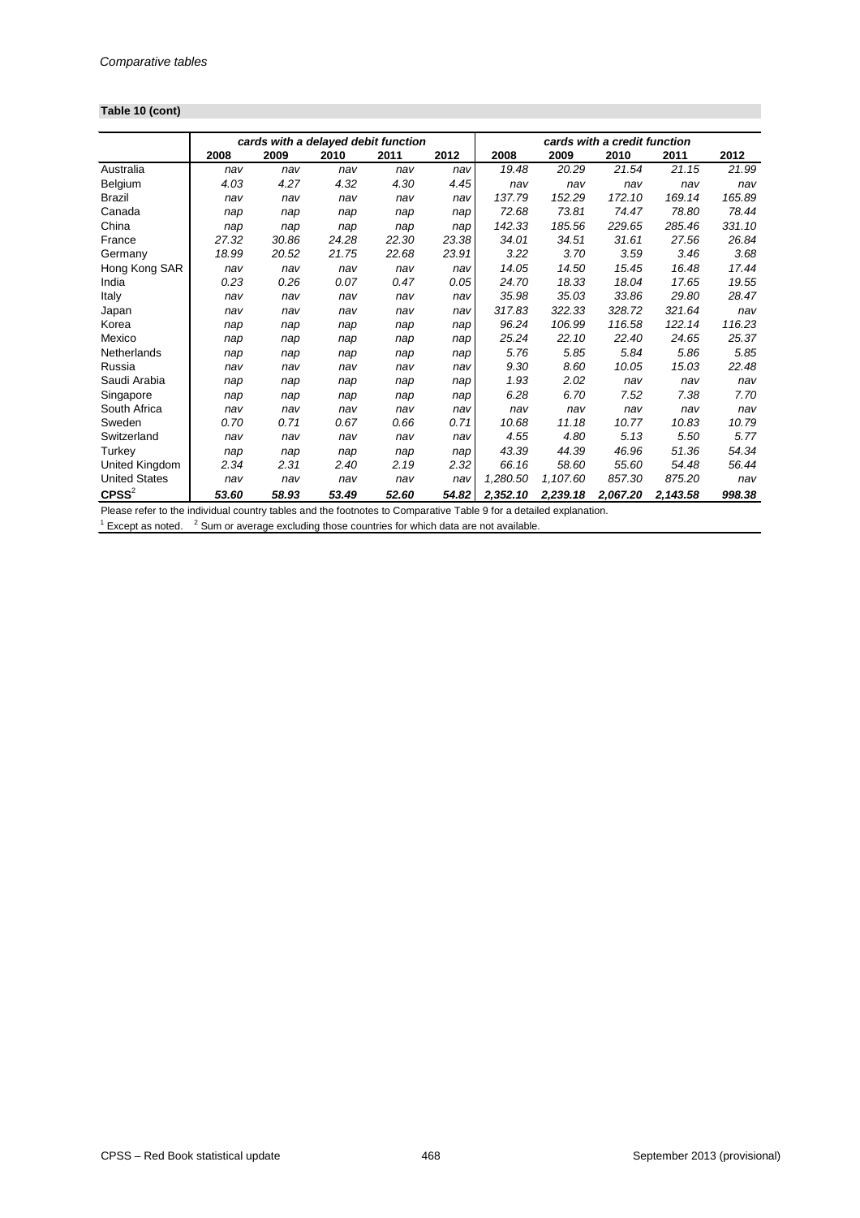*Comparative tables*

**Table 10 (cont)**

| | *cards with a delayed debit function* | | | | | *cards with a credit function* | | | | |
|---|---|---|---|---|---|---|---|---|---|---|
| | **2008** | **2009** | **2010** | **2011** | **2012** | **2008** | **2009** | **2010** | **2011** | **2012** |
| Australia | *nav* | *nav* | *nav* | *nav* | *nav* | *19.48* | *20.29* | *21.54* | *21.15* | *21.99* |
| Belgium | *4.03* | *4.27* | *4.32* | *4.30* | *4.45* | *nav* | *nav* | *nav* | *nav* | *nav* |
| Brazil | *nav* | *nav* | *nav* | *nav* | *nav* | *137.79* | *152.29* | *172.10* | *169.14* | *165.89* |
| Canada | *nap* | *nap* | *nap* | *nap* | *nap* | *72.68* | *73.81* | *74.47* | *78.80* | *78.44* |
| China | *nap* | *nap* | *nap* | *nap* | *nap* | *142.33* | *185.56* | *229.65* | *285.46* | *331.10* |
| France | *27.32* | *30.86* | *24.28* | *22.30* | *23.38* | *34.01* | *34.51* | *31.61* | *27.56* | *26.84* |
| Germany | *18.99* | *20.52* | *21.75* | *22.68* | *23.91* | *3.22* | *3.70* | *3.59* | *3.46* | *3.68* |
| Hong Kong SAR | *nav* | *nav* | *nav* | *nav* | *nav* | *14.05* | *14.50* | *15.45* | *16.48* | *17.44* |
| India | *0.23* | *0.26* | *0.07* | *0.47* | *0.05* | *24.70* | *18.33* | *18.04* | *17.65* | *19.55* |
| Italy | *nav* | *nav* | *nav* | *nav* | *nav* | *35.98* | *35.03* | *33.86* | *29.80* | *28.47* |
| Japan | *nav* | *nav* | *nav* | *nav* | *nav* | *317.83* | *322.33* | *328.72* | *321.64* | *nav* |
| Korea | *nap* | *nap* | *nap* | *nap* | *nap* | *96.24* | *106.99* | *116.58* | *122.14* | *116.23* |
| Mexico | *nap* | *nap* | *nap* | *nap* | *nap* | *25.24* | *22.10* | *22.40* | *24.65* | *25.37* |
| Netherlands | *nap* | *nap* | *nap* | *nap* | *nap* | *5.76* | *5.85* | *5.84* | *5.86* | *5.85* |
| Russia | *nav* | *nav* | *nav* | *nav* | *nav* | *9.30* | *8.60* | *10.05* | *15.03* | *22.48* |
| Saudi Arabia | *nap* | *nap* | *nap* | *nap* | *nap* | *1.93* | *2.02* | *nav* | *nav* | *nav* |
| Singapore | *nap* | *nap* | *nap* | *nap* | *nap* | *6.28* | *6.70* | *7.52* | *7.38* | *7.70* |
| South Africa | *nav* | *nav* | *nav* | *nav* | *nav* | *nav* | *nav* | *nav* | *nav* | *nav* |
| Sweden | *0.70* | *0.71* | *0.67* | *0.66* | *0.71* | *10.68* | *11.18* | *10.77* | *10.83* | *10.79* |
| Switzerland | *nav* | *nav* | *nav* | *nav* | *nav* | *4.55* | *4.80* | *5.13* | *5.50* | *5.77* |
| Turkey | *nap* | *nap* | *nap* | *nap* | *nap* | *43.39* | *44.39* | *46.96* | *51.36* | *54.34* |
| United Kingdom | *2.34* | *2.31* | *2.40* | *2.19* | *2.32* | *66.16* | *58.60* | *55.60* | *54.48* | *56.44* |
| United States | *nav* | *nav* | *nav* | *nav* | *nav* | *1,280.50* | *1,107.60* | *857.30* | *875.20* | *nav* |
| **CPSS**[2] | ***53.60*** | ***58.93*** | ***53.49*** | ***52.60*** | ***54.82*** | ***2,352.10*** | ***2,239.18*** | ***2,067.20*** | ***2,143.58*** | ***998.38*** |

Please refer to the individual country tables and the footnotes to Comparative Table 9 for a detailed explanation.

[1] Except as noted. [2] Sum or average excluding those countries for which data are not available.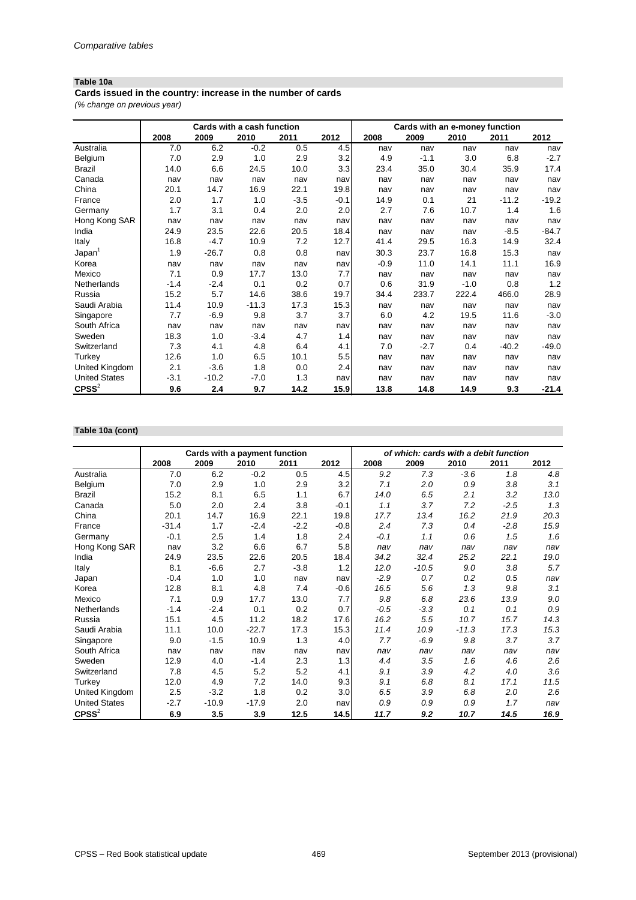**Table 10a**

**Cards issued in the country: increase in the number of cards**

*(% change on previous year)*

| | Cards with a cash function | | | | | Cards with an e-money function | | | | |
|---|---|---|---|---|---|---|---|---|---|---|
| | 2008 | 2009 | 2010 | 2011 | 2012 | 2008 | 2009 | 2010 | 2011 | 2012 |
| Australia | 7.0 | 6.2 | -0.2 | 0.5 | 4.5 | nav | nav | nav | nav | nav |
| Belgium | 7.0 | 2.9 | 1.0 | 2.9 | 3.2 | 4.9 | -1.1 | 3.0 | 6.8 | -2.7 |
| Brazil | 14.0 | 6.6 | 24.5 | 10.0 | 3.3 | 23.4 | 35.0 | 30.4 | 35.9 | 17.4 |
| Canada | nav | nav | nav | nav | nav | nav | nav | nav | nav | nav |
| China | 20.1 | 14.7 | 16.9 | 22.1 | 19.8 | nav | nav | nav | nav | nav |
| France | 2.0 | 1.7 | 1.0 | -3.5 | -0.1 | 14.9 | 0.1 | 21 | -11.2 | -19.2 |
| Germany | 1.7 | 3.1 | 0.4 | 2.0 | 2.0 | 2.7 | 7.6 | 10.7 | 1.4 | 1.6 |
| Hong Kong SAR | nav | nav | nav | nav | nav | nav | nav | nav | nav | nav |
| India | 24.9 | 23.5 | 22.6 | 20.5 | 18.4 | nav | nav | nav | -8.5 | -84.7 |
| Italy | 16.8 | -4.7 | 10.9 | 7.2 | 12.7 | 41.4 | 29.5 | 16.3 | 14.9 | 32.4 |
| Japan[1] | 1.9 | -26.7 | 0.8 | 0.8 | nav | 30.3 | 23.7 | 16.8 | 15.3 | nav |
| Korea | nav | nav | nav | nav | nav | -0.9 | 11.0 | 14.1 | 11.1 | 16.9 |
| Mexico | 7.1 | 0.9 | 17.7 | 13.0 | 7.7 | nav | nav | nav | nav | nav |
| Netherlands | -1.4 | -2.4 | 0.1 | 0.2 | 0.7 | 0.6 | 31.9 | -1.0 | 0.8 | 1.2 |
| Russia | 15.2 | 5.7 | 14.6 | 38.6 | 19.7 | 34.4 | 233.7 | 222.4 | 466.0 | 28.9 |
| Saudi Arabia | 11.4 | 10.9 | -11.3 | 17.3 | 15.3 | nav | nav | nav | nav | nav |
| Singapore | 7.7 | -6.9 | 9.8 | 3.7 | 3.7 | 6.0 | 4.2 | 19.5 | 11.6 | -3.0 |
| South Africa | nav | nav | nav | nav | nav | nav | nav | nav | nav | nav |
| Sweden | 18.3 | 1.0 | -3.4 | 4.7 | 1.4 | nav | nav | nav | nav | nav |
| Switzerland | 7.3 | 4.1 | 4.8 | 6.4 | 4.1 | 7.0 | -2.7 | 0.4 | -40.2 | -49.0 |
| Turkey | 12.6 | 1.0 | 6.5 | 10.1 | 5.5 | nav | nav | nav | nav | nav |
| United Kingdom | 2.1 | -3.6 | 1.8 | 0.0 | 2.4 | nav | nav | nav | nav | nav |
| United States | -3.1 | -10.2 | -7.0 | 1.3 | nav | nav | nav | nav | nav | nav |
| **CPSS[2]** | **9.6** | **2.4** | **9.7** | **14.2** | **15.9** | **13.8** | **14.8** | **14.9** | **9.3** | **-21.4** |

**Table 10a (cont)**

| | Cards with a payment function | | | | | *of which: cards with a debit function* | | | | |
|---|---|---|---|---|---|---|---|---|---|---|
| | 2008 | 2009 | 2010 | 2011 | 2012 | 2008 | 2009 | 2010 | 2011 | 2012 |
| Australia | 7.0 | 6.2 | -0.2 | 0.5 | 4.5 | *9.2* | *7.3* | *-3.6* | *1.8* | *4.8* |
| Belgium | 7.0 | 2.9 | 1.0 | 2.9 | 3.2 | *7.1* | *2.0* | *0.9* | *3.8* | *3.1* |
| Brazil | 15.2 | 8.1 | 6.5 | 1.1 | 6.7 | *14.0* | *6.5* | *2.1* | *3.2* | *13.0* |
| Canada | 5.0 | 2.0 | 2.4 | 3.8 | -0.1 | *1.1* | *3.7* | *7.2* | *-2.5* | *1.3* |
| China | 20.1 | 14.7 | 16.9 | 22.1 | 19.8 | *17.7* | *13.4* | *16.2* | *21.9* | *20.3* |
| France | -31.4 | 1.7 | -2.4 | -2.2 | -0.8 | *2.4* | *7.3* | *0.4* | *-2.8* | *15.9* |
| Germany | -0.1 | 2.5 | 1.4 | 1.8 | 2.4 | *-0.1* | *1.1* | *0.6* | *1.5* | *1.6* |
| Hong Kong SAR | nav | 3.2 | 6.6 | 6.7 | 5.8 | *nav* | *nav* | *nav* | *nav* | *nav* |
| India | 24.9 | 23.5 | 22.6 | 20.5 | 18.4 | *34.2* | *32.4* | *25.2* | *22.1* | *19.0* |
| Italy | 8.1 | -6.6 | 2.7 | -3.8 | 1.2 | *12.0* | *-10.5* | *9.0* | *3.8* | *5.7* |
| Japan | -0.4 | 1.0 | 1.0 | nav | nav | *-2.9* | *0.7* | *0.2* | *0.5* | *nav* |
| Korea | 12.8 | 8.1 | 4.8 | 7.4 | -0.6 | *16.5* | *5.6* | *1.3* | *9.8* | *3.1* |
| Mexico | 7.1 | 0.9 | 17.7 | 13.0 | 7.7 | *9.8* | *6.8* | *23.6* | *13.9* | *9.0* |
| Netherlands | -1.4 | -2.4 | 0.1 | 0.2 | 0.7 | *-0.5* | *-3.3* | *0.1* | *0.1* | *0.9* |
| Russia | 15.1 | 4.5 | 11.2 | 18.2 | 17.6 | *16.2* | *5.5* | *10.7* | *15.7* | *14.3* |
| Saudi Arabia | 11.1 | 10.0 | -22.7 | 17.3 | 15.3 | *11.4* | *10.9* | *-11.3* | *17.3* | *15.3* |
| Singapore | 9.0 | -1.5 | 10.9 | 1.3 | 4.0 | *7.7* | *-6.9* | *9.8* | *3.7* | *3.7* |
| South Africa | nav | nav | nav | nav | nav | *nav* | *nav* | *nav* | *nav* | *nav* |
| Sweden | 12.9 | 4.0 | -1.4 | 2.3 | 1.3 | *4.4* | *3.5* | *1.6* | *4.6* | *2.6* |
| Switzerland | 7.8 | 4.5 | 5.2 | 5.2 | 4.1 | *9.1* | *3.9* | *4.2* | *4.0* | *3.6* |
| Turkey | 12.0 | 4.9 | 7.2 | 14.0 | 9.3 | *9.1* | *6.8* | *8.1* | *17.1* | *11.5* |
| United Kingdom | 2.5 | -3.2 | 1.8 | 0.2 | 3.0 | *6.5* | *3.9* | *6.8* | *2.0* | *2.6* |
| United States | -2.7 | -10.9 | -17.9 | 2.0 | nav | *0.9* | *0.9* | *0.9* | *1.7* | *nav* |
| **CPSS[2]** | **6.9** | **3.5** | **3.9** | **12.5** | **14.5** | ***11.7*** | ***9.2*** | ***10.7*** | ***14.5*** | ***16.9*** |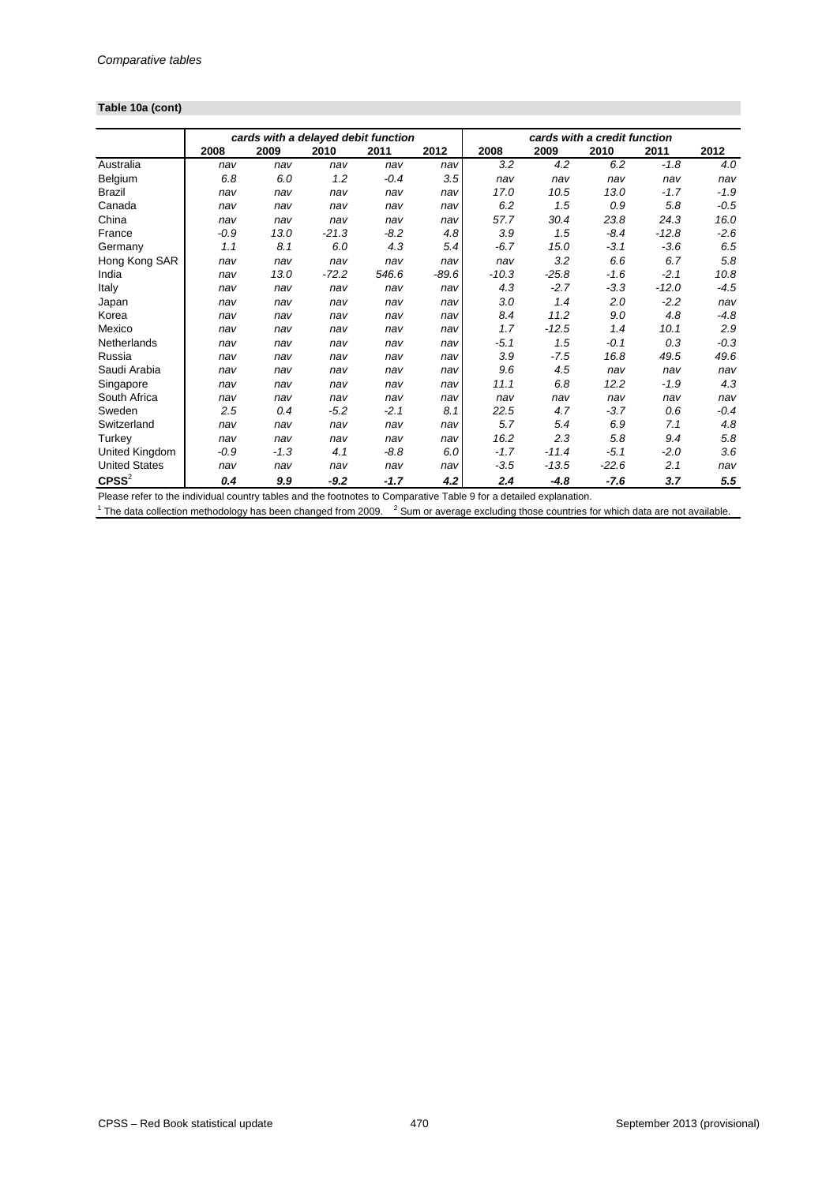*Comparative tables*

**Table 10a (cont)**

| | *cards with a delayed debit function* | | | | | *cards with a credit function* | | | | |
|---|---|---|---|---|---|---|---|---|---|---|
| | **2008** | **2009** | **2010** | **2011** | **2012** | **2008** | **2009** | **2010** | **2011** | **2012** |
| Australia | *nav* | *nav* | *nav* | *nav* | *nav* | *3.2* | *4.2* | *6.2* | *-1.8* | *4.0* |
| Belgium | *6.8* | *6.0* | *1.2* | *-0.4* | *3.5* | *nav* | *nav* | *nav* | *nav* | *nav* |
| Brazil | *nav* | *nav* | *nav* | *nav* | *nav* | *17.0* | *10.5* | *13.0* | *-1.7* | *-1.9* |
| Canada | *nav* | *nav* | *nav* | *nav* | *nav* | *6.2* | *1.5* | *0.9* | *5.8* | *-0.5* |
| China | *nav* | *nav* | *nav* | *nav* | *nav* | *57.7* | *30.4* | *23.8* | *24.3* | *16.0* |
| France | *-0.9* | *13.0* | *-21.3* | *-8.2* | *4.8* | *3.9* | *1.5* | *-8.4* | *-12.8* | *-2.6* |
| Germany | *1.1* | *8.1* | *6.0* | *4.3* | *5.4* | *-6.7* | *15.0* | *-3.1* | *-3.6* | *6.5* |
| Hong Kong SAR | *nav* | *nav* | *nav* | *nav* | *nav* | *nav* | *3.2* | *6.6* | *6.7* | *5.8* |
| India | *nav* | *13.0* | *-72.2* | *546.6* | *-89.6* | *-10.3* | *-25.8* | *-1.6* | *-2.1* | *10.8* |
| Italy | *nav* | *nav* | *nav* | *nav* | *nav* | *4.3* | *-2.7* | *-3.3* | *-12.0* | *-4.5* |
| Japan | *nav* | *nav* | *nav* | *nav* | *nav* | *3.0* | *1.4* | *2.0* | *-2.2* | *nav* |
| Korea | *nav* | *nav* | *nav* | *nav* | *nav* | *8.4* | *11.2* | *9.0* | *4.8* | *-4.8* |
| Mexico | *nav* | *nav* | *nav* | *nav* | *nav* | *1.7* | *-12.5* | *1.4* | *10.1* | *2.9* |
| Netherlands | *nav* | *nav* | *nav* | *nav* | *nav* | *-5.1* | *1.5* | *-0.1* | *0.3* | *-0.3* |
| Russia | *nav* | *nav* | *nav* | *nav* | *nav* | *3.9* | *-7.5* | *16.8* | *49.5* | *49.6* |
| Saudi Arabia | *nav* | *nav* | *nav* | *nav* | *nav* | *9.6* | *4.5* | *nav* | *nav* | *nav* |
| Singapore | *nav* | *nav* | *nav* | *nav* | *nav* | *11.1* | *6.8* | *12.2* | *-1.9* | *4.3* |
| South Africa | *nav* | *nav* | *nav* | *nav* | *nav* | *nav* | *nav* | *nav* | *nav* | *nav* |
| Sweden | *2.5* | *0.4* | *-5.2* | *-2.1* | *8.1* | *22.5* | *4.7* | *-3.7* | *0.6* | *-0.4* |
| Switzerland | *nav* | *nav* | *nav* | *nav* | *nav* | *5.7* | *5.4* | *6.9* | *7.1* | *4.8* |
| Turkey | *nav* | *nav* | *nav* | *nav* | *nav* | *16.2* | *2.3* | *5.8* | *9.4* | *5.8* |
| United Kingdom | *-0.9* | *-1.3* | *4.1* | *-8.8* | *6.0* | *-1.7* | *-11.4* | *-5.1* | *-2.0* | *3.6* |
| United States | *nav* | *nav* | *nav* | *nav* | *nav* | *-3.5* | *-13.5* | *-22.6* | *2.1* | *nav* |
| **CPSS**[2] | ***0.4*** | ***9.9*** | ***-9.2*** | ***-1.7*** | ***4.2*** | ***2.4*** | ***-4.8*** | ***-7.6*** | ***3.7*** | ***5.5*** |

Please refer to the individual country tables and the footnotes to Comparative Table 9 for a detailed explanation.

[1] The data collection methodology has been changed from 2009. [2] Sum or average excluding those countries for which data are not available.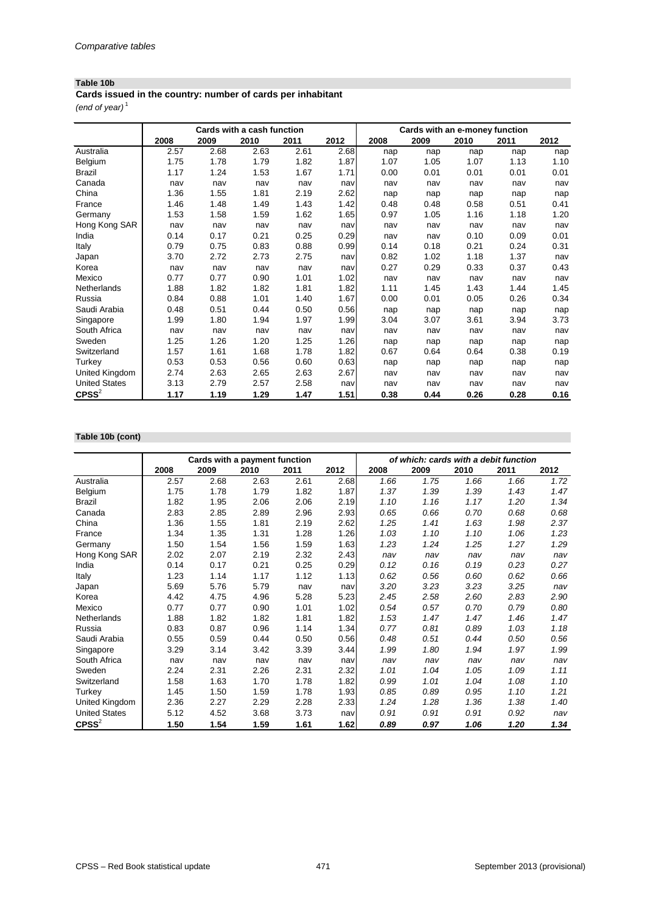## Table 10b

**Cards issued in the country: number of cards per inhabitant**

*(end of year)*[1]

| | Cards with a cash function | | | | | Cards with an e-money function | | | | |
|---|---|---|---|---|---|---|---|---|---|---|
| | 2008 | 2009 | 2010 | 2011 | 2012 | 2008 | 2009 | 2010 | 2011 | 2012 |
| Australia | 2.57 | 2.68 | 2.63 | 2.61 | 2.68 | nap | nap | nap | nap | nap |
| Belgium | 1.75 | 1.78 | 1.79 | 1.82 | 1.87 | 1.07 | 1.05 | 1.07 | 1.13 | 1.10 |
| Brazil | 1.17 | 1.24 | 1.53 | 1.67 | 1.71 | 0.00 | 0.01 | 0.01 | 0.01 | 0.01 |
| Canada | nav | nav | nav | nav | nav | nav | nav | nav | nav | nav |
| China | 1.36 | 1.55 | 1.81 | 2.19 | 2.62 | nap | nap | nap | nap | nap |
| France | 1.46 | 1.48 | 1.49 | 1.43 | 1.42 | 0.48 | 0.48 | 0.58 | 0.51 | 0.41 |
| Germany | 1.53 | 1.58 | 1.59 | 1.62 | 1.65 | 0.97 | 1.05 | 1.16 | 1.18 | 1.20 |
| Hong Kong SAR | nav | nav | nav | nav | nav | nav | nav | nav | nav | nav |
| India | 0.14 | 0.17 | 0.21 | 0.25 | 0.29 | nav | nav | 0.10 | 0.09 | 0.01 |
| Italy | 0.79 | 0.75 | 0.83 | 0.88 | 0.99 | 0.14 | 0.18 | 0.21 | 0.24 | 0.31 |
| Japan | 3.70 | 2.72 | 2.73 | 2.75 | nav | 0.82 | 1.02 | 1.18 | 1.37 | nav |
| Korea | nav | nav | nav | nav | nav | 0.27 | 0.29 | 0.33 | 0.37 | 0.43 |
| Mexico | 0.77 | 0.77 | 0.90 | 1.01 | 1.02 | nav | nav | nav | nav | nav |
| Netherlands | 1.88 | 1.82 | 1.82 | 1.81 | 1.82 | 1.11 | 1.45 | 1.43 | 1.44 | 1.45 |
| Russia | 0.84 | 0.88 | 1.01 | 1.40 | 1.67 | 0.00 | 0.01 | 0.05 | 0.26 | 0.34 |
| Saudi Arabia | 0.48 | 0.51 | 0.44 | 0.50 | 0.56 | nap | nap | nap | nap | nap |
| Singapore | 1.99 | 1.80 | 1.94 | 1.97 | 1.99 | 3.04 | 3.07 | 3.61 | 3.94 | 3.73 |
| South Africa | nav | nav | nav | nav | nav | nav | nav | nav | nav | nav |
| Sweden | 1.25 | 1.26 | 1.20 | 1.25 | 1.26 | nap | nap | nap | nap | nap |
| Switzerland | 1.57 | 1.61 | 1.68 | 1.78 | 1.82 | 0.67 | 0.64 | 0.64 | 0.38 | 0.19 |
| Turkey | 0.53 | 0.53 | 0.56 | 0.60 | 0.63 | nap | nap | nap | nap | nap |
| United Kingdom | 2.74 | 2.63 | 2.65 | 2.63 | 2.67 | nav | nav | nav | nav | nav |
| United States | 3.13 | 2.79 | 2.57 | 2.58 | nav | nav | nav | nav | nav | nav |
| **CPSS**[2] | **1.17** | **1.19** | **1.29** | **1.47** | **1.51** | **0.38** | **0.44** | **0.26** | **0.28** | **0.16** |

## Table 10b (cont)

| | Cards with a payment function | | | | | *of which: cards with a debit function* | | | | |
|---|---|---|---|---|---|---|---|---|---|---|
| | 2008 | 2009 | 2010 | 2011 | 2012 | 2008 | 2009 | 2010 | 2011 | 2012 |
| Australia | 2.57 | 2.68 | 2.63 | 2.61 | 2.68 | *1.66* | *1.75* | *1.66* | *1.66* | *1.72* |
| Belgium | 1.75 | 1.78 | 1.79 | 1.82 | 1.87 | *1.37* | *1.39* | *1.39* | *1.43* | *1.47* |
| Brazil | 1.82 | 1.95 | 2.06 | 2.06 | 2.19 | *1.10* | *1.16* | *1.17* | *1.20* | *1.34* |
| Canada | 2.83 | 2.85 | 2.89 | 2.96 | 2.93 | *0.65* | *0.66* | *0.70* | *0.68* | *0.68* |
| China | 1.36 | 1.55 | 1.81 | 2.19 | 2.62 | *1.25* | *1.41* | *1.63* | *1.98* | *2.37* |
| France | 1.34 | 1.35 | 1.31 | 1.28 | 1.26 | *1.03* | *1.10* | *1.10* | *1.06* | *1.23* |
| Germany | 1.50 | 1.54 | 1.56 | 1.59 | 1.63 | *1.23* | *1.24* | *1.25* | *1.27* | *1.29* |
| Hong Kong SAR | 2.02 | 2.07 | 2.19 | 2.32 | 2.43 | *nav* | *nav* | *nav* | *nav* | *nav* |
| India | 0.14 | 0.17 | 0.21 | 0.25 | 0.29 | *0.12* | *0.16* | *0.19* | *0.23* | *0.27* |
| Italy | 1.23 | 1.14 | 1.17 | 1.12 | 1.13 | *0.62* | *0.56* | *0.60* | *0.62* | *0.66* |
| Japan | 5.69 | 5.76 | 5.79 | nav | nav | *3.20* | *3.23* | *3.23* | *3.25* | *nav* |
| Korea | 4.42 | 4.75 | 4.96 | 5.28 | 5.23 | *2.45* | *2.58* | *2.60* | *2.83* | *2.90* |
| Mexico | 0.77 | 0.77 | 0.90 | 1.01 | 1.02 | *0.54* | *0.57* | *0.70* | *0.79* | *0.80* |
| Netherlands | 1.88 | 1.82 | 1.82 | 1.81 | 1.82 | *1.53* | *1.47* | *1.47* | *1.46* | *1.47* |
| Russia | 0.83 | 0.87 | 0.96 | 1.14 | 1.34 | *0.77* | *0.81* | *0.89* | *1.03* | *1.18* |
| Saudi Arabia | 0.55 | 0.59 | 0.44 | 0.50 | 0.56 | *0.48* | *0.51* | *0.44* | *0.50* | *0.56* |
| Singapore | 3.29 | 3.14 | 3.42 | 3.39 | 3.44 | *1.99* | *1.80* | *1.94* | *1.97* | *1.99* |
| South Africa | nav | nav | nav | nav | nav | *nav* | *nav* | *nav* | *nav* | *nav* |
| Sweden | 2.24 | 2.31 | 2.26 | 2.31 | 2.32 | *1.01* | *1.04* | *1.05* | *1.09* | *1.11* |
| Switzerland | 1.58 | 1.63 | 1.70 | 1.78 | 1.82 | *0.99* | *1.01* | *1.04* | *1.08* | *1.10* |
| Turkey | 1.45 | 1.50 | 1.59 | 1.78 | 1.93 | *0.85* | *0.89* | *0.95* | *1.10* | *1.21* |
| United Kingdom | 2.36 | 2.27 | 2.29 | 2.28 | 2.33 | *1.24* | *1.28* | *1.36* | *1.38* | *1.40* |
| United States | 5.12 | 4.52 | 3.68 | 3.73 | nav | *0.91* | *0.91* | *0.91* | *0.92* | *nav* |
| **CPSS**[2] | **1.50** | **1.54** | **1.59** | **1.61** | **1.62** | ***0.89*** | ***0.97*** | ***1.06*** | ***1.20*** | ***1.34*** |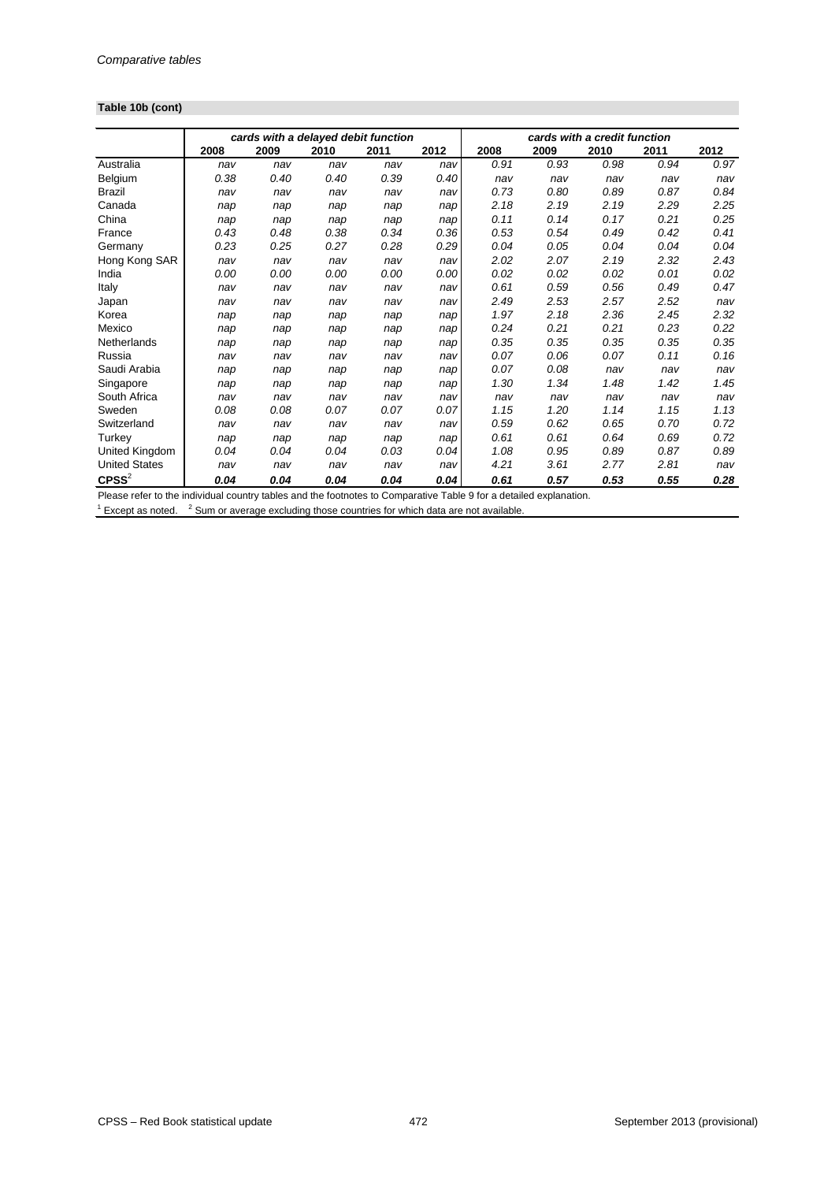*Comparative tables*

**Table 10b (cont)**

| | *cards with a delayed debit function* | | | | | *cards with a credit function* | | | | |
|---|---|---|---|---|---|---|---|---|---|---|
| | **2008** | **2009** | **2010** | **2011** | **2012** | **2008** | **2009** | **2010** | **2011** | **2012** |
| Australia | *nav* | *nav* | *nav* | *nav* | *nav* | *0.91* | *0.93* | *0.98* | *0.94* | *0.97* |
| Belgium | *0.38* | *0.40* | *0.40* | *0.39* | *0.40* | *nav* | *nav* | *nav* | *nav* | *nav* |
| Brazil | *nav* | *nav* | *nav* | *nav* | *nav* | *0.73* | *0.80* | *0.89* | *0.87* | *0.84* |
| Canada | *nap* | *nap* | *nap* | *nap* | *nap* | *2.18* | *2.19* | *2.19* | *2.29* | *2.25* |
| China | *nap* | *nap* | *nap* | *nap* | *nap* | *0.11* | *0.14* | *0.17* | *0.21* | *0.25* |
| France | *0.43* | *0.48* | *0.38* | *0.34* | *0.36* | *0.53* | *0.54* | *0.49* | *0.42* | *0.41* |
| Germany | *0.23* | *0.25* | *0.27* | *0.28* | *0.29* | *0.04* | *0.05* | *0.04* | *0.04* | *0.04* |
| Hong Kong SAR | *nav* | *nav* | *nav* | *nav* | *nav* | *2.02* | *2.07* | *2.19* | *2.32* | *2.43* |
| India | *0.00* | *0.00* | *0.00* | *0.00* | *0.00* | *0.02* | *0.02* | *0.02* | *0.01* | *0.02* |
| Italy | *nav* | *nav* | *nav* | *nav* | *nav* | *0.61* | *0.59* | *0.56* | *0.49* | *0.47* |
| Japan | *nav* | *nav* | *nav* | *nav* | *nav* | *2.49* | *2.53* | *2.57* | *2.52* | *nav* |
| Korea | *nap* | *nap* | *nap* | *nap* | *nap* | *1.97* | *2.18* | *2.36* | *2.45* | *2.32* |
| Mexico | *nap* | *nap* | *nap* | *nap* | *nap* | *0.24* | *0.21* | *0.21* | *0.23* | *0.22* |
| Netherlands | *nap* | *nap* | *nap* | *nap* | *nap* | *0.35* | *0.35* | *0.35* | *0.35* | *0.35* |
| Russia | *nav* | *nav* | *nav* | *nav* | *nav* | *0.07* | *0.06* | *0.07* | *0.11* | *0.16* |
| Saudi Arabia | *nap* | *nap* | *nap* | *nap* | *nap* | *0.07* | *0.08* | *nav* | *nav* | *nav* |
| Singapore | *nap* | *nap* | *nap* | *nap* | *nap* | *1.30* | *1.34* | *1.48* | *1.42* | *1.45* |
| South Africa | *nav* | *nav* | *nav* | *nav* | *nav* | *nav* | *nav* | *nav* | *nav* | *nav* |
| Sweden | *0.08* | *0.08* | *0.07* | *0.07* | *0.07* | *1.15* | *1.20* | *1.14* | *1.15* | *1.13* |
| Switzerland | *nav* | *nav* | *nav* | *nav* | *nav* | *0.59* | *0.62* | *0.65* | *0.70* | *0.72* |
| Turkey | *nap* | *nap* | *nap* | *nap* | *nap* | *0.61* | *0.61* | *0.64* | *0.69* | *0.72* |
| United Kingdom | *0.04* | *0.04* | *0.04* | *0.03* | *0.04* | *1.08* | *0.95* | *0.89* | *0.87* | *0.89* |
| United States | *nav* | *nav* | *nav* | *nav* | *nav* | *4.21* | *3.61* | *2.77* | *2.81* | *nav* |
| **CPSS**[2] | ***0.04*** | ***0.04*** | ***0.04*** | ***0.04*** | ***0.04*** | ***0.61*** | ***0.57*** | ***0.53*** | ***0.55*** | ***0.28*** |

Please refer to the individual country tables and the footnotes to Comparative Table 9 for a detailed explanation.

[1] Except as noted. [2] Sum or average excluding those countries for which data are not available.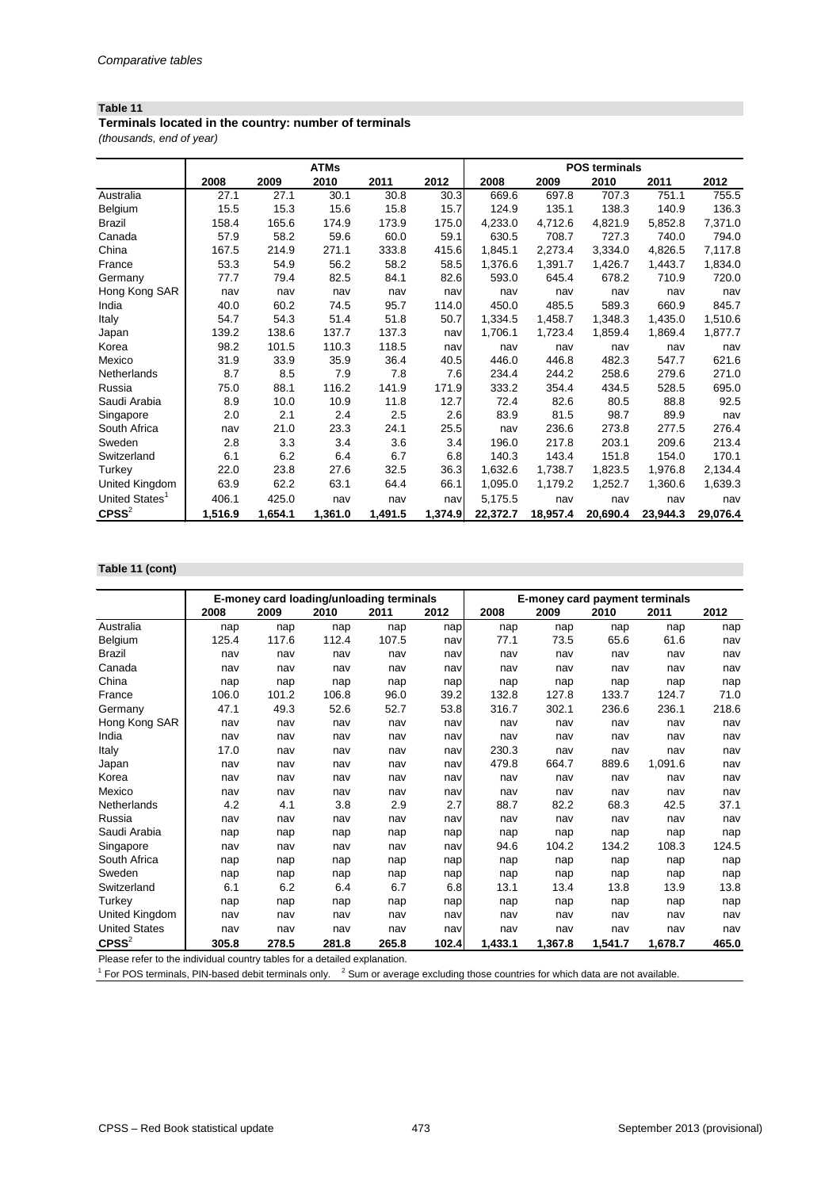*Comparative tables*

## Table 11

**Terminals located in the country: number of terminals**

*(thousands, end of year)*

| | ATMs | | | | | POS terminals | | | | |
|---|---|---|---|---|---|---|---|---|---|---|
| | 2008 | 2009 | 2010 | 2011 | 2012 | 2008 | 2009 | 2010 | 2011 | 2012 |
| Australia | 27.1 | 27.1 | 30.1 | 30.8 | 30.3 | 669.6 | 697.8 | 707.3 | 751.1 | 755.5 |
| Belgium | 15.5 | 15.3 | 15.6 | 15.8 | 15.7 | 124.9 | 135.1 | 138.3 | 140.9 | 136.3 |
| Brazil | 158.4 | 165.6 | 174.9 | 173.9 | 175.0 | 4,233.0 | 4,712.6 | 4,821.9 | 5,852.8 | 7,371.0 |
| Canada | 57.9 | 58.2 | 59.6 | 60.0 | 59.1 | 630.5 | 708.7 | 727.3 | 740.0 | 794.0 |
| China | 167.5 | 214.9 | 271.1 | 333.8 | 415.6 | 1,845.1 | 2,273.4 | 3,334.0 | 4,826.5 | 7,117.8 |
| France | 53.3 | 54.9 | 56.2 | 58.2 | 58.5 | 1,376.6 | 1,391.7 | 1,426.7 | 1,443.7 | 1,834.0 |
| Germany | 77.7 | 79.4 | 82.5 | 84.1 | 82.6 | 593.0 | 645.4 | 678.2 | 710.9 | 720.0 |
| Hong Kong SAR | nav | nav | nav | nav | nav | nav | nav | nav | nav | nav |
| India | 40.0 | 60.2 | 74.5 | 95.7 | 114.0 | 450.0 | 485.5 | 589.3 | 660.9 | 845.7 |
| Italy | 54.7 | 54.3 | 51.4 | 51.8 | 50.7 | 1,334.5 | 1,458.7 | 1,348.3 | 1,435.0 | 1,510.6 |
| Japan | 139.2 | 138.6 | 137.7 | 137.3 | nav | 1,706.1 | 1,723.4 | 1,859.4 | 1,869.4 | 1,877.7 |
| Korea | 98.2 | 101.5 | 110.3 | 118.5 | nav | nav | nav | nav | nav | nav |
| Mexico | 31.9 | 33.9 | 35.9 | 36.4 | 40.5 | 446.0 | 446.8 | 482.3 | 547.7 | 621.6 |
| Netherlands | 8.7 | 8.5 | 7.9 | 7.8 | 7.6 | 234.4 | 244.2 | 258.6 | 279.6 | 271.0 |
| Russia | 75.0 | 88.1 | 116.2 | 141.9 | 171.9 | 333.2 | 354.4 | 434.5 | 528.5 | 695.0 |
| Saudi Arabia | 8.9 | 10.0 | 10.9 | 11.8 | 12.7 | 72.4 | 82.6 | 80.5 | 88.8 | 92.5 |
| Singapore | 2.0 | 2.1 | 2.4 | 2.5 | 2.6 | 83.9 | 81.5 | 98.7 | 89.9 | nav |
| South Africa | nav | 21.0 | 23.3 | 24.1 | 25.5 | nav | 236.6 | 273.8 | 277.5 | 276.4 |
| Sweden | 2.8 | 3.3 | 3.4 | 3.6 | 3.4 | 196.0 | 217.8 | 203.1 | 209.6 | 213.4 |
| Switzerland | 6.1 | 6.2 | 6.4 | 6.7 | 6.8 | 140.3 | 143.4 | 151.8 | 154.0 | 170.1 |
| Turkey | 22.0 | 23.8 | 27.6 | 32.5 | 36.3 | 1,632.6 | 1,738.7 | 1,823.5 | 1,976.8 | 2,134.4 |
| United Kingdom | 63.9 | 62.2 | 63.1 | 64.4 | 66.1 | 1,095.0 | 1,179.2 | 1,252.7 | 1,360.6 | 1,639.3 |
| United States[1] | 406.1 | 425.0 | nav | nav | nav | 5,175.5 | nav | nav | nav | nav |
| **CPSS**[2] | **1,516.9** | **1,654.1** | **1,361.0** | **1,491.5** | **1,374.9** | **22,372.7** | **18,957.4** | **20,690.4** | **23,944.3** | **29,076.4** |

## Table 11 (cont)

| | E-money card loading/unloading terminals | | | | | E-money card payment terminals | | | | |
|---|---|---|---|---|---|---|---|---|---|---|
| | 2008 | 2009 | 2010 | 2011 | 2012 | 2008 | 2009 | 2010 | 2011 | 2012 |
| Australia | nap | nap | nap | nap | nap | nap | nap | nap | nap | nap |
| Belgium | 125.4 | 117.6 | 112.4 | 107.5 | nav | 77.1 | 73.5 | 65.6 | 61.6 | nav |
| Brazil | nav | nav | nav | nav | nav | nav | nav | nav | nav | nav |
| Canada | nav | nav | nav | nav | nav | nav | nav | nav | nav | nav |
| China | nap | nap | nap | nap | nap | nap | nap | nap | nap | nap |
| France | 106.0 | 101.2 | 106.8 | 96.0 | 39.2 | 132.8 | 127.8 | 133.7 | 124.7 | 71.0 |
| Germany | 47.1 | 49.3 | 52.6 | 52.7 | 53.8 | 316.7 | 302.1 | 236.6 | 236.1 | 218.6 |
| Hong Kong SAR | nav | nav | nav | nav | nav | nav | nav | nav | nav | nav |
| India | nav | nav | nav | nav | nav | nav | nav | nav | nav | nav |
| Italy | 17.0 | nav | nav | nav | nav | 230.3 | nav | nav | nav | nav |
| Japan | nav | nav | nav | nav | nav | 479.8 | 664.7 | 889.6 | 1,091.6 | nav |
| Korea | nav | nav | nav | nav | nav | nav | nav | nav | nav | nav |
| Mexico | nav | nav | nav | nav | nav | nav | nav | nav | nav | nav |
| Netherlands | 4.2 | 4.1 | 3.8 | 2.9 | 2.7 | 88.7 | 82.2 | 68.3 | 42.5 | 37.1 |
| Russia | nav | nav | nav | nav | nav | nav | nav | nav | nav | nav |
| Saudi Arabia | nap | nap | nap | nap | nap | nap | nap | nap | nap | nap |
| Singapore | nav | nav | nav | nav | nav | 94.6 | 104.2 | 134.2 | 108.3 | 124.5 |
| South Africa | nap | nap | nap | nap | nap | nap | nap | nap | nap | nap |
| Sweden | nap | nap | nap | nap | nap | nap | nap | nap | nap | nap |
| Switzerland | 6.1 | 6.2 | 6.4 | 6.7 | 6.8 | 13.1 | 13.4 | 13.8 | 13.9 | 13.8 |
| Turkey | nap | nap | nap | nap | nap | nap | nap | nap | nap | nap |
| United Kingdom | nav | nav | nav | nav | nav | nav | nav | nav | nav | nav |
| United States | nav | nav | nav | nav | nav | nav | nav | nav | nav | nav |
| **CPSS**[2] | **305.8** | **278.5** | **281.8** | **265.8** | **102.4** | **1,433.1** | **1,367.8** | **1,541.7** | **1,678.7** | **465.0** |

Please refer to the individual country tables for a detailed explanation.

[1] For POS terminals, PIN-based debit terminals only. [2] Sum or average excluding those countries for which data are not available.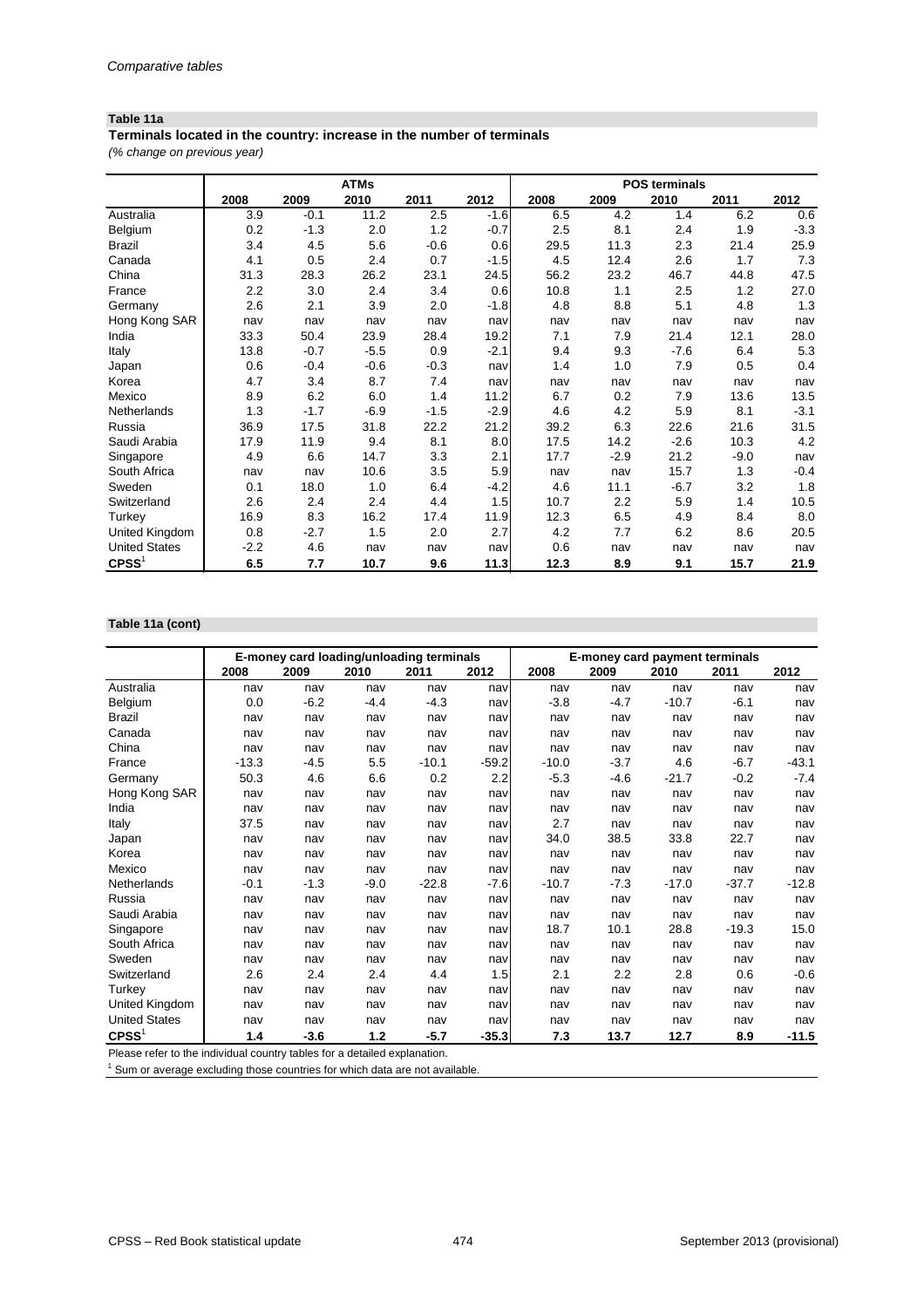*Comparative tables*

**Table 11a**

**Terminals located in the country: increase in the number of terminals**

*(% change on previous year)*

| | ATMs | | | | | POS terminals | | | | |
|---|---|---|---|---|---|---|---|---|---|---|
| | 2008 | 2009 | 2010 | 2011 | 2012 | 2008 | 2009 | 2010 | 2011 | 2012 |
| Australia | 3.9 | -0.1 | 11.2 | 2.5 | -1.6 | 6.5 | 4.2 | 1.4 | 6.2 | 0.6 |
| Belgium | 0.2 | -1.3 | 2.0 | 1.2 | -0.7 | 2.5 | 8.1 | 2.4 | 1.9 | -3.3 |
| Brazil | 3.4 | 4.5 | 5.6 | -0.6 | 0.6 | 29.5 | 11.3 | 2.3 | 21.4 | 25.9 |
| Canada | 4.1 | 0.5 | 2.4 | 0.7 | -1.5 | 4.5 | 12.4 | 2.6 | 1.7 | 7.3 |
| China | 31.3 | 28.3 | 26.2 | 23.1 | 24.5 | 56.2 | 23.2 | 46.7 | 44.8 | 47.5 |
| France | 2.2 | 3.0 | 2.4 | 3.4 | 0.6 | 10.8 | 1.1 | 2.5 | 1.2 | 27.0 |
| Germany | 2.6 | 2.1 | 3.9 | 2.0 | -1.8 | 4.8 | 8.8 | 5.1 | 4.8 | 1.3 |
| Hong Kong SAR | nav | nav | nav | nav | nav | nav | nav | nav | nav | nav |
| India | 33.3 | 50.4 | 23.9 | 28.4 | 19.2 | 7.1 | 7.9 | 21.4 | 12.1 | 28.0 |
| Italy | 13.8 | -0.7 | -5.5 | 0.9 | -2.1 | 9.4 | 9.3 | -7.6 | 6.4 | 5.3 |
| Japan | 0.6 | -0.4 | -0.6 | -0.3 | nav | 1.4 | 1.0 | 7.9 | 0.5 | 0.4 |
| Korea | 4.7 | 3.4 | 8.7 | 7.4 | nav | nav | nav | nav | nav | nav |
| Mexico | 8.9 | 6.2 | 6.0 | 1.4 | 11.2 | 6.7 | 0.2 | 7.9 | 13.6 | 13.5 |
| Netherlands | 1.3 | -1.7 | -6.9 | -1.5 | -2.9 | 4.6 | 4.2 | 5.9 | 8.1 | -3.1 |
| Russia | 36.9 | 17.5 | 31.8 | 22.2 | 21.2 | 39.2 | 6.3 | 22.6 | 21.6 | 31.5 |
| Saudi Arabia | 17.9 | 11.9 | 9.4 | 8.1 | 8.0 | 17.5 | 14.2 | -2.6 | 10.3 | 4.2 |
| Singapore | 4.9 | 6.6 | 14.7 | 3.3 | 2.1 | 17.7 | -2.9 | 21.2 | -9.0 | nav |
| South Africa | nav | nav | 10.6 | 3.5 | 5.9 | nav | nav | 15.7 | 1.3 | -0.4 |
| Sweden | 0.1 | 18.0 | 1.0 | 6.4 | -4.2 | 4.6 | 11.1 | -6.7 | 3.2 | 1.8 |
| Switzerland | 2.6 | 2.4 | 2.4 | 4.4 | 1.5 | 10.7 | 2.2 | 5.9 | 1.4 | 10.5 |
| Turkey | 16.9 | 8.3 | 16.2 | 17.4 | 11.9 | 12.3 | 6.5 | 4.9 | 8.4 | 8.0 |
| United Kingdom | 0.8 | -2.7 | 1.5 | 2.0 | 2.7 | 4.2 | 7.7 | 6.2 | 8.6 | 20.5 |
| United States | -2.2 | 4.6 | nav | nav | nav | 0.6 | nav | nav | nav | nav |
| **CPSS**[1] | **6.5** | **7.7** | **10.7** | **9.6** | **11.3** | **12.3** | **8.9** | **9.1** | **15.7** | **21.9** |

**Table 11a (cont)**

| | E-money card loading/unloading terminals | | | | | E-money card payment terminals | | | | |
|---|---|---|---|---|---|---|---|---|---|---|
| | 2008 | 2009 | 2010 | 2011 | 2012 | 2008 | 2009 | 2010 | 2011 | 2012 |
| Australia | nav | nav | nav | nav | nav | nav | nav | nav | nav | nav |
| Belgium | 0.0 | -6.2 | -4.4 | -4.3 | nav | -3.8 | -4.7 | -10.7 | -6.1 | nav |
| Brazil | nav | nav | nav | nav | nav | nav | nav | nav | nav | nav |
| Canada | nav | nav | nav | nav | nav | nav | nav | nav | nav | nav |
| China | nav | nav | nav | nav | nav | nav | nav | nav | nav | nav |
| France | -13.3 | -4.5 | 5.5 | -10.1 | -59.2 | -10.0 | -3.7 | 4.6 | -6.7 | -43.1 |
| Germany | 50.3 | 4.6 | 6.6 | 0.2 | 2.2 | -5.3 | -4.6 | -21.7 | -0.2 | -7.4 |
| Hong Kong SAR | nav | nav | nav | nav | nav | nav | nav | nav | nav | nav |
| India | nav | nav | nav | nav | nav | nav | nav | nav | nav | nav |
| Italy | 37.5 | nav | nav | nav | nav | 2.7 | nav | nav | nav | nav |
| Japan | nav | nav | nav | nav | nav | 34.0 | 38.5 | 33.8 | 22.7 | nav |
| Korea | nav | nav | nav | nav | nav | nav | nav | nav | nav | nav |
| Mexico | nav | nav | nav | nav | nav | nav | nav | nav | nav | nav |
| Netherlands | -0.1 | -1.3 | -9.0 | -22.8 | -7.6 | -10.7 | -7.3 | -17.0 | -37.7 | -12.8 |
| Russia | nav | nav | nav | nav | nav | nav | nav | nav | nav | nav |
| Saudi Arabia | nav | nav | nav | nav | nav | nav | nav | nav | nav | nav |
| Singapore | nav | nav | nav | nav | nav | 18.7 | 10.1 | 28.8 | -19.3 | 15.0 |
| South Africa | nav | nav | nav | nav | nav | nav | nav | nav | nav | nav |
| Sweden | nav | nav | nav | nav | nav | nav | nav | nav | nav | nav |
| Switzerland | 2.6 | 2.4 | 2.4 | 4.4 | 1.5 | 2.1 | 2.2 | 2.8 | 0.6 | -0.6 |
| Turkey | nav | nav | nav | nav | nav | nav | nav | nav | nav | nav |
| United Kingdom | nav | nav | nav | nav | nav | nav | nav | nav | nav | nav |
| United States | nav | nav | nav | nav | nav | nav | nav | nav | nav | nav |
| **CPSS**[1] | **1.4** | **-3.6** | **1.2** | **-5.7** | **-35.3** | **7.3** | **13.7** | **12.7** | **8.9** | **-11.5** |

Please refer to the individual country tables for a detailed explanation.

[1] Sum or average excluding those countries for which data are not available.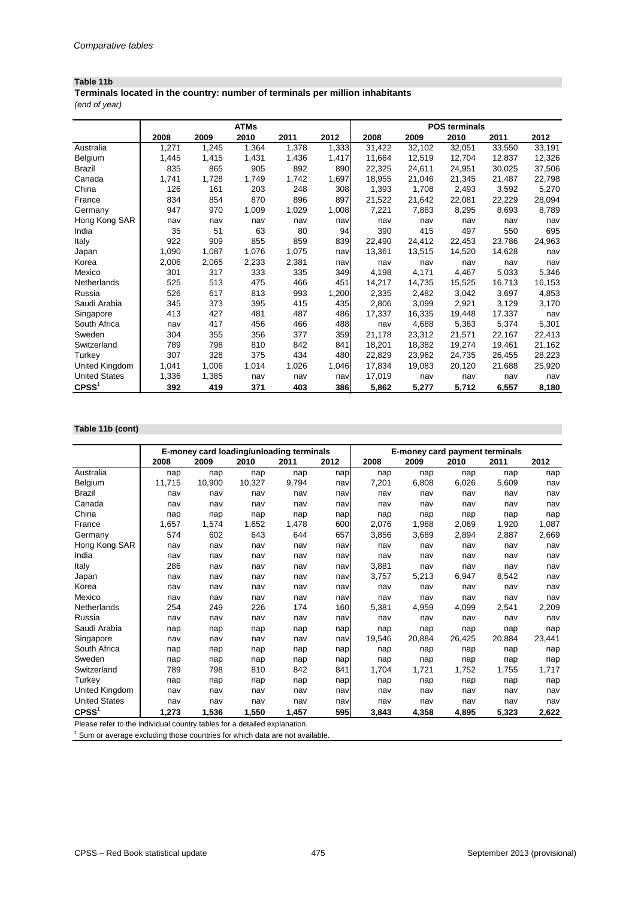*Comparative tables*

**Table 11b**

**Terminals located in the country: number of terminals per million inhabitants**

*(end of year)*

| | ATMs | | | | | POS terminals | | | | |
|---|---|---|---|---|---|---|---|---|---|---|
| | 2008 | 2009 | 2010 | 2011 | 2012 | 2008 | 2009 | 2010 | 2011 | 2012 |
| Australia | 1,271 | 1,245 | 1,364 | 1,378 | 1,333 | 31,422 | 32,102 | 32,051 | 33,550 | 33,191 |
| Belgium | 1,445 | 1,415 | 1,431 | 1,436 | 1,417 | 11,664 | 12,519 | 12,704 | 12,837 | 12,326 |
| Brazil | 835 | 865 | 905 | 892 | 890 | 22,325 | 24,611 | 24,951 | 30,025 | 37,506 |
| Canada | 1,741 | 1,728 | 1,749 | 1,742 | 1,697 | 18,955 | 21,046 | 21,345 | 21,487 | 22,798 |
| China | 126 | 161 | 203 | 248 | 308 | 1,393 | 1,708 | 2,493 | 3,592 | 5,270 |
| France | 834 | 854 | 870 | 896 | 897 | 21,522 | 21,642 | 22,081 | 22,229 | 28,094 |
| Germany | 947 | 970 | 1,009 | 1,029 | 1,008 | 7,221 | 7,883 | 8,295 | 8,693 | 8,789 |
| Hong Kong SAR | nav | nav | nav | nav | nav | nav | nav | nav | nav | nav |
| India | 35 | 51 | 63 | 80 | 94 | 390 | 415 | 497 | 550 | 695 |
| Italy | 922 | 909 | 855 | 859 | 839 | 22,490 | 24,412 | 22,453 | 23,786 | 24,963 |
| Japan | 1,090 | 1,087 | 1,076 | 1,075 | nav | 13,361 | 13,515 | 14,520 | 14,628 | nav |
| Korea | 2,006 | 2,065 | 2,233 | 2,381 | nav | nav | nav | nav | nav | nav |
| Mexico | 301 | 317 | 333 | 335 | 349 | 4,198 | 4,171 | 4,467 | 5,033 | 5,346 |
| Netherlands | 525 | 513 | 475 | 466 | 451 | 14,217 | 14,735 | 15,525 | 16,713 | 16,153 |
| Russia | 526 | 617 | 813 | 993 | 1,200 | 2,335 | 2,482 | 3,042 | 3,697 | 4,853 |
| Saudi Arabia | 345 | 373 | 395 | 415 | 435 | 2,806 | 3,099 | 2,921 | 3,129 | 3,170 |
| Singapore | 413 | 427 | 481 | 487 | 486 | 17,337 | 16,335 | 19,448 | 17,337 | nav |
| South Africa | nav | 417 | 456 | 466 | 488 | nav | 4,688 | 5,363 | 5,374 | 5,301 |
| Sweden | 304 | 355 | 356 | 377 | 359 | 21,178 | 23,312 | 21,571 | 22,167 | 22,413 |
| Switzerland | 789 | 798 | 810 | 842 | 841 | 18,201 | 18,382 | 19,274 | 19,461 | 21,162 |
| Turkey | 307 | 328 | 375 | 434 | 480 | 22,829 | 23,962 | 24,735 | 26,455 | 28,223 |
| United Kingdom | 1,041 | 1,006 | 1,014 | 1,026 | 1,046 | 17,834 | 19,083 | 20,120 | 21,688 | 25,920 |
| United States | 1,336 | 1,385 | nav | nav | nav | 17,019 | nav | nav | nav | nav |
| **CPSS[1]** | **392** | **419** | **371** | **403** | **386** | **5,862** | **5,277** | **5,712** | **6,557** | **8,180** |

**Table 11b (cont)**

| | E-money card loading/unloading terminals | | | | | E-money card payment terminals | | | | |
|---|---|---|---|---|---|---|---|---|---|---|
| | 2008 | 2009 | 2010 | 2011 | 2012 | 2008 | 2009 | 2010 | 2011 | 2012 |
| Australia | nap | nap | nap | nap | nap | nap | nap | nap | nap | nap |
| Belgium | 11,715 | 10,900 | 10,327 | 9,794 | nav | 7,201 | 6,808 | 6,026 | 5,609 | nav |
| Brazil | nav | nav | nav | nav | nav | nav | nav | nav | nav | nav |
| Canada | nav | nav | nav | nav | nav | nav | nav | nav | nav | nav |
| China | nap | nap | nap | nap | nap | nap | nap | nap | nap | nap |
| France | 1,657 | 1,574 | 1,652 | 1,478 | 600 | 2,076 | 1,988 | 2,069 | 1,920 | 1,087 |
| Germany | 574 | 602 | 643 | 644 | 657 | 3,856 | 3,689 | 2,894 | 2,887 | 2,669 |
| Hong Kong SAR | nav | nav | nav | nav | nav | nav | nav | nav | nav | nav |
| India | nav | nav | nav | nav | nav | nav | nav | nav | nav | nav |
| Italy | 286 | nav | nav | nav | nav | 3,881 | nav | nav | nav | nav |
| Japan | nav | nav | nav | nav | nav | 3,757 | 5,213 | 6,947 | 8,542 | nav |
| Korea | nav | nav | nav | nav | nav | nav | nav | nav | nav | nav |
| Mexico | nav | nav | nav | nav | nav | nav | nav | nav | nav | nav |
| Netherlands | 254 | 249 | 226 | 174 | 160 | 5,381 | 4,959 | 4,099 | 2,541 | 2,209 |
| Russia | nav | nav | nav | nav | nav | nav | nav | nav | nav | nav |
| Saudi Arabia | nap | nap | nap | nap | nap | nap | nap | nap | nap | nap |
| Singapore | nav | nav | nav | nav | nav | 19,546 | 20,884 | 26,425 | 20,884 | 23,441 |
| South Africa | nap | nap | nap | nap | nap | nap | nap | nap | nap | nap |
| Sweden | nap | nap | nap | nap | nap | nap | nap | nap | nap | nap |
| Switzerland | 789 | 798 | 810 | 842 | 841 | 1,704 | 1,721 | 1,752 | 1,755 | 1,717 |
| Turkey | nap | nap | nap | nap | nap | nap | nap | nap | nap | nap |
| United Kingdom | nav | nav | nav | nav | nav | nav | nav | nav | nav | nav |
| United States | nav | nav | nav | nav | nav | nav | nav | nav | nav | nav |
| **CPSS[1]** | **1,273** | **1,536** | **1,550** | **1,457** | **595** | **3,843** | **4,358** | **4,895** | **5,323** | **2,622** |

Please refer to the individual country tables for a detailed explanation.

[1] Sum or average excluding those countries for which data are not available.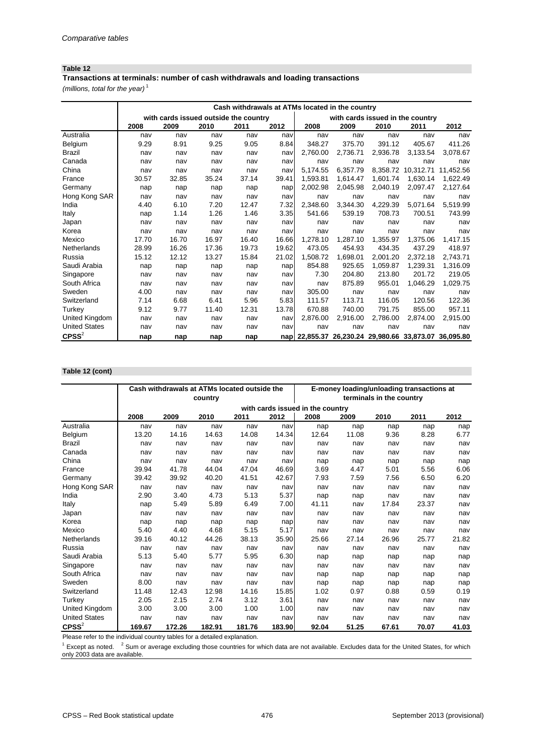*Comparative tables*

**Table 12**

**Transactions at terminals: number of cash withdrawals and loading transactions**

*(millions, total for the year)* [1]

| | Cash withdrawals at ATMs located in the country | | | | | | | | | |
|---|---|---|---|---|---|---|---|---|---|---|
| | with cards issued outside the country | | | | | with cards issued in the country | | | | |
| | 2008 | 2009 | 2010 | 2011 | 2012 | 2008 | 2009 | 2010 | 2011 | 2012 |
| Australia | nav | nav | nav | nav | nav | nav | nav | nav | nav | nav |
| Belgium | 9.29 | 8.91 | 9.25 | 9.05 | 8.84 | 348.27 | 375.70 | 391.12 | 405.67 | 411.26 |
| Brazil | nav | nav | nav | nav | nav | 2,760.00 | 2,736.71 | 2,936.78 | 3,133.54 | 3,078.67 |
| Canada | nav | nav | nav | nav | nav | nav | nav | nav | nav | nav |
| China | nav | nav | nav | nav | nav | 5,174.55 | 6,357.79 | 8,358.72 | 10,312.71 | 11,452.56 |
| France | 30.57 | 32.85 | 35.24 | 37.14 | 39.41 | 1,593.81 | 1,614.47 | 1,601.74 | 1,630.14 | 1,622.49 |
| Germany | nap | nap | nap | nap | nap | 2,002.98 | 2,045.98 | 2,040.19 | 2,097.47 | 2,127.64 |
| Hong Kong SAR | nav | nav | nav | nav | nav | nav | nav | nav | nav | nav |
| India | 4.40 | 6.10 | 7.20 | 12.47 | 7.32 | 2,348.60 | 3,344.30 | 4,229.39 | 5,071.64 | 5,519.99 |
| Italy | nap | 1.14 | 1.26 | 1.46 | 3.35 | 541.66 | 539.19 | 708.73 | 700.51 | 743.99 |
| Japan | nav | nav | nav | nav | nav | nav | nav | nav | nav | nav |
| Korea | nav | nav | nav | nav | nav | nav | nav | nav | nav | nav |
| Mexico | 17.70 | 16.70 | 16.97 | 16.40 | 16.66 | 1,278.10 | 1,287.10 | 1,355.97 | 1,375.06 | 1,417.15 |
| Netherlands | 28.99 | 16.26 | 17.36 | 19.73 | 19.62 | 473.05 | 454.93 | 434.35 | 437.29 | 418.97 |
| Russia | 15.12 | 12.12 | 13.27 | 15.84 | 21.02 | 1,508.72 | 1,698.01 | 2,001.20 | 2,372.18 | 2,743.71 |
| Saudi Arabia | nap | nap | nap | nap | nap | 854.88 | 925.65 | 1,059.87 | 1,239.31 | 1,316.09 |
| Singapore | nav | nav | nav | nav | nav | 7.30 | 204.80 | 213.80 | 201.72 | 219.05 |
| South Africa | nav | nav | nav | nav | nav | nav | 875.89 | 955.01 | 1,046.29 | 1,029.75 |
| Sweden | 4.00 | nav | nav | nav | nav | 305.00 | nav | nav | nav | nav |
| Switzerland | 7.14 | 6.68 | 6.41 | 5.96 | 5.83 | 111.57 | 113.71 | 116.05 | 120.56 | 122.36 |
| Turkey | 9.12 | 9.77 | 11.40 | 12.31 | 13.78 | 670.88 | 740.00 | 791.75 | 855.00 | 957.11 |
| United Kingdom | nav | nav | nav | nav | nav | 2,876.00 | 2,916.00 | 2,786.00 | 2,874.00 | 2,915.00 |
| United States | nav | nav | nav | nav | nav | nav | nav | nav | nav | nav |
| **CPSS**[2] | **nap** | **nap** | **nap** | **nap** | **nap** | **22,855.37** | **26,230.24** | **29,980.66** | **33,873.07** | **36,095.80** |

**Table 12 (cont)**

| | Cash withdrawals at ATMs located outside the country | | | | | E-money loading/unloading transactions at terminals in the country | | | | |
|---|---|---|---|---|---|---|---|---|---|---|
| | with cards issued in the country | | | | | | | | | |
| | 2008 | 2009 | 2010 | 2011 | 2012 | 2008 | 2009 | 2010 | 2011 | 2012 |
| Australia | nav | nav | nav | nav | nav | nap | nap | nap | nap | nap |
| Belgium | 13.20 | 14.16 | 14.63 | 14.08 | 14.34 | 12.64 | 11.08 | 9.36 | 8.28 | 6.77 |
| Brazil | nav | nav | nav | nav | nav | nav | nav | nav | nav | nav |
| Canada | nav | nav | nav | nav | nav | nav | nav | nav | nav | nav |
| China | nav | nav | nav | nav | nav | nap | nap | nap | nap | nap |
| France | 39.94 | 41.78 | 44.04 | 47.04 | 46.69 | 3.69 | 4.47 | 5.01 | 5.56 | 6.06 |
| Germany | 39.42 | 39.92 | 40.20 | 41.51 | 42.67 | 7.93 | 7.59 | 7.56 | 6.50 | 6.20 |
| Hong Kong SAR | nav | nav | nav | nav | nav | nav | nav | nav | nav | nav |
| India | 2.90 | 3.40 | 4.73 | 5.13 | 5.37 | nap | nap | nav | nav | nav |
| Italy | nap | 5.49 | 5.89 | 6.49 | 7.00 | 41.11 | nav | 17.84 | 23.37 | nav |
| Japan | nav | nav | nav | nav | nav | nav | nav | nav | nav | nav |
| Korea | nap | nap | nap | nap | nap | nav | nav | nav | nav | nav |
| Mexico | 5.40 | 4.40 | 4.68 | 5.15 | 5.17 | nav | nav | nav | nav | nav |
| Netherlands | 39.16 | 40.12 | 44.26 | 38.13 | 35.90 | 25.66 | 27.14 | 26.96 | 25.77 | 21.82 |
| Russia | nav | nav | nav | nav | nav | nav | nav | nav | nav | nav |
| Saudi Arabia | 5.13 | 5.40 | 5.77 | 5.95 | 6.30 | nap | nap | nap | nap | nap |
| Singapore | nav | nav | nav | nav | nav | nav | nav | nav | nav | nav |
| South Africa | nav | nav | nav | nav | nav | nap | nap | nap | nap | nap |
| Sweden | 8.00 | nav | nav | nav | nav | nap | nap | nap | nap | nap |
| Switzerland | 11.48 | 12.43 | 12.98 | 14.16 | 15.85 | 1.02 | 0.97 | 0.88 | 0.59 | 0.19 |
| Turkey | 2.05 | 2.15 | 2.74 | 3.12 | 3.61 | nav | nav | nav | nav | nav |
| United Kingdom | 3.00 | 3.00 | 3.00 | 1.00 | 1.00 | nav | nav | nav | nav | nav |
| United States | nav | nav | nav | nav | nav | nav | nav | nav | nav | nav |
| **CPSS**[2] | **169.67** | **172.26** | **182.91** | **181.76** | **183.90** | **92.04** | **51.25** | **67.61** | **70.07** | **41.03** |

Please refer to the individual country tables for a detailed explanation.

[1] Except as noted. [2] Sum or average excluding those countries for which data are not available. Excludes data for the United States, for which only 2003 data are available.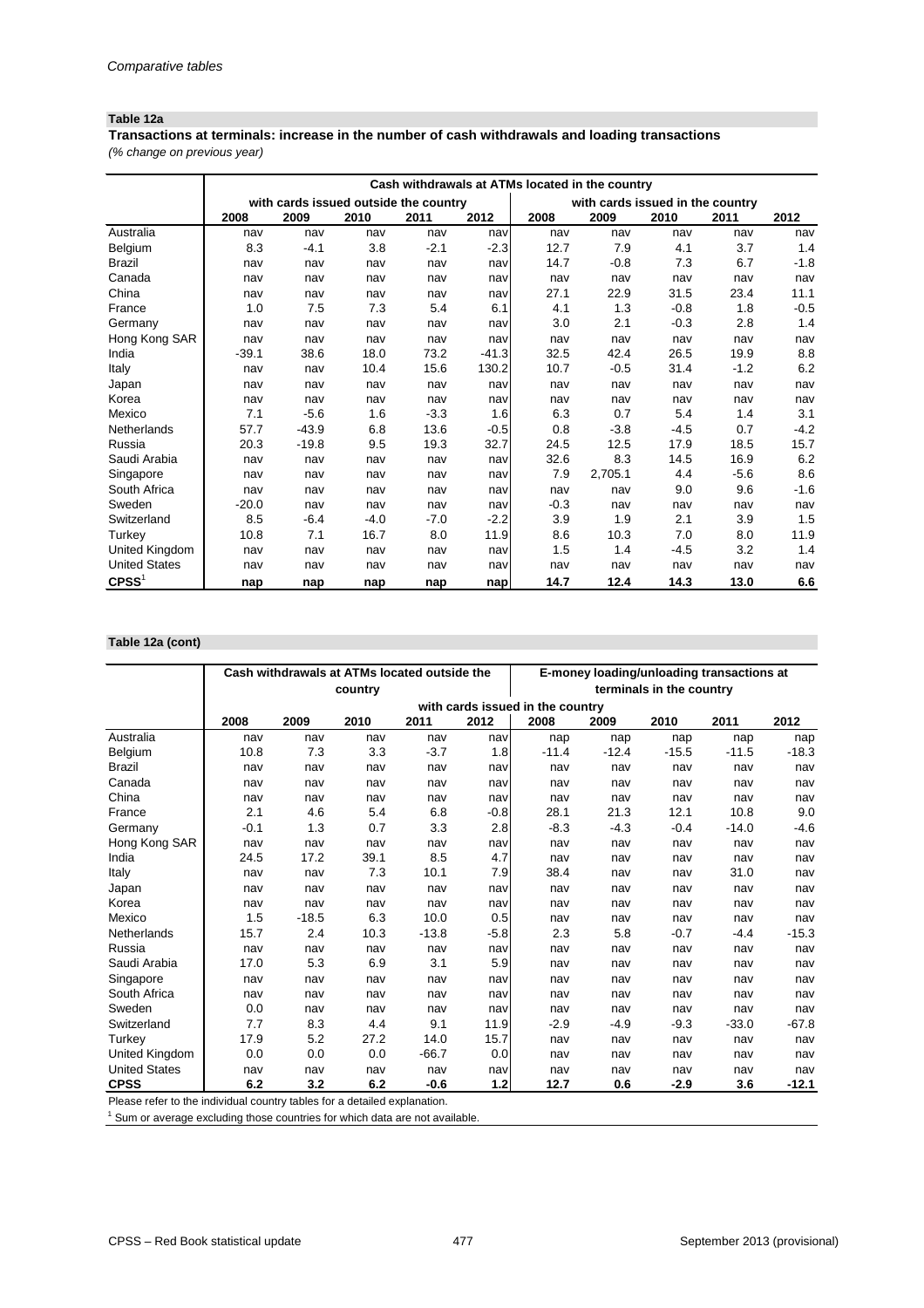*Comparative tables*

**Table 12a**

**Transactions at terminals: increase in the number of cash withdrawals and loading transactions**

*(% change on previous year)*

| | Cash withdrawals at ATMs located in the country | | | | | | | | | |
|---|---|---|---|---|---|---|---|---|---|---|
| | with cards issued outside the country | | | | | with cards issued in the country | | | | |
| | 2008 | 2009 | 2010 | 2011 | 2012 | 2008 | 2009 | 2010 | 2011 | 2012 |
| Australia | nav | nav | nav | nav | nav | nav | nav | nav | nav | nav |
| Belgium | 8.3 | -4.1 | 3.8 | -2.1 | -2.3 | 12.7 | 7.9 | 4.1 | 3.7 | 1.4 |
| Brazil | nav | nav | nav | nav | nav | 14.7 | -0.8 | 7.3 | 6.7 | -1.8 |
| Canada | nav | nav | nav | nav | nav | nav | nav | nav | nav | nav |
| China | nav | nav | nav | nav | nav | 27.1 | 22.9 | 31.5 | 23.4 | 11.1 |
| France | 1.0 | 7.5 | 7.3 | 5.4 | 6.1 | 4.1 | 1.3 | -0.8 | 1.8 | -0.5 |
| Germany | nav | nav | nav | nav | nav | 3.0 | 2.1 | -0.3 | 2.8 | 1.4 |
| Hong Kong SAR | nav | nav | nav | nav | nav | nav | nav | nav | nav | nav |
| India | -39.1 | 38.6 | 18.0 | 73.2 | -41.3 | 32.5 | 42.4 | 26.5 | 19.9 | 8.8 |
| Italy | nav | nav | 10.4 | 15.6 | 130.2 | 10.7 | -0.5 | 31.4 | -1.2 | 6.2 |
| Japan | nav | nav | nav | nav | nav | nav | nav | nav | nav | nav |
| Korea | nav | nav | nav | nav | nav | nav | nav | nav | nav | nav |
| Mexico | 7.1 | -5.6 | 1.6 | -3.3 | 1.6 | 6.3 | 0.7 | 5.4 | 1.4 | 3.1 |
| Netherlands | 57.7 | -43.9 | 6.8 | 13.6 | -0.5 | 0.8 | -3.8 | -4.5 | 0.7 | -4.2 |
| Russia | 20.3 | -19.8 | 9.5 | 19.3 | 32.7 | 24.5 | 12.5 | 17.9 | 18.5 | 15.7 |
| Saudi Arabia | nav | nav | nav | nav | nav | 32.6 | 8.3 | 14.5 | 16.9 | 6.2 |
| Singapore | nav | nav | nav | nav | nav | 7.9 | 2,705.1 | 4.4 | -5.6 | 8.6 |
| South Africa | nav | nav | nav | nav | nav | nav | nav | 9.0 | 9.6 | -1.6 |
| Sweden | -20.0 | nav | nav | nav | nav | -0.3 | nav | nav | nav | nav |
| Switzerland | 8.5 | -6.4 | -4.0 | -7.0 | -2.2 | 3.9 | 1.9 | 2.1 | 3.9 | 1.5 |
| Turkey | 10.8 | 7.1 | 16.7 | 8.0 | 11.9 | 8.6 | 10.3 | 7.0 | 8.0 | 11.9 |
| United Kingdom | nav | nav | nav | nav | nav | 1.5 | 1.4 | -4.5 | 3.2 | 1.4 |
| United States | nav | nav | nav | nav | nav | nav | nav | nav | nav | nav |
| **CPSS**[1] | **nap** | **nap** | **nap** | **nap** | **nap** | **14.7** | **12.4** | **14.3** | **13.0** | **6.6** |

**Table 12a (cont)**

| | Cash withdrawals at ATMs located outside the country | | | | | E-money loading/unloading transactions at terminals in the country | | | | |
|---|---|---|---|---|---|---|---|---|---|---|
| | with cards issued in the country | | | | | | | | | |
| | 2008 | 2009 | 2010 | 2011 | 2012 | 2008 | 2009 | 2010 | 2011 | 2012 |
| Australia | nav | nav | nav | nav | nav | nap | nap | nap | nap | nap |
| Belgium | 10.8 | 7.3 | 3.3 | -3.7 | 1.8 | -11.4 | -12.4 | -15.5 | -11.5 | -18.3 |
| Brazil | nav | nav | nav | nav | nav | nav | nav | nav | nav | nav |
| Canada | nav | nav | nav | nav | nav | nav | nav | nav | nav | nav |
| China | nav | nav | nav | nav | nav | nav | nav | nav | nav | nav |
| France | 2.1 | 4.6 | 5.4 | 6.8 | -0.8 | 28.1 | 21.3 | 12.1 | 10.8 | 9.0 |
| Germany | -0.1 | 1.3 | 0.7 | 3.3 | 2.8 | -8.3 | -4.3 | -0.4 | -14.0 | -4.6 |
| Hong Kong SAR | nav | nav | nav | nav | nav | nav | nav | nav | nav | nav |
| India | 24.5 | 17.2 | 39.1 | 8.5 | 4.7 | nav | nav | nav | nav | nav |
| Italy | nav | nav | 7.3 | 10.1 | 7.9 | 38.4 | nav | nav | 31.0 | nav |
| Japan | nav | nav | nav | nav | nav | nav | nav | nav | nav | nav |
| Korea | nav | nav | nav | nav | nav | nav | nav | nav | nav | nav |
| Mexico | 1.5 | -18.5 | 6.3 | 10.0 | 0.5 | nav | nav | nav | nav | nav |
| Netherlands | 15.7 | 2.4 | 10.3 | -13.8 | -5.8 | 2.3 | 5.8 | -0.7 | -4.4 | -15.3 |
| Russia | nav | nav | nav | nav | nav | nav | nav | nav | nav | nav |
| Saudi Arabia | 17.0 | 5.3 | 6.9 | 3.1 | 5.9 | nav | nav | nav | nav | nav |
| Singapore | nav | nav | nav | nav | nav | nav | nav | nav | nav | nav |
| South Africa | nav | nav | nav | nav | nav | nav | nav | nav | nav | nav |
| Sweden | 0.0 | nav | nav | nav | nav | nav | nav | nav | nav | nav |
| Switzerland | 7.7 | 8.3 | 4.4 | 9.1 | 11.9 | -2.9 | -4.9 | -9.3 | -33.0 | -67.8 |
| Turkey | 17.9 | 5.2 | 27.2 | 14.0 | 15.7 | nav | nav | nav | nav | nav |
| United Kingdom | 0.0 | 0.0 | 0.0 | -66.7 | 0.0 | nav | nav | nav | nav | nav |
| United States | nav | nav | nav | nav | nav | nav | nav | nav | nav | nav |
| **CPSS** | **6.2** | **3.2** | **6.2** | **-0.6** | **1.2** | **12.7** | **0.6** | **-2.9** | **3.6** | **-12.1** |

Please refer to the individual country tables for a detailed explanation.

[1] Sum or average excluding those countries for which data are not available.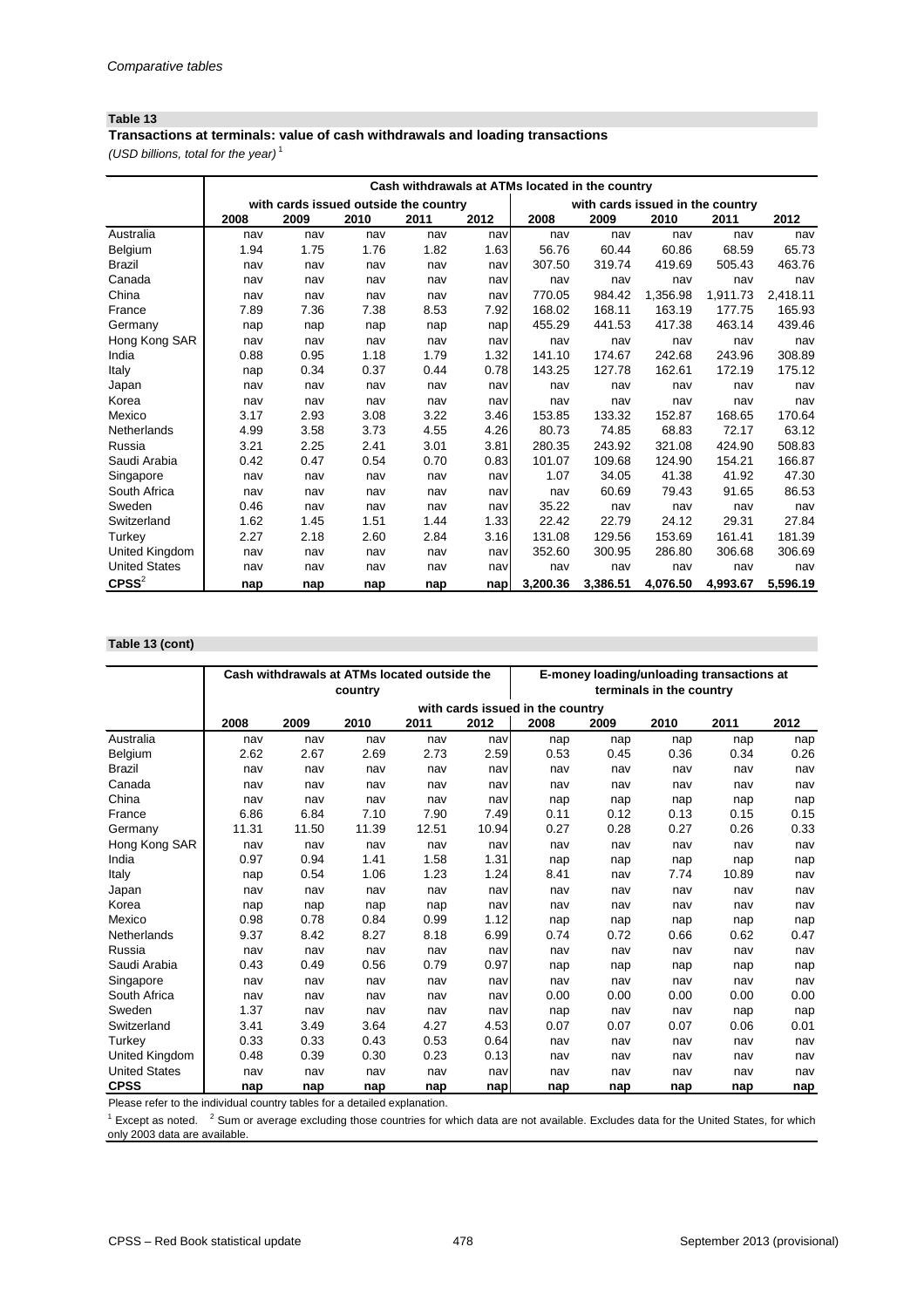*Comparative tables*

**Table 13**

**Transactions at terminals: value of cash withdrawals and loading transactions**

*(USD billions, total for the year)* [1]

| | Cash withdrawals at ATMs located in the country | | | | | | | | | |
|---|---|---|---|---|---|---|---|---|---|---|
| | with cards issued outside the country | | | | | with cards issued in the country | | | | |
| | 2008 | 2009 | 2010 | 2011 | 2012 | 2008 | 2009 | 2010 | 2011 | 2012 |
| Australia | nav | nav | nav | nav | nav | nav | nav | nav | nav | nav |
| Belgium | 1.94 | 1.75 | 1.76 | 1.82 | 1.63 | 56.76 | 60.44 | 60.86 | 68.59 | 65.73 |
| Brazil | nav | nav | nav | nav | nav | 307.50 | 319.74 | 419.69 | 505.43 | 463.76 |
| Canada | nav | nav | nav | nav | nav | nav | nav | nav | nav | nav |
| China | nav | nav | nav | nav | nav | 770.05 | 984.42 | 1,356.98 | 1,911.73 | 2,418.11 |
| France | 7.89 | 7.36 | 7.38 | 8.53 | 7.92 | 168.02 | 168.11 | 163.19 | 177.75 | 165.93 |
| Germany | nap | nap | nap | nap | nap | 455.29 | 441.53 | 417.38 | 463.14 | 439.46 |
| Hong Kong SAR | nav | nav | nav | nav | nav | nav | nav | nav | nav | nav |
| India | 0.88 | 0.95 | 1.18 | 1.79 | 1.32 | 141.10 | 174.67 | 242.68 | 243.96 | 308.89 |
| Italy | nap | 0.34 | 0.37 | 0.44 | 0.78 | 143.25 | 127.78 | 162.61 | 172.19 | 175.12 |
| Japan | nav | nav | nav | nav | nav | nav | nav | nav | nav | nav |
| Korea | nav | nav | nav | nav | nav | nav | nav | nav | nav | nav |
| Mexico | 3.17 | 2.93 | 3.08 | 3.22 | 3.46 | 153.85 | 133.32 | 152.87 | 168.65 | 170.64 |
| Netherlands | 4.99 | 3.58 | 3.73 | 4.55 | 4.26 | 80.73 | 74.85 | 68.83 | 72.17 | 63.12 |
| Russia | 3.21 | 2.25 | 2.41 | 3.01 | 3.81 | 280.35 | 243.92 | 321.08 | 424.90 | 508.83 |
| Saudi Arabia | 0.42 | 0.47 | 0.54 | 0.70 | 0.83 | 101.07 | 109.68 | 124.90 | 154.21 | 166.87 |
| Singapore | nav | nav | nav | nav | nav | 1.07 | 34.05 | 41.38 | 41.92 | 47.30 |
| South Africa | nav | nav | nav | nav | nav | nav | 60.69 | 79.43 | 91.65 | 86.53 |
| Sweden | 0.46 | nav | nav | nav | nav | 35.22 | nav | nav | nav | nav |
| Switzerland | 1.62 | 1.45 | 1.51 | 1.44 | 1.33 | 22.42 | 22.79 | 24.12 | 29.31 | 27.84 |
| Turkey | 2.27 | 2.18 | 2.60 | 2.84 | 3.16 | 131.08 | 129.56 | 153.69 | 161.41 | 181.39 |
| United Kingdom | nav | nav | nav | nav | nav | 352.60 | 300.95 | 286.80 | 306.68 | 306.69 |
| United States | nav | nav | nav | nav | nav | nav | nav | nav | nav | nav |
| **CPSS**[2] | **nap** | **nap** | **nap** | **nap** | **nap** | **3,200.36** | **3,386.51** | **4,076.50** | **4,993.67** | **5,596.19** |

**Table 13 (cont)**

| | Cash withdrawals at ATMs located outside the country | | | | | E-money loading/unloading transactions at terminals in the country | | | | |
|---|---|---|---|---|---|---|---|---|---|---|
| | with cards issued in the country | | | | | | | | | |
| | 2008 | 2009 | 2010 | 2011 | 2012 | 2008 | 2009 | 2010 | 2011 | 2012 |
| Australia | nav | nav | nav | nav | nav | nap | nap | nap | nap | nap |
| Belgium | 2.62 | 2.67 | 2.69 | 2.73 | 2.59 | 0.53 | 0.45 | 0.36 | 0.34 | 0.26 |
| Brazil | nav | nav | nav | nav | nav | nav | nav | nav | nav | nav |
| Canada | nav | nav | nav | nav | nav | nav | nav | nav | nav | nav |
| China | nav | nav | nav | nav | nav | nap | nap | nap | nap | nap |
| France | 6.86 | 6.84 | 7.10 | 7.90 | 7.49 | 0.11 | 0.12 | 0.13 | 0.15 | 0.15 |
| Germany | 11.31 | 11.50 | 11.39 | 12.51 | 10.94 | 0.27 | 0.28 | 0.27 | 0.26 | 0.33 |
| Hong Kong SAR | nav | nav | nav | nav | nav | nav | nav | nav | nav | nav |
| India | 0.97 | 0.94 | 1.41 | 1.58 | 1.31 | nap | nap | nap | nap | nap |
| Italy | nap | 0.54 | 1.06 | 1.23 | 1.24 | 8.41 | nav | 7.74 | 10.89 | nav |
| Japan | nav | nav | nav | nav | nav | nav | nav | nav | nav | nav |
| Korea | nap | nap | nap | nap | nav | nav | nav | nav | nav | nav |
| Mexico | 0.98 | 0.78 | 0.84 | 0.99 | 1.12 | nap | nap | nap | nap | nap |
| Netherlands | 9.37 | 8.42 | 8.27 | 8.18 | 6.99 | 0.74 | 0.72 | 0.66 | 0.62 | 0.47 |
| Russia | nav | nav | nav | nav | nav | nav | nav | nav | nav | nav |
| Saudi Arabia | 0.43 | 0.49 | 0.56 | 0.79 | 0.97 | nap | nap | nap | nap | nap |
| Singapore | nav | nav | nav | nav | nav | nav | nav | nav | nav | nav |
| South Africa | nav | nav | nav | nav | nav | 0.00 | 0.00 | 0.00 | 0.00 | 0.00 |
| Sweden | 1.37 | nav | nav | nav | nav | nap | nav | nav | nap | nap |
| Switzerland | 3.41 | 3.49 | 3.64 | 4.27 | 4.53 | 0.07 | 0.07 | 0.07 | 0.06 | 0.01 |
| Turkey | 0.33 | 0.33 | 0.43 | 0.53 | 0.64 | nav | nav | nav | nav | nav |
| United Kingdom | 0.48 | 0.39 | 0.30 | 0.23 | 0.13 | nav | nav | nav | nav | nav |
| United States | nav | nav | nav | nav | nav | nav | nav | nav | nav | nav |
| **CPSS** | **nap** | **nap** | **nap** | **nap** | **nap** | **nap** | **nap** | **nap** | **nap** | **nap** |

Please refer to the individual country tables for a detailed explanation.

[1] Except as noted. [2] Sum or average excluding those countries for which data are not available. Excludes data for the United States, for which only 2003 data are available.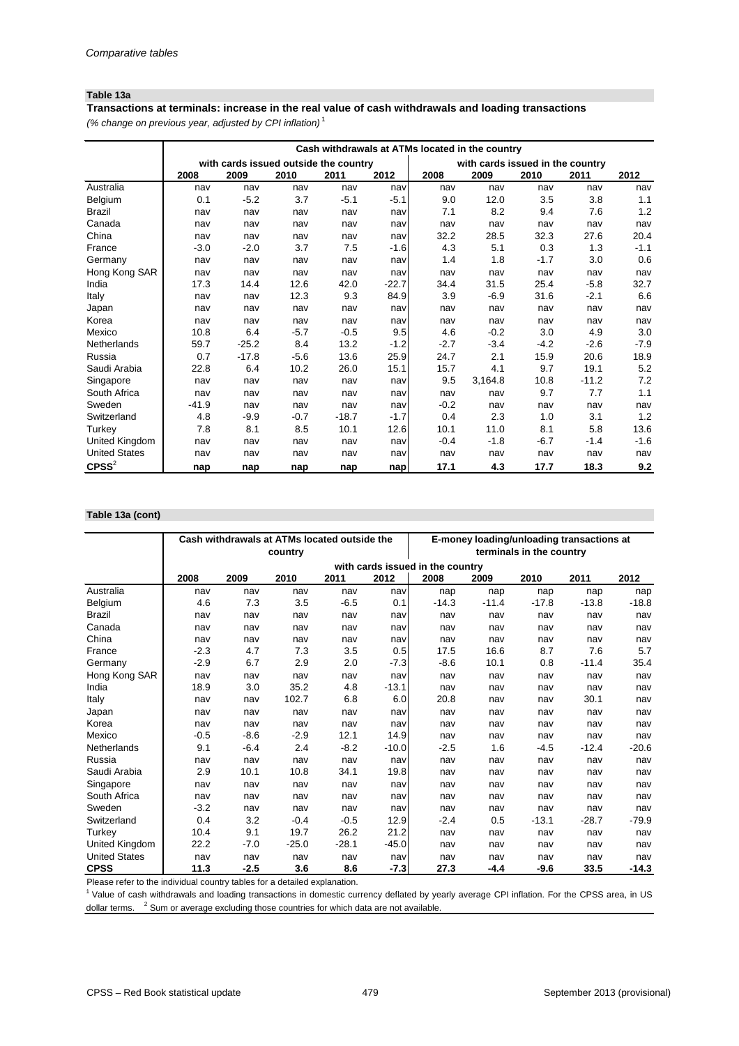*Comparative tables*

**Table 13a**

**Transactions at terminals: increase in the real value of cash withdrawals and loading transactions**

*(% change on previous year, adjusted by CPI inflation)* [1]

| | Cash withdrawals at ATMs located in the country | | | | | | | | | |
|---|---|---|---|---|---|---|---|---|---|---|
| | with cards issued outside the country | | | | | with cards issued in the country | | | | |
| | 2008 | 2009 | 2010 | 2011 | 2012 | 2008 | 2009 | 2010 | 2011 | 2012 |
| Australia | nav | nav | nav | nav | nav | nav | nav | nav | nav | nav |
| Belgium | 0.1 | -5.2 | 3.7 | -5.1 | -5.1 | 9.0 | 12.0 | 3.5 | 3.8 | 1.1 |
| Brazil | nav | nav | nav | nav | nav | 7.1 | 8.2 | 9.4 | 7.6 | 1.2 |
| Canada | nav | nav | nav | nav | nav | nav | nav | nav | nav | nav |
| China | nav | nav | nav | nav | nav | 32.2 | 28.5 | 32.3 | 27.6 | 20.4 |
| France | -3.0 | -2.0 | 3.7 | 7.5 | -1.6 | 4.3 | 5.1 | 0.3 | 1.3 | -1.1 |
| Germany | nav | nav | nav | nav | nav | 1.4 | 1.8 | -1.7 | 3.0 | 0.6 |
| Hong Kong SAR | nav | nav | nav | nav | nav | nav | nav | nav | nav | nav |
| India | 17.3 | 14.4 | 12.6 | 42.0 | -22.7 | 34.4 | 31.5 | 25.4 | -5.8 | 32.7 |
| Italy | nav | nav | 12.3 | 9.3 | 84.9 | 3.9 | -6.9 | 31.6 | -2.1 | 6.6 |
| Japan | nav | nav | nav | nav | nav | nav | nav | nav | nav | nav |
| Korea | nav | nav | nav | nav | nav | nav | nav | nav | nav | nav |
| Mexico | 10.8 | 6.4 | -5.7 | -0.5 | 9.5 | 4.6 | -0.2 | 3.0 | 4.9 | 3.0 |
| Netherlands | 59.7 | -25.2 | 8.4 | 13.2 | -1.2 | -2.7 | -3.4 | -4.2 | -2.6 | -7.9 |
| Russia | 0.7 | -17.8 | -5.6 | 13.6 | 25.9 | 24.7 | 2.1 | 15.9 | 20.6 | 18.9 |
| Saudi Arabia | 22.8 | 6.4 | 10.2 | 26.0 | 15.1 | 15.7 | 4.1 | 9.7 | 19.1 | 5.2 |
| Singapore | nav | nav | nav | nav | nav | 9.5 | 3,164.8 | 10.8 | -11.2 | 7.2 |
| South Africa | nav | nav | nav | nav | nav | nav | nav | 9.7 | 7.7 | 1.1 |
| Sweden | -41.9 | nav | nav | nav | nav | -0.2 | nav | nav | nav | nav |
| Switzerland | 4.8 | -9.9 | -0.7 | -18.7 | -1.7 | 0.4 | 2.3 | 1.0 | 3.1 | 1.2 |
| Turkey | 7.8 | 8.1 | 8.5 | 10.1 | 12.6 | 10.1 | 11.0 | 8.1 | 5.8 | 13.6 |
| United Kingdom | nav | nav | nav | nav | nav | -0.4 | -1.8 | -6.7 | -1.4 | -1.6 |
| United States | nav | nav | nav | nav | nav | nav | nav | nav | nav | nav |
| **CPSS**[2] | **nap** | **nap** | **nap** | **nap** | **nap** | **17.1** | **4.3** | **17.7** | **18.3** | **9.2** |

**Table 13a (cont)**

| | Cash withdrawals at ATMs located outside the country | | | | | E-money loading/unloading transactions at terminals in the country | | | | |
|---|---|---|---|---|---|---|---|---|---|---|
| | with cards issued in the country | | | | | | | | | |
| | 2008 | 2009 | 2010 | 2011 | 2012 | 2008 | 2009 | 2010 | 2011 | 2012 |
| Australia | nav | nav | nav | nav | nav | nap | nap | nap | nap | nap |
| Belgium | 4.6 | 7.3 | 3.5 | -6.5 | 0.1 | -14.3 | -11.4 | -17.8 | -13.8 | -18.8 |
| Brazil | nav | nav | nav | nav | nav | nav | nav | nav | nav | nav |
| Canada | nav | nav | nav | nav | nav | nav | nav | nav | nav | nav |
| China | nav | nav | nav | nav | nav | nav | nav | nav | nav | nav |
| France | -2.3 | 4.7 | 7.3 | 3.5 | 0.5 | 17.5 | 16.6 | 8.7 | 7.6 | 5.7 |
| Germany | -2.9 | 6.7 | 2.9 | 2.0 | -7.3 | -8.6 | 10.1 | 0.8 | -11.4 | 35.4 |
| Hong Kong SAR | nav | nav | nav | nav | nav | nav | nav | nav | nav | nav |
| India | 18.9 | 3.0 | 35.2 | 4.8 | -13.1 | nav | nav | nav | nav | nav |
| Italy | nav | nav | 102.7 | 6.8 | 6.0 | 20.8 | nav | nav | 30.1 | nav |
| Japan | nav | nav | nav | nav | nav | nav | nav | nav | nav | nav |
| Korea | nav | nav | nav | nav | nav | nav | nav | nav | nav | nav |
| Mexico | -0.5 | -8.6 | -2.9 | 12.1 | 14.9 | nav | nav | nav | nav | nav |
| Netherlands | 9.1 | -6.4 | 2.4 | -8.2 | -10.0 | -2.5 | 1.6 | -4.5 | -12.4 | -20.6 |
| Russia | nav | nav | nav | nav | nav | nav | nav | nav | nav | nav |
| Saudi Arabia | 2.9 | 10.1 | 10.8 | 34.1 | 19.8 | nav | nav | nav | nav | nav |
| Singapore | nav | nav | nav | nav | nav | nav | nav | nav | nav | nav |
| South Africa | nav | nav | nav | nav | nav | nav | nav | nav | nav | nav |
| Sweden | -3.2 | nav | nav | nav | nav | nav | nav | nav | nav | nav |
| Switzerland | 0.4 | 3.2 | -0.4 | -0.5 | 12.9 | -2.4 | 0.5 | -13.1 | -28.7 | -79.9 |
| Turkey | 10.4 | 9.1 | 19.7 | 26.2 | 21.2 | nav | nav | nav | nav | nav |
| United Kingdom | 22.2 | -7.0 | -25.0 | -28.1 | -45.0 | nav | nav | nav | nav | nav |
| United States | nav | nav | nav | nav | nav | nav | nav | nav | nav | nav |
| **CPSS** | **11.3** | **-2.5** | **3.6** | **8.6** | **-7.3** | **27.3** | **-4.4** | **-9.6** | **33.5** | **-14.3** |

Please refer to the individual country tables for a detailed explanation.

[1] Value of cash withdrawals and loading transactions in domestic currency deflated by yearly average CPI inflation. For the CPSS area, in US dollar terms. [2] Sum or average excluding those countries for which data are not available.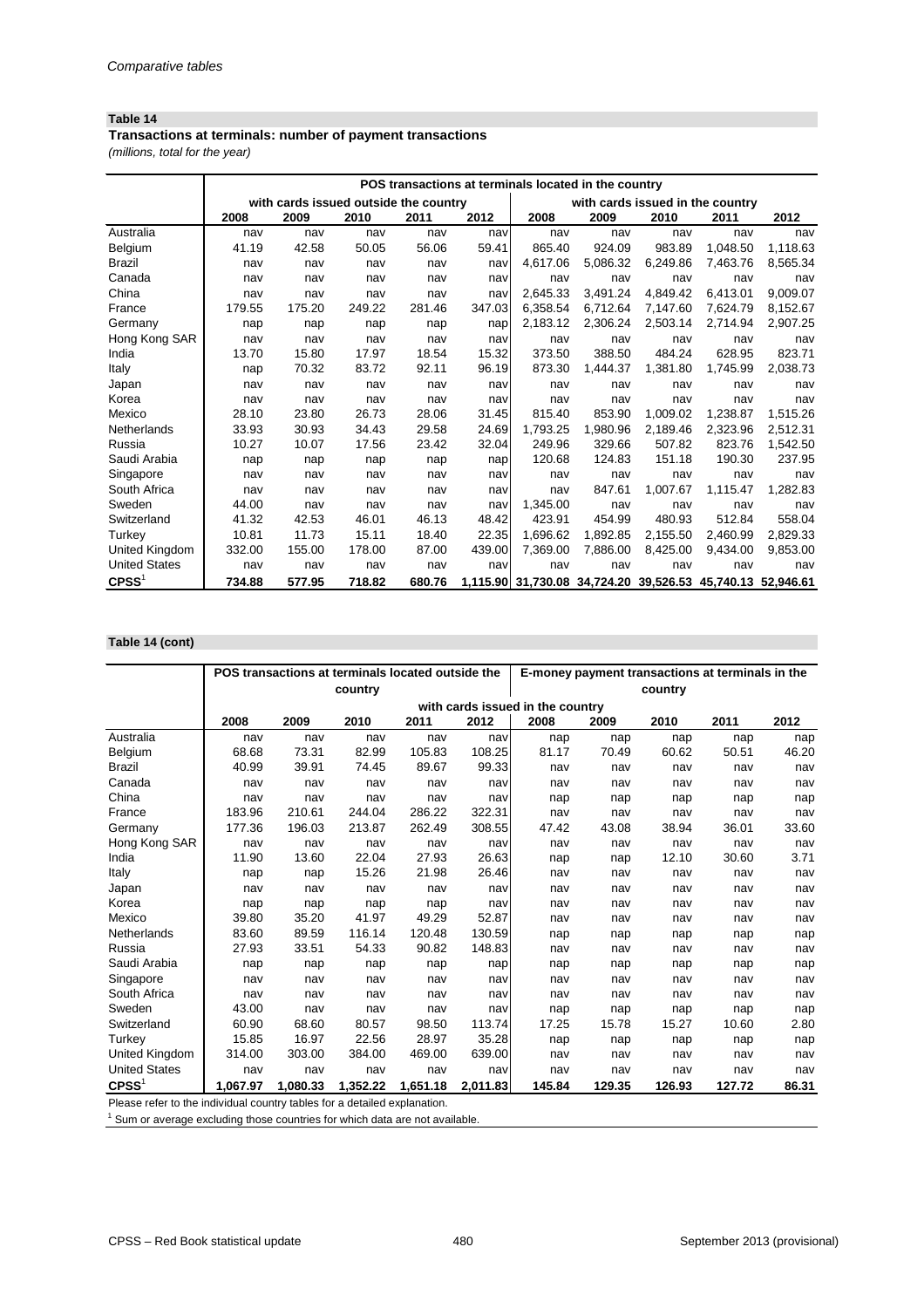## Table 14

**Transactions at terminals: number of payment transactions**

*(millions, total for the year)*

| | POS transactions at terminals located in the country | | | | | | | | | |
|---|---|---|---|---|---|---|---|---|---|---|
| | with cards issued outside the country | | | | | with cards issued in the country | | | | |
| | 2008 | 2009 | 2010 | 2011 | 2012 | 2008 | 2009 | 2010 | 2011 | 2012 |
| Australia | nav | nav | nav | nav | nav | nav | nav | nav | nav | nav |
| Belgium | 41.19 | 42.58 | 50.05 | 56.06 | 59.41 | 865.40 | 924.09 | 983.89 | 1,048.50 | 1,118.63 |
| Brazil | nav | nav | nav | nav | nav | 4,617.06 | 5,086.32 | 6,249.86 | 7,463.76 | 8,565.34 |
| Canada | nav | nav | nav | nav | nav | nav | nav | nav | nav | nav |
| China | nav | nav | nav | nav | nav | 2,645.33 | 3,491.24 | 4,849.42 | 6,413.01 | 9,009.07 |
| France | 179.55 | 175.20 | 249.22 | 281.46 | 347.03 | 6,358.54 | 6,712.64 | 7,147.60 | 7,624.79 | 8,152.67 |
| Germany | nap | nap | nap | nap | nap | 2,183.12 | 2,306.24 | 2,503.14 | 2,714.94 | 2,907.25 |
| Hong Kong SAR | nav | nav | nav | nav | nav | nav | nav | nav | nav | nav |
| India | 13.70 | 15.80 | 17.97 | 18.54 | 15.32 | 373.50 | 388.50 | 484.24 | 628.95 | 823.71 |
| Italy | nap | 70.32 | 83.72 | 92.11 | 96.19 | 873.30 | 1,444.37 | 1,381.80 | 1,745.99 | 2,038.73 |
| Japan | nav | nav | nav | nav | nav | nav | nav | nav | nav | nav |
| Korea | nav | nav | nav | nav | nav | nav | nav | nav | nav | nav |
| Mexico | 28.10 | 23.80 | 26.73 | 28.06 | 31.45 | 815.40 | 853.90 | 1,009.02 | 1,238.87 | 1,515.26 |
| Netherlands | 33.93 | 30.93 | 34.43 | 29.58 | 24.69 | 1,793.25 | 1,980.96 | 2,189.46 | 2,323.96 | 2,512.31 |
| Russia | 10.27 | 10.07 | 17.56 | 23.42 | 32.04 | 249.96 | 329.66 | 507.82 | 823.76 | 1,542.50 |
| Saudi Arabia | nap | nap | nap | nap | nap | 120.68 | 124.83 | 151.18 | 190.30 | 237.95 |
| Singapore | nav | nav | nav | nav | nav | nav | nav | nav | nav | nav |
| South Africa | nav | nav | nav | nav | nav | nav | 847.61 | 1,007.67 | 1,115.47 | 1,282.83 |
| Sweden | 44.00 | nav | nav | nav | nav | 1,345.00 | nav | nav | nav | nav |
| Switzerland | 41.32 | 42.53 | 46.01 | 46.13 | 48.42 | 423.91 | 454.99 | 480.93 | 512.84 | 558.04 |
| Turkey | 10.81 | 11.73 | 15.11 | 18.40 | 22.35 | 1,696.62 | 1,892.85 | 2,155.50 | 2,460.99 | 2,829.33 |
| United Kingdom | 332.00 | 155.00 | 178.00 | 87.00 | 439.00 | 7,369.00 | 7,886.00 | 8,425.00 | 9,434.00 | 9,853.00 |
| United States | nav | nav | nav | nav | nav | nav | nav | nav | nav | nav |
| **CPSS**[1] | **734.88** | **577.95** | **718.82** | **680.76** | **1,115.90** | **31,730.08** | **34,724.20** | **39,526.53** | **45,740.13** | **52,946.61** |

## Table 14 (cont)

| | POS transactions at terminals located outside the country | | | | | E-money payment transactions at terminals in the country | | | | |
|---|---|---|---|---|---|---|---|---|---|---|
| | with cards issued in the country | | | | | | | | | |
| | 2008 | 2009 | 2010 | 2011 | 2012 | 2008 | 2009 | 2010 | 2011 | 2012 |
| Australia | nav | nav | nav | nav | nav | nap | nap | nap | nap | nap |
| Belgium | 68.68 | 73.31 | 82.99 | 105.83 | 108.25 | 81.17 | 70.49 | 60.62 | 50.51 | 46.20 |
| Brazil | 40.99 | 39.91 | 74.45 | 89.67 | 99.33 | nav | nav | nav | nav | nav |
| Canada | nav | nav | nav | nav | nav | nav | nav | nav | nav | nav |
| China | nav | nav | nav | nav | nav | nap | nap | nap | nap | nap |
| France | 183.96 | 210.61 | 244.04 | 286.22 | 322.31 | nav | nav | nav | nav | nav |
| Germany | 177.36 | 196.03 | 213.87 | 262.49 | 308.55 | 47.42 | 43.08 | 38.94 | 36.01 | 33.60 |
| Hong Kong SAR | nav | nav | nav | nav | nav | nav | nav | nav | nav | nav |
| India | 11.90 | 13.60 | 22.04 | 27.93 | 26.63 | nap | nap | 12.10 | 30.60 | 3.71 |
| Italy | nap | nap | 15.26 | 21.98 | 26.46 | nav | nav | nav | nav | nav |
| Japan | nav | nav | nav | nav | nav | nav | nav | nav | nav | nav |
| Korea | nap | nap | nap | nap | nav | nav | nav | nav | nav | nav |
| Mexico | 39.80 | 35.20 | 41.97 | 49.29 | 52.87 | nav | nav | nav | nav | nav |
| Netherlands | 83.60 | 89.59 | 116.14 | 120.48 | 130.59 | nap | nap | nap | nap | nap |
| Russia | 27.93 | 33.51 | 54.33 | 90.82 | 148.83 | nav | nav | nav | nav | nav |
| Saudi Arabia | nap | nap | nap | nap | nap | nap | nap | nap | nap | nap |
| Singapore | nav | nav | nav | nav | nav | nav | nav | nav | nav | nav |
| South Africa | nav | nav | nav | nav | nav | nav | nav | nav | nav | nav |
| Sweden | 43.00 | nav | nav | nav | nav | nap | nap | nap | nap | nap |
| Switzerland | 60.90 | 68.60 | 80.57 | 98.50 | 113.74 | 17.25 | 15.78 | 15.27 | 10.60 | 2.80 |
| Turkey | 15.85 | 16.97 | 22.56 | 28.97 | 35.28 | nap | nap | nap | nap | nap |
| United Kingdom | 314.00 | 303.00 | 384.00 | 469.00 | 639.00 | nav | nav | nav | nav | nav |
| United States | nav | nav | nav | nav | nav | nav | nav | nav | nav | nav |
| **CPSS**[1] | **1,067.97** | **1,080.33** | **1,352.22** | **1,651.18** | **2,011.83** | **145.84** | **129.35** | **126.93** | **127.72** | **86.31** |

Please refer to the individual country tables for a detailed explanation.

[1] Sum or average excluding those countries for which data are not available.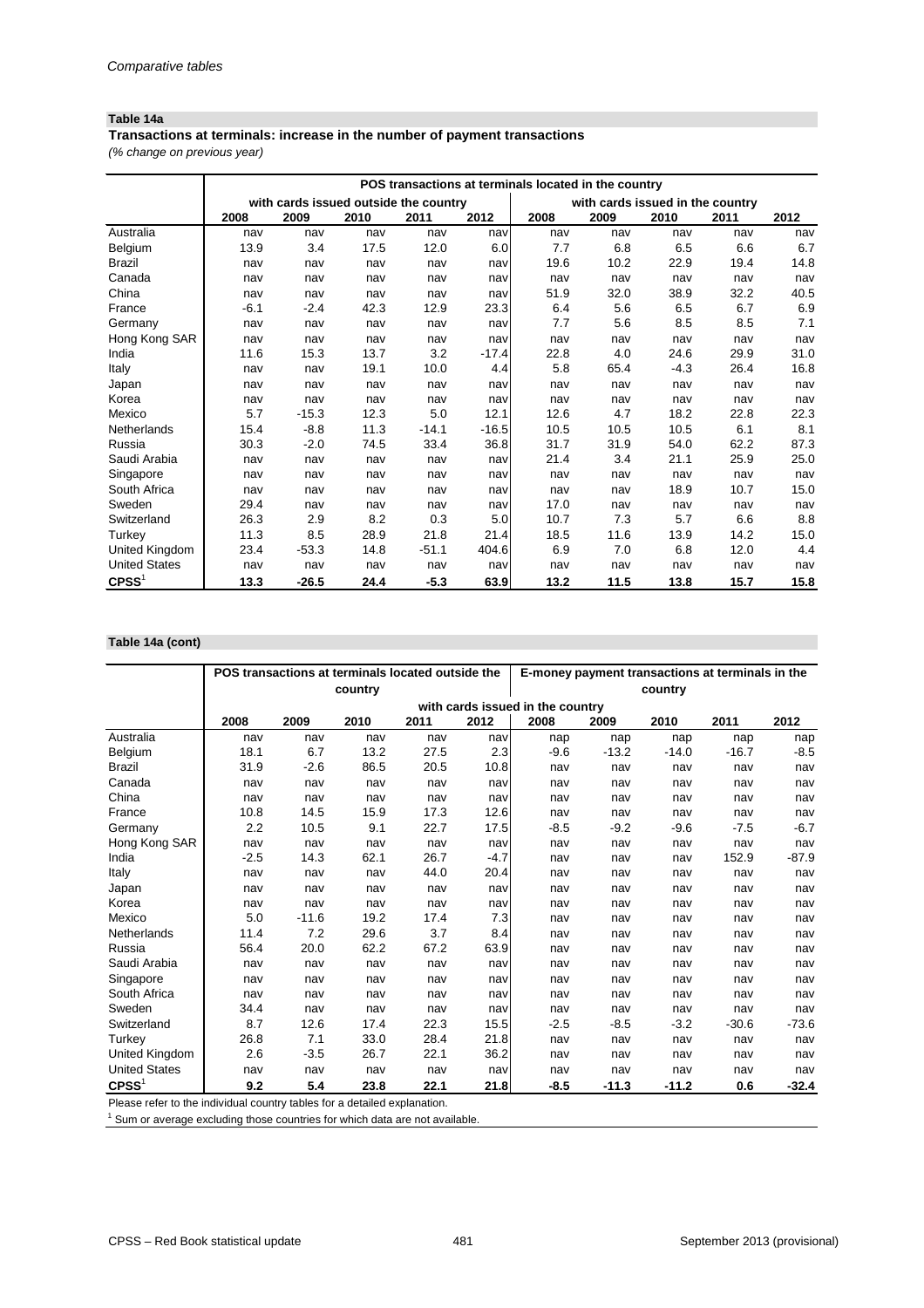*Comparative tables*

**Table 14a**

**Transactions at terminals: increase in the number of payment transactions**

*(% change on previous year)*

| | POS transactions at terminals located in the country | | | | | | | | | |
|---|---|---|---|---|---|---|---|---|---|---|
| | with cards issued outside the country | | | | | with cards issued in the country | | | | |
| | 2008 | 2009 | 2010 | 2011 | 2012 | 2008 | 2009 | 2010 | 2011 | 2012 |
| Australia | nav | nav | nav | nav | nav | nav | nav | nav | nav | nav |
| Belgium | 13.9 | 3.4 | 17.5 | 12.0 | 6.0 | 7.7 | 6.8 | 6.5 | 6.6 | 6.7 |
| Brazil | nav | nav | nav | nav | nav | 19.6 | 10.2 | 22.9 | 19.4 | 14.8 |
| Canada | nav | nav | nav | nav | nav | nav | nav | nav | nav | nav |
| China | nav | nav | nav | nav | nav | 51.9 | 32.0 | 38.9 | 32.2 | 40.5 |
| France | -6.1 | -2.4 | 42.3 | 12.9 | 23.3 | 6.4 | 5.6 | 6.5 | 6.7 | 6.9 |
| Germany | nav | nav | nav | nav | nav | 7.7 | 5.6 | 8.5 | 8.5 | 7.1 |
| Hong Kong SAR | nav | nav | nav | nav | nav | nav | nav | nav | nav | nav |
| India | 11.6 | 15.3 | 13.7 | 3.2 | -17.4 | 22.8 | 4.0 | 24.6 | 29.9 | 31.0 |
| Italy | nav | nav | 19.1 | 10.0 | 4.4 | 5.8 | 65.4 | -4.3 | 26.4 | 16.8 |
| Japan | nav | nav | nav | nav | nav | nav | nav | nav | nav | nav |
| Korea | nav | nav | nav | nav | nav | nav | nav | nav | nav | nav |
| Mexico | 5.7 | -15.3 | 12.3 | 5.0 | 12.1 | 12.6 | 4.7 | 18.2 | 22.8 | 22.3 |
| Netherlands | 15.4 | -8.8 | 11.3 | -14.1 | -16.5 | 10.5 | 10.5 | 10.5 | 6.1 | 8.1 |
| Russia | 30.3 | -2.0 | 74.5 | 33.4 | 36.8 | 31.7 | 31.9 | 54.0 | 62.2 | 87.3 |
| Saudi Arabia | nav | nav | nav | nav | nav | 21.4 | 3.4 | 21.1 | 25.9 | 25.0 |
| Singapore | nav | nav | nav | nav | nav | nav | nav | nav | nav | nav |
| South Africa | nav | nav | nav | nav | nav | nav | nav | 18.9 | 10.7 | 15.0 |
| Sweden | 29.4 | nav | nav | nav | nav | 17.0 | nav | nav | nav | nav |
| Switzerland | 26.3 | 2.9 | 8.2 | 0.3 | 5.0 | 10.7 | 7.3 | 5.7 | 6.6 | 8.8 |
| Turkey | 11.3 | 8.5 | 28.9 | 21.8 | 21.4 | 18.5 | 11.6 | 13.9 | 14.2 | 15.0 |
| United Kingdom | 23.4 | -53.3 | 14.8 | -51.1 | 404.6 | 6.9 | 7.0 | 6.8 | 12.0 | 4.4 |
| United States | nav | nav | nav | nav | nav | nav | nav | nav | nav | nav |
| **CPSS**[1] | **13.3** | **-26.5** | **24.4** | **-5.3** | **63.9** | **13.2** | **11.5** | **13.8** | **15.7** | **15.8** |

**Table 14a (cont)**

| | POS transactions at terminals located outside the country | | | | | E-money payment transactions at terminals in the country | | | | |
|---|---|---|---|---|---|---|---|---|---|---|
| | with cards issued in the country | | | | | | | | | |
| | 2008 | 2009 | 2010 | 2011 | 2012 | 2008 | 2009 | 2010 | 2011 | 2012 |
| Australia | nav | nav | nav | nav | nav | nap | nap | nap | nap | nap |
| Belgium | 18.1 | 6.7 | 13.2 | 27.5 | 2.3 | -9.6 | -13.2 | -14.0 | -16.7 | -8.5 |
| Brazil | 31.9 | -2.6 | 86.5 | 20.5 | 10.8 | nav | nav | nav | nav | nav |
| Canada | nav | nav | nav | nav | nav | nav | nav | nav | nav | nav |
| China | nav | nav | nav | nav | nav | nav | nav | nav | nav | nav |
| France | 10.8 | 14.5 | 15.9 | 17.3 | 12.6 | nav | nav | nav | nav | nav |
| Germany | 2.2 | 10.5 | 9.1 | 22.7 | 17.5 | -8.5 | -9.2 | -9.6 | -7.5 | -6.7 |
| Hong Kong SAR | nav | nav | nav | nav | nav | nav | nav | nav | nav | nav |
| India | -2.5 | 14.3 | 62.1 | 26.7 | -4.7 | nav | nav | nav | 152.9 | -87.9 |
| Italy | nav | nav | nav | 44.0 | 20.4 | nav | nav | nav | nav | nav |
| Japan | nav | nav | nav | nav | nav | nav | nav | nav | nav | nav |
| Korea | nav | nav | nav | nav | nav | nav | nav | nav | nav | nav |
| Mexico | 5.0 | -11.6 | 19.2 | 17.4 | 7.3 | nav | nav | nav | nav | nav |
| Netherlands | 11.4 | 7.2 | 29.6 | 3.7 | 8.4 | nav | nav | nav | nav | nav |
| Russia | 56.4 | 20.0 | 62.2 | 67.2 | 63.9 | nav | nav | nav | nav | nav |
| Saudi Arabia | nav | nav | nav | nav | nav | nav | nav | nav | nav | nav |
| Singapore | nav | nav | nav | nav | nav | nav | nav | nav | nav | nav |
| South Africa | nav | nav | nav | nav | nav | nav | nav | nav | nav | nav |
| Sweden | 34.4 | nav | nav | nav | nav | nav | nav | nav | nav | nav |
| Switzerland | 8.7 | 12.6 | 17.4 | 22.3 | 15.5 | -2.5 | -8.5 | -3.2 | -30.6 | -73.6 |
| Turkey | 26.8 | 7.1 | 33.0 | 28.4 | 21.8 | nav | nav | nav | nav | nav |
| United Kingdom | 2.6 | -3.5 | 26.7 | 22.1 | 36.2 | nav | nav | nav | nav | nav |
| United States | nav | nav | nav | nav | nav | nav | nav | nav | nav | nav |
| **CPSS**[1] | **9.2** | **5.4** | **23.8** | **22.1** | **21.8** | **-8.5** | **-11.3** | **-11.2** | **0.6** | **-32.4** |

Please refer to the individual country tables for a detailed explanation.

[1] Sum or average excluding those countries for which data are not available.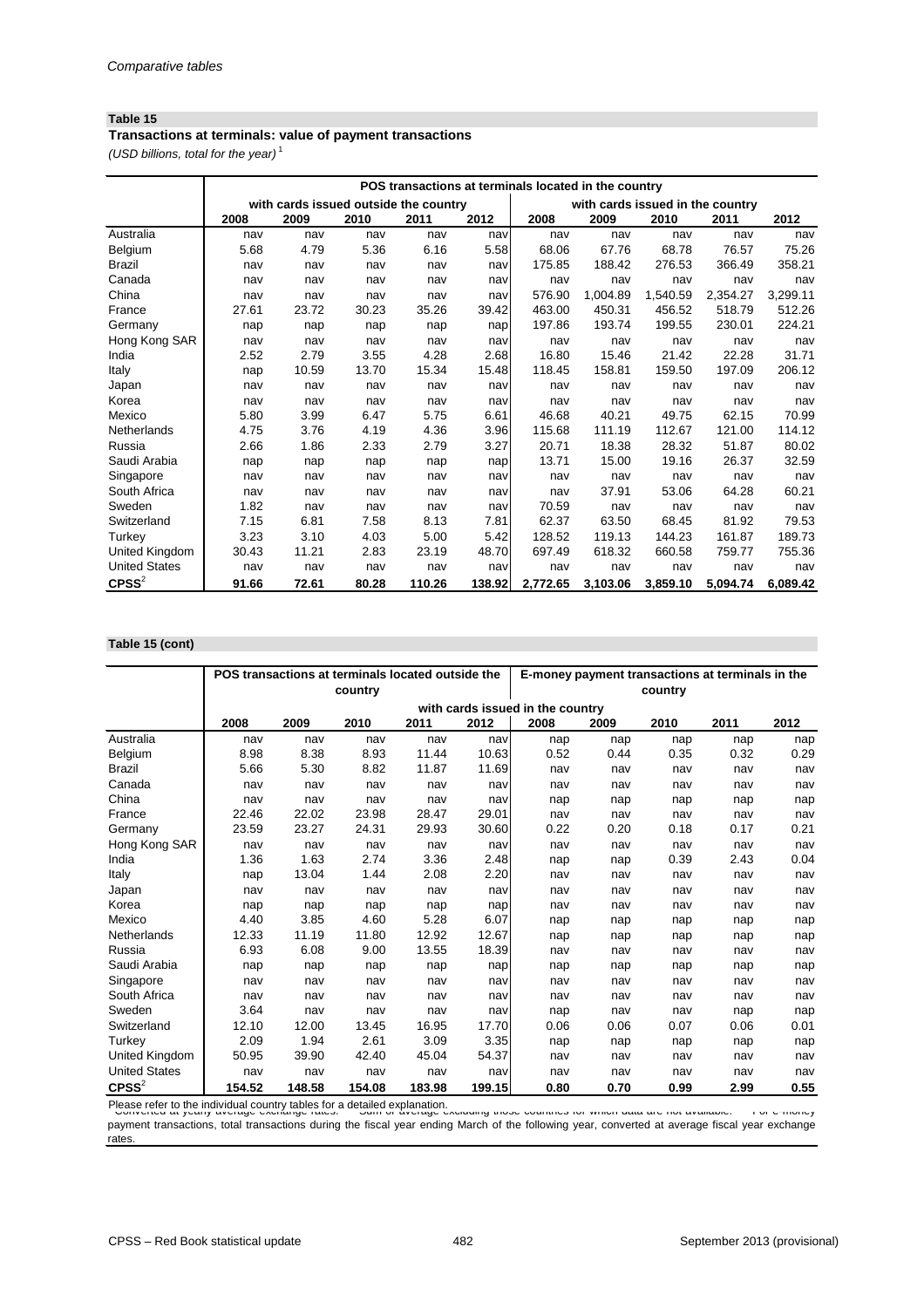*Comparative tables*

**Table 15**

**Transactions at terminals: value of payment transactions**

*(USD billions, total for the year)* [1]

| | POS transactions at terminals located in the country | | | | | | | | | |
|---|---|---|---|---|---|---|---|---|---|---|
| | with cards issued outside the country | | | | | with cards issued in the country | | | | |
| | 2008 | 2009 | 2010 | 2011 | 2012 | 2008 | 2009 | 2010 | 2011 | 2012 |
| Australia | nav | nav | nav | nav | nav | nav | nav | nav | nav | nav |
| Belgium | 5.68 | 4.79 | 5.36 | 6.16 | 5.58 | 68.06 | 67.76 | 68.78 | 76.57 | 75.26 |
| Brazil | nav | nav | nav | nav | nav | 175.85 | 188.42 | 276.53 | 366.49 | 358.21 |
| Canada | nav | nav | nav | nav | nav | nav | nav | nav | nav | nav |
| China | nav | nav | nav | nav | nav | 576.90 | 1,004.89 | 1,540.59 | 2,354.27 | 3,299.11 |
| France | 27.61 | 23.72 | 30.23 | 35.26 | 39.42 | 463.00 | 450.31 | 456.52 | 518.79 | 512.26 |
| Germany | nap | nap | nap | nap | nap | 197.86 | 193.74 | 199.55 | 230.01 | 224.21 |
| Hong Kong SAR | nav | nav | nav | nav | nav | nav | nav | nav | nav | nav |
| India | 2.52 | 2.79 | 3.55 | 4.28 | 2.68 | 16.80 | 15.46 | 21.42 | 22.28 | 31.71 |
| Italy | nap | 10.59 | 13.70 | 15.34 | 15.48 | 118.45 | 158.81 | 159.50 | 197.09 | 206.12 |
| Japan | nav | nav | nav | nav | nav | nav | nav | nav | nav | nav |
| Korea | nav | nav | nav | nav | nav | nav | nav | nav | nav | nav |
| Mexico | 5.80 | 3.99 | 6.47 | 5.75 | 6.61 | 46.68 | 40.21 | 49.75 | 62.15 | 70.99 |
| Netherlands | 4.75 | 3.76 | 4.19 | 4.36 | 3.96 | 115.68 | 111.19 | 112.67 | 121.00 | 114.12 |
| Russia | 2.66 | 1.86 | 2.33 | 2.79 | 3.27 | 20.71 | 18.38 | 28.32 | 51.87 | 80.02 |
| Saudi Arabia | nap | nap | nap | nap | nap | 13.71 | 15.00 | 19.16 | 26.37 | 32.59 |
| Singapore | nav | nav | nav | nav | nav | nav | nav | nav | nav | nav |
| South Africa | nav | nav | nav | nav | nav | nav | 37.91 | 53.06 | 64.28 | 60.21 |
| Sweden | 1.82 | nav | nav | nav | nav | 70.59 | nav | nav | nav | nav |
| Switzerland | 7.15 | 6.81 | 7.58 | 8.13 | 7.81 | 62.37 | 63.50 | 68.45 | 81.92 | 79.53 |
| Turkey | 3.23 | 3.10 | 4.03 | 5.00 | 5.42 | 128.52 | 119.13 | 144.23 | 161.87 | 189.73 |
| United Kingdom | 30.43 | 11.21 | 2.83 | 23.19 | 48.70 | 697.49 | 618.32 | 660.58 | 759.77 | 755.36 |
| United States | nav | nav | nav | nav | nav | nav | nav | nav | nav | nav |
| **CPSS**[2] | **91.66** | **72.61** | **80.28** | **110.26** | **138.92** | **2,772.65** | **3,103.06** | **3,859.10** | **5,094.74** | **6,089.42** |

**Table 15 (cont)**

| | POS transactions at terminals located outside the country | | | | | E-money payment transactions at terminals in the country | | | | |
|---|---|---|---|---|---|---|---|---|---|---|
| | with cards issued in the country | | | | | | | | | |
| | 2008 | 2009 | 2010 | 2011 | 2012 | 2008 | 2009 | 2010 | 2011 | 2012 |
| Australia | nav | nav | nav | nav | nav | nap | nap | nap | nap | nap |
| Belgium | 8.98 | 8.38 | 8.93 | 11.44 | 10.63 | 0.52 | 0.44 | 0.35 | 0.32 | 0.29 |
| Brazil | 5.66 | 5.30 | 8.82 | 11.87 | 11.69 | nav | nav | nav | nav | nav |
| Canada | nav | nav | nav | nav | nav | nav | nav | nav | nav | nav |
| China | nav | nav | nav | nav | nav | nap | nap | nap | nap | nap |
| France | 22.46 | 22.02 | 23.98 | 28.47 | 29.01 | nav | nav | nav | nav | nav |
| Germany | 23.59 | 23.27 | 24.31 | 29.93 | 30.60 | 0.22 | 0.20 | 0.18 | 0.17 | 0.21 |
| Hong Kong SAR | nav | nav | nav | nav | nav | nav | nav | nav | nav | nav |
| India | 1.36 | 1.63 | 2.74 | 3.36 | 2.48 | nap | nap | 0.39 | 2.43 | 0.04 |
| Italy | nap | 13.04 | 1.44 | 2.08 | 2.20 | nav | nav | nav | nav | nav |
| Japan | nav | nav | nav | nav | nav | nav | nav | nav | nav | nav |
| Korea | nap | nap | nap | nap | nap | nav | nav | nav | nav | nav |
| Mexico | 4.40 | 3.85 | 4.60 | 5.28 | 6.07 | nap | nap | nap | nap | nap |
| Netherlands | 12.33 | 11.19 | 11.80 | 12.92 | 12.67 | nap | nap | nap | nap | nap |
| Russia | 6.93 | 6.08 | 9.00 | 13.55 | 18.39 | nav | nav | nav | nav | nav |
| Saudi Arabia | nap | nap | nap | nap | nap | nap | nap | nap | nap | nap |
| Singapore | nav | nav | nav | nav | nav | nav | nav | nav | nav | nav |
| South Africa | nav | nav | nav | nav | nav | nav | nav | nav | nav | nav |
| Sweden | 3.64 | nav | nav | nav | nav | nap | nav | nav | nap | nap |
| Switzerland | 12.10 | 12.00 | 13.45 | 16.95 | 17.70 | 0.06 | 0.06 | 0.07 | 0.06 | 0.01 |
| Turkey | 2.09 | 1.94 | 2.61 | 3.09 | 3.35 | nap | nap | nap | nap | nap |
| United Kingdom | 50.95 | 39.90 | 42.40 | 45.04 | 54.37 | nav | nav | nav | nav | nav |
| United States | nav | nav | nav | nav | nav | nav | nav | nav | nav | nav |
| **CPSS**[2] | **154.52** | **148.58** | **154.08** | **183.98** | **199.15** | **0.80** | **0.70** | **0.99** | **2.99** | **0.55** |

Please refer to the individual country tables for a detailed explanation. [1] Converted at yearly average exchange rates. [2] Sum of average excluding those countries for which data are not available. [3] For e-money payment transactions, total transactions during the fiscal year ending March of the following year, converted at average fiscal year exchange rates.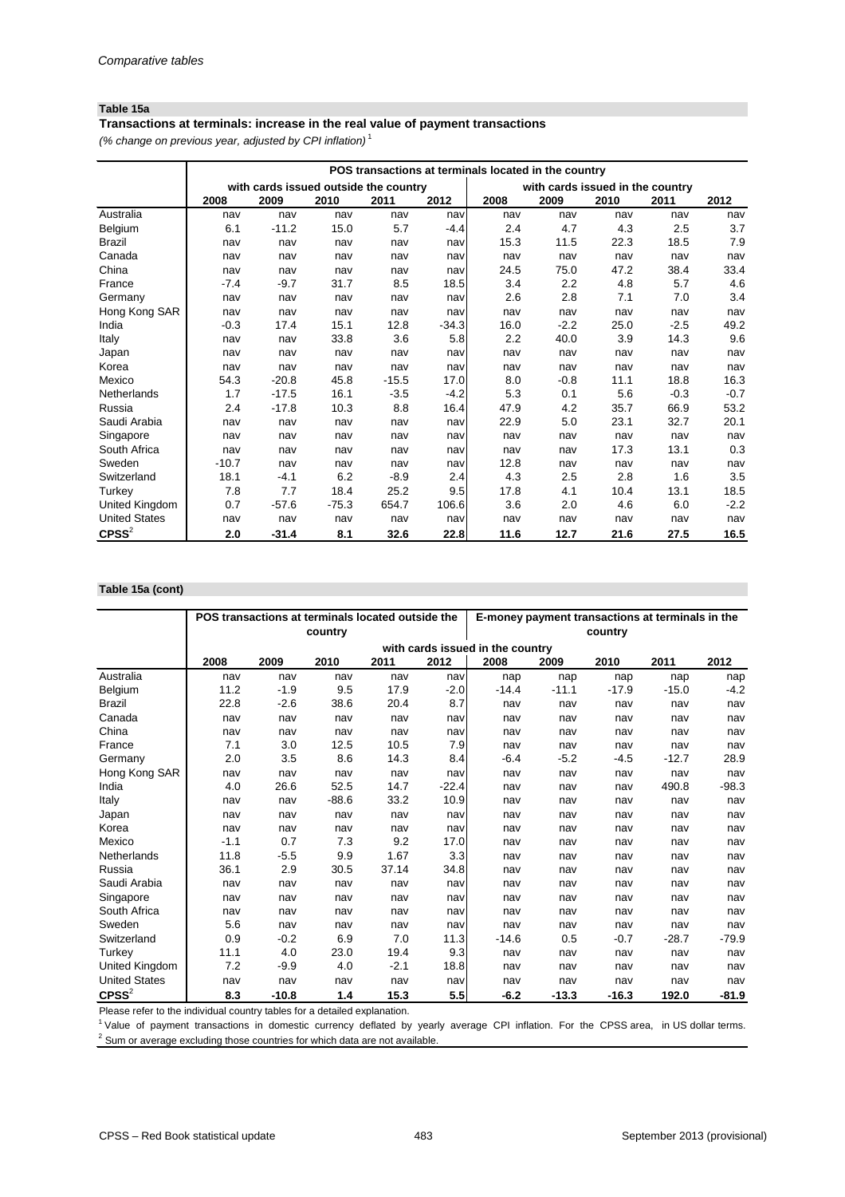*Comparative tables*

## Table 15a

**Transactions at terminals: increase in the real value of payment transactions**

*(% change on previous year, adjusted by CPI inflation)* [1]

| | POS transactions at terminals located in the country | | | | | | | | | |
|---|---|---|---|---|---|---|---|---|---|---|
| | with cards issued outside the country | | | | | with cards issued in the country | | | | |
| | 2008 | 2009 | 2010 | 2011 | 2012 | 2008 | 2009 | 2010 | 2011 | 2012 |
| Australia | nav | nav | nav | nav | nav | nav | nav | nav | nav | nav |
| Belgium | 6.1 | -11.2 | 15.0 | 5.7 | -4.4 | 2.4 | 4.7 | 4.3 | 2.5 | 3.7 |
| Brazil | nav | nav | nav | nav | nav | 15.3 | 11.5 | 22.3 | 18.5 | 7.9 |
| Canada | nav | nav | nav | nav | nav | nav | nav | nav | nav | nav |
| China | nav | nav | nav | nav | nav | 24.5 | 75.0 | 47.2 | 38.4 | 33.4 |
| France | -7.4 | -9.7 | 31.7 | 8.5 | 18.5 | 3.4 | 2.2 | 4.8 | 5.7 | 4.6 |
| Germany | nav | nav | nav | nav | nav | 2.6 | 2.8 | 7.1 | 7.0 | 3.4 |
| Hong Kong SAR | nav | nav | nav | nav | nav | nav | nav | nav | nav | nav |
| India | -0.3 | 17.4 | 15.1 | 12.8 | -34.3 | 16.0 | -2.2 | 25.0 | -2.5 | 49.2 |
| Italy | nav | nav | 33.8 | 3.6 | 5.8 | 2.2 | 40.0 | 3.9 | 14.3 | 9.6 |
| Japan | nav | nav | nav | nav | nav | nav | nav | nav | nav | nav |
| Korea | nav | nav | nav | nav | nav | nav | nav | nav | nav | nav |
| Mexico | 54.3 | -20.8 | 45.8 | -15.5 | 17.0 | 8.0 | -0.8 | 11.1 | 18.8 | 16.3 |
| Netherlands | 1.7 | -17.5 | 16.1 | -3.5 | -4.2 | 5.3 | 0.1 | 5.6 | -0.3 | -0.7 |
| Russia | 2.4 | -17.8 | 10.3 | 8.8 | 16.4 | 47.9 | 4.2 | 35.7 | 66.9 | 53.2 |
| Saudi Arabia | nav | nav | nav | nav | nav | 22.9 | 5.0 | 23.1 | 32.7 | 20.1 |
| Singapore | nav | nav | nav | nav | nav | nav | nav | nav | nav | nav |
| South Africa | nav | nav | nav | nav | nav | nav | nav | 17.3 | 13.1 | 0.3 |
| Sweden | -10.7 | nav | nav | nav | nav | 12.8 | nav | nav | nav | nav |
| Switzerland | 18.1 | -4.1 | 6.2 | -8.9 | 2.4 | 4.3 | 2.5 | 2.8 | 1.6 | 3.5 |
| Turkey | 7.8 | 7.7 | 18.4 | 25.2 | 9.5 | 17.8 | 4.1 | 10.4 | 13.1 | 18.5 |
| United Kingdom | 0.7 | -57.6 | -75.3 | 654.7 | 106.6 | 3.6 | 2.0 | 4.6 | 6.0 | -2.2 |
| United States | nav | nav | nav | nav | nav | nav | nav | nav | nav | nav |
| **CPSS** [2] | **2.0** | **-31.4** | **8.1** | **32.6** | **22.8** | **11.6** | **12.7** | **21.6** | **27.5** | **16.5** |

## Table 15a (cont)

| | POS transactions at terminals located outside the country | | | | | E-money payment transactions at terminals in the country | | | | |
|---|---|---|---|---|---|---|---|---|---|---|
| | with cards issued in the country | | | | | | | | | |
| | 2008 | 2009 | 2010 | 2011 | 2012 | 2008 | 2009 | 2010 | 2011 | 2012 |
| Australia | nav | nav | nav | nav | nav | nap | nap | nap | nap | nap |
| Belgium | 11.2 | -1.9 | 9.5 | 17.9 | -2.0 | -14.4 | -11.1 | -17.9 | -15.0 | -4.2 |
| Brazil | 22.8 | -2.6 | 38.6 | 20.4 | 8.7 | nav | nav | nav | nav | nav |
| Canada | nav | nav | nav | nav | nav | nav | nav | nav | nav | nav |
| China | nav | nav | nav | nav | nav | nav | nav | nav | nav | nav |
| France | 7.1 | 3.0 | 12.5 | 10.5 | 7.9 | nav | nav | nav | nav | nav |
| Germany | 2.0 | 3.5 | 8.6 | 14.3 | 8.4 | -6.4 | -5.2 | -4.5 | -12.7 | 28.9 |
| Hong Kong SAR | nav | nav | nav | nav | nav | nav | nav | nav | nav | nav |
| India | 4.0 | 26.6 | 52.5 | 14.7 | -22.4 | nav | nav | nav | 490.8 | -98.3 |
| Italy | nav | nav | -88.6 | 33.2 | 10.9 | nav | nav | nav | nav | nav |
| Japan | nav | nav | nav | nav | nav | nav | nav | nav | nav | nav |
| Korea | nav | nav | nav | nav | nav | nav | nav | nav | nav | nav |
| Mexico | -1.1 | 0.7 | 7.3 | 9.2 | 17.0 | nav | nav | nav | nav | nav |
| Netherlands | 11.8 | -5.5 | 9.9 | 1.67 | 3.3 | nav | nav | nav | nav | nav |
| Russia | 36.1 | 2.9 | 30.5 | 37.14 | 34.8 | nav | nav | nav | nav | nav |
| Saudi Arabia | nav | nav | nav | nav | nav | nav | nav | nav | nav | nav |
| Singapore | nav | nav | nav | nav | nav | nav | nav | nav | nav | nav |
| South Africa | nav | nav | nav | nav | nav | nav | nav | nav | nav | nav |
| Sweden | 5.6 | nav | nav | nav | nav | nav | nav | nav | nav | nav |
| Switzerland | 0.9 | -0.2 | 6.9 | 7.0 | 11.3 | -14.6 | 0.5 | -0.7 | -28.7 | -79.9 |
| Turkey | 11.1 | 4.0 | 23.0 | 19.4 | 9.3 | nav | nav | nav | nav | nav |
| United Kingdom | 7.2 | -9.9 | 4.0 | -2.1 | 18.8 | nav | nav | nav | nav | nav |
| United States | nav | nav | nav | nav | nav | nav | nav | nav | nav | nav |
| **CPSS** [2] | **8.3** | **-10.8** | **1.4** | **15.3** | **5.5** | **-6.2** | **-13.3** | **-16.3** | **192.0** | **-81.9** |

Please refer to the individual country tables for a detailed explanation.

[1] Value of payment transactions in domestic currency deflated by yearly average CPI inflation. For the CPSS area, in US dollar terms.

[2] Sum or average excluding those countries for which data are not available.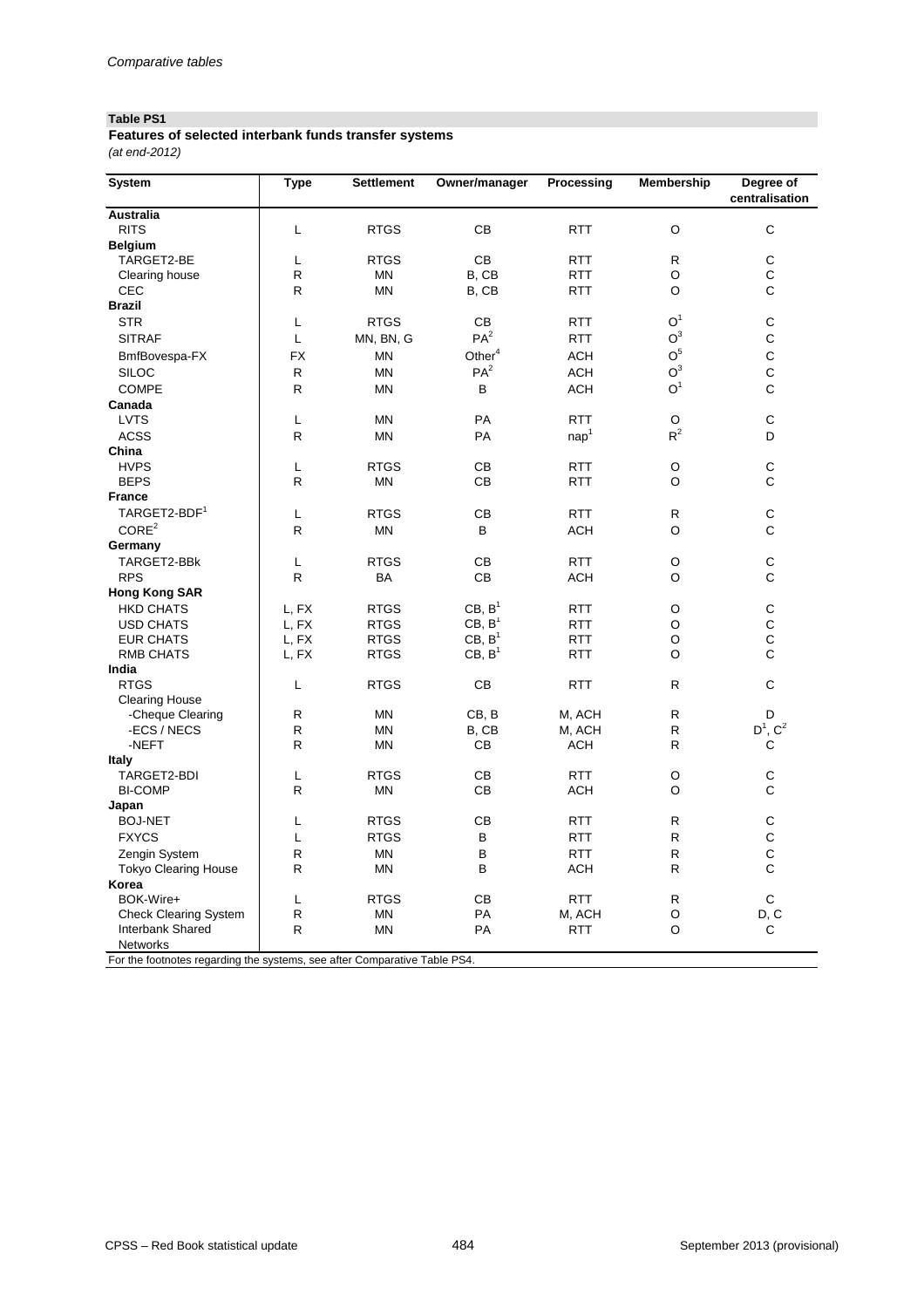Comparative tables

**Table PS1**

**Features of selected interbank funds transfer systems**

*(at end-2012)*

| System | Type | Settlement | Owner/manager | Processing | Membership | Degree of centralisation |
|---|---|---|---|---|---|---|
| **Australia** | | | | | | |
| RITS | L | RTGS | CB | RTT | O | C |
| **Belgium** | | | | | | |
| TARGET2-BE | L | RTGS | CB | RTT | R | C |
| Clearing house | R | MN | B, CB | RTT | O | C |
| CEC | R | MN | B, CB | RTT | O | C |
| **Brazil** | | | | | | |
| STR | L | RTGS | CB | RTT | O[1] | C |
| SITRAF | L | MN, BN, G | PA[2] | RTT | O[3] | C |
| BmfBovespa-FX | FX | MN | Other[4] | ACH | O[5] | C |
| SILOC | R | MN | PA[2] | ACH | O[3] | C |
| COMPE | R | MN | B | ACH | O[1] | C |
| **Canada** | | | | | | |
| LVTS | L | MN | PA | RTT | O | C |
| ACSS | R | MN | PA | nap[1] | R[2] | D |
| **China** | | | | | | |
| HVPS | L | RTGS | CB | RTT | O | C |
| BEPS | R | MN | CB | RTT | O | C |
| **France** | | | | | | |
| TARGET2-BDF[1] | L | RTGS | CB | RTT | R | C |
| CORE[2] | R | MN | B | ACH | O | C |
| **Germany** | | | | | | |
| TARGET2-BBk | L | RTGS | CB | RTT | O | C |
| RPS | R | BA | CB | ACH | O | C |
| **Hong Kong SAR** | | | | | | |
| HKD CHATS | L, FX | RTGS | CB, B[1] | RTT | O | C |
| USD CHATS | L, FX | RTGS | CB, B[1] | RTT | O | C |
| EUR CHATS | L, FX | RTGS | CB, B[1] | RTT | O | C |
| RMB CHATS | L, FX | RTGS | CB, B[1] | RTT | O | C |
| **India** | | | | | | |
| RTGS | L | RTGS | CB | RTT | R | C |
| Clearing House | | | | | | |
| -Cheque Clearing | R | MN | CB, B | M, ACH | R | D |
| -ECS / NECS | R | MN | B, CB | M, ACH | R | D[1], C[2] |
| -NEFT | R | MN | CB | ACH | R | C |
| **Italy** | | | | | | |
| TARGET2-BDI | L | RTGS | CB | RTT | O | C |
| BI-COMP | R | MN | CB | ACH | O | C |
| **Japan** | | | | | | |
| BOJ-NET | L | RTGS | CB | RTT | R | C |
| FXYCS | L | RTGS | B | RTT | R | C |
| Zengin System | R | MN | B | RTT | R | C |
| Tokyo Clearing House | R | MN | B | ACH | R | C |
| **Korea** | | | | | | |
| BOK-Wire+ | L | RTGS | CB | RTT | R | C |
| Check Clearing System | R | MN | PA | M, ACH | O | D, C |
| Interbank Shared Networks | R | MN | PA | RTT | O | C |

For the footnotes regarding the systems, see after Comparative Table PS4.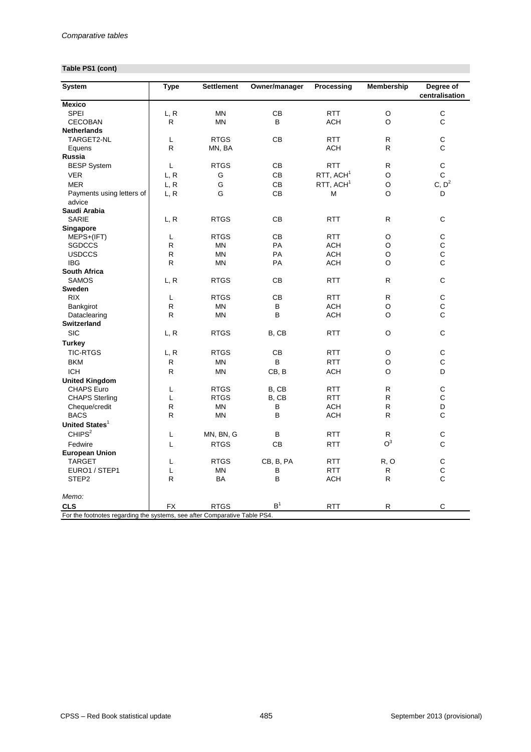**Table PS1 (cont)**

| System | Type | Settlement | Owner/manager | Processing | Membership | Degree of centralisation |
|---|---|---|---|---|---|---|
| **Mexico** | | | | | | |
| SPEI | L, R | MN | CB | RTT | O | C |
| CECOBAN | R | MN | B | ACH | O | C |
| **Netherlands** | | | | | | |
| TARGET2-NL | L | RTGS | CB | RTT | R | C |
| Equens | R | MN, BA | | ACH | R | C |
| **Russia** | | | | | | |
| BESP System | L | RTGS | CB | RTT | R | C |
| VER | L, R | G | CB | RTT, ACH[1] | O | C |
| MER | L, R | G | CB | RTT, ACH[1] | O | C, D[2] |
| Payments using letters of advice | L, R | G | CB | M | O | D |
| **Saudi Arabia** | | | | | | |
| SARIE | L, R | RTGS | CB | RTT | R | C |
| **Singapore** | | | | | | |
| MEPS+(IFT) | L | RTGS | CB | RTT | O | C |
| SGDCCS | R | MN | PA | ACH | O | C |
| USDCCS | R | MN | PA | ACH | O | C |
| IBG | R | MN | PA | ACH | O | C |
| **South Africa** | | | | | | |
| SAMOS | L, R | RTGS | CB | RTT | R | C |
| **Sweden** | | | | | | |
| RIX | L | RTGS | CB | RTT | R | C |
| Bankgirot | R | MN | B | ACH | O | C |
| Dataclearing | R | MN | B | ACH | O | C |
| **Switzerland** | | | | | | |
| SIC | L, R | RTGS | B, CB | RTT | O | C |
| **Turkey** | | | | | | |
| TIC-RTGS | L, R | RTGS | CB | RTT | O | C |
| BKM | R | MN | B | RTT | O | C |
| ICH | R | MN | CB, B | ACH | O | D |
| **United Kingdom** | | | | | | |
| CHAPS Euro | L | RTGS | B, CB | RTT | R | C |
| CHAPS Sterling | L | RTGS | B, CB | RTT | R | C |
| Cheque/credit | R | MN | B | ACH | R | D |
| BACS | R | MN | B | ACH | R | C |
| **United States**[1] | | | | | | |
| CHIPS[2] | L | MN, BN, G | B | RTT | R | C |
| Fedwire | L | RTGS | CB | RTT | O[3] | C |
| **European Union** | | | | | | |
| TARGET | L | RTGS | CB, B, PA | RTT | R, O | C |
| EURO1 / STEP1 | L | MN | B | RTT | R | C |
| STEP2 | R | BA | B | ACH | R | C |
| *Memo:* | | | | | | |
| **CLS** | FX | RTGS | B[1] | RTT | R | C |

For the footnotes regarding the systems, see after Comparative Table PS4.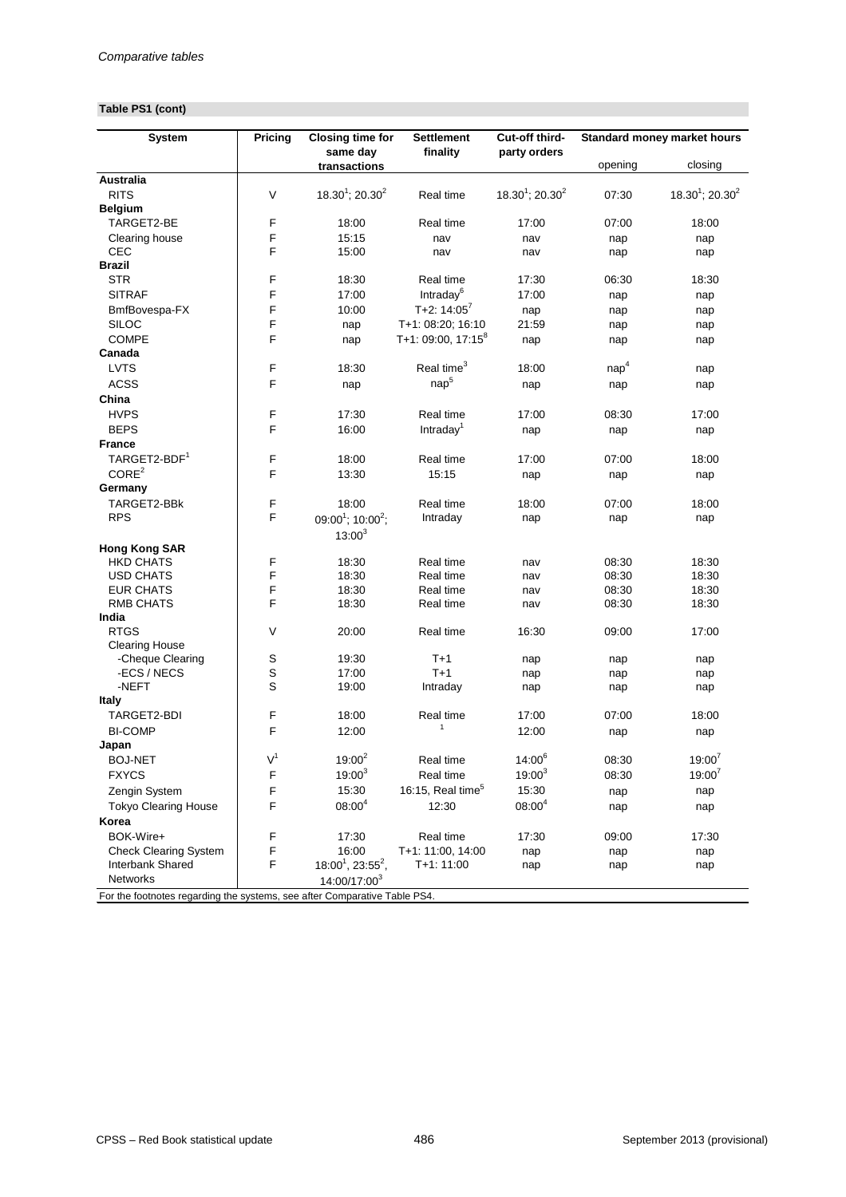*Comparative tables*

**Table PS1 (cont)**

| System | Pricing | Closing time for same day transactions | Settlement finality | Cut-off third-party orders | Standard money market hours | |
|---|---|---|---|---|---|---|
| | | | | | opening | closing |
| **Australia** | | | | | | |
| RITS | V | 18.30[1]; 20.30[2] | Real time | 18.30[1]; 20.30[2] | 07:30 | 18.30[1]; 20.30[2] |
| **Belgium** | | | | | | |
| TARGET2-BE | F | 18:00 | Real time | 17:00 | 07:00 | 18:00 |
| Clearing house | F | 15:15 | nav | nav | nap | nap |
| CEC | F | 15:00 | nav | nav | nap | nap |
| **Brazil** | | | | | | |
| STR | F | 18:30 | Real time | 17:30 | 06:30 | 18:30 |
| SITRAF | F | 17:00 | Intraday[6] | 17:00 | nap | nap |
| BmfBovespa-FX | F | 10:00 | T+2: 14:05[7] | nap | nap | nap |
| SILOC | F | nap | T+1: 08:20; 16:10 | 21:59 | nap | nap |
| COMPE | F | nap | T+1: 09:00, 17:15[8] | nap | nap | nap |
| **Canada** | | | | | | |
| LVTS | F | 18:30 | Real time[3] | 18:00 | nap[4] | nap |
| ACSS | F | nap | nap[5] | nap | nap | nap |
| **China** | | | | | | |
| HVPS | F | 17:30 | Real time | 17:00 | 08:30 | 17:00 |
| BEPS | F | 16:00 | Intraday[1] | nap | nap | nap |
| **France** | | | | | | |
| TARGET2-BDF[1] | F | 18:00 | Real time | 17:00 | 07:00 | 18:00 |
| CORE[2] | F | 13:30 | 15:15 | nap | nap | nap |
| **Germany** | | | | | | |
| TARGET2-BBk | F | 18:00 | Real time | 18:00 | 07:00 | 18:00 |
| RPS | F | 09:00[1]; 10:00[2]; 13:00[3] | Intraday | nap | nap | nap |
| **Hong Kong SAR** | | | | | | |
| HKD CHATS | F | 18:30 | Real time | nav | 08:30 | 18:30 |
| USD CHATS | F | 18:30 | Real time | nav | 08:30 | 18:30 |
| EUR CHATS | F | 18:30 | Real time | nav | 08:30 | 18:30 |
| RMB CHATS | F | 18:30 | Real time | nav | 08:30 | 18:30 |
| **India** | | | | | | |
| RTGS | V | 20:00 | Real time | 16:30 | 09:00 | 17:00 |
| Clearing House | | | | | | |
| -Cheque Clearing | S | 19:30 | T+1 | nap | nap | nap |
| -ECS / NECS | S | 17:00 | T+1 | nap | nap | nap |
| -NEFT | S | 19:00 | Intraday | nap | nap | nap |
| **Italy** | | | | | | |
| TARGET2-BDI | F | 18:00 | Real time | 17:00 | 07:00 | 18:00 |
| BI-COMP | F | 12:00 | [1] | 12:00 | nap | nap |
| **Japan** | | | | | | |
| BOJ-NET | V[1] | 19:00[2] | Real time | 14:00[6] | 08:30 | 19:00[7] |
| FXYCS | F | 19:00[3] | Real time | 19:00[3] | 08:30 | 19:00[7] |
| Zengin System | F | 15:30 | 16:15, Real time[5] | 15:30 | nap | nap |
| Tokyo Clearing House | F | 08:00[4] | 12:30 | 08:00[4] | nap | nap |
| **Korea** | | | | | | |
| BOK-Wire+ | F | 17:30 | Real time | 17:30 | 09:00 | 17:30 |
| Check Clearing System | F | 16:00 | T+1: 11:00, 14:00 | nap | nap | nap |
| Interbank Shared Networks | F | 18:00[1], 23:55[2], 14:00/17:00[3] | T+1: 11:00 | nap | nap | nap |

For the footnotes regarding the systems, see after Comparative Table PS4.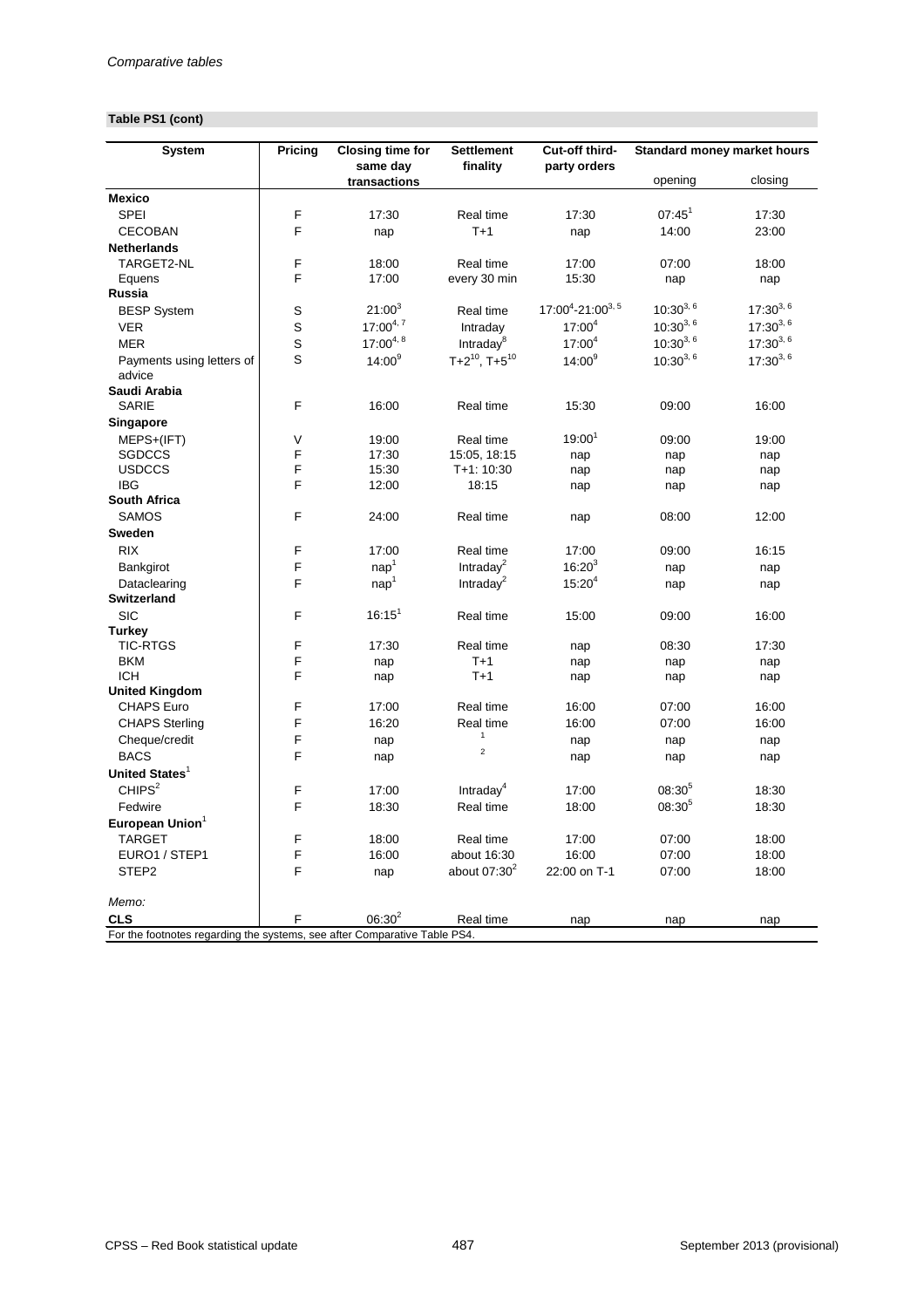**Table PS1 (cont)**

| System | Pricing | Closing time for same day transactions | Settlement finality | Cut-off third-party orders | Standard money market hours | |
|---|---|---|---|---|---|---|
| | | | | | opening | closing |
| **Mexico** | | | | | | |
| SPEI | F | 17:30 | Real time | 17:30 | 07:45[1] | 17:30 |
| CECOBAN | F | nap | T+1 | nap | 14:00 | 23:00 |
| **Netherlands** | | | | | | |
| TARGET2-NL | F | 18:00 | Real time | 17:00 | 07:00 | 18:00 |
| Equens | F | 17:00 | every 30 min | 15:30 | nap | nap |
| **Russia** | | | | | | |
| BESP System | S | 21:00[3] | Real time | 17:00[4]-21:00[3, 5] | 10:30[3, 6] | 17:30[3, 6] |
| VER | S | 17:00[4, 7] | Intraday | 17:00[4] | 10:30[3, 6] | 17:30[3, 6] |
| MER | S | 17:00[4, 8] | Intraday[8] | 17:00[4] | 10:30[3, 6] | 17:30[3, 6] |
| Payments using letters of advice | S | 14:00[9] | T+2[10], T+5[10] | 14:00[9] | 10:30[3, 6] | 17:30[3, 6] |
| **Saudi Arabia** | | | | | | |
| SARIE | F | 16:00 | Real time | 15:30 | 09:00 | 16:00 |
| **Singapore** | | | | | | |
| MEPS+(IFT) | V | 19:00 | Real time | 19:00[1] | 09:00 | 19:00 |
| SGDCCS | F | 17:30 | 15:05, 18:15 | nap | nap | nap |
| USDCCS | F | 15:30 | T+1: 10:30 | nap | nap | nap |
| IBG | F | 12:00 | 18:15 | nap | nap | nap |
| **South Africa** | | | | | | |
| SAMOS | F | 24:00 | Real time | nap | 08:00 | 12:00 |
| **Sweden** | | | | | | |
| RIX | F | 17:00 | Real time | 17:00 | 09:00 | 16:15 |
| Bankgirot | F | nap[1] | Intraday[2] | 16:20[3] | nap | nap |
| Dataclearing | F | nap[1] | Intraday[2] | 15:20[4] | nap | nap |
| **Switzerland** | | | | | | |
| SIC | F | 16:15[1] | Real time | 15:00 | 09:00 | 16:00 |
| **Turkey** | | | | | | |
| TIC-RTGS | F | 17:30 | Real time | nap | 08:30 | 17:30 |
| BKM | F | nap | T+1 | nap | nap | nap |
| ICH | F | nap | T+1 | nap | nap | nap |
| **United Kingdom** | | | | | | |
| CHAPS Euro | F | 17:00 | Real time | 16:00 | 07:00 | 16:00 |
| CHAPS Sterling | F | 16:20 | Real time | 16:00 | 07:00 | 16:00 |
| Cheque/credit | F | nap | [1] | nap | nap | nap |
| BACS | F | nap | [2] | nap | nap | nap |
| **United States**[1] | | | | | | |
| CHIPS[2] | F | 17:00 | Intraday[4] | 17:00 | 08:30[5] | 18:30 |
| Fedwire | F | 18:30 | Real time | 18:00 | 08:30[5] | 18:30 |
| **European Union**[1] | | | | | | |
| TARGET | F | 18:00 | Real time | 17:00 | 07:00 | 18:00 |
| EURO1 / STEP1 | F | 16:00 | about 16:30 | 16:00 | 07:00 | 18:00 |
| STEP2 | F | nap | about 07:30[2] | 22:00 on T-1 | 07:00 | 18:00 |
| *Memo:* | | | | | | |
| **CLS** | F | 06:30[2] | Real time | nap | nap | nap |

For the footnotes regarding the systems, see after Comparative Table PS4.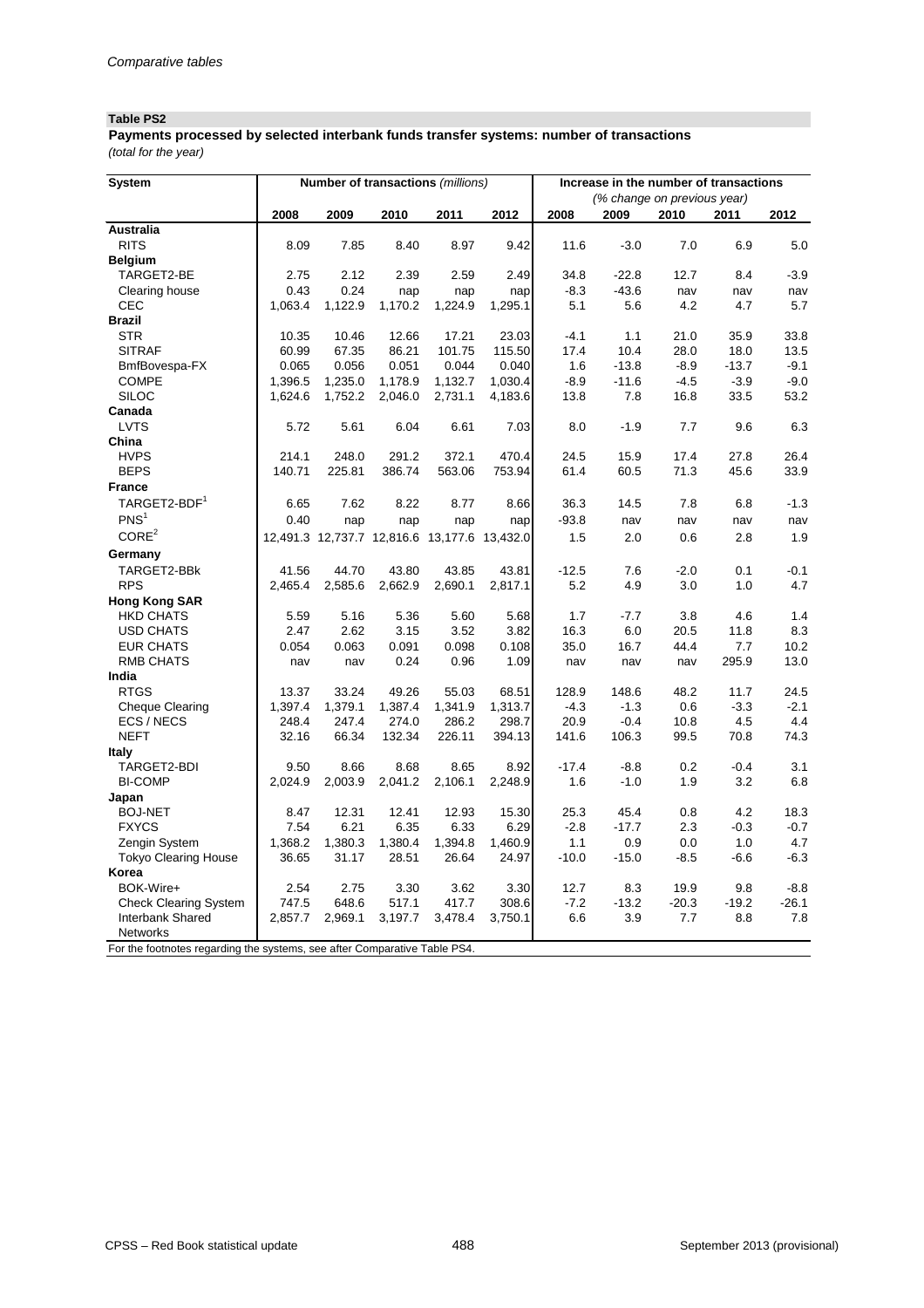*Comparative tables*

**Table PS2**

**Payments processed by selected interbank funds transfer systems: number of transactions**

*(total for the year)*

| System | Number of transactions *(millions)* | | | | | Increase in the number of transactions *(% change on previous year)* | | | | |
|---|---|---|---|---|---|---|---|---|---|---|
| | 2008 | 2009 | 2010 | 2011 | 2012 | 2008 | 2009 | 2010 | 2011 | 2012 |
| **Australia** | | | | | | | | | | |
| RITS | 8.09 | 7.85 | 8.40 | 8.97 | 9.42 | 11.6 | -3.0 | 7.0 | 6.9 | 5.0 |
| **Belgium** | | | | | | | | | | |
| TARGET2-BE | 2.75 | 2.12 | 2.39 | 2.59 | 2.49 | 34.8 | -22.8 | 12.7 | 8.4 | -3.9 |
| Clearing house | 0.43 | 0.24 | nap | nap | nap | -8.3 | -43.6 | nav | nav | nav |
| CEC | 1,063.4 | 1,122.9 | 1,170.2 | 1,224.9 | 1,295.1 | 5.1 | 5.6 | 4.2 | 4.7 | 5.7 |
| **Brazil** | | | | | | | | | | |
| STR | 10.35 | 10.46 | 12.66 | 17.21 | 23.03 | -4.1 | 1.1 | 21.0 | 35.9 | 33.8 |
| SITRAF | 60.99 | 67.35 | 86.21 | 101.75 | 115.50 | 17.4 | 10.4 | 28.0 | 18.0 | 13.5 |
| BmfBovespa-FX | 0.065 | 0.056 | 0.051 | 0.044 | 0.040 | 1.6 | -13.8 | -8.9 | -13.7 | -9.1 |
| COMPE | 1,396.5 | 1,235.0 | 1,178.9 | 1,132.7 | 1,030.4 | -8.9 | -11.6 | -4.5 | -3.9 | -9.0 |
| SILOC | 1,624.6 | 1,752.2 | 2,046.0 | 2,731.1 | 4,183.6 | 13.8 | 7.8 | 16.8 | 33.5 | 53.2 |
| **Canada** | | | | | | | | | | |
| LVTS | 5.72 | 5.61 | 6.04 | 6.61 | 7.03 | 8.0 | -1.9 | 7.7 | 9.6 | 6.3 |
| **China** | | | | | | | | | | |
| HVPS | 214.1 | 248.0 | 291.2 | 372.1 | 470.4 | 24.5 | 15.9 | 17.4 | 27.8 | 26.4 |
| BEPS | 140.71 | 225.81 | 386.74 | 563.06 | 753.94 | 61.4 | 60.5 | 71.3 | 45.6 | 33.9 |
| **France** | | | | | | | | | | |
| TARGET2-BDF[1] | 6.65 | 7.62 | 8.22 | 8.77 | 8.66 | 36.3 | 14.5 | 7.8 | 6.8 | -1.3 |
| PNS[1] | 0.40 | nap | nap | nap | nap | -93.8 | nav | nav | nav | nav |
| CORE[2] | 12,491.3 | 12,737.7 | 12,816.6 | 13,177.6 | 13,432.0 | 1.5 | 2.0 | 0.6 | 2.8 | 1.9 |
| **Germany** | | | | | | | | | | |
| TARGET2-BBk | 41.56 | 44.70 | 43.80 | 43.85 | 43.81 | -12.5 | 7.6 | -2.0 | 0.1 | -0.1 |
| RPS | 2,465.4 | 2,585.6 | 2,662.9 | 2,690.1 | 2,817.1 | 5.2 | 4.9 | 3.0 | 1.0 | 4.7 |
| **Hong Kong SAR** | | | | | | | | | | |
| HKD CHATS | 5.59 | 5.16 | 5.36 | 5.60 | 5.68 | 1.7 | -7.7 | 3.8 | 4.6 | 1.4 |
| USD CHATS | 2.47 | 2.62 | 3.15 | 3.52 | 3.82 | 16.3 | 6.0 | 20.5 | 11.8 | 8.3 |
| EUR CHATS | 0.054 | 0.063 | 0.091 | 0.098 | 0.108 | 35.0 | 16.7 | 44.4 | 7.7 | 10.2 |
| RMB CHATS | nav | nav | 0.24 | 0.96 | 1.09 | nav | nav | nav | 295.9 | 13.0 |
| **India** | | | | | | | | | | |
| RTGS | 13.37 | 33.24 | 49.26 | 55.03 | 68.51 | 128.9 | 148.6 | 48.2 | 11.7 | 24.5 |
| Cheque Clearing | 1,397.4 | 1,379.1 | 1,387.4 | 1,341.9 | 1,313.7 | -4.3 | -1.3 | 0.6 | -3.3 | -2.1 |
| ECS / NECS | 248.4 | 247.4 | 274.0 | 286.2 | 298.7 | 20.9 | -0.4 | 10.8 | 4.5 | 4.4 |
| NEFT | 32.16 | 66.34 | 132.34 | 226.11 | 394.13 | 141.6 | 106.3 | 99.5 | 70.8 | 74.3 |
| **Italy** | | | | | | | | | | |
| TARGET2-BDI | 9.50 | 8.66 | 8.68 | 8.65 | 8.92 | -17.4 | -8.8 | 0.2 | -0.4 | 3.1 |
| BI-COMP | 2,024.9 | 2,003.9 | 2,041.2 | 2,106.1 | 2,248.9 | 1.6 | -1.0 | 1.9 | 3.2 | 6.8 |
| **Japan** | | | | | | | | | | |
| BOJ-NET | 8.47 | 12.31 | 12.41 | 12.93 | 15.30 | 25.3 | 45.4 | 0.8 | 4.2 | 18.3 |
| FXYCS | 7.54 | 6.21 | 6.35 | 6.33 | 6.29 | -2.8 | -17.7 | 2.3 | -0.3 | -0.7 |
| Zengin System | 1,368.2 | 1,380.3 | 1,380.4 | 1,394.8 | 1,460.9 | 1.1 | 0.9 | 0.0 | 1.0 | 4.7 |
| Tokyo Clearing House | 36.65 | 31.17 | 28.51 | 26.64 | 24.97 | -10.0 | -15.0 | -8.5 | -6.6 | -6.3 |
| **Korea** | | | | | | | | | | |
| BOK-Wire+ | 2.54 | 2.75 | 3.30 | 3.62 | 3.30 | 12.7 | 8.3 | 19.9 | 9.8 | -8.8 |
| Check Clearing System | 747.5 | 648.6 | 517.1 | 417.7 | 308.6 | -7.2 | -13.2 | -20.3 | -19.2 | -26.1 |
| Interbank Shared Networks | 2,857.7 | 2,969.1 | 3,197.7 | 3,478.4 | 3,750.1 | 6.6 | 3.9 | 7.7 | 8.8 | 7.8 |

For the footnotes regarding the systems, see after Comparative Table PS4.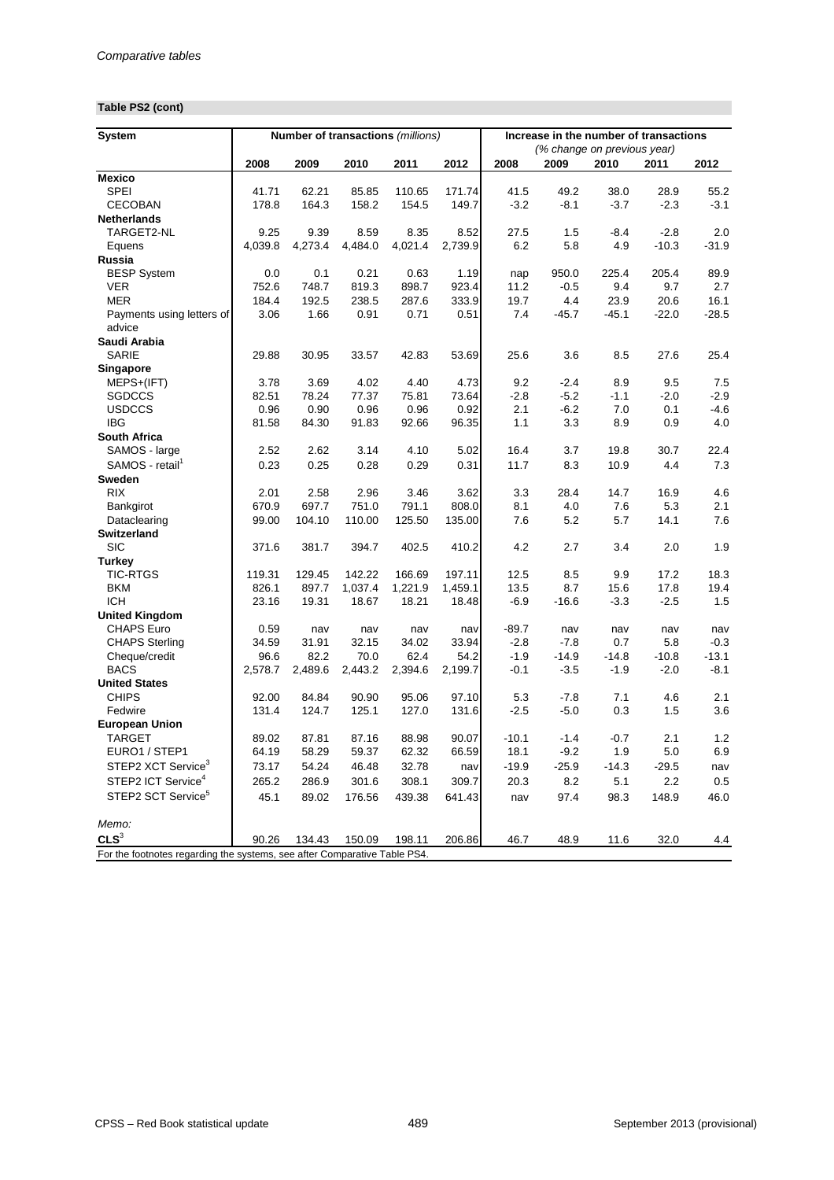*Comparative tables*

**Table PS2 (cont)**

| System | Number of transactions *(millions)* | | | | | Increase in the number of transactions *(% change on previous year)* | | | | |
|---|---|---|---|---|---|---|---|---|---|---|
| | 2008 | 2009 | 2010 | 2011 | 2012 | 2008 | 2009 | 2010 | 2011 | 2012 |
| **Mexico** | | | | | | | | | | |
| SPEI | 41.71 | 62.21 | 85.85 | 110.65 | 171.74 | 41.5 | 49.2 | 38.0 | 28.9 | 55.2 |
| CECOBAN | 178.8 | 164.3 | 158.2 | 154.5 | 149.7 | -3.2 | -8.1 | -3.7 | -2.3 | -3.1 |
| **Netherlands** | | | | | | | | | | |
| TARGET2-NL | 9.25 | 9.39 | 8.59 | 8.35 | 8.52 | 27.5 | 1.5 | -8.4 | -2.8 | 2.0 |
| Equens | 4,039.8 | 4,273.4 | 4,484.0 | 4,021.4 | 2,739.9 | 6.2 | 5.8 | 4.9 | -10.3 | -31.9 |
| **Russia** | | | | | | | | | | |
| BESP System | 0.0 | 0.1 | 0.21 | 0.63 | 1.19 | nap | 950.0 | 225.4 | 205.4 | 89.9 |
| VER | 752.6 | 748.7 | 819.3 | 898.7 | 923.4 | 11.2 | -0.5 | 9.4 | 9.7 | 2.7 |
| MER | 184.4 | 192.5 | 238.5 | 287.6 | 333.9 | 19.7 | 4.4 | 23.9 | 20.6 | 16.1 |
| Payments using letters of advice | 3.06 | 1.66 | 0.91 | 0.71 | 0.51 | 7.4 | -45.7 | -45.1 | -22.0 | -28.5 |
| **Saudi Arabia** | | | | | | | | | | |
| SARIE | 29.88 | 30.95 | 33.57 | 42.83 | 53.69 | 25.6 | 3.6 | 8.5 | 27.6 | 25.4 |
| **Singapore** | | | | | | | | | | |
| MEPS+(IFT) | 3.78 | 3.69 | 4.02 | 4.40 | 4.73 | 9.2 | -2.4 | 8.9 | 9.5 | 7.5 |
| SGDCCS | 82.51 | 78.24 | 77.37 | 75.81 | 73.64 | -2.8 | -5.2 | -1.1 | -2.0 | -2.9 |
| USDCCS | 0.96 | 0.90 | 0.96 | 0.96 | 0.92 | 2.1 | -6.2 | 7.0 | 0.1 | -4.6 |
| IBG | 81.58 | 84.30 | 91.83 | 92.66 | 96.35 | 1.1 | 3.3 | 8.9 | 0.9 | 4.0 |
| **South Africa** | | | | | | | | | | |
| SAMOS - large | 2.52 | 2.62 | 3.14 | 4.10 | 5.02 | 16.4 | 3.7 | 19.8 | 30.7 | 22.4 |
| SAMOS - retail[1] | 0.23 | 0.25 | 0.28 | 0.29 | 0.31 | 11.7 | 8.3 | 10.9 | 4.4 | 7.3 |
| **Sweden** | | | | | | | | | | |
| RIX | 2.01 | 2.58 | 2.96 | 3.46 | 3.62 | 3.3 | 28.4 | 14.7 | 16.9 | 4.6 |
| Bankgirot | 670.9 | 697.7 | 751.0 | 791.1 | 808.0 | 8.1 | 4.0 | 7.6 | 5.3 | 2.1 |
| Dataclearing | 99.00 | 104.10 | 110.00 | 125.50 | 135.00 | 7.6 | 5.2 | 5.7 | 14.1 | 7.6 |
| **Switzerland** | | | | | | | | | | |
| SIC | 371.6 | 381.7 | 394.7 | 402.5 | 410.2 | 4.2 | 2.7 | 3.4 | 2.0 | 1.9 |
| **Turkey** | | | | | | | | | | |
| TIC-RTGS | 119.31 | 129.45 | 142.22 | 166.69 | 197.11 | 12.5 | 8.5 | 9.9 | 17.2 | 18.3 |
| BKM | 826.1 | 897.7 | 1,037.4 | 1,221.9 | 1,459.1 | 13.5 | 8.7 | 15.6 | 17.8 | 19.4 |
| ICH | 23.16 | 19.31 | 18.67 | 18.21 | 18.48 | -6.9 | -16.6 | -3.3 | -2.5 | 1.5 |
| **United Kingdom** | | | | | | | | | | |
| CHAPS Euro | 0.59 | nav | nav | nav | nav | -89.7 | nav | nav | nav | nav |
| CHAPS Sterling | 34.59 | 31.91 | 32.15 | 34.02 | 33.94 | -2.8 | -7.8 | 0.7 | 5.8 | -0.3 |
| Cheque/credit | 96.6 | 82.2 | 70.0 | 62.4 | 54.2 | -1.9 | -14.9 | -14.8 | -10.8 | -13.1 |
| BACS | 2,578.7 | 2,489.6 | 2,443.2 | 2,394.6 | 2,199.7 | -0.1 | -3.5 | -1.9 | -2.0 | -8.1 |
| **United States** | | | | | | | | | | |
| CHIPS | 92.00 | 84.84 | 90.90 | 95.06 | 97.10 | 5.3 | -7.8 | 7.1 | 4.6 | 2.1 |
| Fedwire | 131.4 | 124.7 | 125.1 | 127.0 | 131.6 | -2.5 | -5.0 | 0.3 | 1.5 | 3.6 |
| **European Union** | | | | | | | | | | |
| TARGET | 89.02 | 87.81 | 87.16 | 88.98 | 90.07 | -10.1 | -1.4 | -0.7 | 2.1 | 1.2 |
| EURO1 / STEP1 | 64.19 | 58.29 | 59.37 | 62.32 | 66.59 | 18.1 | -9.2 | 1.9 | 5.0 | 6.9 |
| STEP2 XCT Service[3] | 73.17 | 54.24 | 46.48 | 32.78 | nav | -19.9 | -25.9 | -14.3 | -29.5 | nav |
| STEP2 ICT Service[4] | 265.2 | 286.9 | 301.6 | 308.1 | 309.7 | 20.3 | 8.2 | 5.1 | 2.2 | 0.5 |
| STEP2 SCT Service[5] | 45.1 | 89.02 | 176.56 | 439.38 | 641.43 | nav | 97.4 | 98.3 | 148.9 | 46.0 |
| *Memo:* | | | | | | | | | | |
| **CLS**[3] | 90.26 | 134.43 | 150.09 | 198.11 | 206.86 | 46.7 | 48.9 | 11.6 | 32.0 | 4.4 |

For the footnotes regarding the systems, see after Comparative Table PS4.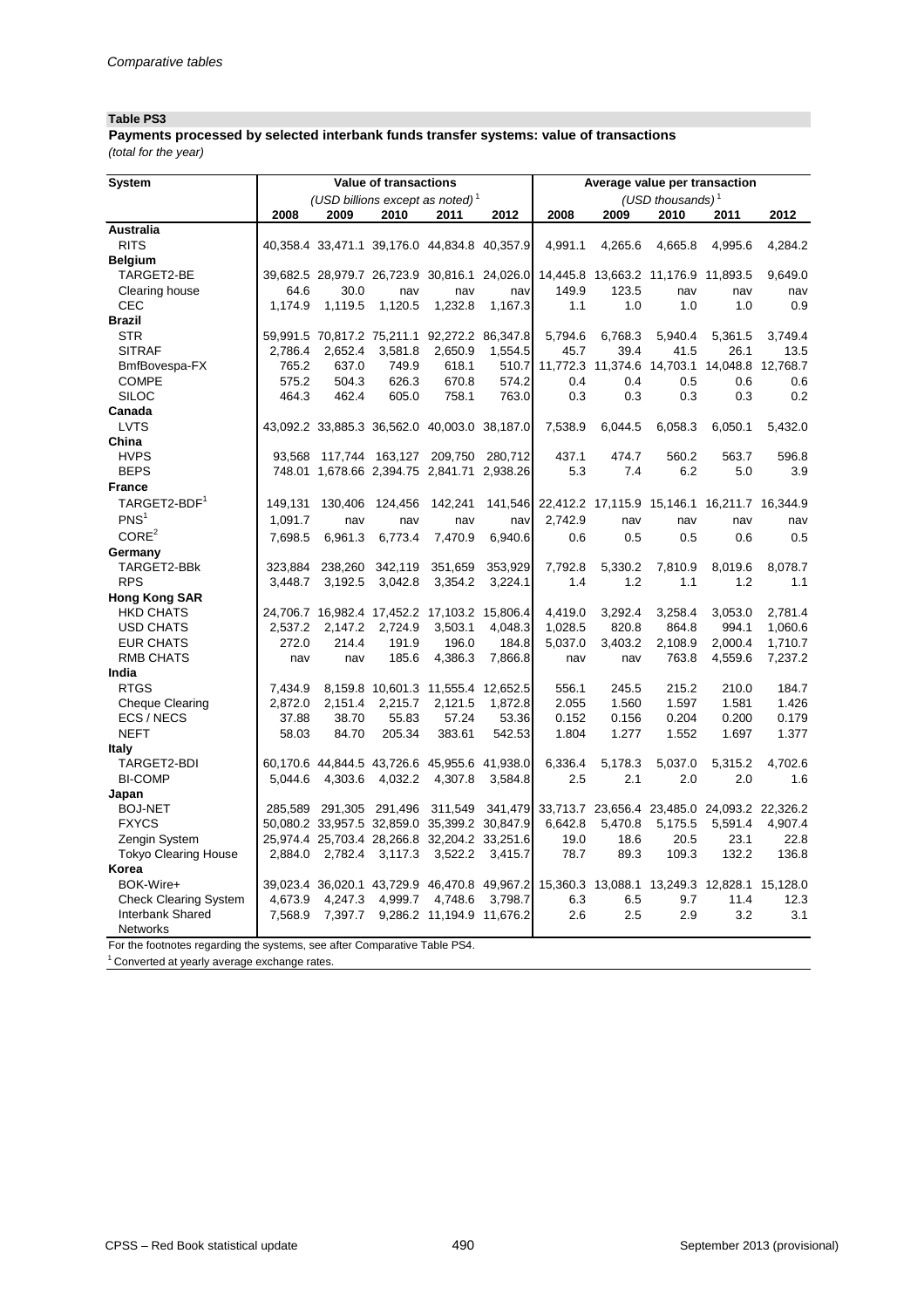*Comparative tables*

**Table PS3**

**Payments processed by selected interbank funds transfer systems: value of transactions**

*(total for the year)*

| System | Value of transactions | | | | | Average value per transaction | | | | |
|---|---|---|---|---|---|---|---|---|---|---|
| | *(USD billions except as noted)* [1] | | | | | *(USD thousands)* [1] | | | | |
| | 2008 | 2009 | 2010 | 2011 | 2012 | 2008 | 2009 | 2010 | 2011 | 2012 |
| **Australia** | | | | | | | | | | |
| RITS | 40,358.4 | 33,471.1 | 39,176.0 | 44,834.8 | 40,357.9 | 4,991.1 | 4,265.6 | 4,665.8 | 4,995.6 | 4,284.2 |
| **Belgium** | | | | | | | | | | |
| TARGET2-BE | 39,682.5 | 28,979.7 | 26,723.9 | 30,816.1 | 24,026.0 | 14,445.8 | 13,663.2 | 11,176.9 | 11,893.5 | 9,649.0 |
| Clearing house | 64.6 | 30.0 | nav | nav | nav | 149.9 | 123.5 | nav | nav | nav |
| CEC | 1,174.9 | 1,119.5 | 1,120.5 | 1,232.8 | 1,167.3 | 1.1 | 1.0 | 1.0 | 1.0 | 0.9 |
| **Brazil** | | | | | | | | | | |
| STR | 59,991.5 | 70,817.2 | 75,211.1 | 92,272.2 | 86,347.8 | 5,794.6 | 6,768.3 | 5,940.4 | 5,361.5 | 3,749.4 |
| SITRAF | 2,786.4 | 2,652.4 | 3,581.8 | 2,650.9 | 1,554.5 | 45.7 | 39.4 | 41.5 | 26.1 | 13.5 |
| BmfBovespa-FX | 765.2 | 637.0 | 749.9 | 618.1 | 510.7 | 11,772.3 | 11,374.6 | 14,703.1 | 14,048.8 | 12,768.7 |
| COMPE | 575.2 | 504.3 | 626.3 | 670.8 | 574.2 | 0.4 | 0.4 | 0.5 | 0.6 | 0.6 |
| SILOC | 464.3 | 462.4 | 605.0 | 758.1 | 763.0 | 0.3 | 0.3 | 0.3 | 0.3 | 0.2 |
| **Canada** | | | | | | | | | | |
| LVTS | 43,092.2 | 33,885.3 | 36,562.0 | 40,003.0 | 38,187.0 | 7,538.9 | 6,044.5 | 6,058.3 | 6,050.1 | 5,432.0 |
| **China** | | | | | | | | | | |
| HVPS | 93,568 | 117,744 | 163,127 | 209,750 | 280,712 | 437.1 | 474.7 | 560.2 | 563.7 | 596.8 |
| BEPS | 748.01 | 1,678.66 | 2,394.75 | 2,841.71 | 2,938.26 | 5.3 | 7.4 | 6.2 | 5.0 | 3.9 |
| **France** | | | | | | | | | | |
| TARGET2-BDF[1] | 149,131 | 130,406 | 124,456 | 142,241 | 141,546 | 22,412.2 | 17,115.9 | 15,146.1 | 16,211.7 | 16,344.9 |
| PNS[1] | 1,091.7 | nav | nav | nav | nav | 2,742.9 | nav | nav | nav | nav |
| CORE[2] | 7,698.5 | 6,961.3 | 6,773.4 | 7,470.9 | 6,940.6 | 0.6 | 0.5 | 0.5 | 0.6 | 0.5 |
| **Germany** | | | | | | | | | | |
| TARGET2-BBk | 323,884 | 238,260 | 342,119 | 351,659 | 353,929 | 7,792.8 | 5,330.2 | 7,810.9 | 8,019.6 | 8,078.7 |
| RPS | 3,448.7 | 3,192.5 | 3,042.8 | 3,354.2 | 3,224.1 | 1.4 | 1.2 | 1.1 | 1.2 | 1.1 |
| **Hong Kong SAR** | | | | | | | | | | |
| HKD CHATS | 24,706.7 | 16,982.4 | 17,452.2 | 17,103.2 | 15,806.4 | 4,419.0 | 3,292.4 | 3,258.4 | 3,053.0 | 2,781.4 |
| USD CHATS | 2,537.2 | 2,147.2 | 2,724.9 | 3,503.1 | 4,048.3 | 1,028.5 | 820.8 | 864.8 | 994.1 | 1,060.6 |
| EUR CHATS | 272.0 | 214.4 | 191.9 | 196.0 | 184.8 | 5,037.0 | 3,403.2 | 2,108.9 | 2,000.4 | 1,710.7 |
| RMB CHATS | nav | nav | 185.6 | 4,386.3 | 7,866.8 | nav | nav | 763.8 | 4,559.6 | 7,237.2 |
| **India** | | | | | | | | | | |
| RTGS | 7,434.9 | 8,159.8 | 10,601.3 | 11,555.4 | 12,652.5 | 556.1 | 245.5 | 215.2 | 210.0 | 184.7 |
| Cheque Clearing | 2,872.0 | 2,151.4 | 2,215.7 | 2,121.5 | 1,872.8 | 2.055 | 1.560 | 1.597 | 1.581 | 1.426 |
| ECS / NECS | 37.88 | 38.70 | 55.83 | 57.24 | 53.36 | 0.152 | 0.156 | 0.204 | 0.200 | 0.179 |
| NEFT | 58.03 | 84.70 | 205.34 | 383.61 | 542.53 | 1.804 | 1.277 | 1.552 | 1.697 | 1.377 |
| **Italy** | | | | | | | | | | |
| TARGET2-BDI | 60,170.6 | 44,844.5 | 43,726.6 | 45,955.6 | 41,938.0 | 6,336.4 | 5,178.3 | 5,037.0 | 5,315.2 | 4,702.6 |
| BI-COMP | 5,044.6 | 4,303.6 | 4,032.2 | 4,307.8 | 3,584.8 | 2.5 | 2.1 | 2.0 | 2.0 | 1.6 |
| **Japan** | | | | | | | | | | |
| BOJ-NET | 285,589 | 291,305 | 291,496 | 311,549 | 341,479 | 33,713.7 | 23,656.4 | 23,485.0 | 24,093.2 | 22,326.2 |
| FXYCS | 50,080.2 | 33,957.5 | 32,859.0 | 35,399.2 | 30,847.9 | 6,642.8 | 5,470.8 | 5,175.5 | 5,591.4 | 4,907.4 |
| Zengin System | 25,974.4 | 25,703.4 | 28,266.8 | 32,204.2 | 33,251.6 | 19.0 | 18.6 | 20.5 | 23.1 | 22.8 |
| Tokyo Clearing House | 2,884.0 | 2,782.4 | 3,117.3 | 3,522.2 | 3,415.7 | 78.7 | 89.3 | 109.3 | 132.2 | 136.8 |
| **Korea** | | | | | | | | | | |
| BOK-Wire+ | 39,023.4 | 36,020.1 | 43,729.9 | 46,470.8 | 49,967.2 | 15,360.3 | 13,088.1 | 13,249.3 | 12,828.1 | 15,128.0 |
| Check Clearing System | 4,673.9 | 4,247.3 | 4,999.7 | 4,748.6 | 3,798.7 | 6.3 | 6.5 | 9.7 | 11.4 | 12.3 |
| Interbank Shared Networks | 7,568.9 | 7,397.7 | 9,286.2 | 11,194.9 | 11,676.2 | 2.6 | 2.5 | 2.9 | 3.2 | 3.1 |

For the footnotes regarding the systems, see after Comparative Table PS4.

[1] Converted at yearly average exchange rates.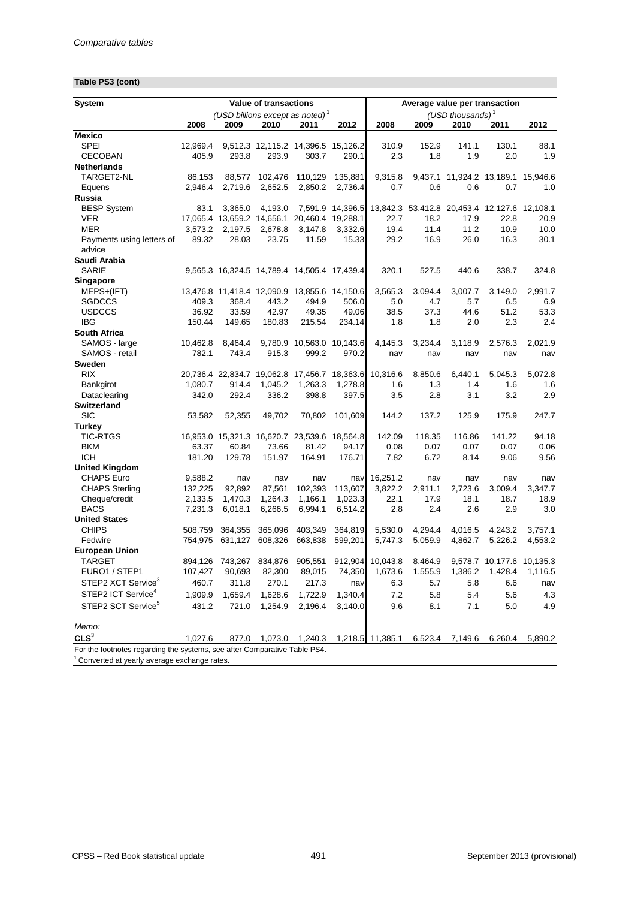*Comparative tables*

**Table PS3 (cont)**

| System | Value of transactions | | | | | Average value per transaction | | | | |
|---|---|---|---|---|---|---|---|---|---|---|
| | (USD billions except as noted)[1] | | | | | (USD thousands)[1] | | | | |
| | 2008 | 2009 | 2010 | 2011 | 2012 | 2008 | 2009 | 2010 | 2011 | 2012 |
| **Mexico** | | | | | | | | | | |
| SPEI | 12,969.4 | 9,512.3 | 12,115.2 | 14,396.5 | 15,126.2 | 310.9 | 152.9 | 141.1 | 130.1 | 88.1 |
| CECOBAN | 405.9 | 293.8 | 293.9 | 303.7 | 290.1 | 2.3 | 1.8 | 1.9 | 2.0 | 1.9 |
| **Netherlands** | | | | | | | | | | |
| TARGET2-NL | 86,153 | 88,577 | 102,476 | 110,129 | 135,881 | 9,315.8 | 9,437.1 | 11,924.2 | 13,189.1 | 15,946.6 |
| Equens | 2,946.4 | 2,719.6 | 2,652.5 | 2,850.2 | 2,736.4 | 0.7 | 0.6 | 0.6 | 0.7 | 1.0 |
| **Russia** | | | | | | | | | | |
| BESP System | 83.1 | 3,365.0 | 4,193.0 | 7,591.9 | 14,396.5 | 13,842.3 | 53,412.8 | 20,453.4 | 12,127.6 | 12,108.1 |
| VER | 17,065.4 | 13,659.2 | 14,656.1 | 20,460.4 | 19,288.1 | 22.7 | 18.2 | 17.9 | 22.8 | 20.9 |
| MER | 3,573.2 | 2,197.5 | 2,678.8 | 3,147.8 | 3,332.6 | 19.4 | 11.4 | 11.2 | 10.9 | 10.0 |
| Payments using letters of advice | 89.32 | 28.03 | 23.75 | 11.59 | 15.33 | 29.2 | 16.9 | 26.0 | 16.3 | 30.1 |
| **Saudi Arabia** | | | | | | | | | | |
| SARIE | 9,565.3 | 16,324.5 | 14,789.4 | 14,505.4 | 17,439.4 | 320.1 | 527.5 | 440.6 | 338.7 | 324.8 |
| **Singapore** | | | | | | | | | | |
| MEPS+(IFT) | 13,476.8 | 11,418.4 | 12,090.9 | 13,855.6 | 14,150.6 | 3,565.3 | 3,094.4 | 3,007.7 | 3,149.0 | 2,991.7 |
| SGDCCS | 409.3 | 368.4 | 443.2 | 494.9 | 506.0 | 5.0 | 4.7 | 5.7 | 6.5 | 6.9 |
| USDCCS | 36.92 | 33.59 | 42.97 | 49.35 | 49.06 | 38.5 | 37.3 | 44.6 | 51.2 | 53.3 |
| IBG | 150.44 | 149.65 | 180.83 | 215.54 | 234.14 | 1.8 | 1.8 | 2.0 | 2.3 | 2.4 |
| **South Africa** | | | | | | | | | | |
| SAMOS - large | 10,462.8 | 8,464.4 | 9,780.9 | 10,563.0 | 10,143.6 | 4,145.3 | 3,234.4 | 3,118.9 | 2,576.3 | 2,021.9 |
| SAMOS - retail | 782.1 | 743.4 | 915.3 | 999.2 | 970.2 | nav | nav | nav | nav | nav |
| **Sweden** | | | | | | | | | | |
| RIX | 20,736.4 | 22,834.7 | 19,062.8 | 17,456.7 | 18,363.6 | 10,316.6 | 8,850.6 | 6,440.1 | 5,045.3 | 5,072.8 |
| Bankgirot | 1,080.7 | 914.4 | 1,045.2 | 1,263.3 | 1,278.8 | 1.6 | 1.3 | 1.4 | 1.6 | 1.6 |
| Dataclearing | 342.0 | 292.4 | 336.2 | 398.8 | 397.5 | 3.5 | 2.8 | 3.1 | 3.2 | 2.9 |
| **Switzerland** | | | | | | | | | | |
| SIC | 53,582 | 52,355 | 49,702 | 70,802 | 101,609 | 144.2 | 137.2 | 125.9 | 175.9 | 247.7 |
| **Turkey** | | | | | | | | | | |
| TIC-RTGS | 16,953.0 | 15,321.3 | 16,620.7 | 23,539.6 | 18,564.8 | 142.09 | 118.35 | 116.86 | 141.22 | 94.18 |
| BKM | 63.37 | 60.84 | 73.66 | 81.42 | 94.17 | 0.08 | 0.07 | 0.07 | 0.07 | 0.06 |
| ICH | 181.20 | 129.78 | 151.97 | 164.91 | 176.71 | 7.82 | 6.72 | 8.14 | 9.06 | 9.56 |
| **United Kingdom** | | | | | | | | | | |
| CHAPS Euro | 9,588.2 | nav | nav | nav | nav | 16,251.2 | nav | nav | nav | nav |
| CHAPS Sterling | 132,225 | 92,892 | 87,561 | 102,393 | 113,607 | 3,822.2 | 2,911.1 | 2,723.6 | 3,009.4 | 3,347.7 |
| Cheque/credit | 2,133.5 | 1,470.3 | 1,264.3 | 1,166.1 | 1,023.3 | 22.1 | 17.9 | 18.1 | 18.7 | 18.9 |
| BACS | 7,231.3 | 6,018.1 | 6,266.5 | 6,994.1 | 6,514.2 | 2.8 | 2.4 | 2.6 | 2.9 | 3.0 |
| **United States** | | | | | | | | | | |
| CHIPS | 508,759 | 364,355 | 365,096 | 403,349 | 364,819 | 5,530.0 | 4,294.4 | 4,016.5 | 4,243.2 | 3,757.1 |
| Fedwire | 754,975 | 631,127 | 608,326 | 663,838 | 599,201 | 5,747.3 | 5,059.9 | 4,862.7 | 5,226.2 | 4,553.2 |
| **European Union** | | | | | | | | | | |
| TARGET | 894,126 | 743,267 | 834,876 | 905,551 | 912,904 | 10,043.8 | 8,464.9 | 9,578.7 | 10,177.6 | 10,135.3 |
| EURO1 / STEP1 | 107,427 | 90,693 | 82,300 | 89,015 | 74,350 | 1,673.6 | 1,555.9 | 1,386.2 | 1,428.4 | 1,116.5 |
| STEP2 XCT Service[3] | 460.7 | 311.8 | 270.1 | 217.3 | nav | 6.3 | 5.7 | 5.8 | 6.6 | nav |
| STEP2 ICT Service[4] | 1,909.9 | 1,659.4 | 1,628.6 | 1,722.9 | 1,340.4 | 7.2 | 5.8 | 5.4 | 5.6 | 4.3 |
| STEP2 SCT Service[5] | 431.2 | 721.0 | 1,254.9 | 2,196.4 | 3,140.0 | 9.6 | 8.1 | 7.1 | 5.0 | 4.9 |
| *Memo:* | | | | | | | | | | |
| **CLS**[3] | 1,027.6 | 877.0 | 1,073.0 | 1,240.3 | 1,218.5 | 11,385.1 | 6,523.4 | 7,149.6 | 6,260.4 | 5,890.2 |

For the footnotes regarding the systems, see after Comparative Table PS4.

[1] Converted at yearly average exchange rates.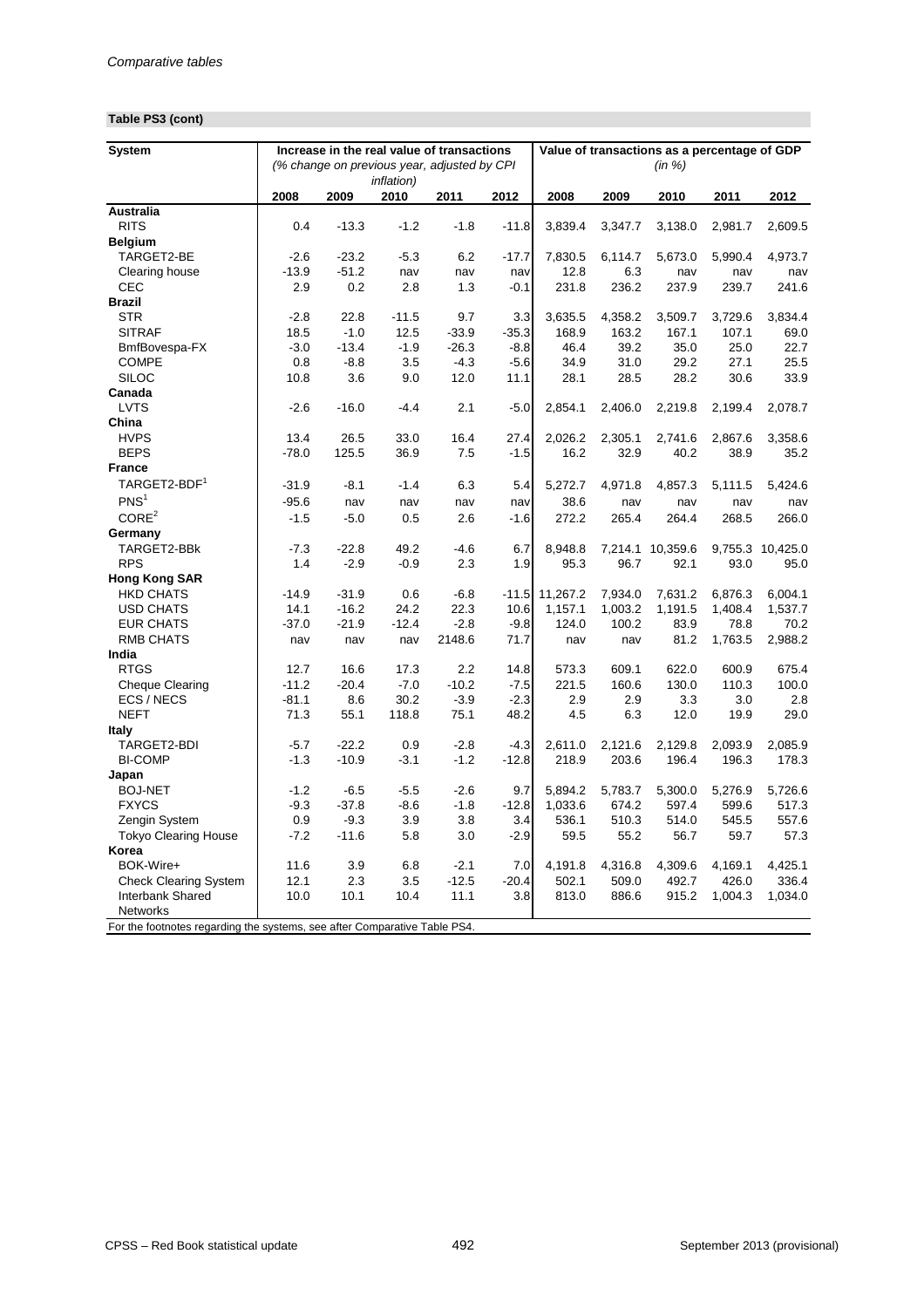*Comparative tables*

**Table PS3 (cont)**

| System | Increase in the real value of transactions (% change on previous year, adjusted by CPI inflation) | | | | | Value of transactions as a percentage of GDP (in %) | | | | |
|---|---|---|---|---|---|---|---|---|---|---|
| | 2008 | 2009 | 2010 | 2011 | 2012 | 2008 | 2009 | 2010 | 2011 | 2012 |
| **Australia** | | | | | | | | | | |
| RITS | 0.4 | -13.3 | -1.2 | -1.8 | -11.8 | 3,839.4 | 3,347.7 | 3,138.0 | 2,981.7 | 2,609.5 |
| **Belgium** | | | | | | | | | | |
| TARGET2-BE | -2.6 | -23.2 | -5.3 | 6.2 | -17.7 | 7,830.5 | 6,114.7 | 5,673.0 | 5,990.4 | 4,973.7 |
| Clearing house | -13.9 | -51.2 | nav | nav | nav | 12.8 | 6.3 | nav | nav | nav |
| CEC | 2.9 | 0.2 | 2.8 | 1.3 | -0.1 | 231.8 | 236.2 | 237.9 | 239.7 | 241.6 |
| **Brazil** | | | | | | | | | | |
| STR | -2.8 | 22.8 | -11.5 | 9.7 | 3.3 | 3,635.5 | 4,358.2 | 3,509.7 | 3,729.6 | 3,834.4 |
| SITRAF | 18.5 | -1.0 | 12.5 | -33.9 | -35.3 | 168.9 | 163.2 | 167.1 | 107.1 | 69.0 |
| BmfBovespa-FX | -3.0 | -13.4 | -1.9 | -26.3 | -8.8 | 46.4 | 39.2 | 35.0 | 25.0 | 22.7 |
| COMPE | 0.8 | -8.8 | 3.5 | -4.3 | -5.6 | 34.9 | 31.0 | 29.2 | 27.1 | 25.5 |
| SILOC | 10.8 | 3.6 | 9.0 | 12.0 | 11.1 | 28.1 | 28.5 | 28.2 | 30.6 | 33.9 |
| **Canada** | | | | | | | | | | |
| LVTS | -2.6 | -16.0 | -4.4 | 2.1 | -5.0 | 2,854.1 | 2,406.0 | 2,219.8 | 2,199.4 | 2,078.7 |
| **China** | | | | | | | | | | |
| HVPS | 13.4 | 26.5 | 33.0 | 16.4 | 27.4 | 2,026.2 | 2,305.1 | 2,741.6 | 2,867.6 | 3,358.6 |
| BEPS | -78.0 | 125.5 | 36.9 | 7.5 | -1.5 | 16.2 | 32.9 | 40.2 | 38.9 | 35.2 |
| **France** | | | | | | | | | | |
| TARGET2-BDF[1] | -31.9 | -8.1 | -1.4 | 6.3 | 5.4 | 5,272.7 | 4,971.8 | 4,857.3 | 5,111.5 | 5,424.6 |
| PNS[1] | -95.6 | nav | nav | nav | nav | 38.6 | nav | nav | nav | nav |
| CORE[2] | -1.5 | -5.0 | 0.5 | 2.6 | -1.6 | 272.2 | 265.4 | 264.4 | 268.5 | 266.0 |
| **Germany** | | | | | | | | | | |
| TARGET2-BBk | -7.3 | -22.8 | 49.2 | -4.6 | 6.7 | 8,948.8 | 7,214.1 | 10,359.6 | 9,755.3 | 10,425.0 |
| RPS | 1.4 | -2.9 | -0.9 | 2.3 | 1.9 | 95.3 | 96.7 | 92.1 | 93.0 | 95.0 |
| **Hong Kong SAR** | | | | | | | | | | |
| HKD CHATS | -14.9 | -31.9 | 0.6 | -6.8 | -11.5 | 11,267.2 | 7,934.0 | 7,631.2 | 6,876.3 | 6,004.1 |
| USD CHATS | 14.1 | -16.2 | 24.2 | 22.3 | 10.6 | 1,157.1 | 1,003.2 | 1,191.5 | 1,408.4 | 1,537.7 |
| EUR CHATS | -37.0 | -21.9 | -12.4 | -2.8 | -9.8 | 124.0 | 100.2 | 83.9 | 78.8 | 70.2 |
| RMB CHATS | nav | nav | nav | 2148.6 | 71.7 | nav | nav | 81.2 | 1,763.5 | 2,988.2 |
| **India** | | | | | | | | | | |
| RTGS | 12.7 | 16.6 | 17.3 | 2.2 | 14.8 | 573.3 | 609.1 | 622.0 | 600.9 | 675.4 |
| Cheque Clearing | -11.2 | -20.4 | -7.0 | -10.2 | -7.5 | 221.5 | 160.6 | 130.0 | 110.3 | 100.0 |
| ECS / NECS | -81.1 | 8.6 | 30.2 | -3.9 | -2.3 | 2.9 | 2.9 | 3.3 | 3.0 | 2.8 |
| NEFT | 71.3 | 55.1 | 118.8 | 75.1 | 48.2 | 4.5 | 6.3 | 12.0 | 19.9 | 29.0 |
| **Italy** | | | | | | | | | | |
| TARGET2-BDI | -5.7 | -22.2 | 0.9 | -2.8 | -4.3 | 2,611.0 | 2,121.6 | 2,129.8 | 2,093.9 | 2,085.9 |
| BI-COMP | -1.3 | -10.9 | -3.1 | -1.2 | -12.8 | 218.9 | 203.6 | 196.4 | 196.3 | 178.3 |
| **Japan** | | | | | | | | | | |
| BOJ-NET | -1.2 | -6.5 | -5.5 | -2.6 | 9.7 | 5,894.2 | 5,783.7 | 5,300.0 | 5,276.9 | 5,726.6 |
| FXYCS | -9.3 | -37.8 | -8.6 | -1.8 | -12.8 | 1,033.6 | 674.2 | 597.4 | 599.6 | 517.3 |
| Zengin System | 0.9 | -9.3 | 3.9 | 3.8 | 3.4 | 536.1 | 510.3 | 514.0 | 545.5 | 557.6 |
| Tokyo Clearing House | -7.2 | -11.6 | 5.8 | 3.0 | -2.9 | 59.5 | 55.2 | 56.7 | 59.7 | 57.3 |
| **Korea** | | | | | | | | | | |
| BOK-Wire+ | 11.6 | 3.9 | 6.8 | -2.1 | 7.0 | 4,191.8 | 4,316.8 | 4,309.6 | 4,169.1 | 4,425.1 |
| Check Clearing System | 12.1 | 2.3 | 3.5 | -12.5 | -20.4 | 502.1 | 509.0 | 492.7 | 426.0 | 336.4 |
| Interbank Shared Networks | 10.0 | 10.1 | 10.4 | 11.1 | 3.8 | 813.0 | 886.6 | 915.2 | 1,004.3 | 1,034.0 |

For the footnotes regarding the systems, see after Comparative Table PS4.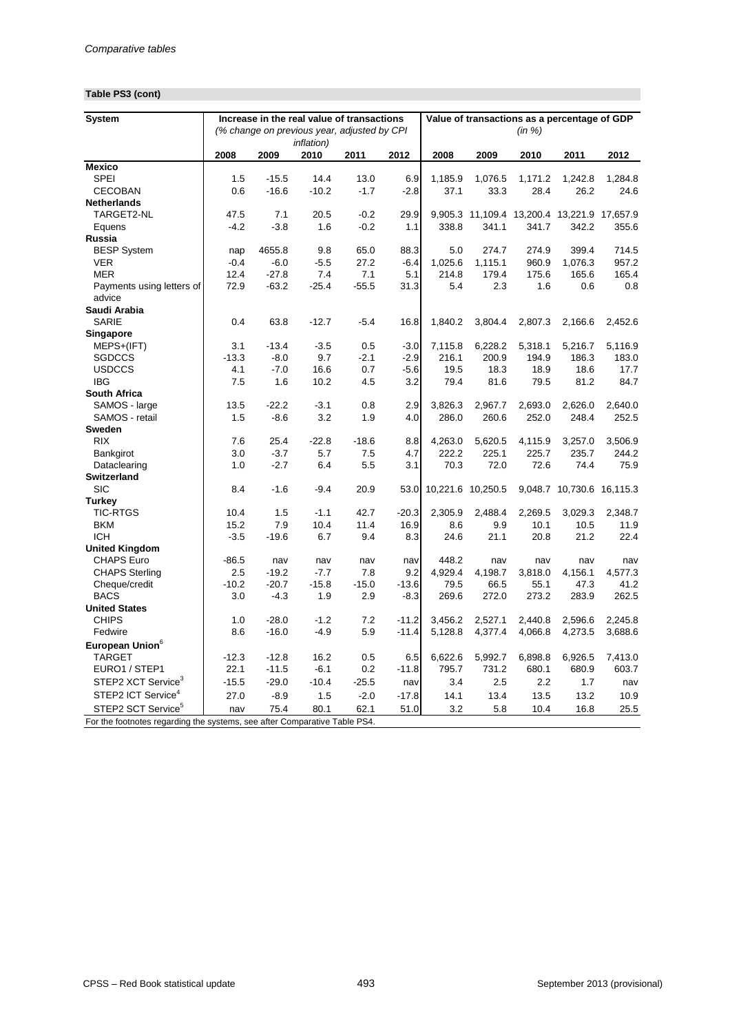*Comparative tables*

**Table PS3 (cont)**

| System | Increase in the real value of transactions (% change on previous year, adjusted by CPI inflation) | | | | | Value of transactions as a percentage of GDP (in %) | | | | |
|---|---|---|---|---|---|---|---|---|---|---|
| | 2008 | 2009 | 2010 | 2011 | 2012 | 2008 | 2009 | 2010 | 2011 | 2012 |
| **Mexico** | | | | | | | | | | |
| SPEI | 1.5 | -15.5 | 14.4 | 13.0 | 6.9 | 1,185.9 | 1,076.5 | 1,171.2 | 1,242.8 | 1,284.8 |
| CECOBAN | 0.6 | -16.6 | -10.2 | -1.7 | -2.8 | 37.1 | 33.3 | 28.4 | 26.2 | 24.6 |
| **Netherlands** | | | | | | | | | | |
| TARGET2-NL | 47.5 | 7.1 | 20.5 | -0.2 | 29.9 | 9,905.3 | 11,109.4 | 13,200.4 | 13,221.9 | 17,657.9 |
| Equens | -4.2 | -3.8 | 1.6 | -0.2 | 1.1 | 338.8 | 341.1 | 341.7 | 342.2 | 355.6 |
| **Russia** | | | | | | | | | | |
| BESP System | nap | 4655.8 | 9.8 | 65.0 | 88.3 | 5.0 | 274.7 | 274.9 | 399.4 | 714.5 |
| VER | -0.4 | -6.0 | -5.5 | 27.2 | -6.4 | 1,025.6 | 1,115.1 | 960.9 | 1,076.3 | 957.2 |
| MER | 12.4 | -27.8 | 7.4 | 7.1 | 5.1 | 214.8 | 179.4 | 175.6 | 165.6 | 165.4 |
| Payments using letters of advice | 72.9 | -63.2 | -25.4 | -55.5 | 31.3 | 5.4 | 2.3 | 1.6 | 0.6 | 0.8 |
| **Saudi Arabia** | | | | | | | | | | |
| SARIE | 0.4 | 63.8 | -12.7 | -5.4 | 16.8 | 1,840.2 | 3,804.4 | 2,807.3 | 2,166.6 | 2,452.6 |
| **Singapore** | | | | | | | | | | |
| MEPS+(IFT) | 3.1 | -13.4 | -3.5 | 0.5 | -3.0 | 7,115.8 | 6,228.2 | 5,318.1 | 5,216.7 | 5,116.9 |
| SGDCCS | -13.3 | -8.0 | 9.7 | -2.1 | -2.9 | 216.1 | 200.9 | 194.9 | 186.3 | 183.0 |
| USDCCS | 4.1 | -7.0 | 16.6 | 0.7 | -5.6 | 19.5 | 18.3 | 18.9 | 18.6 | 17.7 |
| IBG | 7.5 | 1.6 | 10.2 | 4.5 | 3.2 | 79.4 | 81.6 | 79.5 | 81.2 | 84.7 |
| **South Africa** | | | | | | | | | | |
| SAMOS - large | 13.5 | -22.2 | -3.1 | 0.8 | 2.9 | 3,826.3 | 2,967.7 | 2,693.0 | 2,626.0 | 2,640.0 |
| SAMOS - retail | 1.5 | -8.6 | 3.2 | 1.9 | 4.0 | 286.0 | 260.6 | 252.0 | 248.4 | 252.5 |
| **Sweden** | | | | | | | | | | |
| RIX | 7.6 | 25.4 | -22.8 | -18.6 | 8.8 | 4,263.0 | 5,620.5 | 4,115.9 | 3,257.0 | 3,506.9 |
| Bankgirot | 3.0 | -3.7 | 5.7 | 7.5 | 4.7 | 222.2 | 225.1 | 225.7 | 235.7 | 244.2 |
| Dataclearing | 1.0 | -2.7 | 6.4 | 5.5 | 3.1 | 70.3 | 72.0 | 72.6 | 74.4 | 75.9 |
| **Switzerland** | | | | | | | | | | |
| SIC | 8.4 | -1.6 | -9.4 | 20.9 | 53.0 | 10,221.6 | 10,250.5 | 9,048.7 | 10,730.6 | 16,115.3 |
| **Turkey** | | | | | | | | | | |
| TIC-RTGS | 10.4 | 1.5 | -1.1 | 42.7 | -20.3 | 2,305.9 | 2,488.4 | 2,269.5 | 3,029.3 | 2,348.7 |
| BKM | 15.2 | 7.9 | 10.4 | 11.4 | 16.9 | 8.6 | 9.9 | 10.1 | 10.5 | 11.9 |
| ICH | -3.5 | -19.6 | 6.7 | 9.4 | 8.3 | 24.6 | 21.1 | 20.8 | 21.2 | 22.4 |
| **United Kingdom** | | | | | | | | | | |
| CHAPS Euro | -86.5 | nav | nav | nav | nav | 448.2 | nav | nav | nav | nav |
| CHAPS Sterling | 2.5 | -19.2 | -7.7 | 7.8 | 9.2 | 4,929.4 | 4,198.7 | 3,818.0 | 4,156.1 | 4,577.3 |
| Cheque/credit | -10.2 | -20.7 | -15.8 | -15.0 | -13.6 | 79.5 | 66.5 | 55.1 | 47.3 | 41.2 |
| BACS | 3.0 | -4.3 | 1.9 | 2.9 | -8.3 | 269.6 | 272.0 | 273.2 | 283.9 | 262.5 |
| **United States** | | | | | | | | | | |
| CHIPS | 1.0 | -28.0 | -1.2 | 7.2 | -11.2 | 3,456.2 | 2,527.1 | 2,440.8 | 2,596.6 | 2,245.8 |
| Fedwire | 8.6 | -16.0 | -4.9 | 5.9 | -11.4 | 5,128.8 | 4,377.4 | 4,066.8 | 4,273.5 | 3,688.6 |
| **European Union**[6] | | | | | | | | | | |
| TARGET | -12.3 | -12.8 | 16.2 | 0.5 | 6.5 | 6,622.6 | 5,992.7 | 6,898.8 | 6,926.5 | 7,413.0 |
| EURO1 / STEP1 | 22.1 | -11.5 | -6.1 | 0.2 | -11.8 | 795.7 | 731.2 | 680.1 | 680.9 | 603.7 |
| STEP2 XCT Service[3] | -15.5 | -29.0 | -10.4 | -25.5 | nav | 3.4 | 2.5 | 2.2 | 1.7 | nav |
| STEP2 ICT Service[4] | 27.0 | -8.9 | 1.5 | -2.0 | -17.8 | 14.1 | 13.4 | 13.5 | 13.2 | 10.9 |
| STEP2 SCT Service[5] | nav | 75.4 | 80.1 | 62.1 | 51.0 | 3.2 | 5.8 | 10.4 | 16.8 | 25.5 |

For the footnotes regarding the systems, see after Comparative Table PS4.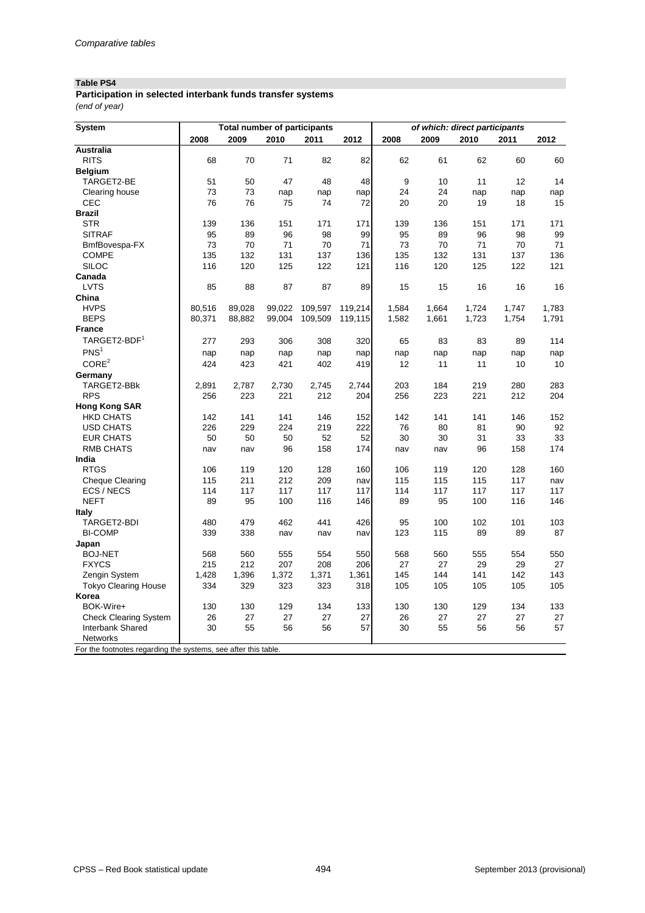**Table PS4**

**Participation in selected interbank funds transfer systems**

*(end of year)*

| System | Total number of participants | | | | | *of which: direct participants* | | | | |
|---|---|---|---|---|---|---|---|---|---|---|
| | 2008 | 2009 | 2010 | 2011 | 2012 | 2008 | 2009 | 2010 | 2011 | 2012 |
| **Australia** | | | | | | | | | | |
| RITS | 68 | 70 | 71 | 82 | 82 | 62 | 61 | 62 | 60 | 60 |
| **Belgium** | | | | | | | | | | |
| TARGET2-BE | 51 | 50 | 47 | 48 | 48 | 9 | 10 | 11 | 12 | 14 |
| Clearing house | 73 | 73 | nap | nap | nap | 24 | 24 | nap | nap | nap |
| CEC | 76 | 76 | 75 | 74 | 72 | 20 | 20 | 19 | 18 | 15 |
| **Brazil** | | | | | | | | | | |
| STR | 139 | 136 | 151 | 171 | 171 | 139 | 136 | 151 | 171 | 171 |
| SITRAF | 95 | 89 | 96 | 98 | 99 | 95 | 89 | 96 | 98 | 99 |
| BmfBovespa-FX | 73 | 70 | 71 | 70 | 71 | 73 | 70 | 71 | 70 | 71 |
| COMPE | 135 | 132 | 131 | 137 | 136 | 135 | 132 | 131 | 137 | 136 |
| SILOC | 116 | 120 | 125 | 122 | 121 | 116 | 120 | 125 | 122 | 121 |
| **Canada** | | | | | | | | | | |
| LVTS | 85 | 88 | 87 | 87 | 89 | 15 | 15 | 16 | 16 | 16 |
| **China** | | | | | | | | | | |
| HVPS | 80,516 | 89,028 | 99,022 | 109,597 | 119,214 | 1,584 | 1,664 | 1,724 | 1,747 | 1,783 |
| BEPS | 80,371 | 88,882 | 99,004 | 109,509 | 119,115 | 1,582 | 1,661 | 1,723 | 1,754 | 1,791 |
| **France** | | | | | | | | | | |
| TARGET2-BDF[1] | 277 | 293 | 306 | 308 | 320 | 65 | 83 | 83 | 89 | 114 |
| PNS[1] | nap | nap | nap | nap | nap | nap | nap | nap | nap | nap |
| CORE[2] | 424 | 423 | 421 | 402 | 419 | 12 | 11 | 11 | 10 | 10 |
| **Germany** | | | | | | | | | | |
| TARGET2-BBk | 2,891 | 2,787 | 2,730 | 2,745 | 2,744 | 203 | 184 | 219 | 280 | 283 |
| RPS | 256 | 223 | 221 | 212 | 204 | 256 | 223 | 221 | 212 | 204 |
| **Hong Kong SAR** | | | | | | | | | | |
| HKD CHATS | 142 | 141 | 141 | 146 | 152 | 142 | 141 | 141 | 146 | 152 |
| USD CHATS | 226 | 229 | 224 | 219 | 222 | 76 | 80 | 81 | 90 | 92 |
| EUR CHATS | 50 | 50 | 50 | 52 | 52 | 30 | 30 | 31 | 33 | 33 |
| RMB CHATS | nav | nav | 96 | 158 | 174 | nav | nav | 96 | 158 | 174 |
| **India** | | | | | | | | | | |
| RTGS | 106 | 119 | 120 | 128 | 160 | 106 | 119 | 120 | 128 | 160 |
| Cheque Clearing | 115 | 211 | 212 | 209 | nav | 115 | 115 | 115 | 117 | nav |
| ECS / NECS | 114 | 117 | 117 | 117 | 117 | 114 | 117 | 117 | 117 | 117 |
| NEFT | 89 | 95 | 100 | 116 | 146 | 89 | 95 | 100 | 116 | 146 |
| **Italy** | | | | | | | | | | |
| TARGET2-BDI | 480 | 479 | 462 | 441 | 426 | 95 | 100 | 102 | 101 | 103 |
| BI-COMP | 339 | 338 | nav | nav | nav | 123 | 115 | 89 | 89 | 87 |
| **Japan** | | | | | | | | | | |
| BOJ-NET | 568 | 560 | 555 | 554 | 550 | 568 | 560 | 555 | 554 | 550 |
| FXYCS | 215 | 212 | 207 | 208 | 206 | 27 | 27 | 29 | 29 | 27 |
| Zengin System | 1,428 | 1,396 | 1,372 | 1,371 | 1,361 | 145 | 144 | 141 | 142 | 143 |
| Tokyo Clearing House | 334 | 329 | 323 | 323 | 318 | 105 | 105 | 105 | 105 | 105 |
| **Korea** | | | | | | | | | | |
| BOK-Wire+ | 130 | 130 | 129 | 134 | 133 | 130 | 130 | 129 | 134 | 133 |
| Check Clearing System | 26 | 27 | 27 | 27 | 27 | 26 | 27 | 27 | 27 | 27 |
| Interbank Shared Networks | 30 | 55 | 56 | 56 | 57 | 30 | 55 | 56 | 56 | 57 |

For the footnotes regarding the systems, see after this table.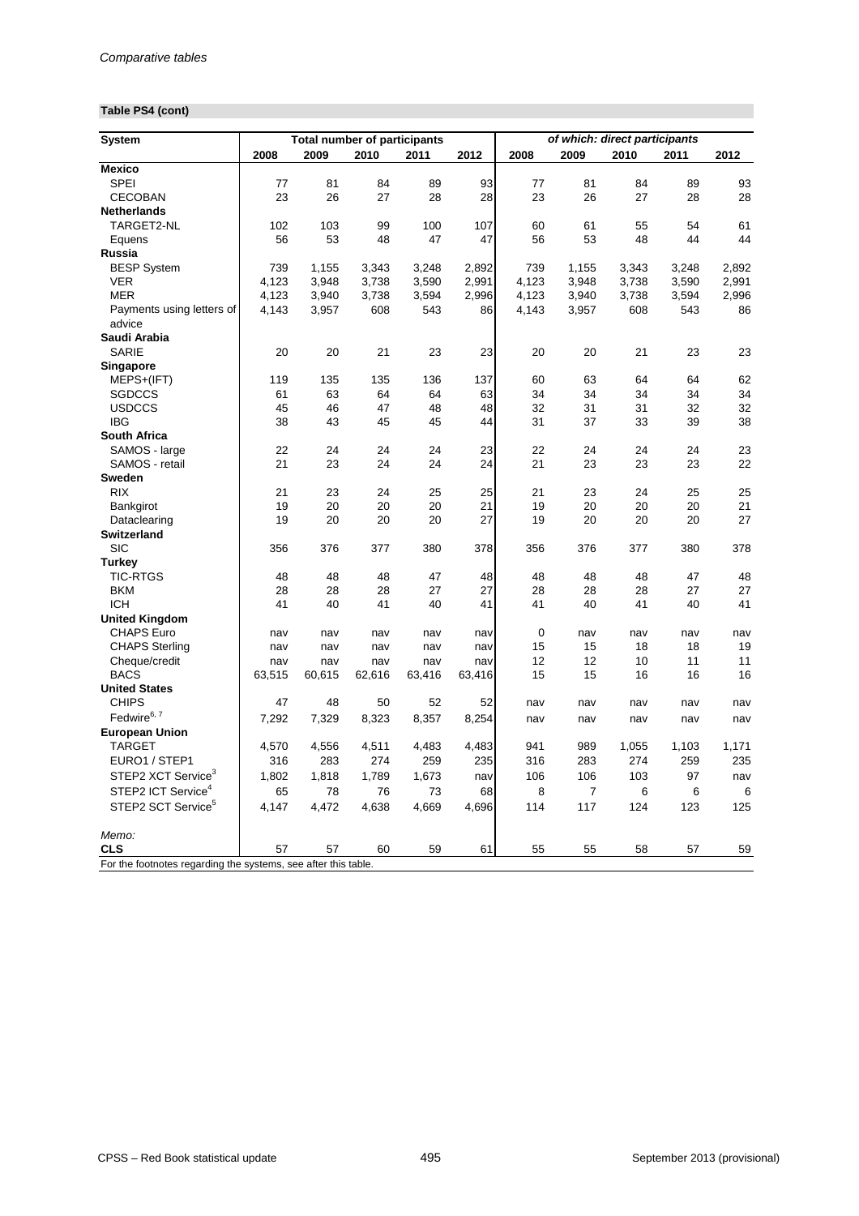**Table PS4 (cont)**

| System | Total number of participants | | | | | of which: direct participants | | | | |
|---|---|---|---|---|---|---|---|---|---|---|
| | 2008 | 2009 | 2010 | 2011 | 2012 | 2008 | 2009 | 2010 | 2011 | 2012 |
| **Mexico** | | | | | | | | | | |
| SPEI | 77 | 81 | 84 | 89 | 93 | 77 | 81 | 84 | 89 | 93 |
| CECOBAN | 23 | 26 | 27 | 28 | 28 | 23 | 26 | 27 | 28 | 28 |
| **Netherlands** | | | | | | | | | | |
| TARGET2-NL | 102 | 103 | 99 | 100 | 107 | 60 | 61 | 55 | 54 | 61 |
| Equens | 56 | 53 | 48 | 47 | 47 | 56 | 53 | 48 | 44 | 44 |
| **Russia** | | | | | | | | | | |
| BESP System | 739 | 1,155 | 3,343 | 3,248 | 2,892 | 739 | 1,155 | 3,343 | 3,248 | 2,892 |
| VER | 4,123 | 3,948 | 3,738 | 3,590 | 2,991 | 4,123 | 3,948 | 3,738 | 3,590 | 2,991 |
| MER | 4,123 | 3,940 | 3,738 | 3,594 | 2,996 | 4,123 | 3,940 | 3,738 | 3,594 | 2,996 |
| Payments using letters of advice | 4,143 | 3,957 | 608 | 543 | 86 | 4,143 | 3,957 | 608 | 543 | 86 |
| **Saudi Arabia** | | | | | | | | | | |
| SARIE | 20 | 20 | 21 | 23 | 23 | 20 | 20 | 21 | 23 | 23 |
| **Singapore** | | | | | | | | | | |
| MEPS+(IFT) | 119 | 135 | 135 | 136 | 137 | 60 | 63 | 64 | 64 | 62 |
| SGDCCS | 61 | 63 | 64 | 64 | 63 | 34 | 34 | 34 | 34 | 34 |
| USDCCS | 45 | 46 | 47 | 48 | 48 | 32 | 31 | 31 | 32 | 32 |
| IBG | 38 | 43 | 45 | 45 | 44 | 31 | 37 | 33 | 39 | 38 |
| **South Africa** | | | | | | | | | | |
| SAMOS - large | 22 | 24 | 24 | 24 | 23 | 22 | 24 | 24 | 24 | 23 |
| SAMOS - retail | 21 | 23 | 24 | 24 | 24 | 21 | 23 | 23 | 23 | 22 |
| **Sweden** | | | | | | | | | | |
| RIX | 21 | 23 | 24 | 25 | 25 | 21 | 23 | 24 | 25 | 25 |
| Bankgirot | 19 | 20 | 20 | 20 | 21 | 19 | 20 | 20 | 20 | 21 |
| Dataclearing | 19 | 20 | 20 | 20 | 27 | 19 | 20 | 20 | 20 | 27 |
| **Switzerland** | | | | | | | | | | |
| SIC | 356 | 376 | 377 | 380 | 378 | 356 | 376 | 377 | 380 | 378 |
| **Turkey** | | | | | | | | | | |
| TIC-RTGS | 48 | 48 | 48 | 47 | 48 | 48 | 48 | 48 | 47 | 48 |
| BKM | 28 | 28 | 28 | 27 | 27 | 28 | 28 | 28 | 27 | 27 |
| ICH | 41 | 40 | 41 | 40 | 41 | 41 | 40 | 41 | 40 | 41 |
| **United Kingdom** | | | | | | | | | | |
| CHAPS Euro | nav | nav | nav | nav | nav | 0 | nav | nav | nav | nav |
| CHAPS Sterling | nav | nav | nav | nav | nav | 15 | 15 | 18 | 18 | 19 |
| Cheque/credit | nav | nav | nav | nav | nav | 12 | 12 | 10 | 11 | 11 |
| BACS | 63,515 | 60,615 | 62,616 | 63,416 | 63,416 | 15 | 15 | 16 | 16 | 16 |
| **United States** | | | | | | | | | | |
| CHIPS | 47 | 48 | 50 | 52 | 52 | nav | nav | nav | nav | nav |
| Fedwire[6, 7] | 7,292 | 7,329 | 8,323 | 8,357 | 8,254 | nav | nav | nav | nav | nav |
| **European Union** | | | | | | | | | | |
| TARGET | 4,570 | 4,556 | 4,511 | 4,483 | 4,483 | 941 | 989 | 1,055 | 1,103 | 1,171 |
| EURO1 / STEP1 | 316 | 283 | 274 | 259 | 235 | 316 | 283 | 274 | 259 | 235 |
| STEP2 XCT Service[3] | 1,802 | 1,818 | 1,789 | 1,673 | nav | 106 | 106 | 103 | 97 | nav |
| STEP2 ICT Service[4] | 65 | 78 | 76 | 73 | 68 | 8 | 7 | 6 | 6 | 6 |
| STEP2 SCT Service[5] | 4,147 | 4,472 | 4,638 | 4,669 | 4,696 | 114 | 117 | 124 | 123 | 125 |
| *Memo:* | | | | | | | | | | |
| **CLS** | 57 | 57 | 60 | 59 | 61 | 55 | 55 | 58 | 57 | 59 |

For the footnotes regarding the systems, see after this table.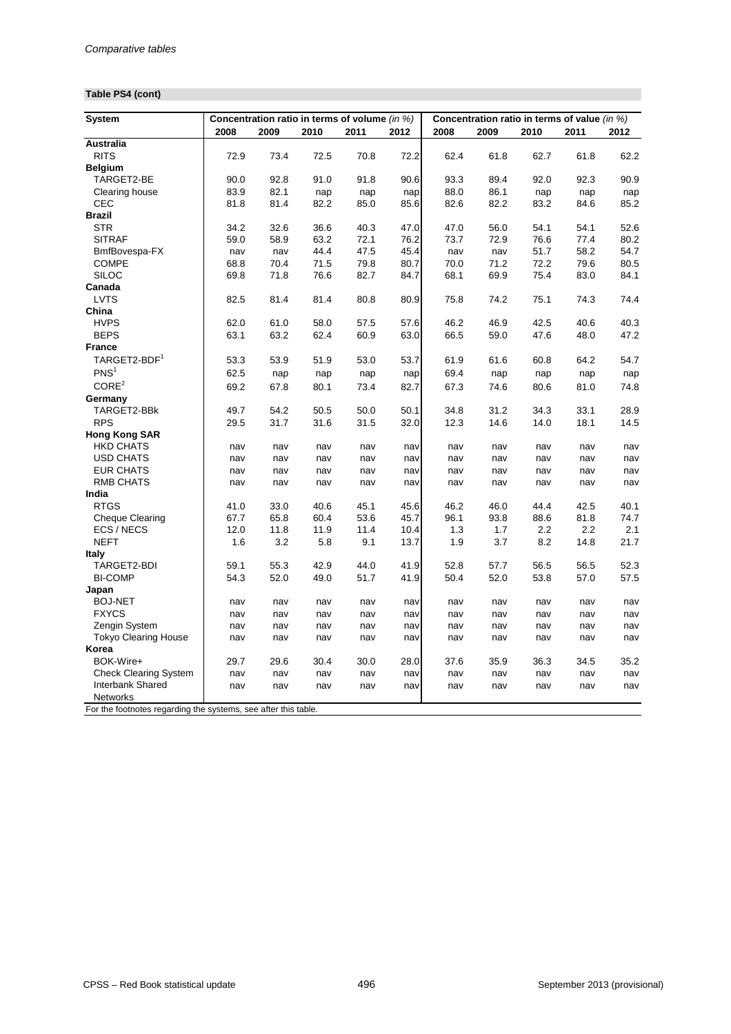**Table PS4 (cont)**

| System | Concentration ratio in terms of volume *(in %)* | | | | | Concentration ratio in terms of value *(in %)* | | | | |
|---|---|---|---|---|---|---|---|---|---|---|
| | 2008 | 2009 | 2010 | 2011 | 2012 | 2008 | 2009 | 2010 | 2011 | 2012 |
| **Australia** | | | | | | | | | | |
| RITS | 72.9 | 73.4 | 72.5 | 70.8 | 72.2 | 62.4 | 61.8 | 62.7 | 61.8 | 62.2 |
| **Belgium** | | | | | | | | | | |
| TARGET2-BE | 90.0 | 92.8 | 91.0 | 91.8 | 90.6 | 93.3 | 89.4 | 92.0 | 92.3 | 90.9 |
| Clearing house | 83.9 | 82.1 | nap | nap | nap | 88.0 | 86.1 | nap | nap | nap |
| CEC | 81.8 | 81.4 | 82.2 | 85.0 | 85.6 | 82.6 | 82.2 | 83.2 | 84.6 | 85.2 |
| **Brazil** | | | | | | | | | | |
| STR | 34.2 | 32.6 | 36.6 | 40.3 | 47.0 | 47.0 | 56.0 | 54.1 | 54.1 | 52.6 |
| SITRAF | 59.0 | 58.9 | 63.2 | 72.1 | 76.2 | 73.7 | 72.9 | 76.6 | 77.4 | 80.2 |
| BmfBovespa-FX | nav | nav | 44.4 | 47.5 | 45.4 | nav | nav | 51.7 | 58.2 | 54.7 |
| COMPE | 68.8 | 70.4 | 71.5 | 79.8 | 80.7 | 70.0 | 71.2 | 72.2 | 79.6 | 80.5 |
| SILOC | 69.8 | 71.8 | 76.6 | 82.7 | 84.7 | 68.1 | 69.9 | 75.4 | 83.0 | 84.1 |
| **Canada** | | | | | | | | | | |
| LVTS | 82.5 | 81.4 | 81.4 | 80.8 | 80.9 | 75.8 | 74.2 | 75.1 | 74.3 | 74.4 |
| **China** | | | | | | | | | | |
| HVPS | 62.0 | 61.0 | 58.0 | 57.5 | 57.6 | 46.2 | 46.9 | 42.5 | 40.6 | 40.3 |
| BEPS | 63.1 | 63.2 | 62.4 | 60.9 | 63.0 | 66.5 | 59.0 | 47.6 | 48.0 | 47.2 |
| **France** | | | | | | | | | | |
| TARGET2-BDF[1] | 53.3 | 53.9 | 51.9 | 53.0 | 53.7 | 61.9 | 61.6 | 60.8 | 64.2 | 54.7 |
| PNS[1] | 62.5 | nap | nap | nap | nap | 69.4 | nap | nap | nap | nap |
| CORE[2] | 69.2 | 67.8 | 80.1 | 73.4 | 82.7 | 67.3 | 74.6 | 80.6 | 81.0 | 74.8 |
| **Germany** | | | | | | | | | | |
| TARGET2-BBk | 49.7 | 54.2 | 50.5 | 50.0 | 50.1 | 34.8 | 31.2 | 34.3 | 33.1 | 28.9 |
| RPS | 29.5 | 31.7 | 31.6 | 31.5 | 32.0 | 12.3 | 14.6 | 14.0 | 18.1 | 14.5 |
| **Hong Kong SAR** | | | | | | | | | | |
| HKD CHATS | nav | nav | nav | nav | nav | nav | nav | nav | nav | nav |
| USD CHATS | nav | nav | nav | nav | nav | nav | nav | nav | nav | nav |
| EUR CHATS | nav | nav | nav | nav | nav | nav | nav | nav | nav | nav |
| RMB CHATS | nav | nav | nav | nav | nav | nav | nav | nav | nav | nav |
| **India** | | | | | | | | | | |
| RTGS | 41.0 | 33.0 | 40.6 | 45.1 | 45.6 | 46.2 | 46.0 | 44.4 | 42.5 | 40.1 |
| Cheque Clearing | 67.7 | 65.8 | 60.4 | 53.6 | 45.7 | 96.1 | 93.8 | 88.6 | 81.8 | 74.7 |
| ECS / NECS | 12.0 | 11.8 | 11.9 | 11.4 | 10.4 | 1.3 | 1.7 | 2.2 | 2.2 | 2.1 |
| NEFT | 1.6 | 3.2 | 5.8 | 9.1 | 13.7 | 1.9 | 3.7 | 8.2 | 14.8 | 21.7 |
| **Italy** | | | | | | | | | | |
| TARGET2-BDI | 59.1 | 55.3 | 42.9 | 44.0 | 41.9 | 52.8 | 57.7 | 56.5 | 56.5 | 52.3 |
| BI-COMP | 54.3 | 52.0 | 49.0 | 51.7 | 41.9 | 50.4 | 52.0 | 53.8 | 57.0 | 57.5 |
| **Japan** | | | | | | | | | | |
| BOJ-NET | nav | nav | nav | nav | nav | nav | nav | nav | nav | nav |
| FXYCS | nav | nav | nav | nav | nav | nav | nav | nav | nav | nav |
| Zengin System | nav | nav | nav | nav | nav | nav | nav | nav | nav | nav |
| Tokyo Clearing House | nav | nav | nav | nav | nav | nav | nav | nav | nav | nav |
| **Korea** | | | | | | | | | | |
| BOK-Wire+ | 29.7 | 29.6 | 30.4 | 30.0 | 28.0 | 37.6 | 35.9 | 36.3 | 34.5 | 35.2 |
| Check Clearing System | nav | nav | nav | nav | nav | nav | nav | nav | nav | nav |
| Interbank Shared Networks | nav | nav | nav | nav | nav | nav | nav | nav | nav | nav |

For the footnotes regarding the systems, see after this table.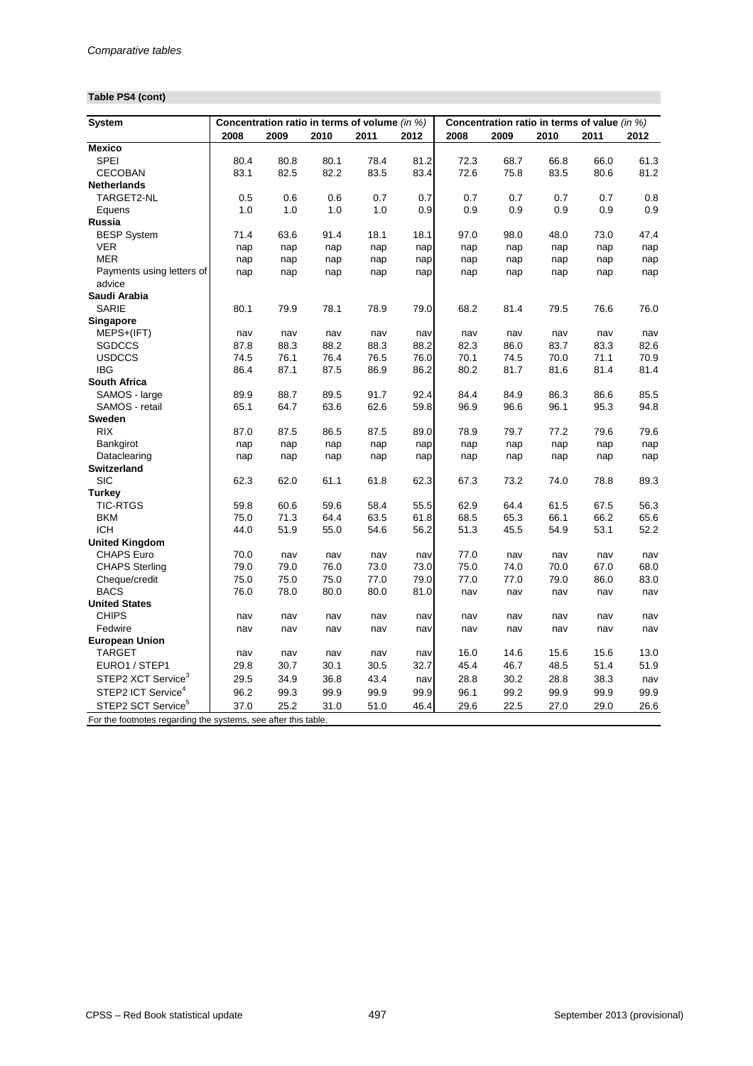**Table PS4 (cont)**

| System | Concentration ratio in terms of volume *(in %)* | | | | | Concentration ratio in terms of value *(in %)* | | | | |
|---|---|---|---|---|---|---|---|---|---|---|
| | 2008 | 2009 | 2010 | 2011 | 2012 | 2008 | 2009 | 2010 | 2011 | 2012 |
| **Mexico** | | | | | | | | | | |
| SPEI | 80.4 | 80.8 | 80.1 | 78.4 | 81.2 | 72.3 | 68.7 | 66.8 | 66.0 | 61.3 |
| CECOBAN | 83.1 | 82.5 | 82.2 | 83.5 | 83.4 | 72.6 | 75.8 | 83.5 | 80.6 | 81.2 |
| **Netherlands** | | | | | | | | | | |
| TARGET2-NL | 0.5 | 0.6 | 0.6 | 0.7 | 0.7 | 0.7 | 0.7 | 0.7 | 0.7 | 0.8 |
| Equens | 1.0 | 1.0 | 1.0 | 1.0 | 0.9 | 0.9 | 0.9 | 0.9 | 0.9 | 0.9 |
| **Russia** | | | | | | | | | | |
| BESP System | 71.4 | 63.6 | 91.4 | 18.1 | 18.1 | 97.0 | 98.0 | 48.0 | 73.0 | 47.4 |
| VER | nap | nap | nap | nap | nap | nap | nap | nap | nap | nap |
| MER | nap | nap | nap | nap | nap | nap | nap | nap | nap | nap |
| Payments using letters of advice | nap | nap | nap | nap | nap | nap | nap | nap | nap | nap |
| **Saudi Arabia** | | | | | | | | | | |
| SARIE | 80.1 | 79.9 | 78.1 | 78.9 | 79.0 | 68.2 | 81.4 | 79.5 | 76.6 | 76.0 |
| **Singapore** | | | | | | | | | | |
| MEPS+(IFT) | nav | nav | nav | nav | nav | nav | nav | nav | nav | nav |
| SGDCCS | 87.8 | 88.3 | 88.2 | 88.3 | 88.2 | 82.3 | 86.0 | 83.7 | 83.3 | 82.6 |
| USDCCS | 74.5 | 76.1 | 76.4 | 76.5 | 76.0 | 70.1 | 74.5 | 70.0 | 71.1 | 70.9 |
| IBG | 86.4 | 87.1 | 87.5 | 86.9 | 86.2 | 80.2 | 81.7 | 81.6 | 81.4 | 81.4 |
| **South Africa** | | | | | | | | | | |
| SAMOS - large | 89.9 | 88.7 | 89.5 | 91.7 | 92.4 | 84.4 | 84.9 | 86.3 | 86.6 | 85.5 |
| SAMOS - retail | 65.1 | 64.7 | 63.6 | 62.6 | 59.8 | 96.9 | 96.6 | 96.1 | 95.3 | 94.8 |
| **Sweden** | | | | | | | | | | |
| RIX | 87.0 | 87.5 | 86.5 | 87.5 | 89.0 | 78.9 | 79.7 | 77.2 | 79.6 | 79.6 |
| Bankgirot | nap | nap | nap | nap | nap | nap | nap | nap | nap | nap |
| Dataclearing | nap | nap | nap | nap | nap | nap | nap | nap | nap | nap |
| **Switzerland** | | | | | | | | | | |
| SIC | 62.3 | 62.0 | 61.1 | 61.8 | 62.3 | 67.3 | 73.2 | 74.0 | 78.8 | 89.3 |
| **Turkey** | | | | | | | | | | |
| TIC-RTGS | 59.8 | 60.6 | 59.6 | 58.4 | 55.5 | 62.9 | 64.4 | 61.5 | 67.5 | 56.3 |
| BKM | 75.0 | 71.3 | 64.4 | 63.5 | 61.8 | 68.5 | 65.3 | 66.1 | 66.2 | 65.6 |
| ICH | 44.0 | 51.9 | 55.0 | 54.6 | 56.2 | 51.3 | 45.5 | 54.9 | 53.1 | 52.2 |
| **United Kingdom** | | | | | | | | | | |
| CHAPS Euro | 70.0 | nav | nav | nav | nav | 77.0 | nav | nav | nav | nav |
| CHAPS Sterling | 79.0 | 79.0 | 76.0 | 73.0 | 73.0 | 75.0 | 74.0 | 70.0 | 67.0 | 68.0 |
| Cheque/credit | 75.0 | 75.0 | 75.0 | 77.0 | 79.0 | 77.0 | 77.0 | 79.0 | 86.0 | 83.0 |
| BACS | 76.0 | 78.0 | 80.0 | 80.0 | 81.0 | nav | nav | nav | nav | nav |
| **United States** | | | | | | | | | | |
| CHIPS | nav | nav | nav | nav | nav | nav | nav | nav | nav | nav |
| Fedwire | nav | nav | nav | nav | nav | nav | nav | nav | nav | nav |
| **European Union** | | | | | | | | | | |
| TARGET | nav | nav | nav | nav | nav | 16.0 | 14.6 | 15.6 | 15.6 | 13.0 |
| EURO1 / STEP1 | 29.8 | 30.7 | 30.1 | 30.5 | 32.7 | 45.4 | 46.7 | 48.5 | 51.4 | 51.9 |
| STEP2 XCT Service[3] | 29.5 | 34.9 | 36.8 | 43.4 | nav | 28.8 | 30.2 | 28.8 | 38.3 | nav |
| STEP2 ICT Service[4] | 96.2 | 99.3 | 99.9 | 99.9 | 99.9 | 96.1 | 99.2 | 99.9 | 99.9 | 99.9 |
| STEP2 SCT Service[5] | 37.0 | 25.2 | 31.0 | 51.0 | 46.4 | 29.6 | 22.5 | 27.0 | 29.0 | 26.6 |

For the footnotes regarding the systems, see after this table.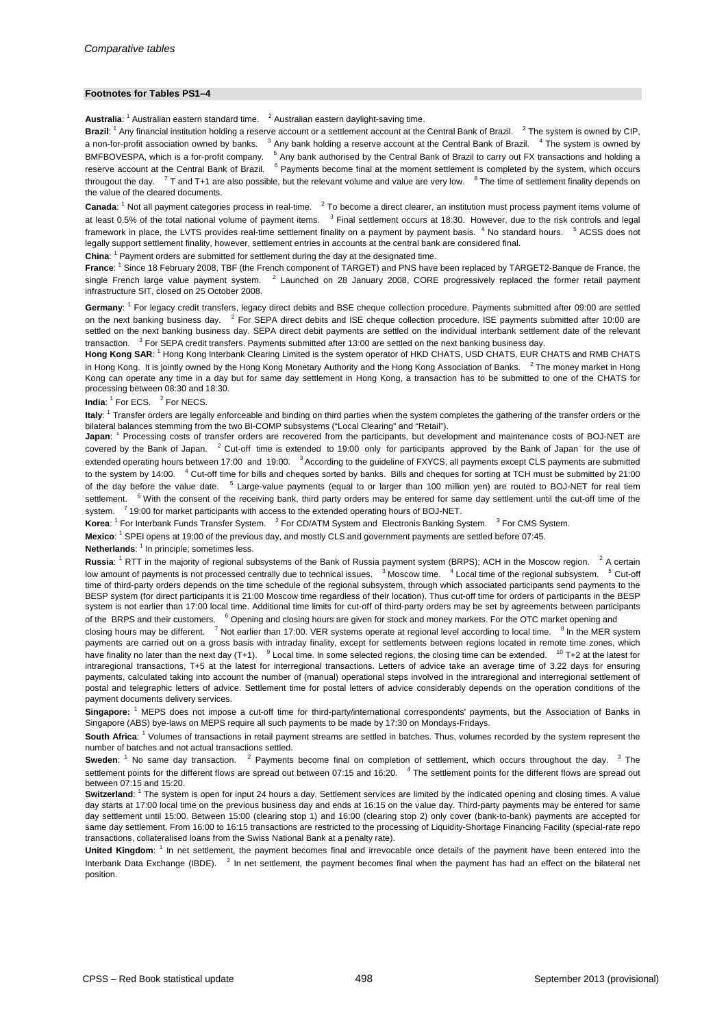## Footnotes for Tables PS1–4

**Australia**: [1] Australian eastern standard time. [2] Australian eastern daylight-saving time.

**Brazil**: [1] Any financial institution holding a reserve account or a settlement account at the Central Bank of Brazil. [2] The system is owned by CIP, a non-for-profit association owned by banks. [3] Any bank holding a reserve account at the Central Bank of Brazil. [4] The system is owned by BMFBOVESPA, which is a for-profit company. [5] Any bank authorised by the Central Bank of Brazil to carry out FX transactions and holding a reserve account at the Central Bank of Brazil. [6] Payments become final at the moment settlement is completed by the system, which occurs througout the day. [7] T and T+1 are also possible, but the relevant volume and value are very low. [8] The time of settlement finality depends on the value of the cleared documents.

**Canada**: [1] Not all payment categories process in real-time. [2] To become a direct clearer, an institution must process payment items volume of at least 0.5% of the total national volume of payment items. [3] Final settlement occurs at 18:30. However, due to the risk controls and legal framework in place, the LVTS provides real-time settlement finality on a payment by payment basis. [4] No standard hours. [5] ACSS does not legally support settlement finality, however, settlement entries in accounts at the central bank are considered final.

**China**: [1] Payment orders are submitted for settlement during the day at the designated time.

**France**: [1] Since 18 February 2008, TBF (the French component of TARGET) and PNS have been replaced by TARGET2-Banque de France, the single French large value payment system. [2] Launched on 28 January 2008, CORE progressively replaced the former retail payment infrastructure SIT, closed on 25 October 2008.

**Germany**: [1] For legacy credit transfers, legacy direct debits and BSE cheque collection procedure. Payments submitted after 09:00 are settled on the next banking business day. [2] For SEPA direct debits and ISE cheque collection procedure. ISE payments submitted after 10:00 are settled on the next banking business day. SEPA direct debit payments are settled on the individual interbank settlement date of the relevant transaction. [3] For SEPA credit transfers. Payments submitted after 13:00 are settled on the next banking business day.

**Hong Kong SAR**: [1] Hong Kong Interbank Clearing Limited is the system operator of HKD CHATS, USD CHATS, EUR CHATS and RMB CHATS in Hong Kong. It is jointly owned by the Hong Kong Monetary Authority and the Hong Kong Association of Banks. [2] The money market in Hong Kong can operate any time in a day but for same day settlement in Hong Kong, a transaction has to be submitted to one of the CHATS for processing between 08:30 and 18:30.

**India**: [1] For ECS. [2] For NECS.

**Italy**: [1] Transfer orders are legally enforceable and binding on third parties when the system completes the gathering of the transfer orders or the bilateral balances stemming from the two BI-COMP subsystems ("Local Clearing" and "Retail").

**Japan**: [1] Processing costs of transfer orders are recovered from the participants, but development and maintenance costs of BOJ-NET are covered by the Bank of Japan. [2] Cut-off time is extended to 19:00 only for participants approved by the Bank of Japan for the use of extended operating hours between 17:00 and 19:00. [3] According to the guideline of FXYCS, all payments except CLS payments are submitted to the system by 14:00. [4] Cut-off time for bills and cheques sorted by banks. Bills and cheques for sorting at TCH must be submitted by 21:00 of the day before the value date. [5] Large-value payments (equal to or larger than 100 million yen) are routed to BOJ-NET for real tiem settlement. [6] With the consent of the receiving bank, third party orders may be entered for same day settlement until the cut-off time of the system. [7] 19:00 for market participants with access to the extended operating hours of BOJ-NET.

**Korea**: [1] For Interbank Funds Transfer System. [2] For CD/ATM System and Electronis Banking System. [3] For CMS System.

**Mexico**: [1] SPEI opens at 19:00 of the previous day, and mostly CLS and government payments are settled before 07:45.

**Netherlands**: [1] In principle; sometimes less.

**Russia**: [1] RTT in the majority of regional subsystems of the Bank of Russia payment system (BRPS); ACH in the Moscow region. [2] A certain low amount of payments is not processed centrally due to technical issues. [3] Moscow time. [4] Local time of the regional subsystem. [5] Cut-off time of third-party orders depends on the time schedule of the regional subsystem, through which associated participants send payments to the BESP system (for direct participants it is 21:00 Moscow time regardless of their location). Thus cut-off time for orders of participants in the BESP system is not earlier than 17:00 local time. Additional time limits for cut-off of third-party orders may be set by agreements between participants of the BRPS and their customers. [6] Opening and closing hours are given for stock and money markets. For the OTC market opening and closing hours may be different. [7] Not earlier than 17:00. VER systems operate at regional level according to local time. [8] In the MER system payments are carried out on a gross basis with intraday finality, except for settlements between regions located in remote time zones, which have finality no later than the next day (T+1). [9] Local time. In some selected regions, the closing time can be extended. [10] T+2 at the latest for intraregional transactions, T+5 at the latest for interregional transactions. Letters of advice take an average time of 3.22 days for ensuring payments, calculated taking into account the number of (manual) operational steps involved in the intraregional and interregional settlement of postal and telegraphic letters of advice. Settlement time for postal letters of advice considerably depends on the operation conditions of the payment documents delivery services.

**Singapore:** [1] MEPS does not impose a cut-off time for third-party/international correspondents' payments, but the Association of Banks in Singapore (ABS) bye-laws on MEPS require all such payments to be made by 17:30 on Mondays-Fridays.

**South Africa**: [1] Volumes of transactions in retail payment streams are settled in batches. Thus, volumes recorded by the system represent the number of batches and not actual transactions settled.

**Sweden**: [1] No same day transaction. [2] Payments become final on completion of settlement, which occurs throughout the day. [3] The settlement points for the different flows are spread out between 07:15 and 16:20. [4] The settlement points for the different flows are spread out between 07:15 and 15:20.

**Switzerland**: [1] The system is open for input 24 hours a day. Settlement services are limited by the indicated opening and closing times. A value day starts at 17:00 local time on the previous business day and ends at 16:15 on the value day. Third-party payments may be entered for same day settlement until 15:00. Between 15:00 (clearing stop 1) and 16:00 (clearing stop 2) only cover (bank-to-bank) payments are accepted for same day settlement. From 16:00 to 16:15 transactions are restricted to the processing of Liquidity-Shortage Financing Facility (special-rate repo transactions, collateralised loans from the Swiss National Bank at a penalty rate).

**United Kingdom**: [1] In net settlement, the payment becomes final and irrevocable once details of the payment have been entered into the Interbank Data Exchange (IBDE). [2] In net settlement, the payment becomes final when the payment has had an effect on the bilateral net position.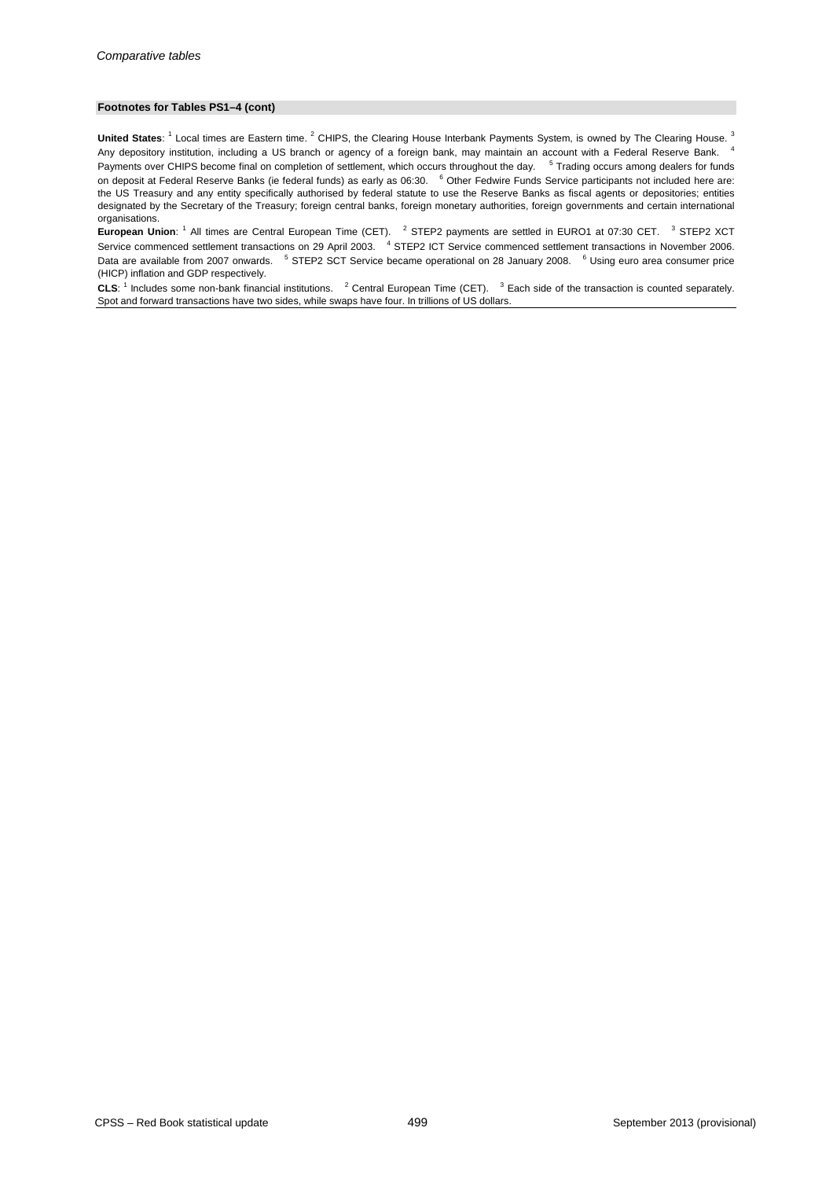**Footnotes for Tables PS1–4 (cont)**

**United States**: [1] Local times are Eastern time. [2] CHIPS, the Clearing House Interbank Payments System, is owned by The Clearing House. [3] Any depository institution, including a US branch or agency of a foreign bank, may maintain an account with a Federal Reserve Bank. [4] Payments over CHIPS become final on completion of settlement, which occurs throughout the day. [5] Trading occurs among dealers for funds on deposit at Federal Reserve Banks (ie federal funds) as early as 06:30. [6] Other Fedwire Funds Service participants not included here are: the US Treasury and any entity specifically authorised by federal statute to use the Reserve Banks as fiscal agents or depositories; entities designated by the Secretary of the Treasury; foreign central banks, foreign monetary authorities, foreign governments and certain international organisations.

**European Union**: [1] All times are Central European Time (CET). [2] STEP2 payments are settled in EURO1 at 07:30 CET. [3] STEP2 XCT Service commenced settlement transactions on 29 April 2003. [4] STEP2 ICT Service commenced settlement transactions in November 2006. Data are available from 2007 onwards. [5] STEP2 SCT Service became operational on 28 January 2008. [6] Using euro area consumer price (HICP) inflation and GDP respectively.

**CLS**: [1] Includes some non-bank financial institutions. [2] Central European Time (CET). [3] Each side of the transaction is counted separately. Spot and forward transactions have two sides, while swaps have four. In trillions of US dollars.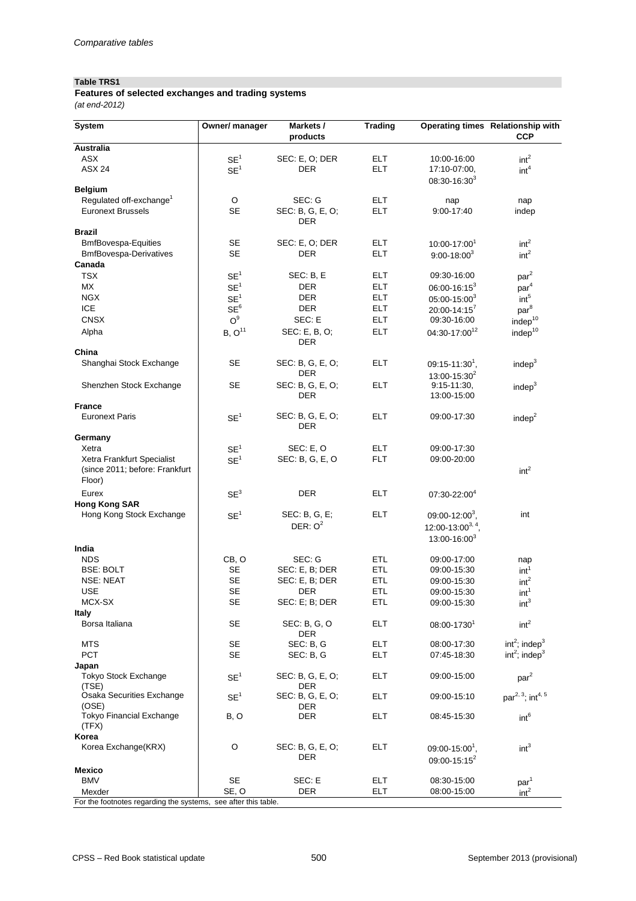*Comparative tables*

**Table TRS1**

**Features of selected exchanges and trading systems**

*(at end-2012)*

| System | Owner/ manager | Markets / products | Trading | Operating times | Relationship with CCP |
|---|---|---|---|---|---|
| **Australia** | | | | | |
| ASX | SE[1] | SEC: E, O; DER | ELT | 10:00-16:00 | int[2] |
| ASX 24 | SE[1] | DER | ELT | 17:10-07:00, 08:30-16:30[3] | int[4] |
| **Belgium** | | | | | |
| Regulated off-exchange[1] | O | SEC: G | ELT | nap | nap |
| Euronext Brussels | SE | SEC: B, G, E, O; DER | ELT | 9:00-17:40 | indep |
| **Brazil** | | | | | |
| BmfBovespa-Equities | SE | SEC: E, O; DER | ELT | 10:00-17:00[1] | int[2] |
| BmfBovespa-Derivatives | SE | DER | ELT | 9:00-18:00[3] | int[2] |
| **Canada** | | | | | |
| TSX | SE[1] | SEC: B, E | ELT | 09:30-16:00 | par[2] |
| MX | SE[1] | DER | ELT | 06:00-16:15[3] | par[4] |
| NGX | SE[1] | DER | ELT | 05:00-15:00[3] | int[5] |
| ICE | SE[6] | DER | ELT | 20:00-14:15[7] | par[8] |
| CNSX | O[9] | SEC: E | ELT | 09:30-16:00 | indep[10] |
| Alpha | B, O[11] | SEC: E, B, O; DER | ELT | 04:30-17:00[12] | indep[10] |
| **China** | | | | | |
| Shanghai Stock Exchange | SE | SEC: B, G, E, O; DER | ELT | 09:15-11:30[1], 13:00-15:30[2] | indep[3] |
| Shenzhen Stock Exchange | SE | SEC: B, G, E, O; DER | ELT | 9:15-11:30, 13:00-15:00 | indep[3] |
| **France** | | | | | |
| Euronext Paris | SE[1] | SEC: B, G, E, O; DER | ELT | 09:00-17:30 | indep[2] |
| **Germany** | | | | | |
| Xetra | SE[1] | SEC: E, O | ELT | 09:00-17:30 | |
| Xetra Frankfurt Specialist (since 2011; before: Frankfurt Floor) | SE[1] | SEC: B, G, E, O | FLT | 09:00-20:00 | int[2] |
| Eurex | SE[3] | DER | ELT | 07:30-22:00[4] | |
| **Hong Kong SAR** | | | | | |
| Hong Kong Stock Exchange | SE[1] | SEC: B, G, E; DER: O[2] | ELT | 09:00-12:00[3], 12:00-13:00[3, 4], 13:00-16:00[3] | int |
| **India** | | | | | |
| NDS | CB, O | SEC: G | ETL | 09:00-17:00 | nap |
| BSE: BOLT | SE | SEC: E, B; DER | ETL | 09:00-15:30 | int[1] |
| NSE: NEAT | SE | SEC: E, B; DER | ETL | 09:00-15:30 | int[2] |
| USE | SE | DER | ETL | 09:00-15:30 | int[1] |
| MCX-SX | SE | SEC: E; B; DER | ETL | 09:00-15:30 | int[3] |
| **Italy** | | | | | |
| Borsa Italiana | SE | SEC: B, G, O DER | ELT | 08:00-1730[1] | int[2] |
| MTS | SE | SEC: B, G | ELT | 08:00-17:30 | int[2]; indep[3] |
| PCT | SE | SEC: B, G | ELT | 07:45-18:30 | int[2]; indep[3] |
| **Japan** | | | | | |
| Tokyo Stock Exchange (TSE) | SE[1] | SEC: B, G, E, O; DER | ELT | 09:00-15:00 | par[2] |
| Osaka Securities Exchange (OSE) | SE[1] | SEC: B, G, E, O; DER | ELT | 09:00-15:10 | par[2, 3]; int[4, 5] |
| Tokyo Financial Exchange (TFX) | B, O | DER | ELT | 08:45-15:30 | int[6] |
| **Korea** | | | | | |
| Korea Exchange(KRX) | O | SEC: B, G, E, O; DER | ELT | 09:00-15:00[1], 09:00-15:15[2] | int[3] |
| **Mexico** | | | | | |
| BMV | SE | SEC: E | ELT | 08:30-15:00 | par[1] |
| Mexder | SE, O | DER | ELT | 08:00-15:00 | int[2] |

For the footnotes regarding the systems, see after this table.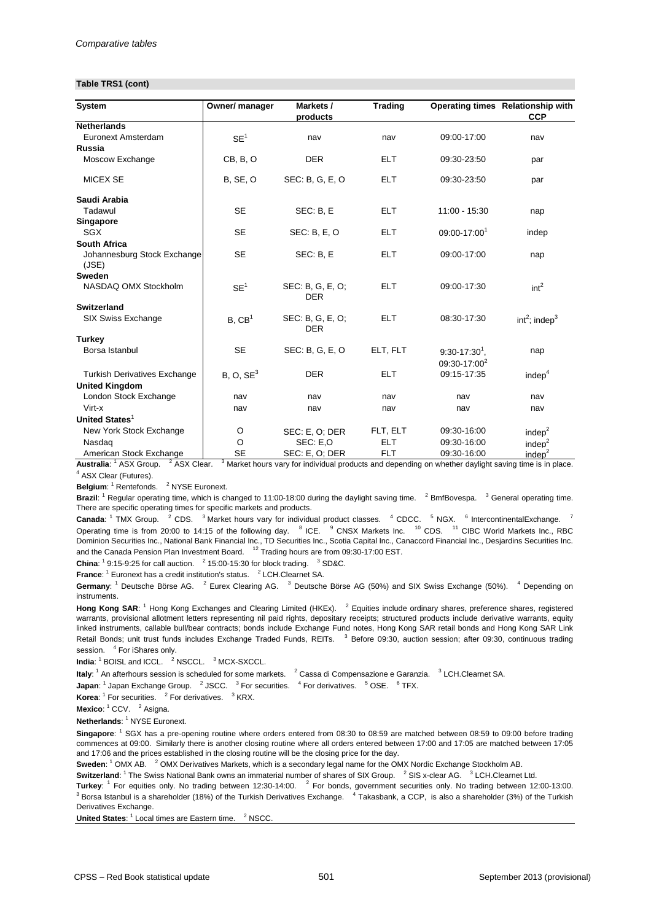**Table TRS1 (cont)**

| System | Owner/ manager | Markets / products | Trading | Operating times | Relationship with CCP |
|---|---|---|---|---|---|
| **Netherlands** | | | | | |
| Euronext Amsterdam | SE[1] | nav | nav | 09:00-17:00 | nav |
| **Russia** | | | | | |
| Moscow Exchange | CB, B, O | DER | ELT | 09:30-23:50 | par |
| MICEX SE | B, SE, O | SEC: B, G, E, O | ELT | 09:30-23:50 | par |
| **Saudi Arabia** | | | | | |
| Tadawul | SE | SEC: B, E | ELT | 11:00 - 15:30 | nap |
| **Singapore** | | | | | |
| SGX | SE | SEC: B, E, O | ELT | 09:00-17:00[1] | indep |
| **South Africa** | | | | | |
| Johannesburg Stock Exchange (JSE) | SE | SEC: B, E | ELT | 09:00-17:00 | nap |
| **Sweden** | | | | | |
| NASDAQ OMX Stockholm | SE[1] | SEC: B, G, E, O; DER | ELT | 09:00-17:30 | int[2] |
| **Switzerland** | | | | | |
| SIX Swiss Exchange | B, CB[1] | SEC: B, G, E, O; DER | ELT | 08:30-17:30 | int[2]; indep[3] |
| **Turkey** | | | | | |
| Borsa Istanbul | SE | SEC: B, G, E, O | ELT, FLT | 9:30-17:30[1], 09:30-17:00[2] | nap |
| Turkish Derivatives Exchange | B, O, SE[3] | DER | ELT | 09:15-17:35 | indep[4] |
| **United Kingdom** | | | | | |
| London Stock Exchange | nav | nav | nav | nav | nav |
| Virt-x | nav | nav | nav | nav | nav |
| **United States**[1] | | | | | |
| New York Stock Exchange | O | SEC: E, O; DER | FLT, ELT | 09:30-16:00 | indep[2] |
| Nasdaq | O | SEC: E,O | ELT | 09:30-16:00 | indep[2] |
| American Stock Exchange | SE | SEC: E, O; DER | FLT | 09:30-16:00 | indep[2] |

**Australia**: [1] ASX Group. [2] ASX Clear. [3] Market hours vary for individual products and depending on whether daylight saving time is in place. [4] ASX Clear (Futures).

**Belgium**: [1] Rentefonds. [2] NYSE Euronext.

**Brazil**: [1] Regular operating time, which is changed to 11:00-18:00 during the daylight saving time. [2] BmfBovespa. [3] General operating time. There are specific operating times for specific markets and products.

**Canada**: [1] TMX Group. [2] CDS. [3] Market hours vary for individual product classes. [4] CDCC. [5] NGX. [6] IntercontinentalExchange. [7] Operating time is from 20:00 to 14:15 of the following day. [8] ICE. [9] CNSX Markets Inc. [10] CDS. [11] CIBC World Markets Inc., RBC Dominion Securities Inc., National Bank Financial Inc., TD Securities Inc., Scotia Capital Inc., Canaccord Financial Inc., Desjardins Securities Inc. and the Canada Pension Plan Investment Board. [12] Trading hours are from 09:30-17:00 EST.

**China**: [1] 9:15-9:25 for call auction. [2] 15:00-15:30 for block trading. [3] SD&C.

**France**: [1] Euronext has a credit institution's status. [2] LCH.Clearnet SA.

**Germany**: [1] Deutsche Börse AG. [2] Eurex Clearing AG. [3] Deutsche Börse AG (50%) and SIX Swiss Exchange (50%). [4] Depending on instruments.

**Hong Kong SAR**: [1] Hong Kong Exchanges and Clearing Limited (HKEx). [2] Equities include ordinary shares, preference shares, registered warrants, provisional allotment letters representing nil paid rights, depositary receipts; structured products include derivative warrants, equity linked instruments, callable bull/bear contracts; bonds include Exchange Fund notes, Hong Kong SAR retail bonds and Hong Kong SAR Link Retail Bonds; unit trust funds includes Exchange Traded Funds, REITs. [3] Before 09:30, auction session; after 09:30, continuous trading session. [4] For iShares only.

**India**: [1] BOISL and ICCL. [2] NSCCL. [3] MCX-SXCCL.

**Italy**: [1] An afterhours session is scheduled for some markets. [2] Cassa di Compensazione e Garanzia. [3] LCH.Clearnet SA.

**Japan**: [1] Japan Exchange Group. [2] JSCC. [3] For securities. [4] For derivatives. [5] OSE. [6] TFX.

**Korea**: [1] For securities. [2] For derivatives. [3] KRX.

**Mexico**: [1] CCV. [2] Asigna.

**Netherlands**: [1] NYSE Euronext.

**Singapore**: [1] SGX has a pre-opening routine where orders entered from 08:30 to 08:59 are matched between 08:59 to 09:00 before trading commences at 09:00. Similarly there is another closing routine where all orders entered between 17:00 and 17:05 are matched between 17:05 and 17:06 and the prices established in the closing routine will be the closing price for the day.

**Sweden**: [1] OMX AB. [2] OMX Derivatives Markets, which is a secondary legal name for the OMX Nordic Exchange Stockholm AB.

**Switzerland**: [1] The Swiss National Bank owns an immaterial number of shares of SIX Group. [2] SIS x-clear AG. [3] LCH.Clearnet Ltd.

**Turkey**: [1] For equities only. No trading between 12:30-14:00. [2] For bonds, government securities only. No trading between 12:00-13:00. [3] Borsa Istanbul is a shareholder (18%) of the Turkish Derivatives Exchange. [4] Takasbank, a CCP, is also a shareholder (3%) of the Turkish Derivatives Exchange.

**United States**: [1] Local times are Eastern time. [2] NSCC.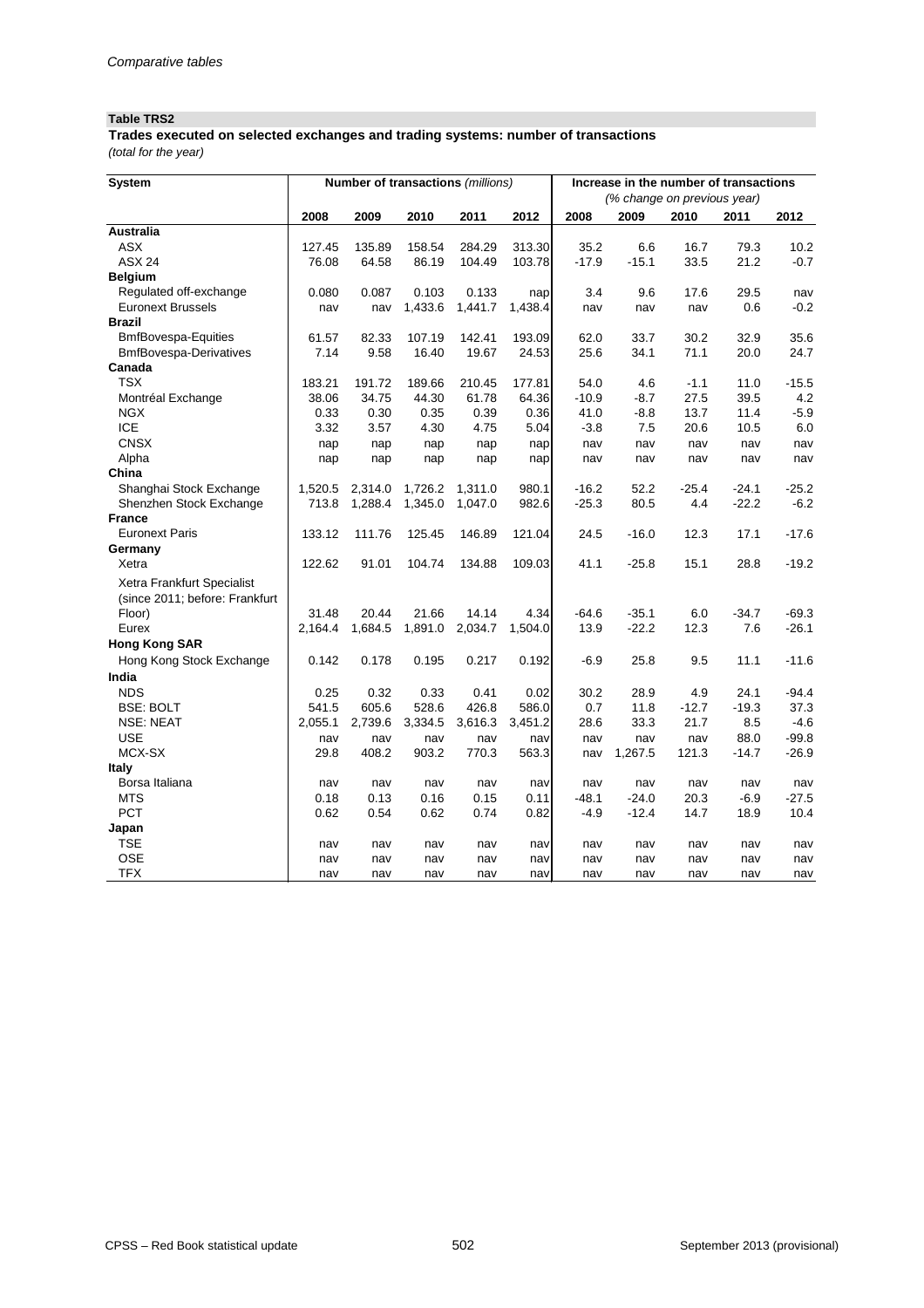*Comparative tables*

**Table TRS2**

**Trades executed on selected exchanges and trading systems: number of transactions**

*(total for the year)*

| System | Number of transactions *(millions)* | | | | | Increase in the number of transactions *(% change on previous year)* | | | | |
|---|---|---|---|---|---|---|---|---|---|---|
| | 2008 | 2009 | 2010 | 2011 | 2012 | 2008 | 2009 | 2010 | 2011 | 2012 |
| **Australia** | | | | | | | | | | |
| ASX | 127.45 | 135.89 | 158.54 | 284.29 | 313.30 | 35.2 | 6.6 | 16.7 | 79.3 | 10.2 |
| ASX 24 | 76.08 | 64.58 | 86.19 | 104.49 | 103.78 | -17.9 | -15.1 | 33.5 | 21.2 | -0.7 |
| **Belgium** | | | | | | | | | | |
| Regulated off-exchange | 0.080 | 0.087 | 0.103 | 0.133 | nap | 3.4 | 9.6 | 17.6 | 29.5 | nav |
| Euronext Brussels | nav | nav | 1,433.6 | 1,441.7 | 1,438.4 | nav | nav | nav | 0.6 | -0.2 |
| **Brazil** | | | | | | | | | | |
| BmfBovespa-Equities | 61.57 | 82.33 | 107.19 | 142.41 | 193.09 | 62.0 | 33.7 | 30.2 | 32.9 | 35.6 |
| BmfBovespa-Derivatives | 7.14 | 9.58 | 16.40 | 19.67 | 24.53 | 25.6 | 34.1 | 71.1 | 20.0 | 24.7 |
| **Canada** | | | | | | | | | | |
| TSX | 183.21 | 191.72 | 189.66 | 210.45 | 177.81 | 54.0 | 4.6 | -1.1 | 11.0 | -15.5 |
| Montréal Exchange | 38.06 | 34.75 | 44.30 | 61.78 | 64.36 | -10.9 | -8.7 | 27.5 | 39.5 | 4.2 |
| NGX | 0.33 | 0.30 | 0.35 | 0.39 | 0.36 | 41.0 | -8.8 | 13.7 | 11.4 | -5.9 |
| ICE | 3.32 | 3.57 | 4.30 | 4.75 | 5.04 | -3.8 | 7.5 | 20.6 | 10.5 | 6.0 |
| CNSX | nap | nap | nap | nap | nap | nav | nav | nav | nav | nav |
| Alpha | nap | nap | nap | nap | nap | nav | nav | nav | nav | nav |
| **China** | | | | | | | | | | |
| Shanghai Stock Exchange | 1,520.5 | 2,314.0 | 1,726.2 | 1,311.0 | 980.1 | -16.2 | 52.2 | -25.4 | -24.1 | -25.2 |
| Shenzhen Stock Exchange | 713.8 | 1,288.4 | 1,345.0 | 1,047.0 | 982.6 | -25.3 | 80.5 | 4.4 | -22.2 | -6.2 |
| **France** | | | | | | | | | | |
| Euronext Paris | 133.12 | 111.76 | 125.45 | 146.89 | 121.04 | 24.5 | -16.0 | 12.3 | 17.1 | -17.6 |
| **Germany** | | | | | | | | | | |
| Xetra | 122.62 | 91.01 | 104.74 | 134.88 | 109.03 | 41.1 | -25.8 | 15.1 | 28.8 | -19.2 |
| Xetra Frankfurt Specialist (since 2011; before: Frankfurt Floor) | 31.48 | 20.44 | 21.66 | 14.14 | 4.34 | -64.6 | -35.1 | 6.0 | -34.7 | -69.3 |
| Eurex | 2,164.4 | 1,684.5 | 1,891.0 | 2,034.7 | 1,504.0 | 13.9 | -22.2 | 12.3 | 7.6 | -26.1 |
| **Hong Kong SAR** | | | | | | | | | | |
| Hong Kong Stock Exchange | 0.142 | 0.178 | 0.195 | 0.217 | 0.192 | -6.9 | 25.8 | 9.5 | 11.1 | -11.6 |
| **India** | | | | | | | | | | |
| NDS | 0.25 | 0.32 | 0.33 | 0.41 | 0.02 | 30.2 | 28.9 | 4.9 | 24.1 | -94.4 |
| BSE: BOLT | 541.5 | 605.6 | 528.6 | 426.8 | 586.0 | 0.7 | 11.8 | -12.7 | -19.3 | 37.3 |
| NSE: NEAT | 2,055.1 | 2,739.6 | 3,334.5 | 3,616.3 | 3,451.2 | 28.6 | 33.3 | 21.7 | 8.5 | -4.6 |
| USE | nav | nav | nav | nav | nav | nav | nav | nav | 88.0 | -99.8 |
| MCX-SX | 29.8 | 408.2 | 903.2 | 770.3 | 563.3 | nav | 1,267.5 | 121.3 | -14.7 | -26.9 |
| **Italy** | | | | | | | | | | |
| Borsa Italiana | nav | nav | nav | nav | nav | nav | nav | nav | nav | nav |
| MTS | 0.18 | 0.13 | 0.16 | 0.15 | 0.11 | -48.1 | -24.0 | 20.3 | -6.9 | -27.5 |
| PCT | 0.62 | 0.54 | 0.62 | 0.74 | 0.82 | -4.9 | -12.4 | 14.7 | 18.9 | 10.4 |
| **Japan** | | | | | | | | | | |
| TSE | nav | nav | nav | nav | nav | nav | nav | nav | nav | nav |
| OSE | nav | nav | nav | nav | nav | nav | nav | nav | nav | nav |
| TFX | nav | nav | nav | nav | nav | nav | nav | nav | nav | nav |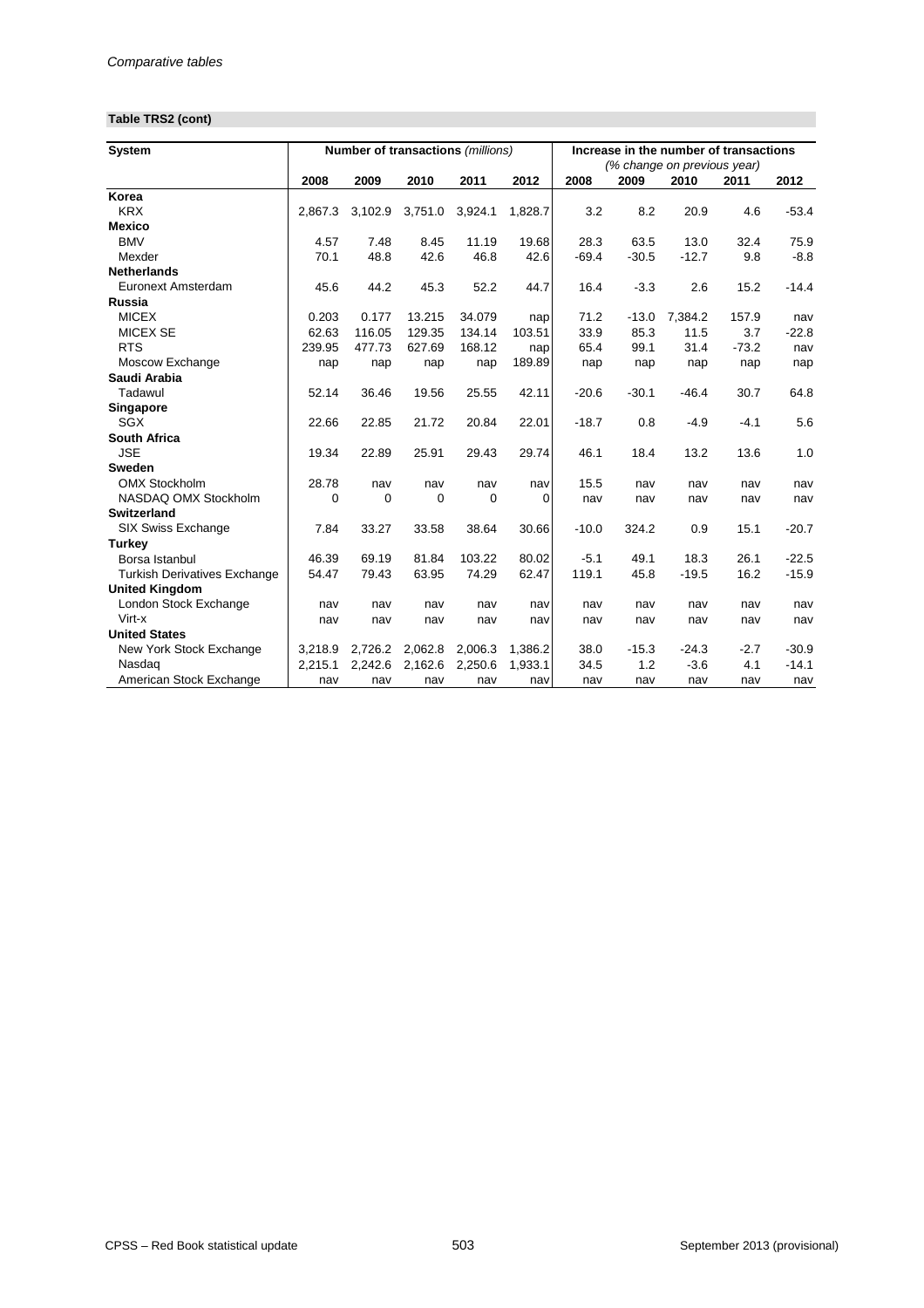**Table TRS2 (cont)**

| System | Number of transactions *(millions)* | | | | | Increase in the number of transactions *(% change on previous year)* | | | | |
|---|---|---|---|---|---|---|---|---|---|---|
| | 2008 | 2009 | 2010 | 2011 | 2012 | 2008 | 2009 | 2010 | 2011 | 2012 |
| **Korea** | | | | | | | | | | |
| KRX | 2,867.3 | 3,102.9 | 3,751.0 | 3,924.1 | 1,828.7 | 3.2 | 8.2 | 20.9 | 4.6 | -53.4 |
| **Mexico** | | | | | | | | | | |
| BMV | 4.57 | 7.48 | 8.45 | 11.19 | 19.68 | 28.3 | 63.5 | 13.0 | 32.4 | 75.9 |
| Mexder | 70.1 | 48.8 | 42.6 | 46.8 | 42.6 | -69.4 | -30.5 | -12.7 | 9.8 | -8.8 |
| **Netherlands** | | | | | | | | | | |
| Euronext Amsterdam | 45.6 | 44.2 | 45.3 | 52.2 | 44.7 | 16.4 | -3.3 | 2.6 | 15.2 | -14.4 |
| **Russia** | | | | | | | | | | |
| MICEX | 0.203 | 0.177 | 13.215 | 34.079 | nap | 71.2 | -13.0 | 7,384.2 | 157.9 | nav |
| MICEX SE | 62.63 | 116.05 | 129.35 | 134.14 | 103.51 | 33.9 | 85.3 | 11.5 | 3.7 | -22.8 |
| RTS | 239.95 | 477.73 | 627.69 | 168.12 | nap | 65.4 | 99.1 | 31.4 | -73.2 | nav |
| Moscow Exchange | nap | nap | nap | nap | 189.89 | nap | nap | nap | nap | nap |
| **Saudi Arabia** | | | | | | | | | | |
| Tadawul | 52.14 | 36.46 | 19.56 | 25.55 | 42.11 | -20.6 | -30.1 | -46.4 | 30.7 | 64.8 |
| **Singapore** | | | | | | | | | | |
| SGX | 22.66 | 22.85 | 21.72 | 20.84 | 22.01 | -18.7 | 0.8 | -4.9 | -4.1 | 5.6 |
| **South Africa** | | | | | | | | | | |
| JSE | 19.34 | 22.89 | 25.91 | 29.43 | 29.74 | 46.1 | 18.4 | 13.2 | 13.6 | 1.0 |
| **Sweden** | | | | | | | | | | |
| OMX Stockholm | 28.78 | nav | nav | nav | nav | 15.5 | nav | nav | nav | nav |
| NASDAQ OMX Stockholm | 0 | 0 | 0 | 0 | 0 | nav | nav | nav | nav | nav |
| **Switzerland** | | | | | | | | | | |
| SIX Swiss Exchange | 7.84 | 33.27 | 33.58 | 38.64 | 30.66 | -10.0 | 324.2 | 0.9 | 15.1 | -20.7 |
| **Turkey** | | | | | | | | | | |
| Borsa Istanbul | 46.39 | 69.19 | 81.84 | 103.22 | 80.02 | -5.1 | 49.1 | 18.3 | 26.1 | -22.5 |
| Turkish Derivatives Exchange | 54.47 | 79.43 | 63.95 | 74.29 | 62.47 | 119.1 | 45.8 | -19.5 | 16.2 | -15.9 |
| **United Kingdom** | | | | | | | | | | |
| London Stock Exchange | nav | nav | nav | nav | nav | nav | nav | nav | nav | nav |
| Virt-x | nav | nav | nav | nav | nav | nav | nav | nav | nav | nav |
| **United States** | | | | | | | | | | |
| New York Stock Exchange | 3,218.9 | 2,726.2 | 2,062.8 | 2,006.3 | 1,386.2 | 38.0 | -15.3 | -24.3 | -2.7 | -30.9 |
| Nasdaq | 2,215.1 | 2,242.6 | 2,162.6 | 2,250.6 | 1,933.1 | 34.5 | 1.2 | -3.6 | 4.1 | -14.1 |
| American Stock Exchange | nav | nav | nav | nav | nav | nav | nav | nav | nav | nav |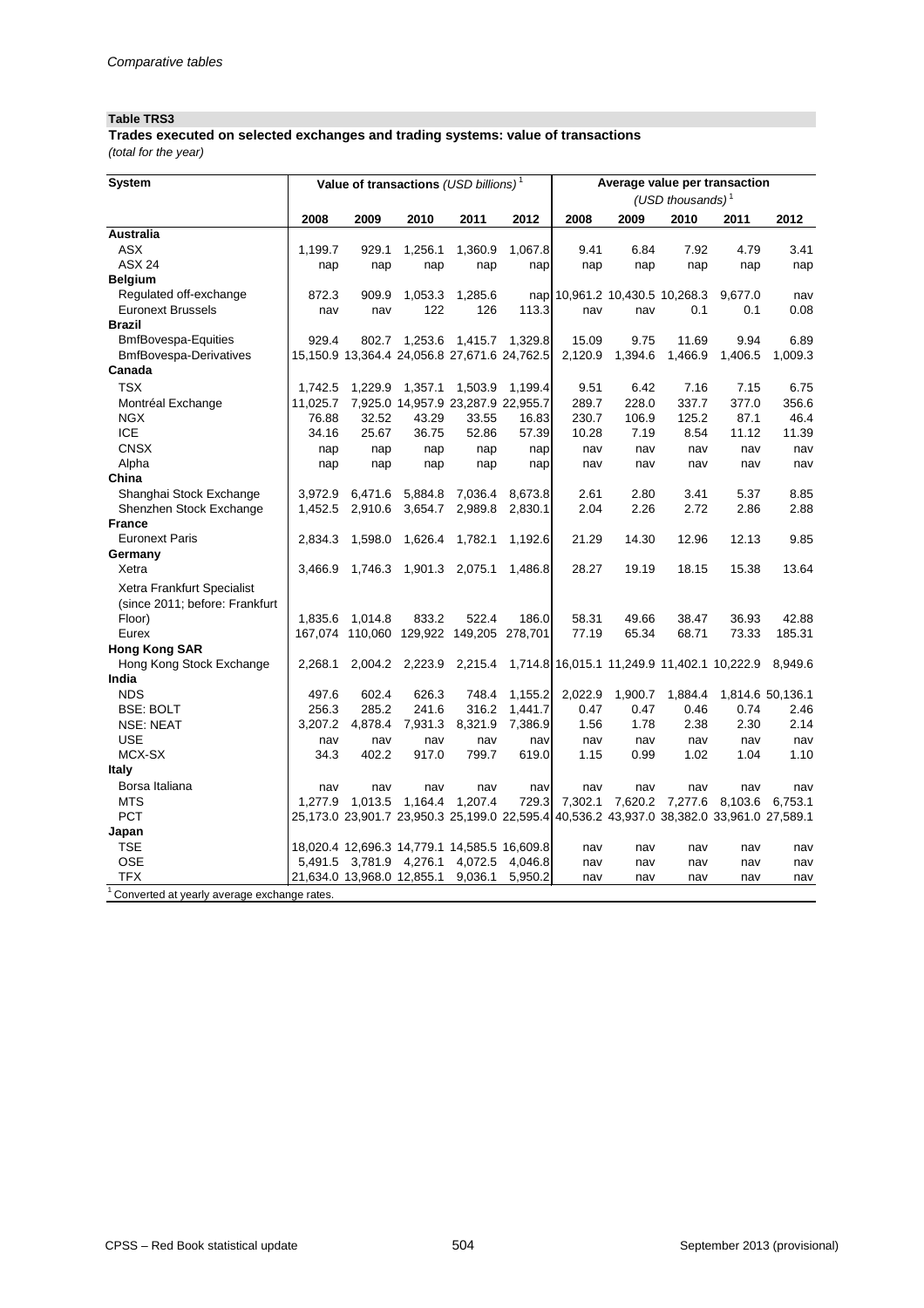*Comparative tables*

**Table TRS3**

**Trades executed on selected exchanges and trading systems: value of transactions**

*(total for the year)*

| System | Value of transactions *(USD billions)* [1] | | | | | Average value per transaction *(USD thousands)* [1] | | | | |
|---|---|---|---|---|---|---|---|---|---|---|
| | 2008 | 2009 | 2010 | 2011 | 2012 | 2008 | 2009 | 2010 | 2011 | 2012 |
| **Australia** | | | | | | | | | | |
| ASX | 1,199.7 | 929.1 | 1,256.1 | 1,360.9 | 1,067.8 | 9.41 | 6.84 | 7.92 | 4.79 | 3.41 |
| ASX 24 | nap | nap | nap | nap | nap | nap | nap | nap | nap | nap |
| **Belgium** | | | | | | | | | | |
| Regulated off-exchange | 872.3 | 909.9 | 1,053.3 | 1,285.6 | nap | 10,961.2 | 10,430.5 | 10,268.3 | 9,677.0 | nav |
| Euronext Brussels | nav | nav | 122 | 126 | 113.3 | nav | nav | 0.1 | 0.1 | 0.08 |
| **Brazil** | | | | | | | | | | |
| BmfBovespa-Equities | 929.4 | 802.7 | 1,253.6 | 1,415.7 | 1,329.8 | 15.09 | 9.75 | 11.69 | 9.94 | 6.89 |
| BmfBovespa-Derivatives | 15,150.9 | 13,364.4 | 24,056.8 | 27,671.6 | 24,762.5 | 2,120.9 | 1,394.6 | 1,466.9 | 1,406.5 | 1,009.3 |
| **Canada** | | | | | | | | | | |
| TSX | 1,742.5 | 1,229.9 | 1,357.1 | 1,503.9 | 1,199.4 | 9.51 | 6.42 | 7.16 | 7.15 | 6.75 |
| Montréal Exchange | 11,025.7 | 7,925.0 | 14,957.9 | 23,287.9 | 22,955.7 | 289.7 | 228.0 | 337.7 | 377.0 | 356.6 |
| NGX | 76.88 | 32.52 | 43.29 | 33.55 | 16.83 | 230.7 | 106.9 | 125.2 | 87.1 | 46.4 |
| ICE | 34.16 | 25.67 | 36.75 | 52.86 | 57.39 | 10.28 | 7.19 | 8.54 | 11.12 | 11.39 |
| CNSX | nap | nap | nap | nap | nap | nav | nav | nav | nav | nav |
| Alpha | nap | nap | nap | nap | nap | nav | nav | nav | nav | nav |
| **China** | | | | | | | | | | |
| Shanghai Stock Exchange | 3,972.9 | 6,471.6 | 5,884.8 | 7,036.4 | 8,673.8 | 2.61 | 2.80 | 3.41 | 5.37 | 8.85 |
| Shenzhen Stock Exchange | 1,452.5 | 2,910.6 | 3,654.7 | 2,989.8 | 2,830.1 | 2.04 | 2.26 | 2.72 | 2.86 | 2.88 |
| **France** | | | | | | | | | | |
| Euronext Paris | 2,834.3 | 1,598.0 | 1,626.4 | 1,782.1 | 1,192.6 | 21.29 | 14.30 | 12.96 | 12.13 | 9.85 |
| **Germany** | | | | | | | | | | |
| Xetra | 3,466.9 | 1,746.3 | 1,901.3 | 2,075.1 | 1,486.8 | 28.27 | 19.19 | 18.15 | 15.38 | 13.64 |
| Xetra Frankfurt Specialist (since 2011; before: Frankfurt Floor) | 1,835.6 | 1,014.8 | 833.2 | 522.4 | 186.0 | 58.31 | 49.66 | 38.47 | 36.93 | 42.88 |
| Eurex | 167,074 | 110,060 | 129,922 | 149,205 | 278,701 | 77.19 | 65.34 | 68.71 | 73.33 | 185.31 |
| **Hong Kong SAR** | | | | | | | | | | |
| Hong Kong Stock Exchange | 2,268.1 | 2,004.2 | 2,223.9 | 2,215.4 | 1,714.8 | 16,015.1 | 11,249.9 | 11,402.1 | 10,222.9 | 8,949.6 |
| **India** | | | | | | | | | | |
| NDS | 497.6 | 602.4 | 626.3 | 748.4 | 1,155.2 | 2,022.9 | 1,900.7 | 1,884.4 | 1,814.6 | 50,136.1 |
| BSE: BOLT | 256.3 | 285.2 | 241.6 | 316.2 | 1,441.7 | 0.47 | 0.47 | 0.46 | 0.74 | 2.46 |
| NSE: NEAT | 3,207.2 | 4,878.4 | 7,931.3 | 8,321.9 | 7,386.9 | 1.56 | 1.78 | 2.38 | 2.30 | 2.14 |
| USE | nav | nav | nav | nav | nav | nav | nav | nav | nav | nav |
| MCX-SX | 34.3 | 402.2 | 917.0 | 799.7 | 619.0 | 1.15 | 0.99 | 1.02 | 1.04 | 1.10 |
| **Italy** | | | | | | | | | | |
| Borsa Italiana | nav | nav | nav | nav | nav | nav | nav | nav | nav | nav |
| MTS | 1,277.9 | 1,013.5 | 1,164.4 | 1,207.4 | 729.3 | 7,302.1 | 7,620.2 | 7,277.6 | 8,103.6 | 6,753.1 |
| PCT | 25,173.0 | 23,901.7 | 23,950.3 | 25,199.0 | 22,595.4 | 40,536.2 | 43,937.0 | 38,382.0 | 33,961.0 | 27,589.1 |
| **Japan** | | | | | | | | | | |
| TSE | 18,020.4 | 12,696.3 | 14,779.1 | 14,585.5 | 16,609.8 | nav | nav | nav | nav | nav |
| OSE | 5,491.5 | 3,781.9 | 4,276.1 | 4,072.5 | 4,046.8 | nav | nav | nav | nav | nav |
| TFX | 21,634.0 | 13,968.0 | 12,855.1 | 9,036.1 | 5,950.2 | nav | nav | nav | nav | nav |

[1] Converted at yearly average exchange rates.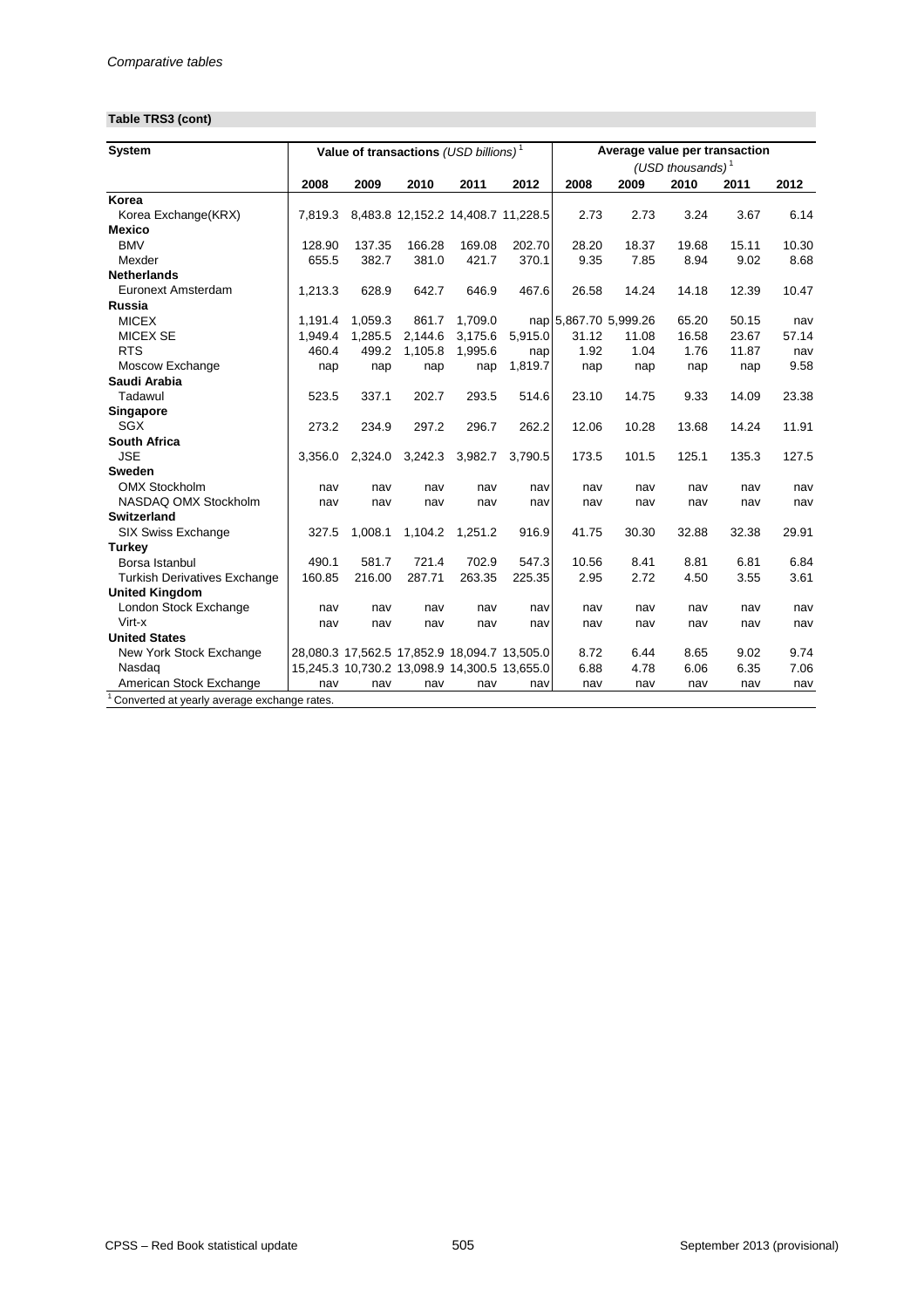*Comparative tables*

**Table TRS3 (cont)**

| System | Value of transactions *(USD billions)* [1] | | | | | Average value per transaction *(USD thousands)* [1] | | | | |
|---|---|---|---|---|---|---|---|---|---|---|
| | 2008 | 2009 | 2010 | 2011 | 2012 | 2008 | 2009 | 2010 | 2011 | 2012 |
| **Korea** | | | | | | | | | | |
| Korea Exchange(KRX) | 7,819.3 | 8,483.8 | 12,152.2 | 14,408.7 | 11,228.5 | 2.73 | 2.73 | 3.24 | 3.67 | 6.14 |
| **Mexico** | | | | | | | | | | |
| BMV | 128.90 | 137.35 | 166.28 | 169.08 | 202.70 | 28.20 | 18.37 | 19.68 | 15.11 | 10.30 |
| Mexder | 655.5 | 382.7 | 381.0 | 421.7 | 370.1 | 9.35 | 7.85 | 8.94 | 9.02 | 8.68 |
| **Netherlands** | | | | | | | | | | |
| Euronext Amsterdam | 1,213.3 | 628.9 | 642.7 | 646.9 | 467.6 | 26.58 | 14.24 | 14.18 | 12.39 | 10.47 |
| **Russia** | | | | | | | | | | |
| MICEX | 1,191.4 | 1,059.3 | 861.7 | 1,709.0 | nap | 5,867.70 | 5,999.26 | 65.20 | 50.15 | nav |
| MICEX SE | 1,949.4 | 1,285.5 | 2,144.6 | 3,175.6 | 5,915.0 | 31.12 | 11.08 | 16.58 | 23.67 | 57.14 |
| RTS | 460.4 | 499.2 | 1,105.8 | 1,995.6 | nap | 1.92 | 1.04 | 1.76 | 11.87 | nav |
| Moscow Exchange | nap | nap | nap | nap | 1,819.7 | nap | nap | nap | nap | 9.58 |
| **Saudi Arabia** | | | | | | | | | | |
| Tadawul | 523.5 | 337.1 | 202.7 | 293.5 | 514.6 | 23.10 | 14.75 | 9.33 | 14.09 | 23.38 |
| **Singapore** | | | | | | | | | | |
| SGX | 273.2 | 234.9 | 297.2 | 296.7 | 262.2 | 12.06 | 10.28 | 13.68 | 14.24 | 11.91 |
| **South Africa** | | | | | | | | | | |
| JSE | 3,356.0 | 2,324.0 | 3,242.3 | 3,982.7 | 3,790.5 | 173.5 | 101.5 | 125.1 | 135.3 | 127.5 |
| **Sweden** | | | | | | | | | | |
| OMX Stockholm | nav | nav | nav | nav | nav | nav | nav | nav | nav | nav |
| NASDAQ OMX Stockholm | nav | nav | nav | nav | nav | nav | nav | nav | nav | nav |
| **Switzerland** | | | | | | | | | | |
| SIX Swiss Exchange | 327.5 | 1,008.1 | 1,104.2 | 1,251.2 | 916.9 | 41.75 | 30.30 | 32.88 | 32.38 | 29.91 |
| **Turkey** | | | | | | | | | | |
| Borsa Istanbul | 490.1 | 581.7 | 721.4 | 702.9 | 547.3 | 10.56 | 8.41 | 8.81 | 6.81 | 6.84 |
| Turkish Derivatives Exchange | 160.85 | 216.00 | 287.71 | 263.35 | 225.35 | 2.95 | 2.72 | 4.50 | 3.55 | 3.61 |
| **United Kingdom** | | | | | | | | | | |
| London Stock Exchange | nav | nav | nav | nav | nav | nav | nav | nav | nav | nav |
| Virt-x | nav | nav | nav | nav | nav | nav | nav | nav | nav | nav |
| **United States** | | | | | | | | | | |
| New York Stock Exchange | 28,080.3 | 17,562.5 | 17,852.9 | 18,094.7 | 13,505.0 | 8.72 | 6.44 | 8.65 | 9.02 | 9.74 |
| Nasdaq | 15,245.3 | 10,730.2 | 13,098.9 | 14,300.5 | 13,655.0 | 6.88 | 4.78 | 6.06 | 6.35 | 7.06 |
| American Stock Exchange | nav | nav | nav | nav | nav | nav | nav | nav | nav | nav |

[1] Converted at yearly average exchange rates.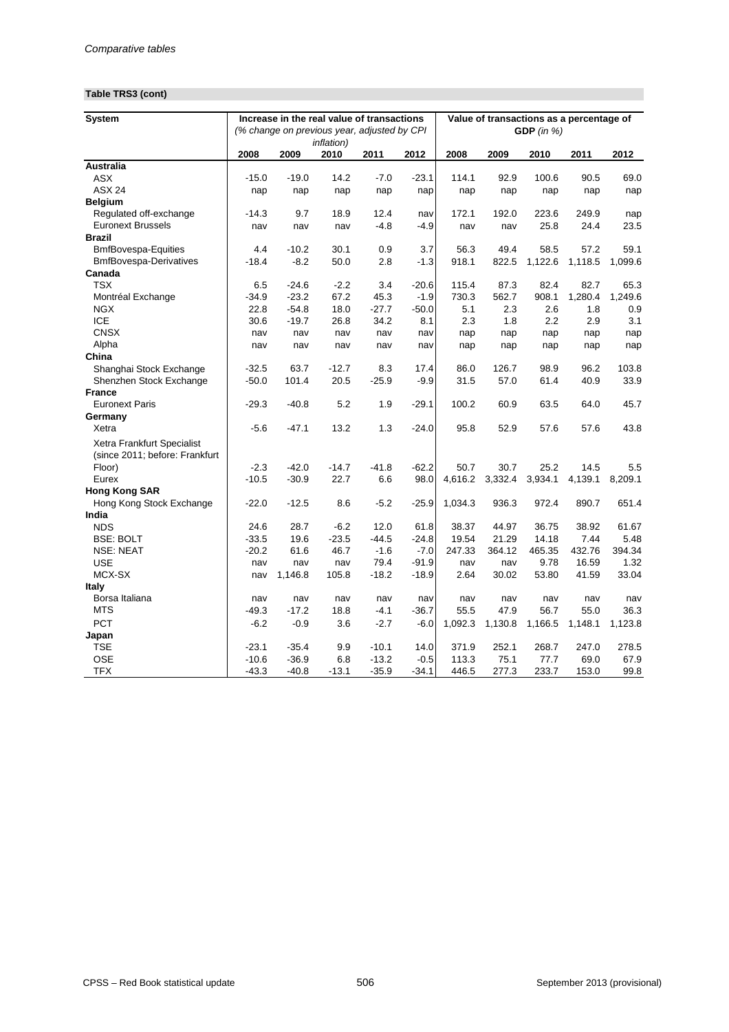*Comparative tables*

**Table TRS3 (cont)**

| System | Increase in the real value of transactions *(% change on previous year, adjusted by CPI inflation)* | | | | | Value of transactions as a percentage of **GDP** *(in %)* | | | | |
|---|---|---|---|---|---|---|---|---|---|---|
| | 2008 | 2009 | 2010 | 2011 | 2012 | 2008 | 2009 | 2010 | 2011 | 2012 |
| **Australia** | | | | | | | | | | |
| ASX | -15.0 | -19.0 | 14.2 | -7.0 | -23.1 | 114.1 | 92.9 | 100.6 | 90.5 | 69.0 |
| ASX 24 | nap | nap | nap | nap | nap | nap | nap | nap | nap | nap |
| **Belgium** | | | | | | | | | | |
| Regulated off-exchange | -14.3 | 9.7 | 18.9 | 12.4 | nav | 172.1 | 192.0 | 223.6 | 249.9 | nap |
| Euronext Brussels | nav | nav | nav | -4.8 | -4.9 | nav | nav | 25.8 | 24.4 | 23.5 |
| **Brazil** | | | | | | | | | | |
| BmfBovespa-Equities | 4.4 | -10.2 | 30.1 | 0.9 | 3.7 | 56.3 | 49.4 | 58.5 | 57.2 | 59.1 |
| BmfBovespa-Derivatives | -18.4 | -8.2 | 50.0 | 2.8 | -1.3 | 918.1 | 822.5 | 1,122.6 | 1,118.5 | 1,099.6 |
| **Canada** | | | | | | | | | | |
| TSX | 6.5 | -24.6 | -2.2 | 3.4 | -20.6 | 115.4 | 87.3 | 82.4 | 82.7 | 65.3 |
| Montréal Exchange | -34.9 | -23.2 | 67.2 | 45.3 | -1.9 | 730.3 | 562.7 | 908.1 | 1,280.4 | 1,249.6 |
| NGX | 22.8 | -54.8 | 18.0 | -27.7 | -50.0 | 5.1 | 2.3 | 2.6 | 1.8 | 0.9 |
| ICE | 30.6 | -19.7 | 26.8 | 34.2 | 8.1 | 2.3 | 1.8 | 2.2 | 2.9 | 3.1 |
| CNSX | nav | nav | nav | nav | nav | nap | nap | nap | nap | nap |
| Alpha | nav | nav | nav | nav | nav | nap | nap | nap | nap | nap |
| **China** | | | | | | | | | | |
| Shanghai Stock Exchange | -32.5 | 63.7 | -12.7 | 8.3 | 17.4 | 86.0 | 126.7 | 98.9 | 96.2 | 103.8 |
| Shenzhen Stock Exchange | -50.0 | 101.4 | 20.5 | -25.9 | -9.9 | 31.5 | 57.0 | 61.4 | 40.9 | 33.9 |
| **France** | | | | | | | | | | |
| Euronext Paris | -29.3 | -40.8 | 5.2 | 1.9 | -29.1 | 100.2 | 60.9 | 63.5 | 64.0 | 45.7 |
| **Germany** | | | | | | | | | | |
| Xetra | -5.6 | -47.1 | 13.2 | 1.3 | -24.0 | 95.8 | 52.9 | 57.6 | 57.6 | 43.8 |
| Xetra Frankfurt Specialist (since 2011; before: Frankfurt Floor) | -2.3 | -42.0 | -14.7 | -41.8 | -62.2 | 50.7 | 30.7 | 25.2 | 14.5 | 5.5 |
| Eurex | -10.5 | -30.9 | 22.7 | 6.6 | 98.0 | 4,616.2 | 3,332.4 | 3,934.1 | 4,139.1 | 8,209.1 |
| **Hong Kong SAR** | | | | | | | | | | |
| Hong Kong Stock Exchange | -22.0 | -12.5 | 8.6 | -5.2 | -25.9 | 1,034.3 | 936.3 | 972.4 | 890.7 | 651.4 |
| **India** | | | | | | | | | | |
| NDS | 24.6 | 28.7 | -6.2 | 12.0 | 61.8 | 38.37 | 44.97 | 36.75 | 38.92 | 61.67 |
| BSE: BOLT | -33.5 | 19.6 | -23.5 | -44.5 | -24.8 | 19.54 | 21.29 | 14.18 | 7.44 | 5.48 |
| NSE: NEAT | -20.2 | 61.6 | 46.7 | -1.6 | -7.0 | 247.33 | 364.12 | 465.35 | 432.76 | 394.34 |
| USE | nav | nav | nav | 79.4 | -91.9 | nav | nav | 9.78 | 16.59 | 1.32 |
| MCX-SX | nav | 1,146.8 | 105.8 | -18.2 | -18.9 | 2.64 | 30.02 | 53.80 | 41.59 | 33.04 |
| **Italy** | | | | | | | | | | |
| Borsa Italiana | nav | nav | nav | nav | nav | nav | nav | nav | nav | nav |
| MTS | -49.3 | -17.2 | 18.8 | -4.1 | -36.7 | 55.5 | 47.9 | 56.7 | 55.0 | 36.3 |
| PCT | -6.2 | -0.9 | 3.6 | -2.7 | -6.0 | 1,092.3 | 1,130.8 | 1,166.5 | 1,148.1 | 1,123.8 |
| **Japan** | | | | | | | | | | |
| TSE | -23.1 | -35.4 | 9.9 | -10.1 | 14.0 | 371.9 | 252.1 | 268.7 | 247.0 | 278.5 |
| OSE | -10.6 | -36.9 | 6.8 | -13.2 | -0.5 | 113.3 | 75.1 | 77.7 | 69.0 | 67.9 |
| TFX | -43.3 | -40.8 | -13.1 | -35.9 | -34.1 | 446.5 | 277.3 | 233.7 | 153.0 | 99.8 |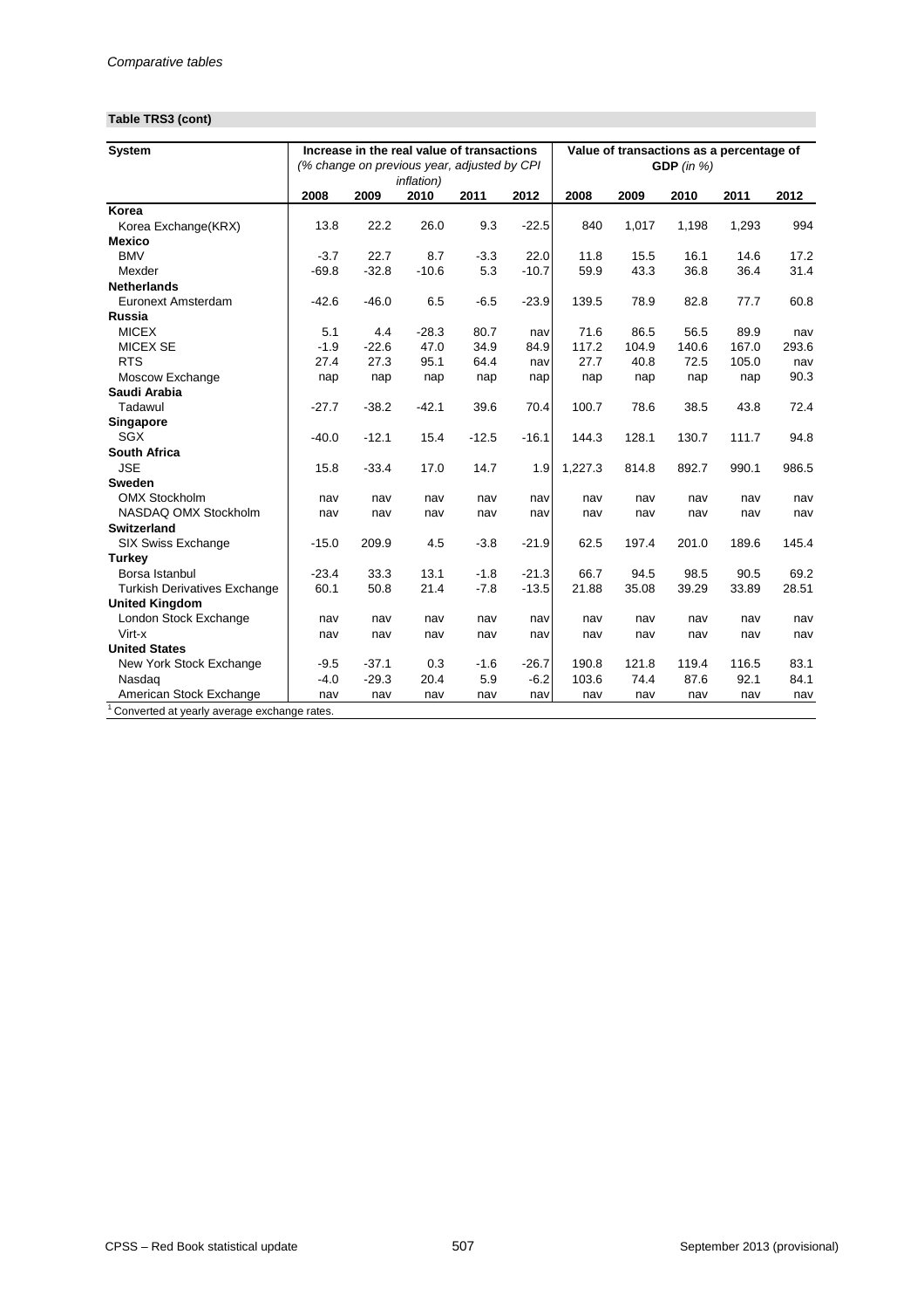*Comparative tables*

**Table TRS3 (cont)**

| System | Increase in the real value of transactions *(% change on previous year, adjusted by CPI inflation)* | | | | | Value of transactions as a percentage of **GDP** *(in %)* | | | | |
|---|---|---|---|---|---|---|---|---|---|---|
| | 2008 | 2009 | 2010 | 2011 | 2012 | 2008 | 2009 | 2010 | 2011 | 2012 |
| **Korea** | | | | | | | | | | |
| Korea Exchange(KRX) | 13.8 | 22.2 | 26.0 | 9.3 | -22.5 | 840 | 1,017 | 1,198 | 1,293 | 994 |
| **Mexico** | | | | | | | | | | |
| BMV | -3.7 | 22.7 | 8.7 | -3.3 | 22.0 | 11.8 | 15.5 | 16.1 | 14.6 | 17.2 |
| Mexder | -69.8 | -32.8 | -10.6 | 5.3 | -10.7 | 59.9 | 43.3 | 36.8 | 36.4 | 31.4 |
| **Netherlands** | | | | | | | | | | |
| Euronext Amsterdam | -42.6 | -46.0 | 6.5 | -6.5 | -23.9 | 139.5 | 78.9 | 82.8 | 77.7 | 60.8 |
| **Russia** | | | | | | | | | | |
| MICEX | 5.1 | 4.4 | -28.3 | 80.7 | nav | 71.6 | 86.5 | 56.5 | 89.9 | nav |
| MICEX SE | -1.9 | -22.6 | 47.0 | 34.9 | 84.9 | 117.2 | 104.9 | 140.6 | 167.0 | 293.6 |
| RTS | 27.4 | 27.3 | 95.1 | 64.4 | nav | 27.7 | 40.8 | 72.5 | 105.0 | nav |
| Moscow Exchange | nap | nap | nap | nap | nap | nap | nap | nap | nap | 90.3 |
| **Saudi Arabia** | | | | | | | | | | |
| Tadawul | -27.7 | -38.2 | -42.1 | 39.6 | 70.4 | 100.7 | 78.6 | 38.5 | 43.8 | 72.4 |
| **Singapore** | | | | | | | | | | |
| SGX | -40.0 | -12.1 | 15.4 | -12.5 | -16.1 | 144.3 | 128.1 | 130.7 | 111.7 | 94.8 |
| **South Africa** | | | | | | | | | | |
| JSE | 15.8 | -33.4 | 17.0 | 14.7 | 1.9 | 1,227.3 | 814.8 | 892.7 | 990.1 | 986.5 |
| **Sweden** | | | | | | | | | | |
| OMX Stockholm | nav | nav | nav | nav | nav | nav | nav | nav | nav | nav |
| NASDAQ OMX Stockholm | nav | nav | nav | nav | nav | nav | nav | nav | nav | nav |
| **Switzerland** | | | | | | | | | | |
| SIX Swiss Exchange | -15.0 | 209.9 | 4.5 | -3.8 | -21.9 | 62.5 | 197.4 | 201.0 | 189.6 | 145.4 |
| **Turkey** | | | | | | | | | | |
| Borsa Istanbul | -23.4 | 33.3 | 13.1 | -1.8 | -21.3 | 66.7 | 94.5 | 98.5 | 90.5 | 69.2 |
| Turkish Derivatives Exchange | 60.1 | 50.8 | 21.4 | -7.8 | -13.5 | 21.88 | 35.08 | 39.29 | 33.89 | 28.51 |
| **United Kingdom** | | | | | | | | | | |
| London Stock Exchange | nav | nav | nav | nav | nav | nav | nav | nav | nav | nav |
| Virt-x | nav | nav | nav | nav | nav | nav | nav | nav | nav | nav |
| **United States** | | | | | | | | | | |
| New York Stock Exchange | -9.5 | -37.1 | 0.3 | -1.6 | -26.7 | 190.8 | 121.8 | 119.4 | 116.5 | 83.1 |
| Nasdaq | -4.0 | -29.3 | 20.4 | 5.9 | -6.2 | 103.6 | 74.4 | 87.6 | 92.1 | 84.1 |
| American Stock Exchange | nav | nav | nav | nav | nav | nav | nav | nav | nav | nav |

[1] Converted at yearly average exchange rates.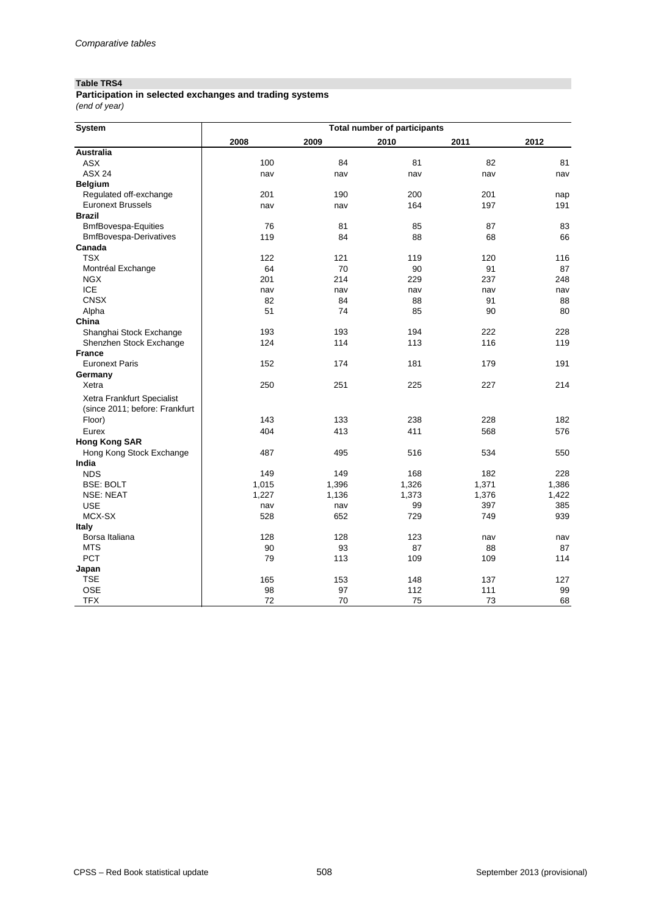*Comparative tables*

**Table TRS4**

**Participation in selected exchanges and trading systems**

*(end of year)*

| System | Total number of participants | | | | |
|---|---|---|---|---|---|
| | 2008 | 2009 | 2010 | 2011 | 2012 |
| **Australia** | | | | | |
| ASX | 100 | 84 | 81 | 82 | 81 |
| ASX 24 | nav | nav | nav | nav | nav |
| **Belgium** | | | | | |
| Regulated off-exchange | 201 | 190 | 200 | 201 | nap |
| Euronext Brussels | nav | nav | 164 | 197 | 191 |
| **Brazil** | | | | | |
| BmfBovespa-Equities | 76 | 81 | 85 | 87 | 83 |
| BmfBovespa-Derivatives | 119 | 84 | 88 | 68 | 66 |
| **Canada** | | | | | |
| TSX | 122 | 121 | 119 | 120 | 116 |
| Montréal Exchange | 64 | 70 | 90 | 91 | 87 |
| NGX | 201 | 214 | 229 | 237 | 248 |
| ICE | nav | nav | nav | nav | nav |
| CNSX | 82 | 84 | 88 | 91 | 88 |
| Alpha | 51 | 74 | 85 | 90 | 80 |
| **China** | | | | | |
| Shanghai Stock Exchange | 193 | 193 | 194 | 222 | 228 |
| Shenzhen Stock Exchange | 124 | 114 | 113 | 116 | 119 |
| **France** | | | | | |
| Euronext Paris | 152 | 174 | 181 | 179 | 191 |
| **Germany** | | | | | |
| Xetra | 250 | 251 | 225 | 227 | 214 |
| Xetra Frankfurt Specialist (since 2011; before: Frankfurt Floor) | 143 | 133 | 238 | 228 | 182 |
| Eurex | 404 | 413 | 411 | 568 | 576 |
| **Hong Kong SAR** | | | | | |
| Hong Kong Stock Exchange | 487 | 495 | 516 | 534 | 550 |
| **India** | | | | | |
| NDS | 149 | 149 | 168 | 182 | 228 |
| BSE: BOLT | 1,015 | 1,396 | 1,326 | 1,371 | 1,386 |
| NSE: NEAT | 1,227 | 1,136 | 1,373 | 1,376 | 1,422 |
| USE | nav | nav | 99 | 397 | 385 |
| MCX-SX | 528 | 652 | 729 | 749 | 939 |
| **Italy** | | | | | |
| Borsa Italiana | 128 | 128 | 123 | nav | nav |
| MTS | 90 | 93 | 87 | 88 | 87 |
| PCT | 79 | 113 | 109 | 109 | 114 |
| **Japan** | | | | | |
| TSE | 165 | 153 | 148 | 137 | 127 |
| OSE | 98 | 97 | 112 | 111 | 99 |
| TFX | 72 | 70 | 75 | 73 | 68 |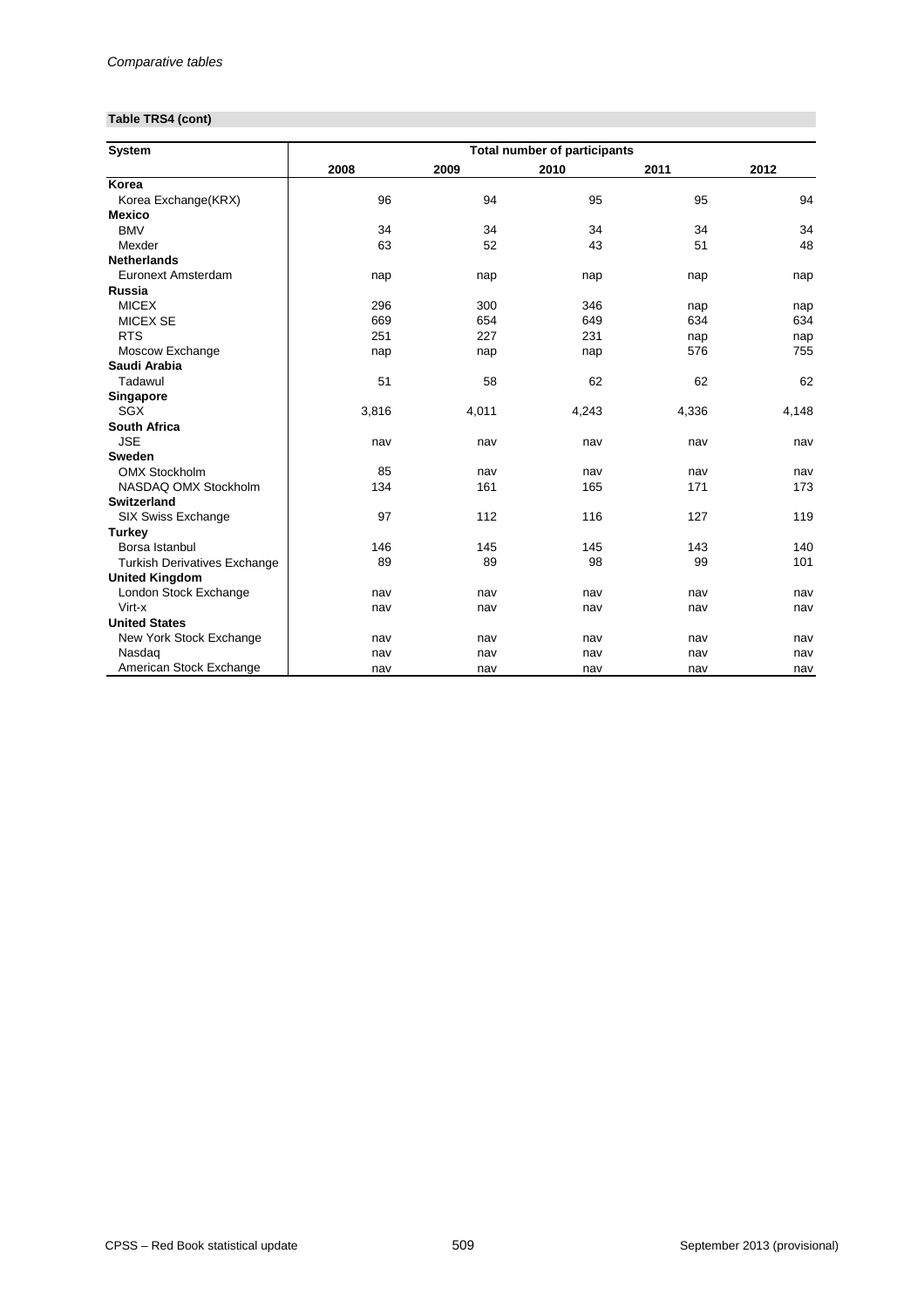*Comparative tables*

**Table TRS4 (cont)**

| System | Total number of participants | | | | |
|---|---|---|---|---|---|
| | 2008 | 2009 | 2010 | 2011 | 2012 |
| **Korea** | | | | | |
| Korea Exchange(KRX) | 96 | 94 | 95 | 95 | 94 |
| **Mexico** | | | | | |
| BMV | 34 | 34 | 34 | 34 | 34 |
| Mexder | 63 | 52 | 43 | 51 | 48 |
| **Netherlands** | | | | | |
| Euronext Amsterdam | nap | nap | nap | nap | nap |
| **Russia** | | | | | |
| MICEX | 296 | 300 | 346 | nap | nap |
| MICEX SE | 669 | 654 | 649 | 634 | 634 |
| RTS | 251 | 227 | 231 | nap | nap |
| Moscow Exchange | nap | nap | nap | 576 | 755 |
| **Saudi Arabia** | | | | | |
| Tadawul | 51 | 58 | 62 | 62 | 62 |
| **Singapore** | | | | | |
| SGX | 3,816 | 4,011 | 4,243 | 4,336 | 4,148 |
| **South Africa** | | | | | |
| JSE | nav | nav | nav | nav | nav |
| **Sweden** | | | | | |
| OMX Stockholm | 85 | nav | nav | nav | nav |
| NASDAQ OMX Stockholm | 134 | 161 | 165 | 171 | 173 |
| **Switzerland** | | | | | |
| SIX Swiss Exchange | 97 | 112 | 116 | 127 | 119 |
| **Turkey** | | | | | |
| Borsa Istanbul | 146 | 145 | 145 | 143 | 140 |
| Turkish Derivatives Exchange | 89 | 89 | 98 | 99 | 101 |
| **United Kingdom** | | | | | |
| London Stock Exchange | nav | nav | nav | nav | nav |
| Virt-x | nav | nav | nav | nav | nav |
| **United States** | | | | | |
| New York Stock Exchange | nav | nav | nav | nav | nav |
| Nasdaq | nav | nav | nav | nav | nav |
| American Stock Exchange | nav | nav | nav | nav | nav |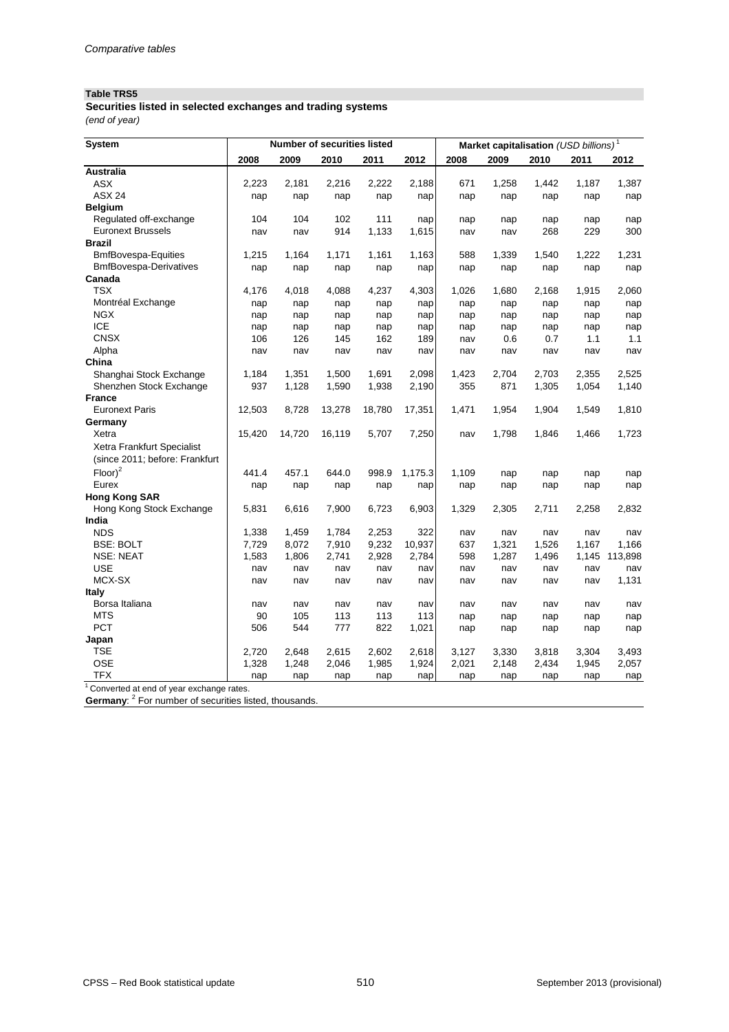*Comparative tables*

**Table TRS5**

**Securities listed in selected exchanges and trading systems**

*(end of year)*

| System | Number of securities listed | | | | | Market capitalisation *(USD billions)*[1] | | | | |
|---|---|---|---|---|---|---|---|---|---|---|
| | 2008 | 2009 | 2010 | 2011 | 2012 | 2008 | 2009 | 2010 | 2011 | 2012 |
| **Australia** | | | | | | | | | | |
| ASX | 2,223 | 2,181 | 2,216 | 2,222 | 2,188 | 671 | 1,258 | 1,442 | 1,187 | 1,387 |
| ASX 24 | nap | nap | nap | nap | nap | nap | nap | nap | nap | nap |
| **Belgium** | | | | | | | | | | |
| Regulated off-exchange | 104 | 104 | 102 | 111 | nap | nap | nap | nap | nap | nap |
| Euronext Brussels | nav | nav | 914 | 1,133 | 1,615 | nav | nav | 268 | 229 | 300 |
| **Brazil** | | | | | | | | | | |
| BmfBovespa-Equities | 1,215 | 1,164 | 1,171 | 1,161 | 1,163 | 588 | 1,339 | 1,540 | 1,222 | 1,231 |
| BmfBovespa-Derivatives | nap | nap | nap | nap | nap | nap | nap | nap | nap | nap |
| **Canada** | | | | | | | | | | |
| TSX | 4,176 | 4,018 | 4,088 | 4,237 | 4,303 | 1,026 | 1,680 | 2,168 | 1,915 | 2,060 |
| Montréal Exchange | nap | nap | nap | nap | nap | nap | nap | nap | nap | nap |
| NGX | nap | nap | nap | nap | nap | nap | nap | nap | nap | nap |
| ICE | nap | nap | nap | nap | nap | nap | nap | nap | nap | nap |
| CNSX | 106 | 126 | 145 | 162 | 189 | nav | 0.6 | 0.7 | 1.1 | 1.1 |
| Alpha | nav | nav | nav | nav | nav | nav | nav | nav | nav | nav |
| **China** | | | | | | | | | | |
| Shanghai Stock Exchange | 1,184 | 1,351 | 1,500 | 1,691 | 2,098 | 1,423 | 2,704 | 2,703 | 2,355 | 2,525 |
| Shenzhen Stock Exchange | 937 | 1,128 | 1,590 | 1,938 | 2,190 | 355 | 871 | 1,305 | 1,054 | 1,140 |
| **France** | | | | | | | | | | |
| Euronext Paris | 12,503 | 8,728 | 13,278 | 18,780 | 17,351 | 1,471 | 1,954 | 1,904 | 1,549 | 1,810 |
| **Germany** | | | | | | | | | | |
| Xetra | 15,420 | 14,720 | 16,119 | 5,707 | 7,250 | nav | 1,798 | 1,846 | 1,466 | 1,723 |
| Xetra Frankfurt Specialist (since 2011; before: Frankfurt Floor)[2] | 441.4 | 457.1 | 644.0 | 998.9 | 1,175.3 | 1,109 | nap | nap | nap | nap |
| Eurex | nap | nap | nap | nap | nap | nap | nap | nap | nap | nap |
| **Hong Kong SAR** | | | | | | | | | | |
| Hong Kong Stock Exchange | 5,831 | 6,616 | 7,900 | 6,723 | 6,903 | 1,329 | 2,305 | 2,711 | 2,258 | 2,832 |
| **India** | | | | | | | | | | |
| NDS | 1,338 | 1,459 | 1,784 | 2,253 | 322 | nav | nav | nav | nav | nav |
| BSE: BOLT | 7,729 | 8,072 | 7,910 | 9,232 | 10,937 | 637 | 1,321 | 1,526 | 1,167 | 1,166 |
| NSE: NEAT | 1,583 | 1,806 | 2,741 | 2,928 | 2,784 | 598 | 1,287 | 1,496 | 1,145 | 113,898 |
| USE | nav | nav | nav | nav | nav | nav | nav | nav | nav | nav |
| MCX-SX | nav | nav | nav | nav | nav | nav | nav | nav | nav | 1,131 |
| **Italy** | | | | | | | | | | |
| Borsa Italiana | nav | nav | nav | nav | nav | nav | nav | nav | nav | nav |
| MTS | 90 | 105 | 113 | 113 | 113 | nap | nap | nap | nap | nap |
| PCT | 506 | 544 | 777 | 822 | 1,021 | nap | nap | nap | nap | nap |
| **Japan** | | | | | | | | | | |
| TSE | 2,720 | 2,648 | 2,615 | 2,602 | 2,618 | 3,127 | 3,330 | 3,818 | 3,304 | 3,493 |
| OSE | 1,328 | 1,248 | 2,046 | 1,985 | 1,924 | 2,021 | 2,148 | 2,434 | 1,945 | 2,057 |
| TFX | nap | nap | nap | nap | nap | nap | nap | nap | nap | nap |

[1] Converted at end of year exchange rates.

**Germany**: [2] For number of securities listed, thousands.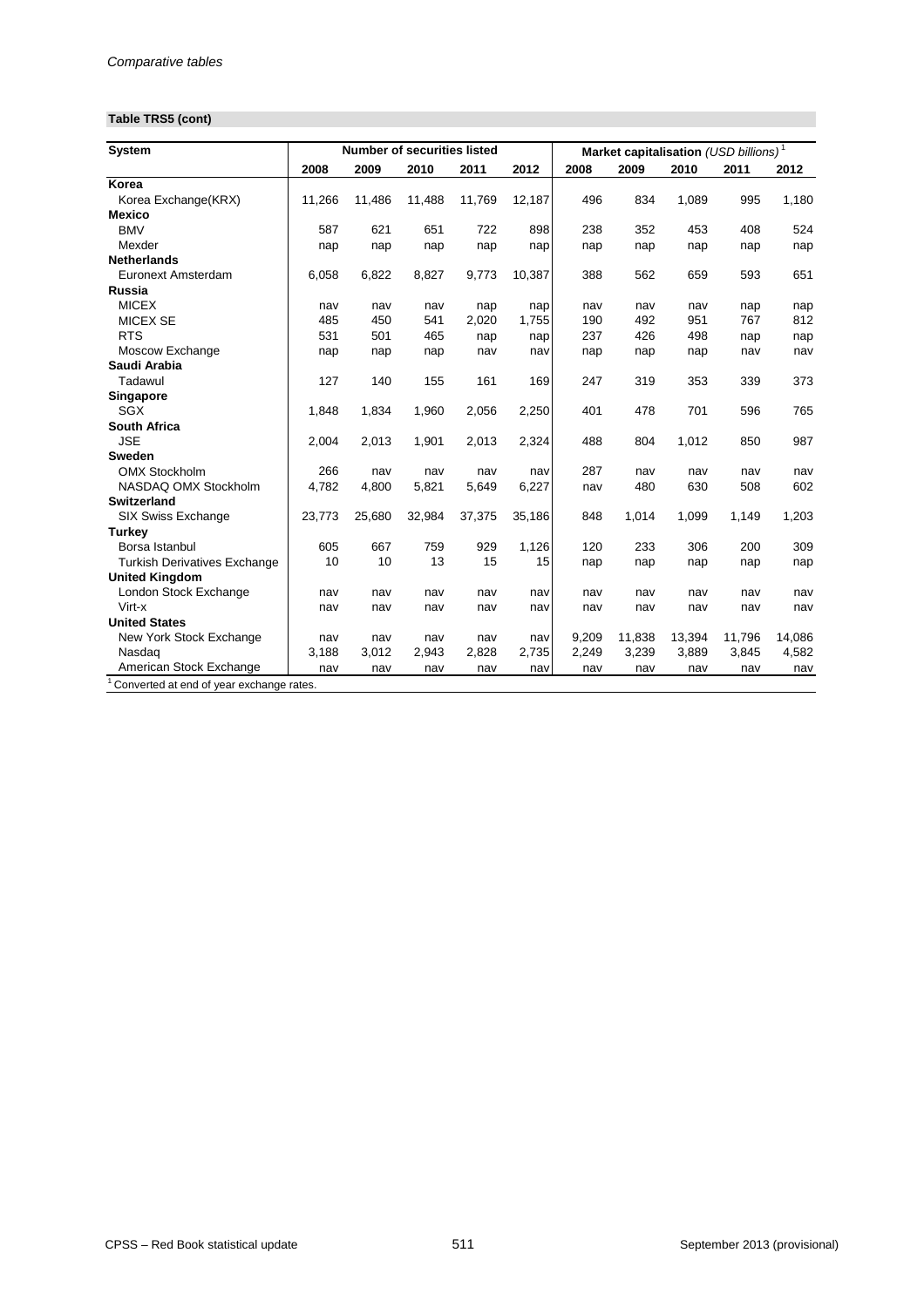**Table TRS5 (cont)**

| System | Number of securities listed | | | | | Market capitalisation *(USD billions)*[1] | | | | |
|---|---|---|---|---|---|---|---|---|---|---|
| | 2008 | 2009 | 2010 | 2011 | 2012 | 2008 | 2009 | 2010 | 2011 | 2012 |
| **Korea** | | | | | | | | | | |
| Korea Exchange(KRX) | 11,266 | 11,486 | 11,488 | 11,769 | 12,187 | 496 | 834 | 1,089 | 995 | 1,180 |
| **Mexico** | | | | | | | | | | |
| BMV | 587 | 621 | 651 | 722 | 898 | 238 | 352 | 453 | 408 | 524 |
| Mexder | nap | nap | nap | nap | nap | nap | nap | nap | nap | nap |
| **Netherlands** | | | | | | | | | | |
| Euronext Amsterdam | 6,058 | 6,822 | 8,827 | 9,773 | 10,387 | 388 | 562 | 659 | 593 | 651 |
| **Russia** | | | | | | | | | | |
| MICEX | nav | nav | nav | nap | nap | nav | nav | nav | nap | nap |
| MICEX SE | 485 | 450 | 541 | 2,020 | 1,755 | 190 | 492 | 951 | 767 | 812 |
| RTS | 531 | 501 | 465 | nap | nap | 237 | 426 | 498 | nap | nap |
| Moscow Exchange | nap | nap | nap | nav | nav | nap | nap | nap | nav | nav |
| **Saudi Arabia** | | | | | | | | | | |
| Tadawul | 127 | 140 | 155 | 161 | 169 | 247 | 319 | 353 | 339 | 373 |
| **Singapore** | | | | | | | | | | |
| SGX | 1,848 | 1,834 | 1,960 | 2,056 | 2,250 | 401 | 478 | 701 | 596 | 765 |
| **South Africa** | | | | | | | | | | |
| JSE | 2,004 | 2,013 | 1,901 | 2,013 | 2,324 | 488 | 804 | 1,012 | 850 | 987 |
| **Sweden** | | | | | | | | | | |
| OMX Stockholm | 266 | nav | nav | nav | nav | 287 | nav | nav | nav | nav |
| NASDAQ OMX Stockholm | 4,782 | 4,800 | 5,821 | 5,649 | 6,227 | nav | 480 | 630 | 508 | 602 |
| **Switzerland** | | | | | | | | | | |
| SIX Swiss Exchange | 23,773 | 25,680 | 32,984 | 37,375 | 35,186 | 848 | 1,014 | 1,099 | 1,149 | 1,203 |
| **Turkey** | | | | | | | | | | |
| Borsa Istanbul | 605 | 667 | 759 | 929 | 1,126 | 120 | 233 | 306 | 200 | 309 |
| Turkish Derivatives Exchange | 10 | 10 | 13 | 15 | 15 | nap | nap | nap | nap | nap |
| **United Kingdom** | | | | | | | | | | |
| London Stock Exchange | nav | nav | nav | nav | nav | nav | nav | nav | nav | nav |
| Virt-x | nav | nav | nav | nav | nav | nav | nav | nav | nav | nav |
| **United States** | | | | | | | | | | |
| New York Stock Exchange | nav | nav | nav | nav | nav | 9,209 | 11,838 | 13,394 | 11,796 | 14,086 |
| Nasdaq | 3,188 | 3,012 | 2,943 | 2,828 | 2,735 | 2,249 | 3,239 | 3,889 | 3,845 | 4,582 |
| American Stock Exchange | nav | nav | nav | nav | nav | nav | nav | nav | nav | nav |

[1] Converted at end of year exchange rates.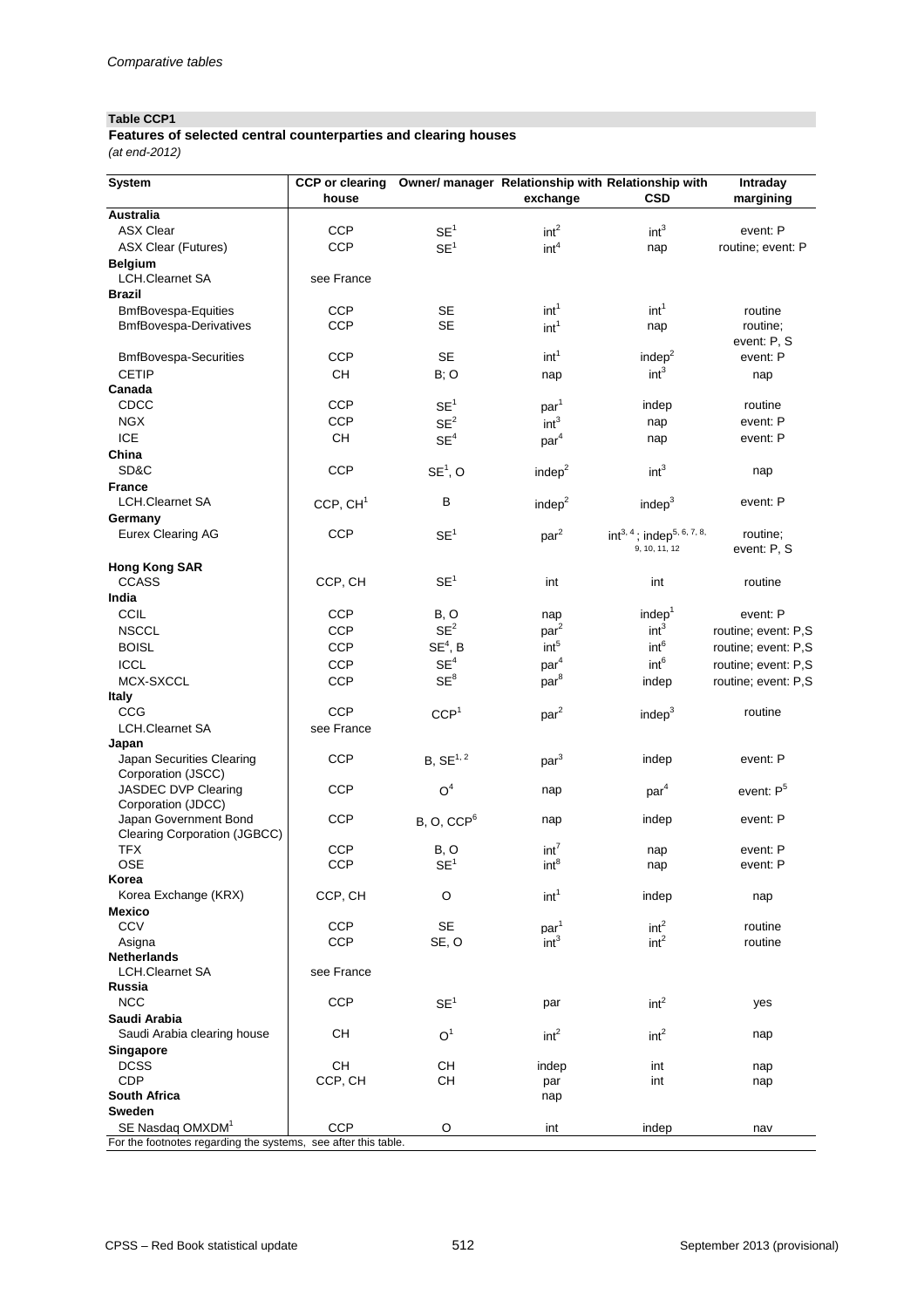**Table CCP1**

**Features of selected central counterparties and clearing houses**

*(at end-2012)*

| System | CCP or clearing house | Owner/ manager | Relationship with exchange | Relationship with CSD | Intraday margining |
|---|---|---|---|---|---|
| **Australia** | | | | | |
| ASX Clear | CCP | SE[1] | int[2] | int[3] | event: P |
| ASX Clear (Futures) | CCP | SE[1] | int[4] | nap | routine; event: P |
| **Belgium** | | | | | |
| LCH.Clearnet SA | see France | | | | |
| **Brazil** | | | | | |
| BmfBovespa-Equities | CCP | SE | int[1] | int[1] | routine |
| BmfBovespa-Derivatives | CCP | SE | int[1] | nap | routine; event: P, S |
| BmfBovespa-Securities | CCP | SE | int[1] | indep[2] | event: P |
| CETIP | CH | B; O | nap | int[3] | nap |
| **Canada** | | | | | |
| CDCC | CCP | SE[1] | par[1] | indep | routine |
| NGX | CCP | SE[2] | int[3] | nap | event: P |
| ICE | CH | SE[4] | par[4] | nap | event: P |
| **China** | | | | | |
| SD&C | CCP | SE[1], O | indep[2] | int[3] | nap |
| **France** | | | | | |
| LCH.Clearnet SA | CCP, CH[1] | B | indep[2] | indep[3] | event: P |
| **Germany** | | | | | |
| Eurex Clearing AG | CCP | SE[1] | par[2] | int[3, 4]; indep[5, 6, 7, 8, 9, 10, 11, 12] | routine; event: P, S |
| **Hong Kong SAR** | | | | | |
| CCASS | CCP, CH | SE[1] | int | int | routine |
| **India** | | | | | |
| CCIL | CCP | B, O | nap | indep[1] | event: P |
| NSCCL | CCP | SE[2] | par[2] | int[3] | routine; event: P,S |
| BOISL | CCP | SE[4], B | int[5] | int[6] | routine; event: P,S |
| ICCL | CCP | SE[4] | par[4] | int[6] | routine; event: P,S |
| MCX-SXCCL | CCP | SE[8] | par[8] | indep | routine; event: P,S |
| **Italy** | | | | | |
| CCG | CCP | CCP[1] | par[2] | indep[3] | routine |
| LCH.Clearnet SA | see France | | | | |
| **Japan** | | | | | |
| Japan Securities Clearing Corporation (JSCC) | CCP | B, SE[1, 2] | par[3] | indep | event: P |
| JASDEC DVP Clearing Corporation (JDCC) | CCP | O[4] | nap | par[4] | event: P[5] |
| Japan Government Bond Clearing Corporation (JGBCC) | CCP | B, O, CCP[6] | nap | indep | event: P |
| TFX | CCP | B, O | int[7] | nap | event: P |
| OSE | CCP | SE[1] | int[8] | nap | event: P |
| **Korea** | | | | | |
| Korea Exchange (KRX) | CCP, CH | O | int[1] | indep | nap |
| **Mexico** | | | | | |
| CCV | CCP | SE | par[1] | int[2] | routine |
| Asigna | CCP | SE, O | int[3] | int[2] | routine |
| **Netherlands** | | | | | |
| LCH.Clearnet SA | see France | | | | |
| **Russia** | | | | | |
| NCC | CCP | SE[1] | par | int[2] | yes |
| **Saudi Arabia** | | | | | |
| Saudi Arabia clearing house | CH | O[1] | int[2] | int[2] | nap |
| **Singapore** | | | | | |
| DCSS | CH | CH | indep | int | nap |
| CDP | CCP, CH | CH | par | int | nap |
| **South Africa** | | | nap | | |
| **Sweden** | | | | | |
| SE Nasdaq OMXDM[1] | CCP | O | int | indep | nav |

For the footnotes regarding the systems, see after this table.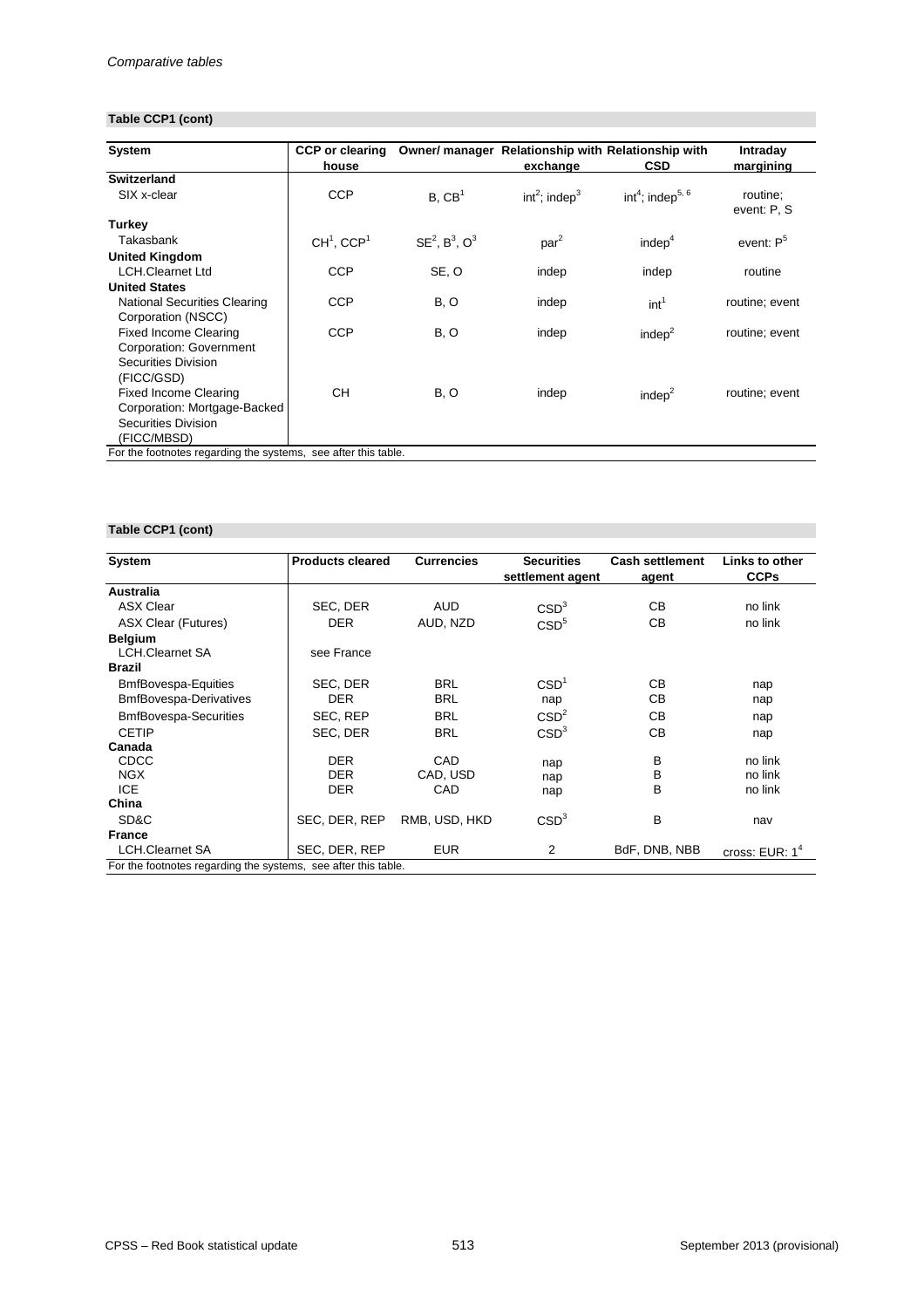## Table CCP1 (cont)

| System | CCP or clearing house | Owner/ manager | Relationship with exchange | Relationship with CSD | Intraday margining |
|---|---|---|---|---|---|
| **Switzerland** | | | | | |
| SIX x-clear | CCP | B, CB[1] | int[2]; indep[3] | int[4]; indep[5, 6] | routine; event: P, S |
| **Turkey** | | | | | |
| Takasbank | CH[1], CCP[1] | SE[2], B[3], O[3] | par[2] | indep[4] | event: P[5] |
| **United Kingdom** | | | | | |
| LCH.Clearnet Ltd | CCP | SE, O | indep | indep | routine |
| **United States** | | | | | |
| National Securities Clearing Corporation (NSCC) | CCP | B, O | indep | int[1] | routine; event |
| Fixed Income Clearing Corporation: Government Securities Division (FICC/GSD) | CCP | B, O | indep | indep[2] | routine; event |
| Fixed Income Clearing Corporation: Mortgage-Backed Securities Division (FICC/MBSD) | CH | B, O | indep | indep[2] | routine; event |

For the footnotes regarding the systems, see after this table.

## Table CCP1 (cont)

| System | Products cleared | Currencies | Securities settlement agent | Cash settlement agent | Links to other CCPs |
|---|---|---|---|---|---|
| **Australia** | | | | | |
| ASX Clear | SEC, DER | AUD | CSD[3] | CB | no link |
| ASX Clear (Futures) | DER | AUD, NZD | CSD[5] | CB | no link |
| **Belgium** | | | | | |
| LCH.Clearnet SA | see France | | | | |
| **Brazil** | | | | | |
| BmfBovespa-Equities | SEC, DER | BRL | CSD[1] | CB | nap |
| BmfBovespa-Derivatives | DER | BRL | nap | CB | nap |
| BmfBovespa-Securities | SEC, REP | BRL | CSD[2] | CB | nap |
| CETIP | SEC, DER | BRL | CSD[3] | CB | nap |
| **Canada** | | | | | |
| CDCC | DER | CAD | nap | B | no link |
| NGX | DER | CAD, USD | nap | B | no link |
| ICE | DER | CAD | nap | B | no link |
| **China** | | | | | |
| SD&C | SEC, DER, REP | RMB, USD, HKD | CSD[3] | B | nav |
| **France** | | | | | |
| LCH.Clearnet SA | SEC, DER, REP | EUR | 2 | BdF, DNB, NBB | cross: EUR: 1[4] |

For the footnotes regarding the systems, see after this table.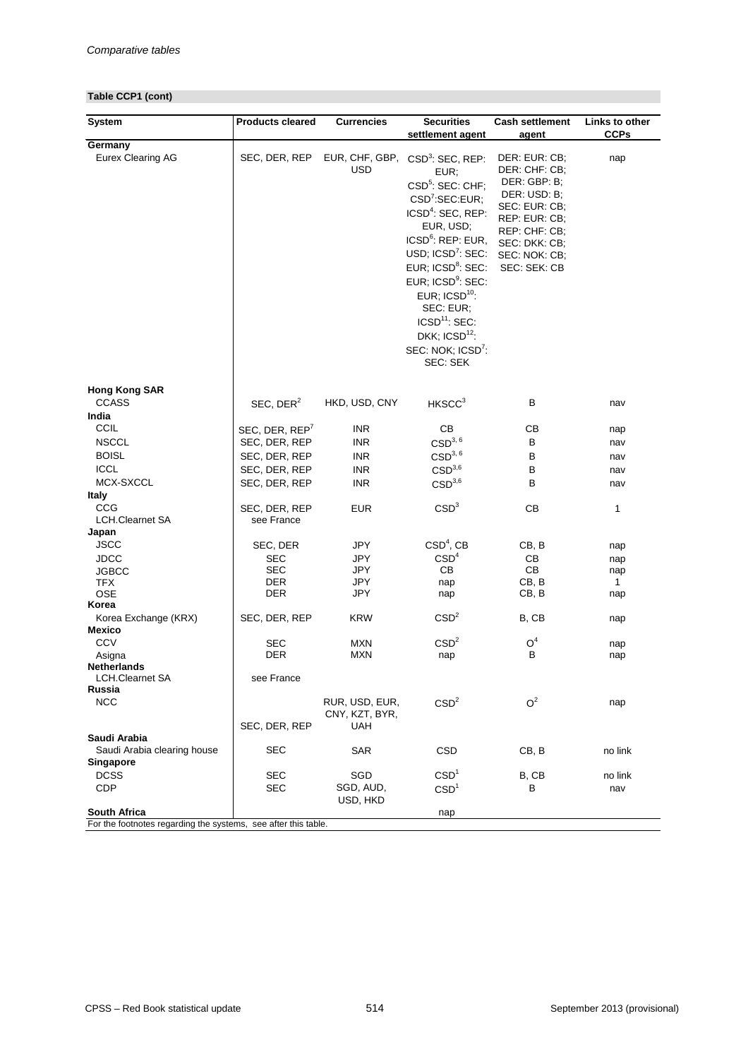*Comparative tables*

**Table CCP1 (cont)**

| System | Products cleared | Currencies | Securities settlement agent | Cash settlement agent | Links to other CCPs |
|---|---|---|---|---|---|
| **Germany** | | | | | |
| Eurex Clearing AG | SEC, DER, REP | EUR, CHF, GBP, USD | CSD[3]: SEC, REP: EUR; CSD[5]: SEC: CHF; CSD[7]:SEC:EUR; ICSD[4]: SEC, REP: EUR, USD; ICSD[6]: REP: EUR, USD; ICSD[7]: SEC: EUR; ICSD[8]: SEC: EUR; ICSD[9]: SEC: EUR; ICSD[10]: SEC: EUR; ICSD[11]: SEC: DKK; ICSD[12]: SEC: NOK; ICSD[7]: SEC: SEK | DER: EUR: CB; DER: CHF: CB; DER: GBP: B; DER: USD: B; SEC: EUR: CB; REP: EUR: CB; REP: CHF: CB; SEC: DKK: CB; SEC: NOK: CB; SEC: SEK: CB | nap |
| **Hong Kong SAR** | | | | | |
| CCASS | SEC, DER[2] | HKD, USD, CNY | HKSCC[3] | B | nav |
| **India** | | | | | |
| CCIL | SEC, DER, REP[7] | INR | CB | CB | nap |
| NSCCL | SEC, DER, REP | INR | CSD[3, 6] | B | nav |
| BOISL | SEC, DER, REP | INR | CSD[3, 6] | B | nav |
| ICCL | SEC, DER, REP | INR | CSD[3,6] | B | nav |
| MCX-SXCCL | SEC, DER, REP | INR | CSD[3,6] | B | nav |
| **Italy** | | | | | |
| CCG | SEC, DER, REP | EUR | CSD[3] | CB | 1 |
| LCH.Clearnet SA | see France | | | | |
| **Japan** | | | | | |
| JSCC | SEC, DER | JPY | CSD[4], CB | CB, B | nap |
| JDCC | SEC | JPY | CSD[4] | CB | nap |
| JGBCC | SEC | JPY | CB | CB | nap |
| TFX | DER | JPY | nap | CB, B | 1 |
| OSE | DER | JPY | nap | CB, B | nap |
| **Korea** | | | | | |
| Korea Exchange (KRX) | SEC, DER, REP | KRW | CSD[2] | B, CB | nap |
| **Mexico** | | | | | |
| CCV | SEC | MXN | CSD[2] | O[4] | nap |
| Asigna | DER | MXN | nap | B | nap |
| **Netherlands** | | | | | |
| LCH.Clearnet SA | see France | | | | |
| **Russia** | | | | | |
| NCC | SEC, DER, REP | RUR, USD, EUR, CNY, KZT, BYR, UAH | CSD[2] | O[2] | nap |
| **Saudi Arabia** | | | | | |
| Saudi Arabia clearing house | SEC | SAR | CSD | CB, B | no link |
| **Singapore** | | | | | |
| DCSS | SEC | SGD | CSD[1] | B, CB | no link |
| CDP | SEC | SGD, AUD, USD, HKD | CSD[1] | B | nav |
| **South Africa** | | | nap | | |

For the footnotes regarding the systems, see after this table.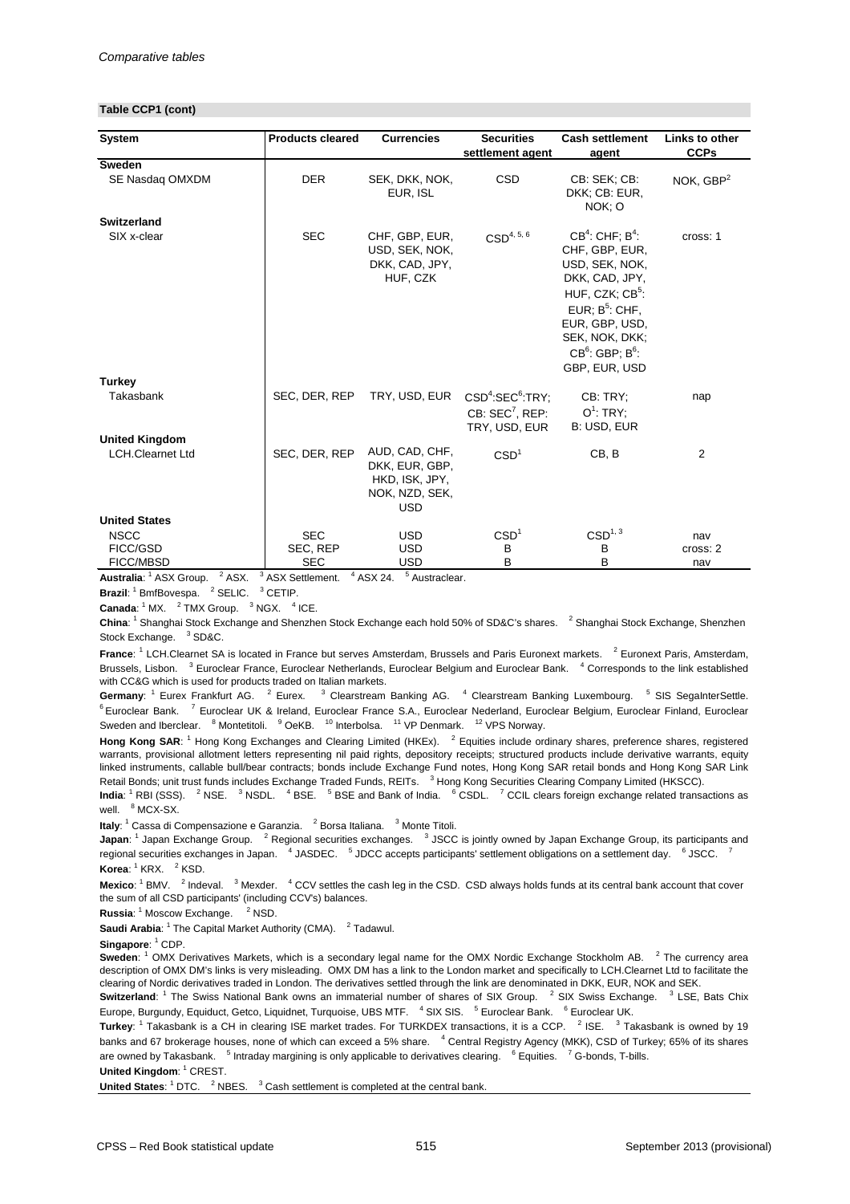*Comparative tables*

**Table CCP1 (cont)**

| System | Products cleared | Currencies | Securities settlement agent | Cash settlement agent | Links to other CCPs |
|---|---|---|---|---|---|
| **Sweden** | | | | | |
| SE Nasdaq OMXDM | DER | SEK, DKK, NOK, EUR, ISL | CSD | CB: SEK; CB: DKK; CB: EUR, NOK; O | NOK, GBP[2] |
| **Switzerland** | | | | | |
| SIX x-clear | SEC | CHF, GBP, EUR, USD, SEK, NOK, DKK, CAD, JPY, HUF, CZK | CSD[4, 5, 6] | CB[4]: CHF; B[4]: CHF, GBP, EUR, USD, SEK, NOK, DKK, CAD, JPY, HUF, CZK; CB[5]: EUR; B[5]: CHF, EUR, GBP, USD, SEK, NOK, DKK; CB[6]: GBP; B[6]: GBP, EUR, USD | cross: 1 |
| **Turkey** | | | | | |
| Takasbank | SEC, DER, REP | TRY, USD, EUR | CSD[4]:SEC[6]:TRY; CB: SEC[7], REP: TRY, USD, EUR | CB: TRY; O[1]: TRY; B: USD, EUR | nap |
| **United Kingdom** | | | | | |
| LCH.Clearnet Ltd | SEC, DER, REP | AUD, CAD, CHF, DKK, EUR, GBP, HKD, ISK, JPY, NOK, NZD, SEK, USD | CSD[1] | CB, B | 2 |
| **United States** | | | | | |
| NSCC | SEC | USD | CSD[1] | CSD[1, 3] | nav |
| FICC/GSD | SEC, REP | USD | B | B | cross: 2 |
| FICC/MBSD | SEC | USD | B | B | nav |

**Australia**: [1] ASX Group. [2] ASX. [3] ASX Settlement. [4] ASX 24. [5] Austraclear.

**Brazil**: [1] BmfBovespa. [2] SELIC. [3] CETIP.

**Canada**: [1] MX. [2] TMX Group. [3] NGX. [4] ICE.

**China**: [1] Shanghai Stock Exchange and Shenzhen Stock Exchange each hold 50% of SD&C's shares. [2] Shanghai Stock Exchange, Shenzhen Stock Exchange. [3] SD&C.

**France**: [1] LCH.Clearnet SA is located in France but serves Amsterdam, Brussels and Paris Euronext markets. [2] Euronext Paris, Amsterdam, Brussels, Lisbon. [3] Euroclear France, Euroclear Netherlands, Euroclear Belgium and Euroclear Bank. [4] Corresponds to the link established with CC&G which is used for products traded on Italian markets.

**Germany**: [1] Eurex Frankfurt AG. [2] Eurex. [3] Clearstream Banking AG. [4] Clearstream Banking Luxembourg. [5] SIS SegaInterSettle. [6] Euroclear Bank. [7] Euroclear UK & Ireland, Euroclear France S.A., Euroclear Nederland, Euroclear Belgium, Euroclear Finland, Euroclear Sweden and Iberclear. [8] Montetitoli. [9] OeKB. [10] Interbolsa. [11] VP Denmark. [12] VPS Norway.

**Hong Kong SAR**: [1] Hong Kong Exchanges and Clearing Limited (HKEx). [2] Equities include ordinary shares, preference shares, registered warrants, provisional allotment letters representing nil paid rights, depository receipts; structured products include derivative warrants, equity linked instruments, callable bull/bear contracts; bonds include Exchange Fund notes, Hong Kong SAR retail bonds and Hong Kong SAR Link Retail Bonds; unit trust funds includes Exchange Traded Funds, REITs. [3] Hong Kong Securities Clearing Company Limited (HKSCC).

**India**: [1] RBI (SSS). [2] NSE. [3] NSDL. [4] BSE. [5] BSE and Bank of India. [6] CSDL. [7] CCIL clears foreign exchange related transactions as well. [8] MCX-SX.

**Italy**: [1] Cassa di Compensazione e Garanzia. [2] Borsa Italiana. [3] Monte Titoli.

**Japan**: [1] Japan Exchange Group. [2] Regional securities exchanges. [3] JSCC is jointly owned by Japan Exchange Group, its participants and regional securities exchanges in Japan. [4] JASDEC. [5] JDCC accepts participants' settlement obligations on a settlement day. [6] JSCC. [7]

**Korea**: [1] KRX. [2] KSD.

**Mexico**: [1] BMV. [2] Indeval. [3] Mexder. [4] CCV settles the cash leg in the CSD. CSD always holds funds at its central bank account that cover the sum of all CSD participants' (including CCV's) balances.

**Russia**: [1] Moscow Exchange. [2] NSD.

**Saudi Arabia**: [1] The Capital Market Authority (CMA). [2] Tadawul.

**Singapore**: [1] CDP.

**Sweden**: [1] OMX Derivatives Markets, which is a secondary legal name for the OMX Nordic Exchange Stockholm AB. [2] The currency area description of OMX DM's links is very misleading. OMX DM has a link to the London market and specifically to LCH.Clearnet Ltd to facilitate the clearing of Nordic derivatives traded in London. The derivatives settled through the link are denominated in DKK, EUR, NOK and SEK.

**Switzerland**: [1] The Swiss National Bank owns an immaterial number of shares of SIX Group. [2] SIX Swiss Exchange. [3] LSE, Bats Chix Europe, Burgundy, Equiduct, Getco, Liquidnet, Turquoise, UBS MTF. [4] SIX SIS. [5] Euroclear Bank. [6] Euroclear UK.

**Turkey**: [1] Takasbank is a CH in clearing ISE market trades. For TURKDEX transactions, it is a CCP. [2] ISE. [3] Takasbank is owned by 19 banks and 67 brokerage houses, none of which can exceed a 5% share. [4] Central Registry Agency (MKK), CSD of Turkey; 65% of its shares are owned by Takasbank. [5] Intraday margining is only applicable to derivatives clearing. [6] Equities. [7] G-bonds, T-bills.

**United Kingdom**: [1] CREST.

**United States**: [1] DTC. [2] NBES. [3] Cash settlement is completed at the central bank.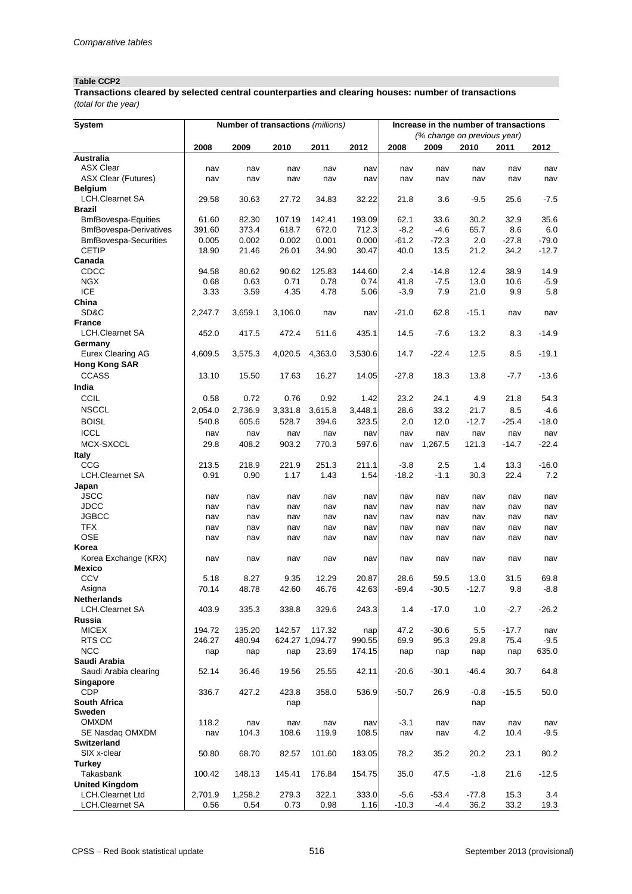**Table CCP2**

**Transactions cleared by selected central counterparties and clearing houses: number of transactions**
*(total for the year)*

| System | Number of transactions *(millions)* | | | | | Increase in the number of transactions *(% change on previous year)* | | | | |
|---|---|---|---|---|---|---|---|---|---|---|
| | 2008 | 2009 | 2010 | 2011 | 2012 | 2008 | 2009 | 2010 | 2011 | 2012 |
| **Australia** | | | | | | | | | | |
| ASX Clear | nav | nav | nav | nav | nav | nav | nav | nav | nav | nav |
| ASX Clear (Futures) | nav | nav | nav | nav | nav | nav | nav | nav | nav | nav |
| **Belgium** | | | | | | | | | | |
| LCH.Clearnet SA | 29.58 | 30.63 | 27.72 | 34.83 | 32.22 | 21.8 | 3.6 | -9.5 | 25.6 | -7.5 |
| **Brazil** | | | | | | | | | | |
| BmfBovespa-Equities | 61.60 | 82.30 | 107.19 | 142.41 | 193.09 | 62.1 | 33.6 | 30.2 | 32.9 | 35.6 |
| BmfBovespa-Derivatives | 391.60 | 373.4 | 618.7 | 672.0 | 712.3 | -8.2 | -4.6 | 65.7 | 8.6 | 6.0 |
| BmfBovespa-Securities | 0.005 | 0.002 | 0.002 | 0.001 | 0.000 | -61.2 | -72.3 | 2.0 | -27.8 | -79.0 |
| CETIP | 18.90 | 21.46 | 26.01 | 34.90 | 30.47 | 40.0 | 13.5 | 21.2 | 34.2 | -12.7 |
| **Canada** | | | | | | | | | | |
| CDCC | 94.58 | 80.62 | 90.62 | 125.83 | 144.60 | 2.4 | -14.8 | 12.4 | 38.9 | 14.9 |
| NGX | 0.68 | 0.63 | 0.71 | 0.78 | 0.74 | 41.8 | -7.5 | 13.0 | 10.6 | -5.9 |
| ICE | 3.33 | 3.59 | 4.35 | 4.78 | 5.06 | -3.9 | 7.9 | 21.0 | 9.9 | 5.8 |
| **China** | | | | | | | | | | |
| SD&C | 2,247.7 | 3,659.1 | 3,106.0 | nav | nav | -21.0 | 62.8 | -15.1 | nav | nav |
| **France** | | | | | | | | | | |
| LCH.Clearnet SA | 452.0 | 417.5 | 472.4 | 511.6 | 435.1 | 14.5 | -7.6 | 13.2 | 8.3 | -14.9 |
| **Germany** | | | | | | | | | | |
| Eurex Clearing AG | 4,609.5 | 3,575.3 | 4,020.5 | 4,363.0 | 3,530.6 | 14.7 | -22.4 | 12.5 | 8.5 | -19.1 |
| **Hong Kong SAR** | | | | | | | | | | |
| CCASS | 13.10 | 15.50 | 17.63 | 16.27 | 14.05 | -27.8 | 18.3 | 13.8 | -7.7 | -13.6 |
| **India** | | | | | | | | | | |
| CCIL | 0.58 | 0.72 | 0.76 | 0.92 | 1.42 | 23.2 | 24.1 | 4.9 | 21.8 | 54.3 |
| NSCCL | 2,054.0 | 2,736.9 | 3,331.8 | 3,615.8 | 3,448.1 | 28.6 | 33.2 | 21.7 | 8.5 | -4.6 |
| BOISL | 540.8 | 605.6 | 528.7 | 394.6 | 323.5 | 2.0 | 12.0 | -12.7 | -25.4 | -18.0 |
| ICCL | nav | nav | nav | nav | nav | nav | nav | nav | nav | nav |
| MCX-SXCCL | 29.8 | 408.2 | 903.2 | 770.3 | 597.6 | nav | 1,267.5 | 121.3 | -14.7 | -22.4 |
| **Italy** | | | | | | | | | | |
| CCG | 213.5 | 218.9 | 221.9 | 251.3 | 211.1 | -3.8 | 2.5 | 1.4 | 13.3 | -16.0 |
| LCH.Clearnet SA | 0.91 | 0.90 | 1.17 | 1.43 | 1.54 | -18.2 | -1.1 | 30.3 | 22.4 | 7.2 |
| **Japan** | | | | | | | | | | |
| JSCC | nav | nav | nav | nav | nav | nav | nav | nav | nav | nav |
| JDCC | nav | nav | nav | nav | nav | nav | nav | nav | nav | nav |
| JGBCC | nav | nav | nav | nav | nav | nav | nav | nav | nav | nav |
| TFX | nav | nav | nav | nav | nav | nav | nav | nav | nav | nav |
| OSE | nav | nav | nav | nav | nav | nav | nav | nav | nav | nav |
| **Korea** | | | | | | | | | | |
| Korea Exchange (KRX) | nav | nav | nav | nav | nav | nav | nav | nav | nav | nav |
| **Mexico** | | | | | | | | | | |
| CCV | 5.18 | 8.27 | 9.35 | 12.29 | 20.87 | 28.6 | 59.5 | 13.0 | 31.5 | 69.8 |
| Asigna | 70.14 | 48.78 | 42.60 | 46.76 | 42.63 | -69.4 | -30.5 | -12.7 | 9.8 | -8.8 |
| **Netherlands** | | | | | | | | | | |
| LCH.Clearnet SA | 403.9 | 335.3 | 338.8 | 329.6 | 243.3 | 1.4 | -17.0 | 1.0 | -2.7 | -26.2 |
| **Russia** | | | | | | | | | | |
| MICEX | 194.72 | 135.20 | 142.57 | 117.32 | nap | 47.2 | -30.6 | 5.5 | -17.7 | nav |
| RTS CC | 246.27 | 480.94 | 624.27 | 1,094.77 | 990.55 | 69.9 | 95.3 | 29.8 | 75.4 | -9.5 |
| NCC | nap | nap | nap | 23.69 | 174.15 | nap | nap | nap | nap | 635.0 |
| **Saudi Arabia** | | | | | | | | | | |
| Saudi Arabia clearing | 52.14 | 36.46 | 19.56 | 25.55 | 42.11 | -20.6 | -30.1 | -46.4 | 30.7 | 64.8 |
| **Singapore** | | | | | | | | | | |
| CDP | 336.7 | 427.2 | 423.8 | 358.0 | 536.9 | -50.7 | 26.9 | -0.8 | -15.5 | 50.0 |
| **South Africa** | | | nap | | | | | nap | | |
| **Sweden** | | | | | | | | | | |
| OMXDM | 118.2 | nav | nav | nav | nav | -3.1 | nav | nav | nav | nav |
| SE Nasdaq OMXDM | nav | 104.3 | 108.6 | 119.9 | 108.5 | nav | nav | 4.2 | 10.4 | -9.5 |
| **Switzerland** | | | | | | | | | | |
| SIX x-clear | 50.80 | 68.70 | 82.57 | 101.60 | 183.05 | 78.2 | 35.2 | 20.2 | 23.1 | 80.2 |
| **Turkey** | | | | | | | | | | |
| Takasbank | 100.42 | 148.13 | 145.41 | 176.84 | 154.75 | 35.0 | 47.5 | -1.8 | 21.6 | -12.5 |
| **United Kingdom** | | | | | | | | | | |
| LCH.Clearnet Ltd | 2,701.9 | 1,258.2 | 279.3 | 322.1 | 333.0 | -5.6 | -53.4 | -77.8 | 15.3 | 3.4 |
| LCH.Clearnet SA | 0.56 | 0.54 | 0.73 | 0.98 | 1.16 | -10.3 | -4.4 | 36.2 | 33.2 | 19.3 |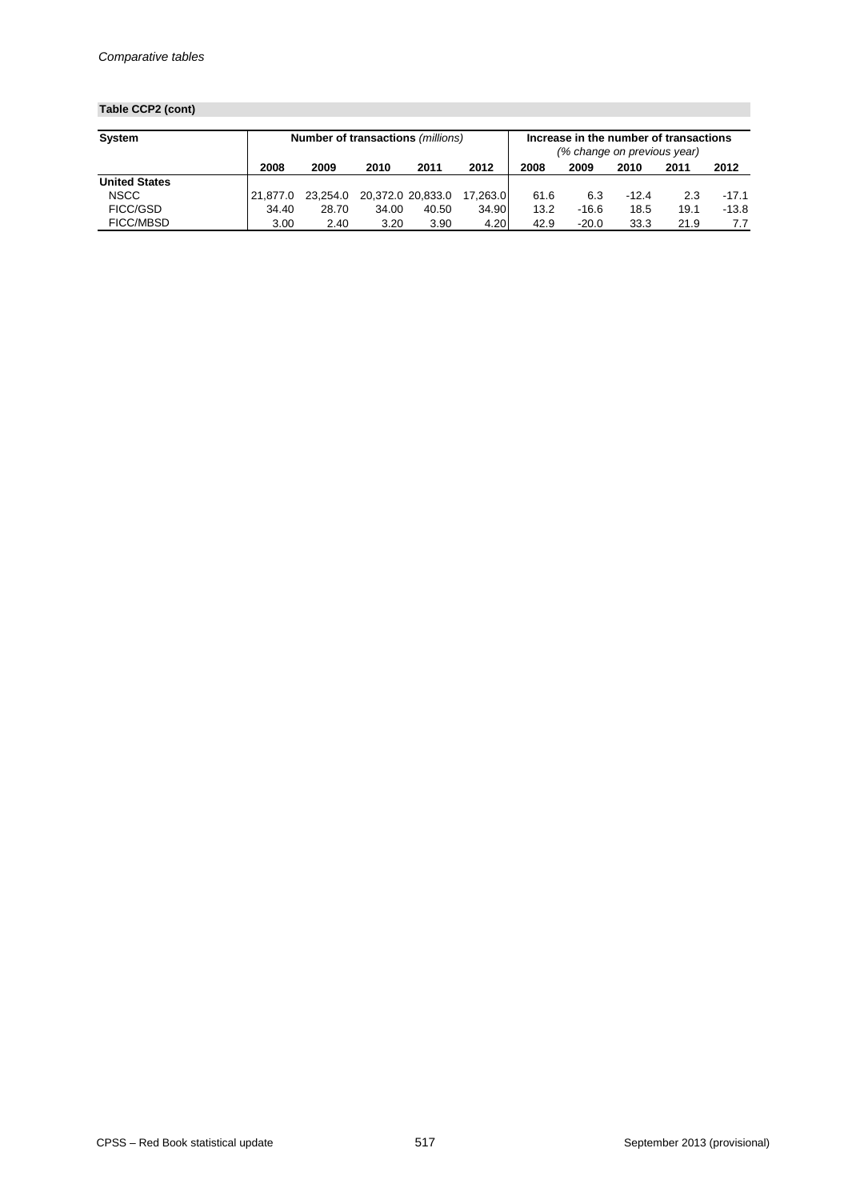*Comparative tables*

**Table CCP2 (cont)**

| System | Number of transactions *(millions)* | | | | | Increase in the number of transactions *(% change on previous year)* | | | | |
|---|---|---|---|---|---|---|---|---|---|---|
| | 2008 | 2009 | 2010 | 2011 | 2012 | 2008 | 2009 | 2010 | 2011 | 2012 |
| **United States** | | | | | | | | | | |
| NSCC | 21,877.0 | 23,254.0 | 20,372.0 | 20,833.0 | 17,263.0 | 61.6 | 6.3 | -12.4 | 2.3 | -17.1 |
| FICC/GSD | 34.40 | 28.70 | 34.00 | 40.50 | 34.90 | 13.2 | -16.6 | 18.5 | 19.1 | -13.8 |
| FICC/MBSD | 3.00 | 2.40 | 3.20 | 3.90 | 4.20 | 42.9 | -20.0 | 33.3 | 21.9 | 7.7 |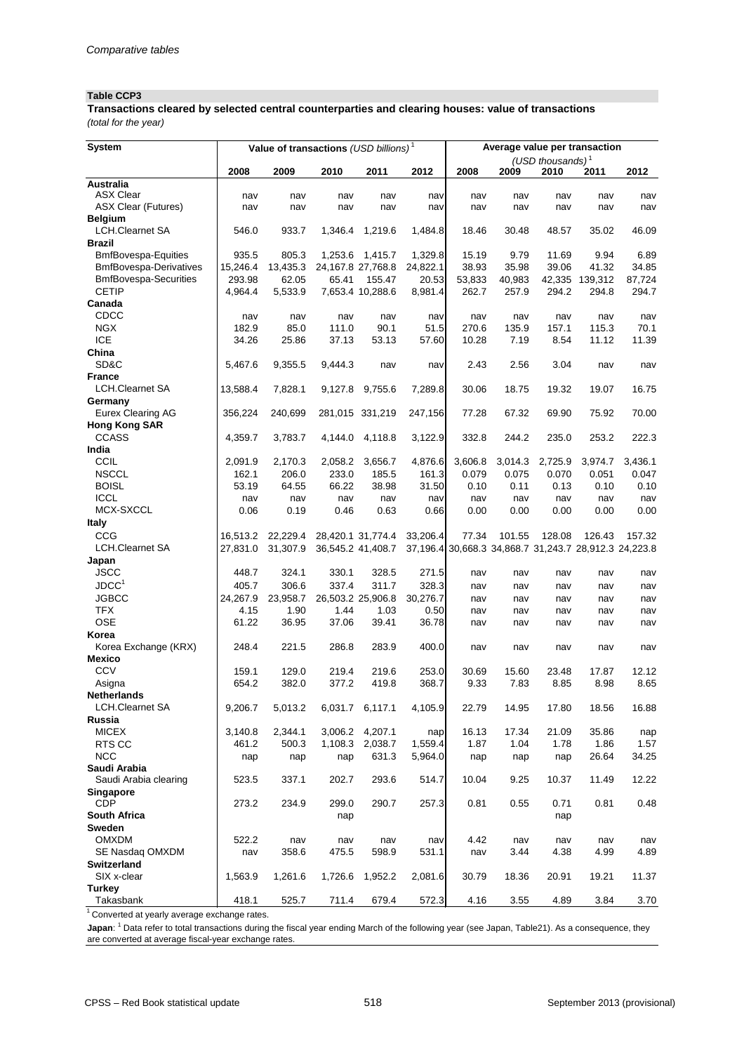*Comparative tables*

**Table CCP3**

**Transactions cleared by selected central counterparties and clearing houses: value of transactions**
*(total for the year)*

| System | Value of transactions *(USD billions)* [1] | | | | | Average value per transaction *(USD thousands)* [1] | | | | |
|---|---|---|---|---|---|---|---|---|---|---|
| | 2008 | 2009 | 2010 | 2011 | 2012 | 2008 | 2009 | 2010 | 2011 | 2012 |
| **Australia** | | | | | | | | | | |
| ASX Clear | nav | nav | nav | nav | nav | nav | nav | nav | nav | nav |
| ASX Clear (Futures) | nav | nav | nav | nav | nav | nav | nav | nav | nav | nav |
| **Belgium** | | | | | | | | | | |
| LCH.Clearnet SA | 546.0 | 933.7 | 1,346.4 | 1,219.6 | 1,484.8 | 18.46 | 30.48 | 48.57 | 35.02 | 46.09 |
| **Brazil** | | | | | | | | | | |
| BmfBovespa-Equities | 935.5 | 805.3 | 1,253.6 | 1,415.7 | 1,329.8 | 15.19 | 9.79 | 11.69 | 9.94 | 6.89 |
| BmfBovespa-Derivatives | 15,246.4 | 13,435.3 | 24,167.8 | 27,768.8 | 24,822.1 | 38.93 | 35.98 | 39.06 | 41.32 | 34.85 |
| BmfBovespa-Securities | 293.98 | 62.05 | 65.41 | 155.47 | 20.53 | 53,833 | 40,983 | 42,335 | 139,312 | 87,724 |
| CETIP | 4,964.4 | 5,533.9 | 7,653.4 | 10,288.6 | 8,981.4 | 262.7 | 257.9 | 294.2 | 294.8 | 294.7 |
| **Canada** | | | | | | | | | | |
| CDCC | nav | nav | nav | nav | nav | nav | nav | nav | nav | nav |
| NGX | 182.9 | 85.0 | 111.0 | 90.1 | 51.5 | 270.6 | 135.9 | 157.1 | 115.3 | 70.1 |
| ICE | 34.26 | 25.86 | 37.13 | 53.13 | 57.60 | 10.28 | 7.19 | 8.54 | 11.12 | 11.39 |
| **China** | | | | | | | | | | |
| SD&C | 5,467.6 | 9,355.5 | 9,444.3 | nav | nav | 2.43 | 2.56 | 3.04 | nav | nav |
| **France** | | | | | | | | | | |
| LCH.Clearnet SA | 13,588.4 | 7,828.1 | 9,127.8 | 9,755.6 | 7,289.8 | 30.06 | 18.75 | 19.32 | 19.07 | 16.75 |
| **Germany** | | | | | | | | | | |
| Eurex Clearing AG | 356,224 | 240,699 | 281,015 | 331,219 | 247,156 | 77.28 | 67.32 | 69.90 | 75.92 | 70.00 |
| **Hong Kong SAR** | | | | | | | | | | |
| CCASS | 4,359.7 | 3,783.7 | 4,144.0 | 4,118.8 | 3,122.9 | 332.8 | 244.2 | 235.0 | 253.2 | 222.3 |
| **India** | | | | | | | | | | |
| CCIL | 2,091.9 | 2,170.3 | 2,058.2 | 3,656.7 | 4,876.6 | 3,606.8 | 3,014.3 | 2,725.9 | 3,974.7 | 3,436.1 |
| NSCCL | 162.1 | 206.0 | 233.0 | 185.5 | 161.3 | 0.079 | 0.075 | 0.070 | 0.051 | 0.047 |
| BOISL | 53.19 | 64.55 | 66.22 | 38.98 | 31.50 | 0.10 | 0.11 | 0.13 | 0.10 | 0.10 |
| ICCL | nav | nav | nav | nav | nav | nav | nav | nav | nav | nav |
| MCX-SXCCL | 0.06 | 0.19 | 0.46 | 0.63 | 0.66 | 0.00 | 0.00 | 0.00 | 0.00 | 0.00 |
| **Italy** | | | | | | | | | | |
| CCG | 16,513.2 | 22,229.4 | 28,420.1 | 31,774.4 | 33,206.4 | 77.34 | 101.55 | 128.08 | 126.43 | 157.32 |
| LCH.Clearnet SA | 27,831.0 | 31,307.9 | 36,545.2 | 41,408.7 | 37,196.4 | 30,668.3 | 34,868.7 | 31,243.7 | 28,912.3 | 24,223.8 |
| **Japan** | | | | | | | | | | |
| JSCC | 448.7 | 324.1 | 330.1 | 328.5 | 271.5 | nav | nav | nav | nav | nav |
| JDCC[1] | 405.7 | 306.6 | 337.4 | 311.7 | 328.3 | nav | nav | nav | nav | nav |
| JGBCC | 24,267.9 | 23,958.7 | 26,503.2 | 25,906.8 | 30,276.7 | nav | nav | nav | nav | nav |
| TFX | 4.15 | 1.90 | 1.44 | 1.03 | 0.50 | nav | nav | nav | nav | nav |
| OSE | 61.22 | 36.95 | 37.06 | 39.41 | 36.78 | nav | nav | nav | nav | nav |
| **Korea** | | | | | | | | | | |
| Korea Exchange (KRX) | 248.4 | 221.5 | 286.8 | 283.9 | 400.0 | nav | nav | nav | nav | nav |
| **Mexico** | | | | | | | | | | |
| CCV | 159.1 | 129.0 | 219.4 | 219.6 | 253.0 | 30.69 | 15.60 | 23.48 | 17.87 | 12.12 |
| Asigna | 654.2 | 382.0 | 377.2 | 419.8 | 368.7 | 9.33 | 7.83 | 8.85 | 8.98 | 8.65 |
| **Netherlands** | | | | | | | | | | |
| LCH.Clearnet SA | 9,206.7 | 5,013.2 | 6,031.7 | 6,117.1 | 4,105.9 | 22.79 | 14.95 | 17.80 | 18.56 | 16.88 |
| **Russia** | | | | | | | | | | |
| MICEX | 3,140.8 | 2,344.1 | 3,006.2 | 4,207.1 | nap | 16.13 | 17.34 | 21.09 | 35.86 | nap |
| RTS CC | 461.2 | 500.3 | 1,108.3 | 2,038.7 | 1,559.4 | 1.87 | 1.04 | 1.78 | 1.86 | 1.57 |
| NCC | nap | nap | nap | 631.3 | 5,964.0 | nap | nap | nap | 26.64 | 34.25 |
| **Saudi Arabia** | | | | | | | | | | |
| Saudi Arabia clearing | 523.5 | 337.1 | 202.7 | 293.6 | 514.7 | 10.04 | 9.25 | 10.37 | 11.49 | 12.22 |
| **Singapore** | | | | | | | | | | |
| CDP | 273.2 | 234.9 | 299.0 | 290.7 | 257.3 | 0.81 | 0.55 | 0.71 | 0.81 | 0.48 |
| **South Africa** | | | nap | | | | | nap | | |
| **Sweden** | | | | | | | | | | |
| OMXDM | 522.2 | nav | nav | nav | nav | 4.42 | nav | nav | nav | nav |
| SE Nasdaq OMXDM | nav | 358.6 | 475.5 | 598.9 | 531.1 | nav | 3.44 | 4.38 | 4.99 | 4.89 |
| **Switzerland** | | | | | | | | | | |
| SIX x-clear | 1,563.9 | 1,261.6 | 1,726.6 | 1,952.2 | 2,081.6 | 30.79 | 18.36 | 20.91 | 19.21 | 11.37 |
| **Turkey** | | | | | | | | | | |
| Takasbank | 418.1 | 525.7 | 711.4 | 679.4 | 572.3 | 4.16 | 3.55 | 4.89 | 3.84 | 3.70 |

[1] Converted at yearly average exchange rates.

**Japan**: [1] Data refer to total transactions during the fiscal year ending March of the following year (see Japan, Table21). As a consequence, they are converted at average fiscal-year exchange rates.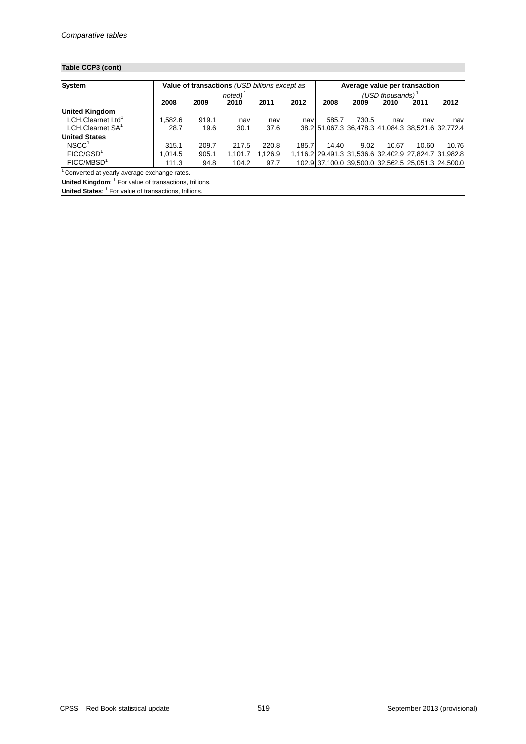**Table CCP3 (cont)**

| System | Value of transactions *(USD billions except as noted)*[1] | | | | | Average value per transaction *(USD thousands)*[1] | | | | |
|---|---|---|---|---|---|---|---|---|---|---|
| | 2008 | 2009 | 2010 | 2011 | 2012 | 2008 | 2009 | 2010 | 2011 | 2012 |
| **United Kingdom** | | | | | | | | | | |
| LCH.Clearnet Ltd[1] | 1,582.6 | 919.1 | nav | nav | nav | 585.7 | 730.5 | nav | nav | nav |
| LCH.Clearnet SA[1] | 28.7 | 19.6 | 30.1 | 37.6 | 38.2 | 51,067.3 | 36,478.3 | 41,084.3 | 38,521.6 | 32,772.4 |
| **United States** | | | | | | | | | | |
| NSCC[1] | 315.1 | 209.7 | 217.5 | 220.8 | 185.7 | 14.40 | 9.02 | 10.67 | 10.60 | 10.76 |
| FICC/GSD[1] | 1,014.5 | 905.1 | 1,101.7 | 1,126.9 | 1,116.2 | 29,491.3 | 31,536.6 | 32,402.9 | 27,824.7 | 31,982.8 |
| FICC/MBSD[1] | 111.3 | 94.8 | 104.2 | 97.7 | 102.9 | 37,100.0 | 39,500.0 | 32,562.5 | 25,051.3 | 24,500.0 |

[1] Converted at yearly average exchange rates.

**United Kingdom**: [1] For value of transactions, trillions.

**United States**: [1] For value of transactions, trillions.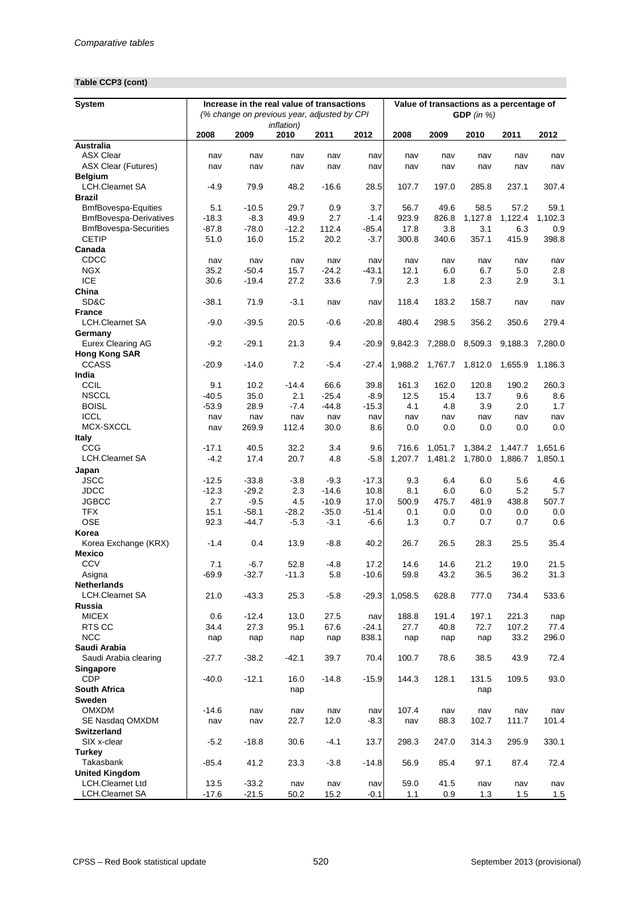*Comparative tables*

**Table CCP3 (cont)**

| System | Increase in the real value of transactions (% change on previous year, adjusted by CPI inflation) | | | | | Value of transactions as a percentage of GDP (in %) | | | | |
|---|---|---|---|---|---|---|---|---|---|---|
| | 2008 | 2009 | 2010 | 2011 | 2012 | 2008 | 2009 | 2010 | 2011 | 2012 |
| **Australia** | | | | | | | | | | |
| ASX Clear | nav | nav | nav | nav | nav | nav | nav | nav | nav | nav |
| ASX Clear (Futures) | nav | nav | nav | nav | nav | nav | nav | nav | nav | nav |
| **Belgium** | | | | | | | | | | |
| LCH.Clearnet SA | -4.9 | 79.9 | 48.2 | -16.6 | 28.5 | 107.7 | 197.0 | 285.8 | 237.1 | 307.4 |
| **Brazil** | | | | | | | | | | |
| BmfBovespa-Equities | 5.1 | -10.5 | 29.7 | 0.9 | 3.7 | 56.7 | 49.6 | 58.5 | 57.2 | 59.1 |
| BmfBovespa-Derivatives | -18.3 | -8.3 | 49.9 | 2.7 | -1.4 | 923.9 | 826.8 | 1,127.8 | 1,122.4 | 1,102.3 |
| BmfBovespa-Securities | -87.8 | -78.0 | -12.2 | 112.4 | -85.4 | 17.8 | 3.8 | 3.1 | 6.3 | 0.9 |
| CETIP | 51.0 | 16.0 | 15.2 | 20.2 | -3.7 | 300.8 | 340.6 | 357.1 | 415.9 | 398.8 |
| **Canada** | | | | | | | | | | |
| CDCC | nav | nav | nav | nav | nav | nav | nav | nav | nav | nav |
| NGX | 35.2 | -50.4 | 15.7 | -24.2 | -43.1 | 12.1 | 6.0 | 6.7 | 5.0 | 2.8 |
| ICE | 30.6 | -19.4 | 27.2 | 33.6 | 7.9 | 2.3 | 1.8 | 2.3 | 2.9 | 3.1 |
| **China** | | | | | | | | | | |
| SD&C | -38.1 | 71.9 | -3.1 | nav | nav | 118.4 | 183.2 | 158.7 | nav | nav |
| **France** | | | | | | | | | | |
| LCH.Clearnet SA | -9.0 | -39.5 | 20.5 | -0.6 | -20.8 | 480.4 | 298.5 | 356.2 | 350.6 | 279.4 |
| **Germany** | | | | | | | | | | |
| Eurex Clearing AG | -9.2 | -29.1 | 21.3 | 9.4 | -20.9 | 9,842.3 | 7,288.0 | 8,509.3 | 9,188.3 | 7,280.0 |
| **Hong Kong SAR** | | | | | | | | | | |
| CCASS | -20.9 | -14.0 | 7.2 | -5.4 | -27.4 | 1,988.2 | 1,767.7 | 1,812.0 | 1,655.9 | 1,186.3 |
| **India** | | | | | | | | | | |
| CCIL | 9.1 | 10.2 | -14.4 | 66.6 | 39.8 | 161.3 | 162.0 | 120.8 | 190.2 | 260.3 |
| NSCCL | -40.5 | 35.0 | 2.1 | -25.4 | -8.9 | 12.5 | 15.4 | 13.7 | 9.6 | 8.6 |
| BOISL | -53.9 | 28.9 | -7.4 | -44.8 | -15.3 | 4.1 | 4.8 | 3.9 | 2.0 | 1.7 |
| ICCL | nav | nav | nav | nav | nav | nav | nav | nav | nav | nav |
| MCX-SXCCL | nav | 269.9 | 112.4 | 30.0 | 8.6 | 0.0 | 0.0 | 0.0 | 0.0 | 0.0 |
| **Italy** | | | | | | | | | | |
| CCG | -17.1 | 40.5 | 32.2 | 3.4 | 9.6 | 716.6 | 1,051.7 | 1,384.2 | 1,447.7 | 1,651.6 |
| LCH.Clearnet SA | -4.2 | 17.4 | 20.7 | 4.8 | -5.8 | 1,207.7 | 1,481.2 | 1,780.0 | 1,886.7 | 1,850.1 |
| **Japan** | | | | | | | | | | |
| JSCC | -12.5 | -33.8 | -3.8 | -9.3 | -17.3 | 9.3 | 6.4 | 6.0 | 5.6 | 4.6 |
| JDCC | -12.3 | -29.2 | 2.3 | -14.6 | 10.8 | 8.1 | 6.0 | 6.0 | 5.2 | 5.7 |
| JGBCC | 2.7 | -9.5 | 4.5 | -10.9 | 17.0 | 500.9 | 475.7 | 481.9 | 438.8 | 507.7 |
| TFX | 15.1 | -58.1 | -28.2 | -35.0 | -51.4 | 0.1 | 0.0 | 0.0 | 0.0 | 0.0 |
| OSE | 92.3 | -44.7 | -5.3 | -3.1 | -6.6 | 1.3 | 0.7 | 0.7 | 0.7 | 0.6 |
| **Korea** | | | | | | | | | | |
| Korea Exchange (KRX) | -1.4 | 0.4 | 13.9 | -8.8 | 40.2 | 26.7 | 26.5 | 28.3 | 25.5 | 35.4 |
| **Mexico** | | | | | | | | | | |
| CCV | 7.1 | -6.7 | 52.8 | -4.8 | 17.2 | 14.6 | 14.6 | 21.2 | 19.0 | 21.5 |
| Asigna | -69.9 | -32.7 | -11.3 | 5.8 | -10.6 | 59.8 | 43.2 | 36.5 | 36.2 | 31.3 |
| **Netherlands** | | | | | | | | | | |
| LCH.Clearnet SA | 21.0 | -43.3 | 25.3 | -5.8 | -29.3 | 1,058.5 | 628.8 | 777.0 | 734.4 | 533.6 |
| **Russia** | | | | | | | | | | |
| MICEX | 0.6 | -12.4 | 13.0 | 27.5 | nav | 188.8 | 191.4 | 197.1 | 221.3 | nap |
| RTS CC | 34.4 | 27.3 | 95.1 | 67.6 | -24.1 | 27.7 | 40.8 | 72.7 | 107.2 | 77.4 |
| NCC | nap | nap | nap | nap | 838.1 | nap | nap | nap | 33.2 | 296.0 |
| **Saudi Arabia** | | | | | | | | | | |
| Saudi Arabia clearing | -27.7 | -38.2 | -42.1 | 39.7 | 70.4 | 100.7 | 78.6 | 38.5 | 43.9 | 72.4 |
| **Singapore** | | | | | | | | | | |
| CDP | -40.0 | -12.1 | 16.0 | -14.8 | -15.9 | 144.3 | 128.1 | 131.5 | 109.5 | 93.0 |
| **South Africa** | | | nap | | | | | nap | | |
| **Sweden** | | | | | | | | | | |
| OMXDM | -14.6 | nav | nav | nav | nav | 107.4 | nav | nav | nav | nav |
| SE Nasdaq OMXDM | nav | nav | 22.7 | 12.0 | -8.3 | nav | 88.3 | 102.7 | 111.7 | 101.4 |
| **Switzerland** | | | | | | | | | | |
| SIX x-clear | -5.2 | -18.8 | 30.6 | -4.1 | 13.7 | 298.3 | 247.0 | 314.3 | 295.9 | 330.1 |
| **Turkey** | | | | | | | | | | |
| Takasbank | -85.4 | 41.2 | 23.3 | -3.8 | -14.8 | 56.9 | 85.4 | 97.1 | 87.4 | 72.4 |
| **United Kingdom** | | | | | | | | | | |
| LCH.Clearnet Ltd | 13.5 | -33.2 | nav | nav | nav | 59.0 | 41.5 | nav | nav | nav |
| LCH.Clearnet SA | -17.6 | -21.5 | 50.2 | 15.2 | -0.1 | 1.1 | 0.9 | 1.3 | 1.5 | 1.5 |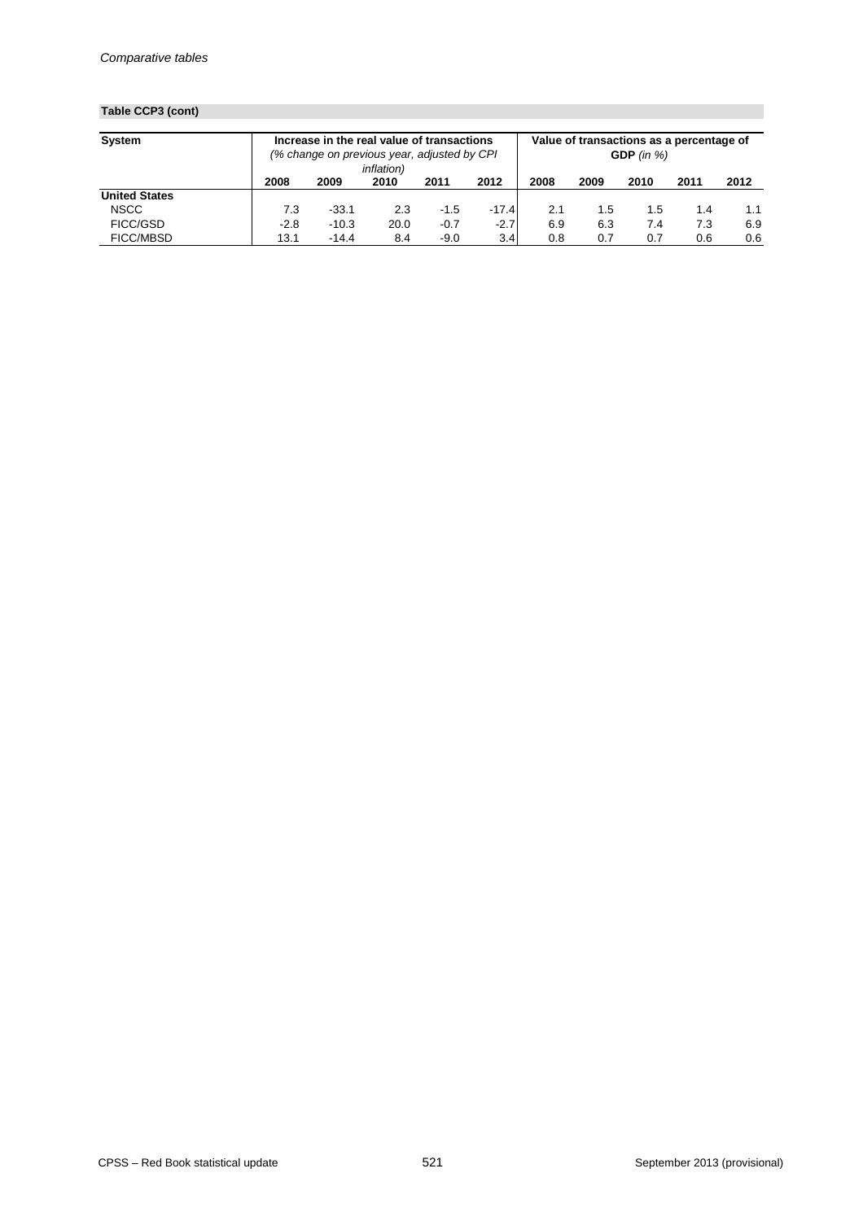**Table CCP3 (cont)**

| System | Increase in the real value of transactions *(% change on previous year, adjusted by CPI inflation)* | | | | | Value of transactions as a percentage of **GDP** *(in %)* | | | | |
|---|---|---|---|---|---|---|---|---|---|---|
| | **2008** | **2009** | **2010** | **2011** | **2012** | **2008** | **2009** | **2010** | **2011** | **2012** |
| **United States** | | | | | | | | | | |
| NSCC | 7.3 | -33.1 | 2.3 | -1.5 | -17.4 | 2.1 | 1.5 | 1.5 | 1.4 | 1.1 |
| FICC/GSD | -2.8 | -10.3 | 20.0 | -0.7 | -2.7 | 6.9 | 6.3 | 7.4 | 7.3 | 6.9 |
| FICC/MBSD | 13.1 | -14.4 | 8.4 | -9.0 | 3.4 | 0.8 | 0.7 | 0.7 | 0.6 | 0.6 |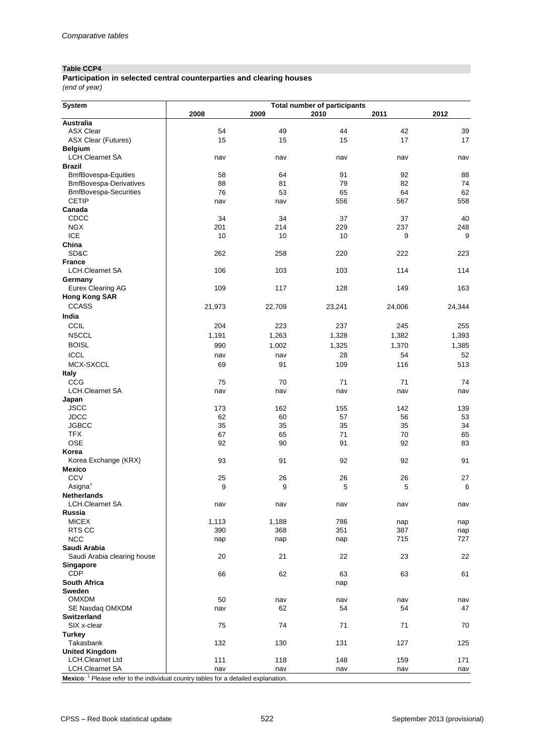*Comparative tables*

**Table CCP4**

**Participation in selected central counterparties and clearing houses**

*(end of year)*

| System | Total number of participants | | | | |
|---|---|---|---|---|---|
| | 2008 | 2009 | 2010 | 2011 | 2012 |
| **Australia** | | | | | |
| ASX Clear | 54 | 49 | 44 | 42 | 39 |
| ASX Clear (Futures) | 15 | 15 | 15 | 17 | 17 |
| **Belgium** | | | | | |
| LCH.Clearnet SA | nav | nav | nav | nav | nav |
| **Brazil** | | | | | |
| BmfBovespa-Equities | 58 | 64 | 91 | 92 | 88 |
| BmfBovespa-Derivatives | 88 | 81 | 79 | 82 | 74 |
| BmfBovespa-Securities | 76 | 53 | 65 | 64 | 62 |
| CETIP | nav | nav | 556 | 567 | 558 |
| **Canada** | | | | | |
| CDCC | 34 | 34 | 37 | 37 | 40 |
| NGX | 201 | 214 | 229 | 237 | 248 |
| ICE | 10 | 10 | 10 | 9 | 9 |
| **China** | | | | | |
| SD&C | 262 | 258 | 220 | 222 | 223 |
| **France** | | | | | |
| LCH.Clearnet SA | 106 | 103 | 103 | 114 | 114 |
| **Germany** | | | | | |
| Eurex Clearing AG | 109 | 117 | 128 | 149 | 163 |
| **Hong Kong SAR** | | | | | |
| CCASS | 21,973 | 22,709 | 23,241 | 24,006 | 24,344 |
| **India** | | | | | |
| CCIL | 204 | 223 | 237 | 245 | 255 |
| NSCCL | 1,191 | 1,263 | 1,328 | 1,382 | 1,393 |
| BOISL | 990 | 1,002 | 1,325 | 1,370 | 1,385 |
| ICCL | nav | nav | 28 | 54 | 52 |
| MCX-SXCCL | 69 | 91 | 109 | 116 | 513 |
| **Italy** | | | | | |
| CCG | 75 | 70 | 71 | 71 | 74 |
| LCH.Clearnet SA | nav | nav | nav | nav | nav |
| **Japan** | | | | | |
| JSCC | 173 | 162 | 155 | 142 | 139 |
| JDCC | 62 | 60 | 57 | 56 | 53 |
| JGBCC | 35 | 35 | 35 | 35 | 34 |
| TFX | 67 | 65 | 71 | 70 | 65 |
| OSE | 92 | 90 | 91 | 92 | 83 |
| **Korea** | | | | | |
| Korea Exchange (KRX) | 93 | 91 | 92 | 92 | 91 |
| **Mexico** | | | | | |
| CCV | 25 | 26 | 26 | 26 | 27 |
| Asigna[1] | 9 | 9 | 5 | 5 | 6 |
| **Netherlands** | | | | | |
| LCH.Clearnet SA | nav | nav | nav | nav | nav |
| **Russia** | | | | | |
| MICEX | 1,113 | 1,188 | 786 | nap | nap |
| RTS CC | 390 | 368 | 351 | 387 | nap |
| NCC | nap | nap | nap | 715 | 727 |
| **Saudi Arabia** | | | | | |
| Saudi Arabia clearing house | 20 | 21 | 22 | 23 | 22 |
| **Singapore** | | | | | |
| CDP | 66 | 62 | 63 | 63 | 61 |
| **South Africa** | | | nap | | |
| **Sweden** | | | | | |
| OMXDM | 50 | nav | nav | nav | nav |
| SE Nasdaq OMXDM | nav | 62 | 54 | 54 | 47 |
| **Switzerland** | | | | | |
| SIX x-clear | 75 | 74 | 71 | 71 | 70 |
| **Turkey** | | | | | |
| Takasbank | 132 | 130 | 131 | 127 | 125 |
| **United Kingdom** | | | | | |
| LCH.Clearnet Ltd | 111 | 118 | 148 | 159 | 171 |
| LCH.Clearnet SA | nav | nav | nav | nav | nav |

**Mexico**: [1] Please refer to the individual country tables for a detailed explanation.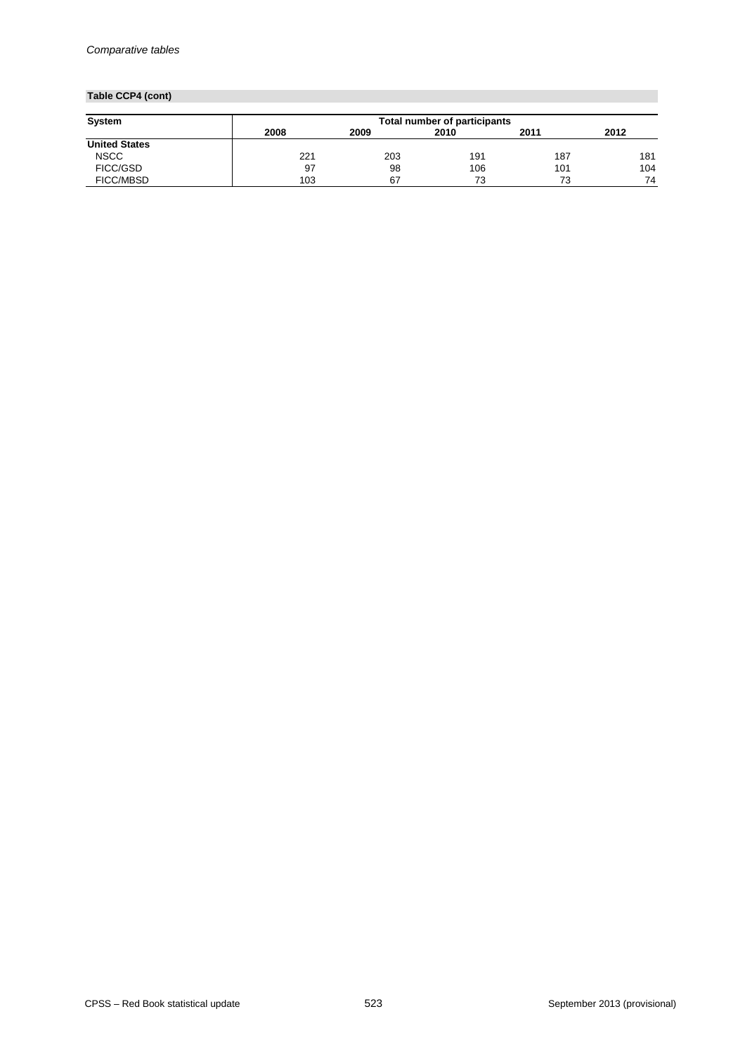**Table CCP4 (cont)**

| System | Total number of participants | | | | |
|---|---|---|---|---|---|
| | 2008 | 2009 | 2010 | 2011 | 2012 |
| **United States** | | | | | |
| NSCC | 221 | 203 | 191 | 187 | 181 |
| FICC/GSD | 97 | 98 | 106 | 101 | 104 |
| FICC/MBSD | 103 | 67 | 73 | 73 | 74 |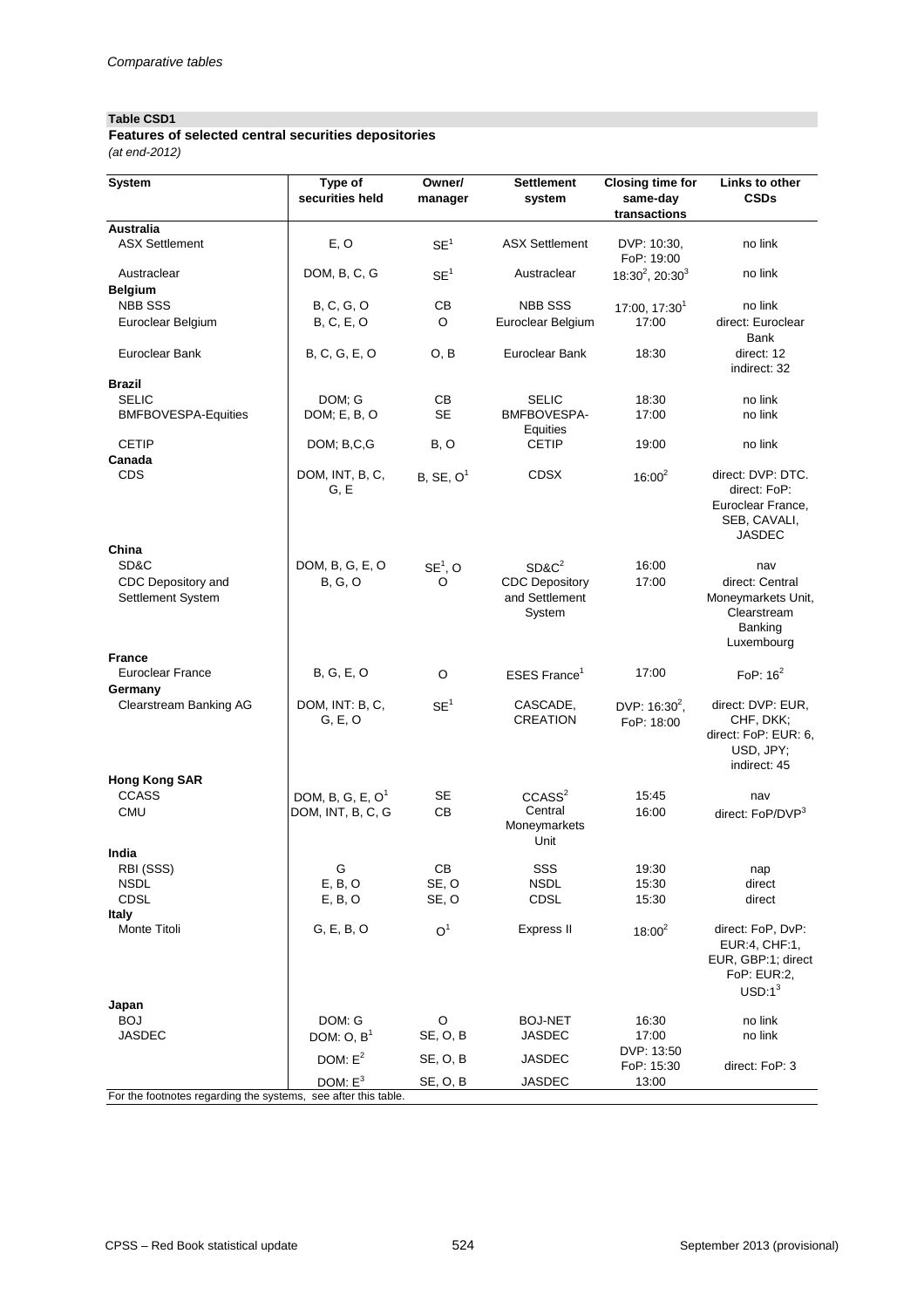**Table CSD1**

**Features of selected central securities depositories**

*(at end-2012)*

| System | Type of securities held | Owner/ manager | Settlement system | Closing time for same-day transactions | Links to other CSDs |
|---|---|---|---|---|---|
| **Australia** | | | | | |
| ASX Settlement | E, O | SE[1] | ASX Settlement | DVP: 10:30, FoP: 19:00 | no link |
| Austraclear | DOM, B, C, G | SE[1] | Austraclear | 18:30[2], 20:30[3] | no link |
| **Belgium** | | | | | |
| NBB SSS | B, C, G, O | CB | NBB SSS | 17:00, 17:30[1] | no link |
| Euroclear Belgium | B, C, E, O | O | Euroclear Belgium | 17:00 | direct: Euroclear Bank |
| Euroclear Bank | B, C, G, E, O | O, B | Euroclear Bank | 18:30 | direct: 12 indirect: 32 |
| **Brazil** | | | | | |
| SELIC | DOM; G | CB | SELIC | 18:30 | no link |
| BMFBOVESPA-Equities | DOM; E, B, O | SE | BMFBOVESPA-Equities | 17:00 | no link |
| CETIP | DOM; B,C,G | B, O | CETIP | 19:00 | no link |
| **Canada** | | | | | |
| CDS | DOM, INT, B, C, G, E | B, SE, O[1] | CDSX | 16:00[2] | direct: DVP: DTC. direct: FoP: Euroclear France, SEB, CAVALI, JASDEC |
| **China** | | | | | |
| SD&C | DOM, B, G, E, O | SE[1], O | SD&C[2] | 16:00 | nav |
| CDC Depository and Settlement System | B, G, O | O | CDC Depository and Settlement System | 17:00 | direct: Central Moneymarkets Unit, Clearstream Banking Luxembourg |
| **France** | | | | | |
| Euroclear France | B, G, E, O | O | ESES France[1] | 17:00 | FoP: 16[2] |
| **Germany** | | | | | |
| Clearstream Banking AG | DOM, INT: B, C, G, E, O | SE[1] | CASCADE, CREATION | DVP: 16:30[2], FoP: 18:00 | direct: DVP: EUR, CHF, DKK; direct: FoP: EUR: 6, USD, JPY; indirect: 45 |
| **Hong Kong SAR** | | | | | |
| CCASS | DOM, B, G, E, O[1] | SE | CCASS[2] | 15:45 | nav |
| CMU | DOM, INT, B, C, G | CB | Central Moneymarkets Unit | 16:00 | direct: FoP/DVP[3] |
| **India** | | | | | |
| RBI (SSS) | G | CB | SSS | 19:30 | nap |
| NSDL | E, B, O | SE, O | NSDL | 15:30 | direct |
| CDSL | E, B, O | SE, O | CDSL | 15:30 | direct |
| **Italy** | | | | | |
| Monte Titoli | G, E, B, O | O[1] | Express II | 18:00[2] | direct: FoP, DvP: EUR:4, CHF:1, EUR, GBP:1; direct FoP: EUR:2, USD:1[3] |
| **Japan** | | | | | |
| BOJ | DOM: G | O | BOJ-NET | 16:30 | no link |
| JASDEC | DOM: O, B[1] | SE, O, B | JASDEC | 17:00 | no link |
| | DOM: E[2] | SE, O, B | JASDEC | DVP: 13:50 FoP: 15:30 | direct: FoP: 3 |
| | DOM: E[3] | SE, O, B | JASDEC | 13:00 | |

For the footnotes regarding the systems, see after this table.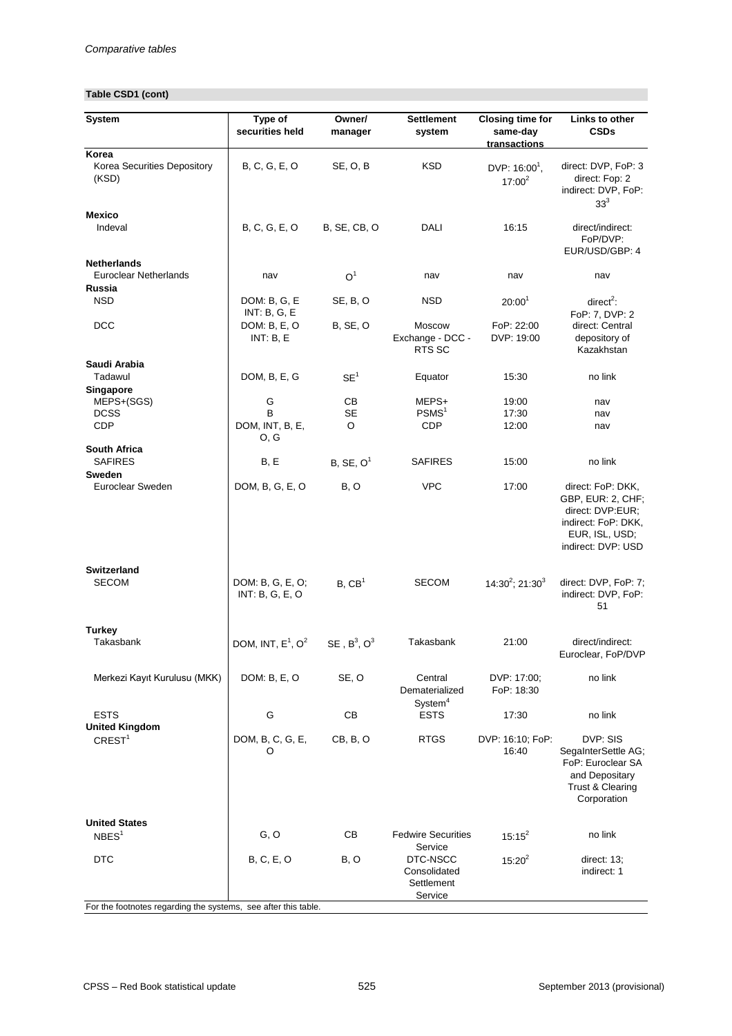*Comparative tables*

**Table CSD1 (cont)**

| System | Type of securities held | Owner/ manager | Settlement system | Closing time for same-day transactions | Links to other CSDs |
|---|---|---|---|---|---|
| **Korea** | | | | | |
| Korea Securities Depository (KSD) | B, C, G, E, O | SE, O, B | KSD | DVP: 16:00[1], 17:00[2] | direct: DVP, FoP: 3 direct: Fop: 2 indirect: DVP, FoP: 33[3] |
| **Mexico** | | | | | |
| Indeval | B, C, G, E, O | B, SE, CB, O | DALI | 16:15 | direct/indirect: FoP/DVP: EUR/USD/GBP: 4 |
| **Netherlands** | | | | | |
| Euroclear Netherlands | nav | O[1] | nav | nav | nav |
| **Russia** | | | | | |
| NSD | DOM: B, G, E INT: B, G, E | SE, B, O | NSD | 20:00[1] | direct[2]: FoP: 7, DVP: 2 |
| DCC | DOM: B, E, O INT: B, E | B, SE, O | Moscow Exchange - DCC - RTS SC | FoP: 22:00 DVP: 19:00 | direct: Central depository of Kazakhstan |
| **Saudi Arabia** | | | | | |
| Tadawul | DOM, B, E, G | SE[1] | Equator | 15:30 | no link |
| **Singapore** | | | | | |
| MEPS+(SGS) | G | CB | MEPS+ | 19:00 | nav |
| DCSS | B | SE | PSMS[1] | 17:30 | nav |
| CDP | DOM, INT, B, E, O, G | O | CDP | 12:00 | nav |
| **South Africa** | | | | | |
| SAFIRES | B, E | B, SE, O[1] | SAFIRES | 15:00 | no link |
| **Sweden** | | | | | |
| Euroclear Sweden | DOM, B, G, E, O | B, O | VPC | 17:00 | direct: FoP: DKK, GBP, EUR: 2, CHF; direct: DVP:EUR; indirect: FoP: DKK, EUR, ISL, USD; indirect: DVP: USD |
| **Switzerland** | | | | | |
| SECOM | DOM: B, G, E, O; INT: B, G, E, O | B, CB[1] | SECOM | 14:30[2]; 21:30[3] | direct: DVP, FoP: 7; indirect: DVP, FoP: 51 |
| **Turkey** | | | | | |
| Takasbank | DOM, INT, E[1], O[2] | SE , B[3], O[3] | Takasbank | 21:00 | direct/indirect: Euroclear, FoP/DVP |
| Merkezi Kayıt Kurulusu (MKK) | DOM: B, E, O | SE, O | Central Dematerialized System[4] | DVP: 17:00; FoP: 18:30 | no link |
| ESTS | G | CB | ESTS | 17:30 | no link |
| **United Kingdom** | | | | | |
| CREST[1] | DOM, B, C, G, E, O | CB, B, O | RTGS | DVP: 16:10; FoP: 16:40 | DVP: SIS SegaInterSettle AG; FoP: Euroclear SA and Depositary Trust & Clearing Corporation |
| **United States** | | | | | |
| NBES[1] | G, O | CB | Fedwire Securities Service | 15:15[2] | no link |
| DTC | B, C, E, O | B, O | DTC-NSCC Consolidated Settlement Service | 15:20[2] | direct: 13; indirect: 1 |

For the footnotes regarding the systems, see after this table.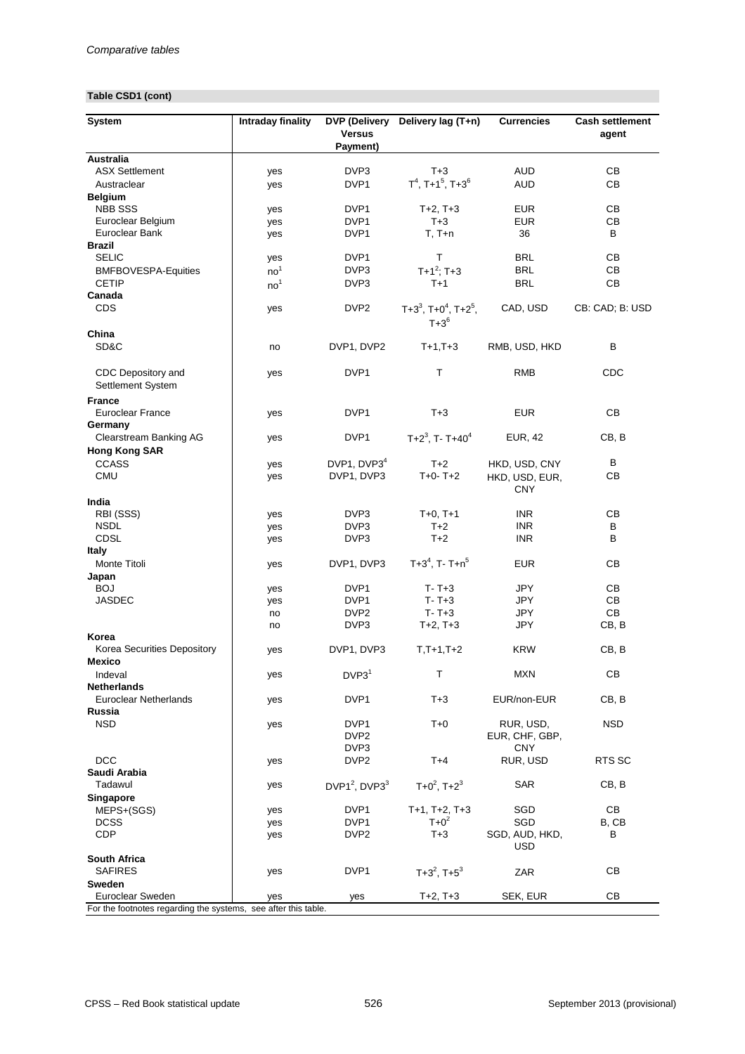**Table CSD1 (cont)**

| System | Intraday finality | DVP (Delivery Versus Payment) | Delivery lag (T+n) | Currencies | Cash settlement agent |
|---|---|---|---|---|---|
| **Australia** | | | | | |
| ASX Settlement | yes | DVP3 | T+3 | AUD | CB |
| Austraclear | yes | DVP1 | T[4], T+1[5], T+3[6] | AUD | CB |
| **Belgium** | | | | | |
| NBB SSS | yes | DVP1 | T+2, T+3 | EUR | CB |
| Euroclear Belgium | yes | DVP1 | T+3 | EUR | CB |
| Euroclear Bank | yes | DVP1 | T, T+n | 36 | B |
| **Brazil** | | | | | |
| SELIC | yes | DVP1 | T | BRL | CB |
| BMFBOVESPA-Equities | no[1] | DVP3 | T+1[2]; T+3 | BRL | CB |
| CETIP | no[1] | DVP3 | T+1 | BRL | CB |
| **Canada** | | | | | |
| CDS | yes | DVP2 | T+3[3], T+0[4], T+2[5], T+3[6] | CAD, USD | CB: CAD; B: USD |
| **China** | | | | | |
| SD&C | no | DVP1, DVP2 | T+1,T+3 | RMB, USD, HKD | B |
| CDC Depository and Settlement System | yes | DVP1 | T | RMB | CDC |
| **France** | | | | | |
| Euroclear France | yes | DVP1 | T+3 | EUR | CB |
| **Germany** | | | | | |
| Clearstream Banking AG | yes | DVP1 | T+2[3], T- T+40[4] | EUR, 42 | CB, B |
| **Hong Kong SAR** | | | | | |
| CCASS | yes | DVP1, DVP3[4] | T+2 | HKD, USD, CNY | B |
| CMU | yes | DVP1, DVP3 | T+0- T+2 | HKD, USD, EUR, CNY | CB |
| **India** | | | | | |
| RBI (SSS) | yes | DVP3 | T+0, T+1 | INR | CB |
| NSDL | yes | DVP3 | T+2 | INR | B |
| CDSL | yes | DVP3 | T+2 | INR | B |
| **Italy** | | | | | |
| Monte Titoli | yes | DVP1, DVP3 | T+3[4], T- T+n[5] | EUR | CB |
| **Japan** | | | | | |
| BOJ | yes | DVP1 | T- T+3 | JPY | CB |
| JASDEC | yes | DVP1 | T- T+3 | JPY | CB |
| | no | DVP2 | T- T+3 | JPY | CB |
| | no | DVP3 | T+2, T+3 | JPY | CB, B |
| **Korea** | | | | | |
| Korea Securities Depository | yes | DVP1, DVP3 | T,T+1,T+2 | KRW | CB, B |
| **Mexico** | | | | | |
| Indeval | yes | DVP3[1] | T | MXN | CB |
| **Netherlands** | | | | | |
| Euroclear Netherlands | yes | DVP1 | T+3 | EUR/non-EUR | CB, B |
| **Russia** | | | | | |
| NSD | yes | DVP1 DVP2 DVP3 | T+0 | RUR, USD, EUR, CHF, GBP, CNY | NSD |
| DCC | yes | DVP2 | T+4 | RUR, USD | RTS SC |
| **Saudi Arabia** | | | | | |
| Tadawul | yes | DVP1[2], DVP3[3] | T+0[2], T+2[3] | SAR | CB, B |
| **Singapore** | | | | | |
| MEPS+(SGS) | yes | DVP1 | T+1, T+2, T+3 | SGD | CB |
| DCSS | yes | DVP1 | T+0[2] | SGD | B, CB |
| CDP | yes | DVP2 | T+3 | SGD, AUD, HKD, USD | B |
| **South Africa** | | | | | |
| SAFIRES | yes | DVP1 | T+3[2], T+5[3] | ZAR | CB |
| **Sweden** | | | | | |
| Euroclear Sweden | yes | yes | T+2, T+3 | SEK, EUR | CB |

For the footnotes regarding the systems, see after this table.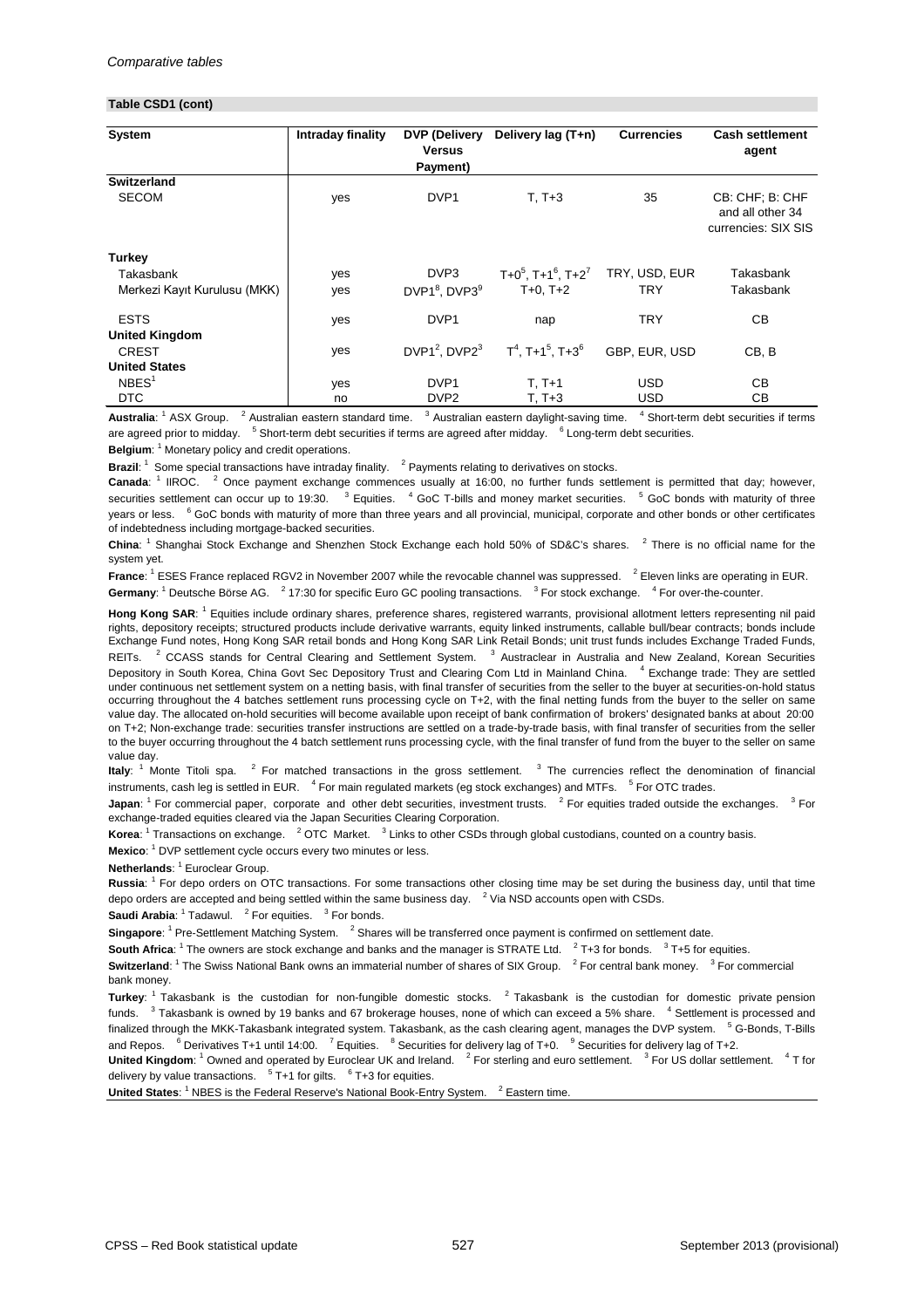*Comparative tables*

**Table CSD1 (cont)**

| System | Intraday finality | DVP (Delivery Versus Payment) | Delivery lag (T+n) | Currencies | Cash settlement agent |
|---|---|---|---|---|---|
| **Switzerland** | | | | | |
| SECOM | yes | DVP1 | T, T+3 | 35 | CB: CHF; B: CHF and all other 34 currencies: SIX SIS |
| **Turkey** | | | | | |
| Takasbank | yes | DVP3 | T+0[5], T+1[6], T+2[7] | TRY, USD, EUR | Takasbank |
| Merkezi Kayıt Kurulusu (MKK) | yes | DVP1[8], DVP3[9] | T+0, T+2 | TRY | Takasbank |
| ESTS | yes | DVP1 | nap | TRY | CB |
| **United Kingdom** | | | | | |
| CREST | yes | DVP1[2], DVP2[3] | T[4], T+1[5], T+3[6] | GBP, EUR, USD | CB, B |
| **United States** | | | | | |
| NBES[1] | yes | DVP1 | T, T+1 | USD | CB |
| DTC | no | DVP2 | T, T+3 | USD | CB |

**Australia**: [1] ASX Group. [2] Australian eastern standard time. [3] Australian eastern daylight-saving time. [4] Short-term debt securities if terms are agreed prior to midday. [5] Short-term debt securities if terms are agreed after midday. [6] Long-term debt securities.

**Belgium**: [1] Monetary policy and credit operations.

**Brazil**: [1] Some special transactions have intraday finality. [2] Payments relating to derivatives on stocks.

**Canada**: [1] IIROC. [2] Once payment exchange commences usually at 16:00, no further funds settlement is permitted that day; however, securities settlement can occur up to 19:30. [3] Equities. [4] GoC T-bills and money market securities. [5] GoC bonds with maturity of three years or less. [6] GoC bonds with maturity of more than three years and all provincial, municipal, corporate and other bonds or other certificates of indebtedness including mortgage-backed securities.

**China**: [1] Shanghai Stock Exchange and Shenzhen Stock Exchange each hold 50% of SD&C's shares. [2] There is no official name for the system yet.

**France**: [1] ESES France replaced RGV2 in November 2007 while the revocable channel was suppressed. [2] Eleven links are operating in EUR.

**Germany**: [1] Deutsche Börse AG. [2] 17:30 for specific Euro GC pooling transactions. [3] For stock exchange. [4] For over-the-counter.

**Hong Kong SAR**: [1] Equities include ordinary shares, preference shares, registered warrants, provisional allotment letters representing nil paid rights, depository receipts; structured products include derivative warrants, equity linked instruments, callable bull/bear contracts; bonds include Exchange Fund notes, Hong Kong SAR retail bonds and Hong Kong SAR Link Retail Bonds; unit trust funds includes Exchange Traded Funds, REITs. [2] CCASS stands for Central Clearing and Settlement System. [3] Austraclear in Australia and New Zealand, Korean Securities Depository in South Korea, China Govt Sec Depository Trust and Clearing Com Ltd in Mainland China. [4] Exchange trade: They are settled under continuous net settlement system on a netting basis, with final transfer of securities from the seller to the buyer at securities-on-hold status occurring throughout the 4 batches settlement runs processing cycle on T+2, with the final netting funds from the buyer to the seller on same value day. The allocated on-hold securities will become available upon receipt of bank confirmation of brokers' designated banks at about 20:00 on T+2; Non-exchange trade: securities transfer instructions are settled on a trade-by-trade basis, with final transfer of securities from the seller to the buyer occurring throughout the 4 batch settlement runs processing cycle, with the final transfer of fund from the buyer to the seller on same value day.

**Italy**: [1] Monte Titoli spa. [2] For matched transactions in the gross settlement. [3] The currencies reflect the denomination of financial instruments, cash leg is settled in EUR. [4] For main regulated markets (eg stock exchanges) and MTFs. [5] For OTC trades.

**Japan**: [1] For commercial paper, corporate and other debt securities, investment trusts. [2] For equities traded outside the exchanges. [3] For exchange-traded equities cleared via the Japan Securities Clearing Corporation.

**Korea**: [1] Transactions on exchange. [2] OTC Market. [3] Links to other CSDs through global custodians, counted on a country basis.

**Mexico**: [1] DVP settlement cycle occurs every two minutes or less.

**Netherlands**: [1] Euroclear Group.

**Russia**: [1] For depo orders on OTC transactions. For some transactions other closing time may be set during the business day, until that time depo orders are accepted and being settled within the same business day. [2] Via NSD accounts open with CSDs.

**Saudi Arabia**: [1] Tadawul. [2] For equities. [3] For bonds.

**Singapore**: [1] Pre-Settlement Matching System. [2] Shares will be transferred once payment is confirmed on settlement date.

**South Africa**: [1] The owners are stock exchange and banks and the manager is STRATE Ltd. [2] T+3 for bonds. [3] T+5 for equities.

**Switzerland**: [1] The Swiss National Bank owns an immaterial number of shares of SIX Group. [2] For central bank money. [3] For commercial bank money.

**Turkey**: [1] Takasbank is the custodian for non-fungible domestic stocks. [2] Takasbank is the custodian for domestic private pension funds. [3] Takasbank is owned by 19 banks and 67 brokerage houses, none of which can exceed a 5% share. [4] Settlement is processed and finalized through the MKK-Takasbank integrated system. Takasbank, as the cash clearing agent, manages the DVP system. [5] G-Bonds, T-Bills and Repos. [6] Derivatives T+1 until 14:00. [7] Equities. [8] Securities for delivery lag of T+0. [9] Securities for delivery lag of T+2.

**United Kingdom**: [1] Owned and operated by Euroclear UK and Ireland. [2] For sterling and euro settlement. [3] For US dollar settlement. [4] T for delivery by value transactions. [5] T+1 for gilts. [6] T+3 for equities.

**United States**: [1] NBES is the Federal Reserve's National Book-Entry System. [2] Eastern time.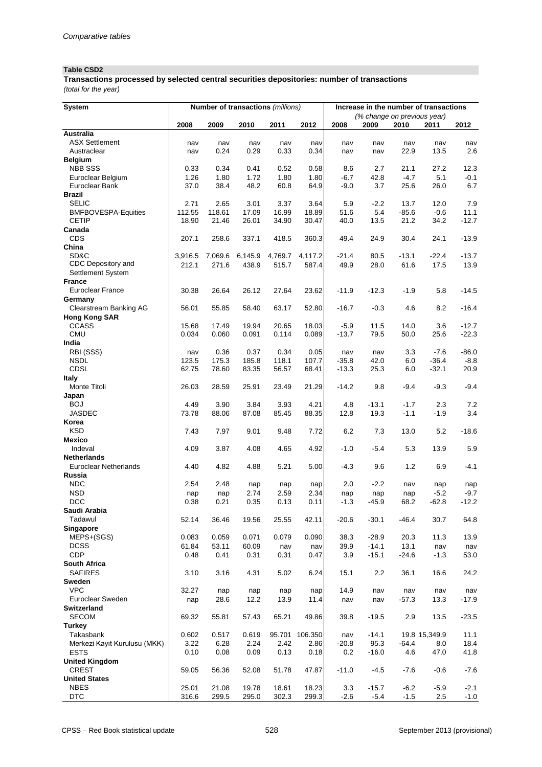*Comparative tables*

**Table CSD2**

**Transactions processed by selected central securities depositories: number of transactions**

*(total for the year)*

| System | Number of transactions *(millions)* | | | | | Increase in the number of transactions *(% change on previous year)* | | | | |
|---|---|---|---|---|---|---|---|---|---|---|
| | 2008 | 2009 | 2010 | 2011 | 2012 | 2008 | 2009 | 2010 | 2011 | 2012 |
| **Australia** | | | | | | | | | | |
| ASX Settlement | nav | nav | nav | nav | nav | nav | nav | nav | nav | nav |
| Austraclear | nav | 0.24 | 0.29 | 0.33 | 0.34 | nav | nav | 22.9 | 13.5 | 2.6 |
| **Belgium** | | | | | | | | | | |
| NBB SSS | 0.33 | 0.34 | 0.41 | 0.52 | 0.58 | 8.6 | 2.7 | 21.1 | 27.2 | 12.3 |
| Euroclear Belgium | 1.26 | 1.80 | 1.72 | 1.80 | 1.80 | -6.7 | 42.8 | -4.7 | 5.1 | -0.1 |
| Euroclear Bank | 37.0 | 38.4 | 48.2 | 60.8 | 64.9 | -9.0 | 3.7 | 25.6 | 26.0 | 6.7 |
| **Brazil** | | | | | | | | | | |
| SELIC | 2.71 | 2.65 | 3.01 | 3.37 | 3.64 | 5.9 | -2.2 | 13.7 | 12.0 | 7.9 |
| BMFBOVESPA-Equities | 112.55 | 118.61 | 17.09 | 16.99 | 18.89 | 51.6 | 5.4 | -85.6 | -0.6 | 11.1 |
| CETIP | 18.90 | 21.46 | 26.01 | 34.90 | 30.47 | 40.0 | 13.5 | 21.2 | 34.2 | -12.7 |
| **Canada** | | | | | | | | | | |
| CDS | 207.1 | 258.6 | 337.1 | 418.5 | 360.3 | 49.4 | 24.9 | 30.4 | 24.1 | -13.9 |
| **China** | | | | | | | | | | |
| SD&C | 3,916.5 | 7,069.6 | 6,145.9 | 4,769.7 | 4,117.2 | -21.4 | 80.5 | -13.1 | -22.4 | -13.7 |
| CDC Depository and Settlement System | 212.1 | 271.6 | 438.9 | 515.7 | 587.4 | 49.9 | 28.0 | 61.6 | 17.5 | 13.9 |
| **France** | | | | | | | | | | |
| Euroclear France | 30.38 | 26.64 | 26.12 | 27.64 | 23.62 | -11.9 | -12.3 | -1.9 | 5.8 | -14.5 |
| **Germany** | | | | | | | | | | |
| Clearstream Banking AG | 56.01 | 55.85 | 58.40 | 63.17 | 52.80 | -16.7 | -0.3 | 4.6 | 8.2 | -16.4 |
| **Hong Kong SAR** | | | | | | | | | | |
| CCASS | 15.68 | 17.49 | 19.94 | 20.65 | 18.03 | -5.9 | 11.5 | 14.0 | 3.6 | -12.7 |
| CMU | 0.034 | 0.060 | 0.091 | 0.114 | 0.089 | -13.7 | 79.5 | 50.0 | 25.6 | -22.3 |
| **India** | | | | | | | | | | |
| RBI (SSS) | nav | 0.36 | 0.37 | 0.34 | 0.05 | nav | nav | 3.3 | -7.6 | -86.0 |
| NSDL | 123.5 | 175.3 | 185.8 | 118.1 | 107.7 | -35.8 | 42.0 | 6.0 | -36.4 | -8.8 |
| CDSL | 62.75 | 78.60 | 83.35 | 56.57 | 68.41 | -13.3 | 25.3 | 6.0 | -32.1 | 20.9 |
| **Italy** | | | | | | | | | | |
| Monte Titoli | 26.03 | 28.59 | 25.91 | 23.49 | 21.29 | -14.2 | 9.8 | -9.4 | -9.3 | -9.4 |
| **Japan** | | | | | | | | | | |
| BOJ | 4.49 | 3.90 | 3.84 | 3.93 | 4.21 | 4.8 | -13.1 | -1.7 | 2.3 | 7.2 |
| JASDEC | 73.78 | 88.06 | 87.08 | 85.45 | 88.35 | 12.8 | 19.3 | -1.1 | -1.9 | 3.4 |
| **Korea** | | | | | | | | | | |
| KSD | 7.43 | 7.97 | 9.01 | 9.48 | 7.72 | 6.2 | 7.3 | 13.0 | 5.2 | -18.6 |
| **Mexico** | | | | | | | | | | |
| Indeval | 4.09 | 3.87 | 4.08 | 4.65 | 4.92 | -1.0 | -5.4 | 5.3 | 13.9 | 5.9 |
| **Netherlands** | | | | | | | | | | |
| Euroclear Netherlands | 4.40 | 4.82 | 4.88 | 5.21 | 5.00 | -4.3 | 9.6 | 1.2 | 6.9 | -4.1 |
| **Russia** | | | | | | | | | | |
| NDC | 2.54 | 2.48 | nap | nap | nap | 2.0 | -2.2 | nav | nap | nap |
| NSD | nap | nap | 2.74 | 2.59 | 2.34 | nap | nap | nap | -5.2 | -9.7 |
| DCC | 0.38 | 0.21 | 0.35 | 0.13 | 0.11 | -1.3 | -45.9 | 68.2 | -62.8 | -12.2 |
| **Saudi Arabia** | | | | | | | | | | |
| Tadawul | 52.14 | 36.46 | 19.56 | 25.55 | 42.11 | -20.6 | -30.1 | -46.4 | 30.7 | 64.8 |
| **Singapore** | | | | | | | | | | |
| MEPS+(SGS) | 0.083 | 0.059 | 0.071 | 0.079 | 0.090 | 38.3 | -28.9 | 20.3 | 11.3 | 13.9 |
| DCSS | 61.84 | 53.11 | 60.09 | nav | nav | 39.9 | -14.1 | 13.1 | nav | nav |
| CDP | 0.48 | 0.41 | 0.31 | 0.31 | 0.47 | 3.9 | -15.1 | -24.6 | -1.3 | 53.0 |
| **South Africa** | | | | | | | | | | |
| SAFIRES | 3.10 | 3.16 | 4.31 | 5.02 | 6.24 | 15.1 | 2.2 | 36.1 | 16.6 | 24.2 |
| **Sweden** | | | | | | | | | | |
| VPC | 32.27 | nap | nap | nap | nap | 14.9 | nav | nav | nav | nav |
| Euroclear Sweden | nap | 28.6 | 12.2 | 13.9 | 11.4 | nav | nav | -57.3 | 13.3 | -17.9 |
| **Switzerland** | | | | | | | | | | |
| SECOM | 69.32 | 55.81 | 57.43 | 65.21 | 49.86 | 39.8 | -19.5 | 2.9 | 13.5 | -23.5 |
| **Turkey** | | | | | | | | | | |
| Takasbank | 0.602 | 0.517 | 0.619 | 95.701 | 106.350 | nav | -14.1 | 19.8 | 15,349.9 | 11.1 |
| Merkezi Kayıt Kurulusu (MKK) | 3.22 | 6.28 | 2.24 | 2.42 | 2.86 | -20.8 | 95.3 | -64.4 | 8.0 | 18.4 |
| ESTS | 0.10 | 0.08 | 0.09 | 0.13 | 0.18 | 0.2 | -16.0 | 4.6 | 47.0 | 41.8 |
| **United Kingdom** | | | | | | | | | | |
| CREST | 59.05 | 56.36 | 52.08 | 51.78 | 47.87 | -11.0 | -4.5 | -7.6 | -0.6 | -7.6 |
| **United States** | | | | | | | | | | |
| NBES | 25.01 | 21.08 | 19.78 | 18.61 | 18.23 | 3.3 | -15.7 | -6.2 | -5.9 | -2.1 |
| DTC | 316.6 | 299.5 | 295.0 | 302.3 | 299.3 | -2.6 | -5.4 | -1.5 | 2.5 | -1.0 |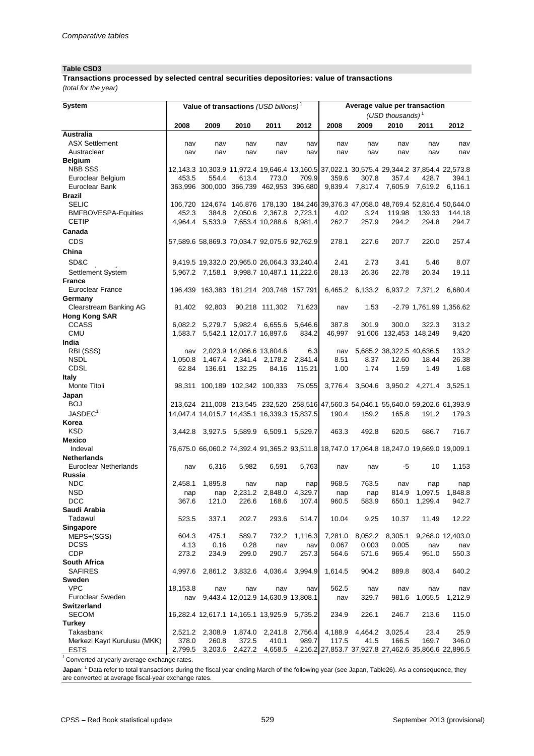*Comparative tables*

**Table CSD3**

**Transactions processed by selected central securities depositories: value of transactions**

*(total for the year)*

| System | Value of transactions *(USD billions)* [1] | | | | | Average value per transaction *(USD thousands)* [1] | | | | |
|---|---|---|---|---|---|---|---|---|---|---|
| | 2008 | 2009 | 2010 | 2011 | 2012 | 2008 | 2009 | 2010 | 2011 | 2012 |
| **Australia** | | | | | | | | | | |
| ASX Settlement | nav | nav | nav | nav | nav | nav | nav | nav | nav | nav |
| Austraclear | nav | nav | nav | nav | nav | nav | nav | nav | nav | nav |
| **Belgium** | | | | | | | | | | |
| NBB SSS | 12,143.3 | 10,303.9 | 11,972.4 | 19,646.4 | 13,160.5 | 37,022.1 | 30,575.4 | 29,344.2 | 37,854.4 | 22,573.8 |
| Euroclear Belgium | 453.5 | 554.4 | 613.4 | 773.0 | 709.9 | 359.6 | 307.8 | 357.4 | 428.7 | 394.1 |
| Euroclear Bank | 363,996 | 300,000 | 366,739 | 462,953 | 396,680 | 9,839.4 | 7,817.4 | 7,605.9 | 7,619.2 | 6,116.1 |
| **Brazil** | | | | | | | | | | |
| SELIC | 106,720 | 124,674 | 146,876 | 178,130 | 184,246 | 39,376.3 | 47,058.0 | 48,769.4 | 52,816.4 | 50,644.0 |
| BMFBOVESPA-Equities | 452.3 | 384.8 | 2,050.6 | 2,367.8 | 2,723.1 | 4.02 | 3.24 | 119.98 | 139.33 | 144.18 |
| CETIP | 4,964.4 | 5,533.9 | 7,653.4 | 10,288.6 | 8,981.4 | 262.7 | 257.9 | 294.2 | 294.8 | 294.7 |
| **Canada** | | | | | | | | | | |
| CDS | 57,589.6 | 58,869.3 | 70,034.7 | 92,075.6 | 92,762.9 | 278.1 | 227.6 | 207.7 | 220.0 | 257.4 |
| **China** | | | | | | | | | | |
| SD&C | 9,419.5 | 19,332.0 | 20,965.0 | 26,064.3 | 33,240.4 | 2.41 | 2.73 | 3.41 | 5.46 | 8.07 |
| Settlement System | 5,967.2 | 7,158.1 | 9,998.7 | 10,487.1 | 11,222.6 | 28.13 | 26.36 | 22.78 | 20.34 | 19.11 |
| **France** | | | | | | | | | | |
| Euroclear France | 196,439 | 163,383 | 181,214 | 203,748 | 157,791 | 6,465.2 | 6,133.2 | 6,937.2 | 7,371.2 | 6,680.4 |
| **Germany** | | | | | | | | | | |
| Clearstream Banking AG | 91,402 | 92,803 | 90,218 | 111,302 | 71,623 | nav | 1.53 | -2.79 | 1,761.99 | 1,356.62 |
| **Hong Kong SAR** | | | | | | | | | | |
| CCASS | 6,082.2 | 5,279.7 | 5,982.4 | 6,655.6 | 5,646.6 | 387.8 | 301.9 | 300.0 | 322.3 | 313.2 |
| CMU | 1,583.7 | 5,542.1 | 12,017.7 | 16,897.6 | 834.2 | 46,997 | 91,606 | 132,453 | 148,249 | 9,420 |
| **India** | | | | | | | | | | |
| RBI (SSS) | nav | 2,023.9 | 14,086.6 | 13,804.6 | 6.3 | nav | 5,685.2 | 38,322.5 | 40,636.5 | 133.2 |
| NSDL | 1,050.8 | 1,467.4 | 2,341.4 | 2,178.2 | 2,841.4 | 8.51 | 8.37 | 12.60 | 18.44 | 26.38 |
| CDSL | 62.84 | 136.61 | 132.25 | 84.16 | 115.21 | 1.00 | 1.74 | 1.59 | 1.49 | 1.68 |
| **Italy** | | | | | | | | | | |
| Monte Titoli | 98,311 | 100,189 | 102,342 | 100,333 | 75,055 | 3,776.4 | 3,504.6 | 3,950.2 | 4,271.4 | 3,525.1 |
| **Japan** | | | | | | | | | | |
| BOJ | 213,624 | 211,008 | 213,545 | 232,520 | 258,516 | 47,560.3 | 54,046.1 | 55,640.0 | 59,202.6 | 61,393.9 |
| JASDEC[1] | 14,047.4 | 14,015.7 | 14,435.1 | 16,339.3 | 15,837.5 | 190.4 | 159.2 | 165.8 | 191.2 | 179.3 |
| **Korea** | | | | | | | | | | |
| KSD | 3,442.8 | 3,927.5 | 5,589.9 | 6,509.1 | 5,529.7 | 463.3 | 492.8 | 620.5 | 686.7 | 716.7 |
| **Mexico** | | | | | | | | | | |
| Indeval | 76,675.0 | 66,060.2 | 74,392.4 | 91,365.2 | 93,511.8 | 18,747.0 | 17,064.8 | 18,247.0 | 19,669.0 | 19,009.1 |
| **Netherlands** | | | | | | | | | | |
| Euroclear Netherlands | nav | 6,316 | 5,982 | 6,591 | 5,763 | nav | nav | -5 | 10 | 1,153 |
| **Russia** | | | | | | | | | | |
| NDC | 2,458.1 | 1,895.8 | nav | nap | nap | 968.5 | 763.5 | nav | nap | nap |
| NSD | nap | nap | 2,231.2 | 2,848.0 | 4,329.7 | nap | nap | 814.9 | 1,097.5 | 1,848.8 |
| DCC | 367.6 | 121.0 | 226.6 | 168.6 | 107.4 | 960.5 | 583.9 | 650.1 | 1,299.4 | 942.7 |
| **Saudi Arabia** | | | | | | | | | | |
| Tadawul | 523.5 | 337.1 | 202.7 | 293.6 | 514.7 | 10.04 | 9.25 | 10.37 | 11.49 | 12.22 |
| **Singapore** | | | | | | | | | | |
| MEPS+(SGS) | 604.3 | 475.1 | 589.7 | 732.2 | 1,116.3 | 7,281.0 | 8,052.2 | 8,305.1 | 9,268.0 | 12,403.0 |
| DCSS | 4.13 | 0.16 | 0.28 | nav | nav | 0.067 | 0.003 | 0.005 | nav | nav |
| CDP | 273.2 | 234.9 | 299.0 | 290.7 | 257.3 | 564.6 | 571.6 | 965.4 | 951.0 | 550.3 |
| **South Africa** | | | | | | | | | | |
| SAFIRES | 4,997.6 | 2,861.2 | 3,832.6 | 4,036.4 | 3,994.9 | 1,614.5 | 904.2 | 889.8 | 803.4 | 640.2 |
| **Sweden** | | | | | | | | | | |
| VPC | 18,153.8 | nav | nav | nav | nav | 562.5 | nav | nav | nav | nav |
| Euroclear Sweden | nav | 9,443.4 | 12,012.9 | 14,630.9 | 13,808.1 | nav | 329.7 | 981.6 | 1,055.5 | 1,212.9 |
| **Switzerland** | | | | | | | | | | |
| SECOM | 16,282.4 | 12,617.1 | 14,165.1 | 13,925.9 | 5,735.2 | 234.9 | 226.1 | 246.7 | 213.6 | 115.0 |
| **Turkey** | | | | | | | | | | |
| Takasbank | 2,521.2 | 2,308.9 | 1,874.0 | 2,241.8 | 2,756.4 | 4,188.9 | 4,464.2 | 3,025.4 | 23.4 | 25.9 |
| Merkezi Kayıt Kurulusu (MKK) | 378.0 | 260.8 | 372.5 | 410.1 | 989.7 | 117.5 | 41.5 | 166.5 | 169.7 | 346.0 |
| ESTS | 2,799.5 | 3,203.6 | 2,427.2 | 4,658.5 | 4,216.2 | 27,853.7 | 37,927.8 | 27,462.6 | 35,866.6 | 22,896.5 |

[1] Converted at yearly average exchange rates.

**Japan**: [1] Data refer to total transactions during the fiscal year ending March of the following year (see Japan, Table26). As a consequence, they are converted at average fiscal-year exchange rates.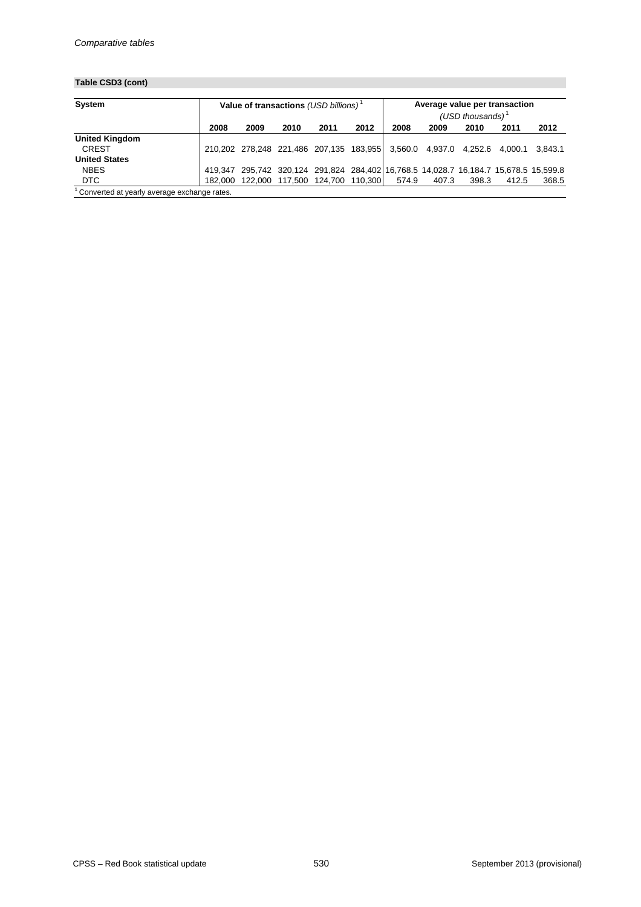**Table CSD3 (cont)**

| System | Value of transactions *(USD billions)* [1] | | | | | Average value per transaction *(USD thousands)* [1] | | | | |
|---|---|---|---|---|---|---|---|---|---|---|
| | 2008 | 2009 | 2010 | 2011 | 2012 | 2008 | 2009 | 2010 | 2011 | 2012 |
| **United Kingdom** | | | | | | | | | | |
| CREST | 210,202 | 278,248 | 221,486 | 207,135 | 183,955 | 3,560.0 | 4,937.0 | 4,252.6 | 4,000.1 | 3,843.1 |
| **United States** | | | | | | | | | | |
| NBES | 419,347 | 295,742 | 320,124 | 291,824 | 284,402 | 16,768.5 | 14,028.7 | 16,184.7 | 15,678.5 | 15,599.8 |
| DTC | 182,000 | 122,000 | 117,500 | 124,700 | 110,300 | 574.9 | 407.3 | 398.3 | 412.5 | 368.5 |

[1] Converted at yearly average exchange rates.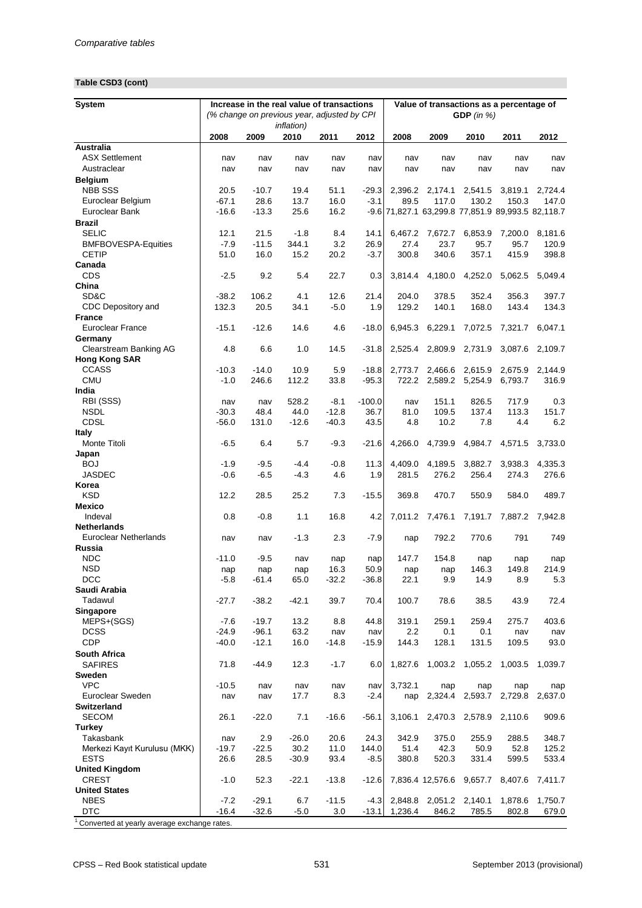*Comparative tables*

**Table CSD3 (cont)**

| System | Increase in the real value of transactions (% change on previous year, adjusted by CPI inflation) | | | | | Value of transactions as a percentage of GDP (in %) | | | | |
|---|---|---|---|---|---|---|---|---|---|---|
| | 2008 | 2009 | 2010 | 2011 | 2012 | 2008 | 2009 | 2010 | 2011 | 2012 |
| **Australia** | | | | | | | | | | |
| ASX Settlement | nav | nav | nav | nav | nav | nav | nav | nav | nav | nav |
| Austraclear | nav | nav | nav | nav | nav | nav | nav | nav | nav | nav |
| **Belgium** | | | | | | | | | | |
| NBB SSS | 20.5 | -10.7 | 19.4 | 51.1 | -29.3 | 2,396.2 | 2,174.1 | 2,541.5 | 3,819.1 | 2,724.4 |
| Euroclear Belgium | -67.1 | 28.6 | 13.7 | 16.0 | -3.1 | 89.5 | 117.0 | 130.2 | 150.3 | 147.0 |
| Euroclear Bank | -16.6 | -13.3 | 25.6 | 16.2 | -9.6 | 71,827.1 | 63,299.8 | 77,851.9 | 89,993.5 | 82,118.7 |
| **Brazil** | | | | | | | | | | |
| SELIC | 12.1 | 21.5 | -1.8 | 8.4 | 14.1 | 6,467.2 | 7,672.7 | 6,853.9 | 7,200.0 | 8,181.6 |
| BMFBOVESPA-Equities | -7.9 | -11.5 | 344.1 | 3.2 | 26.9 | 27.4 | 23.7 | 95.7 | 95.7 | 120.9 |
| CETIP | 51.0 | 16.0 | 15.2 | 20.2 | -3.7 | 300.8 | 340.6 | 357.1 | 415.9 | 398.8 |
| **Canada** | | | | | | | | | | |
| CDS | -2.5 | 9.2 | 5.4 | 22.7 | 0.3 | 3,814.4 | 4,180.0 | 4,252.0 | 5,062.5 | 5,049.4 |
| **China** | | | | | | | | | | |
| SD&C | -38.2 | 106.2 | 4.1 | 12.6 | 21.4 | 204.0 | 378.5 | 352.4 | 356.3 | 397.7 |
| CDC Depository and | 132.3 | 20.5 | 34.1 | -5.0 | 1.9 | 129.2 | 140.1 | 168.0 | 143.4 | 134.3 |
| **France** | | | | | | | | | | |
| Euroclear France | -15.1 | -12.6 | 14.6 | 4.6 | -18.0 | 6,945.3 | 6,229.1 | 7,072.5 | 7,321.7 | 6,047.1 |
| **Germany** | | | | | | | | | | |
| Clearstream Banking AG | 4.8 | 6.6 | 1.0 | 14.5 | -31.8 | 2,525.4 | 2,809.9 | 2,731.9 | 3,087.6 | 2,109.7 |
| **Hong Kong SAR** | | | | | | | | | | |
| CCASS | -10.3 | -14.0 | 10.9 | 5.9 | -18.8 | 2,773.7 | 2,466.6 | 2,615.9 | 2,675.9 | 2,144.9 |
| CMU | -1.0 | 246.6 | 112.2 | 33.8 | -95.3 | 722.2 | 2,589.2 | 5,254.9 | 6,793.7 | 316.9 |
| **India** | | | | | | | | | | |
| RBI (SSS) | nav | nav | 528.2 | -8.1 | -100.0 | nav | 151.1 | 826.5 | 717.9 | 0.3 |
| NSDL | -30.3 | 48.4 | 44.0 | -12.8 | 36.7 | 81.0 | 109.5 | 137.4 | 113.3 | 151.7 |
| CDSL | -56.0 | 131.0 | -12.6 | -40.3 | 43.5 | 4.8 | 10.2 | 7.8 | 4.4 | 6.2 |
| **Italy** | | | | | | | | | | |
| Monte Titoli | -6.5 | 6.4 | 5.7 | -9.3 | -21.6 | 4,266.0 | 4,739.9 | 4,984.7 | 4,571.5 | 3,733.0 |
| **Japan** | | | | | | | | | | |
| BOJ | -1.9 | -9.5 | -4.4 | -0.8 | 11.3 | 4,409.0 | 4,189.5 | 3,882.7 | 3,938.3 | 4,335.3 |
| JASDEC | -0.6 | -6.5 | -4.3 | 4.6 | 1.9 | 281.5 | 276.2 | 256.4 | 274.3 | 276.6 |
| **Korea** | | | | | | | | | | |
| KSD | 12.2 | 28.5 | 25.2 | 7.3 | -15.5 | 369.8 | 470.7 | 550.9 | 584.0 | 489.7 |
| **Mexico** | | | | | | | | | | |
| Indeval | 0.8 | -0.8 | 1.1 | 16.8 | 4.2 | 7,011.2 | 7,476.1 | 7,191.7 | 7,887.2 | 7,942.8 |
| **Netherlands** | | | | | | | | | | |
| Euroclear Netherlands | nav | nav | -1.3 | 2.3 | -7.9 | nap | 792.2 | 770.6 | 791 | 749 |
| **Russia** | | | | | | | | | | |
| NDC | -11.0 | -9.5 | nav | nap | nap | 147.7 | 154.8 | nap | nap | nap |
| NSD | nap | nap | nap | 16.3 | 50.9 | nap | nap | 146.3 | 149.8 | 214.9 |
| DCC | -5.8 | -61.4 | 65.0 | -32.2 | -36.8 | 22.1 | 9.9 | 14.9 | 8.9 | 5.3 |
| **Saudi Arabia** | | | | | | | | | | |
| Tadawul | -27.7 | -38.2 | -42.1 | 39.7 | 70.4 | 100.7 | 78.6 | 38.5 | 43.9 | 72.4 |
| **Singapore** | | | | | | | | | | |
| MEPS+(SGS) | -7.6 | -19.7 | 13.2 | 8.8 | 44.8 | 319.1 | 259.1 | 259.4 | 275.7 | 403.6 |
| DCSS | -24.9 | -96.1 | 63.2 | nav | nav | 2.2 | 0.1 | 0.1 | nav | nav |
| CDP | -40.0 | -12.1 | 16.0 | -14.8 | -15.9 | 144.3 | 128.1 | 131.5 | 109.5 | 93.0 |
| **South Africa** | | | | | | | | | | |
| SAFIRES | 71.8 | -44.9 | 12.3 | -1.7 | 6.0 | 1,827.6 | 1,003.2 | 1,055.2 | 1,003.5 | 1,039.7 |
| **Sweden** | | | | | | | | | | |
| VPC | -10.5 | nav | nav | nav | nav | 3,732.1 | nap | nap | nap | nap |
| Euroclear Sweden | nav | nav | 17.7 | 8.3 | -2.4 | nap | 2,324.4 | 2,593.7 | 2,729.8 | 2,637.0 |
| **Switzerland** | | | | | | | | | | |
| SECOM | 26.1 | -22.0 | 7.1 | -16.6 | -56.1 | 3,106.1 | 2,470.3 | 2,578.9 | 2,110.6 | 909.6 |
| **Turkey** | | | | | | | | | | |
| Takasbank | nav | 2.9 | -26.0 | 20.6 | 24.3 | 342.9 | 375.0 | 255.9 | 288.5 | 348.7 |
| Merkezi Kayıt Kurulusu (MKK) | -19.7 | -22.5 | 30.2 | 11.0 | 144.0 | 51.4 | 42.3 | 50.9 | 52.8 | 125.2 |
| ESTS | 26.6 | 28.5 | -30.9 | 93.4 | -8.5 | 380.8 | 520.3 | 331.4 | 599.5 | 533.4 |
| **United Kingdom** | | | | | | | | | | |
| CREST | -1.0 | 52.3 | -22.1 | -13.8 | -12.6 | 7,836.4 | 12,576.6 | 9,657.7 | 8,407.6 | 7,411.7 |
| **United States** | | | | | | | | | | |
| NBES | -7.2 | -29.1 | 6.7 | -11.5 | -4.3 | 2,848.8 | 2,051.2 | 2,140.1 | 1,878.6 | 1,750.7 |
| DTC | -16.4 | -32.6 | -5.0 | 3.0 | -13.1 | 1,236.4 | 846.2 | 785.5 | 802.8 | 679.0 |

[1] Converted at yearly average exchange rates.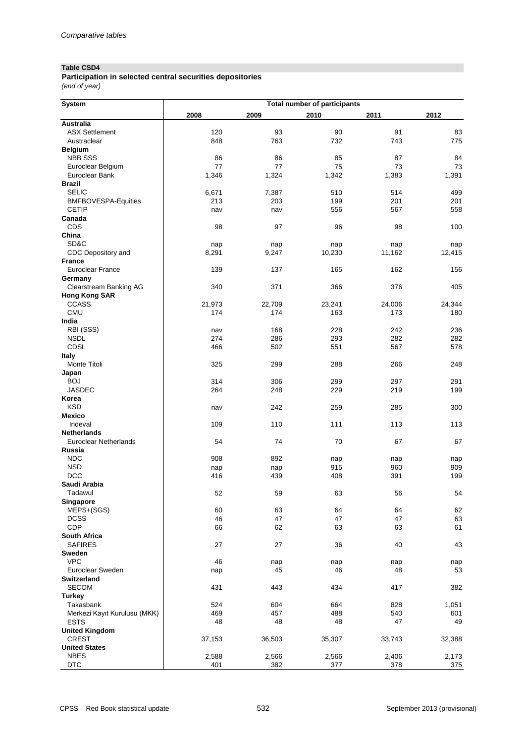*Comparative tables*

**Table CSD4**

**Participation in selected central securities depositories**

*(end of year)*

| System | Total number of participants | | | | |
|---|---|---|---|---|---|
| | 2008 | 2009 | 2010 | 2011 | 2012 |
| **Australia** | | | | | |
| ASX Settlement | 120 | 93 | 90 | 91 | 83 |
| Austraclear | 848 | 763 | 732 | 743 | 775 |
| **Belgium** | | | | | |
| NBB SSS | 86 | 86 | 85 | 87 | 84 |
| Euroclear Belgium | 77 | 77 | 75 | 73 | 73 |
| Euroclear Bank | 1,346 | 1,324 | 1,342 | 1,383 | 1,391 |
| **Brazil** | | | | | |
| SELIC | 6,671 | 7,387 | 510 | 514 | 499 |
| BMFBOVESPA-Equities | 213 | 203 | 199 | 201 | 201 |
| CETIP | nav | nav | 556 | 567 | 558 |
| **Canada** | | | | | |
| CDS | 98 | 97 | 96 | 98 | 100 |
| **China** | | | | | |
| SD&C | nap | nap | nap | nap | nap |
| CDC Depository and | 8,291 | 9,247 | 10,230 | 11,162 | 12,415 |
| **France** | | | | | |
| Euroclear France | 139 | 137 | 165 | 162 | 156 |
| **Germany** | | | | | |
| Clearstream Banking AG | 340 | 371 | 366 | 376 | 405 |
| **Hong Kong SAR** | | | | | |
| CCASS | 21,973 | 22,709 | 23,241 | 24,006 | 24,344 |
| CMU | 174 | 174 | 163 | 173 | 180 |
| **India** | | | | | |
| RBI (SSS) | nav | 168 | 228 | 242 | 236 |
| NSDL | 274 | 286 | 293 | 282 | 282 |
| CDSL | 466 | 502 | 551 | 567 | 578 |
| **Italy** | | | | | |
| Monte Titoli | 325 | 299 | 288 | 266 | 248 |
| **Japan** | | | | | |
| BOJ | 314 | 306 | 299 | 297 | 291 |
| JASDEC | 264 | 248 | 229 | 219 | 199 |
| **Korea** | | | | | |
| KSD | nav | 242 | 259 | 285 | 300 |
| **Mexico** | | | | | |
| Indeval | 109 | 110 | 111 | 113 | 113 |
| **Netherlands** | | | | | |
| Euroclear Netherlands | 54 | 74 | 70 | 67 | 67 |
| **Russia** | | | | | |
| NDC | 908 | 892 | nap | nap | nap |
| NSD | nap | nap | 915 | 960 | 909 |
| DCC | 416 | 439 | 408 | 391 | 199 |
| **Saudi Arabia** | | | | | |
| Tadawul | 52 | 59 | 63 | 56 | 54 |
| **Singapore** | | | | | |
| MEPS+(SGS) | 60 | 63 | 64 | 64 | 62 |
| DCSS | 46 | 47 | 47 | 47 | 63 |
| CDP | 66 | 62 | 63 | 63 | 61 |
| **South Africa** | | | | | |
| SAFIRES | 27 | 27 | 36 | 40 | 43 |
| **Sweden** | | | | | |
| VPC | 46 | nap | nap | nap | nap |
| Euroclear Sweden | nap | 45 | 46 | 48 | 53 |
| **Switzerland** | | | | | |
| SECOM | 431 | 443 | 434 | 417 | 382 |
| **Turkey** | | | | | |
| Takasbank | 524 | 604 | 664 | 828 | 1,051 |
| Merkezi Kayıt Kurulusu (MKK) | 469 | 457 | 488 | 540 | 601 |
| ESTS | 48 | 48 | 48 | 47 | 49 |
| **United Kingdom** | | | | | |
| CREST | 37,153 | 36,503 | 35,307 | 33,743 | 32,388 |
| **United States** | | | | | |
| NBES | 2,588 | 2,566 | 2,566 | 2,406 | 2,173 |
| DTC | 401 | 382 | 377 | 378 | 375 |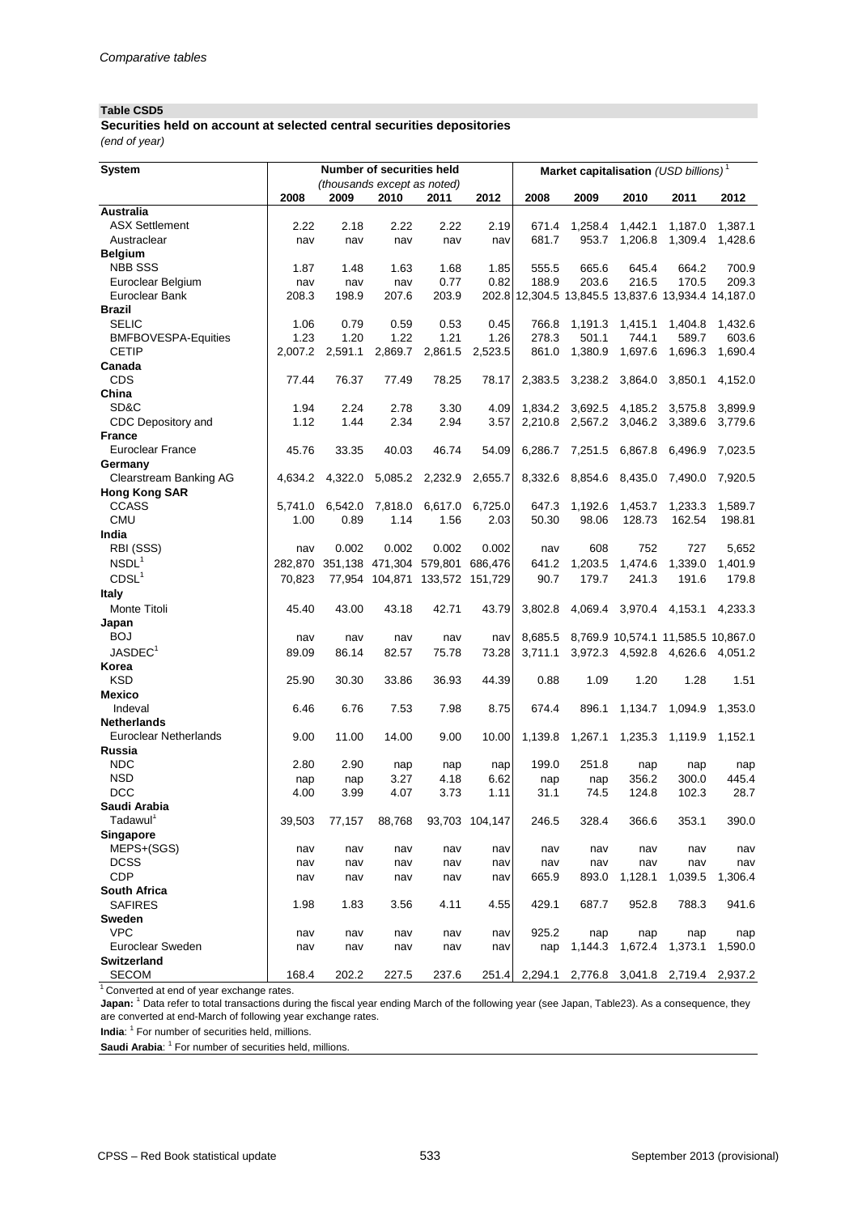*Comparative tables*

**Table CSD5**

**Securities held on account at selected central securities depositories**

*(end of year)*

| System | Number of securities held (thousands except as noted) | | | | | Market capitalisation (USD billions)[1] | | | | |
|---|---|---|---|---|---|---|---|---|---|---|
| | 2008 | 2009 | 2010 | 2011 | 2012 | 2008 | 2009 | 2010 | 2011 | 2012 |
| **Australia** | | | | | | | | | | |
| ASX Settlement | 2.22 | 2.18 | 2.22 | 2.22 | 2.19 | 671.4 | 1,258.4 | 1,442.1 | 1,187.0 | 1,387.1 |
| Austraclear | nav | nav | nav | nav | nav | 681.7 | 953.7 | 1,206.8 | 1,309.4 | 1,428.6 |
| **Belgium** | | | | | | | | | | |
| NBB SSS | 1.87 | 1.48 | 1.63 | 1.68 | 1.85 | 555.5 | 665.6 | 645.4 | 664.2 | 700.9 |
| Euroclear Belgium | nav | nav | nav | 0.77 | 0.82 | 188.9 | 203.6 | 216.5 | 170.5 | 209.3 |
| Euroclear Bank | 208.3 | 198.9 | 207.6 | 203.9 | 202.8 | 12,304.5 | 13,845.5 | 13,837.6 | 13,934.4 | 14,187.0 |
| **Brazil** | | | | | | | | | | |
| SELIC | 1.06 | 0.79 | 0.59 | 0.53 | 0.45 | 766.8 | 1,191.3 | 1,415.1 | 1,404.8 | 1,432.6 |
| BMFBOVESPA-Equities | 1.23 | 1.20 | 1.22 | 1.21 | 1.26 | 278.3 | 501.1 | 744.1 | 589.7 | 603.6 |
| CETIP | 2,007.2 | 2,591.1 | 2,869.7 | 2,861.5 | 2,523.5 | 861.0 | 1,380.9 | 1,697.6 | 1,696.3 | 1,690.4 |
| **Canada** | | | | | | | | | | |
| CDS | 77.44 | 76.37 | 77.49 | 78.25 | 78.17 | 2,383.5 | 3,238.2 | 3,864.0 | 3,850.1 | 4,152.0 |
| **China** | | | | | | | | | | |
| SD&C | 1.94 | 2.24 | 2.78 | 3.30 | 4.09 | 1,834.2 | 3,692.5 | 4,185.2 | 3,575.8 | 3,899.9 |
| CDC Depository and | 1.12 | 1.44 | 2.34 | 2.94 | 3.57 | 2,210.8 | 2,567.2 | 3,046.2 | 3,389.6 | 3,779.6 |
| **France** | | | | | | | | | | |
| Euroclear France | 45.76 | 33.35 | 40.03 | 46.74 | 54.09 | 6,286.7 | 7,251.5 | 6,867.8 | 6,496.9 | 7,023.5 |
| **Germany** | | | | | | | | | | |
| Clearstream Banking AG | 4,634.2 | 4,322.0 | 5,085.2 | 2,232.9 | 2,655.7 | 8,332.6 | 8,854.6 | 8,435.0 | 7,490.0 | 7,920.5 |
| **Hong Kong SAR** | | | | | | | | | | |
| CCASS | 5,741.0 | 6,542.0 | 7,818.0 | 6,617.0 | 6,725.0 | 647.3 | 1,192.6 | 1,453.7 | 1,233.3 | 1,589.7 |
| CMU | 1.00 | 0.89 | 1.14 | 1.56 | 2.03 | 50.30 | 98.06 | 128.73 | 162.54 | 198.81 |
| **India** | | | | | | | | | | |
| RBI (SSS) | nav | 0.002 | 0.002 | 0.002 | 0.002 | nav | 608 | 752 | 727 | 5,652 |
| NSDL[1] | 282,870 | 351,138 | 471,304 | 579,801 | 686,476 | 641.2 | 1,203.5 | 1,474.6 | 1,339.0 | 1,401.9 |
| CDSL[1] | 70,823 | 77,954 | 104,871 | 133,572 | 151,729 | 90.7 | 179.7 | 241.3 | 191.6 | 179.8 |
| **Italy** | | | | | | | | | | |
| Monte Titoli | 45.40 | 43.00 | 43.18 | 42.71 | 43.79 | 3,802.8 | 4,069.4 | 3,970.4 | 4,153.1 | 4,233.3 |
| **Japan** | | | | | | | | | | |
| BOJ | nav | nav | nav | nav | nav | 8,685.5 | 8,769.9 | 10,574.1 | 11,585.5 | 10,867.0 |
| JASDEC[1] | 89.09 | 86.14 | 82.57 | 75.78 | 73.28 | 3,711.1 | 3,972.3 | 4,592.8 | 4,626.6 | 4,051.2 |
| **Korea** | | | | | | | | | | |
| KSD | 25.90 | 30.30 | 33.86 | 36.93 | 44.39 | 0.88 | 1.09 | 1.20 | 1.28 | 1.51 |
| **Mexico** | | | | | | | | | | |
| Indeval | 6.46 | 6.76 | 7.53 | 7.98 | 8.75 | 674.4 | 896.1 | 1,134.7 | 1,094.9 | 1,353.0 |
| **Netherlands** | | | | | | | | | | |
| Euroclear Netherlands | 9.00 | 11.00 | 14.00 | 9.00 | 10.00 | 1,139.8 | 1,267.1 | 1,235.3 | 1,119.9 | 1,152.1 |
| **Russia** | | | | | | | | | | |
| NDC | 2.80 | 2.90 | nap | nap | nap | 199.0 | 251.8 | nap | nap | nap |
| NSD | nap | nap | 3.27 | 4.18 | 6.62 | nap | nap | 356.2 | 300.0 | 445.4 |
| DCC | 4.00 | 3.99 | 4.07 | 3.73 | 1.11 | 31.1 | 74.5 | 124.8 | 102.3 | 28.7 |
| **Saudi Arabia** | | | | | | | | | | |
| Tadawul[1] | 39,503 | 77,157 | 88,768 | 93,703 | 104,147 | 246.5 | 328.4 | 366.6 | 353.1 | 390.0 |
| **Singapore** | | | | | | | | | | |
| MEPS+(SGS) | nav | nav | nav | nav | nav | nav | nav | nav | nav | nav |
| DCSS | nav | nav | nav | nav | nav | nav | nav | nav | nav | nav |
| CDP | nav | nav | nav | nav | nav | 665.9 | 893.0 | 1,128.1 | 1,039.5 | 1,306.4 |
| **South Africa** | | | | | | | | | | |
| SAFIRES | 1.98 | 1.83 | 3.56 | 4.11 | 4.55 | 429.1 | 687.7 | 952.8 | 788.3 | 941.6 |
| **Sweden** | | | | | | | | | | |
| VPC | nav | nav | nav | nav | nav | 925.2 | nap | nap | nap | nap |
| Euroclear Sweden | nav | nav | nav | nav | nav | nap | 1,144.3 | 1,672.4 | 1,373.1 | 1,590.0 |
| **Switzerland** | | | | | | | | | | |
| SECOM | 168.4 | 202.2 | 227.5 | 237.6 | 251.4 | 2,294.1 | 2,776.8 | 3,041.8 | 2,719.4 | 2,937.2 |

[1] Converted at end of year exchange rates.

**Japan:** [1] Data refer to total transactions during the fiscal year ending March of the following year (see Japan, Table23). As a consequence, they are converted at end-March of following year exchange rates.

**India**: [1] For number of securities held, millions.

**Saudi Arabia**: [1] For number of securities held, millions.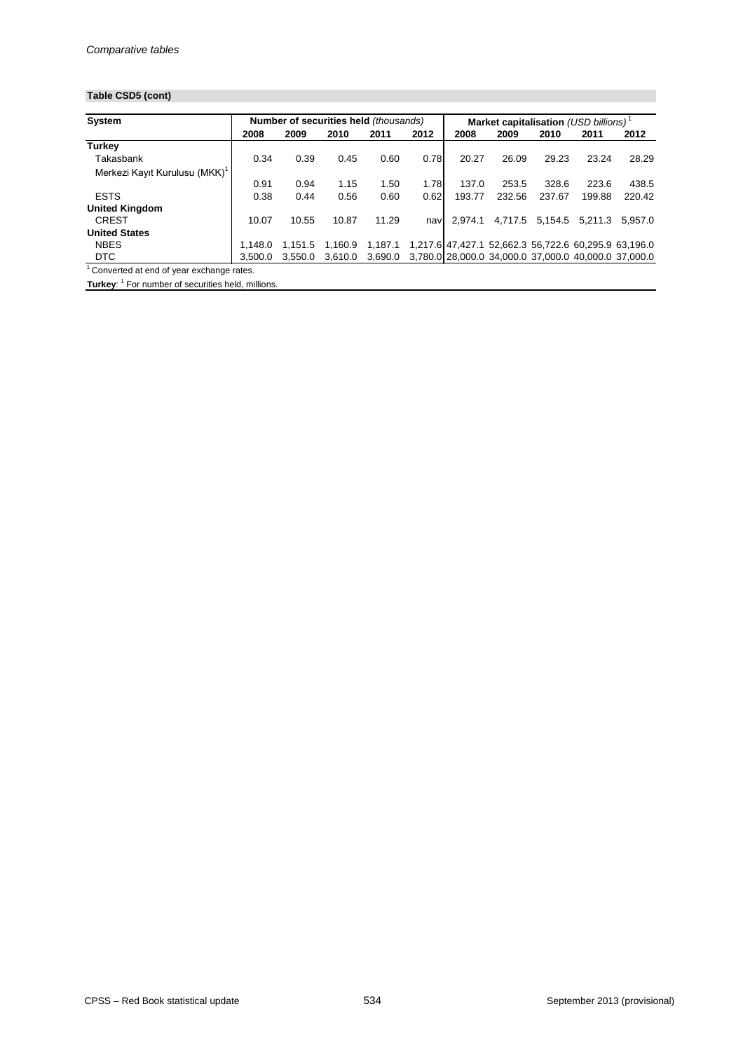*Comparative tables*

**Table CSD5 (cont)**

| System | Number of securities held *(thousands)* | | | | | Market capitalisation *(USD billions)* [1] | | | | |
|---|---|---|---|---|---|---|---|---|---|---|
| | 2008 | 2009 | 2010 | 2011 | 2012 | 2008 | 2009 | 2010 | 2011 | 2012 |
| **Turkey** | | | | | | | | | | |
| Takasbank | 0.34 | 0.39 | 0.45 | 0.60 | 0.78 | 20.27 | 26.09 | 29.23 | 23.24 | 28.29 |
| Merkezi Kayıt Kurulusu (MKK)[1] | 0.91 | 0.94 | 1.15 | 1.50 | 1.78 | 137.0 | 253.5 | 328.6 | 223.6 | 438.5 |
| ESTS | 0.38 | 0.44 | 0.56 | 0.60 | 0.62 | 193.77 | 232.56 | 237.67 | 199.88 | 220.42 |
| **United Kingdom** | | | | | | | | | | |
| CREST | 10.07 | 10.55 | 10.87 | 11.29 | nav | 2,974.1 | 4,717.5 | 5,154.5 | 5,211.3 | 5,957.0 |
| **United States** | | | | | | | | | | |
| NBES | 1,148.0 | 1,151.5 | 1,160.9 | 1,187.1 | 1,217.6 | 47,427.1 | 52,662.3 | 56,722.6 | 60,295.9 | 63,196.0 |
| DTC | 3,500.0 | 3,550.0 | 3,610.0 | 3,690.0 | 3,780.0 | 28,000.0 | 34,000.0 | 37,000.0 | 40,000.0 | 37,000.0 |

[1] Converted at end of year exchange rates.

**Turkey**: [1] For number of securities held, millions.